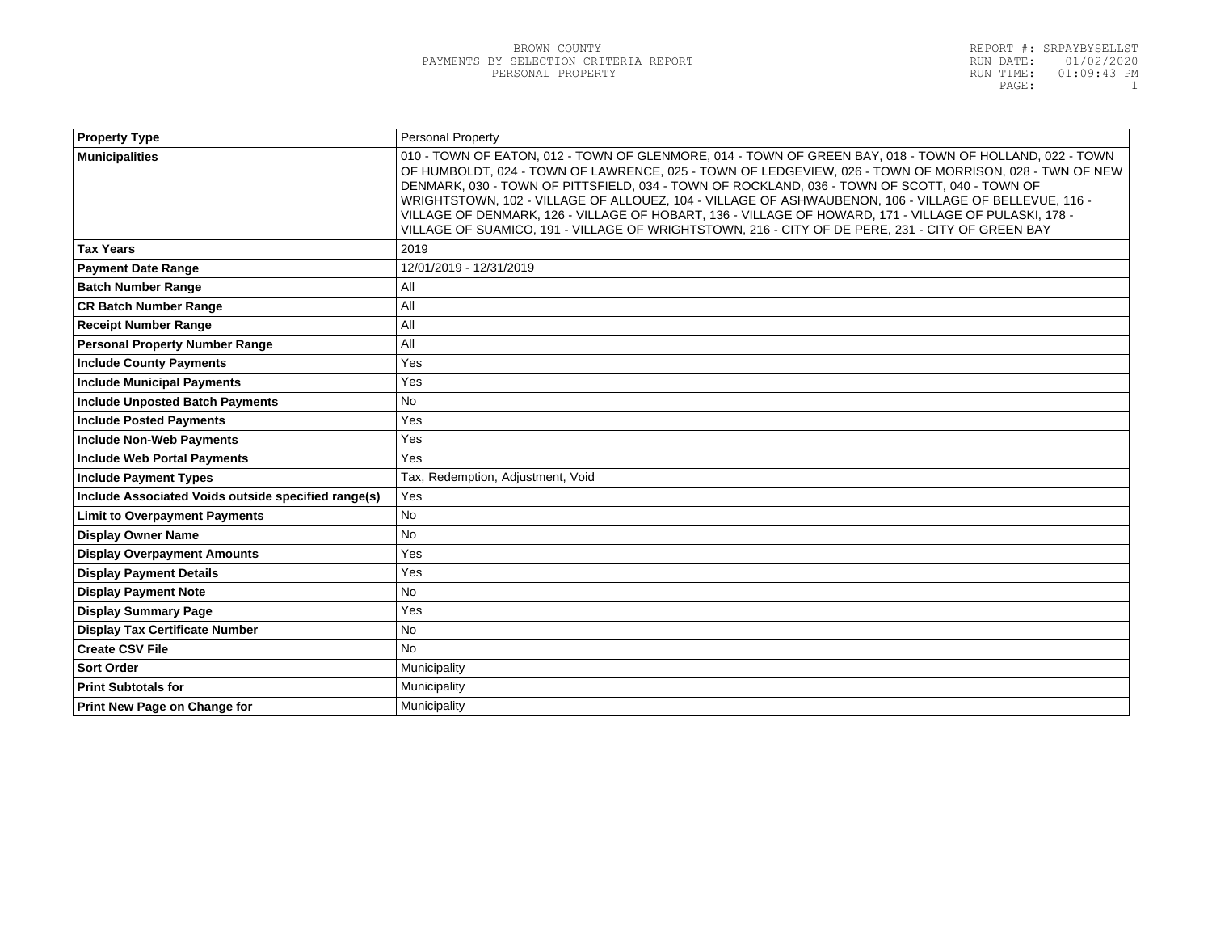BROWN COUNTY
PAYMENTS BY SELECTION CRITERIA REPORT
PERSONAL PROPERTY

REPORT #: SRPAYBYSELLST
RUN DATE: 01/02/2020
RUN TIME: 01:09:43 PM

| Property Type | Personal Property |
|---|---|
| Municipalities | 010 - TOWN OF EATON, 012 - TOWN OF GLENMORE, 014 - TOWN OF GREEN BAY, 018 - TOWN OF HOLLAND, 022 - TOWN OF HUMBOLDT, 024 - TOWN OF LAWRENCE, 025 - TOWN OF LEDGEVIEW, 026 - TOWN OF MORRISON, 028 - TWN OF NEW DENMARK, 030 - TOWN OF PITTSFIELD, 034 - TOWN OF ROCKLAND, 036 - TOWN OF SCOTT, 040 - TOWN OF WRIGHTSTOWN, 102 - VILLAGE OF ALLOUEZ, 104 - VILLAGE OF ASHWAUBENON, 106 - VILLAGE OF BELLEVUE, 116 - VILLAGE OF DENMARK, 126 - VILLAGE OF HOBART, 136 - VILLAGE OF HOWARD, 171 - VILLAGE OF PULASKI, 178 - VILLAGE OF SUAMICO, 191 - VILLAGE OF WRIGHTSTOWN, 216 - CITY OF DE PERE, 231 - CITY OF GREEN BAY |
| Tax Years | 2019 |
| Payment Date Range | 12/01/2019 - 12/31/2019 |
| Batch Number Range | All |
| CR Batch Number Range | All |
| Receipt Number Range | All |
| Personal Property Number Range | All |
| Include County Payments | Yes |
| Include Municipal Payments | Yes |
| Include Unposted Batch Payments | No |
| Include Posted Payments | Yes |
| Include Non-Web Payments | Yes |
| Include Web Portal Payments | Yes |
| Include Payment Types | Tax, Redemption, Adjustment, Void |
| Include Associated Voids outside specified range(s) | Yes |
| Limit to Overpayment Payments | No |
| Display Owner Name | No |
| Display Overpayment Amounts | Yes |
| Display Payment Details | Yes |
| Display Payment Note | No |
| Display Summary Page | Yes |
| Display Tax Certificate Number | No |
| Create CSV File | No |
| Sort Order | Municipality |
| Print Subtotals for | Municipality |
| Print New Page on Change for | Municipality |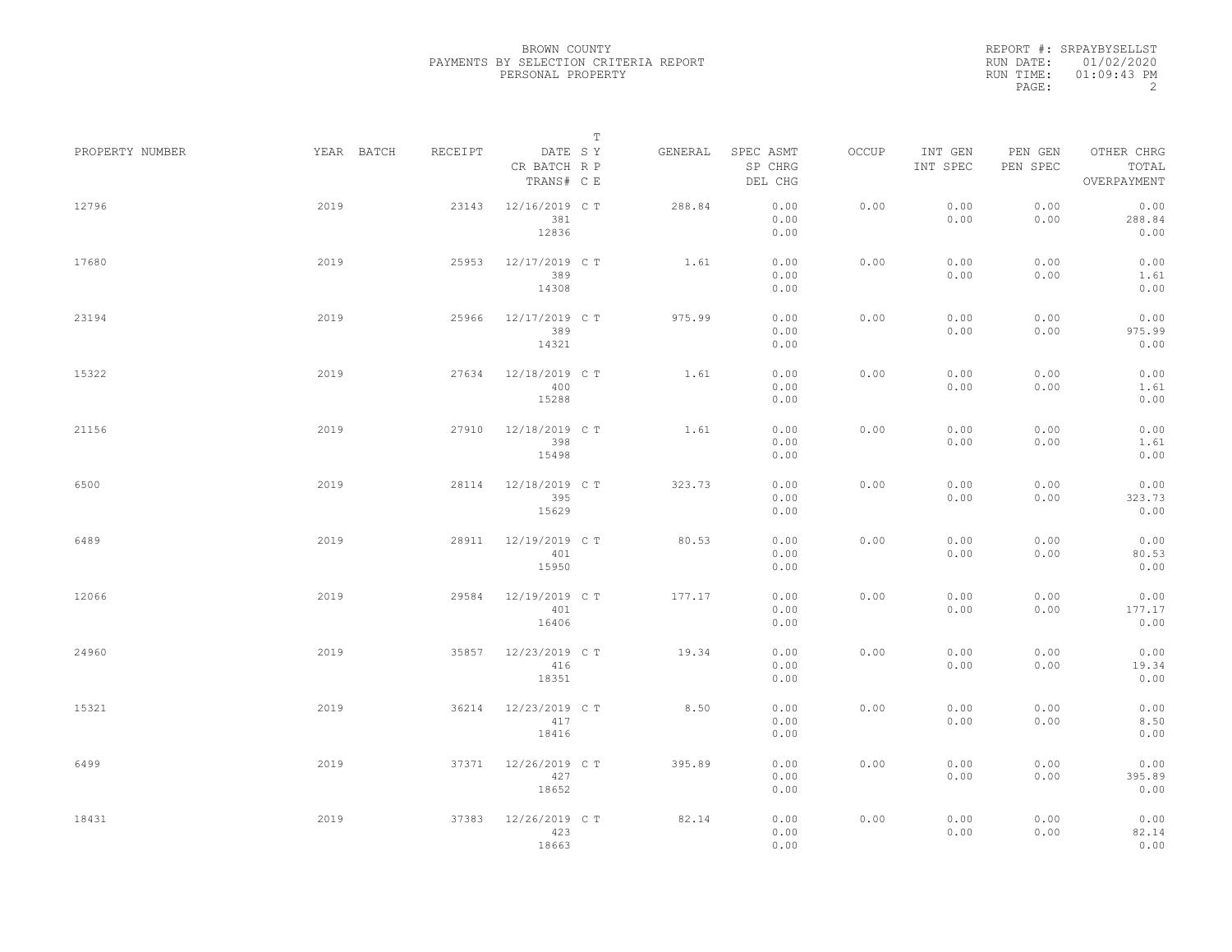BROWN COUNTY
PAYMENTS BY SELECTION CRITERIA REPORT
PERSONAL PROPERTY

REPORT #: SRPAYBYSELLST
RUN DATE: 01/02/2020
RUN TIME: 01:09:43 PM

| PROPERTY NUMBER | YEAR | BATCH | RECEIPT | DATE / CR BATCH / TRANS# | SRC | TYPE | GENERAL | SPEC ASMT / SP CHRG / DEL CHG | OCCUP | INT GEN / INT SPEC | PEN GEN / PEN SPEC | OTHER CHRG / TOTAL / OVERPAYMENT |
|---|---|---|---|---|---|---|---|---|---|---|---|---|
| 12796 | 2019 | | 23143 | 12/16/2019 / 381 / 12836 | C | T | 288.84 | 0.00 / 0.00 / 0.00 | 0.00 | 0.00 / 0.00 | 0.00 / 0.00 | 0.00 / 288.84 / 0.00 |
| 17680 | 2019 | | 25953 | 12/17/2019 / 389 / 14308 | C | T | 1.61 | 0.00 / 0.00 / 0.00 | 0.00 | 0.00 / 0.00 | 0.00 / 0.00 | 0.00 / 1.61 / 0.00 |
| 23194 | 2019 | | 25966 | 12/17/2019 / 389 / 14321 | C | T | 975.99 | 0.00 / 0.00 / 0.00 | 0.00 | 0.00 / 0.00 | 0.00 / 0.00 | 0.00 / 975.99 / 0.00 |
| 15322 | 2019 | | 27634 | 12/18/2019 / 400 / 15288 | C | T | 1.61 | 0.00 / 0.00 / 0.00 | 0.00 | 0.00 / 0.00 | 0.00 / 0.00 | 0.00 / 1.61 / 0.00 |
| 21156 | 2019 | | 27910 | 12/18/2019 / 398 / 15498 | C | T | 1.61 | 0.00 / 0.00 / 0.00 | 0.00 | 0.00 / 0.00 | 0.00 / 0.00 | 0.00 / 1.61 / 0.00 |
| 6500 | 2019 | | 28114 | 12/18/2019 / 395 / 15629 | C | T | 323.73 | 0.00 / 0.00 / 0.00 | 0.00 | 0.00 / 0.00 | 0.00 / 0.00 | 0.00 / 323.73 / 0.00 |
| 6489 | 2019 | | 28911 | 12/19/2019 / 401 / 15950 | C | T | 80.53 | 0.00 / 0.00 / 0.00 | 0.00 | 0.00 / 0.00 | 0.00 / 0.00 | 0.00 / 80.53 / 0.00 |
| 12066 | 2019 | | 29584 | 12/19/2019 / 401 / 16406 | C | T | 177.17 | 0.00 / 0.00 / 0.00 | 0.00 | 0.00 / 0.00 | 0.00 / 0.00 | 0.00 / 177.17 / 0.00 |
| 24960 | 2019 | | 35857 | 12/23/2019 / 416 / 18351 | C | T | 19.34 | 0.00 / 0.00 / 0.00 | 0.00 | 0.00 / 0.00 | 0.00 / 0.00 | 0.00 / 19.34 / 0.00 |
| 15321 | 2019 | | 36214 | 12/23/2019 / 417 / 18416 | C | T | 8.50 | 0.00 / 0.00 / 0.00 | 0.00 | 0.00 / 0.00 | 0.00 / 0.00 | 0.00 / 8.50 / 0.00 |
| 6499 | 2019 | | 37371 | 12/26/2019 / 427 / 18652 | C | T | 395.89 | 0.00 / 0.00 / 0.00 | 0.00 | 0.00 / 0.00 | 0.00 / 0.00 | 0.00 / 395.89 / 0.00 |
| 18431 | 2019 | | 37383 | 12/26/2019 / 423 / 18663 | C | T | 82.14 | 0.00 / 0.00 / 0.00 | 0.00 | 0.00 / 0.00 | 0.00 / 0.00 | 0.00 / 82.14 / 0.00 |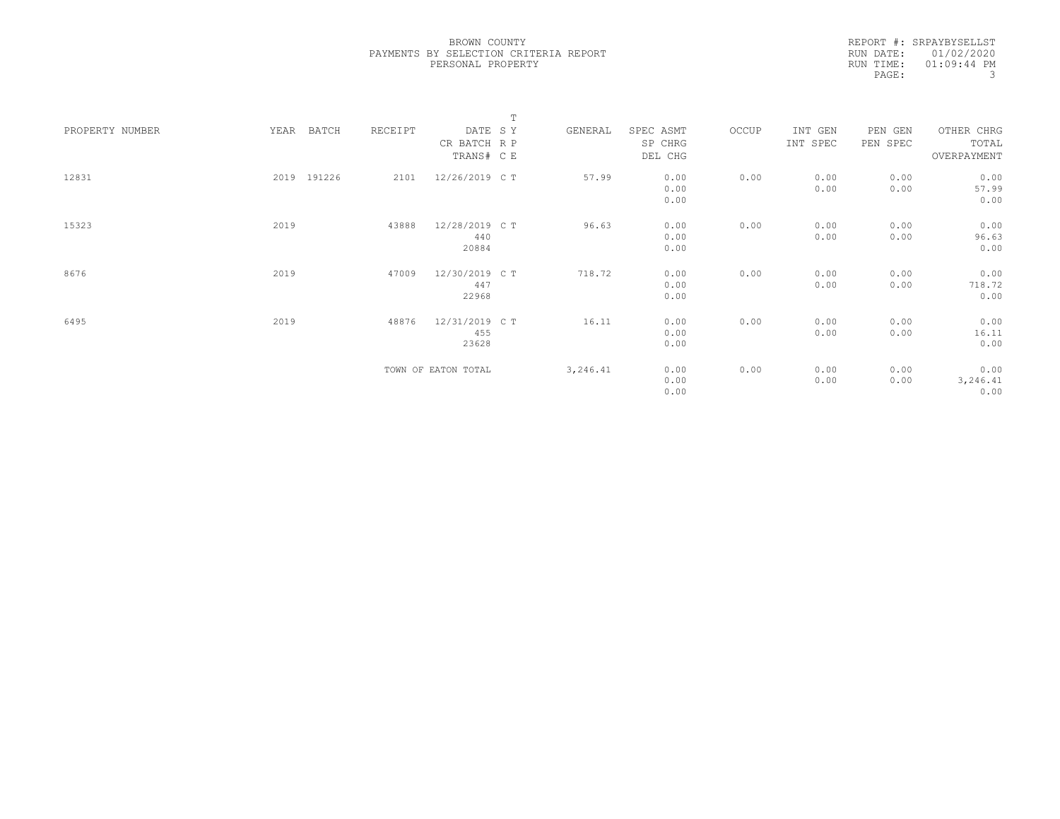BROWN COUNTY
PAYMENTS BY SELECTION CRITERIA REPORT
PERSONAL PROPERTY

REPORT #: SRPAYBYSELLST
RUN DATE: 01/02/2020
RUN TIME: 01:09:44 PM

| PROPERTY NUMBER | YEAR | BATCH | RECEIPT | DATE / CR BATCH / TRANS# | T SY / RP / CE | GENERAL | SPEC ASMT / SP CHRG / DEL CHG | OCCUP | INT GEN / INT SPEC | PEN GEN / PEN SPEC | OTHER CHRG / TOTAL / OVERPAYMENT |
|---|---|---|---|---|---|---|---|---|---|---|---|
| 12831 | 2019 | 191226 | 2101 | 12/26/2019 | C T | 57.99 | 0.00 / 0.00 / 0.00 | 0.00 | 0.00 / 0.00 | 0.00 / 0.00 | 0.00 / 57.99 / 0.00 |
| 15323 | 2019 | | 43888 | 12/28/2019 / 440 / 20884 | C T | 96.63 | 0.00 / 0.00 / 0.00 | 0.00 | 0.00 / 0.00 | 0.00 / 0.00 | 0.00 / 96.63 / 0.00 |
| 8676 | 2019 | | 47009 | 12/30/2019 / 447 / 22968 | C T | 718.72 | 0.00 / 0.00 / 0.00 | 0.00 | 0.00 / 0.00 | 0.00 / 0.00 | 0.00 / 718.72 / 0.00 |
| 6495 | 2019 | | 48876 | 12/31/2019 / 455 / 23628 | C T | 16.11 | 0.00 / 0.00 / 0.00 | 0.00 | 0.00 / 0.00 | 0.00 / 0.00 | 0.00 / 16.11 / 0.00 |
| | | | TOWN OF EATON TOTAL | | | 3,246.41 | 0.00 / 0.00 / 0.00 | 0.00 | 0.00 / 0.00 | 0.00 / 0.00 | 0.00 / 3,246.41 / 0.00 |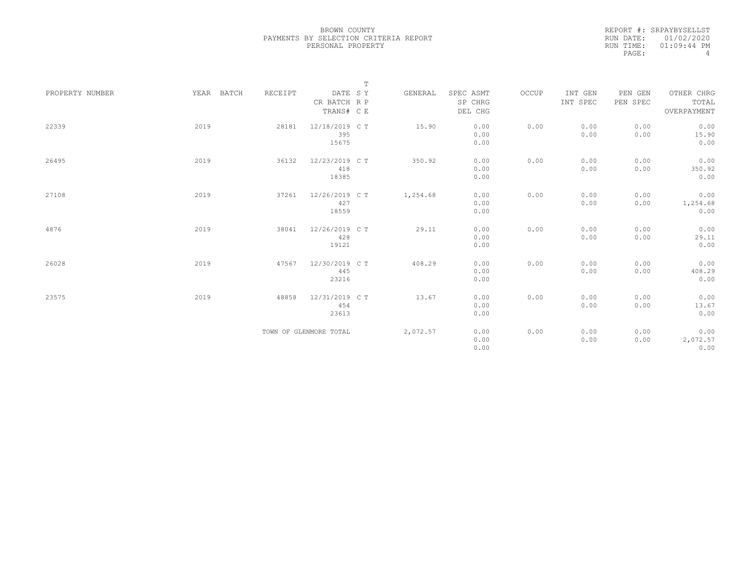BROWN COUNTY
PAYMENTS BY SELECTION CRITERIA REPORT
PERSONAL PROPERTY

REPORT #: SRPAYBYSELLST
RUN DATE: 01/02/2020
RUN TIME: 01:09:44 PM

| PROPERTY NUMBER | YEAR | BATCH | RECEIPT | DATE / CR BATCH / TRANS# | S R C | T Y P E | GENERAL | SPEC ASMT / SP CHRG / DEL CHG | OCCUP | INT GEN / INT SPEC | PEN GEN / PEN SPEC | OTHER CHRG / TOTAL / OVERPAYMENT |
|---|---|---|---|---|---|---|---|---|---|---|---|---|
| 22339 | 2019 | | 28181 | 12/18/2019 395 15675 | C | T | 15.90 | 0.00 0.00 0.00 | 0.00 | 0.00 0.00 | 0.00 0.00 | 0.00 15.90 0.00 |
| 26495 | 2019 | | 36132 | 12/23/2019 418 18385 | C | T | 350.92 | 0.00 0.00 0.00 | 0.00 | 0.00 0.00 | 0.00 0.00 | 0.00 350.92 0.00 |
| 27108 | 2019 | | 37261 | 12/26/2019 427 18559 | C | T | 1,254.68 | 0.00 0.00 0.00 | 0.00 | 0.00 0.00 | 0.00 0.00 | 0.00 1,254.68 0.00 |
| 4876 | 2019 | | 38041 | 12/26/2019 428 19121 | C | T | 29.11 | 0.00 0.00 0.00 | 0.00 | 0.00 0.00 | 0.00 0.00 | 0.00 29.11 0.00 |
| 26028 | 2019 | | 47567 | 12/30/2019 445 23216 | C | T | 408.29 | 0.00 0.00 0.00 | 0.00 | 0.00 0.00 | 0.00 0.00 | 0.00 408.29 0.00 |
| 23575 | 2019 | | 48858 | 12/31/2019 454 23613 | C | T | 13.67 | 0.00 0.00 0.00 | 0.00 | 0.00 0.00 | 0.00 0.00 | 0.00 13.67 0.00 |
| | | | TOWN OF GLENMORE TOTAL | | | | 2,072.57 | 0.00 0.00 0.00 | 0.00 | 0.00 0.00 | 0.00 0.00 | 0.00 2,072.57 0.00 |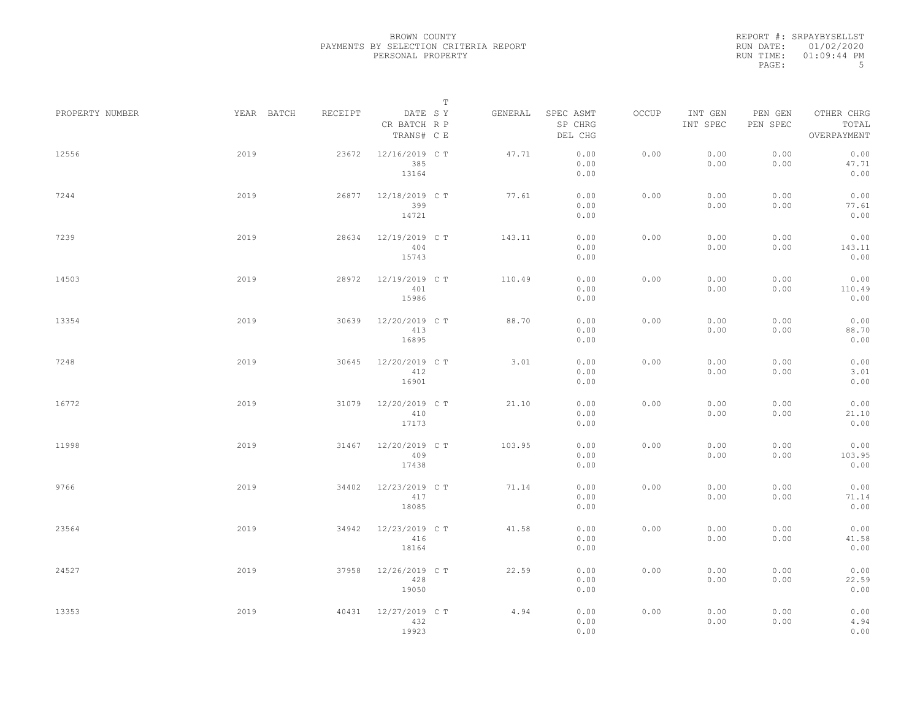BROWN COUNTY
PAYMENTS BY SELECTION CRITERIA REPORT
PERSONAL PROPERTY

REPORT #: SRPAYBYSELLST
RUN DATE: 01/02/2020
RUN TIME: 01:09:44 PM

| PROPERTY NUMBER | YEAR | BATCH | RECEIPT | DATE / CR BATCH / TRANS# | T S Y R P C E | GENERAL | SPEC ASMT / SP CHRG / DEL CHG | OCCUP | INT GEN / INT SPEC | PEN GEN / PEN SPEC | OTHER CHRG / TOTAL / OVERPAYMENT |
|---|---|---|---|---|---|---|---|---|---|---|---|
| 12556 | 2019 | | 23672 | 12/16/2019 / 385 / 13164 | C T | 47.71 | 0.00 / 0.00 / 0.00 | 0.00 | 0.00 / 0.00 | 0.00 / 0.00 | 0.00 / 47.71 / 0.00 |
| 7244 | 2019 | | 26877 | 12/18/2019 / 399 / 14721 | C T | 77.61 | 0.00 / 0.00 / 0.00 | 0.00 | 0.00 / 0.00 | 0.00 / 0.00 | 0.00 / 77.61 / 0.00 |
| 7239 | 2019 | | 28634 | 12/19/2019 / 404 / 15743 | C T | 143.11 | 0.00 / 0.00 / 0.00 | 0.00 | 0.00 / 0.00 | 0.00 / 0.00 | 0.00 / 143.11 / 0.00 |
| 14503 | 2019 | | 28972 | 12/19/2019 / 401 / 15986 | C T | 110.49 | 0.00 / 0.00 / 0.00 | 0.00 | 0.00 / 0.00 | 0.00 / 0.00 | 0.00 / 110.49 / 0.00 |
| 13354 | 2019 | | 30639 | 12/20/2019 / 413 / 16895 | C T | 88.70 | 0.00 / 0.00 / 0.00 | 0.00 | 0.00 / 0.00 | 0.00 / 0.00 | 0.00 / 88.70 / 0.00 |
| 7248 | 2019 | | 30645 | 12/20/2019 / 412 / 16901 | C T | 3.01 | 0.00 / 0.00 / 0.00 | 0.00 | 0.00 / 0.00 | 0.00 / 0.00 | 0.00 / 3.01 / 0.00 |
| 16772 | 2019 | | 31079 | 12/20/2019 / 410 / 17173 | C T | 21.10 | 0.00 / 0.00 / 0.00 | 0.00 | 0.00 / 0.00 | 0.00 / 0.00 | 0.00 / 21.10 / 0.00 |
| 11998 | 2019 | | 31467 | 12/20/2019 / 409 / 17438 | C T | 103.95 | 0.00 / 0.00 / 0.00 | 0.00 | 0.00 / 0.00 | 0.00 / 0.00 | 0.00 / 103.95 / 0.00 |
| 9766 | 2019 | | 34402 | 12/23/2019 / 417 / 18085 | C T | 71.14 | 0.00 / 0.00 / 0.00 | 0.00 | 0.00 / 0.00 | 0.00 / 0.00 | 0.00 / 71.14 / 0.00 |
| 23564 | 2019 | | 34942 | 12/23/2019 / 416 / 18164 | C T | 41.58 | 0.00 / 0.00 / 0.00 | 0.00 | 0.00 / 0.00 | 0.00 / 0.00 | 0.00 / 41.58 / 0.00 |
| 24527 | 2019 | | 37958 | 12/26/2019 / 428 / 19050 | C T | 22.59 | 0.00 / 0.00 / 0.00 | 0.00 | 0.00 / 0.00 | 0.00 / 0.00 | 0.00 / 22.59 / 0.00 |
| 13353 | 2019 | | 40431 | 12/27/2019 / 432 / 19923 | C T | 4.94 | 0.00 / 0.00 / 0.00 | 0.00 | 0.00 / 0.00 | 0.00 / 0.00 | 0.00 / 4.94 / 0.00 |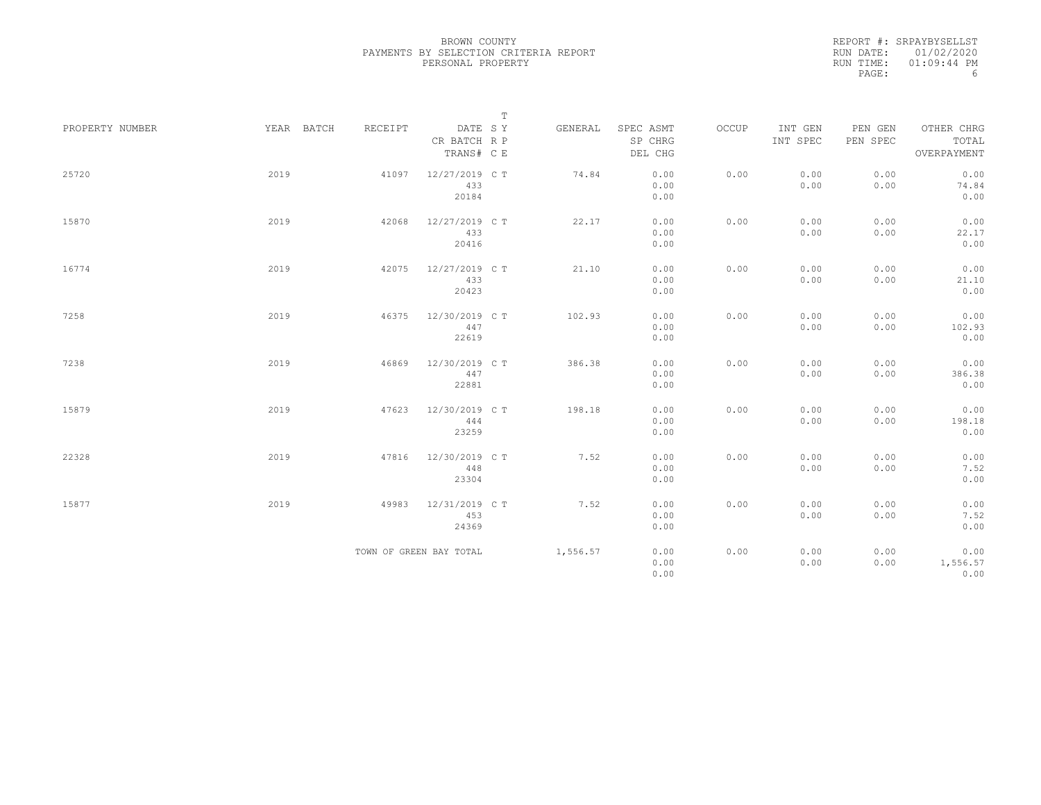BROWN COUNTY
PAYMENTS BY SELECTION CRITERIA REPORT
PERSONAL PROPERTY

REPORT #: SRPAYBYSELLST
RUN DATE: 01/02/2020
RUN TIME: 01:09:44 PM
PAGE: 6

| PROPERTY NUMBER | YEAR | BATCH | RECEIPT | DATE / CR BATCH / TRANS# | T SY RP CE | GENERAL | SPEC ASMT / SP CHRG / DEL CHG | OCCUP | INT GEN / INT SPEC | PEN GEN / PEN SPEC | OTHER CHRG / TOTAL / OVERPAYMENT |
|---|---|---|---|---|---|---|---|---|---|---|---|
| 25720 | 2019 | | 41097 | 12/27/2019 433 20184 | C T | 74.84 | 0.00 0.00 0.00 | 0.00 | 0.00 0.00 | 0.00 0.00 | 0.00 74.84 0.00 |
| 15870 | 2019 | | 42068 | 12/27/2019 433 20416 | C T | 22.17 | 0.00 0.00 0.00 | 0.00 | 0.00 0.00 | 0.00 0.00 | 0.00 22.17 0.00 |
| 16774 | 2019 | | 42075 | 12/27/2019 433 20423 | C T | 21.10 | 0.00 0.00 0.00 | 0.00 | 0.00 0.00 | 0.00 0.00 | 0.00 21.10 0.00 |
| 7258 | 2019 | | 46375 | 12/30/2019 447 22619 | C T | 102.93 | 0.00 0.00 0.00 | 0.00 | 0.00 0.00 | 0.00 0.00 | 0.00 102.93 0.00 |
| 7238 | 2019 | | 46869 | 12/30/2019 447 22881 | C T | 386.38 | 0.00 0.00 0.00 | 0.00 | 0.00 0.00 | 0.00 0.00 | 0.00 386.38 0.00 |
| 15879 | 2019 | | 47623 | 12/30/2019 444 23259 | C T | 198.18 | 0.00 0.00 0.00 | 0.00 | 0.00 0.00 | 0.00 0.00 | 0.00 198.18 0.00 |
| 22328 | 2019 | | 47816 | 12/30/2019 448 23304 | C T | 7.52 | 0.00 0.00 0.00 | 0.00 | 0.00 0.00 | 0.00 0.00 | 0.00 7.52 0.00 |
| 15877 | 2019 | | 49983 | 12/31/2019 453 24369 | C T | 7.52 | 0.00 0.00 0.00 | 0.00 | 0.00 0.00 | 0.00 0.00 | 0.00 7.52 0.00 |
| | | | TOWN OF GREEN BAY TOTAL | | | 1,556.57 | 0.00 0.00 0.00 | 0.00 | 0.00 0.00 | 0.00 0.00 | 0.00 1,556.57 0.00 |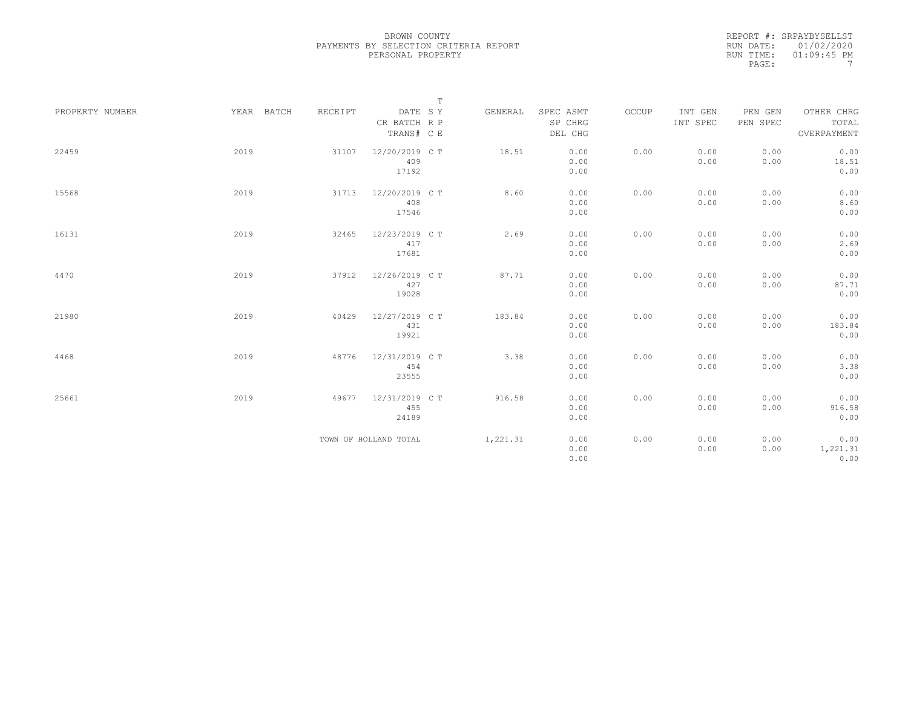BROWN COUNTY
PAYMENTS BY SELECTION CRITERIA REPORT
PERSONAL PROPERTY

REPORT #: SRPAYBYSELLST
RUN DATE: 01/02/2020
RUN TIME: 01:09:45 PM

| PROPERTY NUMBER | YEAR | BATCH | RECEIPT | DATE / CR BATCH / TRANS# | T S R C | T Y P E | GENERAL | SPEC ASMT / SP CHRG / DEL CHG | OCCUP | INT GEN / INT SPEC | PEN GEN / PEN SPEC | OTHER CHRG / TOTAL / OVERPAYMENT |
|---|---|---|---|---|---|---|---|---|---|---|---|---|
| 22459 | 2019 | | 31107 | 12/20/2019 / 409 / 17192 | C | T | 18.51 | 0.00 / 0.00 / 0.00 | 0.00 | 0.00 / 0.00 | 0.00 / 0.00 | 0.00 / 18.51 / 0.00 |
| 15568 | 2019 | | 31713 | 12/20/2019 / 408 / 17546 | C | T | 8.60 | 0.00 / 0.00 / 0.00 | 0.00 | 0.00 / 0.00 | 0.00 / 0.00 | 0.00 / 8.60 / 0.00 |
| 16131 | 2019 | | 32465 | 12/23/2019 / 417 / 17681 | C | T | 2.69 | 0.00 / 0.00 / 0.00 | 0.00 | 0.00 / 0.00 | 0.00 / 0.00 | 0.00 / 2.69 / 0.00 |
| 4470 | 2019 | | 37912 | 12/26/2019 / 427 / 19028 | C | T | 87.71 | 0.00 / 0.00 / 0.00 | 0.00 | 0.00 / 0.00 | 0.00 / 0.00 | 0.00 / 87.71 / 0.00 |
| 21980 | 2019 | | 40429 | 12/27/2019 / 431 / 19921 | C | T | 183.84 | 0.00 / 0.00 / 0.00 | 0.00 | 0.00 / 0.00 | 0.00 / 0.00 | 0.00 / 183.84 / 0.00 |
| 4468 | 2019 | | 48776 | 12/31/2019 / 454 / 23555 | C | T | 3.38 | 0.00 / 0.00 / 0.00 | 0.00 | 0.00 / 0.00 | 0.00 / 0.00 | 0.00 / 3.38 / 0.00 |
| 25661 | 2019 | | 49677 | 12/31/2019 / 455 / 24189 | C | T | 916.58 | 0.00 / 0.00 / 0.00 | 0.00 | 0.00 / 0.00 | 0.00 / 0.00 | 0.00 / 916.58 / 0.00 |
| | | | TOWN OF HOLLAND TOTAL | | | | 1,221.31 | 0.00 / 0.00 / 0.00 | 0.00 | 0.00 / 0.00 | 0.00 / 0.00 | 0.00 / 1,221.31 / 0.00 |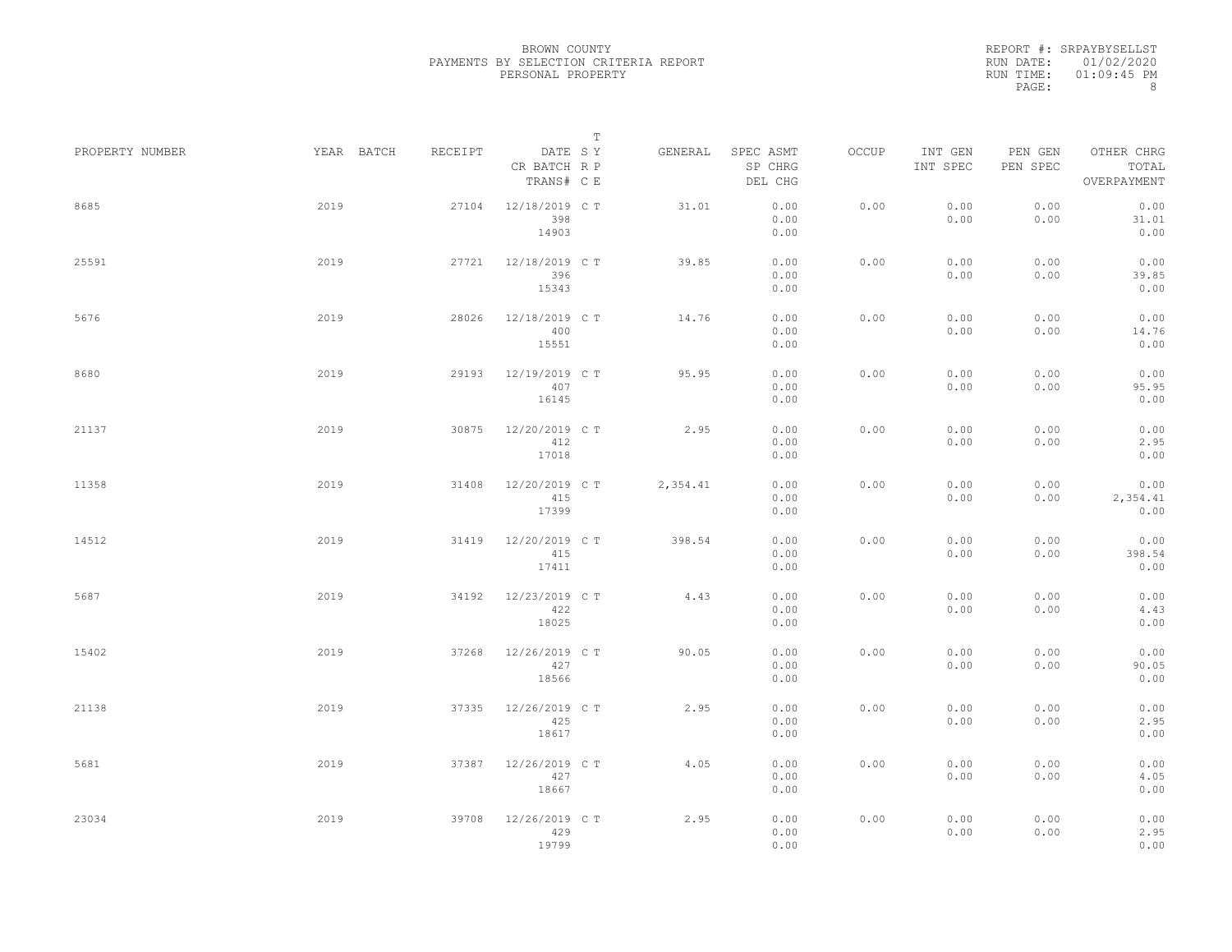BROWN COUNTY
PAYMENTS BY SELECTION CRITERIA REPORT
PERSONAL PROPERTY

REPORT #: SRPAYBYSELLST
RUN DATE: 01/02/2020
RUN TIME: 01:09:45 PM

| PROPERTY NUMBER | YEAR | BATCH | RECEIPT | DATE / CR BATCH / TRANS# | SRC | TYPE | GENERAL | SPEC ASMT / SP CHRG / DEL CHG | OCCUP | INT GEN / INT SPEC | PEN GEN / PEN SPEC | OTHER CHRG / TOTAL / OVERPAYMENT |
|---|---|---|---|---|---|---|---|---|---|---|---|---|
| 8685 | 2019 | | 27104 | 12/18/2019 / 398 / 14903 | C | T | 31.01 | 0.00 / 0.00 / 0.00 | 0.00 | 0.00 / 0.00 | 0.00 / 0.00 | 0.00 / 31.01 / 0.00 |
| 25591 | 2019 | | 27721 | 12/18/2019 / 396 / 15343 | C | T | 39.85 | 0.00 / 0.00 / 0.00 | 0.00 | 0.00 / 0.00 | 0.00 / 0.00 | 0.00 / 39.85 / 0.00 |
| 5676 | 2019 | | 28026 | 12/18/2019 / 400 / 15551 | C | T | 14.76 | 0.00 / 0.00 / 0.00 | 0.00 | 0.00 / 0.00 | 0.00 / 0.00 | 0.00 / 14.76 / 0.00 |
| 8680 | 2019 | | 29193 | 12/19/2019 / 407 / 16145 | C | T | 95.95 | 0.00 / 0.00 / 0.00 | 0.00 | 0.00 / 0.00 | 0.00 / 0.00 | 0.00 / 95.95 / 0.00 |
| 21137 | 2019 | | 30875 | 12/20/2019 / 412 / 17018 | C | T | 2.95 | 0.00 / 0.00 / 0.00 | 0.00 | 0.00 / 0.00 | 0.00 / 0.00 | 0.00 / 2.95 / 0.00 |
| 11358 | 2019 | | 31408 | 12/20/2019 / 415 / 17399 | C | T | 2,354.41 | 0.00 / 0.00 / 0.00 | 0.00 | 0.00 / 0.00 | 0.00 / 0.00 | 0.00 / 2,354.41 / 0.00 |
| 14512 | 2019 | | 31419 | 12/20/2019 / 415 / 17411 | C | T | 398.54 | 0.00 / 0.00 / 0.00 | 0.00 | 0.00 / 0.00 | 0.00 / 0.00 | 0.00 / 398.54 / 0.00 |
| 5687 | 2019 | | 34192 | 12/23/2019 / 422 / 18025 | C | T | 4.43 | 0.00 / 0.00 / 0.00 | 0.00 | 0.00 / 0.00 | 0.00 / 0.00 | 0.00 / 4.43 / 0.00 |
| 15402 | 2019 | | 37268 | 12/26/2019 / 427 / 18566 | C | T | 90.05 | 0.00 / 0.00 / 0.00 | 0.00 | 0.00 / 0.00 | 0.00 / 0.00 | 0.00 / 90.05 / 0.00 |
| 21138 | 2019 | | 37335 | 12/26/2019 / 425 / 18617 | C | T | 2.95 | 0.00 / 0.00 / 0.00 | 0.00 | 0.00 / 0.00 | 0.00 / 0.00 | 0.00 / 2.95 / 0.00 |
| 5681 | 2019 | | 37387 | 12/26/2019 / 427 / 18667 | C | T | 4.05 | 0.00 / 0.00 / 0.00 | 0.00 | 0.00 / 0.00 | 0.00 / 0.00 | 0.00 / 4.05 / 0.00 |
| 23034 | 2019 | | 39708 | 12/26/2019 / 429 / 19799 | C | T | 2.95 | 0.00 / 0.00 / 0.00 | 0.00 | 0.00 / 0.00 | 0.00 / 0.00 | 0.00 / 2.95 / 0.00 |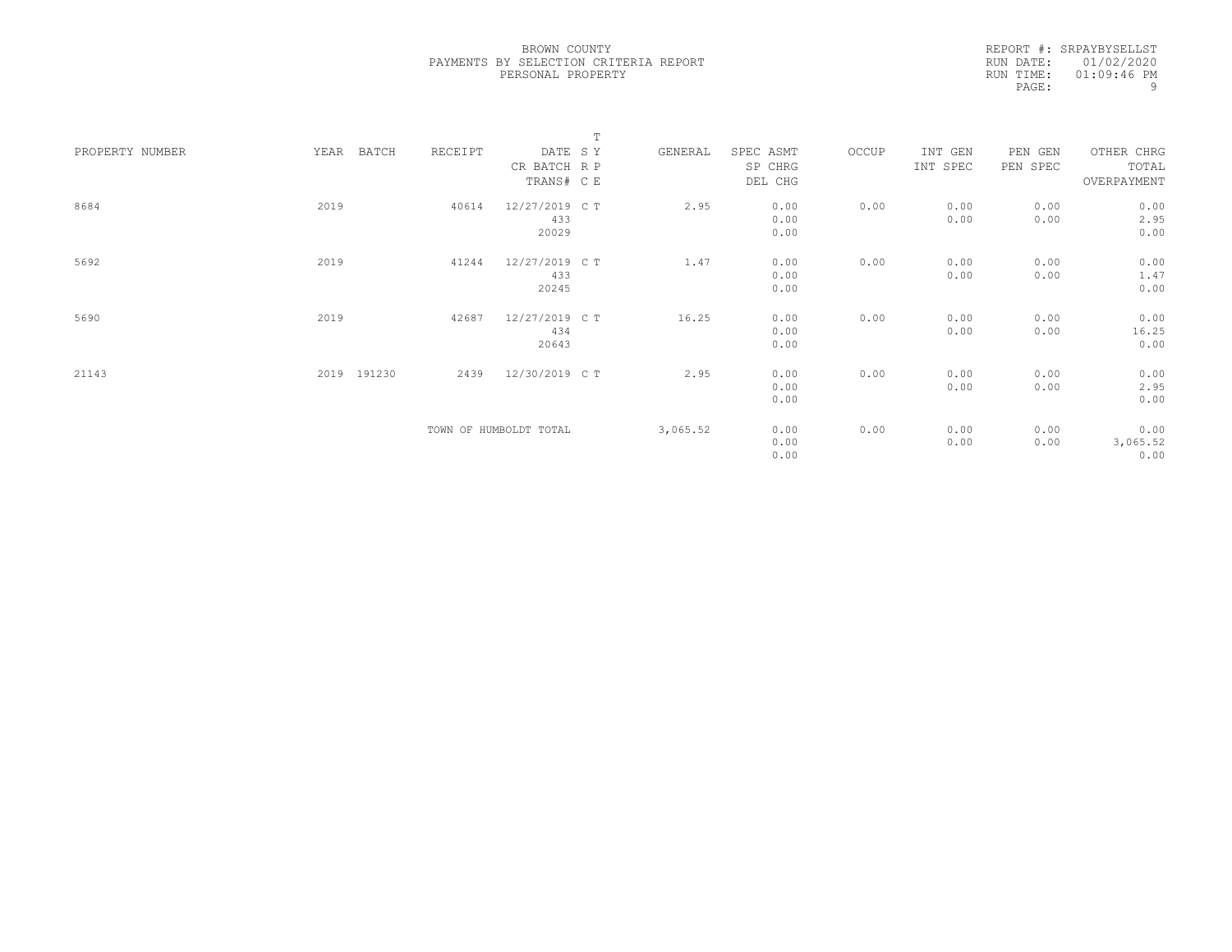BROWN COUNTY
PAYMENTS BY SELECTION CRITERIA REPORT
PERSONAL PROPERTY

REPORT #: SRPAYBYSELLST
RUN DATE: 01/02/2020
RUN TIME: 01:09:46 PM
PAGE: 9

| PROPERTY NUMBER | YEAR | BATCH | RECEIPT | DATE / CR BATCH / TRANS# | T SY RP CE | GENERAL | SPEC ASMT / SP CHRG / DEL CHG | OCCUP | INT GEN / INT SPEC | PEN GEN / PEN SPEC | OTHER CHRG / TOTAL / OVERPAYMENT |
|---|---|---|---|---|---|---|---|---|---|---|---|
| 8684 | 2019 | | 40614 | 12/27/2019 / 433 / 20029 | C T | 2.95 | 0.00 / 0.00 / 0.00 | 0.00 | 0.00 / 0.00 | 0.00 / 0.00 | 0.00 / 2.95 / 0.00 |
| 5692 | 2019 | | 41244 | 12/27/2019 / 433 / 20245 | C T | 1.47 | 0.00 / 0.00 / 0.00 | 0.00 | 0.00 / 0.00 | 0.00 / 0.00 | 0.00 / 1.47 / 0.00 |
| 5690 | 2019 | | 42687 | 12/27/2019 / 434 / 20643 | C T | 16.25 | 0.00 / 0.00 / 0.00 | 0.00 | 0.00 / 0.00 | 0.00 / 0.00 | 0.00 / 16.25 / 0.00 |
| 21143 | 2019 | 191230 | 2439 | 12/30/2019 | C T | 2.95 | 0.00 / 0.00 / 0.00 | 0.00 | 0.00 / 0.00 | 0.00 / 0.00 | 0.00 / 2.95 / 0.00 |
| | | | TOWN OF HUMBOLDT TOTAL | | | 3,065.52 | 0.00 / 0.00 / 0.00 | 0.00 | 0.00 / 0.00 | 0.00 / 0.00 | 0.00 / 3,065.52 / 0.00 |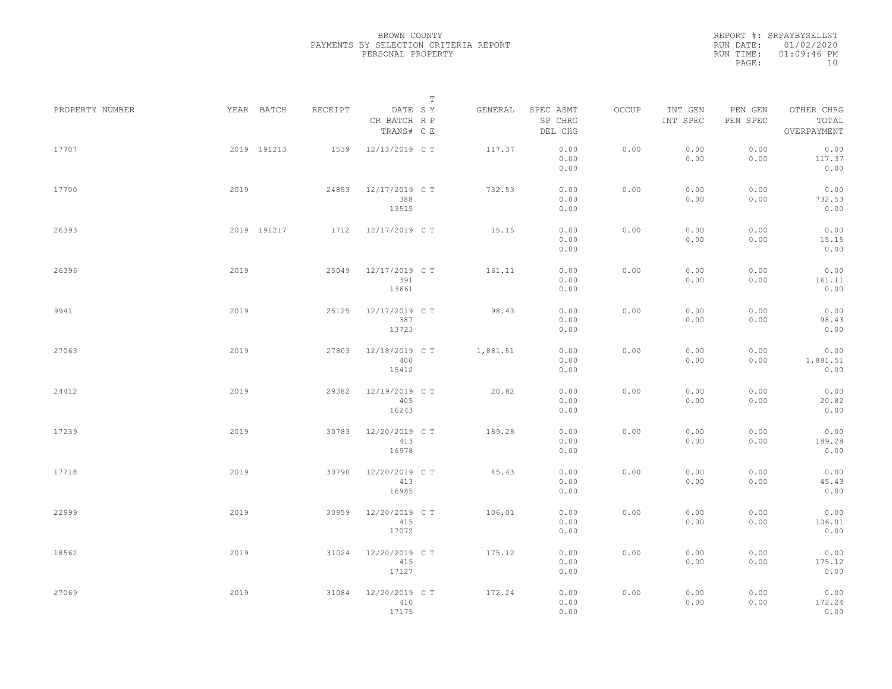BROWN COUNTY
PAYMENTS BY SELECTION CRITERIA REPORT
PERSONAL PROPERTY

REPORT #: SRPAYBYSELLST
RUN DATE: 01/02/2020
RUN TIME: 01:09:46 PM

| PROPERTY NUMBER | YEAR | BATCH | RECEIPT | DATE / CR BATCH / TRANS# | T SY RP CE | GENERAL | SPEC ASMT / SP CHRG / DEL CHG | OCCUP | INT GEN / INT SPEC | PEN GEN / PEN SPEC | OTHER CHRG / TOTAL / OVERPAYMENT |
|---|---|---|---|---|---|---|---|---|---|---|---|
| 17707 | 2019 | 191213 | 1539 | 12/13/2019 | C T | 117.37 | 0.00<br>0.00<br>0.00 | 0.00 | 0.00<br>0.00 | 0.00<br>0.00 | 0.00<br>117.37<br>0.00 |
| 17700 | 2019 | | 24853 | 12/17/2019<br>388<br>13515 | C T | 732.53 | 0.00<br>0.00<br>0.00 | 0.00 | 0.00<br>0.00 | 0.00<br>0.00 | 0.00<br>732.53<br>0.00 |
| 26393 | 2019 | 191217 | 1712 | 12/17/2019 | C T | 15.15 | 0.00<br>0.00<br>0.00 | 0.00 | 0.00<br>0.00 | 0.00<br>0.00 | 0.00<br>15.15<br>0.00 |
| 26396 | 2019 | | 25049 | 12/17/2019<br>391<br>13661 | C T | 161.11 | 0.00<br>0.00<br>0.00 | 0.00 | 0.00<br>0.00 | 0.00<br>0.00 | 0.00<br>161.11<br>0.00 |
| 9941 | 2019 | | 25125 | 12/17/2019<br>387<br>13723 | C T | 98.43 | 0.00<br>0.00<br>0.00 | 0.00 | 0.00<br>0.00 | 0.00<br>0.00 | 0.00<br>98.43<br>0.00 |
| 27063 | 2019 | | 27803 | 12/18/2019<br>400<br>15412 | C T | 1,881.51 | 0.00<br>0.00<br>0.00 | 0.00 | 0.00<br>0.00 | 0.00<br>0.00 | 0.00<br>1,881.51<br>0.00 |
| 24412 | 2019 | | 29382 | 12/19/2019<br>405<br>16243 | C T | 20.82 | 0.00<br>0.00<br>0.00 | 0.00 | 0.00<br>0.00 | 0.00<br>0.00 | 0.00<br>20.82<br>0.00 |
| 17239 | 2019 | | 30783 | 12/20/2019<br>413<br>16978 | C T | 189.28 | 0.00<br>0.00<br>0.00 | 0.00 | 0.00<br>0.00 | 0.00<br>0.00 | 0.00<br>189.28<br>0.00 |
| 17718 | 2019 | | 30790 | 12/20/2019<br>413<br>16985 | C T | 45.43 | 0.00<br>0.00<br>0.00 | 0.00 | 0.00<br>0.00 | 0.00<br>0.00 | 0.00<br>45.43<br>0.00 |
| 22999 | 2019 | | 30959 | 12/20/2019<br>415<br>17072 | C T | 106.01 | 0.00<br>0.00<br>0.00 | 0.00 | 0.00<br>0.00 | 0.00<br>0.00 | 0.00<br>106.01<br>0.00 |
| 18562 | 2019 | | 31024 | 12/20/2019<br>415<br>17127 | C T | 175.12 | 0.00<br>0.00<br>0.00 | 0.00 | 0.00<br>0.00 | 0.00<br>0.00 | 0.00<br>175.12<br>0.00 |
| 27069 | 2019 | | 31084 | 12/20/2019<br>410<br>17175 | C T | 172.24 | 0.00<br>0.00<br>0.00 | 0.00 | 0.00<br>0.00 | 0.00<br>0.00 | 0.00<br>172.24<br>0.00 |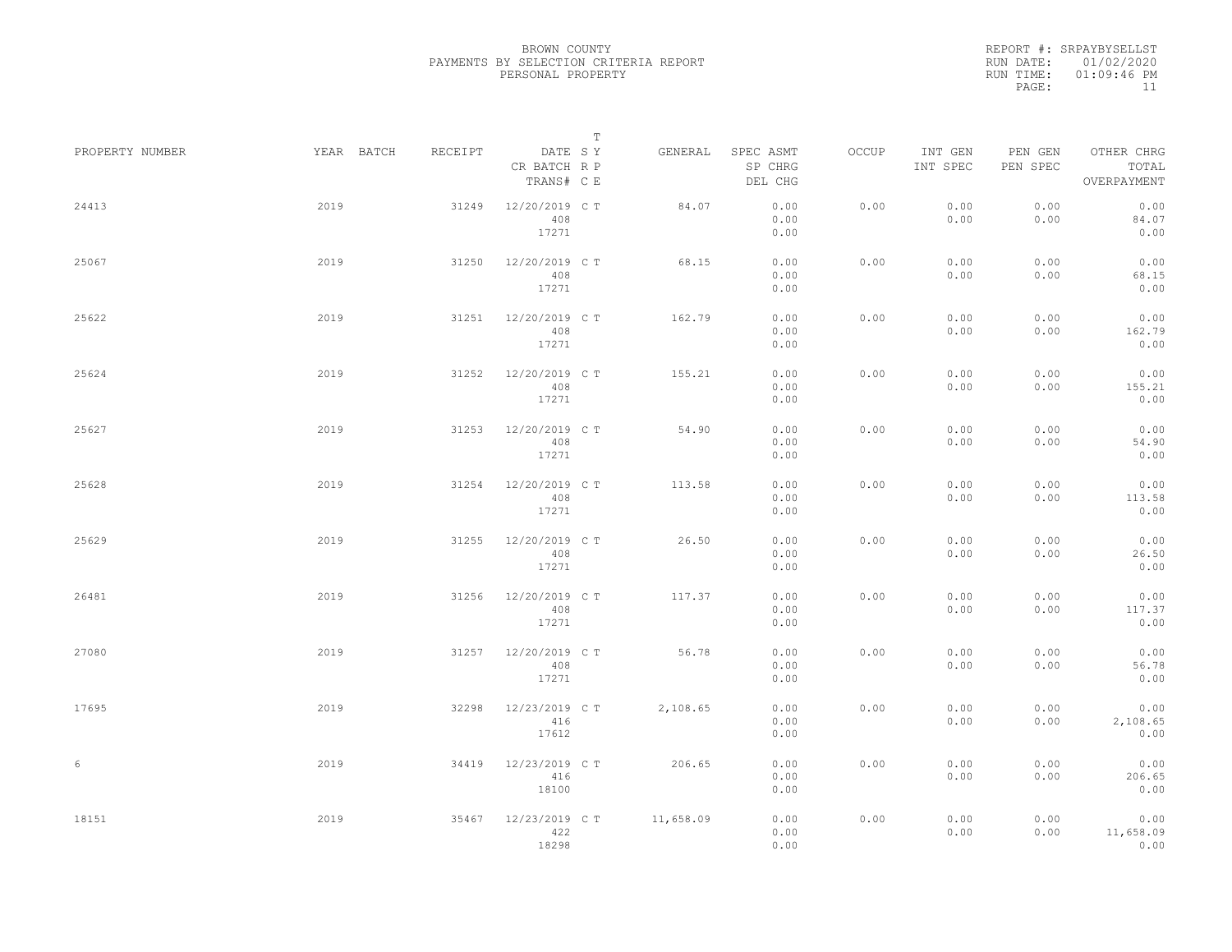BROWN COUNTY
PAYMENTS BY SELECTION CRITERIA REPORT
PERSONAL PROPERTY

REPORT #: SRPAYBYSELLST
RUN DATE: 01/02/2020
RUN TIME: 01:09:46 PM

| PROPERTY NUMBER | YEAR | BATCH | RECEIPT | DATE / CR BATCH / TRANS# | T SY RP CE | GENERAL | SPEC ASMT / SP CHRG / DEL CHG | OCCUP | INT GEN / INT SPEC | PEN GEN / PEN SPEC | OTHER CHRG / TOTAL / OVERPAYMENT |
|---|---|---|---|---|---|---|---|---|---|---|---|
| 24413 | 2019 | | 31249 | 12/20/2019 / 408 / 17271 | C T | 84.07 | 0.00 / 0.00 / 0.00 | 0.00 | 0.00 / 0.00 | 0.00 / 0.00 | 0.00 / 84.07 / 0.00 |
| 25067 | 2019 | | 31250 | 12/20/2019 / 408 / 17271 | C T | 68.15 | 0.00 / 0.00 / 0.00 | 0.00 | 0.00 / 0.00 | 0.00 / 0.00 | 0.00 / 68.15 / 0.00 |
| 25622 | 2019 | | 31251 | 12/20/2019 / 408 / 17271 | C T | 162.79 | 0.00 / 0.00 / 0.00 | 0.00 | 0.00 / 0.00 | 0.00 / 0.00 | 0.00 / 162.79 / 0.00 |
| 25624 | 2019 | | 31252 | 12/20/2019 / 408 / 17271 | C T | 155.21 | 0.00 / 0.00 / 0.00 | 0.00 | 0.00 / 0.00 | 0.00 / 0.00 | 0.00 / 155.21 / 0.00 |
| 25627 | 2019 | | 31253 | 12/20/2019 / 408 / 17271 | C T | 54.90 | 0.00 / 0.00 / 0.00 | 0.00 | 0.00 / 0.00 | 0.00 / 0.00 | 0.00 / 54.90 / 0.00 |
| 25628 | 2019 | | 31254 | 12/20/2019 / 408 / 17271 | C T | 113.58 | 0.00 / 0.00 / 0.00 | 0.00 | 0.00 / 0.00 | 0.00 / 0.00 | 0.00 / 113.58 / 0.00 |
| 25629 | 2019 | | 31255 | 12/20/2019 / 408 / 17271 | C T | 26.50 | 0.00 / 0.00 / 0.00 | 0.00 | 0.00 / 0.00 | 0.00 / 0.00 | 0.00 / 26.50 / 0.00 |
| 26481 | 2019 | | 31256 | 12/20/2019 / 408 / 17271 | C T | 117.37 | 0.00 / 0.00 / 0.00 | 0.00 | 0.00 / 0.00 | 0.00 / 0.00 | 0.00 / 117.37 / 0.00 |
| 27080 | 2019 | | 31257 | 12/20/2019 / 408 / 17271 | C T | 56.78 | 0.00 / 0.00 / 0.00 | 0.00 | 0.00 / 0.00 | 0.00 / 0.00 | 0.00 / 56.78 / 0.00 |
| 17695 | 2019 | | 32298 | 12/23/2019 / 416 / 17612 | C T | 2,108.65 | 0.00 / 0.00 / 0.00 | 0.00 | 0.00 / 0.00 | 0.00 / 0.00 | 0.00 / 2,108.65 / 0.00 |
| 6 | 2019 | | 34419 | 12/23/2019 / 416 / 18100 | C T | 206.65 | 0.00 / 0.00 / 0.00 | 0.00 | 0.00 / 0.00 | 0.00 / 0.00 | 0.00 / 206.65 / 0.00 |
| 18151 | 2019 | | 35467 | 12/23/2019 / 422 / 18298 | C T | 11,658.09 | 0.00 / 0.00 / 0.00 | 0.00 | 0.00 / 0.00 | 0.00 / 0.00 | 0.00 / 11,658.09 / 0.00 |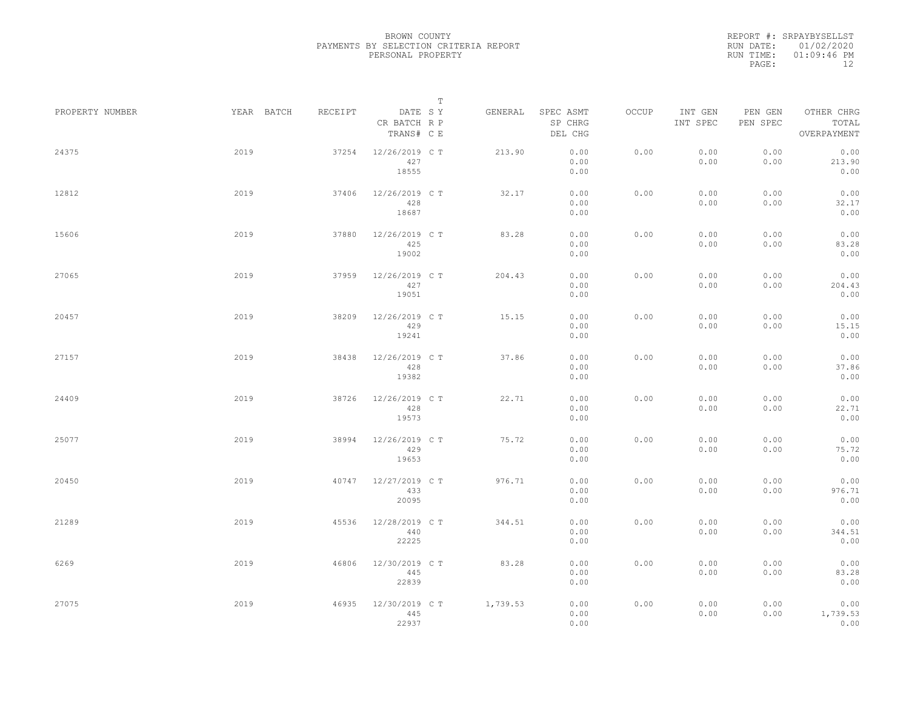BROWN COUNTY
PAYMENTS BY SELECTION CRITERIA REPORT
PERSONAL PROPERTY

REPORT #: SRPAYBYSELLST
RUN DATE: 01/02/2020
RUN TIME: 01:09:46 PM

| PROPERTY NUMBER | YEAR | BATCH | RECEIPT | DATE / CR BATCH / TRANS# | SY / RP / CE (T) | GENERAL | SPEC ASMT / SP CHRG / DEL CHG | OCCUP | INT GEN / INT SPEC | PEN GEN / PEN SPEC | OTHER CHRG / TOTAL / OVERPAYMENT |
|---|---|---|---|---|---|---|---|---|---|---|---|
| 24375 | 2019 | | 37254 | 12/26/2019 / 427 / 18555 | C T | 213.90 | 0.00 / 0.00 / 0.00 | 0.00 | 0.00 / 0.00 | 0.00 / 0.00 | 0.00 / 213.90 / 0.00 |
| 12812 | 2019 | | 37406 | 12/26/2019 / 428 / 18687 | C T | 32.17 | 0.00 / 0.00 / 0.00 | 0.00 | 0.00 / 0.00 | 0.00 / 0.00 | 0.00 / 32.17 / 0.00 |
| 15606 | 2019 | | 37880 | 12/26/2019 / 425 / 19002 | C T | 83.28 | 0.00 / 0.00 / 0.00 | 0.00 | 0.00 / 0.00 | 0.00 / 0.00 | 0.00 / 83.28 / 0.00 |
| 27065 | 2019 | | 37959 | 12/26/2019 / 427 / 19051 | C T | 204.43 | 0.00 / 0.00 / 0.00 | 0.00 | 0.00 / 0.00 | 0.00 / 0.00 | 0.00 / 204.43 / 0.00 |
| 20457 | 2019 | | 38209 | 12/26/2019 / 429 / 19241 | C T | 15.15 | 0.00 / 0.00 / 0.00 | 0.00 | 0.00 / 0.00 | 0.00 / 0.00 | 0.00 / 15.15 / 0.00 |
| 27157 | 2019 | | 38438 | 12/26/2019 / 428 / 19382 | C T | 37.86 | 0.00 / 0.00 / 0.00 | 0.00 | 0.00 / 0.00 | 0.00 / 0.00 | 0.00 / 37.86 / 0.00 |
| 24409 | 2019 | | 38726 | 12/26/2019 / 428 / 19573 | C T | 22.71 | 0.00 / 0.00 / 0.00 | 0.00 | 0.00 / 0.00 | 0.00 / 0.00 | 0.00 / 22.71 / 0.00 |
| 25077 | 2019 | | 38994 | 12/26/2019 / 429 / 19653 | C T | 75.72 | 0.00 / 0.00 / 0.00 | 0.00 | 0.00 / 0.00 | 0.00 / 0.00 | 0.00 / 75.72 / 0.00 |
| 20450 | 2019 | | 40747 | 12/27/2019 / 433 / 20095 | C T | 976.71 | 0.00 / 0.00 / 0.00 | 0.00 | 0.00 / 0.00 | 0.00 / 0.00 | 0.00 / 976.71 / 0.00 |
| 21289 | 2019 | | 45536 | 12/28/2019 / 440 / 22225 | C T | 344.51 | 0.00 / 0.00 / 0.00 | 0.00 | 0.00 / 0.00 | 0.00 / 0.00 | 0.00 / 344.51 / 0.00 |
| 6269 | 2019 | | 46806 | 12/30/2019 / 445 / 22839 | C T | 83.28 | 0.00 / 0.00 / 0.00 | 0.00 | 0.00 / 0.00 | 0.00 / 0.00 | 0.00 / 83.28 / 0.00 |
| 27075 | 2019 | | 46935 | 12/30/2019 / 445 / 22937 | C T | 1,739.53 | 0.00 / 0.00 / 0.00 | 0.00 | 0.00 / 0.00 | 0.00 / 0.00 | 0.00 / 1,739.53 / 0.00 |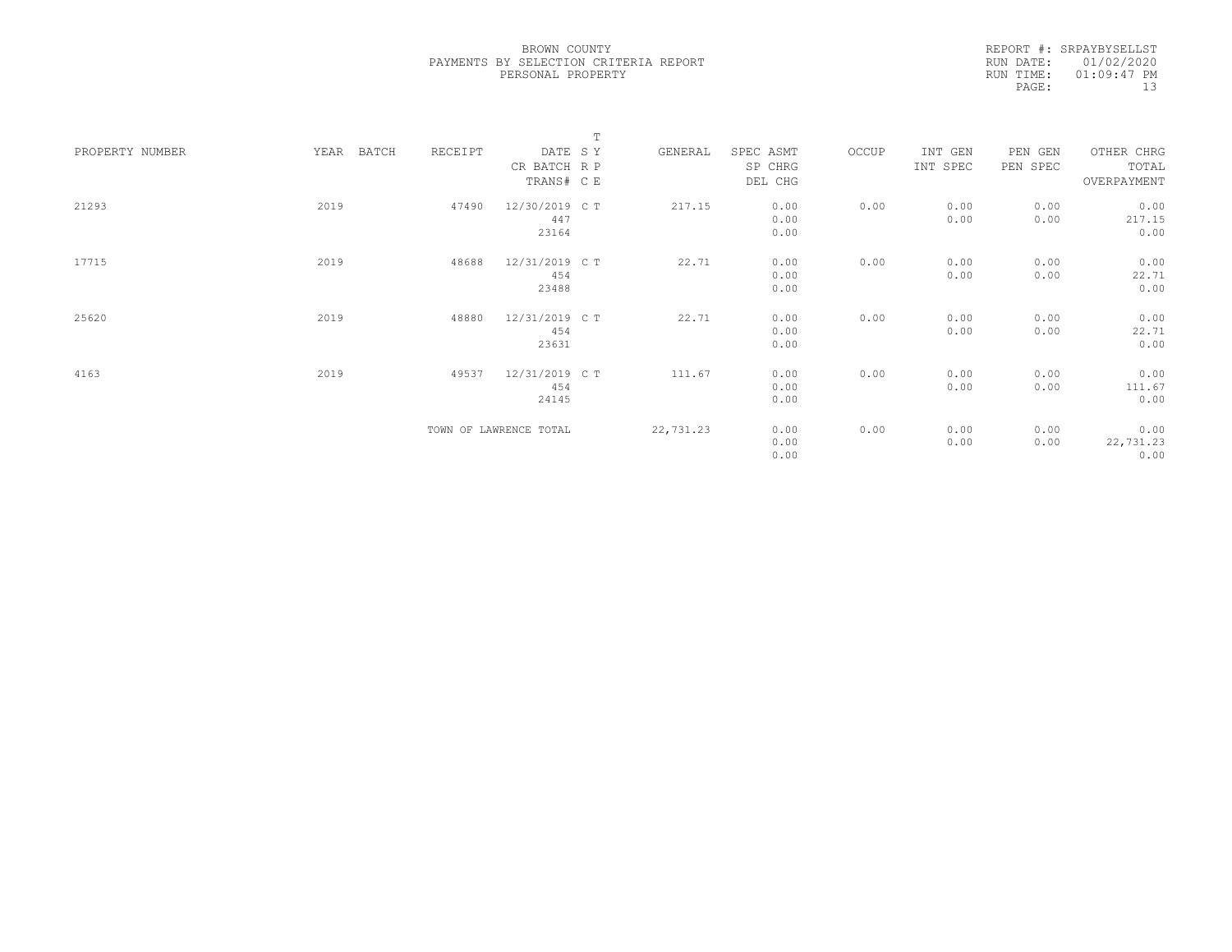BROWN COUNTY
PAYMENTS BY SELECTION CRITERIA REPORT
PERSONAL PROPERTY

REPORT #: SRPAYBYSELLST
RUN DATE: 01/02/2020
RUN TIME: 01:09:47 PM

| PROPERTY NUMBER | YEAR | BATCH | RECEIPT | DATE / CR BATCH / TRANS# | T SY RP CE | GENERAL | SPEC ASMT / SP CHRG / DEL CHG | OCCUP | INT GEN / INT SPEC | PEN GEN / PEN SPEC | OTHER CHRG / TOTAL / OVERPAYMENT |
|---|---|---|---|---|---|---|---|---|---|---|---|
| 21293 | 2019 | | 47490 | 12/30/2019<br>447<br>23164 | C T | 217.15 | 0.00<br>0.00<br>0.00 | 0.00 | 0.00<br>0.00 | 0.00<br>0.00 | 0.00<br>217.15<br>0.00 |
| 17715 | 2019 | | 48688 | 12/31/2019<br>454<br>23488 | C T | 22.71 | 0.00<br>0.00<br>0.00 | 0.00 | 0.00<br>0.00 | 0.00<br>0.00 | 0.00<br>22.71<br>0.00 |
| 25620 | 2019 | | 48880 | 12/31/2019<br>454<br>23631 | C T | 22.71 | 0.00<br>0.00<br>0.00 | 0.00 | 0.00<br>0.00 | 0.00<br>0.00 | 0.00<br>22.71<br>0.00 |
| 4163 | 2019 | | 49537 | 12/31/2019<br>454<br>24145 | C T | 111.67 | 0.00<br>0.00<br>0.00 | 0.00 | 0.00<br>0.00 | 0.00<br>0.00 | 0.00<br>111.67<br>0.00 |
| | | | TOWN OF LAWRENCE TOTAL | | | 22,731.23 | 0.00<br>0.00<br>0.00 | 0.00 | 0.00<br>0.00 | 0.00<br>0.00 | 0.00<br>22,731.23<br>0.00 |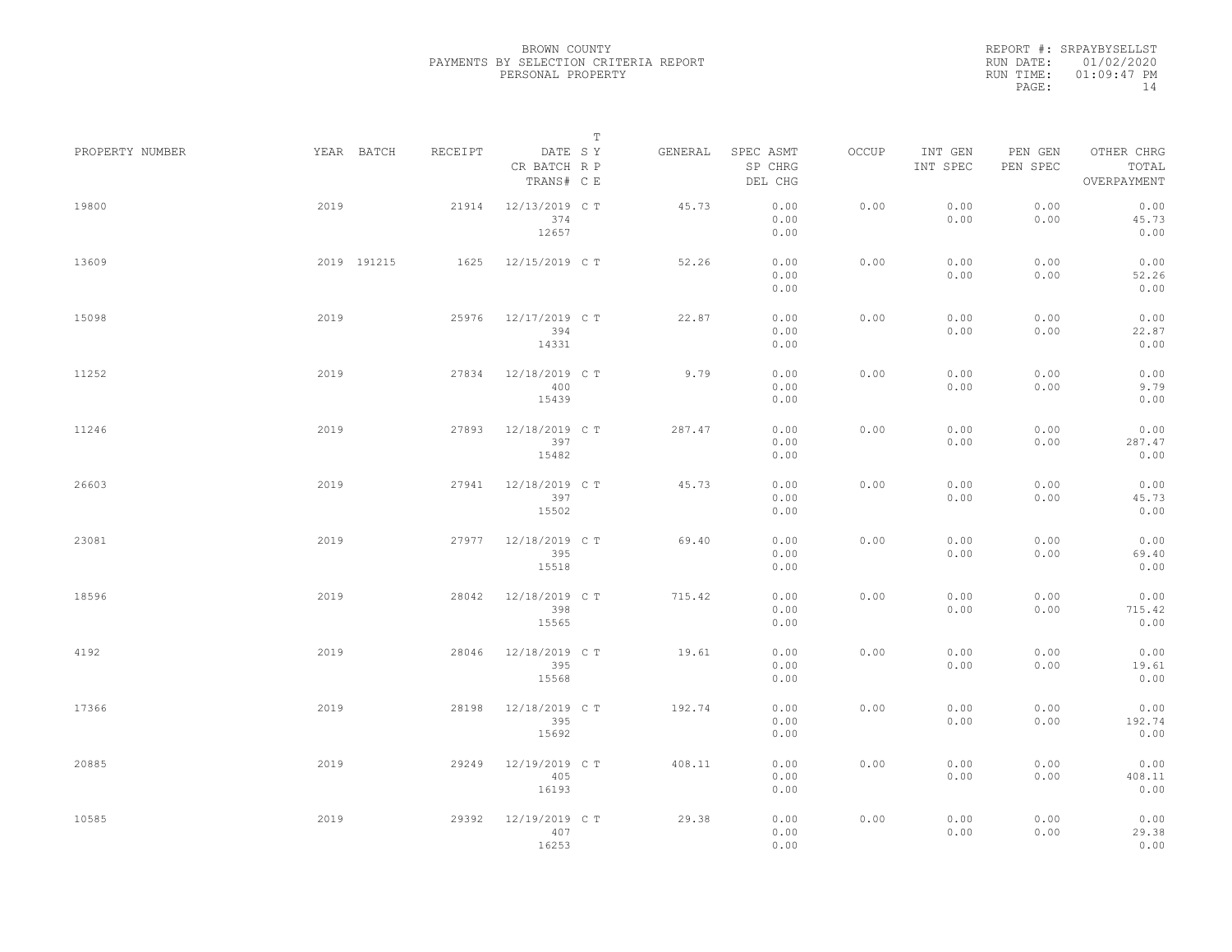BROWN COUNTY
PAYMENTS BY SELECTION CRITERIA REPORT
PERSONAL PROPERTY

REPORT #: SRPAYBYSELLST
RUN DATE: 01/02/2020
RUN TIME: 01:09:47 PM
PAGE: 14

| PROPERTY NUMBER | YEAR | BATCH | RECEIPT | DATE / CR BATCH / TRANS# | T SY RP CE | GENERAL | SPEC ASMT / SP CHRG / DEL CHG | OCCUP | INT GEN / INT SPEC | PEN GEN / PEN SPEC | OTHER CHRG / TOTAL / OVERPAYMENT |
|---|---|---|---|---|---|---|---|---|---|---|---|
| 19800 | 2019 | | 21914 | 12/13/2019 374 12657 | C T | 45.73 | 0.00 0.00 0.00 | 0.00 | 0.00 0.00 | 0.00 0.00 | 0.00 45.73 0.00 |
| 13609 | 2019 | 191215 | 1625 | 12/15/2019 | C T | 52.26 | 0.00 0.00 0.00 | 0.00 | 0.00 0.00 | 0.00 0.00 | 0.00 52.26 0.00 |
| 15098 | 2019 | | 25976 | 12/17/2019 394 14331 | C T | 22.87 | 0.00 0.00 0.00 | 0.00 | 0.00 0.00 | 0.00 0.00 | 0.00 22.87 0.00 |
| 11252 | 2019 | | 27834 | 12/18/2019 400 15439 | C T | 9.79 | 0.00 0.00 0.00 | 0.00 | 0.00 0.00 | 0.00 0.00 | 0.00 9.79 0.00 |
| 11246 | 2019 | | 27893 | 12/18/2019 397 15482 | C T | 287.47 | 0.00 0.00 0.00 | 0.00 | 0.00 0.00 | 0.00 0.00 | 0.00 287.47 0.00 |
| 26603 | 2019 | | 27941 | 12/18/2019 397 15502 | C T | 45.73 | 0.00 0.00 0.00 | 0.00 | 0.00 0.00 | 0.00 0.00 | 0.00 45.73 0.00 |
| 23081 | 2019 | | 27977 | 12/18/2019 395 15518 | C T | 69.40 | 0.00 0.00 0.00 | 0.00 | 0.00 0.00 | 0.00 0.00 | 0.00 69.40 0.00 |
| 18596 | 2019 | | 28042 | 12/18/2019 398 15565 | C T | 715.42 | 0.00 0.00 0.00 | 0.00 | 0.00 0.00 | 0.00 0.00 | 0.00 715.42 0.00 |
| 4192 | 2019 | | 28046 | 12/18/2019 395 15568 | C T | 19.61 | 0.00 0.00 0.00 | 0.00 | 0.00 0.00 | 0.00 0.00 | 0.00 19.61 0.00 |
| 17366 | 2019 | | 28198 | 12/18/2019 395 15692 | C T | 192.74 | 0.00 0.00 0.00 | 0.00 | 0.00 0.00 | 0.00 0.00 | 0.00 192.74 0.00 |
| 20885 | 2019 | | 29249 | 12/19/2019 405 16193 | C T | 408.11 | 0.00 0.00 0.00 | 0.00 | 0.00 0.00 | 0.00 0.00 | 0.00 408.11 0.00 |
| 10585 | 2019 | | 29392 | 12/19/2019 407 16253 | C T | 29.38 | 0.00 0.00 0.00 | 0.00 | 0.00 0.00 | 0.00 0.00 | 0.00 29.38 0.00 |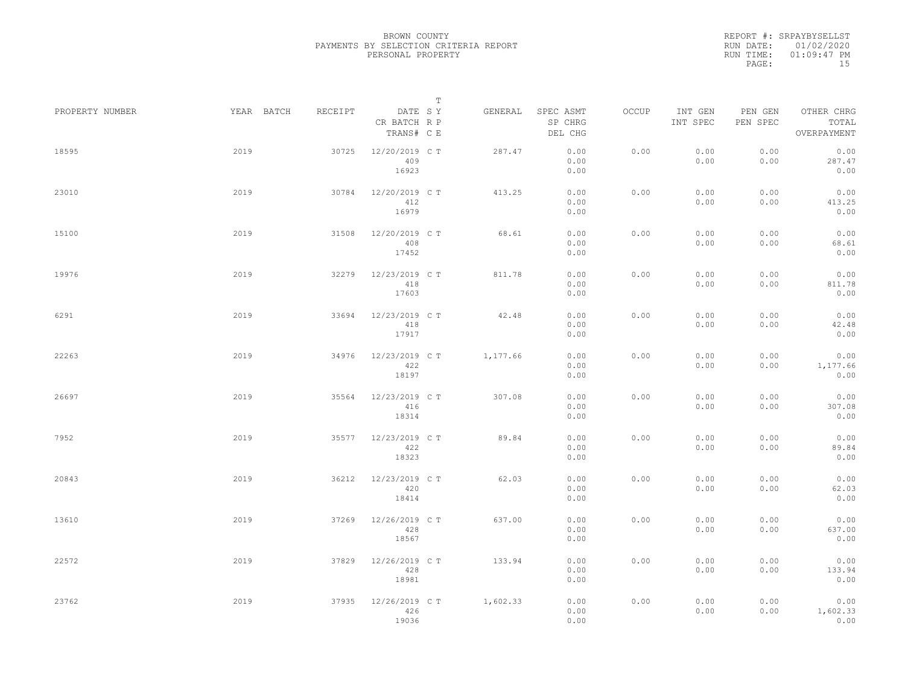BROWN COUNTY
PAYMENTS BY SELECTION CRITERIA REPORT
PERSONAL PROPERTY

REPORT #: SRPAYBYSELLST
RUN DATE: 01/02/2020
RUN TIME: 01:09:47 PM

| PROPERTY NUMBER | YEAR | BATCH | RECEIPT | DATE / CR BATCH / TRANS# | SY RP CE | T | GENERAL | SPEC ASMT / SP CHRG / DEL CHG | OCCUP | INT GEN / INT SPEC | PEN GEN / PEN SPEC | OTHER CHRG / TOTAL / OVERPAYMENT |
|---|---|---|---|---|---|---|---|---|---|---|---|---|
| 18595 | 2019 | | 30725 | 12/20/2019 / 409 / 16923 | C | T | 287.47 | 0.00 / 0.00 / 0.00 | 0.00 | 0.00 / 0.00 | 0.00 / 0.00 | 0.00 / 287.47 / 0.00 |
| 23010 | 2019 | | 30784 | 12/20/2019 / 412 / 16979 | C | T | 413.25 | 0.00 / 0.00 / 0.00 | 0.00 | 0.00 / 0.00 | 0.00 / 0.00 | 0.00 / 413.25 / 0.00 |
| 15100 | 2019 | | 31508 | 12/20/2019 / 408 / 17452 | C | T | 68.61 | 0.00 / 0.00 / 0.00 | 0.00 | 0.00 / 0.00 | 0.00 / 0.00 | 0.00 / 68.61 / 0.00 |
| 19976 | 2019 | | 32279 | 12/23/2019 / 418 / 17603 | C | T | 811.78 | 0.00 / 0.00 / 0.00 | 0.00 | 0.00 / 0.00 | 0.00 / 0.00 | 0.00 / 811.78 / 0.00 |
| 6291 | 2019 | | 33694 | 12/23/2019 / 418 / 17917 | C | T | 42.48 | 0.00 / 0.00 / 0.00 | 0.00 | 0.00 / 0.00 | 0.00 / 0.00 | 0.00 / 42.48 / 0.00 |
| 22263 | 2019 | | 34976 | 12/23/2019 / 422 / 18197 | C | T | 1,177.66 | 0.00 / 0.00 / 0.00 | 0.00 | 0.00 / 0.00 | 0.00 / 0.00 | 0.00 / 1,177.66 / 0.00 |
| 26697 | 2019 | | 35564 | 12/23/2019 / 416 / 18314 | C | T | 307.08 | 0.00 / 0.00 / 0.00 | 0.00 | 0.00 / 0.00 | 0.00 / 0.00 | 0.00 / 307.08 / 0.00 |
| 7952 | 2019 | | 35577 | 12/23/2019 / 422 / 18323 | C | T | 89.84 | 0.00 / 0.00 / 0.00 | 0.00 | 0.00 / 0.00 | 0.00 / 0.00 | 0.00 / 89.84 / 0.00 |
| 20843 | 2019 | | 36212 | 12/23/2019 / 420 / 18414 | C | T | 62.03 | 0.00 / 0.00 / 0.00 | 0.00 | 0.00 / 0.00 | 0.00 / 0.00 | 0.00 / 62.03 / 0.00 |
| 13610 | 2019 | | 37269 | 12/26/2019 / 428 / 18567 | C | T | 637.00 | 0.00 / 0.00 / 0.00 | 0.00 | 0.00 / 0.00 | 0.00 / 0.00 | 0.00 / 637.00 / 0.00 |
| 22572 | 2019 | | 37829 | 12/26/2019 / 428 / 18981 | C | T | 133.94 | 0.00 / 0.00 / 0.00 | 0.00 | 0.00 / 0.00 | 0.00 / 0.00 | 0.00 / 133.94 / 0.00 |
| 23762 | 2019 | | 37935 | 12/26/2019 / 426 / 19036 | C | T | 1,602.33 | 0.00 / 0.00 / 0.00 | 0.00 | 0.00 / 0.00 | 0.00 / 0.00 | 0.00 / 1,602.33 / 0.00 |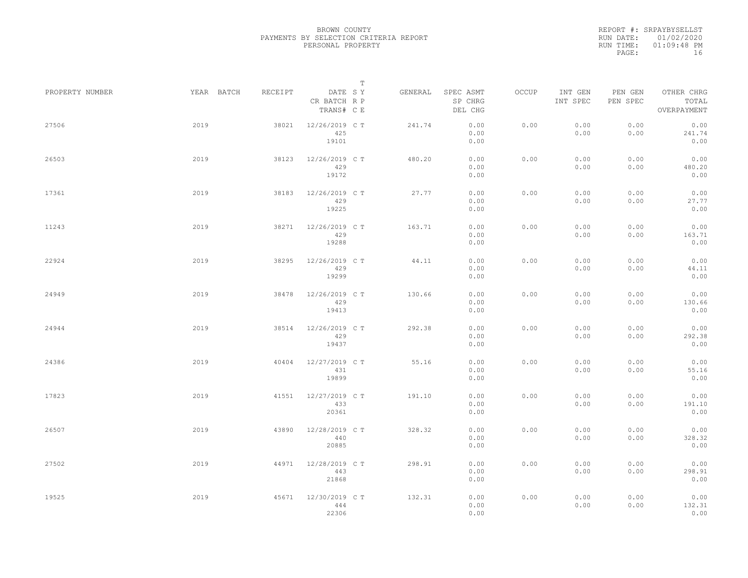BROWN COUNTY
PAYMENTS BY SELECTION CRITERIA REPORT
PERSONAL PROPERTY

REPORT #: SRPAYBYSELLST
RUN DATE: 01/02/2020
RUN TIME: 01:09:48 PM

| PROPERTY NUMBER | YEAR | BATCH | RECEIPT | DATE / CR BATCH / TRANS# | S R C | T Y P E | GENERAL | SPEC ASMT / SP CHRG / DEL CHG | OCCUP | INT GEN / INT SPEC | PEN GEN / PEN SPEC | OTHER CHRG / TOTAL / OVERPAYMENT |
|---|---|---|---|---|---|---|---|---|---|---|---|---|
| 27506 | 2019 | | 38021 | 12/26/2019 / 425 / 19101 | C | T | 241.74 | 0.00 / 0.00 / 0.00 | 0.00 | 0.00 / 0.00 | 0.00 / 0.00 | 0.00 / 241.74 / 0.00 |
| 26503 | 2019 | | 38123 | 12/26/2019 / 429 / 19172 | C | T | 480.20 | 0.00 / 0.00 / 0.00 | 0.00 | 0.00 / 0.00 | 0.00 / 0.00 | 0.00 / 480.20 / 0.00 |
| 17361 | 2019 | | 38183 | 12/26/2019 / 429 / 19225 | C | T | 27.77 | 0.00 / 0.00 / 0.00 | 0.00 | 0.00 / 0.00 | 0.00 / 0.00 | 0.00 / 27.77 / 0.00 |
| 11243 | 2019 | | 38271 | 12/26/2019 / 429 / 19288 | C | T | 163.71 | 0.00 / 0.00 / 0.00 | 0.00 | 0.00 / 0.00 | 0.00 / 0.00 | 0.00 / 163.71 / 0.00 |
| 22924 | 2019 | | 38295 | 12/26/2019 / 429 / 19299 | C | T | 44.11 | 0.00 / 0.00 / 0.00 | 0.00 | 0.00 / 0.00 | 0.00 / 0.00 | 0.00 / 44.11 / 0.00 |
| 24949 | 2019 | | 38478 | 12/26/2019 / 429 / 19413 | C | T | 130.66 | 0.00 / 0.00 / 0.00 | 0.00 | 0.00 / 0.00 | 0.00 / 0.00 | 0.00 / 130.66 / 0.00 |
| 24944 | 2019 | | 38514 | 12/26/2019 / 429 / 19437 | C | T | 292.38 | 0.00 / 0.00 / 0.00 | 0.00 | 0.00 / 0.00 | 0.00 / 0.00 | 0.00 / 292.38 / 0.00 |
| 24386 | 2019 | | 40404 | 12/27/2019 / 431 / 19899 | C | T | 55.16 | 0.00 / 0.00 / 0.00 | 0.00 | 0.00 / 0.00 | 0.00 / 0.00 | 0.00 / 55.16 / 0.00 |
| 17823 | 2019 | | 41551 | 12/27/2019 / 433 / 20361 | C | T | 191.10 | 0.00 / 0.00 / 0.00 | 0.00 | 0.00 / 0.00 | 0.00 / 0.00 | 0.00 / 191.10 / 0.00 |
| 26507 | 2019 | | 43890 | 12/28/2019 / 440 / 20885 | C | T | 328.32 | 0.00 / 0.00 / 0.00 | 0.00 | 0.00 / 0.00 | 0.00 / 0.00 | 0.00 / 328.32 / 0.00 |
| 27502 | 2019 | | 44971 | 12/28/2019 / 443 / 21868 | C | T | 298.91 | 0.00 / 0.00 / 0.00 | 0.00 | 0.00 / 0.00 | 0.00 / 0.00 | 0.00 / 298.91 / 0.00 |
| 19525 | 2019 | | 45671 | 12/30/2019 / 444 / 22306 | C | T | 132.31 | 0.00 / 0.00 / 0.00 | 0.00 | 0.00 / 0.00 | 0.00 / 0.00 | 0.00 / 132.31 / 0.00 |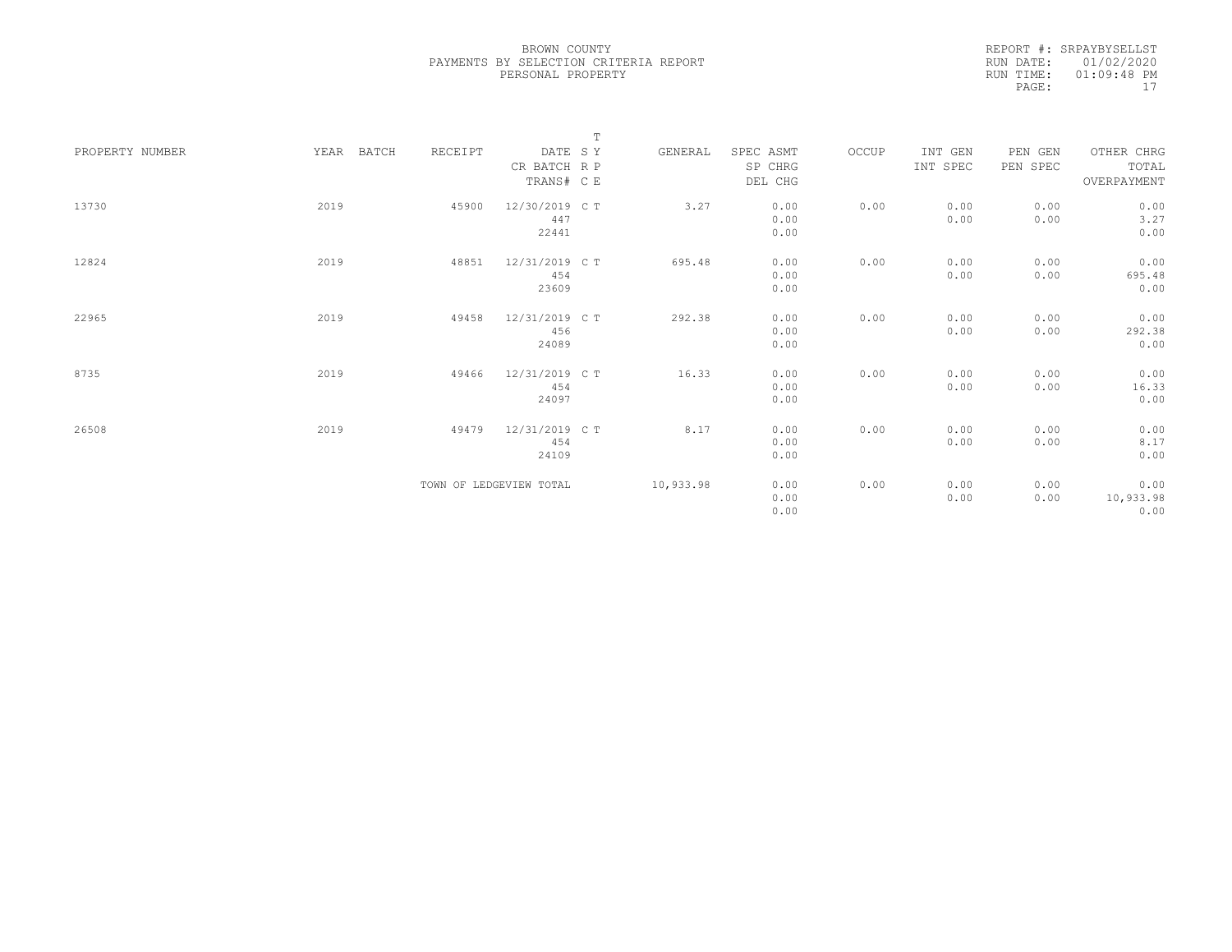BROWN COUNTY
PAYMENTS BY SELECTION CRITERIA REPORT
PERSONAL PROPERTY

REPORT #: SRPAYBYSELLST
RUN DATE: 01/02/2020
RUN TIME: 01:09:48 PM

| PROPERTY NUMBER | YEAR | BATCH | RECEIPT | DATE / CR BATCH / TRANS# | T SY RP CE | GENERAL | SPEC ASMT / SP CHRG / DEL CHG | OCCUP | INT GEN / INT SPEC | PEN GEN / PEN SPEC | OTHER CHRG / TOTAL / OVERPAYMENT |
|---|---|---|---|---|---|---|---|---|---|---|---|
| 13730 | 2019 | | 45900 | 12/30/2019 447 22441 | C T | 3.27 | 0.00 0.00 0.00 | 0.00 | 0.00 0.00 | 0.00 0.00 | 0.00 3.27 0.00 |
| 12824 | 2019 | | 48851 | 12/31/2019 454 23609 | C T | 695.48 | 0.00 0.00 0.00 | 0.00 | 0.00 0.00 | 0.00 0.00 | 0.00 695.48 0.00 |
| 22965 | 2019 | | 49458 | 12/31/2019 456 24089 | C T | 292.38 | 0.00 0.00 0.00 | 0.00 | 0.00 0.00 | 0.00 0.00 | 0.00 292.38 0.00 |
| 8735 | 2019 | | 49466 | 12/31/2019 454 24097 | C T | 16.33 | 0.00 0.00 0.00 | 0.00 | 0.00 0.00 | 0.00 0.00 | 0.00 16.33 0.00 |
| 26508 | 2019 | | 49479 | 12/31/2019 454 24109 | C T | 8.17 | 0.00 0.00 0.00 | 0.00 | 0.00 0.00 | 0.00 0.00 | 0.00 8.17 0.00 |
| | | | TOWN OF LEDGEVIEW TOTAL | | | 10,933.98 | 0.00 0.00 0.00 | 0.00 | 0.00 0.00 | 0.00 0.00 | 0.00 10,933.98 0.00 |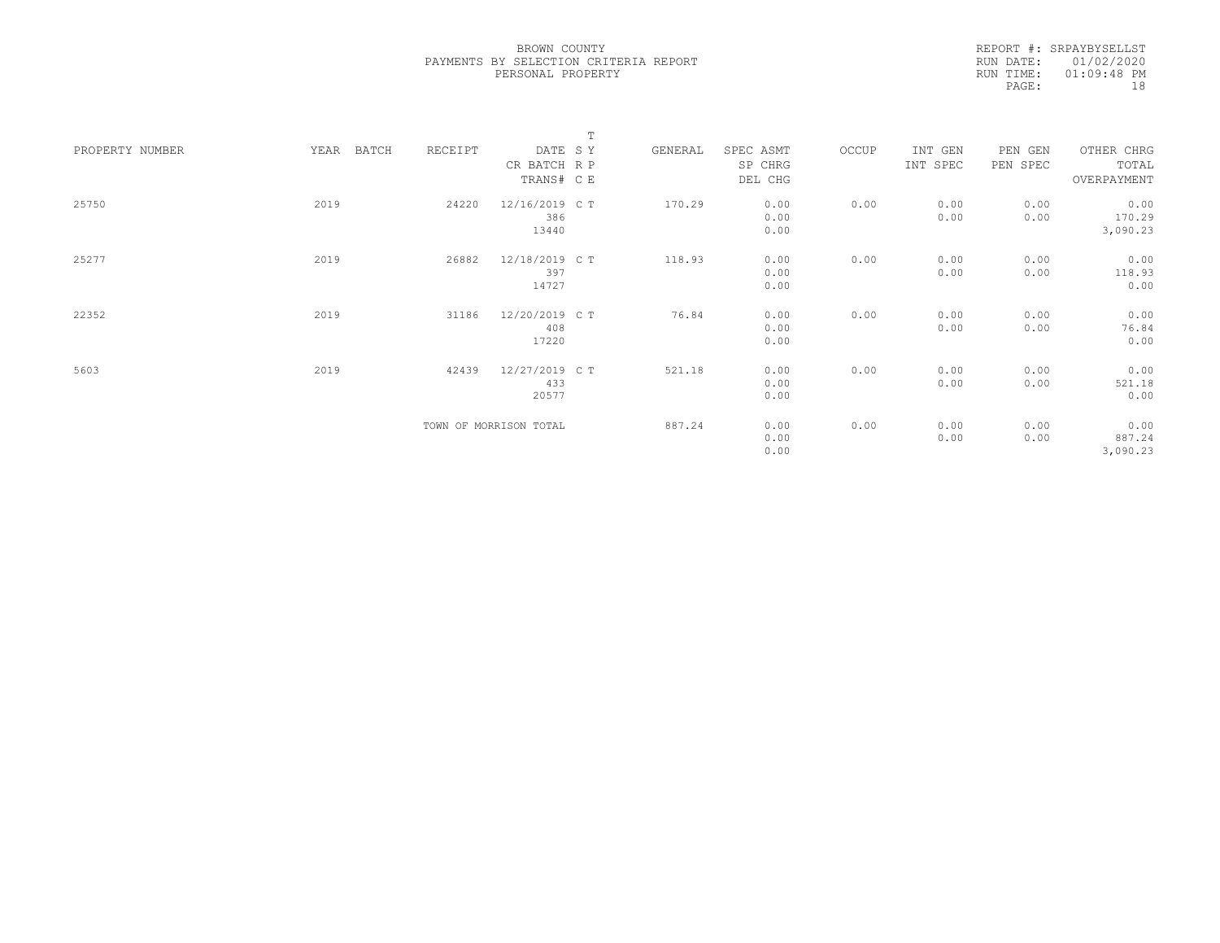BROWN COUNTY
PAYMENTS BY SELECTION CRITERIA REPORT
PERSONAL PROPERTY

REPORT #: SRPAYBYSELLST
RUN DATE: 01/02/2020
RUN TIME: 01:09:48 PM

| PROPERTY NUMBER | YEAR | BATCH | RECEIPT | DATE / CR BATCH / TRANS# | T SY RP CE | GENERAL | SPEC ASMT / SP CHRG / DEL CHG | OCCUP | INT GEN / INT SPEC | PEN GEN / PEN SPEC | OTHER CHRG / TOTAL / OVERPAYMENT |
|---|---|---|---|---|---|---|---|---|---|---|---|
| 25750 | 2019 | | 24220 | 12/16/2019 / 386 / 13440 | C T | 170.29 | 0.00 / 0.00 / 0.00 | 0.00 | 0.00 / 0.00 | 0.00 / 0.00 | 0.00 / 170.29 / 3,090.23 |
| 25277 | 2019 | | 26882 | 12/18/2019 / 397 / 14727 | C T | 118.93 | 0.00 / 0.00 / 0.00 | 0.00 | 0.00 / 0.00 | 0.00 / 0.00 | 0.00 / 118.93 / 0.00 |
| 22352 | 2019 | | 31186 | 12/20/2019 / 408 / 17220 | C T | 76.84 | 0.00 / 0.00 / 0.00 | 0.00 | 0.00 / 0.00 | 0.00 / 0.00 | 0.00 / 76.84 / 0.00 |
| 5603 | 2019 | | 42439 | 12/27/2019 / 433 / 20577 | C T | 521.18 | 0.00 / 0.00 / 0.00 | 0.00 | 0.00 / 0.00 | 0.00 / 0.00 | 0.00 / 521.18 / 0.00 |
| | | | TOWN OF MORRISON TOTAL | | | 887.24 | 0.00 / 0.00 / 0.00 | 0.00 | 0.00 / 0.00 | 0.00 / 0.00 | 0.00 / 887.24 / 3,090.23 |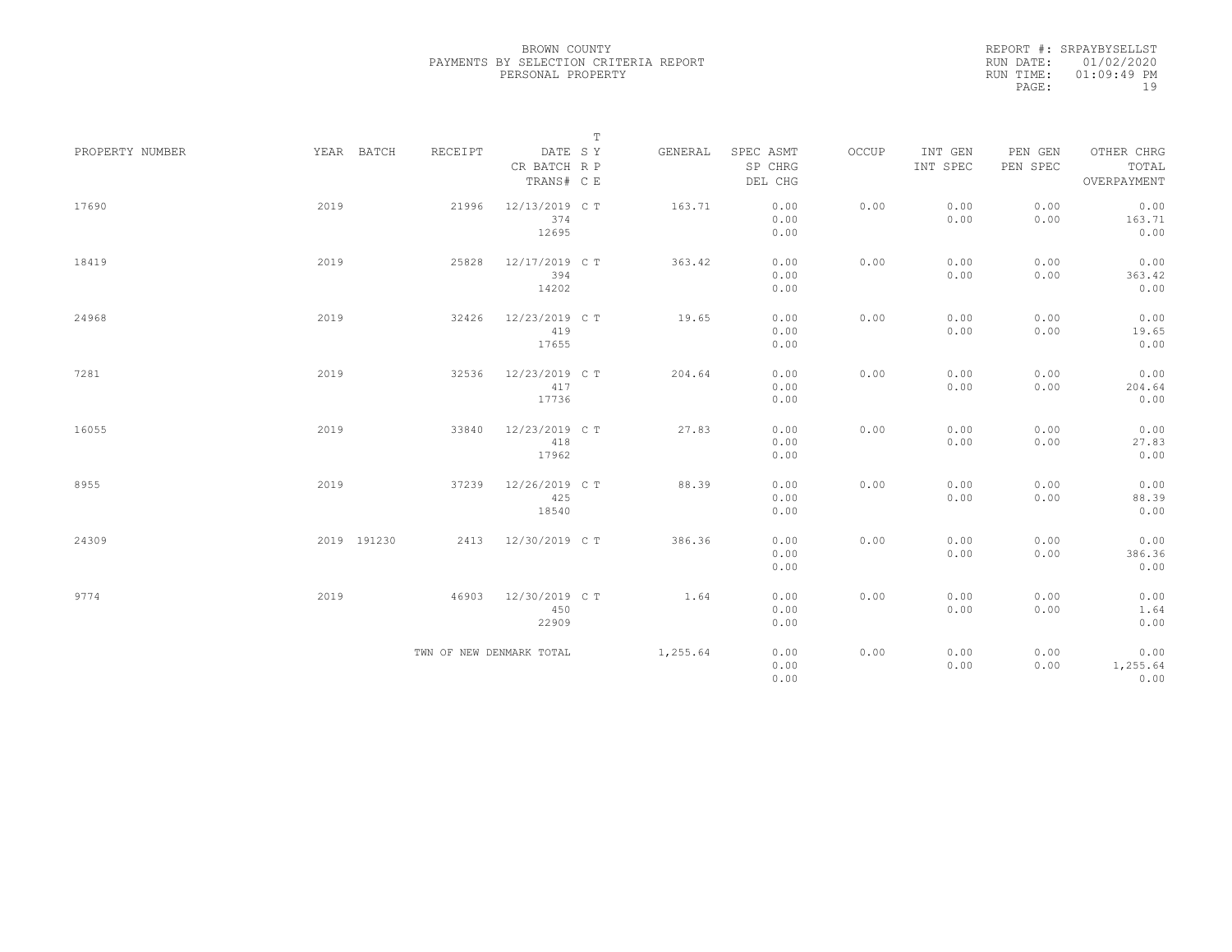BROWN COUNTY
PAYMENTS BY SELECTION CRITERIA REPORT
PERSONAL PROPERTY

REPORT #: SRPAYBYSELLST
RUN DATE: 01/02/2020
RUN TIME: 01:09:49 PM

| PROPERTY NUMBER | YEAR | BATCH | RECEIPT | DATE / CR BATCH / TRANS# | T S Y R P C E | GENERAL | SPEC ASMT / SP CHRG / DEL CHG | OCCUP | INT GEN / INT SPEC | PEN GEN / PEN SPEC | OTHER CHRG / TOTAL / OVERPAYMENT |
|---|---|---|---|---|---|---|---|---|---|---|---|
| 17690 | 2019 | | 21996 | 12/13/2019 / 374 / 12695 | C T | 163.71 | 0.00 / 0.00 / 0.00 | 0.00 | 0.00 / 0.00 | 0.00 / 0.00 | 0.00 / 163.71 / 0.00 |
| 18419 | 2019 | | 25828 | 12/17/2019 / 394 / 14202 | C T | 363.42 | 0.00 / 0.00 / 0.00 | 0.00 | 0.00 / 0.00 | 0.00 / 0.00 | 0.00 / 363.42 / 0.00 |
| 24968 | 2019 | | 32426 | 12/23/2019 / 419 / 17655 | C T | 19.65 | 0.00 / 0.00 / 0.00 | 0.00 | 0.00 / 0.00 | 0.00 / 0.00 | 0.00 / 19.65 / 0.00 |
| 7281 | 2019 | | 32536 | 12/23/2019 / 417 / 17736 | C T | 204.64 | 0.00 / 0.00 / 0.00 | 0.00 | 0.00 / 0.00 | 0.00 / 0.00 | 0.00 / 204.64 / 0.00 |
| 16055 | 2019 | | 33840 | 12/23/2019 / 418 / 17962 | C T | 27.83 | 0.00 / 0.00 / 0.00 | 0.00 | 0.00 / 0.00 | 0.00 / 0.00 | 0.00 / 27.83 / 0.00 |
| 8955 | 2019 | | 37239 | 12/26/2019 / 425 / 18540 | C T | 88.39 | 0.00 / 0.00 / 0.00 | 0.00 | 0.00 / 0.00 | 0.00 / 0.00 | 0.00 / 88.39 / 0.00 |
| 24309 | 2019 | 191230 | 2413 | 12/30/2019 | C T | 386.36 | 0.00 / 0.00 / 0.00 | 0.00 | 0.00 / 0.00 | 0.00 / 0.00 | 0.00 / 386.36 / 0.00 |
| 9774 | 2019 | | 46903 | 12/30/2019 / 450 / 22909 | C T | 1.64 | 0.00 / 0.00 / 0.00 | 0.00 | 0.00 / 0.00 | 0.00 / 0.00 | 0.00 / 1.64 / 0.00 |
| | | | TWN OF NEW DENMARK TOTAL | | | 1,255.64 | 0.00 / 0.00 / 0.00 | 0.00 | 0.00 / 0.00 | 0.00 / 0.00 | 0.00 / 1,255.64 / 0.00 |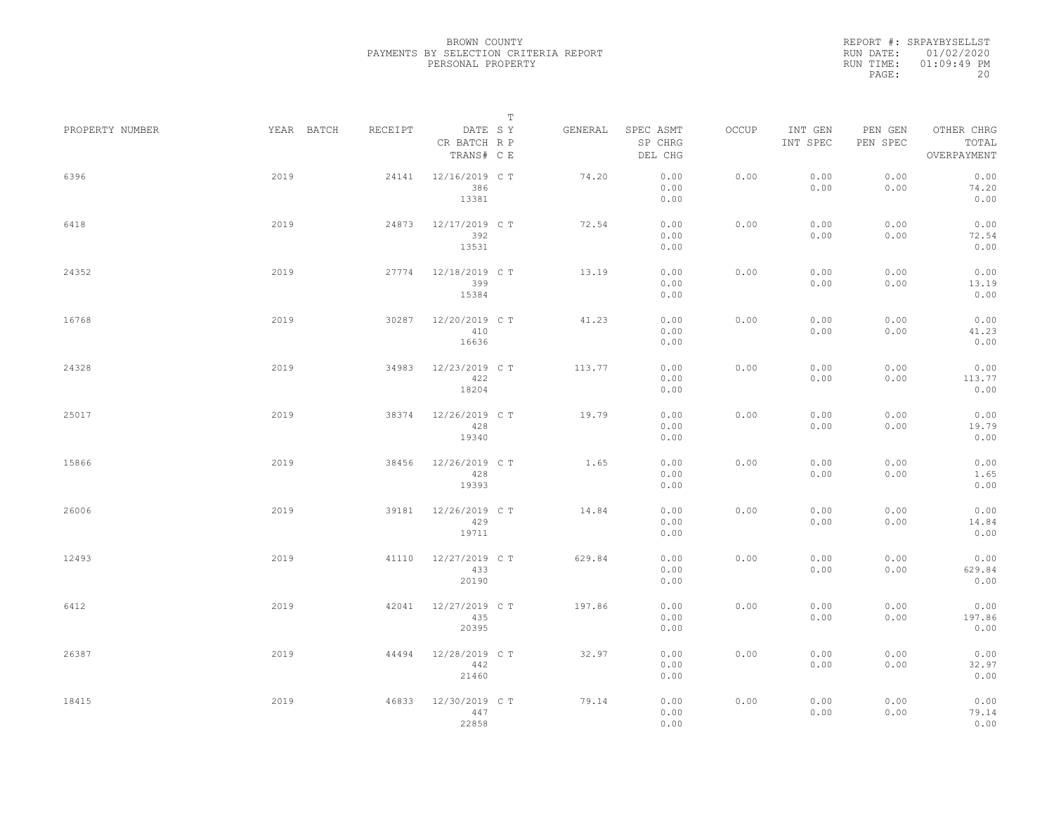BROWN COUNTY
PAYMENTS BY SELECTION CRITERIA REPORT
PERSONAL PROPERTY

REPORT #: SRPAYBYSELLST
RUN DATE: 01/02/2020
RUN TIME: 01:09:49 PM

| PROPERTY NUMBER | YEAR | BATCH | RECEIPT | DATE / CR BATCH / TRANS# | T SY RP CE | GENERAL | SPEC ASMT / SP CHRG / DEL CHG | OCCUP | INT GEN / INT SPEC | PEN GEN / PEN SPEC | OTHER CHRG / TOTAL / OVERPAYMENT |
|---|---|---|---|---|---|---|---|---|---|---|---|
| 6396 | 2019 | | 24141 | 12/16/2019 386 13381 | C T | 74.20 | 0.00 0.00 0.00 | 0.00 | 0.00 0.00 | 0.00 0.00 | 0.00 74.20 0.00 |
| 6418 | 2019 | | 24873 | 12/17/2019 392 13531 | C T | 72.54 | 0.00 0.00 0.00 | 0.00 | 0.00 0.00 | 0.00 0.00 | 0.00 72.54 0.00 |
| 24352 | 2019 | | 27774 | 12/18/2019 399 15384 | C T | 13.19 | 0.00 0.00 0.00 | 0.00 | 0.00 0.00 | 0.00 0.00 | 0.00 13.19 0.00 |
| 16768 | 2019 | | 30287 | 12/20/2019 410 16636 | C T | 41.23 | 0.00 0.00 0.00 | 0.00 | 0.00 0.00 | 0.00 0.00 | 0.00 41.23 0.00 |
| 24328 | 2019 | | 34983 | 12/23/2019 422 18204 | C T | 113.77 | 0.00 0.00 0.00 | 0.00 | 0.00 0.00 | 0.00 0.00 | 0.00 113.77 0.00 |
| 25017 | 2019 | | 38374 | 12/26/2019 428 19340 | C T | 19.79 | 0.00 0.00 0.00 | 0.00 | 0.00 0.00 | 0.00 0.00 | 0.00 19.79 0.00 |
| 15866 | 2019 | | 38456 | 12/26/2019 428 19393 | C T | 1.65 | 0.00 0.00 0.00 | 0.00 | 0.00 0.00 | 0.00 0.00 | 0.00 1.65 0.00 |
| 26006 | 2019 | | 39181 | 12/26/2019 429 19711 | C T | 14.84 | 0.00 0.00 0.00 | 0.00 | 0.00 0.00 | 0.00 0.00 | 0.00 14.84 0.00 |
| 12493 | 2019 | | 41110 | 12/27/2019 433 20190 | C T | 629.84 | 0.00 0.00 0.00 | 0.00 | 0.00 0.00 | 0.00 0.00 | 0.00 629.84 0.00 |
| 6412 | 2019 | | 42041 | 12/27/2019 435 20395 | C T | 197.86 | 0.00 0.00 0.00 | 0.00 | 0.00 0.00 | 0.00 0.00 | 0.00 197.86 0.00 |
| 26387 | 2019 | | 44494 | 12/28/2019 442 21460 | C T | 32.97 | 0.00 0.00 0.00 | 0.00 | 0.00 0.00 | 0.00 0.00 | 0.00 32.97 0.00 |
| 18415 | 2019 | | 46833 | 12/30/2019 447 22858 | C T | 79.14 | 0.00 0.00 0.00 | 0.00 | 0.00 0.00 | 0.00 0.00 | 0.00 79.14 0.00 |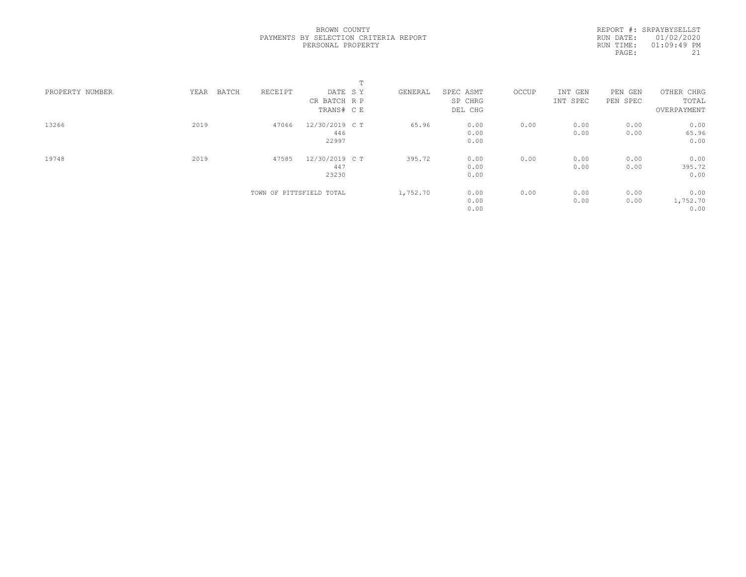BROWN COUNTY
PAYMENTS BY SELECTION CRITERIA REPORT
PERSONAL PROPERTY

REPORT #: SRPAYBYSELLST
RUN DATE: 01/02/2020
RUN TIME: 01:09:49 PM

| PROPERTY NUMBER | YEAR | BATCH | RECEIPT | DATE / CR BATCH / TRANS# | T SY / RP / CE | GENERAL | SPEC ASMT / SP CHRG / DEL CHG | OCCUP | INT GEN / INT SPEC | PEN GEN / PEN SPEC | OTHER CHRG / TOTAL / OVERPAYMENT |
|---|---|---|---|---|---|---|---|---|---|---|---|
| 13266 | 2019 | | 47066 | 12/30/2019<br>446<br>22997 | C T | 65.96 | 0.00<br>0.00<br>0.00 | 0.00 | 0.00<br>0.00 | 0.00<br>0.00 | 0.00<br>65.96<br>0.00 |
| 19748 | 2019 | | 47585 | 12/30/2019<br>447<br>23230 | C T | 395.72 | 0.00<br>0.00<br>0.00 | 0.00 | 0.00<br>0.00 | 0.00<br>0.00 | 0.00<br>395.72<br>0.00 |
| | | | TOWN OF PITTSFIELD TOTAL | | | 1,752.70 | 0.00<br>0.00<br>0.00 | 0.00 | 0.00<br>0.00 | 0.00<br>0.00 | 0.00<br>1,752.70<br>0.00 |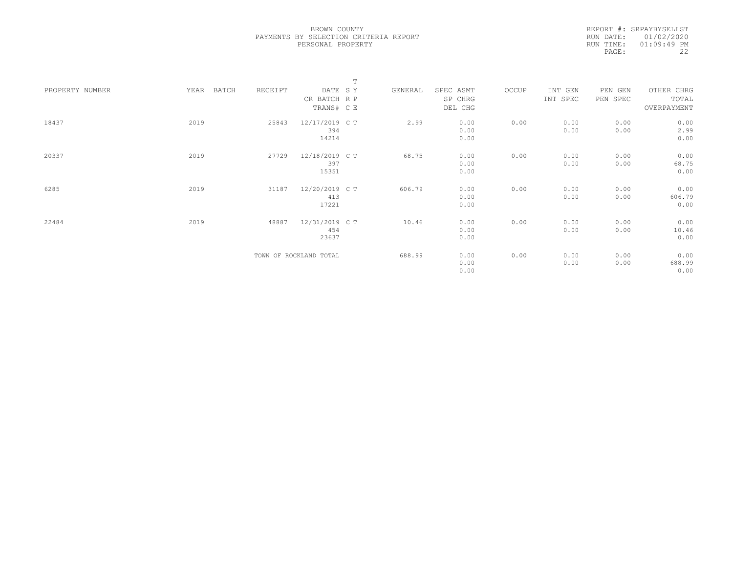BROWN COUNTY
PAYMENTS BY SELECTION CRITERIA REPORT
PERSONAL PROPERTY

REPORT #: SRPAYBYSELLST
RUN DATE: 01/02/2020
RUN TIME: 01:09:49 PM

| PROPERTY NUMBER | YEAR | BATCH | RECEIPT | DATE / CR BATCH / TRANS# | T SY RP CE | GENERAL | SPEC ASMT / SP CHRG / DEL CHG | OCCUP | INT GEN / INT SPEC | PEN GEN / PEN SPEC | OTHER CHRG / TOTAL / OVERPAYMENT |
|---|---|---|---|---|---|---|---|---|---|---|---|
| 18437 | 2019 | | 25843 | 12/17/2019<br>394<br>14214 | C T | 2.99 | 0.00<br>0.00<br>0.00 | 0.00 | 0.00<br>0.00 | 0.00<br>0.00 | 0.00<br>2.99<br>0.00 |
| 20337 | 2019 | | 27729 | 12/18/2019<br>397<br>15351 | C T | 68.75 | 0.00<br>0.00<br>0.00 | 0.00 | 0.00<br>0.00 | 0.00<br>0.00 | 0.00<br>68.75<br>0.00 |
| 6285 | 2019 | | 31187 | 12/20/2019<br>413<br>17221 | C T | 606.79 | 0.00<br>0.00<br>0.00 | 0.00 | 0.00<br>0.00 | 0.00<br>0.00 | 0.00<br>606.79<br>0.00 |
| 22484 | 2019 | | 48887 | 12/31/2019<br>454<br>23637 | C T | 10.46 | 0.00<br>0.00<br>0.00 | 0.00 | 0.00<br>0.00 | 0.00<br>0.00 | 0.00<br>10.46<br>0.00 |
| | | | TOWN OF ROCKLAND TOTAL | | | 688.99 | 0.00<br>0.00<br>0.00 | 0.00 | 0.00<br>0.00 | 0.00<br>0.00 | 0.00<br>688.99<br>0.00 |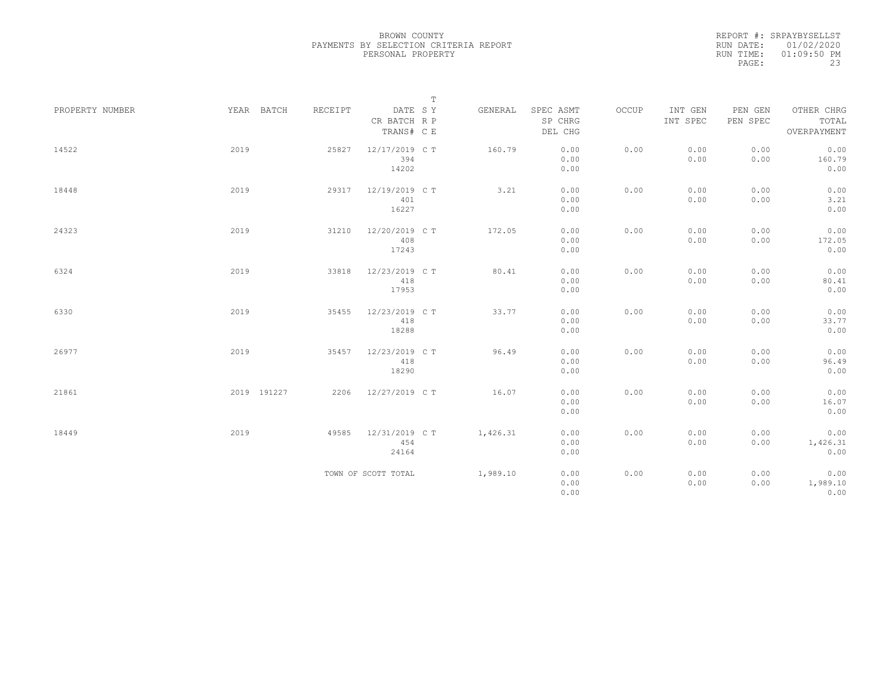BROWN COUNTY
PAYMENTS BY SELECTION CRITERIA REPORT
PERSONAL PROPERTY

REPORT #: SRPAYBYSELLST
RUN DATE: 01/02/2020
RUN TIME: 01:09:50 PM

| PROPERTY NUMBER | YEAR | BATCH | RECEIPT | DATE / CR BATCH / TRANS# | T SY / RP / CE | GENERAL | SPEC ASMT / SP CHRG / DEL CHG | OCCUP | INT GEN / INT SPEC | PEN GEN / PEN SPEC | OTHER CHRG / TOTAL / OVERPAYMENT |
|---|---|---|---|---|---|---|---|---|---|---|---|
| 14522 | 2019 | | 25827 | 12/17/2019 / 394 / 14202 | C T | 160.79 | 0.00 / 0.00 / 0.00 | 0.00 | 0.00 / 0.00 | 0.00 / 0.00 | 0.00 / 160.79 / 0.00 |
| 18448 | 2019 | | 29317 | 12/19/2019 / 401 / 16227 | C T | 3.21 | 0.00 / 0.00 / 0.00 | 0.00 | 0.00 / 0.00 | 0.00 / 0.00 | 0.00 / 3.21 / 0.00 |
| 24323 | 2019 | | 31210 | 12/20/2019 / 408 / 17243 | C T | 172.05 | 0.00 / 0.00 / 0.00 | 0.00 | 0.00 / 0.00 | 0.00 / 0.00 | 0.00 / 172.05 / 0.00 |
| 6324 | 2019 | | 33818 | 12/23/2019 / 418 / 17953 | C T | 80.41 | 0.00 / 0.00 / 0.00 | 0.00 | 0.00 / 0.00 | 0.00 / 0.00 | 0.00 / 80.41 / 0.00 |
| 6330 | 2019 | | 35455 | 12/23/2019 / 418 / 18288 | C T | 33.77 | 0.00 / 0.00 / 0.00 | 0.00 | 0.00 / 0.00 | 0.00 / 0.00 | 0.00 / 33.77 / 0.00 |
| 26977 | 2019 | | 35457 | 12/23/2019 / 418 / 18290 | C T | 96.49 | 0.00 / 0.00 / 0.00 | 0.00 | 0.00 / 0.00 | 0.00 / 0.00 | 0.00 / 96.49 / 0.00 |
| 21861 | 2019 | 191227 | 2206 | 12/27/2019 | C T | 16.07 | 0.00 / 0.00 / 0.00 | 0.00 | 0.00 / 0.00 | 0.00 / 0.00 | 0.00 / 16.07 / 0.00 |
| 18449 | 2019 | | 49585 | 12/31/2019 / 454 / 24164 | C T | 1,426.31 | 0.00 / 0.00 / 0.00 | 0.00 | 0.00 / 0.00 | 0.00 / 0.00 | 0.00 / 1,426.31 / 0.00 |
| | | | TOWN OF SCOTT TOTAL | | | 1,989.10 | 0.00 / 0.00 / 0.00 | 0.00 | 0.00 / 0.00 | 0.00 / 0.00 | 0.00 / 1,989.10 / 0.00 |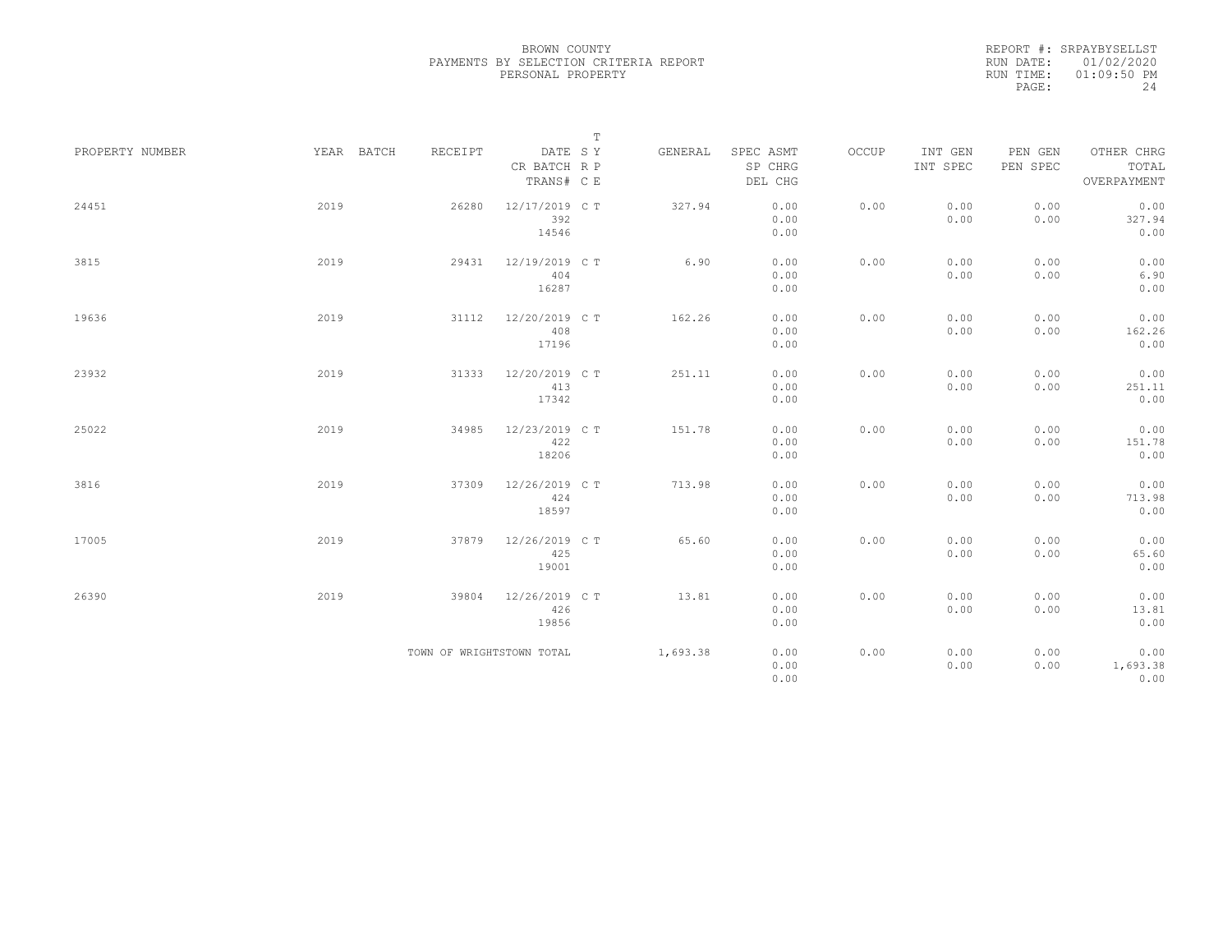BROWN COUNTY
PAYMENTS BY SELECTION CRITERIA REPORT
PERSONAL PROPERTY

REPORT #: SRPAYBYSELLST
RUN DATE: 01/02/2020
RUN TIME: 01:09:50 PM

| PROPERTY NUMBER | YEAR | BATCH | RECEIPT | DATE / CR BATCH / TRANS# | T S Y / R P / C E | GENERAL | SPEC ASMT / SP CHRG / DEL CHG | OCCUP | INT GEN / INT SPEC | PEN GEN / PEN SPEC | OTHER CHRG / TOTAL / OVERPAYMENT |
|---|---|---|---|---|---|---|---|---|---|---|---|
| 24451 | 2019 | | 26280 | 12/17/2019 / 392 / 14546 | C T | 327.94 | 0.00 / 0.00 / 0.00 | 0.00 | 0.00 / 0.00 | 0.00 / 0.00 | 0.00 / 327.94 / 0.00 |
| 3815 | 2019 | | 29431 | 12/19/2019 / 404 / 16287 | C T | 6.90 | 0.00 / 0.00 / 0.00 | 0.00 | 0.00 / 0.00 | 0.00 / 0.00 | 0.00 / 6.90 / 0.00 |
| 19636 | 2019 | | 31112 | 12/20/2019 / 408 / 17196 | C T | 162.26 | 0.00 / 0.00 / 0.00 | 0.00 | 0.00 / 0.00 | 0.00 / 0.00 | 0.00 / 162.26 / 0.00 |
| 23932 | 2019 | | 31333 | 12/20/2019 / 413 / 17342 | C T | 251.11 | 0.00 / 0.00 / 0.00 | 0.00 | 0.00 / 0.00 | 0.00 / 0.00 | 0.00 / 251.11 / 0.00 |
| 25022 | 2019 | | 34985 | 12/23/2019 / 422 / 18206 | C T | 151.78 | 0.00 / 0.00 / 0.00 | 0.00 | 0.00 / 0.00 | 0.00 / 0.00 | 0.00 / 151.78 / 0.00 |
| 3816 | 2019 | | 37309 | 12/26/2019 / 424 / 18597 | C T | 713.98 | 0.00 / 0.00 / 0.00 | 0.00 | 0.00 / 0.00 | 0.00 / 0.00 | 0.00 / 713.98 / 0.00 |
| 17005 | 2019 | | 37879 | 12/26/2019 / 425 / 19001 | C T | 65.60 | 0.00 / 0.00 / 0.00 | 0.00 | 0.00 / 0.00 | 0.00 / 0.00 | 0.00 / 65.60 / 0.00 |
| 26390 | 2019 | | 39804 | 12/26/2019 / 426 / 19856 | C T | 13.81 | 0.00 / 0.00 / 0.00 | 0.00 | 0.00 / 0.00 | 0.00 / 0.00 | 0.00 / 13.81 / 0.00 |
| | | | TOWN OF WRIGHTSTOWN TOTAL | | | 1,693.38 | 0.00 / 0.00 / 0.00 | 0.00 | 0.00 / 0.00 | 0.00 / 0.00 | 0.00 / 1,693.38 / 0.00 |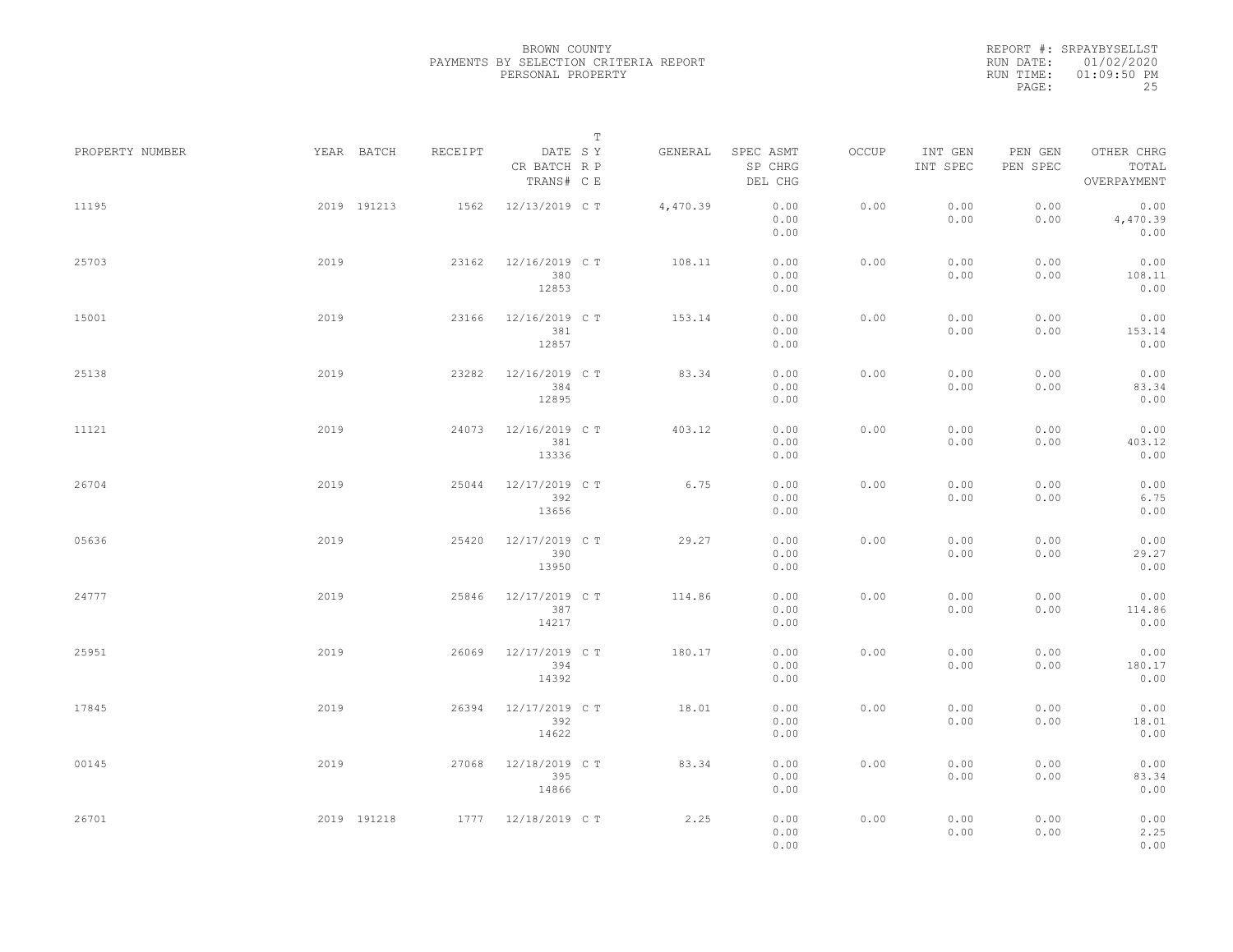BROWN COUNTY
PAYMENTS BY SELECTION CRITERIA REPORT
PERSONAL PROPERTY

REPORT #: SRPAYBYSELLST
RUN DATE: 01/02/2020
RUN TIME: 01:09:50 PM

| PROPERTY NUMBER | YEAR | BATCH | RECEIPT | DATE / CR BATCH / TRANS# | T S Y / R P / C E | GENERAL | SPEC ASMT / SP CHRG / DEL CHG | OCCUP | INT GEN / INT SPEC | PEN GEN / PEN SPEC | OTHER CHRG / TOTAL / OVERPAYMENT |
|---|---|---|---|---|---|---|---|---|---|---|---|
| 11195 | 2019 | 191213 | 1562 | 12/13/2019 | C T | 4,470.39 | 0.00 / 0.00 / 0.00 | 0.00 | 0.00 / 0.00 | 0.00 / 0.00 | 0.00 / 4,470.39 / 0.00 |
| 25703 | 2019 | | 23162 | 12/16/2019 / 380 / 12853 | C T | 108.11 | 0.00 / 0.00 / 0.00 | 0.00 | 0.00 / 0.00 | 0.00 / 0.00 | 0.00 / 108.11 / 0.00 |
| 15001 | 2019 | | 23166 | 12/16/2019 / 381 / 12857 | C T | 153.14 | 0.00 / 0.00 / 0.00 | 0.00 | 0.00 / 0.00 | 0.00 / 0.00 | 0.00 / 153.14 / 0.00 |
| 25138 | 2019 | | 23282 | 12/16/2019 / 384 / 12895 | C T | 83.34 | 0.00 / 0.00 / 0.00 | 0.00 | 0.00 / 0.00 | 0.00 / 0.00 | 0.00 / 83.34 / 0.00 |
| 11121 | 2019 | | 24073 | 12/16/2019 / 381 / 13336 | C T | 403.12 | 0.00 / 0.00 / 0.00 | 0.00 | 0.00 / 0.00 | 0.00 / 0.00 | 0.00 / 403.12 / 0.00 |
| 26704 | 2019 | | 25044 | 12/17/2019 / 392 / 13656 | C T | 6.75 | 0.00 / 0.00 / 0.00 | 0.00 | 0.00 / 0.00 | 0.00 / 0.00 | 0.00 / 6.75 / 0.00 |
| 05636 | 2019 | | 25420 | 12/17/2019 / 390 / 13950 | C T | 29.27 | 0.00 / 0.00 / 0.00 | 0.00 | 0.00 / 0.00 | 0.00 / 0.00 | 0.00 / 29.27 / 0.00 |
| 24777 | 2019 | | 25846 | 12/17/2019 / 387 / 14217 | C T | 114.86 | 0.00 / 0.00 / 0.00 | 0.00 | 0.00 / 0.00 | 0.00 / 0.00 | 0.00 / 114.86 / 0.00 |
| 25951 | 2019 | | 26069 | 12/17/2019 / 394 / 14392 | C T | 180.17 | 0.00 / 0.00 / 0.00 | 0.00 | 0.00 / 0.00 | 0.00 / 0.00 | 0.00 / 180.17 / 0.00 |
| 17845 | 2019 | | 26394 | 12/17/2019 / 392 / 14622 | C T | 18.01 | 0.00 / 0.00 / 0.00 | 0.00 | 0.00 / 0.00 | 0.00 / 0.00 | 0.00 / 18.01 / 0.00 |
| 00145 | 2019 | | 27068 | 12/18/2019 / 395 / 14866 | C T | 83.34 | 0.00 / 0.00 / 0.00 | 0.00 | 0.00 / 0.00 | 0.00 / 0.00 | 0.00 / 83.34 / 0.00 |
| 26701 | 2019 | 191218 | 1777 | 12/18/2019 | C T | 2.25 | 0.00 / 0.00 / 0.00 | 0.00 | 0.00 / 0.00 | 0.00 / 0.00 | 0.00 / 2.25 / 0.00 |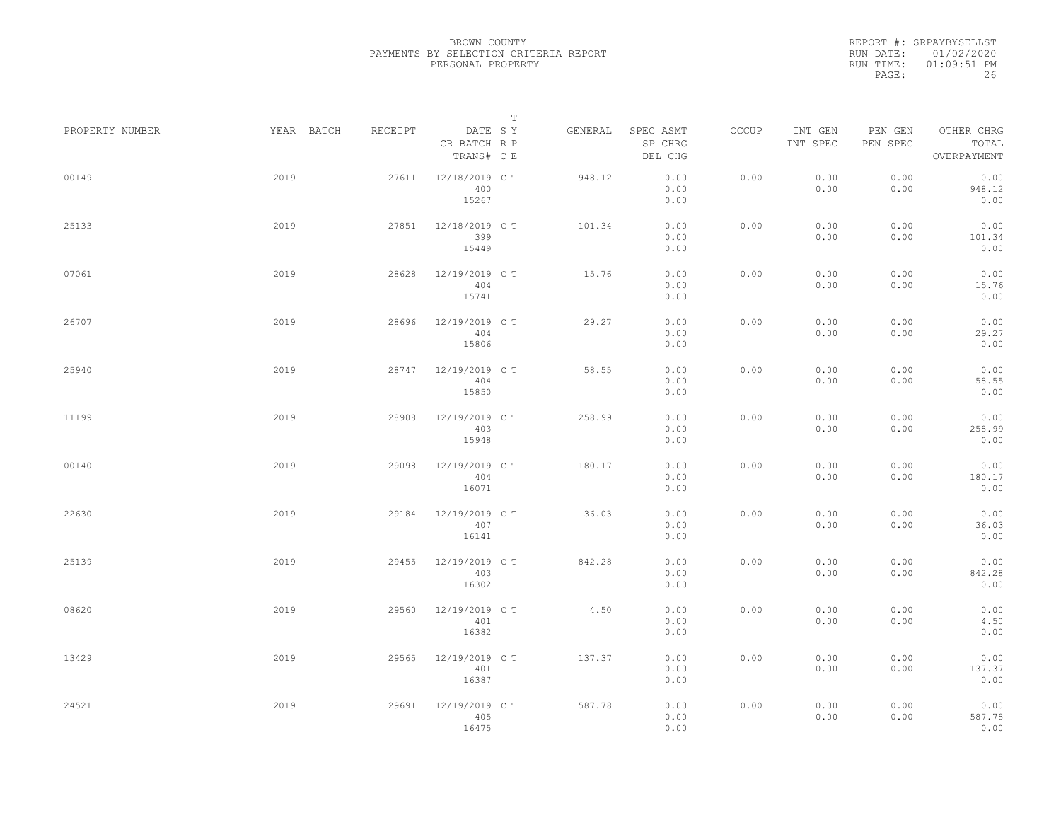BROWN COUNTY
PAYMENTS BY SELECTION CRITERIA REPORT
PERSONAL PROPERTY

REPORT #: SRPAYBYSELLST
RUN DATE: 01/02/2020
RUN TIME: 01:09:51 PM

| PROPERTY NUMBER | YEAR | BATCH | RECEIPT | DATE / CR BATCH / TRANS# | T SY RP CE | GENERAL | SPEC ASMT / SP CHRG / DEL CHG | OCCUP | INT GEN / INT SPEC | PEN GEN / PEN SPEC | OTHER CHRG / TOTAL / OVERPAYMENT |
|---|---|---|---|---|---|---|---|---|---|---|---|
| 00149 | 2019 | | 27611 | 12/18/2019 / 400 / 15267 | C T | 948.12 | 0.00 / 0.00 / 0.00 | 0.00 | 0.00 / 0.00 | 0.00 / 0.00 | 0.00 / 948.12 / 0.00 |
| 25133 | 2019 | | 27851 | 12/18/2019 / 399 / 15449 | C T | 101.34 | 0.00 / 0.00 / 0.00 | 0.00 | 0.00 / 0.00 | 0.00 / 0.00 | 0.00 / 101.34 / 0.00 |
| 07061 | 2019 | | 28628 | 12/19/2019 / 404 / 15741 | C T | 15.76 | 0.00 / 0.00 / 0.00 | 0.00 | 0.00 / 0.00 | 0.00 / 0.00 | 0.00 / 15.76 / 0.00 |
| 26707 | 2019 | | 28696 | 12/19/2019 / 404 / 15806 | C T | 29.27 | 0.00 / 0.00 / 0.00 | 0.00 | 0.00 / 0.00 | 0.00 / 0.00 | 0.00 / 29.27 / 0.00 |
| 25940 | 2019 | | 28747 | 12/19/2019 / 404 / 15850 | C T | 58.55 | 0.00 / 0.00 / 0.00 | 0.00 | 0.00 / 0.00 | 0.00 / 0.00 | 0.00 / 58.55 / 0.00 |
| 11199 | 2019 | | 28908 | 12/19/2019 / 403 / 15948 | C T | 258.99 | 0.00 / 0.00 / 0.00 | 0.00 | 0.00 / 0.00 | 0.00 / 0.00 | 0.00 / 258.99 / 0.00 |
| 00140 | 2019 | | 29098 | 12/19/2019 / 404 / 16071 | C T | 180.17 | 0.00 / 0.00 / 0.00 | 0.00 | 0.00 / 0.00 | 0.00 / 0.00 | 0.00 / 180.17 / 0.00 |
| 22630 | 2019 | | 29184 | 12/19/2019 / 407 / 16141 | C T | 36.03 | 0.00 / 0.00 / 0.00 | 0.00 | 0.00 / 0.00 | 0.00 / 0.00 | 0.00 / 36.03 / 0.00 |
| 25139 | 2019 | | 29455 | 12/19/2019 / 403 / 16302 | C T | 842.28 | 0.00 / 0.00 / 0.00 | 0.00 | 0.00 / 0.00 | 0.00 / 0.00 | 0.00 / 842.28 / 0.00 |
| 08620 | 2019 | | 29560 | 12/19/2019 / 401 / 16382 | C T | 4.50 | 0.00 / 0.00 / 0.00 | 0.00 | 0.00 / 0.00 | 0.00 / 0.00 | 0.00 / 4.50 / 0.00 |
| 13429 | 2019 | | 29565 | 12/19/2019 / 401 / 16387 | C T | 137.37 | 0.00 / 0.00 / 0.00 | 0.00 | 0.00 / 0.00 | 0.00 / 0.00 | 0.00 / 137.37 / 0.00 |
| 24521 | 2019 | | 29691 | 12/19/2019 / 405 / 16475 | C T | 587.78 | 0.00 / 0.00 / 0.00 | 0.00 | 0.00 / 0.00 | 0.00 / 0.00 | 0.00 / 587.78 / 0.00 |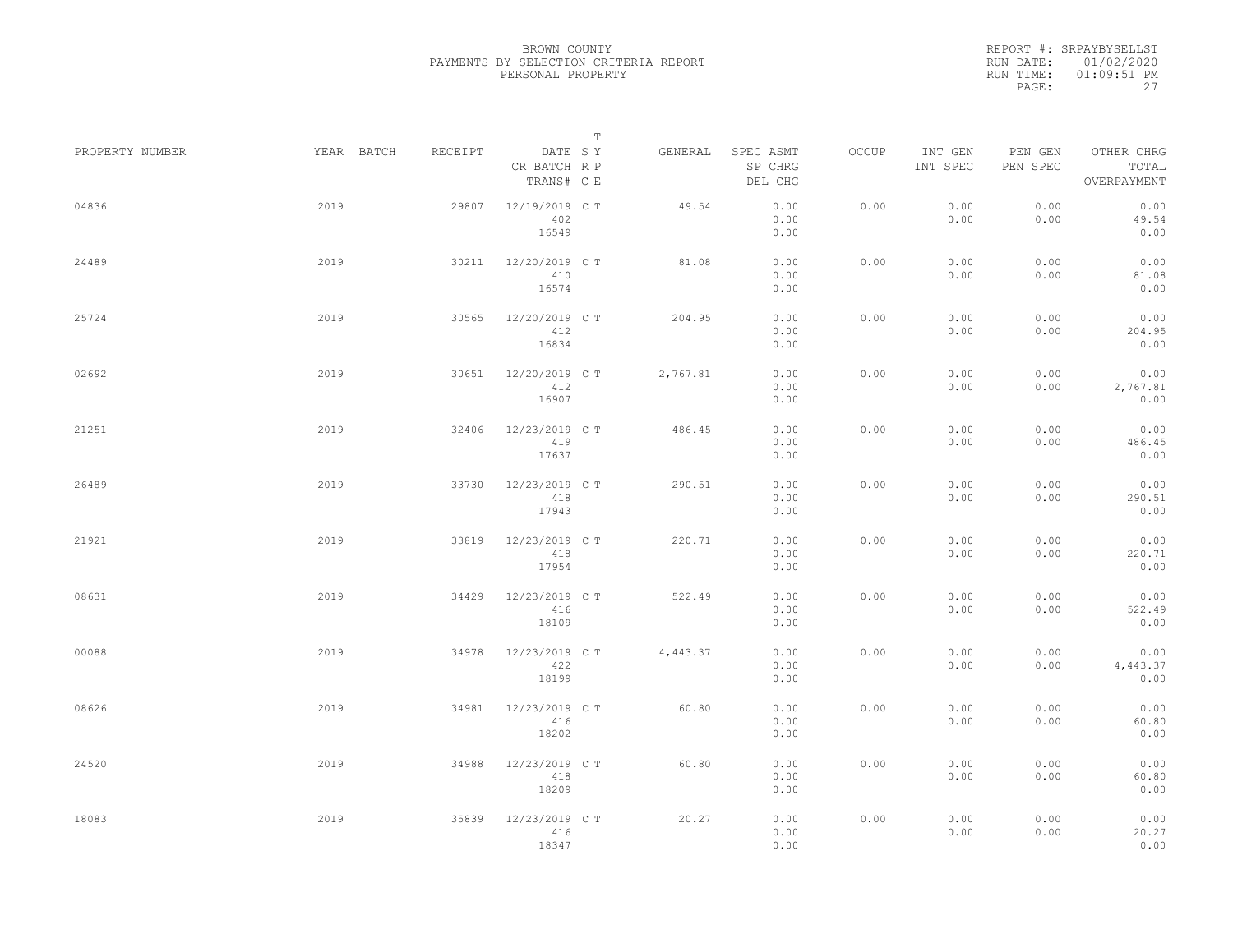BROWN COUNTY
PAYMENTS BY SELECTION CRITERIA REPORT
PERSONAL PROPERTY

REPORT #: SRPAYBYSELLST
RUN DATE: 01/02/2020
RUN TIME: 01:09:51 PM

| PROPERTY NUMBER | YEAR | BATCH | RECEIPT | DATE / CR BATCH / TRANS# | T SY / RP / CE | GENERAL | SPEC ASMT / SP CHRG / DEL CHG | OCCUP | INT GEN / INT SPEC | PEN GEN / PEN SPEC | OTHER CHRG / TOTAL / OVERPAYMENT |
|---|---|---|---|---|---|---|---|---|---|---|---|
| 04836 | 2019 | | 29807 | 12/19/2019 / 402 / 16549 | C T | 49.54 | 0.00 / 0.00 / 0.00 | 0.00 | 0.00 / 0.00 | 0.00 / 0.00 | 0.00 / 49.54 / 0.00 |
| 24489 | 2019 | | 30211 | 12/20/2019 / 410 / 16574 | C T | 81.08 | 0.00 / 0.00 / 0.00 | 0.00 | 0.00 / 0.00 | 0.00 / 0.00 | 0.00 / 81.08 / 0.00 |
| 25724 | 2019 | | 30565 | 12/20/2019 / 412 / 16834 | C T | 204.95 | 0.00 / 0.00 / 0.00 | 0.00 | 0.00 / 0.00 | 0.00 / 0.00 | 0.00 / 204.95 / 0.00 |
| 02692 | 2019 | | 30651 | 12/20/2019 / 412 / 16907 | C T | 2,767.81 | 0.00 / 0.00 / 0.00 | 0.00 | 0.00 / 0.00 | 0.00 / 0.00 | 0.00 / 2,767.81 / 0.00 |
| 21251 | 2019 | | 32406 | 12/23/2019 / 419 / 17637 | C T | 486.45 | 0.00 / 0.00 / 0.00 | 0.00 | 0.00 / 0.00 | 0.00 / 0.00 | 0.00 / 486.45 / 0.00 |
| 26489 | 2019 | | 33730 | 12/23/2019 / 418 / 17943 | C T | 290.51 | 0.00 / 0.00 / 0.00 | 0.00 | 0.00 / 0.00 | 0.00 / 0.00 | 0.00 / 290.51 / 0.00 |
| 21921 | 2019 | | 33819 | 12/23/2019 / 418 / 17954 | C T | 220.71 | 0.00 / 0.00 / 0.00 | 0.00 | 0.00 / 0.00 | 0.00 / 0.00 | 0.00 / 220.71 / 0.00 |
| 08631 | 2019 | | 34429 | 12/23/2019 / 416 / 18109 | C T | 522.49 | 0.00 / 0.00 / 0.00 | 0.00 | 0.00 / 0.00 | 0.00 / 0.00 | 0.00 / 522.49 / 0.00 |
| 00088 | 2019 | | 34978 | 12/23/2019 / 422 / 18199 | C T | 4,443.37 | 0.00 / 0.00 / 0.00 | 0.00 | 0.00 / 0.00 | 0.00 / 0.00 | 0.00 / 4,443.37 / 0.00 |
| 08626 | 2019 | | 34981 | 12/23/2019 / 416 / 18202 | C T | 60.80 | 0.00 / 0.00 / 0.00 | 0.00 | 0.00 / 0.00 | 0.00 / 0.00 | 0.00 / 60.80 / 0.00 |
| 24520 | 2019 | | 34988 | 12/23/2019 / 418 / 18209 | C T | 60.80 | 0.00 / 0.00 / 0.00 | 0.00 | 0.00 / 0.00 | 0.00 / 0.00 | 0.00 / 60.80 / 0.00 |
| 18083 | 2019 | | 35839 | 12/23/2019 / 416 / 18347 | C T | 20.27 | 0.00 / 0.00 / 0.00 | 0.00 | 0.00 / 0.00 | 0.00 / 0.00 | 0.00 / 20.27 / 0.00 |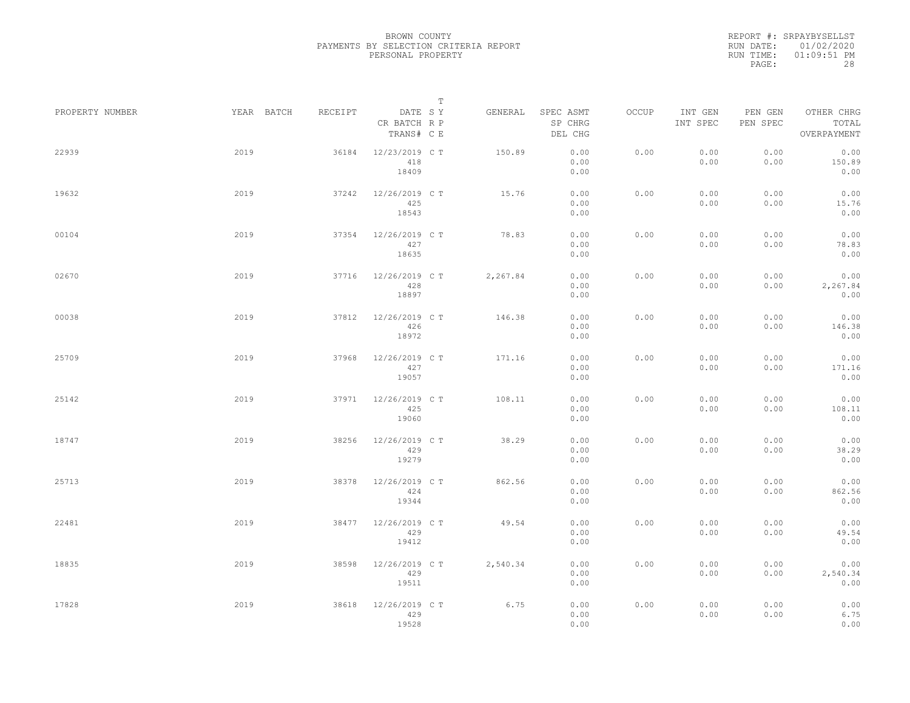BROWN COUNTY
PAYMENTS BY SELECTION CRITERIA REPORT
PERSONAL PROPERTY

REPORT #: SRPAYBYSELLST
RUN DATE: 01/02/2020
RUN TIME: 01:09:51 PM

| PROPERTY NUMBER | YEAR | BATCH | RECEIPT | DATE / CR BATCH / TRANS# | S R C | T Y P E | GENERAL | SPEC ASMT / SP CHRG / DEL CHG | OCCUP | INT GEN / INT SPEC | PEN GEN / PEN SPEC | OTHER CHRG / TOTAL / OVERPAYMENT |
|---|---|---|---|---|---|---|---|---|---|---|---|---|
| 22939 | 2019 | | 36184 | 12/23/2019 / 418 / 18409 | C | T | 150.89 | 0.00 / 0.00 / 0.00 | 0.00 | 0.00 / 0.00 | 0.00 / 0.00 | 0.00 / 150.89 / 0.00 |
| 19632 | 2019 | | 37242 | 12/26/2019 / 425 / 18543 | C | T | 15.76 | 0.00 / 0.00 / 0.00 | 0.00 | 0.00 / 0.00 | 0.00 / 0.00 | 0.00 / 15.76 / 0.00 |
| 00104 | 2019 | | 37354 | 12/26/2019 / 427 / 18635 | C | T | 78.83 | 0.00 / 0.00 / 0.00 | 0.00 | 0.00 / 0.00 | 0.00 / 0.00 | 0.00 / 78.83 / 0.00 |
| 02670 | 2019 | | 37716 | 12/26/2019 / 428 / 18897 | C | T | 2,267.84 | 0.00 / 0.00 / 0.00 | 0.00 | 0.00 / 0.00 | 0.00 / 0.00 | 0.00 / 2,267.84 / 0.00 |
| 00038 | 2019 | | 37812 | 12/26/2019 / 426 / 18972 | C | T | 146.38 | 0.00 / 0.00 / 0.00 | 0.00 | 0.00 / 0.00 | 0.00 / 0.00 | 0.00 / 146.38 / 0.00 |
| 25709 | 2019 | | 37968 | 12/26/2019 / 427 / 19057 | C | T | 171.16 | 0.00 / 0.00 / 0.00 | 0.00 | 0.00 / 0.00 | 0.00 / 0.00 | 0.00 / 171.16 / 0.00 |
| 25142 | 2019 | | 37971 | 12/26/2019 / 425 / 19060 | C | T | 108.11 | 0.00 / 0.00 / 0.00 | 0.00 | 0.00 / 0.00 | 0.00 / 0.00 | 0.00 / 108.11 / 0.00 |
| 18747 | 2019 | | 38256 | 12/26/2019 / 429 / 19279 | C | T | 38.29 | 0.00 / 0.00 / 0.00 | 0.00 | 0.00 / 0.00 | 0.00 / 0.00 | 0.00 / 38.29 / 0.00 |
| 25713 | 2019 | | 38378 | 12/26/2019 / 424 / 19344 | C | T | 862.56 | 0.00 / 0.00 / 0.00 | 0.00 | 0.00 / 0.00 | 0.00 / 0.00 | 0.00 / 862.56 / 0.00 |
| 22481 | 2019 | | 38477 | 12/26/2019 / 429 / 19412 | C | T | 49.54 | 0.00 / 0.00 / 0.00 | 0.00 | 0.00 / 0.00 | 0.00 / 0.00 | 0.00 / 49.54 / 0.00 |
| 18835 | 2019 | | 38598 | 12/26/2019 / 429 / 19511 | C | T | 2,540.34 | 0.00 / 0.00 / 0.00 | 0.00 | 0.00 / 0.00 | 0.00 / 0.00 | 0.00 / 2,540.34 / 0.00 |
| 17828 | 2019 | | 38618 | 12/26/2019 / 429 / 19528 | C | T | 6.75 | 0.00 / 0.00 / 0.00 | 0.00 | 0.00 / 0.00 | 0.00 / 0.00 | 0.00 / 6.75 / 0.00 |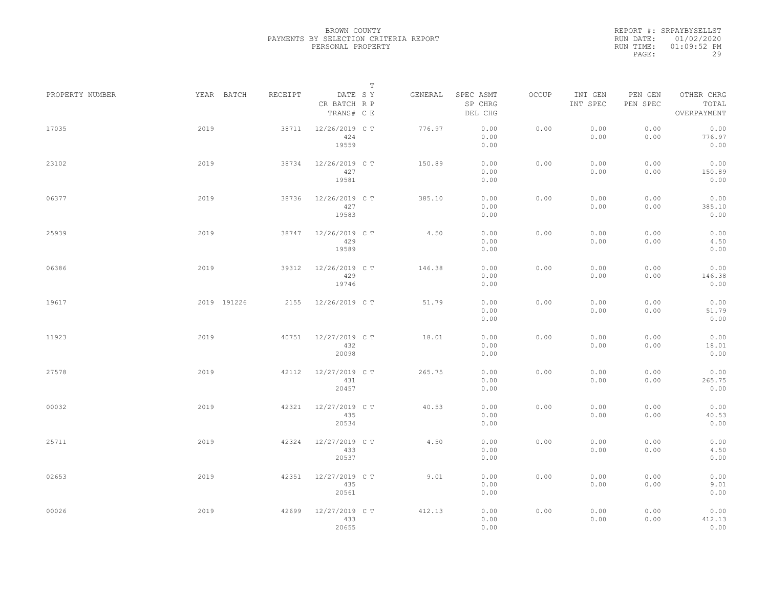BROWN COUNTY
PAYMENTS BY SELECTION CRITERIA REPORT
PERSONAL PROPERTY

REPORT #: SRPAYBYSELLST
RUN DATE: 01/02/2020
RUN TIME: 01:09:52 PM

| PROPERTY NUMBER | YEAR | BATCH | RECEIPT | DATE / CR BATCH / TRANS# | SY | TYPE | GENERAL | SPEC ASMT / SP CHRG / DEL CHG | OCCUP | INT GEN / INT SPEC | PEN GEN / PEN SPEC | OTHER CHRG / TOTAL / OVERPAYMENT |
|---|---|---|---|---|---|---|---|---|---|---|---|---|
| 17035 | 2019 | | 38711 | 12/26/2019 / 424 / 19559 | C | T | 776.97 | 0.00 / 0.00 / 0.00 | 0.00 | 0.00 / 0.00 | 0.00 / 0.00 | 0.00 / 776.97 / 0.00 |
| 23102 | 2019 | | 38734 | 12/26/2019 / 427 / 19581 | C | T | 150.89 | 0.00 / 0.00 / 0.00 | 0.00 | 0.00 / 0.00 | 0.00 / 0.00 | 0.00 / 150.89 / 0.00 |
| 06377 | 2019 | | 38736 | 12/26/2019 / 427 / 19583 | C | T | 385.10 | 0.00 / 0.00 / 0.00 | 0.00 | 0.00 / 0.00 | 0.00 / 0.00 | 0.00 / 385.10 / 0.00 |
| 25939 | 2019 | | 38747 | 12/26/2019 / 429 / 19589 | C | T | 4.50 | 0.00 / 0.00 / 0.00 | 0.00 | 0.00 / 0.00 | 0.00 / 0.00 | 0.00 / 4.50 / 0.00 |
| 06386 | 2019 | | 39312 | 12/26/2019 / 429 / 19746 | C | T | 146.38 | 0.00 / 0.00 / 0.00 | 0.00 | 0.00 / 0.00 | 0.00 / 0.00 | 0.00 / 146.38 / 0.00 |
| 19617 | 2019 | 191226 | 2155 | 12/26/2019 | C | T | 51.79 | 0.00 / 0.00 / 0.00 | 0.00 | 0.00 / 0.00 | 0.00 / 0.00 | 0.00 / 51.79 / 0.00 |
| 11923 | 2019 | | 40751 | 12/27/2019 / 432 / 20098 | C | T | 18.01 | 0.00 / 0.00 / 0.00 | 0.00 | 0.00 / 0.00 | 0.00 / 0.00 | 0.00 / 18.01 / 0.00 |
| 27578 | 2019 | | 42112 | 12/27/2019 / 431 / 20457 | C | T | 265.75 | 0.00 / 0.00 / 0.00 | 0.00 | 0.00 / 0.00 | 0.00 / 0.00 | 0.00 / 265.75 / 0.00 |
| 00032 | 2019 | | 42321 | 12/27/2019 / 435 / 20534 | C | T | 40.53 | 0.00 / 0.00 / 0.00 | 0.00 | 0.00 / 0.00 | 0.00 / 0.00 | 0.00 / 40.53 / 0.00 |
| 25711 | 2019 | | 42324 | 12/27/2019 / 433 / 20537 | C | T | 4.50 | 0.00 / 0.00 / 0.00 | 0.00 | 0.00 / 0.00 | 0.00 / 0.00 | 0.00 / 4.50 / 0.00 |
| 02653 | 2019 | | 42351 | 12/27/2019 / 435 / 20561 | C | T | 9.01 | 0.00 / 0.00 / 0.00 | 0.00 | 0.00 / 0.00 | 0.00 / 0.00 | 0.00 / 9.01 / 0.00 |
| 00026 | 2019 | | 42699 | 12/27/2019 / 433 / 20655 | C | T | 412.13 | 0.00 / 0.00 / 0.00 | 0.00 | 0.00 / 0.00 | 0.00 / 0.00 | 0.00 / 412.13 / 0.00 |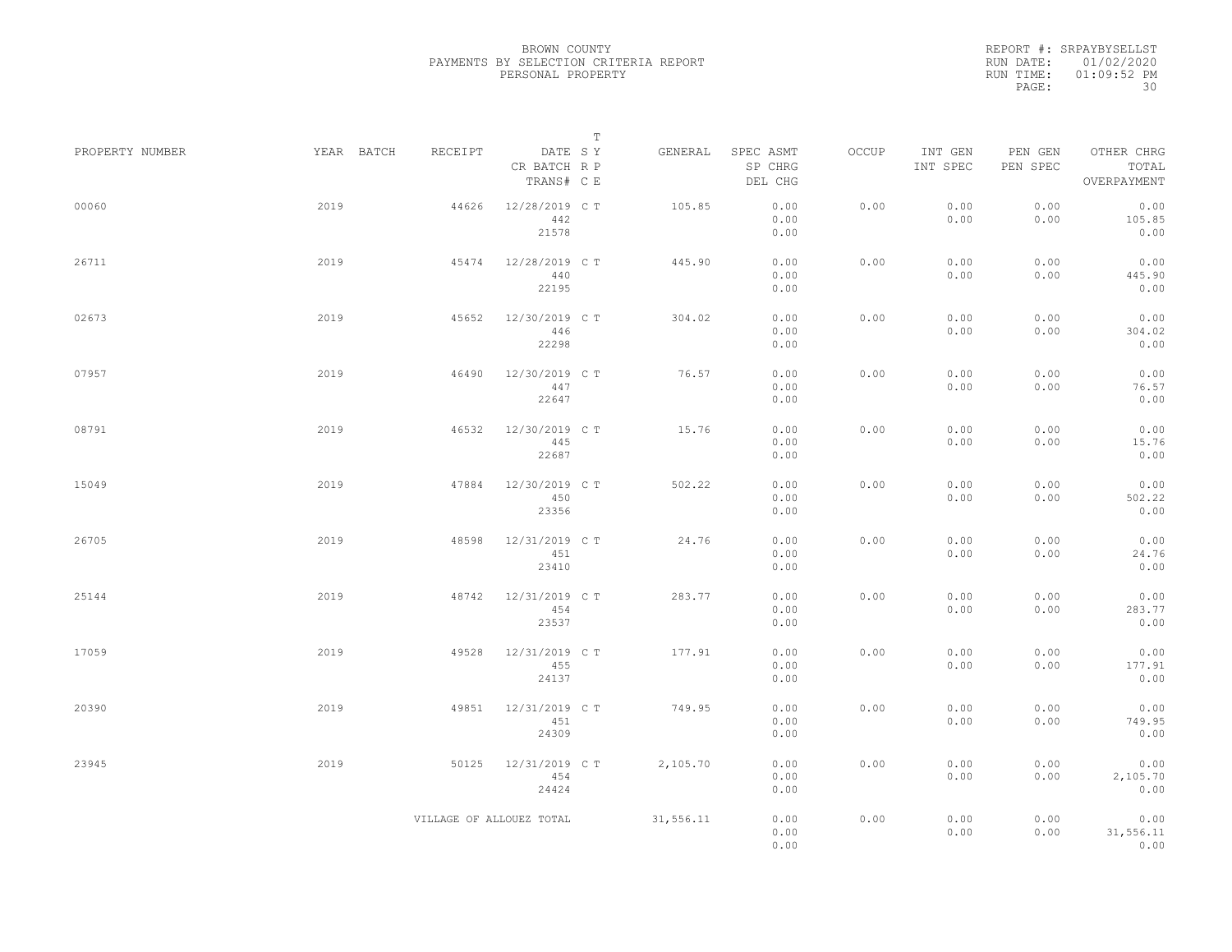BROWN COUNTY
PAYMENTS BY SELECTION CRITERIA REPORT
PERSONAL PROPERTY

REPORT #: SRPAYBYSELLST
RUN DATE: 01/02/2020
RUN TIME: 01:09:52 PM

| PROPERTY NUMBER | YEAR | BATCH | RECEIPT | DATE / CR BATCH / TRANS# | T S Y R P C E | GENERAL | SPEC ASMT / SP CHRG / DEL CHG | OCCUP | INT GEN / INT SPEC | PEN GEN / PEN SPEC | OTHER CHRG / TOTAL / OVERPAYMENT |
|---|---|---|---|---|---|---|---|---|---|---|---|
| 00060 | 2019 | | 44626 | 12/28/2019 / 442 / 21578 | C T | 105.85 | 0.00 / 0.00 / 0.00 | 0.00 | 0.00 / 0.00 | 0.00 / 0.00 | 0.00 / 105.85 / 0.00 |
| 26711 | 2019 | | 45474 | 12/28/2019 / 440 / 22195 | C T | 445.90 | 0.00 / 0.00 / 0.00 | 0.00 | 0.00 / 0.00 | 0.00 / 0.00 | 0.00 / 445.90 / 0.00 |
| 02673 | 2019 | | 45652 | 12/30/2019 / 446 / 22298 | C T | 304.02 | 0.00 / 0.00 / 0.00 | 0.00 | 0.00 / 0.00 | 0.00 / 0.00 | 0.00 / 304.02 / 0.00 |
| 07957 | 2019 | | 46490 | 12/30/2019 / 447 / 22647 | C T | 76.57 | 0.00 / 0.00 / 0.00 | 0.00 | 0.00 / 0.00 | 0.00 / 0.00 | 0.00 / 76.57 / 0.00 |
| 08791 | 2019 | | 46532 | 12/30/2019 / 445 / 22687 | C T | 15.76 | 0.00 / 0.00 / 0.00 | 0.00 | 0.00 / 0.00 | 0.00 / 0.00 | 0.00 / 15.76 / 0.00 |
| 15049 | 2019 | | 47884 | 12/30/2019 / 450 / 23356 | C T | 502.22 | 0.00 / 0.00 / 0.00 | 0.00 | 0.00 / 0.00 | 0.00 / 0.00 | 0.00 / 502.22 / 0.00 |
| 26705 | 2019 | | 48598 | 12/31/2019 / 451 / 23410 | C T | 24.76 | 0.00 / 0.00 / 0.00 | 0.00 | 0.00 / 0.00 | 0.00 / 0.00 | 0.00 / 24.76 / 0.00 |
| 25144 | 2019 | | 48742 | 12/31/2019 / 454 / 23537 | C T | 283.77 | 0.00 / 0.00 / 0.00 | 0.00 | 0.00 / 0.00 | 0.00 / 0.00 | 0.00 / 283.77 / 0.00 |
| 17059 | 2019 | | 49528 | 12/31/2019 / 455 / 24137 | C T | 177.91 | 0.00 / 0.00 / 0.00 | 0.00 | 0.00 / 0.00 | 0.00 / 0.00 | 0.00 / 177.91 / 0.00 |
| 20390 | 2019 | | 49851 | 12/31/2019 / 451 / 24309 | C T | 749.95 | 0.00 / 0.00 / 0.00 | 0.00 | 0.00 / 0.00 | 0.00 / 0.00 | 0.00 / 749.95 / 0.00 |
| 23945 | 2019 | | 50125 | 12/31/2019 / 454 / 24424 | C T | 2,105.70 | 0.00 / 0.00 / 0.00 | 0.00 | 0.00 / 0.00 | 0.00 / 0.00 | 0.00 / 2,105.70 / 0.00 |
| | | | VILLAGE OF ALLOUEZ TOTAL | | | 31,556.11 | 0.00 / 0.00 / 0.00 | 0.00 | 0.00 / 0.00 | 0.00 / 0.00 | 0.00 / 31,556.11 / 0.00 |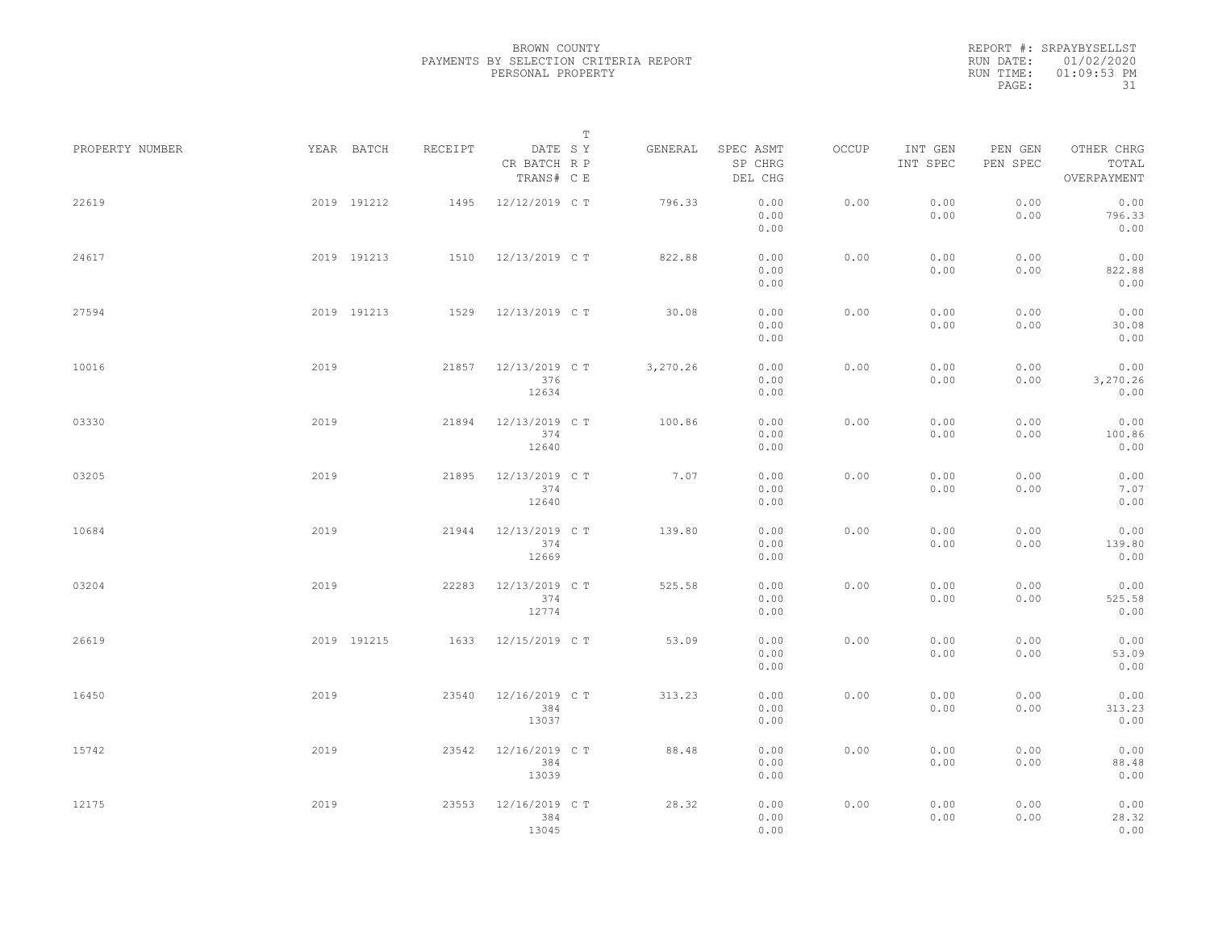BROWN COUNTY
PAYMENTS BY SELECTION CRITERIA REPORT
PERSONAL PROPERTY

REPORT #: SRPAYBYSELLST
RUN DATE: 01/02/2020
RUN TIME: 01:09:53 PM

| PROPERTY NUMBER | YEAR | BATCH | RECEIPT | DATE / CR BATCH / TRANS# | S R C | T Y P E | GENERAL | SPEC ASMT / SP CHRG / DEL CHG | OCCUP | INT GEN / INT SPEC | PEN GEN / PEN SPEC | OTHER CHRG / TOTAL / OVERPAYMENT |
|---|---|---|---|---|---|---|---|---|---|---|---|---|
| 22619 | 2019 | 191212 | 1495 | 12/12/2019 | C | T | 796.33 | 0.00 / 0.00 / 0.00 | 0.00 | 0.00 / 0.00 | 0.00 / 0.00 | 0.00 / 796.33 / 0.00 |
| 24617 | 2019 | 191213 | 1510 | 12/13/2019 | C | T | 822.88 | 0.00 / 0.00 / 0.00 | 0.00 | 0.00 / 0.00 | 0.00 / 0.00 | 0.00 / 822.88 / 0.00 |
| 27594 | 2019 | 191213 | 1529 | 12/13/2019 | C | T | 30.08 | 0.00 / 0.00 / 0.00 | 0.00 | 0.00 / 0.00 | 0.00 / 0.00 | 0.00 / 30.08 / 0.00 |
| 10016 | 2019 | | 21857 | 12/13/2019 / 376 / 12634 | C | T | 3,270.26 | 0.00 / 0.00 / 0.00 | 0.00 | 0.00 / 0.00 | 0.00 / 0.00 | 0.00 / 3,270.26 / 0.00 |
| 03330 | 2019 | | 21894 | 12/13/2019 / 374 / 12640 | C | T | 100.86 | 0.00 / 0.00 / 0.00 | 0.00 | 0.00 / 0.00 | 0.00 / 0.00 | 0.00 / 100.86 / 0.00 |
| 03205 | 2019 | | 21895 | 12/13/2019 / 374 / 12640 | C | T | 7.07 | 0.00 / 0.00 / 0.00 | 0.00 | 0.00 / 0.00 | 0.00 / 0.00 | 0.00 / 7.07 / 0.00 |
| 10684 | 2019 | | 21944 | 12/13/2019 / 374 / 12669 | C | T | 139.80 | 0.00 / 0.00 / 0.00 | 0.00 | 0.00 / 0.00 | 0.00 / 0.00 | 0.00 / 139.80 / 0.00 |
| 03204 | 2019 | | 22283 | 12/13/2019 / 374 / 12774 | C | T | 525.58 | 0.00 / 0.00 / 0.00 | 0.00 | 0.00 / 0.00 | 0.00 / 0.00 | 0.00 / 525.58 / 0.00 |
| 26619 | 2019 | 191215 | 1633 | 12/15/2019 | C | T | 53.09 | 0.00 / 0.00 / 0.00 | 0.00 | 0.00 / 0.00 | 0.00 / 0.00 | 0.00 / 53.09 / 0.00 |
| 16450 | 2019 | | 23540 | 12/16/2019 / 384 / 13037 | C | T | 313.23 | 0.00 / 0.00 / 0.00 | 0.00 | 0.00 / 0.00 | 0.00 / 0.00 | 0.00 / 313.23 / 0.00 |
| 15742 | 2019 | | 23542 | 12/16/2019 / 384 / 13039 | C | T | 88.48 | 0.00 / 0.00 / 0.00 | 0.00 | 0.00 / 0.00 | 0.00 / 0.00 | 0.00 / 88.48 / 0.00 |
| 12175 | 2019 | | 23553 | 12/16/2019 / 384 / 13045 | C | T | 28.32 | 0.00 / 0.00 / 0.00 | 0.00 | 0.00 / 0.00 | 0.00 / 0.00 | 0.00 / 28.32 / 0.00 |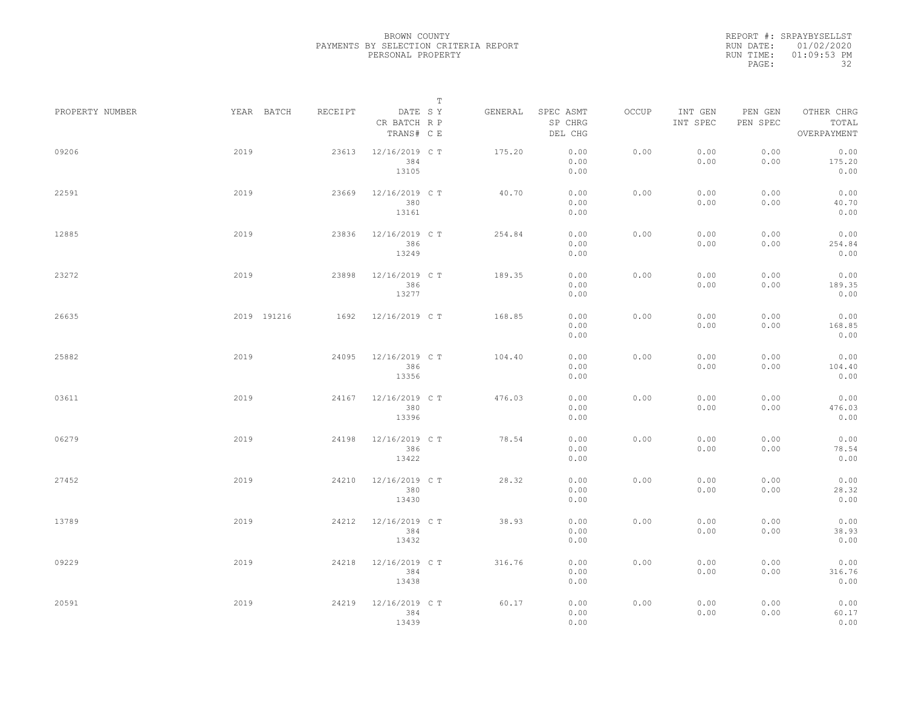BROWN COUNTY
PAYMENTS BY SELECTION CRITERIA REPORT
PERSONAL PROPERTY

REPORT #: SRPAYBYSELLST
RUN DATE: 01/02/2020
RUN TIME: 01:09:53 PM

| PROPERTY NUMBER | YEAR | BATCH | RECEIPT | DATE / CR BATCH / TRANS# | SY | T RP | GENERAL | SPEC ASMT / SP CHRG / DEL CHG | OCCUP | INT GEN / INT SPEC | PEN GEN / PEN SPEC | OTHER CHRG / TOTAL / OVERPAYMENT |
|---|---|---|---|---|---|---|---|---|---|---|---|---|
| 09206 | 2019 | | 23613 | 12/16/2019 / 384 / 13105 | C | T | 175.20 | 0.00 / 0.00 / 0.00 | 0.00 | 0.00 / 0.00 | 0.00 / 0.00 | 0.00 / 175.20 / 0.00 |
| 22591 | 2019 | | 23669 | 12/16/2019 / 380 / 13161 | C | T | 40.70 | 0.00 / 0.00 / 0.00 | 0.00 | 0.00 / 0.00 | 0.00 / 0.00 | 0.00 / 40.70 / 0.00 |
| 12885 | 2019 | | 23836 | 12/16/2019 / 386 / 13249 | C | T | 254.84 | 0.00 / 0.00 / 0.00 | 0.00 | 0.00 / 0.00 | 0.00 / 0.00 | 0.00 / 254.84 / 0.00 |
| 23272 | 2019 | | 23898 | 12/16/2019 / 386 / 13277 | C | T | 189.35 | 0.00 / 0.00 / 0.00 | 0.00 | 0.00 / 0.00 | 0.00 / 0.00 | 0.00 / 189.35 / 0.00 |
| 26635 | 2019 | 191216 | 1692 | 12/16/2019 | C | T | 168.85 | 0.00 / 0.00 / 0.00 | 0.00 | 0.00 / 0.00 | 0.00 / 0.00 | 0.00 / 168.85 / 0.00 |
| 25882 | 2019 | | 24095 | 12/16/2019 / 386 / 13356 | C | T | 104.40 | 0.00 / 0.00 / 0.00 | 0.00 | 0.00 / 0.00 | 0.00 / 0.00 | 0.00 / 104.40 / 0.00 |
| 03611 | 2019 | | 24167 | 12/16/2019 / 380 / 13396 | C | T | 476.03 | 0.00 / 0.00 / 0.00 | 0.00 | 0.00 / 0.00 | 0.00 / 0.00 | 0.00 / 476.03 / 0.00 |
| 06279 | 2019 | | 24198 | 12/16/2019 / 386 / 13422 | C | T | 78.54 | 0.00 / 0.00 / 0.00 | 0.00 | 0.00 / 0.00 | 0.00 / 0.00 | 0.00 / 78.54 / 0.00 |
| 27452 | 2019 | | 24210 | 12/16/2019 / 380 / 13430 | C | T | 28.32 | 0.00 / 0.00 / 0.00 | 0.00 | 0.00 / 0.00 | 0.00 / 0.00 | 0.00 / 28.32 / 0.00 |
| 13789 | 2019 | | 24212 | 12/16/2019 / 384 / 13432 | C | T | 38.93 | 0.00 / 0.00 / 0.00 | 0.00 | 0.00 / 0.00 | 0.00 / 0.00 | 0.00 / 38.93 / 0.00 |
| 09229 | 2019 | | 24218 | 12/16/2019 / 384 / 13438 | C | T | 316.76 | 0.00 / 0.00 / 0.00 | 0.00 | 0.00 / 0.00 | 0.00 / 0.00 | 0.00 / 316.76 / 0.00 |
| 20591 | 2019 | | 24219 | 12/16/2019 / 384 / 13439 | C | T | 60.17 | 0.00 / 0.00 / 0.00 | 0.00 | 0.00 / 0.00 | 0.00 / 0.00 | 0.00 / 60.17 / 0.00 |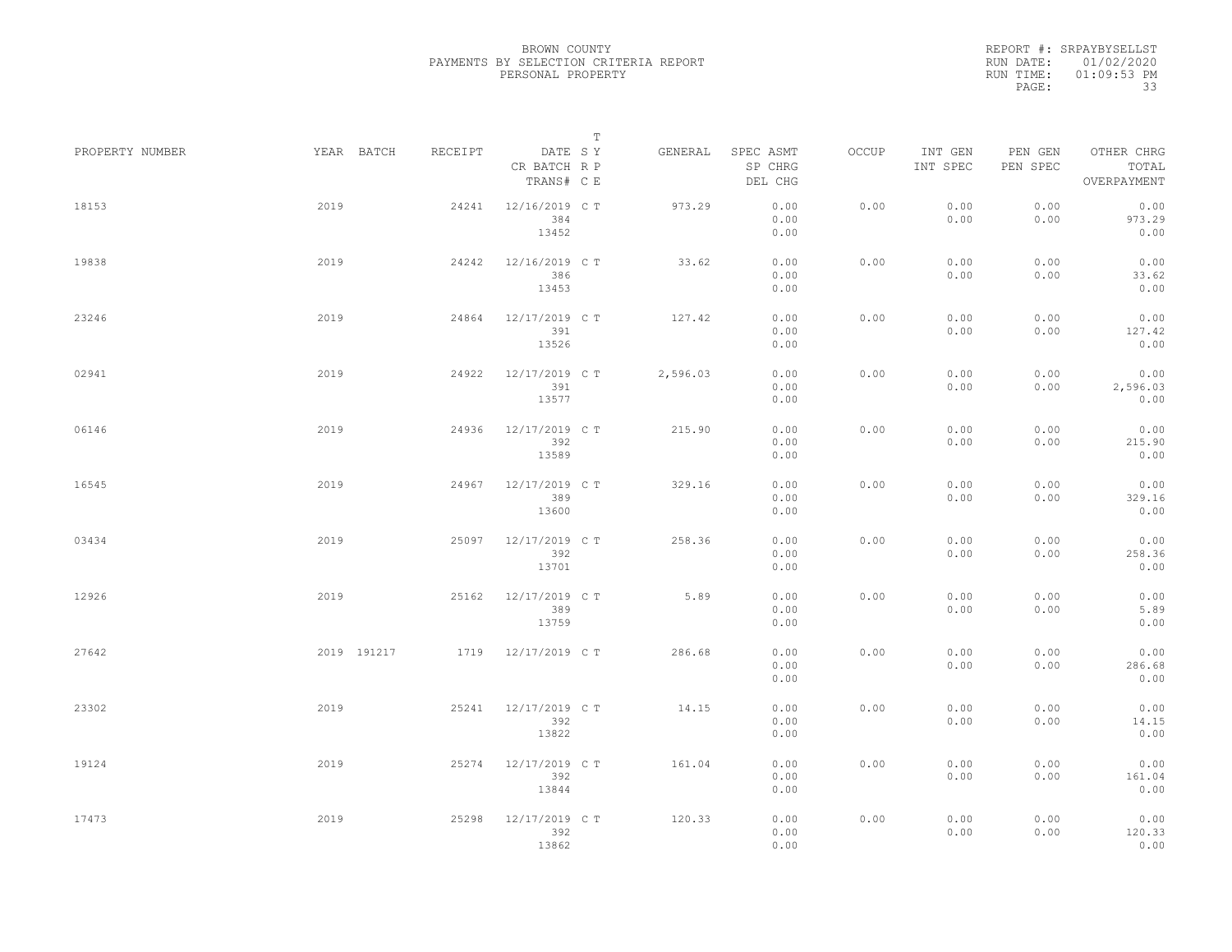BROWN COUNTY
PAYMENTS BY SELECTION CRITERIA REPORT
PERSONAL PROPERTY

REPORT #: SRPAYBYSELLST
RUN DATE: 01/02/2020
RUN TIME: 01:09:53 PM

| PROPERTY NUMBER | YEAR | BATCH | RECEIPT | DATE / CR BATCH / TRANS# | SY RP CE | T Y P E | GENERAL | SPEC ASMT / SP CHRG / DEL CHG | OCCUP | INT GEN / INT SPEC | PEN GEN / PEN SPEC | OTHER CHRG / TOTAL / OVERPAYMENT |
|---|---|---|---|---|---|---|---|---|---|---|---|---|
| 18153 | 2019 | | 24241 | 12/16/2019 / 384 / 13452 | C | T | 973.29 | 0.00 / 0.00 / 0.00 | 0.00 | 0.00 / 0.00 | 0.00 / 0.00 | 0.00 / 973.29 / 0.00 |
| 19838 | 2019 | | 24242 | 12/16/2019 / 386 / 13453 | C | T | 33.62 | 0.00 / 0.00 / 0.00 | 0.00 | 0.00 / 0.00 | 0.00 / 0.00 | 0.00 / 33.62 / 0.00 |
| 23246 | 2019 | | 24864 | 12/17/2019 / 391 / 13526 | C | T | 127.42 | 0.00 / 0.00 / 0.00 | 0.00 | 0.00 / 0.00 | 0.00 / 0.00 | 0.00 / 127.42 / 0.00 |
| 02941 | 2019 | | 24922 | 12/17/2019 / 391 / 13577 | C | T | 2,596.03 | 0.00 / 0.00 / 0.00 | 0.00 | 0.00 / 0.00 | 0.00 / 0.00 | 0.00 / 2,596.03 / 0.00 |
| 06146 | 2019 | | 24936 | 12/17/2019 / 392 / 13589 | C | T | 215.90 | 0.00 / 0.00 / 0.00 | 0.00 | 0.00 / 0.00 | 0.00 / 0.00 | 0.00 / 215.90 / 0.00 |
| 16545 | 2019 | | 24967 | 12/17/2019 / 389 / 13600 | C | T | 329.16 | 0.00 / 0.00 / 0.00 | 0.00 | 0.00 / 0.00 | 0.00 / 0.00 | 0.00 / 329.16 / 0.00 |
| 03434 | 2019 | | 25097 | 12/17/2019 / 392 / 13701 | C | T | 258.36 | 0.00 / 0.00 / 0.00 | 0.00 | 0.00 / 0.00 | 0.00 / 0.00 | 0.00 / 258.36 / 0.00 |
| 12926 | 2019 | | 25162 | 12/17/2019 / 389 / 13759 | C | T | 5.89 | 0.00 / 0.00 / 0.00 | 0.00 | 0.00 / 0.00 | 0.00 / 0.00 | 0.00 / 5.89 / 0.00 |
| 27642 | 2019 | 191217 | 1719 | 12/17/2019 | C | T | 286.68 | 0.00 / 0.00 / 0.00 | 0.00 | 0.00 / 0.00 | 0.00 / 0.00 | 0.00 / 286.68 / 0.00 |
| 23302 | 2019 | | 25241 | 12/17/2019 / 392 / 13822 | C | T | 14.15 | 0.00 / 0.00 / 0.00 | 0.00 | 0.00 / 0.00 | 0.00 / 0.00 | 0.00 / 14.15 / 0.00 |
| 19124 | 2019 | | 25274 | 12/17/2019 / 392 / 13844 | C | T | 161.04 | 0.00 / 0.00 / 0.00 | 0.00 | 0.00 / 0.00 | 0.00 / 0.00 | 0.00 / 161.04 / 0.00 |
| 17473 | 2019 | | 25298 | 12/17/2019 / 392 / 13862 | C | T | 120.33 | 0.00 / 0.00 / 0.00 | 0.00 | 0.00 / 0.00 | 0.00 / 0.00 | 0.00 / 120.33 / 0.00 |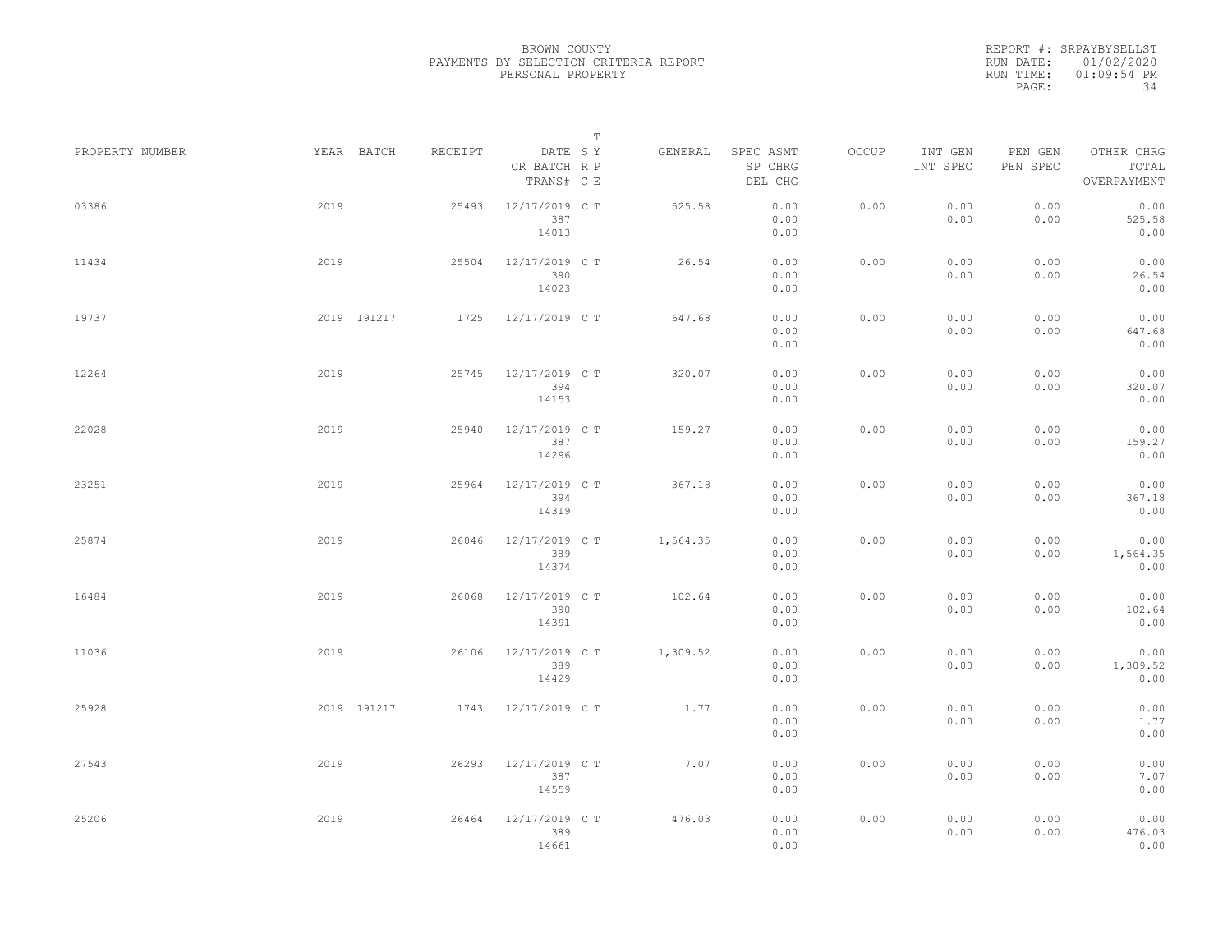BROWN COUNTY
PAYMENTS BY SELECTION CRITERIA REPORT
PERSONAL PROPERTY

REPORT #: SRPAYBYSELLST
RUN DATE: 01/02/2020
RUN TIME: 01:09:54 PM

| PROPERTY NUMBER | YEAR | BATCH | RECEIPT | DATE / CR BATCH / TRANS# | T SY RP CE | GENERAL | SPEC ASMT / SP CHRG / DEL CHG | OCCUP | INT GEN / INT SPEC | PEN GEN / PEN SPEC | OTHER CHRG / TOTAL / OVERPAYMENT |
|---|---|---|---|---|---|---|---|---|---|---|---|
| 03386 | 2019 | | 25493 | 12/17/2019 / 387 / 14013 | C T | 525.58 | 0.00 / 0.00 / 0.00 | 0.00 | 0.00 / 0.00 | 0.00 / 0.00 | 0.00 / 525.58 / 0.00 |
| 11434 | 2019 | | 25504 | 12/17/2019 / 390 / 14023 | C T | 26.54 | 0.00 / 0.00 / 0.00 | 0.00 | 0.00 / 0.00 | 0.00 / 0.00 | 0.00 / 26.54 / 0.00 |
| 19737 | 2019 | 191217 | 1725 | 12/17/2019 | C T | 647.68 | 0.00 / 0.00 / 0.00 | 0.00 | 0.00 / 0.00 | 0.00 / 0.00 | 0.00 / 647.68 / 0.00 |
| 12264 | 2019 | | 25745 | 12/17/2019 / 394 / 14153 | C T | 320.07 | 0.00 / 0.00 / 0.00 | 0.00 | 0.00 / 0.00 | 0.00 / 0.00 | 0.00 / 320.07 / 0.00 |
| 22028 | 2019 | | 25940 | 12/17/2019 / 387 / 14296 | C T | 159.27 | 0.00 / 0.00 / 0.00 | 0.00 | 0.00 / 0.00 | 0.00 / 0.00 | 0.00 / 159.27 / 0.00 |
| 23251 | 2019 | | 25964 | 12/17/2019 / 394 / 14319 | C T | 367.18 | 0.00 / 0.00 / 0.00 | 0.00 | 0.00 / 0.00 | 0.00 / 0.00 | 0.00 / 367.18 / 0.00 |
| 25874 | 2019 | | 26046 | 12/17/2019 / 389 / 14374 | C T | 1,564.35 | 0.00 / 0.00 / 0.00 | 0.00 | 0.00 / 0.00 | 0.00 / 0.00 | 0.00 / 1,564.35 / 0.00 |
| 16484 | 2019 | | 26068 | 12/17/2019 / 390 / 14391 | C T | 102.64 | 0.00 / 0.00 / 0.00 | 0.00 | 0.00 / 0.00 | 0.00 / 0.00 | 0.00 / 102.64 / 0.00 |
| 11036 | 2019 | | 26106 | 12/17/2019 / 389 / 14429 | C T | 1,309.52 | 0.00 / 0.00 / 0.00 | 0.00 | 0.00 / 0.00 | 0.00 / 0.00 | 0.00 / 1,309.52 / 0.00 |
| 25928 | 2019 | 191217 | 1743 | 12/17/2019 | C T | 1.77 | 0.00 / 0.00 / 0.00 | 0.00 | 0.00 / 0.00 | 0.00 / 0.00 | 0.00 / 1.77 / 0.00 |
| 27543 | 2019 | | 26293 | 12/17/2019 / 387 / 14559 | C T | 7.07 | 0.00 / 0.00 / 0.00 | 0.00 | 0.00 / 0.00 | 0.00 / 0.00 | 0.00 / 7.07 / 0.00 |
| 25206 | 2019 | | 26464 | 12/17/2019 / 389 / 14661 | C T | 476.03 | 0.00 / 0.00 / 0.00 | 0.00 | 0.00 / 0.00 | 0.00 / 0.00 | 0.00 / 476.03 / 0.00 |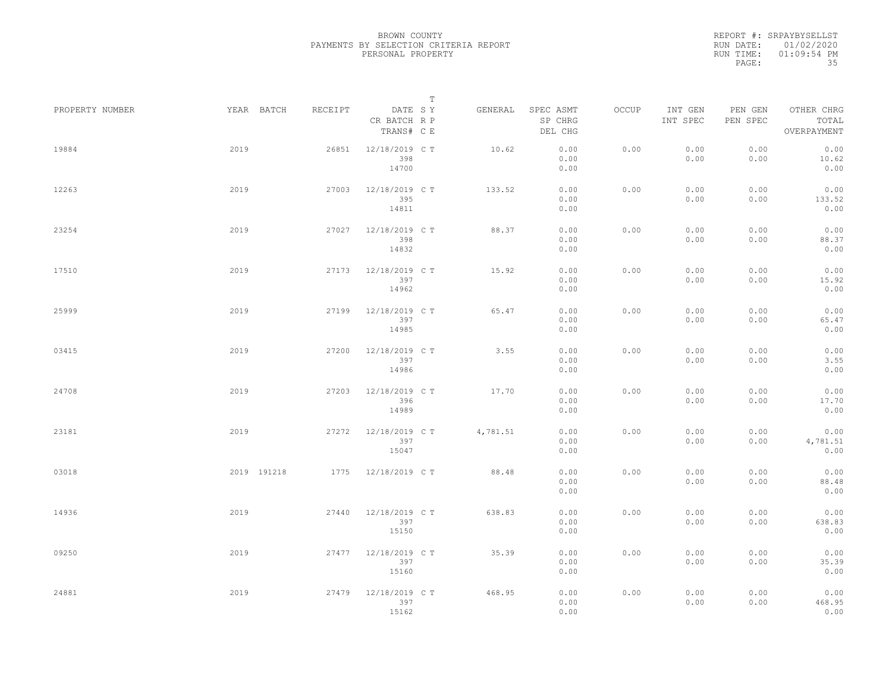BROWN COUNTY
PAYMENTS BY SELECTION CRITERIA REPORT
PERSONAL PROPERTY

REPORT #: SRPAYBYSELLST
RUN DATE: 01/02/2020
RUN TIME: 01:09:54 PM

| PROPERTY NUMBER | YEAR | BATCH | RECEIPT | DATE / CR BATCH / TRANS# | T SY RP CE | GENERAL | SPEC ASMT / SP CHRG / DEL CHG | OCCUP | INT GEN / INT SPEC | PEN GEN / PEN SPEC | OTHER CHRG / TOTAL / OVERPAYMENT |
|---|---|---|---|---|---|---|---|---|---|---|---|
| 19884 | 2019 | | 26851 | 12/18/2019 / 398 / 14700 | C T | 10.62 | 0.00 / 0.00 / 0.00 | 0.00 | 0.00 / 0.00 | 0.00 / 0.00 | 0.00 / 10.62 / 0.00 |
| 12263 | 2019 | | 27003 | 12/18/2019 / 395 / 14811 | C T | 133.52 | 0.00 / 0.00 / 0.00 | 0.00 | 0.00 / 0.00 | 0.00 / 0.00 | 0.00 / 133.52 / 0.00 |
| 23254 | 2019 | | 27027 | 12/18/2019 / 398 / 14832 | C T | 88.37 | 0.00 / 0.00 / 0.00 | 0.00 | 0.00 / 0.00 | 0.00 / 0.00 | 0.00 / 88.37 / 0.00 |
| 17510 | 2019 | | 27173 | 12/18/2019 / 397 / 14962 | C T | 15.92 | 0.00 / 0.00 / 0.00 | 0.00 | 0.00 / 0.00 | 0.00 / 0.00 | 0.00 / 15.92 / 0.00 |
| 25999 | 2019 | | 27199 | 12/18/2019 / 397 / 14985 | C T | 65.47 | 0.00 / 0.00 / 0.00 | 0.00 | 0.00 / 0.00 | 0.00 / 0.00 | 0.00 / 65.47 / 0.00 |
| 03415 | 2019 | | 27200 | 12/18/2019 / 397 / 14986 | C T | 3.55 | 0.00 / 0.00 / 0.00 | 0.00 | 0.00 / 0.00 | 0.00 / 0.00 | 0.00 / 3.55 / 0.00 |
| 24708 | 2019 | | 27203 | 12/18/2019 / 396 / 14989 | C T | 17.70 | 0.00 / 0.00 / 0.00 | 0.00 | 0.00 / 0.00 | 0.00 / 0.00 | 0.00 / 17.70 / 0.00 |
| 23181 | 2019 | | 27272 | 12/18/2019 / 397 / 15047 | C T | 4,781.51 | 0.00 / 0.00 / 0.00 | 0.00 | 0.00 / 0.00 | 0.00 / 0.00 | 0.00 / 4,781.51 / 0.00 |
| 03018 | 2019 | 191218 | 1775 | 12/18/2019 | C T | 88.48 | 0.00 / 0.00 / 0.00 | 0.00 | 0.00 / 0.00 | 0.00 / 0.00 | 0.00 / 88.48 / 0.00 |
| 14936 | 2019 | | 27440 | 12/18/2019 / 397 / 15150 | C T | 638.83 | 0.00 / 0.00 / 0.00 | 0.00 | 0.00 / 0.00 | 0.00 / 0.00 | 0.00 / 638.83 / 0.00 |
| 09250 | 2019 | | 27477 | 12/18/2019 / 397 / 15160 | C T | 35.39 | 0.00 / 0.00 / 0.00 | 0.00 | 0.00 / 0.00 | 0.00 / 0.00 | 0.00 / 35.39 / 0.00 |
| 24881 | 2019 | | 27479 | 12/18/2019 / 397 / 15162 | C T | 468.95 | 0.00 / 0.00 / 0.00 | 0.00 | 0.00 / 0.00 | 0.00 / 0.00 | 0.00 / 468.95 / 0.00 |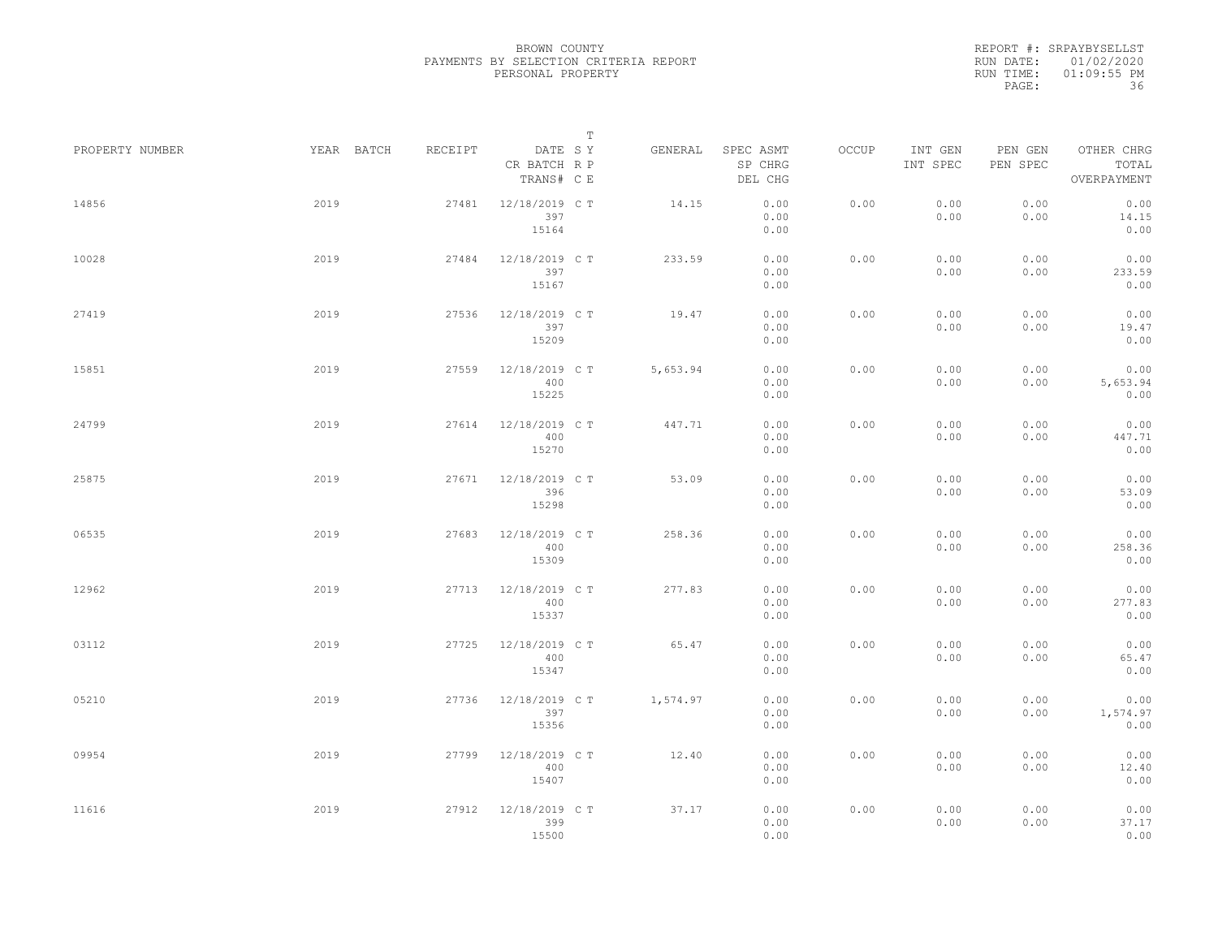BROWN COUNTY
PAYMENTS BY SELECTION CRITERIA REPORT
PERSONAL PROPERTY

REPORT #: SRPAYBYSELLST
RUN DATE: 01/02/2020
RUN TIME: 01:09:55 PM

| PROPERTY NUMBER | YEAR | BATCH | RECEIPT | DATE / CR BATCH / TRANS# | T SY RP CE | GENERAL | SPEC ASMT / SP CHRG / DEL CHG | OCCUP | INT GEN / INT SPEC | PEN GEN / PEN SPEC | OTHER CHRG / TOTAL / OVERPAYMENT |
|---|---|---|---|---|---|---|---|---|---|---|---|
| 14856 | 2019 | | 27481 | 12/18/2019 397 15164 | C T | 14.15 | 0.00 0.00 0.00 | 0.00 | 0.00 0.00 | 0.00 0.00 | 0.00 14.15 0.00 |
| 10028 | 2019 | | 27484 | 12/18/2019 397 15167 | C T | 233.59 | 0.00 0.00 0.00 | 0.00 | 0.00 0.00 | 0.00 0.00 | 0.00 233.59 0.00 |
| 27419 | 2019 | | 27536 | 12/18/2019 397 15209 | C T | 19.47 | 0.00 0.00 0.00 | 0.00 | 0.00 0.00 | 0.00 0.00 | 0.00 19.47 0.00 |
| 15851 | 2019 | | 27559 | 12/18/2019 400 15225 | C T | 5,653.94 | 0.00 0.00 0.00 | 0.00 | 0.00 0.00 | 0.00 0.00 | 0.00 5,653.94 0.00 |
| 24799 | 2019 | | 27614 | 12/18/2019 400 15270 | C T | 447.71 | 0.00 0.00 0.00 | 0.00 | 0.00 0.00 | 0.00 0.00 | 0.00 447.71 0.00 |
| 25875 | 2019 | | 27671 | 12/18/2019 396 15298 | C T | 53.09 | 0.00 0.00 0.00 | 0.00 | 0.00 0.00 | 0.00 0.00 | 0.00 53.09 0.00 |
| 06535 | 2019 | | 27683 | 12/18/2019 400 15309 | C T | 258.36 | 0.00 0.00 0.00 | 0.00 | 0.00 0.00 | 0.00 0.00 | 0.00 258.36 0.00 |
| 12962 | 2019 | | 27713 | 12/18/2019 400 15337 | C T | 277.83 | 0.00 0.00 0.00 | 0.00 | 0.00 0.00 | 0.00 0.00 | 0.00 277.83 0.00 |
| 03112 | 2019 | | 27725 | 12/18/2019 400 15347 | C T | 65.47 | 0.00 0.00 0.00 | 0.00 | 0.00 0.00 | 0.00 0.00 | 0.00 65.47 0.00 |
| 05210 | 2019 | | 27736 | 12/18/2019 397 15356 | C T | 1,574.97 | 0.00 0.00 0.00 | 0.00 | 0.00 0.00 | 0.00 0.00 | 0.00 1,574.97 0.00 |
| 09954 | 2019 | | 27799 | 12/18/2019 400 15407 | C T | 12.40 | 0.00 0.00 0.00 | 0.00 | 0.00 0.00 | 0.00 0.00 | 0.00 12.40 0.00 |
| 11616 | 2019 | | 27912 | 12/18/2019 399 15500 | C T | 37.17 | 0.00 0.00 0.00 | 0.00 | 0.00 0.00 | 0.00 0.00 | 0.00 37.17 0.00 |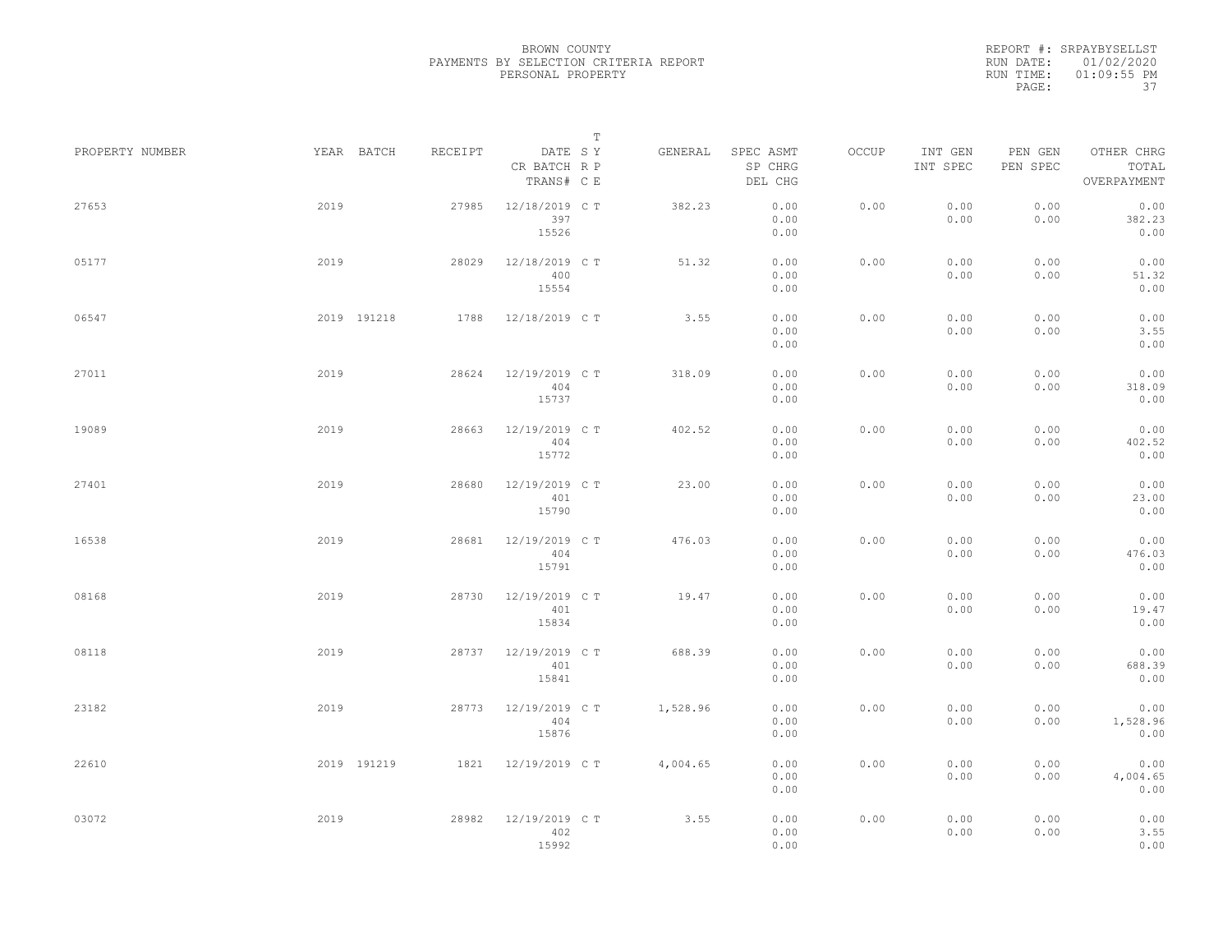BROWN COUNTY
PAYMENTS BY SELECTION CRITERIA REPORT
PERSONAL PROPERTY

REPORT #: SRPAYBYSELLST
RUN DATE: 01/02/2020
RUN TIME: 01:09:55 PM

| PROPERTY NUMBER | YEAR | BATCH | RECEIPT | DATE / CR BATCH / TRANS# | T SY RP CE | GENERAL | SPEC ASMT / SP CHRG / DEL CHG | OCCUP | INT GEN / INT SPEC | PEN GEN / PEN SPEC | OTHER CHRG / TOTAL / OVERPAYMENT |
|---|---|---|---|---|---|---|---|---|---|---|---|
| 27653 | 2019 | | 27985 | 12/18/2019 397 15526 | C T | 382.23 | 0.00 0.00 0.00 | 0.00 | 0.00 0.00 | 0.00 0.00 | 0.00 382.23 0.00 |
| 05177 | 2019 | | 28029 | 12/18/2019 400 15554 | C T | 51.32 | 0.00 0.00 0.00 | 0.00 | 0.00 0.00 | 0.00 0.00 | 0.00 51.32 0.00 |
| 06547 | 2019 | 191218 | 1788 | 12/18/2019 | C T | 3.55 | 0.00 0.00 0.00 | 0.00 | 0.00 0.00 | 0.00 0.00 | 0.00 3.55 0.00 |
| 27011 | 2019 | | 28624 | 12/19/2019 404 15737 | C T | 318.09 | 0.00 0.00 0.00 | 0.00 | 0.00 0.00 | 0.00 0.00 | 0.00 318.09 0.00 |
| 19089 | 2019 | | 28663 | 12/19/2019 404 15772 | C T | 402.52 | 0.00 0.00 0.00 | 0.00 | 0.00 0.00 | 0.00 0.00 | 0.00 402.52 0.00 |
| 27401 | 2019 | | 28680 | 12/19/2019 401 15790 | C T | 23.00 | 0.00 0.00 0.00 | 0.00 | 0.00 0.00 | 0.00 0.00 | 0.00 23.00 0.00 |
| 16538 | 2019 | | 28681 | 12/19/2019 404 15791 | C T | 476.03 | 0.00 0.00 0.00 | 0.00 | 0.00 0.00 | 0.00 0.00 | 0.00 476.03 0.00 |
| 08168 | 2019 | | 28730 | 12/19/2019 401 15834 | C T | 19.47 | 0.00 0.00 0.00 | 0.00 | 0.00 0.00 | 0.00 0.00 | 0.00 19.47 0.00 |
| 08118 | 2019 | | 28737 | 12/19/2019 401 15841 | C T | 688.39 | 0.00 0.00 0.00 | 0.00 | 0.00 0.00 | 0.00 0.00 | 0.00 688.39 0.00 |
| 23182 | 2019 | | 28773 | 12/19/2019 404 15876 | C T | 1,528.96 | 0.00 0.00 0.00 | 0.00 | 0.00 0.00 | 0.00 0.00 | 0.00 1,528.96 0.00 |
| 22610 | 2019 | 191219 | 1821 | 12/19/2019 | C T | 4,004.65 | 0.00 0.00 0.00 | 0.00 | 0.00 0.00 | 0.00 0.00 | 0.00 4,004.65 0.00 |
| 03072 | 2019 | | 28982 | 12/19/2019 402 15992 | C T | 3.55 | 0.00 0.00 0.00 | 0.00 | 0.00 0.00 | 0.00 0.00 | 0.00 3.55 0.00 |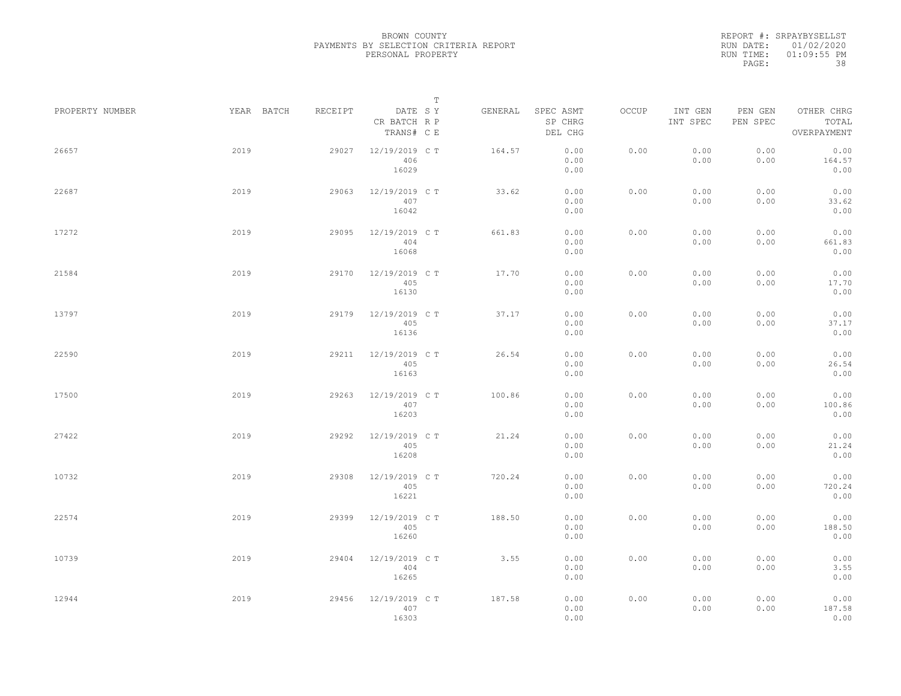BROWN COUNTY
PAYMENTS BY SELECTION CRITERIA REPORT
PERSONAL PROPERTY

REPORT #: SRPAYBYSELLST
RUN DATE: 01/02/2020
RUN TIME: 01:09:55 PM

| PROPERTY NUMBER | YEAR | BATCH | RECEIPT | DATE / CR BATCH / TRANS# | SY / RP / CE | T | GENERAL | SPEC ASMT / SP CHRG / DEL CHG | OCCUP | INT GEN / INT SPEC | PEN GEN / PEN SPEC | OTHER CHRG / TOTAL / OVERPAYMENT |
|---|---|---|---|---|---|---|---|---|---|---|---|---|
| 26657 | 2019 | | 29027 | 12/19/2019 / 406 / 16029 | C | T | 164.57 | 0.00 / 0.00 / 0.00 | 0.00 | 0.00 / 0.00 | 0.00 / 0.00 | 0.00 / 164.57 / 0.00 |
| 22687 | 2019 | | 29063 | 12/19/2019 / 407 / 16042 | C | T | 33.62 | 0.00 / 0.00 / 0.00 | 0.00 | 0.00 / 0.00 | 0.00 / 0.00 | 0.00 / 33.62 / 0.00 |
| 17272 | 2019 | | 29095 | 12/19/2019 / 404 / 16068 | C | T | 661.83 | 0.00 / 0.00 / 0.00 | 0.00 | 0.00 / 0.00 | 0.00 / 0.00 | 0.00 / 661.83 / 0.00 |
| 21584 | 2019 | | 29170 | 12/19/2019 / 405 / 16130 | C | T | 17.70 | 0.00 / 0.00 / 0.00 | 0.00 | 0.00 / 0.00 | 0.00 / 0.00 | 0.00 / 17.70 / 0.00 |
| 13797 | 2019 | | 29179 | 12/19/2019 / 405 / 16136 | C | T | 37.17 | 0.00 / 0.00 / 0.00 | 0.00 | 0.00 / 0.00 | 0.00 / 0.00 | 0.00 / 37.17 / 0.00 |
| 22590 | 2019 | | 29211 | 12/19/2019 / 405 / 16163 | C | T | 26.54 | 0.00 / 0.00 / 0.00 | 0.00 | 0.00 / 0.00 | 0.00 / 0.00 | 0.00 / 26.54 / 0.00 |
| 17500 | 2019 | | 29263 | 12/19/2019 / 407 / 16203 | C | T | 100.86 | 0.00 / 0.00 / 0.00 | 0.00 | 0.00 / 0.00 | 0.00 / 0.00 | 0.00 / 100.86 / 0.00 |
| 27422 | 2019 | | 29292 | 12/19/2019 / 405 / 16208 | C | T | 21.24 | 0.00 / 0.00 / 0.00 | 0.00 | 0.00 / 0.00 | 0.00 / 0.00 | 0.00 / 21.24 / 0.00 |
| 10732 | 2019 | | 29308 | 12/19/2019 / 405 / 16221 | C | T | 720.24 | 0.00 / 0.00 / 0.00 | 0.00 | 0.00 / 0.00 | 0.00 / 0.00 | 0.00 / 720.24 / 0.00 |
| 22574 | 2019 | | 29399 | 12/19/2019 / 405 / 16260 | C | T | 188.50 | 0.00 / 0.00 / 0.00 | 0.00 | 0.00 / 0.00 | 0.00 / 0.00 | 0.00 / 188.50 / 0.00 |
| 10739 | 2019 | | 29404 | 12/19/2019 / 404 / 16265 | C | T | 3.55 | 0.00 / 0.00 / 0.00 | 0.00 | 0.00 / 0.00 | 0.00 / 0.00 | 0.00 / 3.55 / 0.00 |
| 12944 | 2019 | | 29456 | 12/19/2019 / 407 / 16303 | C | T | 187.58 | 0.00 / 0.00 / 0.00 | 0.00 | 0.00 / 0.00 | 0.00 / 0.00 | 0.00 / 187.58 / 0.00 |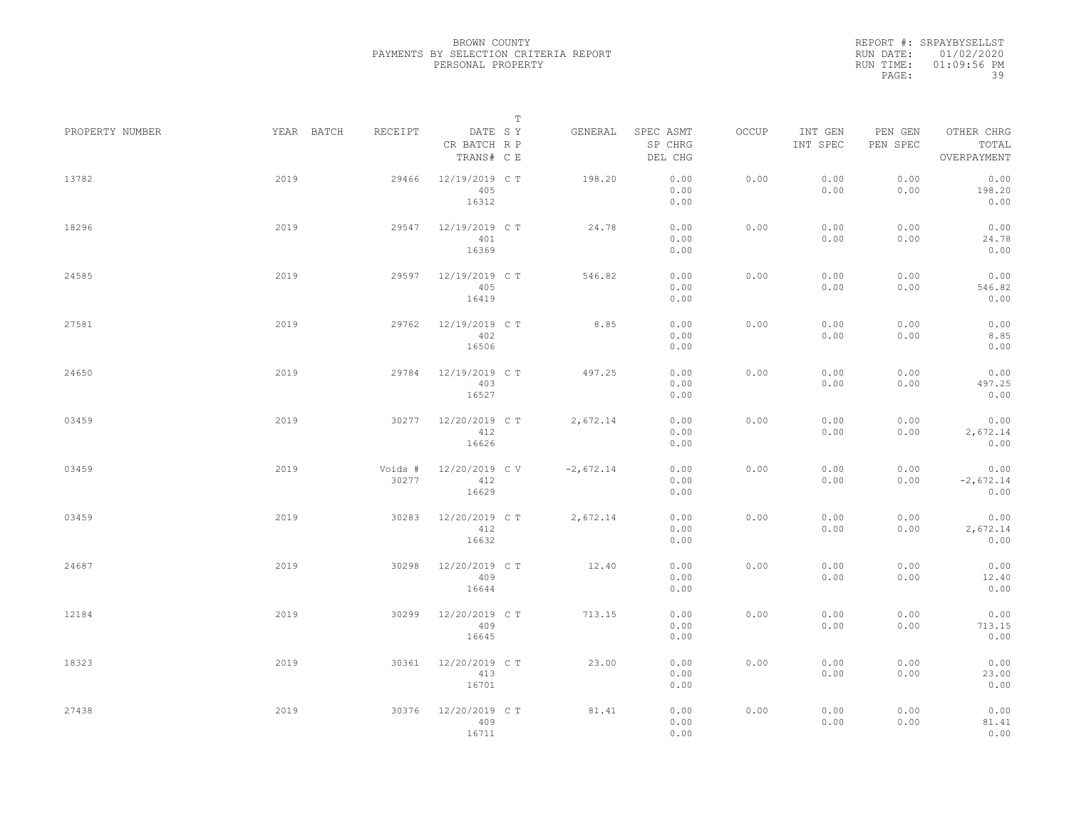BROWN COUNTY
PAYMENTS BY SELECTION CRITERIA REPORT
PERSONAL PROPERTY

REPORT #: SRPAYBYSELLST
RUN DATE: 01/02/2020
RUN TIME: 01:09:56 PM

| PROPERTY NUMBER | YEAR | BATCH | RECEIPT | DATE / CR BATCH / TRANS# | SY / RP / CE | T | GENERAL | SPEC ASMT / SP CHRG / DEL CHG | OCCUP | INT GEN / INT SPEC | PEN GEN / PEN SPEC | OTHER CHRG / TOTAL / OVERPAYMENT |
|---|---|---|---|---|---|---|---|---|---|---|---|---|
| 13782 | 2019 | | 29466 | 12/19/2019 / 405 / 16312 | C | T | 198.20 | 0.00 / 0.00 / 0.00 | 0.00 | 0.00 / 0.00 | 0.00 / 0.00 | 0.00 / 198.20 / 0.00 |
| 18296 | 2019 | | 29547 | 12/19/2019 / 401 / 16369 | C | T | 24.78 | 0.00 / 0.00 / 0.00 | 0.00 | 0.00 / 0.00 | 0.00 / 0.00 | 0.00 / 24.78 / 0.00 |
| 24585 | 2019 | | 29597 | 12/19/2019 / 405 / 16419 | C | T | 546.82 | 0.00 / 0.00 / 0.00 | 0.00 | 0.00 / 0.00 | 0.00 / 0.00 | 0.00 / 546.82 / 0.00 |
| 27581 | 2019 | | 29762 | 12/19/2019 / 402 / 16506 | C | T | 8.85 | 0.00 / 0.00 / 0.00 | 0.00 | 0.00 / 0.00 | 0.00 / 0.00 | 0.00 / 8.85 / 0.00 |
| 24650 | 2019 | | 29784 | 12/19/2019 / 403 / 16527 | C | T | 497.25 | 0.00 / 0.00 / 0.00 | 0.00 | 0.00 / 0.00 | 0.00 / 0.00 | 0.00 / 497.25 / 0.00 |
| 03459 | 2019 | | 30277 | 12/20/2019 / 412 / 16626 | C | T | 2,672.14 | 0.00 / 0.00 / 0.00 | 0.00 | 0.00 / 0.00 | 0.00 / 0.00 | 0.00 / 2,672.14 / 0.00 |
| 03459 | 2019 | | Voids # 30277 | 12/20/2019 / 412 / 16629 | C | V | -2,672.14 | 0.00 / 0.00 / 0.00 | 0.00 | 0.00 / 0.00 | 0.00 / 0.00 | 0.00 / -2,672.14 / 0.00 |
| 03459 | 2019 | | 30283 | 12/20/2019 / 412 / 16632 | C | T | 2,672.14 | 0.00 / 0.00 / 0.00 | 0.00 | 0.00 / 0.00 | 0.00 / 0.00 | 0.00 / 2,672.14 / 0.00 |
| 24687 | 2019 | | 30298 | 12/20/2019 / 409 / 16644 | C | T | 12.40 | 0.00 / 0.00 / 0.00 | 0.00 | 0.00 / 0.00 | 0.00 / 0.00 | 0.00 / 12.40 / 0.00 |
| 12184 | 2019 | | 30299 | 12/20/2019 / 409 / 16645 | C | T | 713.15 | 0.00 / 0.00 / 0.00 | 0.00 | 0.00 / 0.00 | 0.00 / 0.00 | 0.00 / 713.15 / 0.00 |
| 18323 | 2019 | | 30361 | 12/20/2019 / 413 / 16701 | C | T | 23.00 | 0.00 / 0.00 / 0.00 | 0.00 | 0.00 / 0.00 | 0.00 / 0.00 | 0.00 / 23.00 / 0.00 |
| 27438 | 2019 | | 30376 | 12/20/2019 / 409 / 16711 | C | T | 81.41 | 0.00 / 0.00 / 0.00 | 0.00 | 0.00 / 0.00 | 0.00 / 0.00 | 0.00 / 81.41 / 0.00 |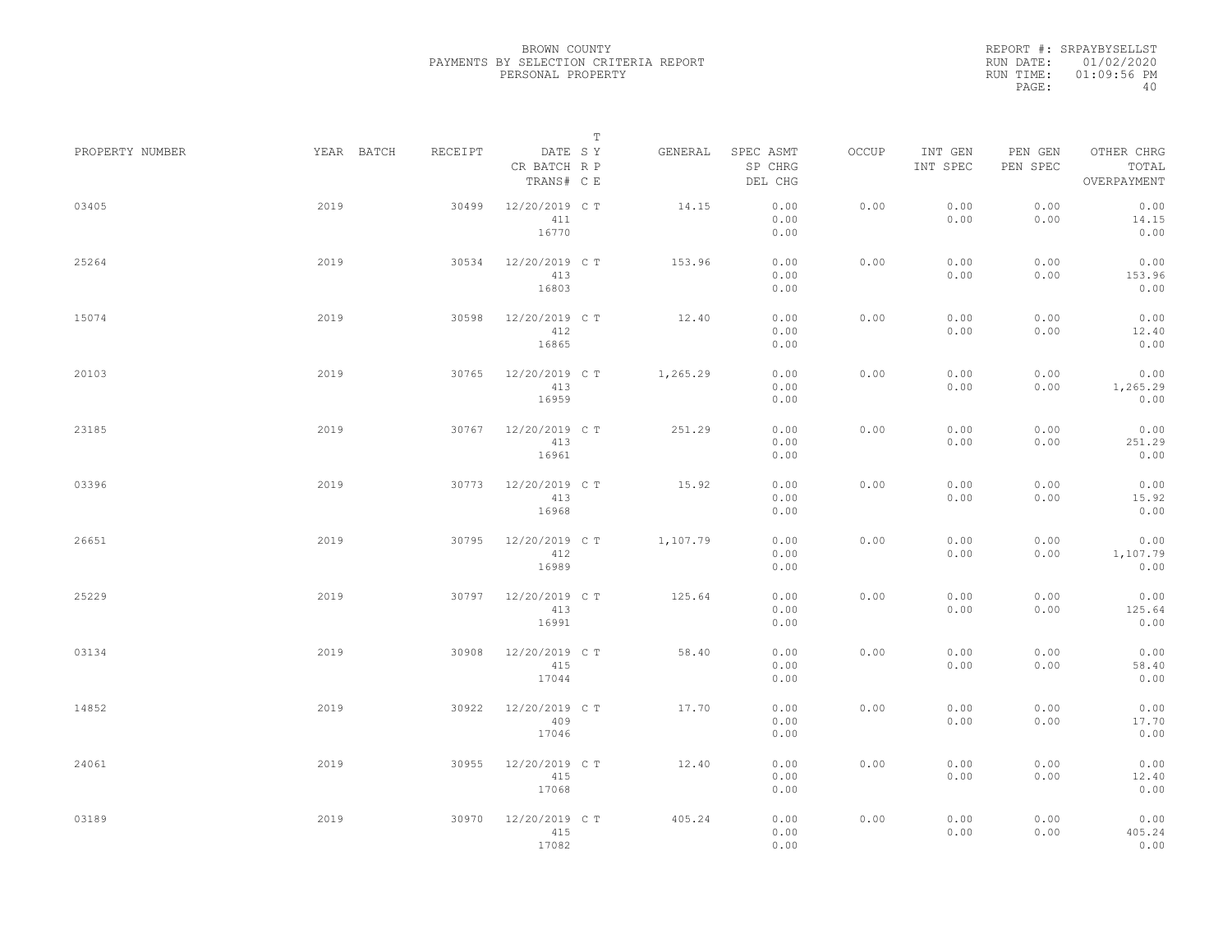BROWN COUNTY
PAYMENTS BY SELECTION CRITERIA REPORT
PERSONAL PROPERTY

REPORT #: SRPAYBYSELLST
RUN DATE: 01/02/2020
RUN TIME: 01:09:56 PM

| PROPERTY NUMBER | YEAR | BATCH | RECEIPT | DATE / CR BATCH / TRANS# | SY | T RP / E | GENERAL | SPEC ASMT / SP CHRG / DEL CHG | OCCUP | INT GEN / INT SPEC | PEN GEN / PEN SPEC | OTHER CHRG / TOTAL / OVERPAYMENT |
|---|---|---|---|---|---|---|---|---|---|---|---|---|
| 03405 | 2019 | | 30499 | 12/20/2019 / 411 / 16770 | C | T | 14.15 | 0.00 / 0.00 / 0.00 | 0.00 | 0.00 / 0.00 | 0.00 / 0.00 | 0.00 / 14.15 / 0.00 |
| 25264 | 2019 | | 30534 | 12/20/2019 / 413 / 16803 | C | T | 153.96 | 0.00 / 0.00 / 0.00 | 0.00 | 0.00 / 0.00 | 0.00 / 0.00 | 0.00 / 153.96 / 0.00 |
| 15074 | 2019 | | 30598 | 12/20/2019 / 412 / 16865 | C | T | 12.40 | 0.00 / 0.00 / 0.00 | 0.00 | 0.00 / 0.00 | 0.00 / 0.00 | 0.00 / 12.40 / 0.00 |
| 20103 | 2019 | | 30765 | 12/20/2019 / 413 / 16959 | C | T | 1,265.29 | 0.00 / 0.00 / 0.00 | 0.00 | 0.00 / 0.00 | 0.00 / 0.00 | 0.00 / 1,265.29 / 0.00 |
| 23185 | 2019 | | 30767 | 12/20/2019 / 413 / 16961 | C | T | 251.29 | 0.00 / 0.00 / 0.00 | 0.00 | 0.00 / 0.00 | 0.00 / 0.00 | 0.00 / 251.29 / 0.00 |
| 03396 | 2019 | | 30773 | 12/20/2019 / 413 / 16968 | C | T | 15.92 | 0.00 / 0.00 / 0.00 | 0.00 | 0.00 / 0.00 | 0.00 / 0.00 | 0.00 / 15.92 / 0.00 |
| 26651 | 2019 | | 30795 | 12/20/2019 / 412 / 16989 | C | T | 1,107.79 | 0.00 / 0.00 / 0.00 | 0.00 | 0.00 / 0.00 | 0.00 / 0.00 | 0.00 / 1,107.79 / 0.00 |
| 25229 | 2019 | | 30797 | 12/20/2019 / 413 / 16991 | C | T | 125.64 | 0.00 / 0.00 / 0.00 | 0.00 | 0.00 / 0.00 | 0.00 / 0.00 | 0.00 / 125.64 / 0.00 |
| 03134 | 2019 | | 30908 | 12/20/2019 / 415 / 17044 | C | T | 58.40 | 0.00 / 0.00 / 0.00 | 0.00 | 0.00 / 0.00 | 0.00 / 0.00 | 0.00 / 58.40 / 0.00 |
| 14852 | 2019 | | 30922 | 12/20/2019 / 409 / 17046 | C | T | 17.70 | 0.00 / 0.00 / 0.00 | 0.00 | 0.00 / 0.00 | 0.00 / 0.00 | 0.00 / 17.70 / 0.00 |
| 24061 | 2019 | | 30955 | 12/20/2019 / 415 / 17068 | C | T | 12.40 | 0.00 / 0.00 / 0.00 | 0.00 | 0.00 / 0.00 | 0.00 / 0.00 | 0.00 / 12.40 / 0.00 |
| 03189 | 2019 | | 30970 | 12/20/2019 / 415 / 17082 | C | T | 405.24 | 0.00 / 0.00 / 0.00 | 0.00 | 0.00 / 0.00 | 0.00 / 0.00 | 0.00 / 405.24 / 0.00 |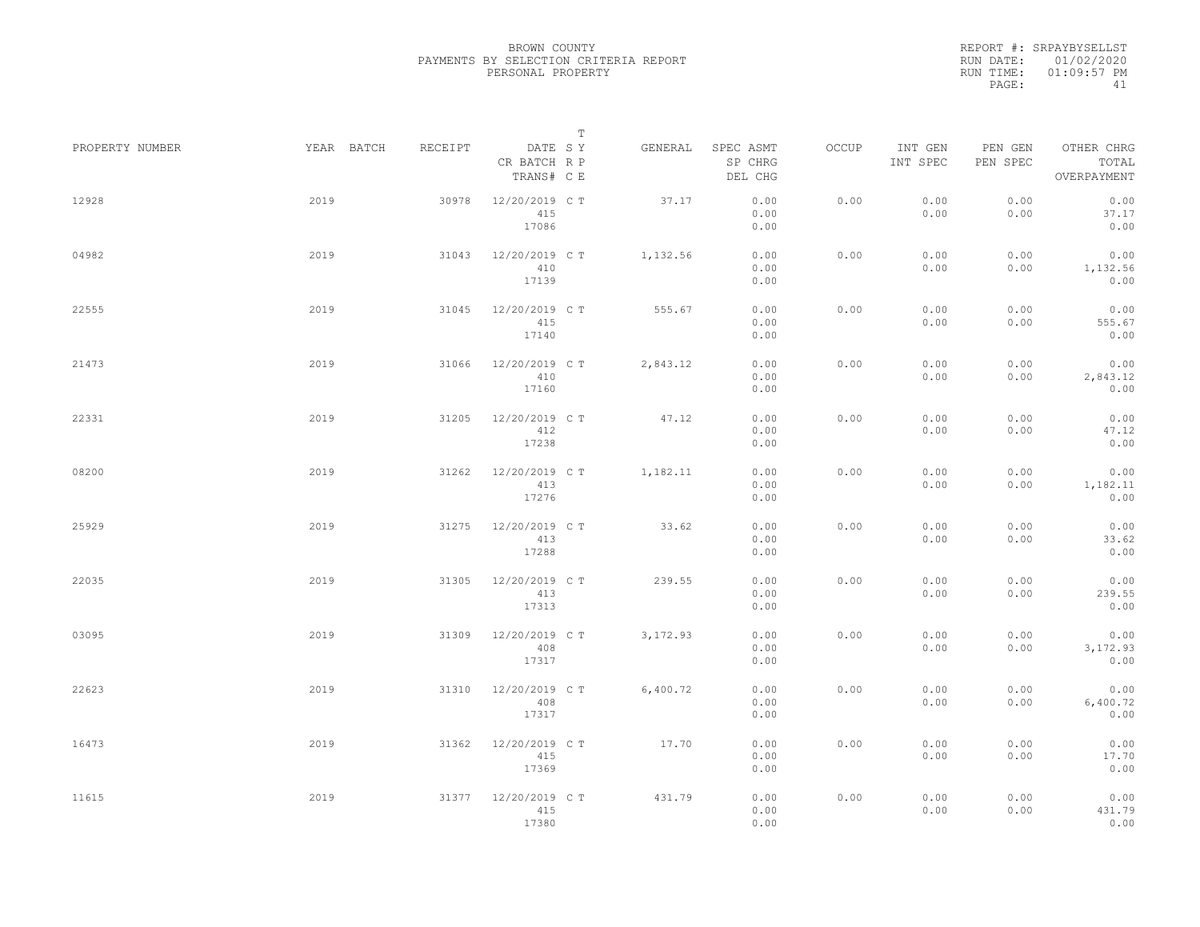BROWN COUNTY
PAYMENTS BY SELECTION CRITERIA REPORT
PERSONAL PROPERTY

REPORT #: SRPAYBYSELLST
RUN DATE: 01/02/2020
RUN TIME: 01:09:57 PM

| PROPERTY NUMBER | YEAR | BATCH | RECEIPT | DATE / CR BATCH / TRANS# | S R C | T Y P E | GENERAL | SPEC ASMT / SP CHRG / DEL CHG | OCCUP | INT GEN / INT SPEC | PEN GEN / PEN SPEC | OTHER CHRG / TOTAL / OVERPAYMENT |
|---|---|---|---|---|---|---|---|---|---|---|---|---|
| 12928 | 2019 | | 30978 | 12/20/2019 / 415 / 17086 | C | T | 37.17 | 0.00 / 0.00 / 0.00 | 0.00 | 0.00 / 0.00 | 0.00 / 0.00 | 0.00 / 37.17 / 0.00 |
| 04982 | 2019 | | 31043 | 12/20/2019 / 410 / 17139 | C | T | 1,132.56 | 0.00 / 0.00 / 0.00 | 0.00 | 0.00 / 0.00 | 0.00 / 0.00 | 0.00 / 1,132.56 / 0.00 |
| 22555 | 2019 | | 31045 | 12/20/2019 / 415 / 17140 | C | T | 555.67 | 0.00 / 0.00 / 0.00 | 0.00 | 0.00 / 0.00 | 0.00 / 0.00 | 0.00 / 555.67 / 0.00 |
| 21473 | 2019 | | 31066 | 12/20/2019 / 410 / 17160 | C | T | 2,843.12 | 0.00 / 0.00 / 0.00 | 0.00 | 0.00 / 0.00 | 0.00 / 0.00 | 0.00 / 2,843.12 / 0.00 |
| 22331 | 2019 | | 31205 | 12/20/2019 / 412 / 17238 | C | T | 47.12 | 0.00 / 0.00 / 0.00 | 0.00 | 0.00 / 0.00 | 0.00 / 0.00 | 0.00 / 47.12 / 0.00 |
| 08200 | 2019 | | 31262 | 12/20/2019 / 413 / 17276 | C | T | 1,182.11 | 0.00 / 0.00 / 0.00 | 0.00 | 0.00 / 0.00 | 0.00 / 0.00 | 0.00 / 1,182.11 / 0.00 |
| 25929 | 2019 | | 31275 | 12/20/2019 / 413 / 17288 | C | T | 33.62 | 0.00 / 0.00 / 0.00 | 0.00 | 0.00 / 0.00 | 0.00 / 0.00 | 0.00 / 33.62 / 0.00 |
| 22035 | 2019 | | 31305 | 12/20/2019 / 413 / 17313 | C | T | 239.55 | 0.00 / 0.00 / 0.00 | 0.00 | 0.00 / 0.00 | 0.00 / 0.00 | 0.00 / 239.55 / 0.00 |
| 03095 | 2019 | | 31309 | 12/20/2019 / 408 / 17317 | C | T | 3,172.93 | 0.00 / 0.00 / 0.00 | 0.00 | 0.00 / 0.00 | 0.00 / 0.00 | 0.00 / 3,172.93 / 0.00 |
| 22623 | 2019 | | 31310 | 12/20/2019 / 408 / 17317 | C | T | 6,400.72 | 0.00 / 0.00 / 0.00 | 0.00 | 0.00 / 0.00 | 0.00 / 0.00 | 0.00 / 6,400.72 / 0.00 |
| 16473 | 2019 | | 31362 | 12/20/2019 / 415 / 17369 | C | T | 17.70 | 0.00 / 0.00 / 0.00 | 0.00 | 0.00 / 0.00 | 0.00 / 0.00 | 0.00 / 17.70 / 0.00 |
| 11615 | 2019 | | 31377 | 12/20/2019 / 415 / 17380 | C | T | 431.79 | 0.00 / 0.00 / 0.00 | 0.00 | 0.00 / 0.00 | 0.00 / 0.00 | 0.00 / 431.79 / 0.00 |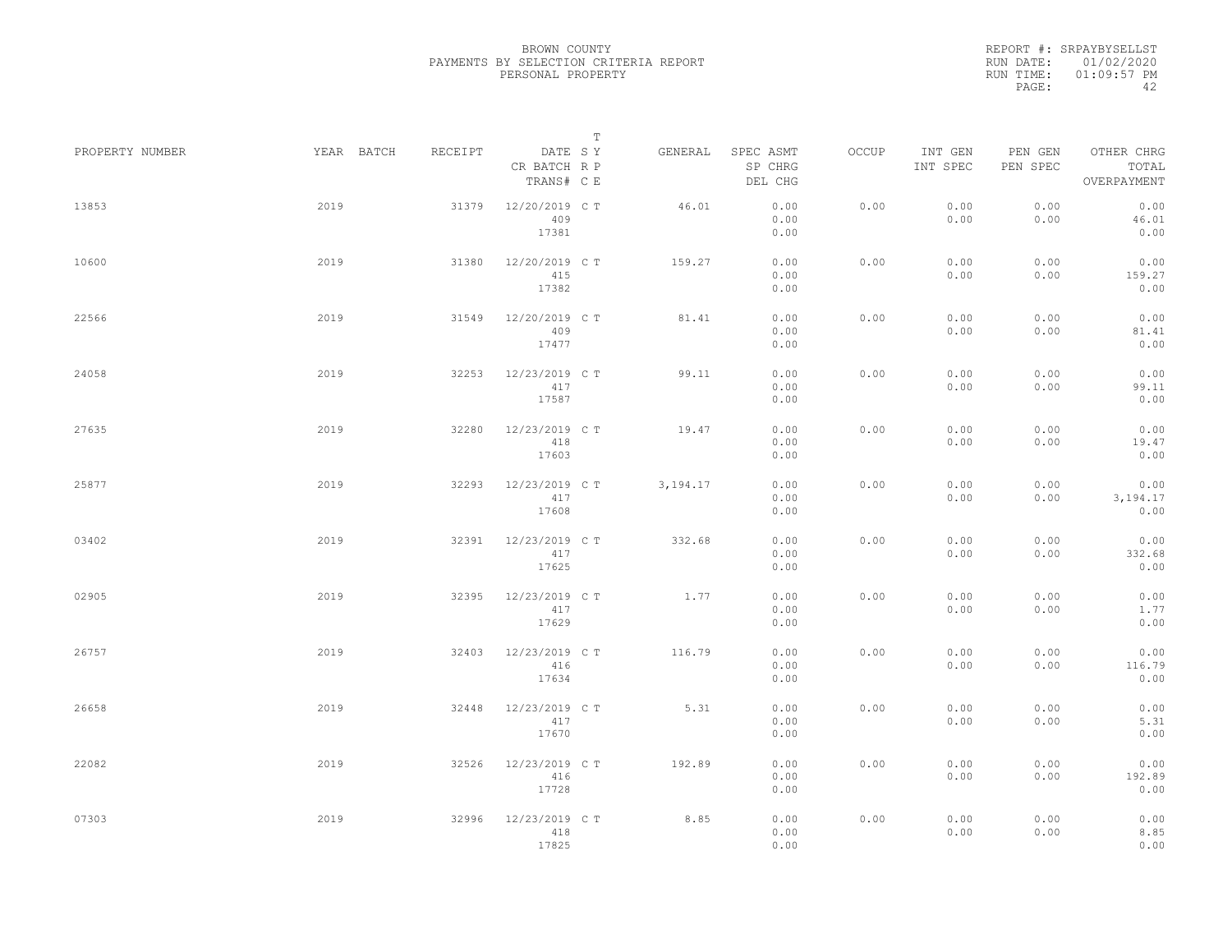BROWN COUNTY
PAYMENTS BY SELECTION CRITERIA REPORT
PERSONAL PROPERTY

REPORT #: SRPAYBYSELLST
RUN DATE: 01/02/2020
RUN TIME: 01:09:57 PM

| PROPERTY NUMBER | YEAR | BATCH | RECEIPT | DATE / CR BATCH / TRANS# | T SY RP CE | GENERAL | SPEC ASMT / SP CHRG / DEL CHG | OCCUP | INT GEN / INT SPEC | PEN GEN / PEN SPEC | OTHER CHRG / TOTAL / OVERPAYMENT |
|---|---|---|---|---|---|---|---|---|---|---|---|
| 13853 | 2019 | | 31379 | 12/20/2019 / 409 / 17381 | C T | 46.01 | 0.00 / 0.00 / 0.00 | 0.00 | 0.00 / 0.00 | 0.00 / 0.00 | 0.00 / 46.01 / 0.00 |
| 10600 | 2019 | | 31380 | 12/20/2019 / 415 / 17382 | C T | 159.27 | 0.00 / 0.00 / 0.00 | 0.00 | 0.00 / 0.00 | 0.00 / 0.00 | 0.00 / 159.27 / 0.00 |
| 22566 | 2019 | | 31549 | 12/20/2019 / 409 / 17477 | C T | 81.41 | 0.00 / 0.00 / 0.00 | 0.00 | 0.00 / 0.00 | 0.00 / 0.00 | 0.00 / 81.41 / 0.00 |
| 24058 | 2019 | | 32253 | 12/23/2019 / 417 / 17587 | C T | 99.11 | 0.00 / 0.00 / 0.00 | 0.00 | 0.00 / 0.00 | 0.00 / 0.00 | 0.00 / 99.11 / 0.00 |
| 27635 | 2019 | | 32280 | 12/23/2019 / 418 / 17603 | C T | 19.47 | 0.00 / 0.00 / 0.00 | 0.00 | 0.00 / 0.00 | 0.00 / 0.00 | 0.00 / 19.47 / 0.00 |
| 25877 | 2019 | | 32293 | 12/23/2019 / 417 / 17608 | C T | 3,194.17 | 0.00 / 0.00 / 0.00 | 0.00 | 0.00 / 0.00 | 0.00 / 0.00 | 0.00 / 3,194.17 / 0.00 |
| 03402 | 2019 | | 32391 | 12/23/2019 / 417 / 17625 | C T | 332.68 | 0.00 / 0.00 / 0.00 | 0.00 | 0.00 / 0.00 | 0.00 / 0.00 | 0.00 / 332.68 / 0.00 |
| 02905 | 2019 | | 32395 | 12/23/2019 / 417 / 17629 | C T | 1.77 | 0.00 / 0.00 / 0.00 | 0.00 | 0.00 / 0.00 | 0.00 / 0.00 | 0.00 / 1.77 / 0.00 |
| 26757 | 2019 | | 32403 | 12/23/2019 / 416 / 17634 | C T | 116.79 | 0.00 / 0.00 / 0.00 | 0.00 | 0.00 / 0.00 | 0.00 / 0.00 | 0.00 / 116.79 / 0.00 |
| 26658 | 2019 | | 32448 | 12/23/2019 / 417 / 17670 | C T | 5.31 | 0.00 / 0.00 / 0.00 | 0.00 | 0.00 / 0.00 | 0.00 / 0.00 | 0.00 / 5.31 / 0.00 |
| 22082 | 2019 | | 32526 | 12/23/2019 / 416 / 17728 | C T | 192.89 | 0.00 / 0.00 / 0.00 | 0.00 | 0.00 / 0.00 | 0.00 / 0.00 | 0.00 / 192.89 / 0.00 |
| 07303 | 2019 | | 32996 | 12/23/2019 / 418 / 17825 | C T | 8.85 | 0.00 / 0.00 / 0.00 | 0.00 | 0.00 / 0.00 | 0.00 / 0.00 | 0.00 / 8.85 / 0.00 |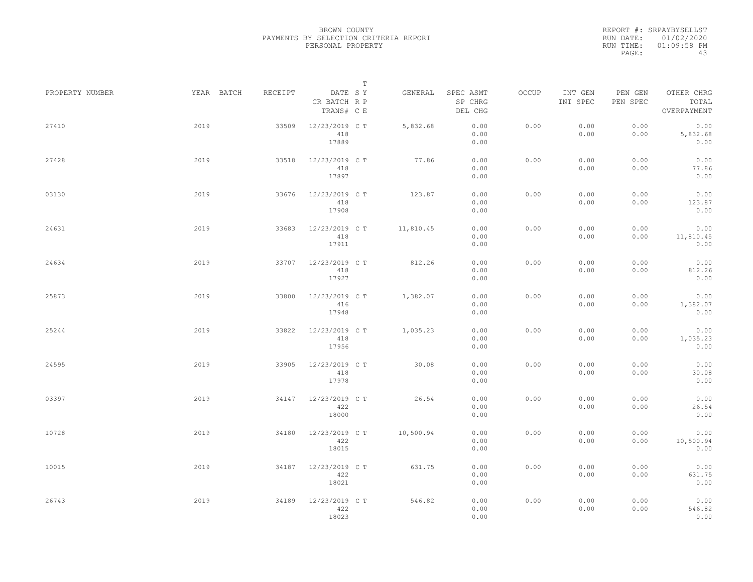BROWN COUNTY
PAYMENTS BY SELECTION CRITERIA REPORT
PERSONAL PROPERTY

REPORT #: SRPAYBYSELLST
RUN DATE: 01/02/2020
RUN TIME: 01:09:58 PM

| PROPERTY NUMBER | YEAR | BATCH | RECEIPT | DATE / CR BATCH / TRANS# | T SY RP CE | GENERAL | SPEC ASMT / SP CHRG / DEL CHG | OCCUP | INT GEN / INT SPEC | PEN GEN / PEN SPEC | OTHER CHRG / TOTAL / OVERPAYMENT |
|---|---|---|---|---|---|---|---|---|---|---|---|
| 27410 | 2019 | | 33509 | 12/23/2019 / 418 / 17889 | C T | 5,832.68 | 0.00 / 0.00 / 0.00 | 0.00 | 0.00 / 0.00 | 0.00 / 0.00 | 0.00 / 5,832.68 / 0.00 |
| 27428 | 2019 | | 33518 | 12/23/2019 / 418 / 17897 | C T | 77.86 | 0.00 / 0.00 / 0.00 | 0.00 | 0.00 / 0.00 | 0.00 / 0.00 | 0.00 / 77.86 / 0.00 |
| 03130 | 2019 | | 33676 | 12/23/2019 / 418 / 17908 | C T | 123.87 | 0.00 / 0.00 / 0.00 | 0.00 | 0.00 / 0.00 | 0.00 / 0.00 | 0.00 / 123.87 / 0.00 |
| 24631 | 2019 | | 33683 | 12/23/2019 / 418 / 17911 | C T | 11,810.45 | 0.00 / 0.00 / 0.00 | 0.00 | 0.00 / 0.00 | 0.00 / 0.00 | 0.00 / 11,810.45 / 0.00 |
| 24634 | 2019 | | 33707 | 12/23/2019 / 418 / 17927 | C T | 812.26 | 0.00 / 0.00 / 0.00 | 0.00 | 0.00 / 0.00 | 0.00 / 0.00 | 0.00 / 812.26 / 0.00 |
| 25873 | 2019 | | 33800 | 12/23/2019 / 416 / 17948 | C T | 1,382.07 | 0.00 / 0.00 / 0.00 | 0.00 | 0.00 / 0.00 | 0.00 / 0.00 | 0.00 / 1,382.07 / 0.00 |
| 25244 | 2019 | | 33822 | 12/23/2019 / 418 / 17956 | C T | 1,035.23 | 0.00 / 0.00 / 0.00 | 0.00 | 0.00 / 0.00 | 0.00 / 0.00 | 0.00 / 1,035.23 / 0.00 |
| 24595 | 2019 | | 33905 | 12/23/2019 / 418 / 17978 | C T | 30.08 | 0.00 / 0.00 / 0.00 | 0.00 | 0.00 / 0.00 | 0.00 / 0.00 | 0.00 / 30.08 / 0.00 |
| 03397 | 2019 | | 34147 | 12/23/2019 / 422 / 18000 | C T | 26.54 | 0.00 / 0.00 / 0.00 | 0.00 | 0.00 / 0.00 | 0.00 / 0.00 | 0.00 / 26.54 / 0.00 |
| 10728 | 2019 | | 34180 | 12/23/2019 / 422 / 18015 | C T | 10,500.94 | 0.00 / 0.00 / 0.00 | 0.00 | 0.00 / 0.00 | 0.00 / 0.00 | 0.00 / 10,500.94 / 0.00 |
| 10015 | 2019 | | 34187 | 12/23/2019 / 422 / 18021 | C T | 631.75 | 0.00 / 0.00 / 0.00 | 0.00 | 0.00 / 0.00 | 0.00 / 0.00 | 0.00 / 631.75 / 0.00 |
| 26743 | 2019 | | 34189 | 12/23/2019 / 422 / 18023 | C T | 546.82 | 0.00 / 0.00 / 0.00 | 0.00 | 0.00 / 0.00 | 0.00 / 0.00 | 0.00 / 546.82 / 0.00 |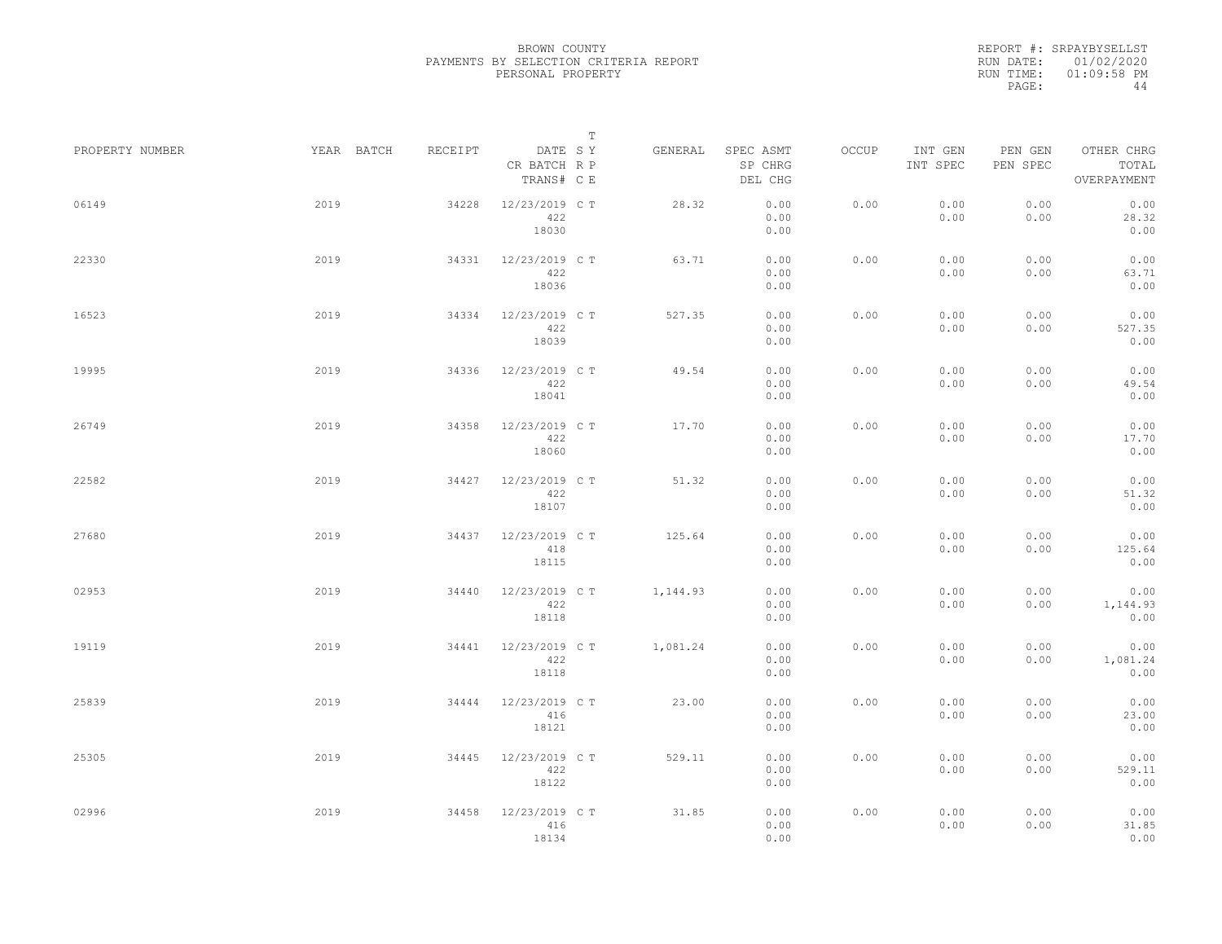BROWN COUNTY
PAYMENTS BY SELECTION CRITERIA REPORT
PERSONAL PROPERTY

REPORT #: SRPAYBYSELLST
RUN DATE: 01/02/2020
RUN TIME: 01:09:58 PM

| PROPERTY NUMBER | YEAR | BATCH | RECEIPT | DATE / CR BATCH / TRANS# | SY | TRPE | GENERAL | SPEC ASMT / SP CHRG / DEL CHG | OCCUP | INT GEN / INT SPEC | PEN GEN / PEN SPEC | OTHER CHRG / TOTAL / OVERPAYMENT |
|---|---|---|---|---|---|---|---|---|---|---|---|---|
| 06149 | 2019 | | 34228 | 12/23/2019 / 422 / 18030 | C | T | 28.32 | 0.00 / 0.00 / 0.00 | 0.00 | 0.00 / 0.00 | 0.00 / 0.00 | 0.00 / 28.32 / 0.00 |
| 22330 | 2019 | | 34331 | 12/23/2019 / 422 / 18036 | C | T | 63.71 | 0.00 / 0.00 / 0.00 | 0.00 | 0.00 / 0.00 | 0.00 / 0.00 | 0.00 / 63.71 / 0.00 |
| 16523 | 2019 | | 34334 | 12/23/2019 / 422 / 18039 | C | T | 527.35 | 0.00 / 0.00 / 0.00 | 0.00 | 0.00 / 0.00 | 0.00 / 0.00 | 0.00 / 527.35 / 0.00 |
| 19995 | 2019 | | 34336 | 12/23/2019 / 422 / 18041 | C | T | 49.54 | 0.00 / 0.00 / 0.00 | 0.00 | 0.00 / 0.00 | 0.00 / 0.00 | 0.00 / 49.54 / 0.00 |
| 26749 | 2019 | | 34358 | 12/23/2019 / 422 / 18060 | C | T | 17.70 | 0.00 / 0.00 / 0.00 | 0.00 | 0.00 / 0.00 | 0.00 / 0.00 | 0.00 / 17.70 / 0.00 |
| 22582 | 2019 | | 34427 | 12/23/2019 / 422 / 18107 | C | T | 51.32 | 0.00 / 0.00 / 0.00 | 0.00 | 0.00 / 0.00 | 0.00 / 0.00 | 0.00 / 51.32 / 0.00 |
| 27680 | 2019 | | 34437 | 12/23/2019 / 418 / 18115 | C | T | 125.64 | 0.00 / 0.00 / 0.00 | 0.00 | 0.00 / 0.00 | 0.00 / 0.00 | 0.00 / 125.64 / 0.00 |
| 02953 | 2019 | | 34440 | 12/23/2019 / 422 / 18118 | C | T | 1,144.93 | 0.00 / 0.00 / 0.00 | 0.00 | 0.00 / 0.00 | 0.00 / 0.00 | 0.00 / 1,144.93 / 0.00 |
| 19119 | 2019 | | 34441 | 12/23/2019 / 422 / 18118 | C | T | 1,081.24 | 0.00 / 0.00 / 0.00 | 0.00 | 0.00 / 0.00 | 0.00 / 0.00 | 0.00 / 1,081.24 / 0.00 |
| 25839 | 2019 | | 34444 | 12/23/2019 / 416 / 18121 | C | T | 23.00 | 0.00 / 0.00 / 0.00 | 0.00 | 0.00 / 0.00 | 0.00 / 0.00 | 0.00 / 23.00 / 0.00 |
| 25305 | 2019 | | 34445 | 12/23/2019 / 422 / 18122 | C | T | 529.11 | 0.00 / 0.00 / 0.00 | 0.00 | 0.00 / 0.00 | 0.00 / 0.00 | 0.00 / 529.11 / 0.00 |
| 02996 | 2019 | | 34458 | 12/23/2019 / 416 / 18134 | C | T | 31.85 | 0.00 / 0.00 / 0.00 | 0.00 | 0.00 / 0.00 | 0.00 / 0.00 | 0.00 / 31.85 / 0.00 |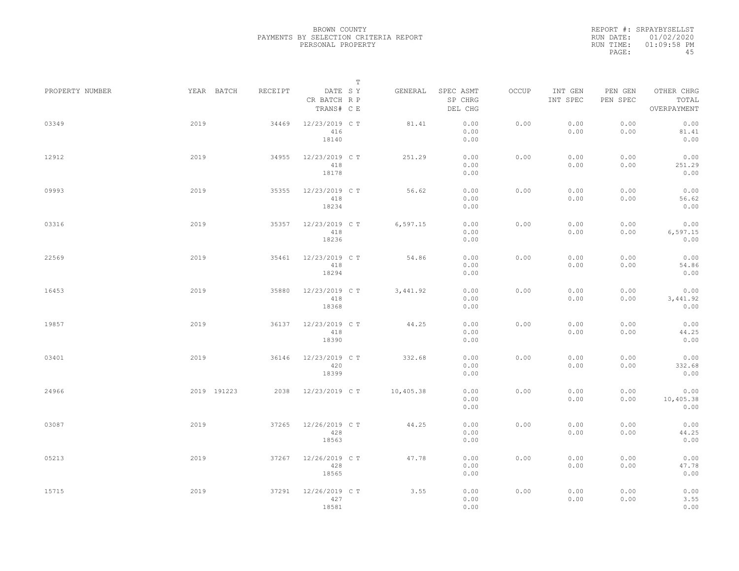BROWN COUNTY
PAYMENTS BY SELECTION CRITERIA REPORT
PERSONAL PROPERTY

REPORT #: SRPAYBYSELLST
RUN DATE: 01/02/2020
RUN TIME: 01:09:58 PM

| PROPERTY NUMBER | YEAR | BATCH | RECEIPT | DATE / CR BATCH / TRANS# | T SY RP CE | GENERAL | SPEC ASMT / SP CHRG / DEL CHG | OCCUP | INT GEN / INT SPEC | PEN GEN / PEN SPEC | OTHER CHRG / TOTAL / OVERPAYMENT |
|---|---|---|---|---|---|---|---|---|---|---|---|
| 03349 | 2019 | | 34469 | 12/23/2019 416 18140 | C T | 81.41 | 0.00 0.00 0.00 | 0.00 | 0.00 0.00 | 0.00 0.00 | 0.00 81.41 0.00 |
| 12912 | 2019 | | 34955 | 12/23/2019 418 18178 | C T | 251.29 | 0.00 0.00 0.00 | 0.00 | 0.00 0.00 | 0.00 0.00 | 0.00 251.29 0.00 |
| 09993 | 2019 | | 35355 | 12/23/2019 418 18234 | C T | 56.62 | 0.00 0.00 0.00 | 0.00 | 0.00 0.00 | 0.00 0.00 | 0.00 56.62 0.00 |
| 03316 | 2019 | | 35357 | 12/23/2019 418 18236 | C T | 6,597.15 | 0.00 0.00 0.00 | 0.00 | 0.00 0.00 | 0.00 0.00 | 0.00 6,597.15 0.00 |
| 22569 | 2019 | | 35461 | 12/23/2019 418 18294 | C T | 54.86 | 0.00 0.00 0.00 | 0.00 | 0.00 0.00 | 0.00 0.00 | 0.00 54.86 0.00 |
| 16453 | 2019 | | 35880 | 12/23/2019 418 18368 | C T | 3,441.92 | 0.00 0.00 0.00 | 0.00 | 0.00 0.00 | 0.00 0.00 | 0.00 3,441.92 0.00 |
| 19857 | 2019 | | 36137 | 12/23/2019 418 18390 | C T | 44.25 | 0.00 0.00 0.00 | 0.00 | 0.00 0.00 | 0.00 0.00 | 0.00 44.25 0.00 |
| 03401 | 2019 | | 36146 | 12/23/2019 420 18399 | C T | 332.68 | 0.00 0.00 0.00 | 0.00 | 0.00 0.00 | 0.00 0.00 | 0.00 332.68 0.00 |
| 24966 | 2019 | 191223 | 2038 | 12/23/2019 | C T | 10,405.38 | 0.00 0.00 0.00 | 0.00 | 0.00 0.00 | 0.00 0.00 | 0.00 10,405.38 0.00 |
| 03087 | 2019 | | 37265 | 12/26/2019 428 18563 | C T | 44.25 | 0.00 0.00 0.00 | 0.00 | 0.00 0.00 | 0.00 0.00 | 0.00 44.25 0.00 |
| 05213 | 2019 | | 37267 | 12/26/2019 428 18565 | C T | 47.78 | 0.00 0.00 0.00 | 0.00 | 0.00 0.00 | 0.00 0.00 | 0.00 47.78 0.00 |
| 15715 | 2019 | | 37291 | 12/26/2019 427 18581 | C T | 3.55 | 0.00 0.00 0.00 | 0.00 | 0.00 0.00 | 0.00 0.00 | 0.00 3.55 0.00 |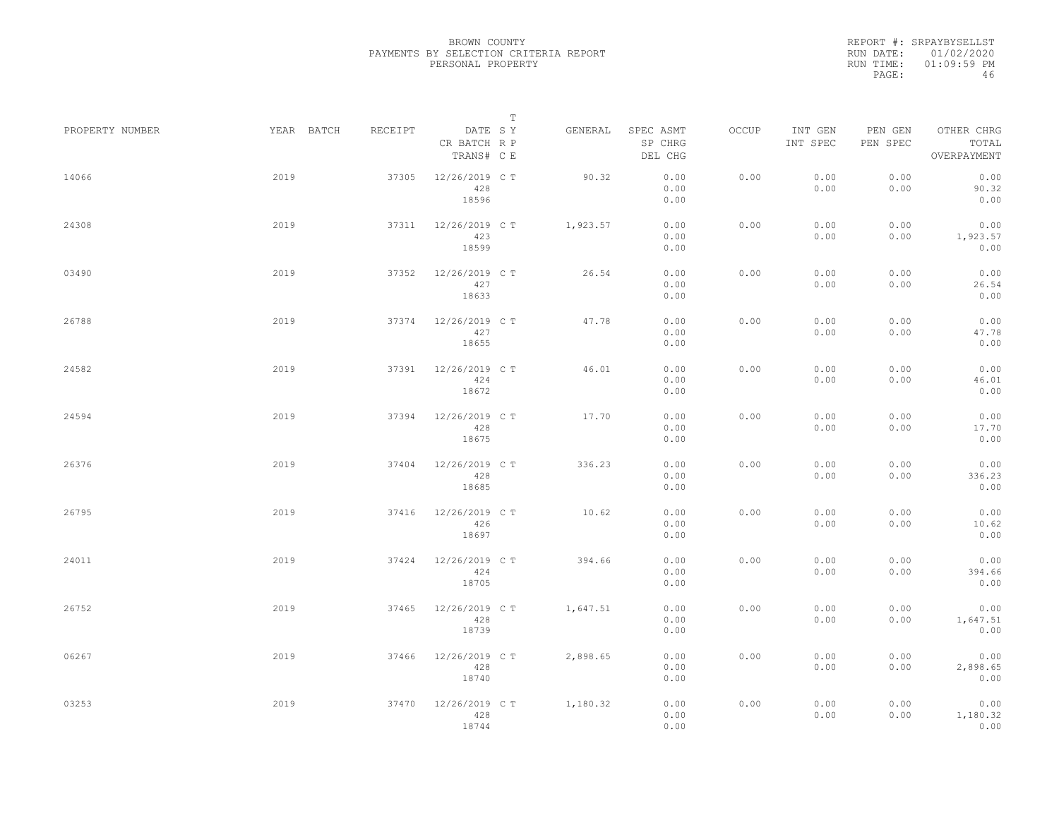BROWN COUNTY
PAYMENTS BY SELECTION CRITERIA REPORT
PERSONAL PROPERTY

REPORT #: SRPAYBYSELLST
RUN DATE: 01/02/2020
RUN TIME: 01:09:59 PM

| PROPERTY NUMBER | YEAR | BATCH | RECEIPT | DATE / CR BATCH / TRANS# | SY RP CE | T | GENERAL | SPEC ASMT / SP CHRG / DEL CHG | OCCUP | INT GEN / INT SPEC | PEN GEN / PEN SPEC | OTHER CHRG / TOTAL / OVERPAYMENT |
|---|---|---|---|---|---|---|---|---|---|---|---|---|
| 14066 | 2019 | | 37305 | 12/26/2019 / 428 / 18596 | C | T | 90.32 | 0.00 / 0.00 / 0.00 | 0.00 | 0.00 / 0.00 | 0.00 / 0.00 | 0.00 / 90.32 / 0.00 |
| 24308 | 2019 | | 37311 | 12/26/2019 / 423 / 18599 | C | T | 1,923.57 | 0.00 / 0.00 / 0.00 | 0.00 | 0.00 / 0.00 | 0.00 / 0.00 | 0.00 / 1,923.57 / 0.00 |
| 03490 | 2019 | | 37352 | 12/26/2019 / 427 / 18633 | C | T | 26.54 | 0.00 / 0.00 / 0.00 | 0.00 | 0.00 / 0.00 | 0.00 / 0.00 | 0.00 / 26.54 / 0.00 |
| 26788 | 2019 | | 37374 | 12/26/2019 / 427 / 18655 | C | T | 47.78 | 0.00 / 0.00 / 0.00 | 0.00 | 0.00 / 0.00 | 0.00 / 0.00 | 0.00 / 47.78 / 0.00 |
| 24582 | 2019 | | 37391 | 12/26/2019 / 424 / 18672 | C | T | 46.01 | 0.00 / 0.00 / 0.00 | 0.00 | 0.00 / 0.00 | 0.00 / 0.00 | 0.00 / 46.01 / 0.00 |
| 24594 | 2019 | | 37394 | 12/26/2019 / 428 / 18675 | C | T | 17.70 | 0.00 / 0.00 / 0.00 | 0.00 | 0.00 / 0.00 | 0.00 / 0.00 | 0.00 / 17.70 / 0.00 |
| 26376 | 2019 | | 37404 | 12/26/2019 / 428 / 18685 | C | T | 336.23 | 0.00 / 0.00 / 0.00 | 0.00 | 0.00 / 0.00 | 0.00 / 0.00 | 0.00 / 336.23 / 0.00 |
| 26795 | 2019 | | 37416 | 12/26/2019 / 426 / 18697 | C | T | 10.62 | 0.00 / 0.00 / 0.00 | 0.00 | 0.00 / 0.00 | 0.00 / 0.00 | 0.00 / 10.62 / 0.00 |
| 24011 | 2019 | | 37424 | 12/26/2019 / 424 / 18705 | C | T | 394.66 | 0.00 / 0.00 / 0.00 | 0.00 | 0.00 / 0.00 | 0.00 / 0.00 | 0.00 / 394.66 / 0.00 |
| 26752 | 2019 | | 37465 | 12/26/2019 / 428 / 18739 | C | T | 1,647.51 | 0.00 / 0.00 / 0.00 | 0.00 | 0.00 / 0.00 | 0.00 / 0.00 | 0.00 / 1,647.51 / 0.00 |
| 06267 | 2019 | | 37466 | 12/26/2019 / 428 / 18740 | C | T | 2,898.65 | 0.00 / 0.00 / 0.00 | 0.00 | 0.00 / 0.00 | 0.00 / 0.00 | 0.00 / 2,898.65 / 0.00 |
| 03253 | 2019 | | 37470 | 12/26/2019 / 428 / 18744 | C | T | 1,180.32 | 0.00 / 0.00 / 0.00 | 0.00 | 0.00 / 0.00 | 0.00 / 0.00 | 0.00 / 1,180.32 / 0.00 |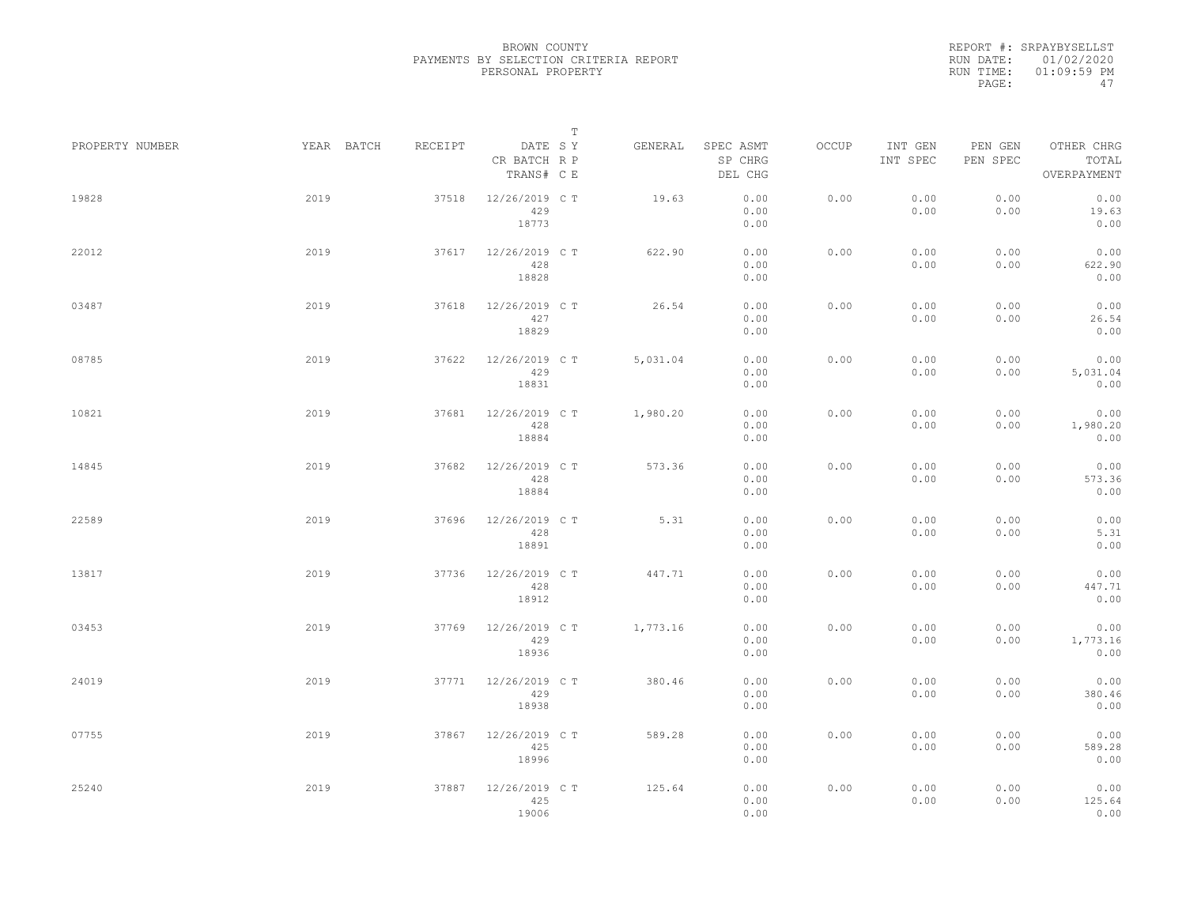BROWN COUNTY
PAYMENTS BY SELECTION CRITERIA REPORT
PERSONAL PROPERTY

REPORT #: SRPAYBYSELLST
RUN DATE: 01/02/2020
RUN TIME: 01:09:59 PM

| PROPERTY NUMBER | YEAR | BATCH | RECEIPT | DATE<br>CR BATCH<br>TRANS# | T<br>S Y<br>R P<br>C E | GENERAL | SPEC ASMT<br>SP CHRG<br>DEL CHG | OCCUP | INT GEN<br>INT SPEC | PEN GEN<br>PEN SPEC | OTHER CHRG<br>TOTAL<br>OVERPAYMENT |
|---|---|---|---|---|---|---|---|---|---|---|---|
| 19828 | 2019 | | 37518 | 12/26/2019<br>429<br>18773 | C T | 19.63 | 0.00<br>0.00<br>0.00 | 0.00 | 0.00<br>0.00 | 0.00<br>0.00 | 0.00<br>19.63<br>0.00 |
| 22012 | 2019 | | 37617 | 12/26/2019<br>428<br>18828 | C T | 622.90 | 0.00<br>0.00<br>0.00 | 0.00 | 0.00<br>0.00 | 0.00<br>0.00 | 0.00<br>622.90<br>0.00 |
| 03487 | 2019 | | 37618 | 12/26/2019<br>427<br>18829 | C T | 26.54 | 0.00<br>0.00<br>0.00 | 0.00 | 0.00<br>0.00 | 0.00<br>0.00 | 0.00<br>26.54<br>0.00 |
| 08785 | 2019 | | 37622 | 12/26/2019<br>429<br>18831 | C T | 5,031.04 | 0.00<br>0.00<br>0.00 | 0.00 | 0.00<br>0.00 | 0.00<br>0.00 | 0.00<br>5,031.04<br>0.00 |
| 10821 | 2019 | | 37681 | 12/26/2019<br>428<br>18884 | C T | 1,980.20 | 0.00<br>0.00<br>0.00 | 0.00 | 0.00<br>0.00 | 0.00<br>0.00 | 0.00<br>1,980.20<br>0.00 |
| 14845 | 2019 | | 37682 | 12/26/2019<br>428<br>18884 | C T | 573.36 | 0.00<br>0.00<br>0.00 | 0.00 | 0.00<br>0.00 | 0.00<br>0.00 | 0.00<br>573.36<br>0.00 |
| 22589 | 2019 | | 37696 | 12/26/2019<br>428<br>18891 | C T | 5.31 | 0.00<br>0.00<br>0.00 | 0.00 | 0.00<br>0.00 | 0.00<br>0.00 | 0.00<br>5.31<br>0.00 |
| 13817 | 2019 | | 37736 | 12/26/2019<br>428<br>18912 | C T | 447.71 | 0.00<br>0.00<br>0.00 | 0.00 | 0.00<br>0.00 | 0.00<br>0.00 | 0.00<br>447.71<br>0.00 |
| 03453 | 2019 | | 37769 | 12/26/2019<br>429<br>18936 | C T | 1,773.16 | 0.00<br>0.00<br>0.00 | 0.00 | 0.00<br>0.00 | 0.00<br>0.00 | 0.00<br>1,773.16<br>0.00 |
| 24019 | 2019 | | 37771 | 12/26/2019<br>429<br>18938 | C T | 380.46 | 0.00<br>0.00<br>0.00 | 0.00 | 0.00<br>0.00 | 0.00<br>0.00 | 0.00<br>380.46<br>0.00 |
| 07755 | 2019 | | 37867 | 12/26/2019<br>425<br>18996 | C T | 589.28 | 0.00<br>0.00<br>0.00 | 0.00 | 0.00<br>0.00 | 0.00<br>0.00 | 0.00<br>589.28<br>0.00 |
| 25240 | 2019 | | 37887 | 12/26/2019<br>425<br>19006 | C T | 125.64 | 0.00<br>0.00<br>0.00 | 0.00 | 0.00<br>0.00 | 0.00<br>0.00 | 0.00<br>125.64<br>0.00 |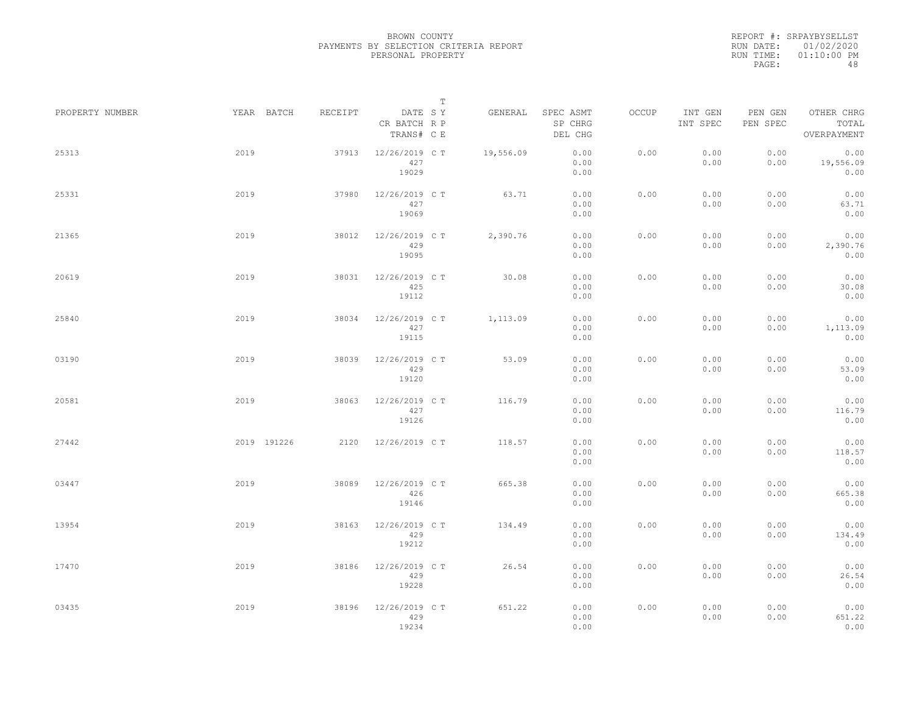BROWN COUNTY
PAYMENTS BY SELECTION CRITERIA REPORT
PERSONAL PROPERTY

REPORT #: SRPAYBYSELLST
RUN DATE: 01/02/2020
RUN TIME: 01:10:00 PM

| PROPERTY NUMBER | YEAR | BATCH | RECEIPT | DATE / CR BATCH / TRANS# | SY | TRPE | GENERAL | SPEC ASMT / SP CHRG / DEL CHG | OCCUP | INT GEN / INT SPEC | PEN GEN / PEN SPEC | OTHER CHRG / TOTAL / OVERPAYMENT |
|---|---|---|---|---|---|---|---|---|---|---|---|---|
| 25313 | 2019 | | 37913 | 12/26/2019 427 19029 | C | T | 19,556.09 | 0.00 0.00 0.00 | 0.00 | 0.00 0.00 | 0.00 0.00 | 0.00 19,556.09 0.00 |
| 25331 | 2019 | | 37980 | 12/26/2019 427 19069 | C | T | 63.71 | 0.00 0.00 0.00 | 0.00 | 0.00 0.00 | 0.00 0.00 | 0.00 63.71 0.00 |
| 21365 | 2019 | | 38012 | 12/26/2019 429 19095 | C | T | 2,390.76 | 0.00 0.00 0.00 | 0.00 | 0.00 0.00 | 0.00 0.00 | 0.00 2,390.76 0.00 |
| 20619 | 2019 | | 38031 | 12/26/2019 425 19112 | C | T | 30.08 | 0.00 0.00 0.00 | 0.00 | 0.00 0.00 | 0.00 0.00 | 0.00 30.08 0.00 |
| 25840 | 2019 | | 38034 | 12/26/2019 427 19115 | C | T | 1,113.09 | 0.00 0.00 0.00 | 0.00 | 0.00 0.00 | 0.00 0.00 | 0.00 1,113.09 0.00 |
| 03190 | 2019 | | 38039 | 12/26/2019 429 19120 | C | T | 53.09 | 0.00 0.00 0.00 | 0.00 | 0.00 0.00 | 0.00 0.00 | 0.00 53.09 0.00 |
| 20581 | 2019 | | 38063 | 12/26/2019 427 19126 | C | T | 116.79 | 0.00 0.00 0.00 | 0.00 | 0.00 0.00 | 0.00 0.00 | 0.00 116.79 0.00 |
| 27442 | 2019 | 191226 | 2120 | 12/26/2019 | C | T | 118.57 | 0.00 0.00 0.00 | 0.00 | 0.00 0.00 | 0.00 0.00 | 0.00 118.57 0.00 |
| 03447 | 2019 | | 38089 | 12/26/2019 426 19146 | C | T | 665.38 | 0.00 0.00 0.00 | 0.00 | 0.00 0.00 | 0.00 0.00 | 0.00 665.38 0.00 |
| 13954 | 2019 | | 38163 | 12/26/2019 429 19212 | C | T | 134.49 | 0.00 0.00 0.00 | 0.00 | 0.00 0.00 | 0.00 0.00 | 0.00 134.49 0.00 |
| 17470 | 2019 | | 38186 | 12/26/2019 429 19228 | C | T | 26.54 | 0.00 0.00 0.00 | 0.00 | 0.00 0.00 | 0.00 0.00 | 0.00 26.54 0.00 |
| 03435 | 2019 | | 38196 | 12/26/2019 429 19234 | C | T | 651.22 | 0.00 0.00 0.00 | 0.00 | 0.00 0.00 | 0.00 0.00 | 0.00 651.22 0.00 |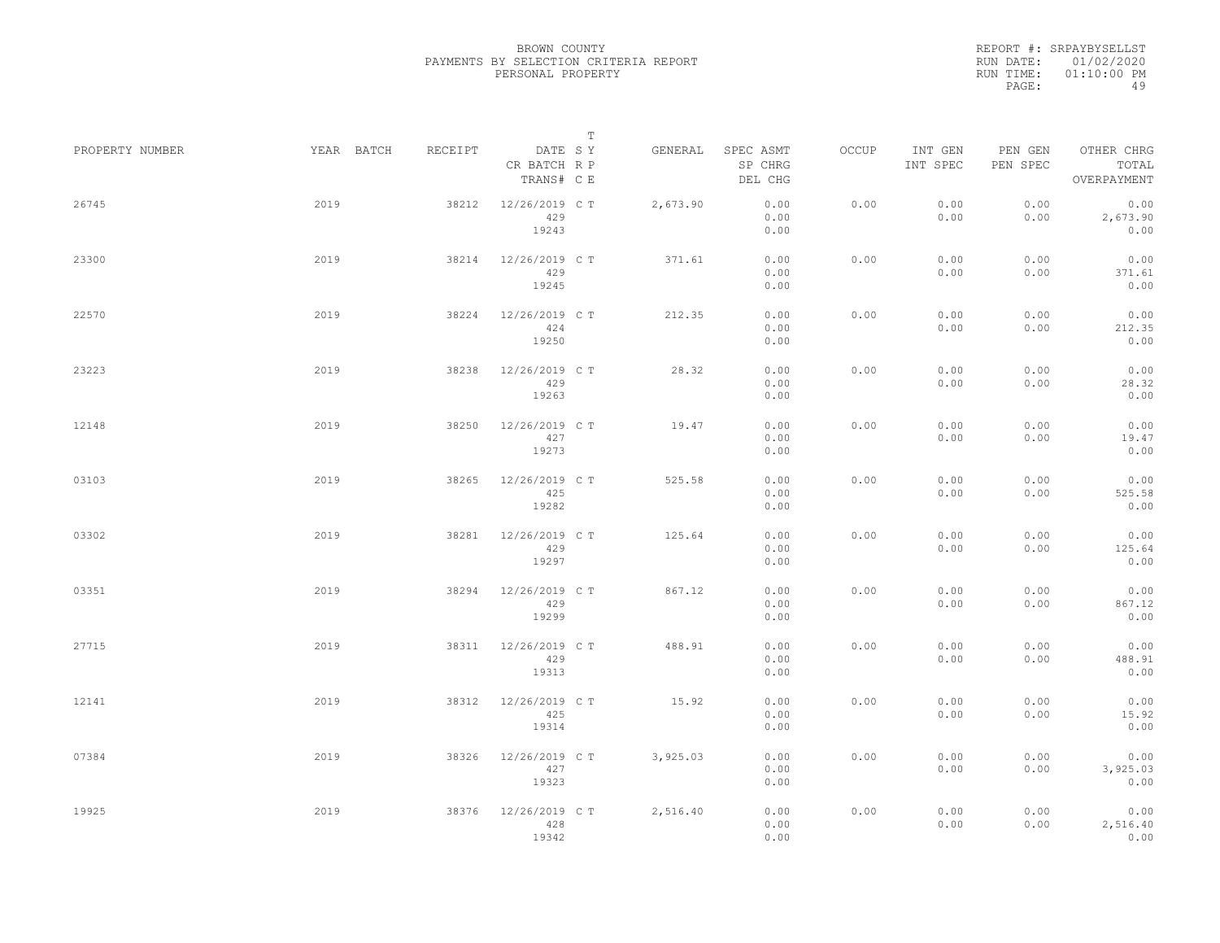BROWN COUNTY
PAYMENTS BY SELECTION CRITERIA REPORT
PERSONAL PROPERTY

REPORT #: SRPAYBYSELLST
RUN DATE: 01/02/2020
RUN TIME: 01:10:00 PM

| PROPERTY NUMBER | YEAR | BATCH | RECEIPT | DATE / CR BATCH / TRANS# | T SY RP CE | GENERAL | SPEC ASMT / SP CHRG / DEL CHG | OCCUP | INT GEN / INT SPEC | PEN GEN / PEN SPEC | OTHER CHRG / TOTAL / OVERPAYMENT |
|---|---|---|---|---|---|---|---|---|---|---|---|
| 26745 | 2019 | | 38212 | 12/26/2019 / 429 / 19243 | C T | 2,673.90 | 0.00 / 0.00 / 0.00 | 0.00 | 0.00 / 0.00 | 0.00 / 0.00 | 0.00 / 2,673.90 / 0.00 |
| 23300 | 2019 | | 38214 | 12/26/2019 / 429 / 19245 | C T | 371.61 | 0.00 / 0.00 / 0.00 | 0.00 | 0.00 / 0.00 | 0.00 / 0.00 | 0.00 / 371.61 / 0.00 |
| 22570 | 2019 | | 38224 | 12/26/2019 / 424 / 19250 | C T | 212.35 | 0.00 / 0.00 / 0.00 | 0.00 | 0.00 / 0.00 | 0.00 / 0.00 | 0.00 / 212.35 / 0.00 |
| 23223 | 2019 | | 38238 | 12/26/2019 / 429 / 19263 | C T | 28.32 | 0.00 / 0.00 / 0.00 | 0.00 | 0.00 / 0.00 | 0.00 / 0.00 | 0.00 / 28.32 / 0.00 |
| 12148 | 2019 | | 38250 | 12/26/2019 / 427 / 19273 | C T | 19.47 | 0.00 / 0.00 / 0.00 | 0.00 | 0.00 / 0.00 | 0.00 / 0.00 | 0.00 / 19.47 / 0.00 |
| 03103 | 2019 | | 38265 | 12/26/2019 / 425 / 19282 | C T | 525.58 | 0.00 / 0.00 / 0.00 | 0.00 | 0.00 / 0.00 | 0.00 / 0.00 | 0.00 / 525.58 / 0.00 |
| 03302 | 2019 | | 38281 | 12/26/2019 / 429 / 19297 | C T | 125.64 | 0.00 / 0.00 / 0.00 | 0.00 | 0.00 / 0.00 | 0.00 / 0.00 | 0.00 / 125.64 / 0.00 |
| 03351 | 2019 | | 38294 | 12/26/2019 / 429 / 19299 | C T | 867.12 | 0.00 / 0.00 / 0.00 | 0.00 | 0.00 / 0.00 | 0.00 / 0.00 | 0.00 / 867.12 / 0.00 |
| 27715 | 2019 | | 38311 | 12/26/2019 / 429 / 19313 | C T | 488.91 | 0.00 / 0.00 / 0.00 | 0.00 | 0.00 / 0.00 | 0.00 / 0.00 | 0.00 / 488.91 / 0.00 |
| 12141 | 2019 | | 38312 | 12/26/2019 / 425 / 19314 | C T | 15.92 | 0.00 / 0.00 / 0.00 | 0.00 | 0.00 / 0.00 | 0.00 / 0.00 | 0.00 / 15.92 / 0.00 |
| 07384 | 2019 | | 38326 | 12/26/2019 / 427 / 19323 | C T | 3,925.03 | 0.00 / 0.00 / 0.00 | 0.00 | 0.00 / 0.00 | 0.00 / 0.00 | 0.00 / 3,925.03 / 0.00 |
| 19925 | 2019 | | 38376 | 12/26/2019 / 428 / 19342 | C T | 2,516.40 | 0.00 / 0.00 / 0.00 | 0.00 | 0.00 / 0.00 | 0.00 / 0.00 | 0.00 / 2,516.40 / 0.00 |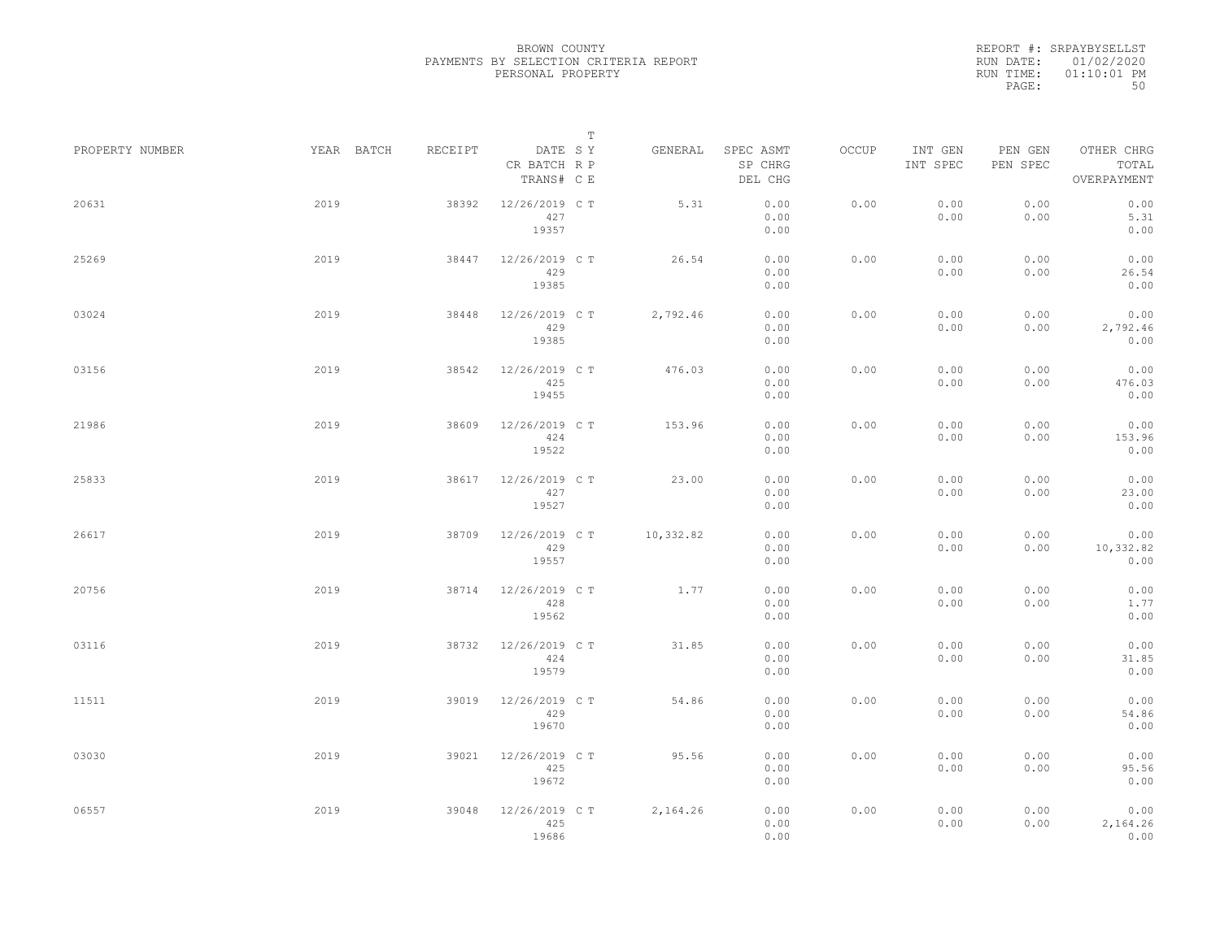BROWN COUNTY
PAYMENTS BY SELECTION CRITERIA REPORT
PERSONAL PROPERTY

REPORT #: SRPAYBYSELLST
RUN DATE: 01/02/2020
RUN TIME: 01:10:01 PM

| PROPERTY NUMBER | YEAR | BATCH | RECEIPT | DATE / CR BATCH / TRANS# | SY | TRPE | GENERAL | SPEC ASMT / SP CHRG / DEL CHG | OCCUP | INT GEN / INT SPEC | PEN GEN / PEN SPEC | OTHER CHRG / TOTAL / OVERPAYMENT |
|---|---|---|---|---|---|---|---|---|---|---|---|---|
| 20631 | 2019 | | 38392 | 12/26/2019 / 427 / 19357 | C | T | 5.31 | 0.00 / 0.00 / 0.00 | 0.00 | 0.00 / 0.00 | 0.00 / 0.00 | 0.00 / 5.31 / 0.00 |
| 25269 | 2019 | | 38447 | 12/26/2019 / 429 / 19385 | C | T | 26.54 | 0.00 / 0.00 / 0.00 | 0.00 | 0.00 / 0.00 | 0.00 / 0.00 | 0.00 / 26.54 / 0.00 |
| 03024 | 2019 | | 38448 | 12/26/2019 / 429 / 19385 | C | T | 2,792.46 | 0.00 / 0.00 / 0.00 | 0.00 | 0.00 / 0.00 | 0.00 / 0.00 | 0.00 / 2,792.46 / 0.00 |
| 03156 | 2019 | | 38542 | 12/26/2019 / 425 / 19455 | C | T | 476.03 | 0.00 / 0.00 / 0.00 | 0.00 | 0.00 / 0.00 | 0.00 / 0.00 | 0.00 / 476.03 / 0.00 |
| 21986 | 2019 | | 38609 | 12/26/2019 / 424 / 19522 | C | T | 153.96 | 0.00 / 0.00 / 0.00 | 0.00 | 0.00 / 0.00 | 0.00 / 0.00 | 0.00 / 153.96 / 0.00 |
| 25833 | 2019 | | 38617 | 12/26/2019 / 427 / 19527 | C | T | 23.00 | 0.00 / 0.00 / 0.00 | 0.00 | 0.00 / 0.00 | 0.00 / 0.00 | 0.00 / 23.00 / 0.00 |
| 26617 | 2019 | | 38709 | 12/26/2019 / 429 / 19557 | C | T | 10,332.82 | 0.00 / 0.00 / 0.00 | 0.00 | 0.00 / 0.00 | 0.00 / 0.00 | 0.00 / 10,332.82 / 0.00 |
| 20756 | 2019 | | 38714 | 12/26/2019 / 428 / 19562 | C | T | 1.77 | 0.00 / 0.00 / 0.00 | 0.00 | 0.00 / 0.00 | 0.00 / 0.00 | 0.00 / 1.77 / 0.00 |
| 03116 | 2019 | | 38732 | 12/26/2019 / 424 / 19579 | C | T | 31.85 | 0.00 / 0.00 / 0.00 | 0.00 | 0.00 / 0.00 | 0.00 / 0.00 | 0.00 / 31.85 / 0.00 |
| 11511 | 2019 | | 39019 | 12/26/2019 / 429 / 19670 | C | T | 54.86 | 0.00 / 0.00 / 0.00 | 0.00 | 0.00 / 0.00 | 0.00 / 0.00 | 0.00 / 54.86 / 0.00 |
| 03030 | 2019 | | 39021 | 12/26/2019 / 425 / 19672 | C | T | 95.56 | 0.00 / 0.00 / 0.00 | 0.00 | 0.00 / 0.00 | 0.00 / 0.00 | 0.00 / 95.56 / 0.00 |
| 06557 | 2019 | | 39048 | 12/26/2019 / 425 / 19686 | C | T | 2,164.26 | 0.00 / 0.00 / 0.00 | 0.00 | 0.00 / 0.00 | 0.00 / 0.00 | 0.00 / 2,164.26 / 0.00 |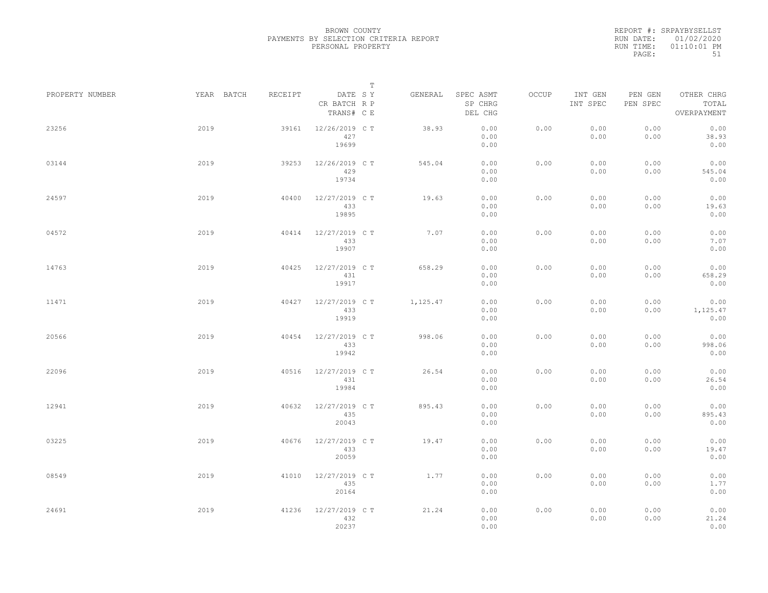BROWN COUNTY
PAYMENTS BY SELECTION CRITERIA REPORT
PERSONAL PROPERTY

REPORT #: SRPAYBYSELLST
RUN DATE: 01/02/2020
RUN TIME: 01:10:01 PM

| PROPERTY NUMBER | YEAR | BATCH | RECEIPT | DATE / CR BATCH / TRANS# | T SY / RP / CE | GENERAL | SPEC ASMT / SP CHRG / DEL CHG | OCCUP | INT GEN / INT SPEC | PEN GEN / PEN SPEC | OTHER CHRG / TOTAL / OVERPAYMENT |
|---|---|---|---|---|---|---|---|---|---|---|---|
| 23256 | 2019 | | 39161 | 12/26/2019 / 427 / 19699 | C T | 38.93 | 0.00 / 0.00 / 0.00 | 0.00 | 0.00 / 0.00 | 0.00 / 0.00 | 0.00 / 38.93 / 0.00 |
| 03144 | 2019 | | 39253 | 12/26/2019 / 429 / 19734 | C T | 545.04 | 0.00 / 0.00 / 0.00 | 0.00 | 0.00 / 0.00 | 0.00 / 0.00 | 0.00 / 545.04 / 0.00 |
| 24597 | 2019 | | 40400 | 12/27/2019 / 433 / 19895 | C T | 19.63 | 0.00 / 0.00 / 0.00 | 0.00 | 0.00 / 0.00 | 0.00 / 0.00 | 0.00 / 19.63 / 0.00 |
| 04572 | 2019 | | 40414 | 12/27/2019 / 433 / 19907 | C T | 7.07 | 0.00 / 0.00 / 0.00 | 0.00 | 0.00 / 0.00 | 0.00 / 0.00 | 0.00 / 7.07 / 0.00 |
| 14763 | 2019 | | 40425 | 12/27/2019 / 431 / 19917 | C T | 658.29 | 0.00 / 0.00 / 0.00 | 0.00 | 0.00 / 0.00 | 0.00 / 0.00 | 0.00 / 658.29 / 0.00 |
| 11471 | 2019 | | 40427 | 12/27/2019 / 433 / 19919 | C T | 1,125.47 | 0.00 / 0.00 / 0.00 | 0.00 | 0.00 / 0.00 | 0.00 / 0.00 | 0.00 / 1,125.47 / 0.00 |
| 20566 | 2019 | | 40454 | 12/27/2019 / 433 / 19942 | C T | 998.06 | 0.00 / 0.00 / 0.00 | 0.00 | 0.00 / 0.00 | 0.00 / 0.00 | 0.00 / 998.06 / 0.00 |
| 22096 | 2019 | | 40516 | 12/27/2019 / 431 / 19984 | C T | 26.54 | 0.00 / 0.00 / 0.00 | 0.00 | 0.00 / 0.00 | 0.00 / 0.00 | 0.00 / 26.54 / 0.00 |
| 12941 | 2019 | | 40632 | 12/27/2019 / 435 / 20043 | C T | 895.43 | 0.00 / 0.00 / 0.00 | 0.00 | 0.00 / 0.00 | 0.00 / 0.00 | 0.00 / 895.43 / 0.00 |
| 03225 | 2019 | | 40676 | 12/27/2019 / 433 / 20059 | C T | 19.47 | 0.00 / 0.00 / 0.00 | 0.00 | 0.00 / 0.00 | 0.00 / 0.00 | 0.00 / 19.47 / 0.00 |
| 08549 | 2019 | | 41010 | 12/27/2019 / 435 / 20164 | C T | 1.77 | 0.00 / 0.00 / 0.00 | 0.00 | 0.00 / 0.00 | 0.00 / 0.00 | 0.00 / 1.77 / 0.00 |
| 24691 | 2019 | | 41236 | 12/27/2019 / 432 / 20237 | C T | 21.24 | 0.00 / 0.00 / 0.00 | 0.00 | 0.00 / 0.00 | 0.00 / 0.00 | 0.00 / 21.24 / 0.00 |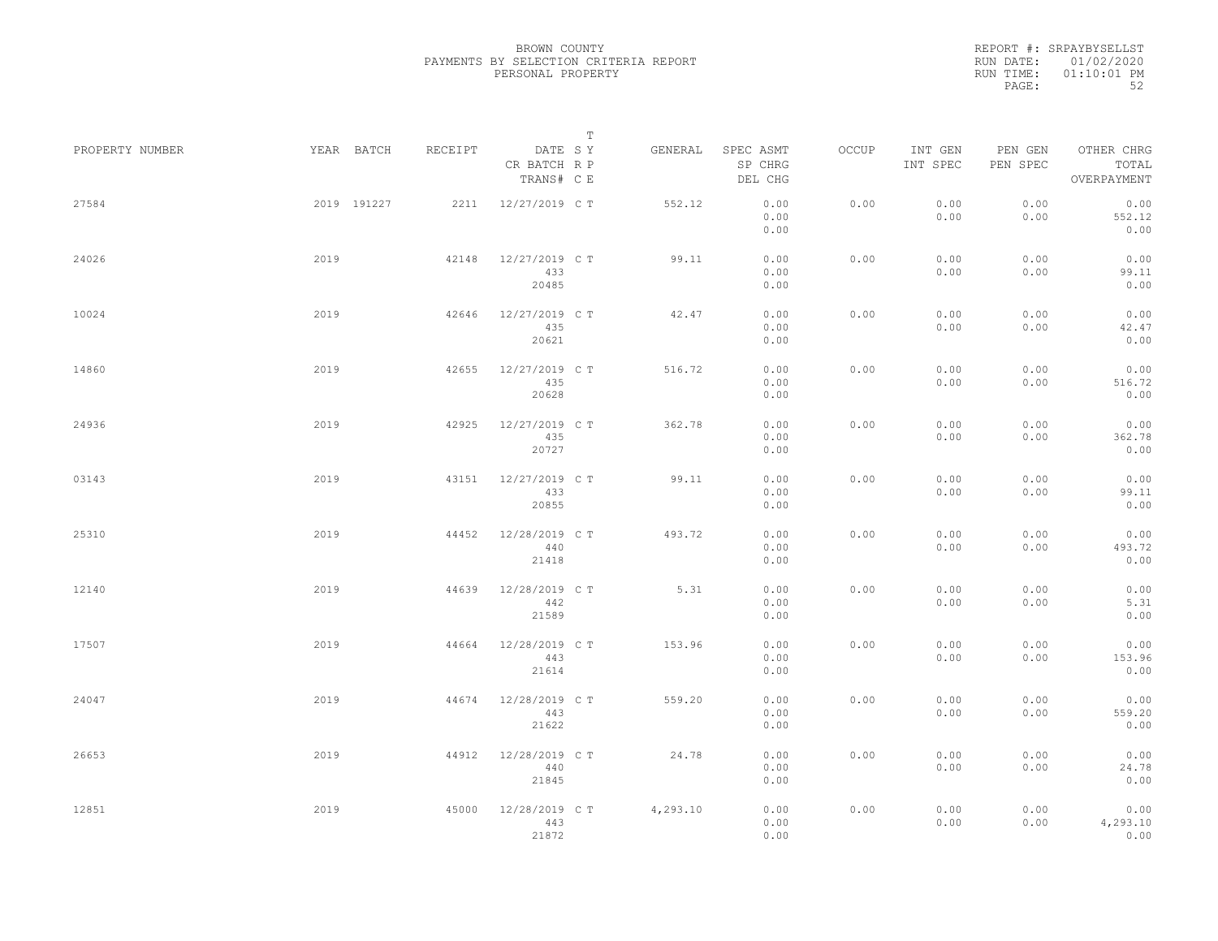BROWN COUNTY
PAYMENTS BY SELECTION CRITERIA REPORT
PERSONAL PROPERTY

REPORT #: SRPAYBYSELLST
RUN DATE: 01/02/2020
RUN TIME: 01:10:01 PM

| PROPERTY NUMBER | YEAR | BATCH | RECEIPT | DATE / CR BATCH / TRANS# | T SYP / RP / CE | GENERAL | SPEC ASMT / SP CHRG / DEL CHG | OCCUP | INT GEN / INT SPEC | PEN GEN / PEN SPEC | OTHER CHRG / TOTAL / OVERPAYMENT |
|---|---|---|---|---|---|---|---|---|---|---|---|
| 27584 | 2019 | 191227 | 2211 | 12/27/2019 | C T | 552.12 | 0.00 / 0.00 / 0.00 | 0.00 | 0.00 / 0.00 | 0.00 / 0.00 | 0.00 / 552.12 / 0.00 |
| 24026 | 2019 | | 42148 | 12/27/2019 / 433 / 20485 | C T | 99.11 | 0.00 / 0.00 / 0.00 | 0.00 | 0.00 / 0.00 | 0.00 / 0.00 | 0.00 / 99.11 / 0.00 |
| 10024 | 2019 | | 42646 | 12/27/2019 / 435 / 20621 | C T | 42.47 | 0.00 / 0.00 / 0.00 | 0.00 | 0.00 / 0.00 | 0.00 / 0.00 | 0.00 / 42.47 / 0.00 |
| 14860 | 2019 | | 42655 | 12/27/2019 / 435 / 20628 | C T | 516.72 | 0.00 / 0.00 / 0.00 | 0.00 | 0.00 / 0.00 | 0.00 / 0.00 | 0.00 / 516.72 / 0.00 |
| 24936 | 2019 | | 42925 | 12/27/2019 / 435 / 20727 | C T | 362.78 | 0.00 / 0.00 / 0.00 | 0.00 | 0.00 / 0.00 | 0.00 / 0.00 | 0.00 / 362.78 / 0.00 |
| 03143 | 2019 | | 43151 | 12/27/2019 / 433 / 20855 | C T | 99.11 | 0.00 / 0.00 / 0.00 | 0.00 | 0.00 / 0.00 | 0.00 / 0.00 | 0.00 / 99.11 / 0.00 |
| 25310 | 2019 | | 44452 | 12/28/2019 / 440 / 21418 | C T | 493.72 | 0.00 / 0.00 / 0.00 | 0.00 | 0.00 / 0.00 | 0.00 / 0.00 | 0.00 / 493.72 / 0.00 |
| 12140 | 2019 | | 44639 | 12/28/2019 / 442 / 21589 | C T | 5.31 | 0.00 / 0.00 / 0.00 | 0.00 | 0.00 / 0.00 | 0.00 / 0.00 | 0.00 / 5.31 / 0.00 |
| 17507 | 2019 | | 44664 | 12/28/2019 / 443 / 21614 | C T | 153.96 | 0.00 / 0.00 / 0.00 | 0.00 | 0.00 / 0.00 | 0.00 / 0.00 | 0.00 / 153.96 / 0.00 |
| 24047 | 2019 | | 44674 | 12/28/2019 / 443 / 21622 | C T | 559.20 | 0.00 / 0.00 / 0.00 | 0.00 | 0.00 / 0.00 | 0.00 / 0.00 | 0.00 / 559.20 / 0.00 |
| 26653 | 2019 | | 44912 | 12/28/2019 / 440 / 21845 | C T | 24.78 | 0.00 / 0.00 / 0.00 | 0.00 | 0.00 / 0.00 | 0.00 / 0.00 | 0.00 / 24.78 / 0.00 |
| 12851 | 2019 | | 45000 | 12/28/2019 / 443 / 21872 | C T | 4,293.10 | 0.00 / 0.00 / 0.00 | 0.00 | 0.00 / 0.00 | 0.00 / 0.00 | 0.00 / 4,293.10 / 0.00 |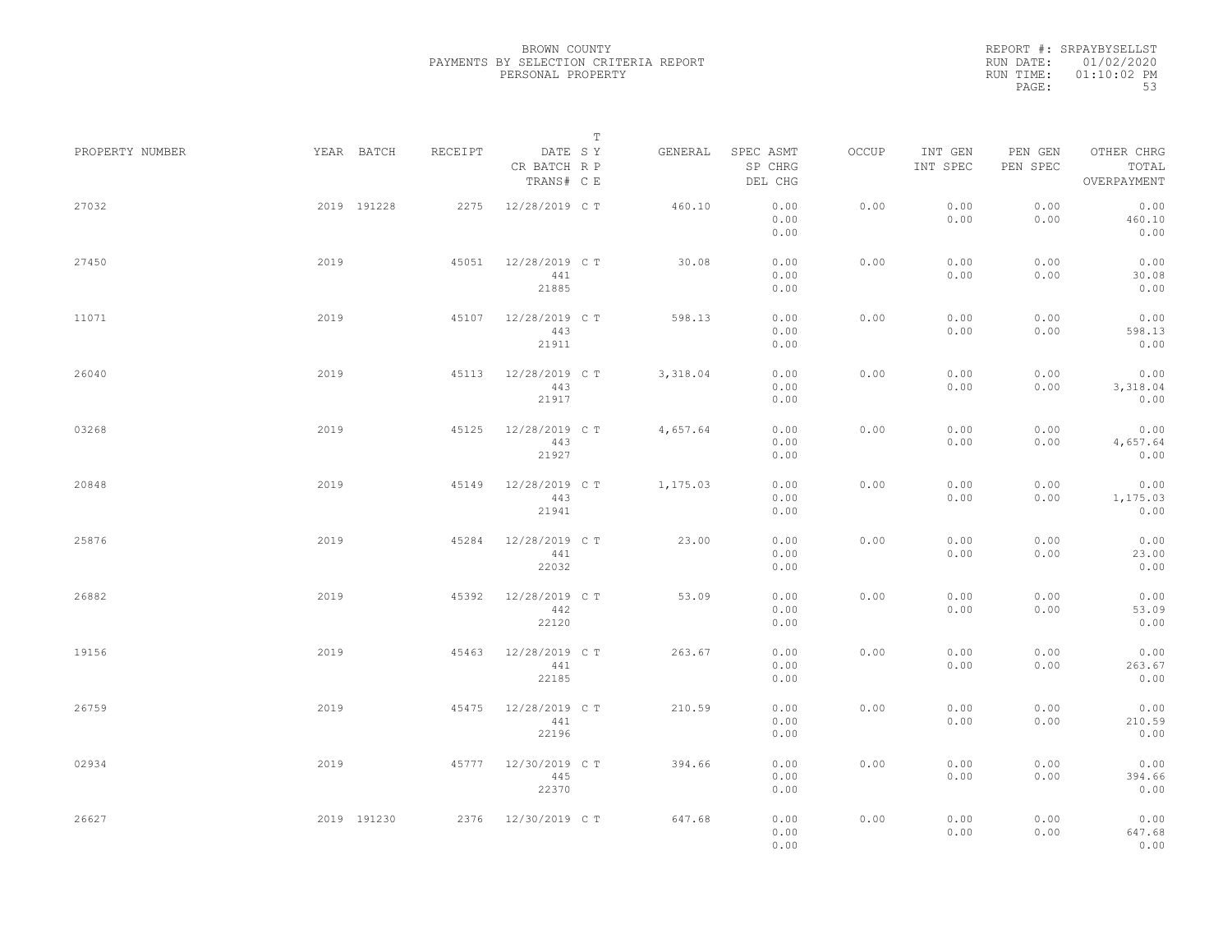BROWN COUNTY
PAYMENTS BY SELECTION CRITERIA REPORT
PERSONAL PROPERTY

REPORT #: SRPAYBYSELLST
RUN DATE: 01/02/2020
RUN TIME: 01:10:02 PM

| PROPERTY NUMBER | YEAR | BATCH | RECEIPT | DATE / CR BATCH / TRANS# | T SY RP CE | GENERAL | SPEC ASMT / SP CHRG / DEL CHG | OCCUP | INT GEN / INT SPEC | PEN GEN / PEN SPEC | OTHER CHRG / TOTAL / OVERPAYMENT |
|---|---|---|---|---|---|---|---|---|---|---|---|
| 27032 | 2019 | 191228 | 2275 | 12/28/2019 | C T | 460.10 | 0.00 / 0.00 / 0.00 | 0.00 | 0.00 / 0.00 | 0.00 / 0.00 | 0.00 / 460.10 / 0.00 |
| 27450 | 2019 | | 45051 | 12/28/2019 / 441 / 21885 | C T | 30.08 | 0.00 / 0.00 / 0.00 | 0.00 | 0.00 / 0.00 | 0.00 / 0.00 | 0.00 / 30.08 / 0.00 |
| 11071 | 2019 | | 45107 | 12/28/2019 / 443 / 21911 | C T | 598.13 | 0.00 / 0.00 / 0.00 | 0.00 | 0.00 / 0.00 | 0.00 / 0.00 | 0.00 / 598.13 / 0.00 |
| 26040 | 2019 | | 45113 | 12/28/2019 / 443 / 21917 | C T | 3,318.04 | 0.00 / 0.00 / 0.00 | 0.00 | 0.00 / 0.00 | 0.00 / 0.00 | 0.00 / 3,318.04 / 0.00 |
| 03268 | 2019 | | 45125 | 12/28/2019 / 443 / 21927 | C T | 4,657.64 | 0.00 / 0.00 / 0.00 | 0.00 | 0.00 / 0.00 | 0.00 / 0.00 | 0.00 / 4,657.64 / 0.00 |
| 20848 | 2019 | | 45149 | 12/28/2019 / 443 / 21941 | C T | 1,175.03 | 0.00 / 0.00 / 0.00 | 0.00 | 0.00 / 0.00 | 0.00 / 0.00 | 0.00 / 1,175.03 / 0.00 |
| 25876 | 2019 | | 45284 | 12/28/2019 / 441 / 22032 | C T | 23.00 | 0.00 / 0.00 / 0.00 | 0.00 | 0.00 / 0.00 | 0.00 / 0.00 | 0.00 / 23.00 / 0.00 |
| 26882 | 2019 | | 45392 | 12/28/2019 / 442 / 22120 | C T | 53.09 | 0.00 / 0.00 / 0.00 | 0.00 | 0.00 / 0.00 | 0.00 / 0.00 | 0.00 / 53.09 / 0.00 |
| 19156 | 2019 | | 45463 | 12/28/2019 / 441 / 22185 | C T | 263.67 | 0.00 / 0.00 / 0.00 | 0.00 | 0.00 / 0.00 | 0.00 / 0.00 | 0.00 / 263.67 / 0.00 |
| 26759 | 2019 | | 45475 | 12/28/2019 / 441 / 22196 | C T | 210.59 | 0.00 / 0.00 / 0.00 | 0.00 | 0.00 / 0.00 | 0.00 / 0.00 | 0.00 / 210.59 / 0.00 |
| 02934 | 2019 | | 45777 | 12/30/2019 / 445 / 22370 | C T | 394.66 | 0.00 / 0.00 / 0.00 | 0.00 | 0.00 / 0.00 | 0.00 / 0.00 | 0.00 / 394.66 / 0.00 |
| 26627 | 2019 | 191230 | 2376 | 12/30/2019 | C T | 647.68 | 0.00 / 0.00 / 0.00 | 0.00 | 0.00 / 0.00 | 0.00 / 0.00 | 0.00 / 647.68 / 0.00 |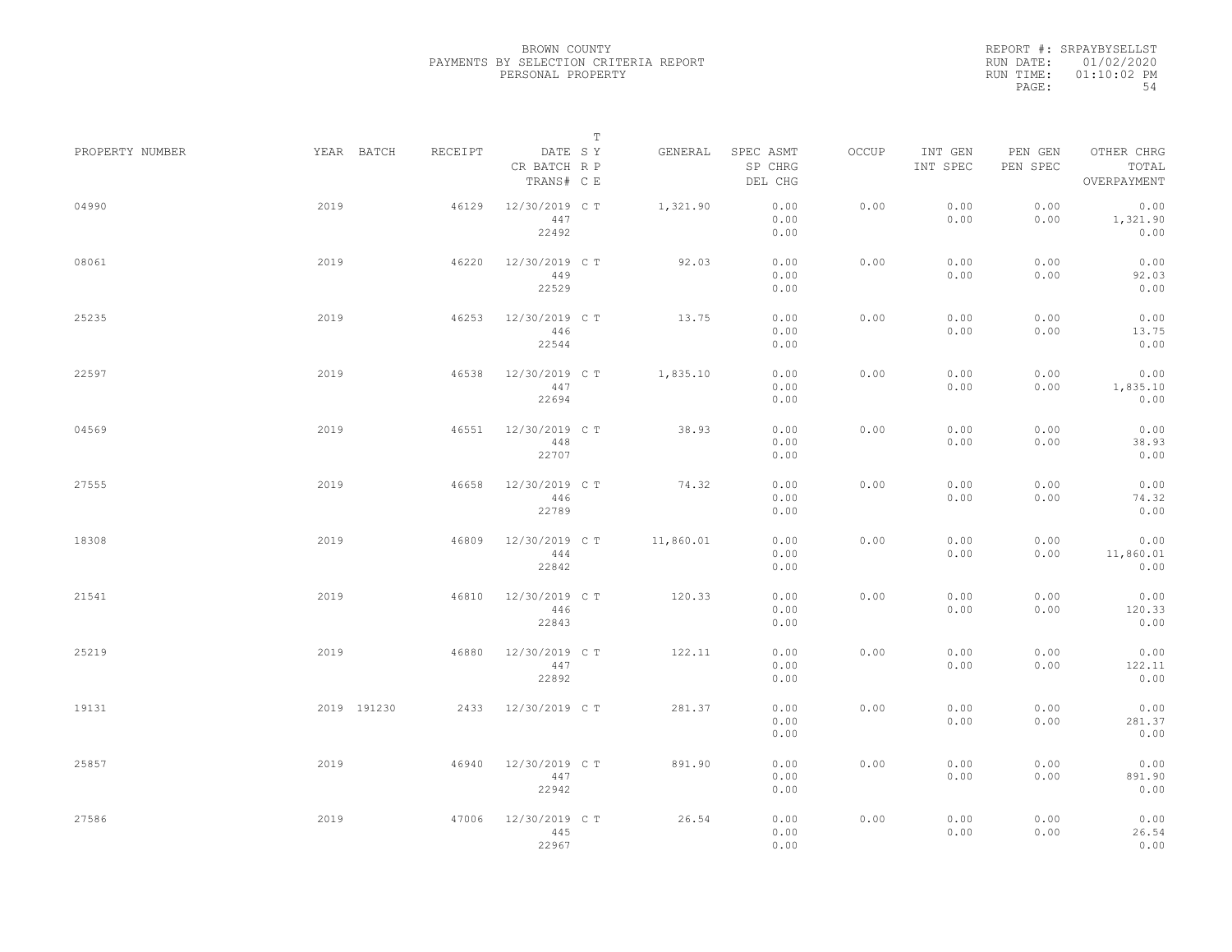BROWN COUNTY
PAYMENTS BY SELECTION CRITERIA REPORT
PERSONAL PROPERTY

REPORT #: SRPAYBYSELLST
RUN DATE: 01/02/2020
RUN TIME: 01:10:02 PM

| PROPERTY NUMBER | YEAR | BATCH | RECEIPT | DATE / CR BATCH / TRANS# | S C | T Y R P E | GENERAL | SPEC ASMT / SP CHRG / DEL CHG | OCCUP | INT GEN / INT SPEC | PEN GEN / PEN SPEC | OTHER CHRG / TOTAL / OVERPAYMENT |
|---|---|---|---|---|---|---|---|---|---|---|---|---|
| 04990 | 2019 | | 46129 | 12/30/2019 / 447 / 22492 | C | T | 1,321.90 | 0.00 / 0.00 / 0.00 | 0.00 | 0.00 / 0.00 | 0.00 / 0.00 | 0.00 / 1,321.90 / 0.00 |
| 08061 | 2019 | | 46220 | 12/30/2019 / 449 / 22529 | C | T | 92.03 | 0.00 / 0.00 / 0.00 | 0.00 | 0.00 / 0.00 | 0.00 / 0.00 | 0.00 / 92.03 / 0.00 |
| 25235 | 2019 | | 46253 | 12/30/2019 / 446 / 22544 | C | T | 13.75 | 0.00 / 0.00 / 0.00 | 0.00 | 0.00 / 0.00 | 0.00 / 0.00 | 0.00 / 13.75 / 0.00 |
| 22597 | 2019 | | 46538 | 12/30/2019 / 447 / 22694 | C | T | 1,835.10 | 0.00 / 0.00 / 0.00 | 0.00 | 0.00 / 0.00 | 0.00 / 0.00 | 0.00 / 1,835.10 / 0.00 |
| 04569 | 2019 | | 46551 | 12/30/2019 / 448 / 22707 | C | T | 38.93 | 0.00 / 0.00 / 0.00 | 0.00 | 0.00 / 0.00 | 0.00 / 0.00 | 0.00 / 38.93 / 0.00 |
| 27555 | 2019 | | 46658 | 12/30/2019 / 446 / 22789 | C | T | 74.32 | 0.00 / 0.00 / 0.00 | 0.00 | 0.00 / 0.00 | 0.00 / 0.00 | 0.00 / 74.32 / 0.00 |
| 18308 | 2019 | | 46809 | 12/30/2019 / 444 / 22842 | C | T | 11,860.01 | 0.00 / 0.00 / 0.00 | 0.00 | 0.00 / 0.00 | 0.00 / 0.00 | 0.00 / 11,860.01 / 0.00 |
| 21541 | 2019 | | 46810 | 12/30/2019 / 446 / 22843 | C | T | 120.33 | 0.00 / 0.00 / 0.00 | 0.00 | 0.00 / 0.00 | 0.00 / 0.00 | 0.00 / 120.33 / 0.00 |
| 25219 | 2019 | | 46880 | 12/30/2019 / 447 / 22892 | C | T | 122.11 | 0.00 / 0.00 / 0.00 | 0.00 | 0.00 / 0.00 | 0.00 / 0.00 | 0.00 / 122.11 / 0.00 |
| 19131 | 2019 | 191230 | 2433 | 12/30/2019 | C | T | 281.37 | 0.00 / 0.00 / 0.00 | 0.00 | 0.00 / 0.00 | 0.00 / 0.00 | 0.00 / 281.37 / 0.00 |
| 25857 | 2019 | | 46940 | 12/30/2019 / 447 / 22942 | C | T | 891.90 | 0.00 / 0.00 / 0.00 | 0.00 | 0.00 / 0.00 | 0.00 / 0.00 | 0.00 / 891.90 / 0.00 |
| 27586 | 2019 | | 47006 | 12/30/2019 / 445 / 22967 | C | T | 26.54 | 0.00 / 0.00 / 0.00 | 0.00 | 0.00 / 0.00 | 0.00 / 0.00 | 0.00 / 26.54 / 0.00 |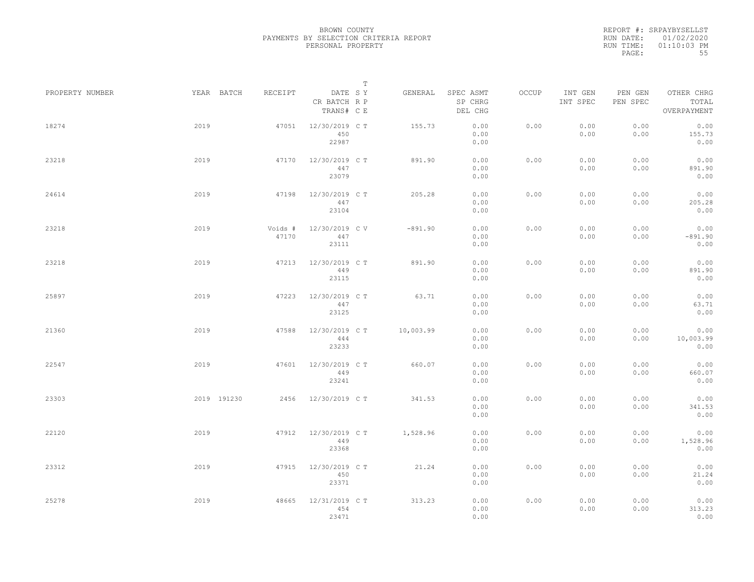BROWN COUNTY
PAYMENTS BY SELECTION CRITERIA REPORT
PERSONAL PROPERTY

REPORT #: SRPAYBYSELLST
RUN DATE: 01/02/2020
RUN TIME: 01:10:03 PM

| PROPERTY NUMBER | YEAR | BATCH | RECEIPT | DATE / CR BATCH / TRANS# | T SY RP CE | GENERAL | SPEC ASMT / SP CHRG / DEL CHG | OCCUP | INT GEN / INT SPEC | PEN GEN / PEN SPEC | OTHER CHRG / TOTAL / OVERPAYMENT |
|---|---|---|---|---|---|---|---|---|---|---|---|
| 18274 | 2019 | | 47051 | 12/30/2019 450 22987 | C T | 155.73 | 0.00 0.00 0.00 | 0.00 | 0.00 0.00 | 0.00 0.00 | 0.00 155.73 0.00 |
| 23218 | 2019 | | 47170 | 12/30/2019 447 23079 | C T | 891.90 | 0.00 0.00 0.00 | 0.00 | 0.00 0.00 | 0.00 0.00 | 0.00 891.90 0.00 |
| 24614 | 2019 | | 47198 | 12/30/2019 447 23104 | C T | 205.28 | 0.00 0.00 0.00 | 0.00 | 0.00 0.00 | 0.00 0.00 | 0.00 205.28 0.00 |
| 23218 | 2019 | | Voids # 47170 | 12/30/2019 447 23111 | C V | -891.90 | 0.00 0.00 0.00 | 0.00 | 0.00 0.00 | 0.00 0.00 | 0.00 -891.90 0.00 |
| 23218 | 2019 | | 47213 | 12/30/2019 449 23115 | C T | 891.90 | 0.00 0.00 0.00 | 0.00 | 0.00 0.00 | 0.00 0.00 | 0.00 891.90 0.00 |
| 25897 | 2019 | | 47223 | 12/30/2019 447 23125 | C T | 63.71 | 0.00 0.00 0.00 | 0.00 | 0.00 0.00 | 0.00 0.00 | 0.00 63.71 0.00 |
| 21360 | 2019 | | 47588 | 12/30/2019 444 23233 | C T | 10,003.99 | 0.00 0.00 0.00 | 0.00 | 0.00 0.00 | 0.00 0.00 | 0.00 10,003.99 0.00 |
| 22547 | 2019 | | 47601 | 12/30/2019 449 23241 | C T | 660.07 | 0.00 0.00 0.00 | 0.00 | 0.00 0.00 | 0.00 0.00 | 0.00 660.07 0.00 |
| 23303 | 2019 | 191230 | 2456 | 12/30/2019 | C T | 341.53 | 0.00 0.00 0.00 | 0.00 | 0.00 0.00 | 0.00 0.00 | 0.00 341.53 0.00 |
| 22120 | 2019 | | 47912 | 12/30/2019 449 23368 | C T | 1,528.96 | 0.00 0.00 0.00 | 0.00 | 0.00 0.00 | 0.00 0.00 | 0.00 1,528.96 0.00 |
| 23312 | 2019 | | 47915 | 12/30/2019 450 23371 | C T | 21.24 | 0.00 0.00 0.00 | 0.00 | 0.00 0.00 | 0.00 0.00 | 0.00 21.24 0.00 |
| 25278 | 2019 | | 48665 | 12/31/2019 454 23471 | C T | 313.23 | 0.00 0.00 0.00 | 0.00 | 0.00 0.00 | 0.00 0.00 | 0.00 313.23 0.00 |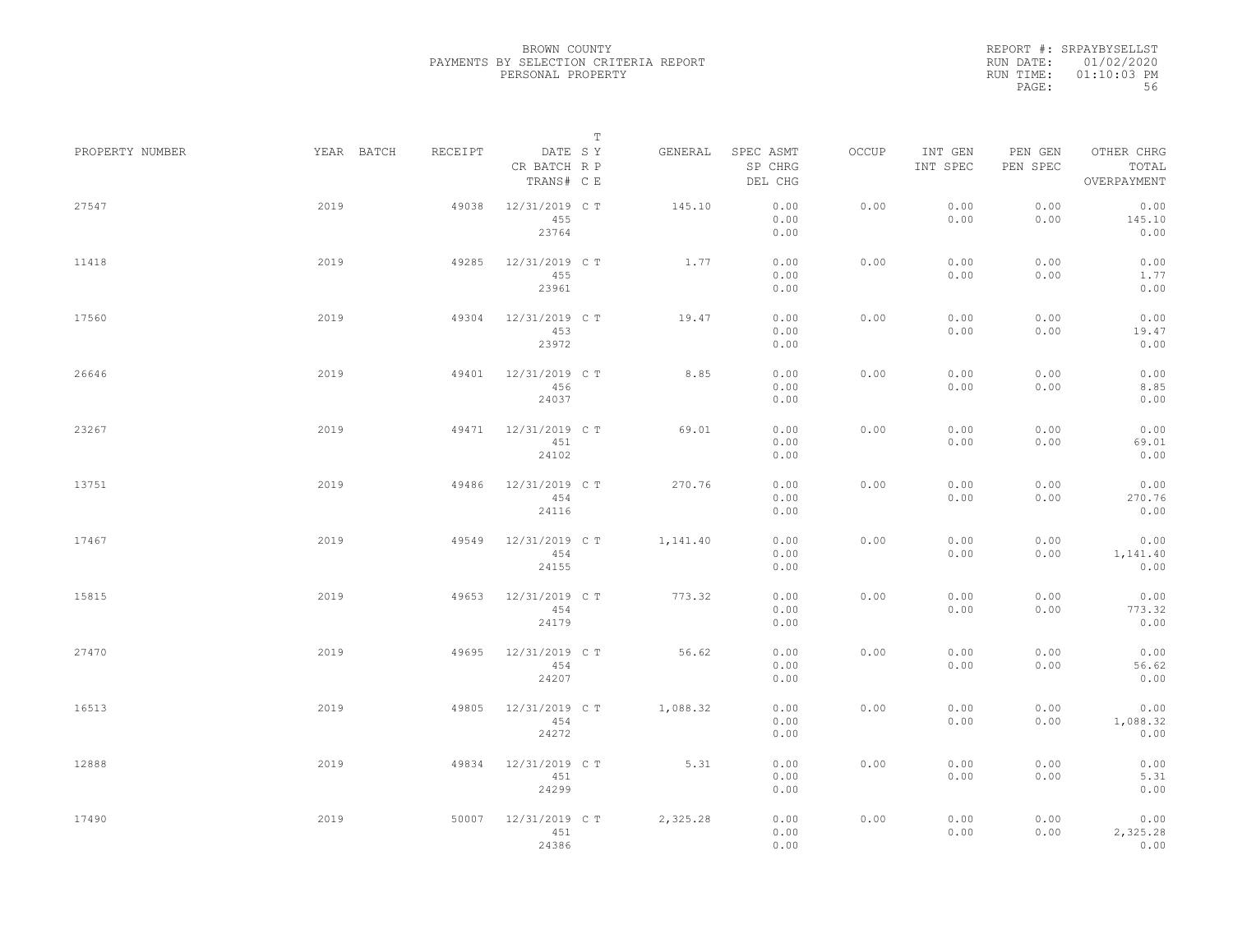BROWN COUNTY
PAYMENTS BY SELECTION CRITERIA REPORT
PERSONAL PROPERTY

REPORT #: SRPAYBYSELLST
RUN DATE: 01/02/2020
RUN TIME: 01:10:03 PM

| PROPERTY NUMBER | YEAR | BATCH | RECEIPT | DATE / CR BATCH / TRANS# | S R C | T Y P E | GENERAL | SPEC ASMT / SP CHRG / DEL CHG | OCCUP | INT GEN / INT SPEC | PEN GEN / PEN SPEC | OTHER CHRG / TOTAL / OVERPAYMENT |
|---|---|---|---|---|---|---|---|---|---|---|---|---|
| 27547 | 2019 | | 49038 | 12/31/2019 / 455 / 23764 | C | T | 145.10 | 0.00 / 0.00 / 0.00 | 0.00 | 0.00 / 0.00 | 0.00 / 0.00 | 0.00 / 145.10 / 0.00 |
| 11418 | 2019 | | 49285 | 12/31/2019 / 455 / 23961 | C | T | 1.77 | 0.00 / 0.00 / 0.00 | 0.00 | 0.00 / 0.00 | 0.00 / 0.00 | 0.00 / 1.77 / 0.00 |
| 17560 | 2019 | | 49304 | 12/31/2019 / 453 / 23972 | C | T | 19.47 | 0.00 / 0.00 / 0.00 | 0.00 | 0.00 / 0.00 | 0.00 / 0.00 | 0.00 / 19.47 / 0.00 |
| 26646 | 2019 | | 49401 | 12/31/2019 / 456 / 24037 | C | T | 8.85 | 0.00 / 0.00 / 0.00 | 0.00 | 0.00 / 0.00 | 0.00 / 0.00 | 0.00 / 8.85 / 0.00 |
| 23267 | 2019 | | 49471 | 12/31/2019 / 451 / 24102 | C | T | 69.01 | 0.00 / 0.00 / 0.00 | 0.00 | 0.00 / 0.00 | 0.00 / 0.00 | 0.00 / 69.01 / 0.00 |
| 13751 | 2019 | | 49486 | 12/31/2019 / 454 / 24116 | C | T | 270.76 | 0.00 / 0.00 / 0.00 | 0.00 | 0.00 / 0.00 | 0.00 / 0.00 | 0.00 / 270.76 / 0.00 |
| 17467 | 2019 | | 49549 | 12/31/2019 / 454 / 24155 | C | T | 1,141.40 | 0.00 / 0.00 / 0.00 | 0.00 | 0.00 / 0.00 | 0.00 / 0.00 | 0.00 / 1,141.40 / 0.00 |
| 15815 | 2019 | | 49653 | 12/31/2019 / 454 / 24179 | C | T | 773.32 | 0.00 / 0.00 / 0.00 | 0.00 | 0.00 / 0.00 | 0.00 / 0.00 | 0.00 / 773.32 / 0.00 |
| 27470 | 2019 | | 49695 | 12/31/2019 / 454 / 24207 | C | T | 56.62 | 0.00 / 0.00 / 0.00 | 0.00 | 0.00 / 0.00 | 0.00 / 0.00 | 0.00 / 56.62 / 0.00 |
| 16513 | 2019 | | 49805 | 12/31/2019 / 454 / 24272 | C | T | 1,088.32 | 0.00 / 0.00 / 0.00 | 0.00 | 0.00 / 0.00 | 0.00 / 0.00 | 0.00 / 1,088.32 / 0.00 |
| 12888 | 2019 | | 49834 | 12/31/2019 / 451 / 24299 | C | T | 5.31 | 0.00 / 0.00 / 0.00 | 0.00 | 0.00 / 0.00 | 0.00 / 0.00 | 0.00 / 5.31 / 0.00 |
| 17490 | 2019 | | 50007 | 12/31/2019 / 451 / 24386 | C | T | 2,325.28 | 0.00 / 0.00 / 0.00 | 0.00 | 0.00 / 0.00 | 0.00 / 0.00 | 0.00 / 2,325.28 / 0.00 |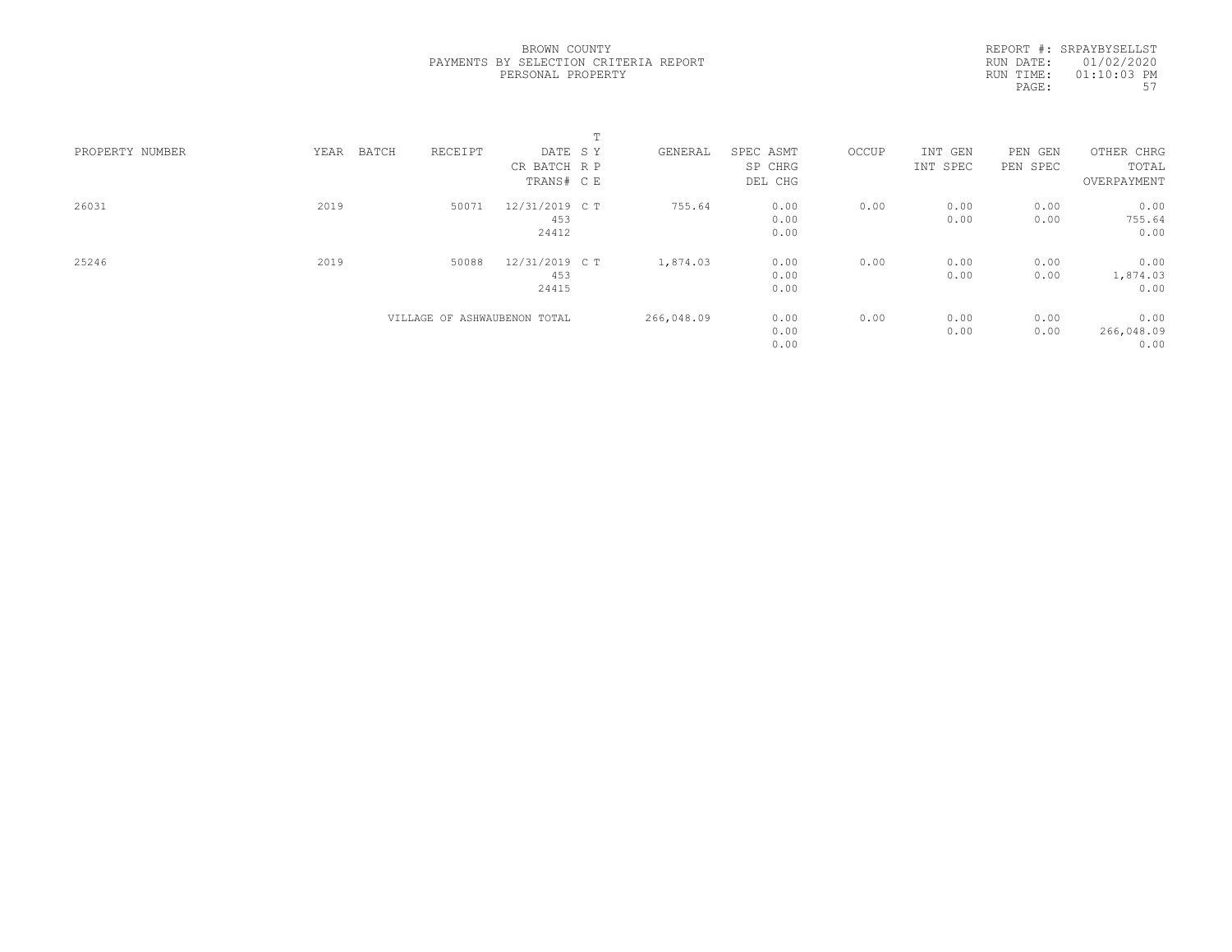BROWN COUNTY
PAYMENTS BY SELECTION CRITERIA REPORT
PERSONAL PROPERTY

REPORT #: SRPAYBYSELLST
RUN DATE: 01/02/2020
RUN TIME: 01:10:03 PM

| PROPERTY NUMBER | YEAR | BATCH | RECEIPT | DATE / CR BATCH / TRANS# | T SY RP CE | GENERAL | SPEC ASMT / SP CHRG / DEL CHG | OCCUP | INT GEN / INT SPEC | PEN GEN / PEN SPEC | OTHER CHRG / TOTAL / OVERPAYMENT |
|---|---|---|---|---|---|---|---|---|---|---|---|
| 26031 | 2019 | | 50071 | 12/31/2019 / 453 / 24412 | C T | 755.64 | 0.00 / 0.00 / 0.00 | 0.00 | 0.00 / 0.00 | 0.00 / 0.00 | 0.00 / 755.64 / 0.00 |
| 25246 | 2019 | | 50088 | 12/31/2019 / 453 / 24415 | C T | 1,874.03 | 0.00 / 0.00 / 0.00 | 0.00 | 0.00 / 0.00 | 0.00 / 0.00 | 0.00 / 1,874.03 / 0.00 |
| | | | VILLAGE OF ASHWAUBENON TOTAL | | | 266,048.09 | 0.00 / 0.00 / 0.00 | 0.00 | 0.00 / 0.00 | 0.00 / 0.00 | 0.00 / 266,048.09 / 0.00 |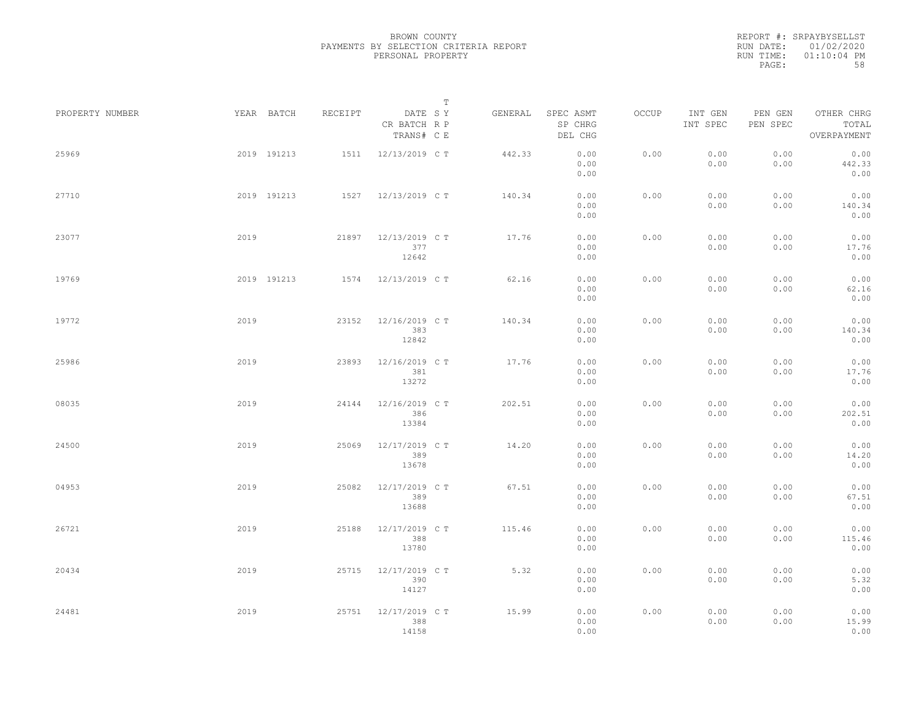BROWN COUNTY
PAYMENTS BY SELECTION CRITERIA REPORT
PERSONAL PROPERTY

REPORT #: SRPAYBYSELLST
RUN DATE: 01/02/2020
RUN TIME: 01:10:04 PM

| PROPERTY NUMBER | YEAR | BATCH | RECEIPT | DATE / CR BATCH / TRANS# | SY | TRPE | GENERAL | SPEC ASMT / SP CHRG / DEL CHG | OCCUP | INT GEN / INT SPEC | PEN GEN / PEN SPEC | OTHER CHRG / TOTAL / OVERPAYMENT |
|---|---|---|---|---|---|---|---|---|---|---|---|---|
| 25969 | 2019 | 191213 | 1511 | 12/13/2019 | C | T | 442.33 | 0.00 / 0.00 / 0.00 | 0.00 | 0.00 / 0.00 | 0.00 / 0.00 | 0.00 / 442.33 / 0.00 |
| 27710 | 2019 | 191213 | 1527 | 12/13/2019 | C | T | 140.34 | 0.00 / 0.00 / 0.00 | 0.00 | 0.00 / 0.00 | 0.00 / 0.00 | 0.00 / 140.34 / 0.00 |
| 23077 | 2019 | | 21897 | 12/13/2019 / 377 / 12642 | C | T | 17.76 | 0.00 / 0.00 / 0.00 | 0.00 | 0.00 / 0.00 | 0.00 / 0.00 | 0.00 / 17.76 / 0.00 |
| 19769 | 2019 | 191213 | 1574 | 12/13/2019 | C | T | 62.16 | 0.00 / 0.00 / 0.00 | 0.00 | 0.00 / 0.00 | 0.00 / 0.00 | 0.00 / 62.16 / 0.00 |
| 19772 | 2019 | | 23152 | 12/16/2019 / 383 / 12842 | C | T | 140.34 | 0.00 / 0.00 / 0.00 | 0.00 | 0.00 / 0.00 | 0.00 / 0.00 | 0.00 / 140.34 / 0.00 |
| 25986 | 2019 | | 23893 | 12/16/2019 / 381 / 13272 | C | T | 17.76 | 0.00 / 0.00 / 0.00 | 0.00 | 0.00 / 0.00 | 0.00 / 0.00 | 0.00 / 17.76 / 0.00 |
| 08035 | 2019 | | 24144 | 12/16/2019 / 386 / 13384 | C | T | 202.51 | 0.00 / 0.00 / 0.00 | 0.00 | 0.00 / 0.00 | 0.00 / 0.00 | 0.00 / 202.51 / 0.00 |
| 24500 | 2019 | | 25069 | 12/17/2019 / 389 / 13678 | C | T | 14.20 | 0.00 / 0.00 / 0.00 | 0.00 | 0.00 / 0.00 | 0.00 / 0.00 | 0.00 / 14.20 / 0.00 |
| 04953 | 2019 | | 25082 | 12/17/2019 / 389 / 13688 | C | T | 67.51 | 0.00 / 0.00 / 0.00 | 0.00 | 0.00 / 0.00 | 0.00 / 0.00 | 0.00 / 67.51 / 0.00 |
| 26721 | 2019 | | 25188 | 12/17/2019 / 388 / 13780 | C | T | 115.46 | 0.00 / 0.00 / 0.00 | 0.00 | 0.00 / 0.00 | 0.00 / 0.00 | 0.00 / 115.46 / 0.00 |
| 20434 | 2019 | | 25715 | 12/17/2019 / 390 / 14127 | C | T | 5.32 | 0.00 / 0.00 / 0.00 | 0.00 | 0.00 / 0.00 | 0.00 / 0.00 | 0.00 / 5.32 / 0.00 |
| 24481 | 2019 | | 25751 | 12/17/2019 / 388 / 14158 | C | T | 15.99 | 0.00 / 0.00 / 0.00 | 0.00 | 0.00 / 0.00 | 0.00 / 0.00 | 0.00 / 15.99 / 0.00 |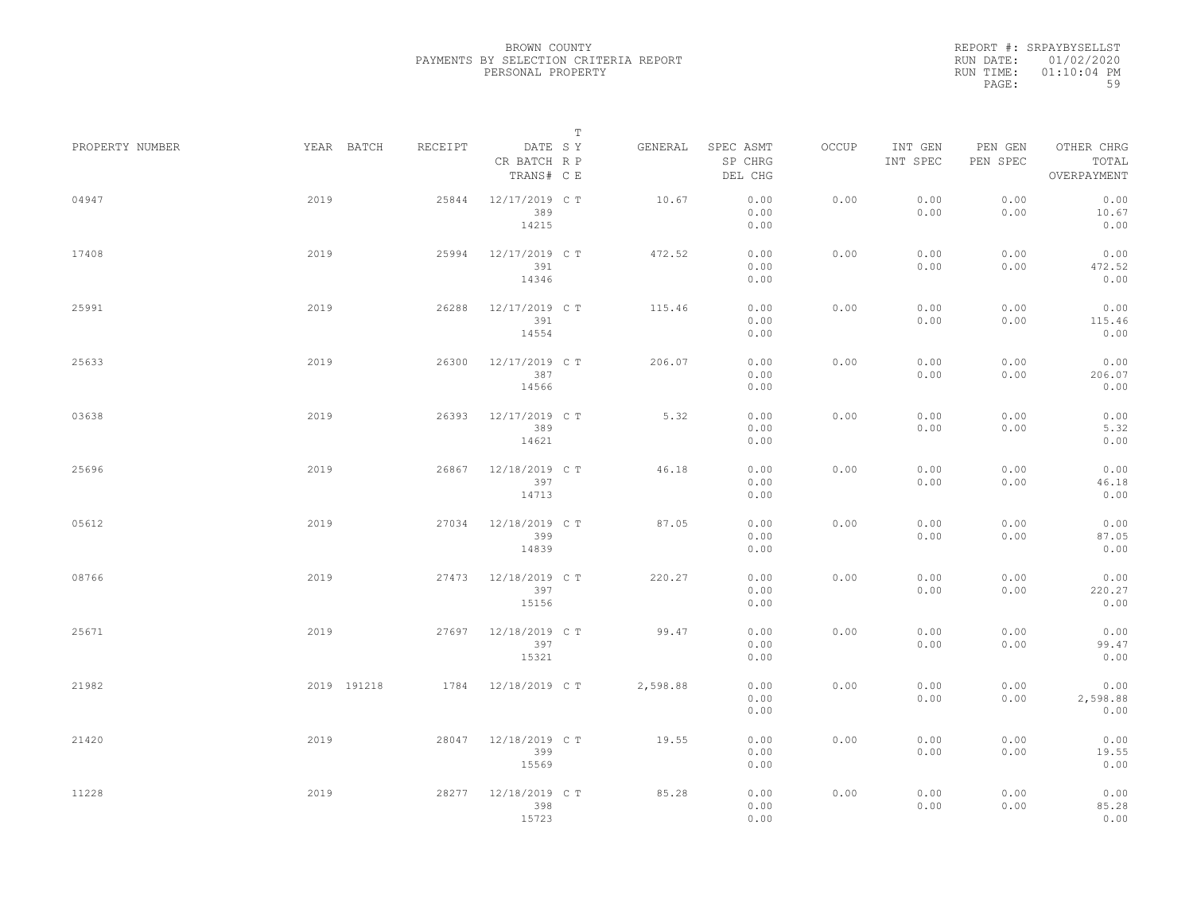BROWN COUNTY
PAYMENTS BY SELECTION CRITERIA REPORT
PERSONAL PROPERTY

REPORT #: SRPAYBYSELLST
RUN DATE: 01/02/2020
RUN TIME: 01:10:04 PM

| PROPERTY NUMBER | YEAR | BATCH | RECEIPT | DATE / CR BATCH / TRANS# | S R C | T Y P E | GENERAL | SPEC ASMT / SP CHRG / DEL CHG | OCCUP | INT GEN / INT SPEC | PEN GEN / PEN SPEC | OTHER CHRG / TOTAL / OVERPAYMENT |
|---|---|---|---|---|---|---|---|---|---|---|---|---|
| 04947 | 2019 | | 25844 | 12/17/2019 / 389 / 14215 | C | T | 10.67 | 0.00 / 0.00 / 0.00 | 0.00 | 0.00 / 0.00 | 0.00 / 0.00 | 0.00 / 10.67 / 0.00 |
| 17408 | 2019 | | 25994 | 12/17/2019 / 391 / 14346 | C | T | 472.52 | 0.00 / 0.00 / 0.00 | 0.00 | 0.00 / 0.00 | 0.00 / 0.00 | 0.00 / 472.52 / 0.00 |
| 25991 | 2019 | | 26288 | 12/17/2019 / 391 / 14554 | C | T | 115.46 | 0.00 / 0.00 / 0.00 | 0.00 | 0.00 / 0.00 | 0.00 / 0.00 | 0.00 / 115.46 / 0.00 |
| 25633 | 2019 | | 26300 | 12/17/2019 / 387 / 14566 | C | T | 206.07 | 0.00 / 0.00 / 0.00 | 0.00 | 0.00 / 0.00 | 0.00 / 0.00 | 0.00 / 206.07 / 0.00 |
| 03638 | 2019 | | 26393 | 12/17/2019 / 389 / 14621 | C | T | 5.32 | 0.00 / 0.00 / 0.00 | 0.00 | 0.00 / 0.00 | 0.00 / 0.00 | 0.00 / 5.32 / 0.00 |
| 25696 | 2019 | | 26867 | 12/18/2019 / 397 / 14713 | C | T | 46.18 | 0.00 / 0.00 / 0.00 | 0.00 | 0.00 / 0.00 | 0.00 / 0.00 | 0.00 / 46.18 / 0.00 |
| 05612 | 2019 | | 27034 | 12/18/2019 / 399 / 14839 | C | T | 87.05 | 0.00 / 0.00 / 0.00 | 0.00 | 0.00 / 0.00 | 0.00 / 0.00 | 0.00 / 87.05 / 0.00 |
| 08766 | 2019 | | 27473 | 12/18/2019 / 397 / 15156 | C | T | 220.27 | 0.00 / 0.00 / 0.00 | 0.00 | 0.00 / 0.00 | 0.00 / 0.00 | 0.00 / 220.27 / 0.00 |
| 25671 | 2019 | | 27697 | 12/18/2019 / 397 / 15321 | C | T | 99.47 | 0.00 / 0.00 / 0.00 | 0.00 | 0.00 / 0.00 | 0.00 / 0.00 | 0.00 / 99.47 / 0.00 |
| 21982 | 2019 | 191218 | 1784 | 12/18/2019 | C | T | 2,598.88 | 0.00 / 0.00 / 0.00 | 0.00 | 0.00 / 0.00 | 0.00 / 0.00 | 0.00 / 2,598.88 / 0.00 |
| 21420 | 2019 | | 28047 | 12/18/2019 / 399 / 15569 | C | T | 19.55 | 0.00 / 0.00 / 0.00 | 0.00 | 0.00 / 0.00 | 0.00 / 0.00 | 0.00 / 19.55 / 0.00 |
| 11228 | 2019 | | 28277 | 12/18/2019 / 398 / 15723 | C | T | 85.28 | 0.00 / 0.00 / 0.00 | 0.00 | 0.00 / 0.00 | 0.00 / 0.00 | 0.00 / 85.28 / 0.00 |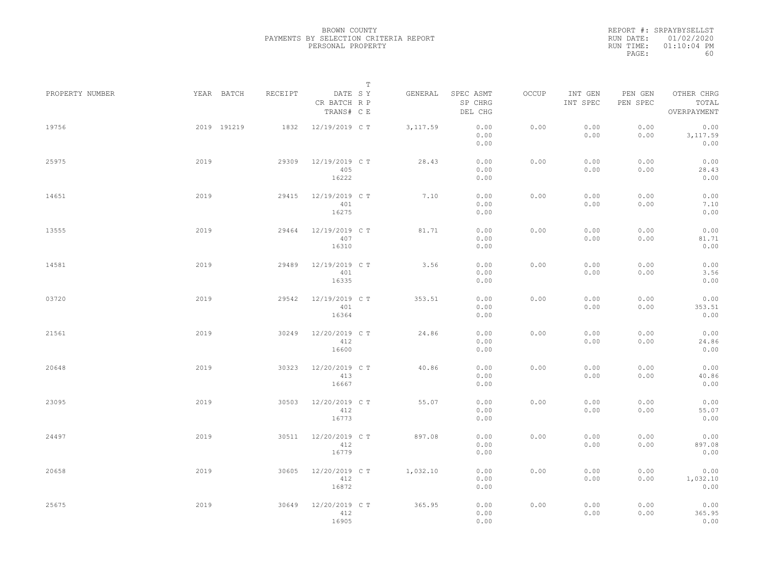BROWN COUNTY
PAYMENTS BY SELECTION CRITERIA REPORT
PERSONAL PROPERTY

REPORT #: SRPAYBYSELLST
RUN DATE: 01/02/2020
RUN TIME: 01:10:04 PM

| PROPERTY NUMBER | YEAR | BATCH | RECEIPT | DATE / CR BATCH / TRANS# | T SY RP CE | GENERAL | SPEC ASMT / SP CHRG / DEL CHG | OCCUP | INT GEN / INT SPEC | PEN GEN / PEN SPEC | OTHER CHRG / TOTAL / OVERPAYMENT |
|---|---|---|---|---|---|---|---|---|---|---|---|
| 19756 | 2019 | 191219 | 1832 | 12/19/2019 | C T | 3,117.59 | 0.00 / 0.00 / 0.00 | 0.00 | 0.00 / 0.00 | 0.00 / 0.00 | 0.00 / 3,117.59 / 0.00 |
| 25975 | 2019 | | 29309 | 12/19/2019 / 405 / 16222 | C T | 28.43 | 0.00 / 0.00 / 0.00 | 0.00 | 0.00 / 0.00 | 0.00 / 0.00 | 0.00 / 28.43 / 0.00 |
| 14651 | 2019 | | 29415 | 12/19/2019 / 401 / 16275 | C T | 7.10 | 0.00 / 0.00 / 0.00 | 0.00 | 0.00 / 0.00 | 0.00 / 0.00 | 0.00 / 7.10 / 0.00 |
| 13555 | 2019 | | 29464 | 12/19/2019 / 407 / 16310 | C T | 81.71 | 0.00 / 0.00 / 0.00 | 0.00 | 0.00 / 0.00 | 0.00 / 0.00 | 0.00 / 81.71 / 0.00 |
| 14581 | 2019 | | 29489 | 12/19/2019 / 401 / 16335 | C T | 3.56 | 0.00 / 0.00 / 0.00 | 0.00 | 0.00 / 0.00 | 0.00 / 0.00 | 0.00 / 3.56 / 0.00 |
| 03720 | 2019 | | 29542 | 12/19/2019 / 401 / 16364 | C T | 353.51 | 0.00 / 0.00 / 0.00 | 0.00 | 0.00 / 0.00 | 0.00 / 0.00 | 0.00 / 353.51 / 0.00 |
| 21561 | 2019 | | 30249 | 12/20/2019 / 412 / 16600 | C T | 24.86 | 0.00 / 0.00 / 0.00 | 0.00 | 0.00 / 0.00 | 0.00 / 0.00 | 0.00 / 24.86 / 0.00 |
| 20648 | 2019 | | 30323 | 12/20/2019 / 413 / 16667 | C T | 40.86 | 0.00 / 0.00 / 0.00 | 0.00 | 0.00 / 0.00 | 0.00 / 0.00 | 0.00 / 40.86 / 0.00 |
| 23095 | 2019 | | 30503 | 12/20/2019 / 412 / 16773 | C T | 55.07 | 0.00 / 0.00 / 0.00 | 0.00 | 0.00 / 0.00 | 0.00 / 0.00 | 0.00 / 55.07 / 0.00 |
| 24497 | 2019 | | 30511 | 12/20/2019 / 412 / 16779 | C T | 897.08 | 0.00 / 0.00 / 0.00 | 0.00 | 0.00 / 0.00 | 0.00 / 0.00 | 0.00 / 897.08 / 0.00 |
| 20658 | 2019 | | 30605 | 12/20/2019 / 412 / 16872 | C T | 1,032.10 | 0.00 / 0.00 / 0.00 | 0.00 | 0.00 / 0.00 | 0.00 / 0.00 | 0.00 / 1,032.10 / 0.00 |
| 25675 | 2019 | | 30649 | 12/20/2019 / 412 / 16905 | C T | 365.95 | 0.00 / 0.00 / 0.00 | 0.00 | 0.00 / 0.00 | 0.00 / 0.00 | 0.00 / 365.95 / 0.00 |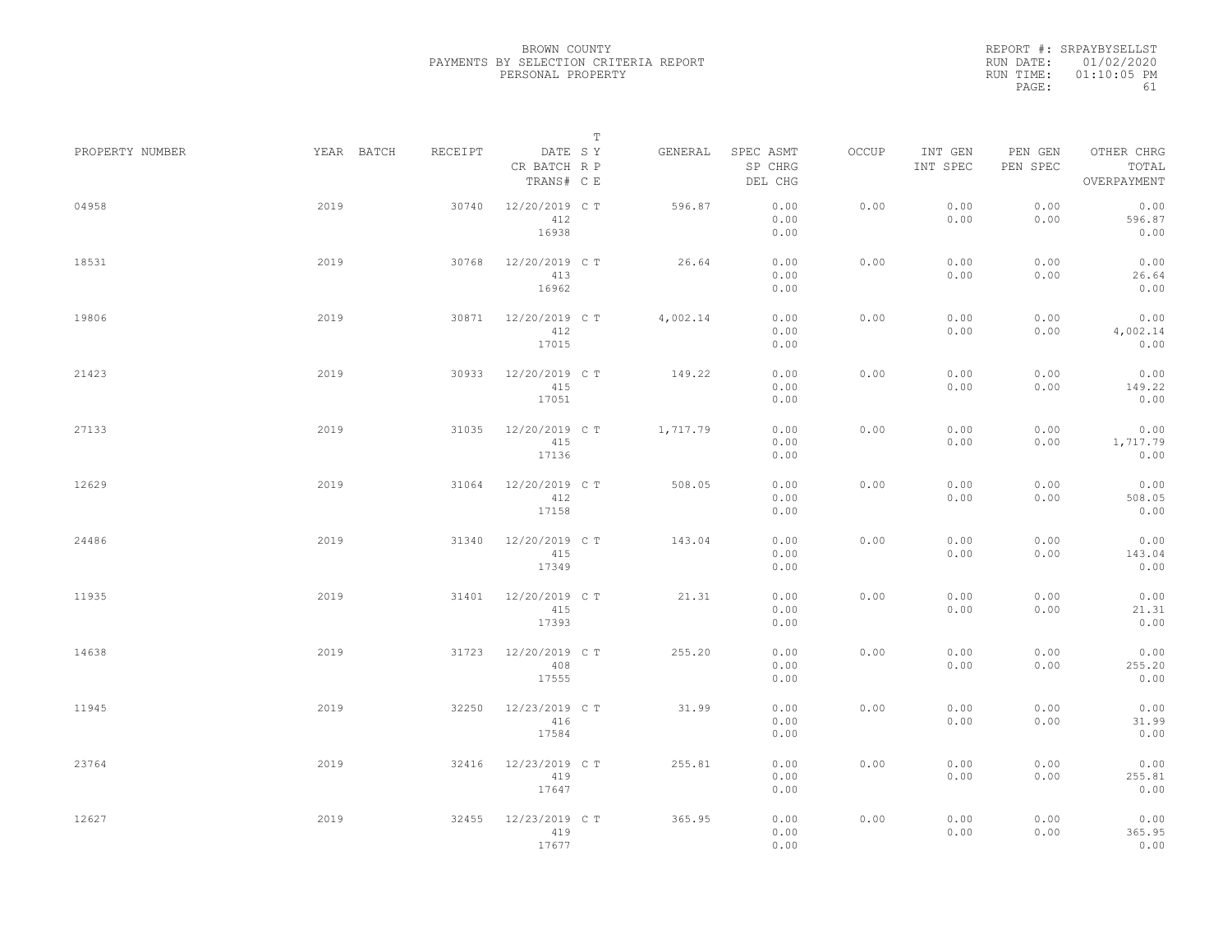BROWN COUNTY
PAYMENTS BY SELECTION CRITERIA REPORT
PERSONAL PROPERTY

REPORT #: SRPAYBYSELLST
RUN DATE: 01/02/2020
RUN TIME: 01:10:05 PM

| PROPERTY NUMBER | YEAR | BATCH | RECEIPT | DATE / CR BATCH / TRANS# | SY / RP / CE | T | GENERAL | SPEC ASMT / SP CHRG / DEL CHG | OCCUP | INT GEN / INT SPEC | PEN GEN / PEN SPEC | OTHER CHRG / TOTAL / OVERPAYMENT |
|---|---|---|---|---|---|---|---|---|---|---|---|---|
| 04958 | 2019 | | 30740 | 12/20/2019 / 412 / 16938 | C | T | 596.87 | 0.00 / 0.00 / 0.00 | 0.00 | 0.00 / 0.00 | 0.00 / 0.00 | 0.00 / 596.87 / 0.00 |
| 18531 | 2019 | | 30768 | 12/20/2019 / 413 / 16962 | C | T | 26.64 | 0.00 / 0.00 / 0.00 | 0.00 | 0.00 / 0.00 | 0.00 / 0.00 | 0.00 / 26.64 / 0.00 |
| 19806 | 2019 | | 30871 | 12/20/2019 / 412 / 17015 | C | T | 4,002.14 | 0.00 / 0.00 / 0.00 | 0.00 | 0.00 / 0.00 | 0.00 / 0.00 | 0.00 / 4,002.14 / 0.00 |
| 21423 | 2019 | | 30933 | 12/20/2019 / 415 / 17051 | C | T | 149.22 | 0.00 / 0.00 / 0.00 | 0.00 | 0.00 / 0.00 | 0.00 / 0.00 | 0.00 / 149.22 / 0.00 |
| 27133 | 2019 | | 31035 | 12/20/2019 / 415 / 17136 | C | T | 1,717.79 | 0.00 / 0.00 / 0.00 | 0.00 | 0.00 / 0.00 | 0.00 / 0.00 | 0.00 / 1,717.79 / 0.00 |
| 12629 | 2019 | | 31064 | 12/20/2019 / 412 / 17158 | C | T | 508.05 | 0.00 / 0.00 / 0.00 | 0.00 | 0.00 / 0.00 | 0.00 / 0.00 | 0.00 / 508.05 / 0.00 |
| 24486 | 2019 | | 31340 | 12/20/2019 / 415 / 17349 | C | T | 143.04 | 0.00 / 0.00 / 0.00 | 0.00 | 0.00 / 0.00 | 0.00 / 0.00 | 0.00 / 143.04 / 0.00 |
| 11935 | 2019 | | 31401 | 12/20/2019 / 415 / 17393 | C | T | 21.31 | 0.00 / 0.00 / 0.00 | 0.00 | 0.00 / 0.00 | 0.00 / 0.00 | 0.00 / 21.31 / 0.00 |
| 14638 | 2019 | | 31723 | 12/20/2019 / 408 / 17555 | C | T | 255.20 | 0.00 / 0.00 / 0.00 | 0.00 | 0.00 / 0.00 | 0.00 / 0.00 | 0.00 / 255.20 / 0.00 |
| 11945 | 2019 | | 32250 | 12/23/2019 / 416 / 17584 | C | T | 31.99 | 0.00 / 0.00 / 0.00 | 0.00 | 0.00 / 0.00 | 0.00 / 0.00 | 0.00 / 31.99 / 0.00 |
| 23764 | 2019 | | 32416 | 12/23/2019 / 419 / 17647 | C | T | 255.81 | 0.00 / 0.00 / 0.00 | 0.00 | 0.00 / 0.00 | 0.00 / 0.00 | 0.00 / 255.81 / 0.00 |
| 12627 | 2019 | | 32455 | 12/23/2019 / 419 / 17677 | C | T | 365.95 | 0.00 / 0.00 / 0.00 | 0.00 | 0.00 / 0.00 | 0.00 / 0.00 | 0.00 / 365.95 / 0.00 |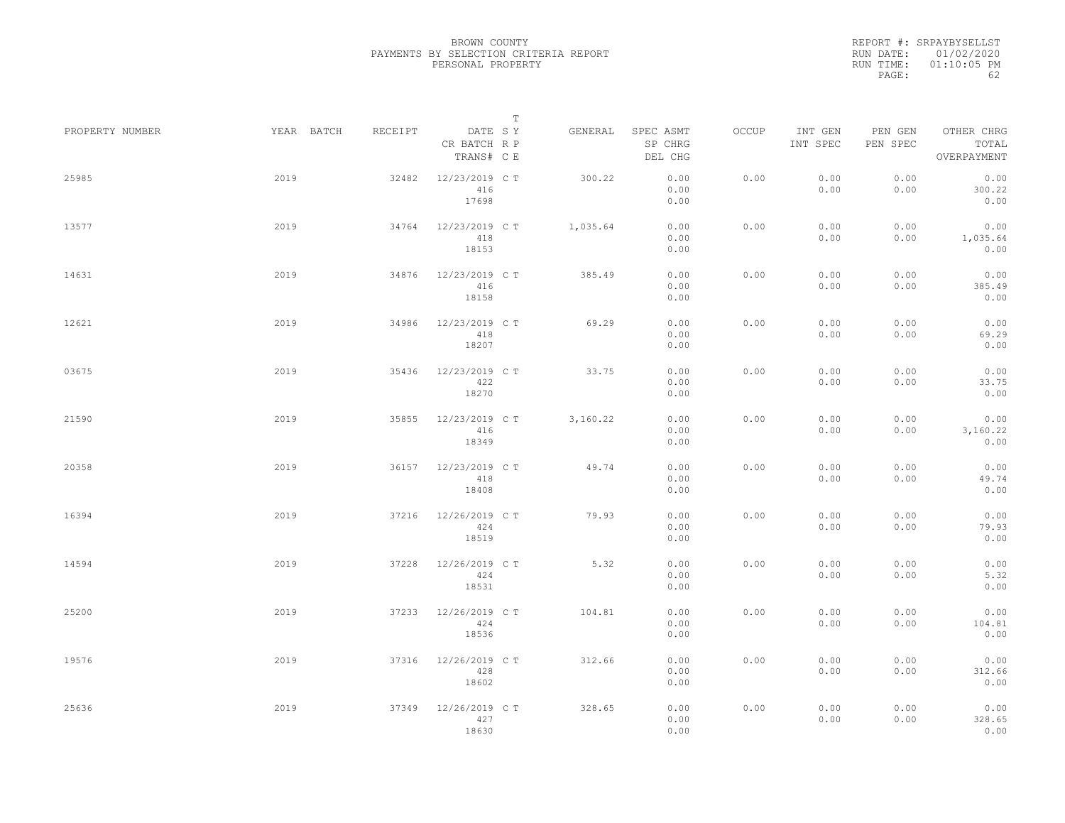BROWN COUNTY
PAYMENTS BY SELECTION CRITERIA REPORT
PERSONAL PROPERTY

REPORT #: SRPAYBYSELLST
RUN DATE: 01/02/2020
RUN TIME: 01:10:05 PM

| PROPERTY NUMBER | YEAR | BATCH | RECEIPT | DATE / CR BATCH / TRANS# | SY RP CE | T | GENERAL | SPEC ASMT / SP CHRG / DEL CHG | OCCUP | INT GEN / INT SPEC | PEN GEN / PEN SPEC | OTHER CHRG / TOTAL / OVERPAYMENT |
|---|---|---|---|---|---|---|---|---|---|---|---|---|
| 25985 | 2019 | | 32482 | 12/23/2019 / 416 / 17698 | C | T | 300.22 | 0.00 / 0.00 / 0.00 | 0.00 | 0.00 / 0.00 | 0.00 / 0.00 | 0.00 / 300.22 / 0.00 |
| 13577 | 2019 | | 34764 | 12/23/2019 / 418 / 18153 | C | T | 1,035.64 | 0.00 / 0.00 / 0.00 | 0.00 | 0.00 / 0.00 | 0.00 / 0.00 | 0.00 / 1,035.64 / 0.00 |
| 14631 | 2019 | | 34876 | 12/23/2019 / 416 / 18158 | C | T | 385.49 | 0.00 / 0.00 / 0.00 | 0.00 | 0.00 / 0.00 | 0.00 / 0.00 | 0.00 / 385.49 / 0.00 |
| 12621 | 2019 | | 34986 | 12/23/2019 / 418 / 18207 | C | T | 69.29 | 0.00 / 0.00 / 0.00 | 0.00 | 0.00 / 0.00 | 0.00 / 0.00 | 0.00 / 69.29 / 0.00 |
| 03675 | 2019 | | 35436 | 12/23/2019 / 422 / 18270 | C | T | 33.75 | 0.00 / 0.00 / 0.00 | 0.00 | 0.00 / 0.00 | 0.00 / 0.00 | 0.00 / 33.75 / 0.00 |
| 21590 | 2019 | | 35855 | 12/23/2019 / 416 / 18349 | C | T | 3,160.22 | 0.00 / 0.00 / 0.00 | 0.00 | 0.00 / 0.00 | 0.00 / 0.00 | 0.00 / 3,160.22 / 0.00 |
| 20358 | 2019 | | 36157 | 12/23/2019 / 418 / 18408 | C | T | 49.74 | 0.00 / 0.00 / 0.00 | 0.00 | 0.00 / 0.00 | 0.00 / 0.00 | 0.00 / 49.74 / 0.00 |
| 16394 | 2019 | | 37216 | 12/26/2019 / 424 / 18519 | C | T | 79.93 | 0.00 / 0.00 / 0.00 | 0.00 | 0.00 / 0.00 | 0.00 / 0.00 | 0.00 / 79.93 / 0.00 |
| 14594 | 2019 | | 37228 | 12/26/2019 / 424 / 18531 | C | T | 5.32 | 0.00 / 0.00 / 0.00 | 0.00 | 0.00 / 0.00 | 0.00 / 0.00 | 0.00 / 5.32 / 0.00 |
| 25200 | 2019 | | 37233 | 12/26/2019 / 424 / 18536 | C | T | 104.81 | 0.00 / 0.00 / 0.00 | 0.00 | 0.00 / 0.00 | 0.00 / 0.00 | 0.00 / 104.81 / 0.00 |
| 19576 | 2019 | | 37316 | 12/26/2019 / 428 / 18602 | C | T | 312.66 | 0.00 / 0.00 / 0.00 | 0.00 | 0.00 / 0.00 | 0.00 / 0.00 | 0.00 / 312.66 / 0.00 |
| 25636 | 2019 | | 37349 | 12/26/2019 / 427 / 18630 | C | T | 328.65 | 0.00 / 0.00 / 0.00 | 0.00 | 0.00 / 0.00 | 0.00 / 0.00 | 0.00 / 328.65 / 0.00 |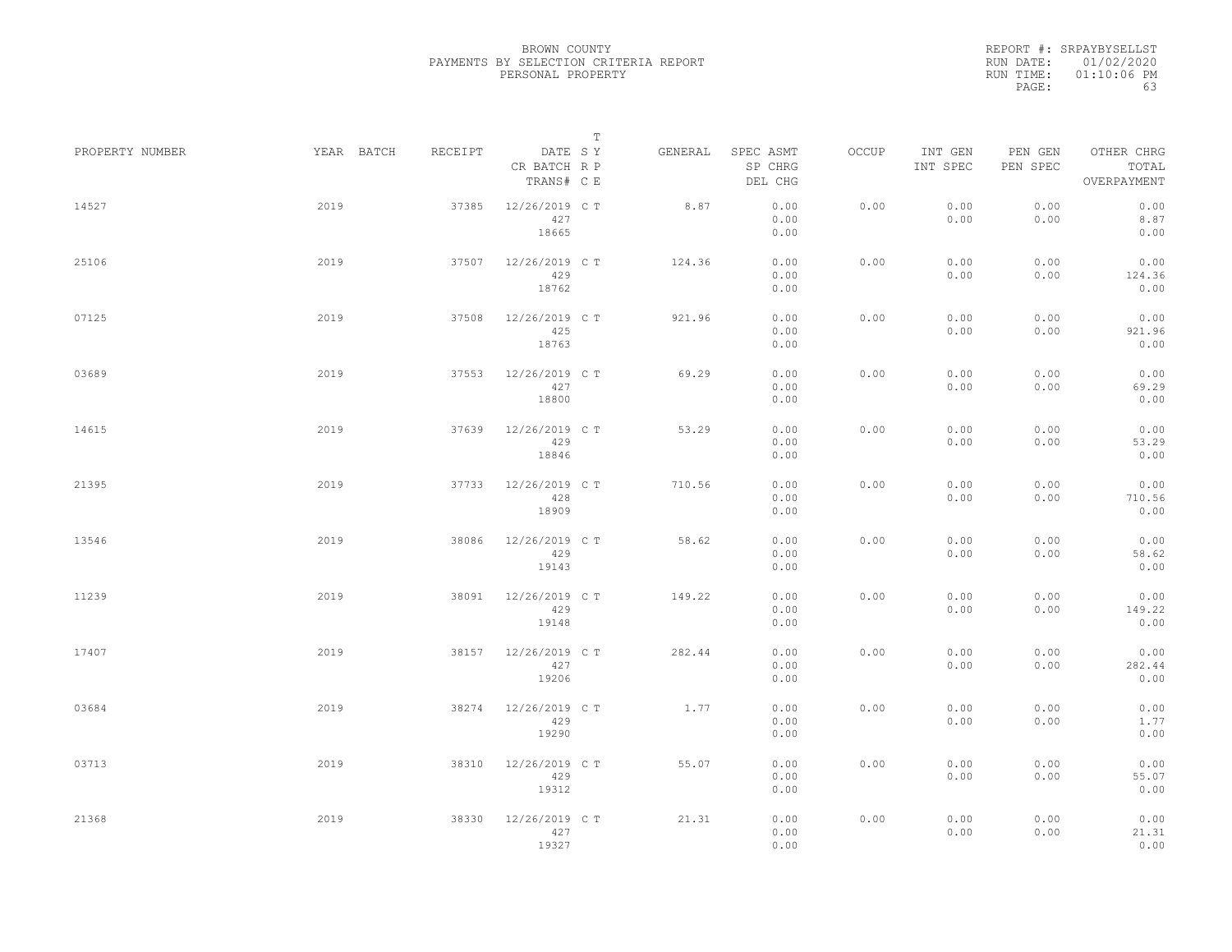BROWN COUNTY
PAYMENTS BY SELECTION CRITERIA REPORT
PERSONAL PROPERTY

REPORT #: SRPAYBYSELLST
RUN DATE: 01/02/2020
RUN TIME: 01:10:06 PM

| PROPERTY NUMBER | YEAR | BATCH | RECEIPT | DATE / CR BATCH / TRANS# | T SY RP CE | GENERAL | SPEC ASMT / SP CHRG / DEL CHG | OCCUP | INT GEN / INT SPEC | PEN GEN / PEN SPEC | OTHER CHRG / TOTAL / OVERPAYMENT |
|---|---|---|---|---|---|---|---|---|---|---|---|
| 14527 | 2019 | | 37385 | 12/26/2019 427 18665 | C T | 8.87 | 0.00 0.00 0.00 | 0.00 | 0.00 0.00 | 0.00 0.00 | 0.00 8.87 0.00 |
| 25106 | 2019 | | 37507 | 12/26/2019 429 18762 | C T | 124.36 | 0.00 0.00 0.00 | 0.00 | 0.00 0.00 | 0.00 0.00 | 0.00 124.36 0.00 |
| 07125 | 2019 | | 37508 | 12/26/2019 425 18763 | C T | 921.96 | 0.00 0.00 0.00 | 0.00 | 0.00 0.00 | 0.00 0.00 | 0.00 921.96 0.00 |
| 03689 | 2019 | | 37553 | 12/26/2019 427 18800 | C T | 69.29 | 0.00 0.00 0.00 | 0.00 | 0.00 0.00 | 0.00 0.00 | 0.00 69.29 0.00 |
| 14615 | 2019 | | 37639 | 12/26/2019 429 18846 | C T | 53.29 | 0.00 0.00 0.00 | 0.00 | 0.00 0.00 | 0.00 0.00 | 0.00 53.29 0.00 |
| 21395 | 2019 | | 37733 | 12/26/2019 428 18909 | C T | 710.56 | 0.00 0.00 0.00 | 0.00 | 0.00 0.00 | 0.00 0.00 | 0.00 710.56 0.00 |
| 13546 | 2019 | | 38086 | 12/26/2019 429 19143 | C T | 58.62 | 0.00 0.00 0.00 | 0.00 | 0.00 0.00 | 0.00 0.00 | 0.00 58.62 0.00 |
| 11239 | 2019 | | 38091 | 12/26/2019 429 19148 | C T | 149.22 | 0.00 0.00 0.00 | 0.00 | 0.00 0.00 | 0.00 0.00 | 0.00 149.22 0.00 |
| 17407 | 2019 | | 38157 | 12/26/2019 427 19206 | C T | 282.44 | 0.00 0.00 0.00 | 0.00 | 0.00 0.00 | 0.00 0.00 | 0.00 282.44 0.00 |
| 03684 | 2019 | | 38274 | 12/26/2019 429 19290 | C T | 1.77 | 0.00 0.00 0.00 | 0.00 | 0.00 0.00 | 0.00 0.00 | 0.00 1.77 0.00 |
| 03713 | 2019 | | 38310 | 12/26/2019 429 19312 | C T | 55.07 | 0.00 0.00 0.00 | 0.00 | 0.00 0.00 | 0.00 0.00 | 0.00 55.07 0.00 |
| 21368 | 2019 | | 38330 | 12/26/2019 427 19327 | C T | 21.31 | 0.00 0.00 0.00 | 0.00 | 0.00 0.00 | 0.00 0.00 | 0.00 21.31 0.00 |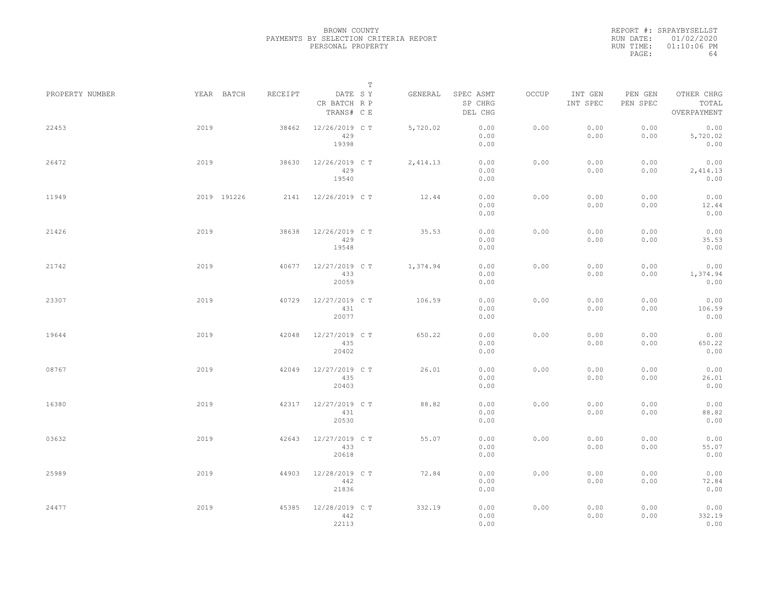BROWN COUNTY
PAYMENTS BY SELECTION CRITERIA REPORT
PERSONAL PROPERTY

REPORT #: SRPAYBYSELLST
RUN DATE: 01/02/2020
RUN TIME: 01:10:06 PM
PAGE: 64

| PROPERTY NUMBER | YEAR | BATCH | RECEIPT | DATE / CR BATCH / TRANS# | T SY RP CE | GENERAL | SPEC ASMT / SP CHRG / DEL CHG | OCCUP | INT GEN / INT SPEC | PEN GEN / PEN SPEC | OTHER CHRG / TOTAL / OVERPAYMENT |
|---|---|---|---|---|---|---|---|---|---|---|---|
| 22453 | 2019 | | 38462 | 12/26/2019 / 429 / 19398 | C T | 5,720.02 | 0.00 / 0.00 / 0.00 | 0.00 | 0.00 / 0.00 | 0.00 / 0.00 | 0.00 / 5,720.02 / 0.00 |
| 26472 | 2019 | | 38630 | 12/26/2019 / 429 / 19540 | C T | 2,414.13 | 0.00 / 0.00 / 0.00 | 0.00 | 0.00 / 0.00 | 0.00 / 0.00 | 0.00 / 2,414.13 / 0.00 |
| 11949 | 2019 | 191226 | 2141 | 12/26/2019 | C T | 12.44 | 0.00 / 0.00 / 0.00 | 0.00 | 0.00 / 0.00 | 0.00 / 0.00 | 0.00 / 12.44 / 0.00 |
| 21426 | 2019 | | 38638 | 12/26/2019 / 429 / 19548 | C T | 35.53 | 0.00 / 0.00 / 0.00 | 0.00 | 0.00 / 0.00 | 0.00 / 0.00 | 0.00 / 35.53 / 0.00 |
| 21742 | 2019 | | 40677 | 12/27/2019 / 433 / 20059 | C T | 1,374.94 | 0.00 / 0.00 / 0.00 | 0.00 | 0.00 / 0.00 | 0.00 / 0.00 | 0.00 / 1,374.94 / 0.00 |
| 23307 | 2019 | | 40729 | 12/27/2019 / 431 / 20077 | C T | 106.59 | 0.00 / 0.00 / 0.00 | 0.00 | 0.00 / 0.00 | 0.00 / 0.00 | 0.00 / 106.59 / 0.00 |
| 19644 | 2019 | | 42048 | 12/27/2019 / 435 / 20402 | C T | 650.22 | 0.00 / 0.00 / 0.00 | 0.00 | 0.00 / 0.00 | 0.00 / 0.00 | 0.00 / 650.22 / 0.00 |
| 08767 | 2019 | | 42049 | 12/27/2019 / 435 / 20403 | C T | 26.01 | 0.00 / 0.00 / 0.00 | 0.00 | 0.00 / 0.00 | 0.00 / 0.00 | 0.00 / 26.01 / 0.00 |
| 16380 | 2019 | | 42317 | 12/27/2019 / 431 / 20530 | C T | 88.82 | 0.00 / 0.00 / 0.00 | 0.00 | 0.00 / 0.00 | 0.00 / 0.00 | 0.00 / 88.82 / 0.00 |
| 03632 | 2019 | | 42643 | 12/27/2019 / 433 / 20618 | C T | 55.07 | 0.00 / 0.00 / 0.00 | 0.00 | 0.00 / 0.00 | 0.00 / 0.00 | 0.00 / 55.07 / 0.00 |
| 25989 | 2019 | | 44903 | 12/28/2019 / 442 / 21836 | C T | 72.84 | 0.00 / 0.00 / 0.00 | 0.00 | 0.00 / 0.00 | 0.00 / 0.00 | 0.00 / 72.84 / 0.00 |
| 24477 | 2019 | | 45385 | 12/28/2019 / 442 / 22113 | C T | 332.19 | 0.00 / 0.00 / 0.00 | 0.00 | 0.00 / 0.00 | 0.00 / 0.00 | 0.00 / 332.19 / 0.00 |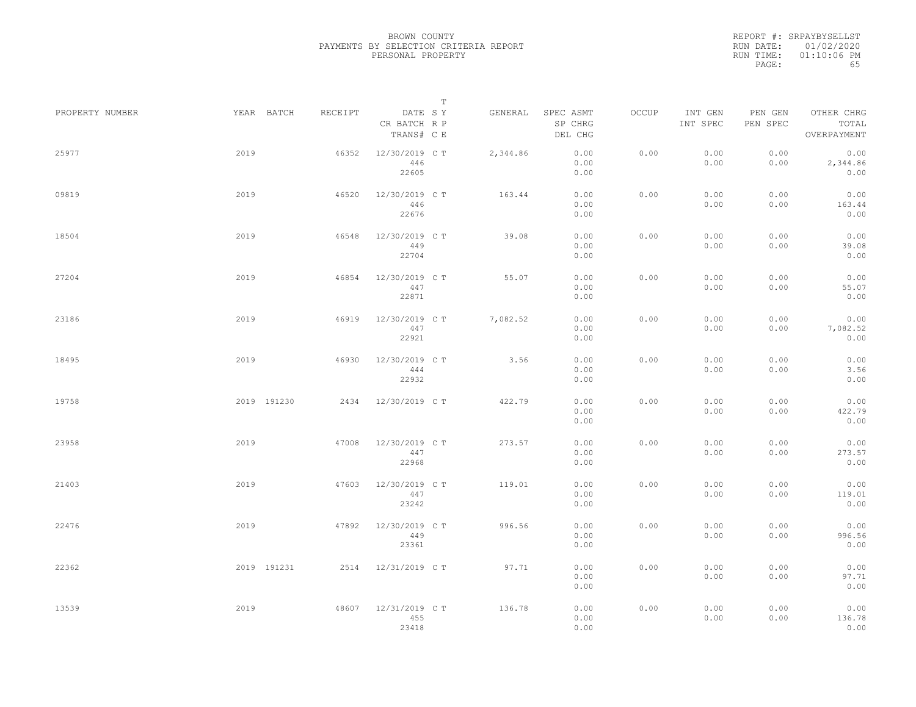BROWN COUNTY
PAYMENTS BY SELECTION CRITERIA REPORT
PERSONAL PROPERTY

REPORT #: SRPAYBYSELLST
RUN DATE: 01/02/2020
RUN TIME: 01:10:06 PM

| PROPERTY NUMBER | YEAR | BATCH | RECEIPT | DATE / CR BATCH / TRANS# | SY RP CE | T | GENERAL | SPEC ASMT / SP CHRG / DEL CHG | OCCUP | INT GEN / INT SPEC | PEN GEN / PEN SPEC | OTHER CHRG / TOTAL / OVERPAYMENT |
|---|---|---|---|---|---|---|---|---|---|---|---|---|
| 25977 | 2019 | | 46352 | 12/30/2019 / 446 / 22605 | C | T | 2,344.86 | 0.00 / 0.00 / 0.00 | 0.00 | 0.00 / 0.00 | 0.00 / 0.00 | 0.00 / 2,344.86 / 0.00 |
| 09819 | 2019 | | 46520 | 12/30/2019 / 446 / 22676 | C | T | 163.44 | 0.00 / 0.00 / 0.00 | 0.00 | 0.00 / 0.00 | 0.00 / 0.00 | 0.00 / 163.44 / 0.00 |
| 18504 | 2019 | | 46548 | 12/30/2019 / 449 / 22704 | C | T | 39.08 | 0.00 / 0.00 / 0.00 | 0.00 | 0.00 / 0.00 | 0.00 / 0.00 | 0.00 / 39.08 / 0.00 |
| 27204 | 2019 | | 46854 | 12/30/2019 / 447 / 22871 | C | T | 55.07 | 0.00 / 0.00 / 0.00 | 0.00 | 0.00 / 0.00 | 0.00 / 0.00 | 0.00 / 55.07 / 0.00 |
| 23186 | 2019 | | 46919 | 12/30/2019 / 447 / 22921 | C | T | 7,082.52 | 0.00 / 0.00 / 0.00 | 0.00 | 0.00 / 0.00 | 0.00 / 0.00 | 0.00 / 7,082.52 / 0.00 |
| 18495 | 2019 | | 46930 | 12/30/2019 / 444 / 22932 | C | T | 3.56 | 0.00 / 0.00 / 0.00 | 0.00 | 0.00 / 0.00 | 0.00 / 0.00 | 0.00 / 3.56 / 0.00 |
| 19758 | 2019 | 191230 | 2434 | 12/30/2019 | C | T | 422.79 | 0.00 / 0.00 / 0.00 | 0.00 | 0.00 / 0.00 | 0.00 / 0.00 | 0.00 / 422.79 / 0.00 |
| 23958 | 2019 | | 47008 | 12/30/2019 / 447 / 22968 | C | T | 273.57 | 0.00 / 0.00 / 0.00 | 0.00 | 0.00 / 0.00 | 0.00 / 0.00 | 0.00 / 273.57 / 0.00 |
| 21403 | 2019 | | 47603 | 12/30/2019 / 447 / 23242 | C | T | 119.01 | 0.00 / 0.00 / 0.00 | 0.00 | 0.00 / 0.00 | 0.00 / 0.00 | 0.00 / 119.01 / 0.00 |
| 22476 | 2019 | | 47892 | 12/30/2019 / 449 / 23361 | C | T | 996.56 | 0.00 / 0.00 / 0.00 | 0.00 | 0.00 / 0.00 | 0.00 / 0.00 | 0.00 / 996.56 / 0.00 |
| 22362 | 2019 | 191231 | 2514 | 12/31/2019 | C | T | 97.71 | 0.00 / 0.00 / 0.00 | 0.00 | 0.00 / 0.00 | 0.00 / 0.00 | 0.00 / 97.71 / 0.00 |
| 13539 | 2019 | | 48607 | 12/31/2019 / 455 / 23418 | C | T | 136.78 | 0.00 / 0.00 / 0.00 | 0.00 | 0.00 / 0.00 | 0.00 / 0.00 | 0.00 / 136.78 / 0.00 |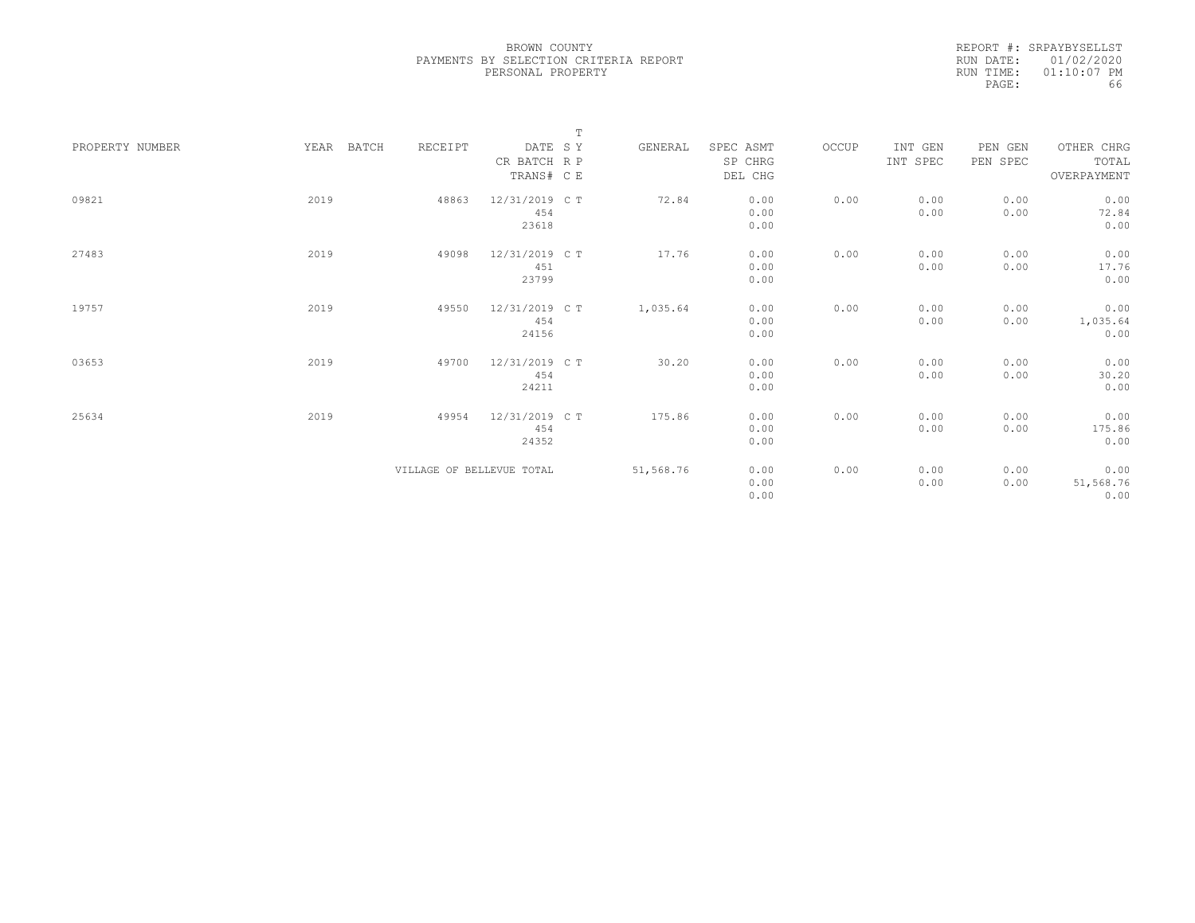BROWN COUNTY
PAYMENTS BY SELECTION CRITERIA REPORT
PERSONAL PROPERTY

REPORT #: SRPAYBYSELLST
RUN DATE: 01/02/2020
RUN TIME: 01:10:07 PM
PAGE: 66

| PROPERTY NUMBER | YEAR | BATCH | RECEIPT | DATE / CR BATCH / TRANS# | T SY RP CE | GENERAL | SPEC ASMT / SP CHRG / DEL CHG | OCCUP | INT GEN / INT SPEC | PEN GEN / PEN SPEC | OTHER CHRG / TOTAL / OVERPAYMENT |
|---|---|---|---|---|---|---|---|---|---|---|---|
| 09821 | 2019 | | 48863 | 12/31/2019 / 454 / 23618 | C T | 72.84 | 0.00 / 0.00 / 0.00 | 0.00 | 0.00 / 0.00 | 0.00 / 0.00 | 0.00 / 72.84 / 0.00 |
| 27483 | 2019 | | 49098 | 12/31/2019 / 451 / 23799 | C T | 17.76 | 0.00 / 0.00 / 0.00 | 0.00 | 0.00 / 0.00 | 0.00 / 0.00 | 0.00 / 17.76 / 0.00 |
| 19757 | 2019 | | 49550 | 12/31/2019 / 454 / 24156 | C T | 1,035.64 | 0.00 / 0.00 / 0.00 | 0.00 | 0.00 / 0.00 | 0.00 / 0.00 | 0.00 / 1,035.64 / 0.00 |
| 03653 | 2019 | | 49700 | 12/31/2019 / 454 / 24211 | C T | 30.20 | 0.00 / 0.00 / 0.00 | 0.00 | 0.00 / 0.00 | 0.00 / 0.00 | 0.00 / 30.20 / 0.00 |
| 25634 | 2019 | | 49954 | 12/31/2019 / 454 / 24352 | C T | 175.86 | 0.00 / 0.00 / 0.00 | 0.00 | 0.00 / 0.00 | 0.00 / 0.00 | 0.00 / 175.86 / 0.00 |
| | | | VILLAGE OF BELLEVUE TOTAL | | | 51,568.76 | 0.00 / 0.00 / 0.00 | 0.00 | 0.00 / 0.00 | 0.00 / 0.00 | 0.00 / 51,568.76 / 0.00 |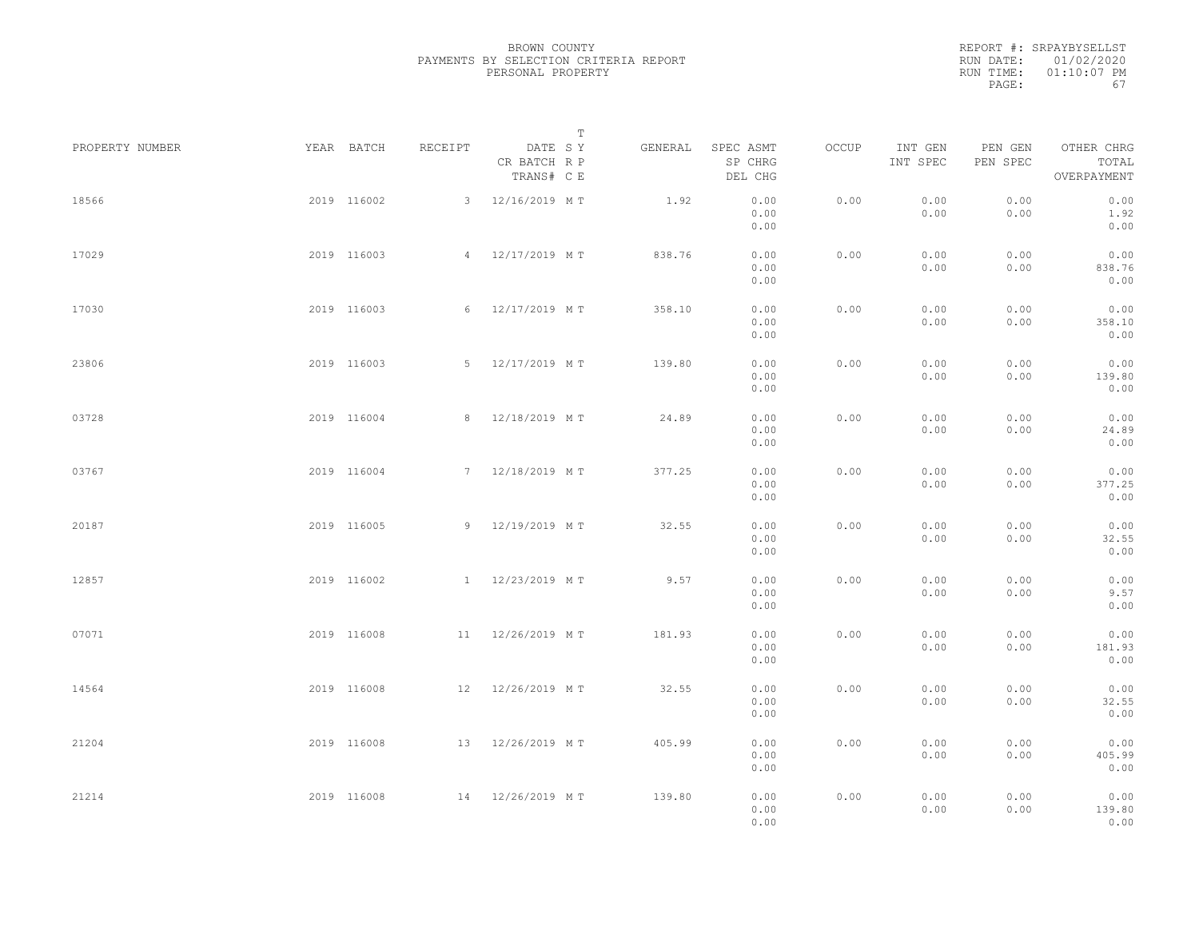BROWN COUNTY
PAYMENTS BY SELECTION CRITERIA REPORT
PERSONAL PROPERTY

REPORT #: SRPAYBYSELLST
RUN DATE: 01/02/2020
RUN TIME: 01:10:07 PM

| PROPERTY NUMBER | YEAR | BATCH | RECEIPT | DATE CR BATCH TRANS# | S R C | T Y P E | GENERAL | SPEC ASMT SP CHRG DEL CHG | OCCUP | INT GEN INT SPEC | PEN GEN PEN SPEC | OTHER CHRG TOTAL OVERPAYMENT |
|---|---|---|---|---|---|---|---|---|---|---|---|---|
| 18566 | 2019 | 116002 | 3 | 12/16/2019 | M | T | 1.92 | 0.00 0.00 0.00 | 0.00 | 0.00 0.00 | 0.00 0.00 | 0.00 1.92 0.00 |
| 17029 | 2019 | 116003 | 4 | 12/17/2019 | M | T | 838.76 | 0.00 0.00 0.00 | 0.00 | 0.00 0.00 | 0.00 0.00 | 0.00 838.76 0.00 |
| 17030 | 2019 | 116003 | 6 | 12/17/2019 | M | T | 358.10 | 0.00 0.00 0.00 | 0.00 | 0.00 0.00 | 0.00 0.00 | 0.00 358.10 0.00 |
| 23806 | 2019 | 116003 | 5 | 12/17/2019 | M | T | 139.80 | 0.00 0.00 0.00 | 0.00 | 0.00 0.00 | 0.00 0.00 | 0.00 139.80 0.00 |
| 03728 | 2019 | 116004 | 8 | 12/18/2019 | M | T | 24.89 | 0.00 0.00 0.00 | 0.00 | 0.00 0.00 | 0.00 0.00 | 0.00 24.89 0.00 |
| 03767 | 2019 | 116004 | 7 | 12/18/2019 | M | T | 377.25 | 0.00 0.00 0.00 | 0.00 | 0.00 0.00 | 0.00 0.00 | 0.00 377.25 0.00 |
| 20187 | 2019 | 116005 | 9 | 12/19/2019 | M | T | 32.55 | 0.00 0.00 0.00 | 0.00 | 0.00 0.00 | 0.00 0.00 | 0.00 32.55 0.00 |
| 12857 | 2019 | 116002 | 1 | 12/23/2019 | M | T | 9.57 | 0.00 0.00 0.00 | 0.00 | 0.00 0.00 | 0.00 0.00 | 0.00 9.57 0.00 |
| 07071 | 2019 | 116008 | 11 | 12/26/2019 | M | T | 181.93 | 0.00 0.00 0.00 | 0.00 | 0.00 0.00 | 0.00 0.00 | 0.00 181.93 0.00 |
| 14564 | 2019 | 116008 | 12 | 12/26/2019 | M | T | 32.55 | 0.00 0.00 0.00 | 0.00 | 0.00 0.00 | 0.00 0.00 | 0.00 32.55 0.00 |
| 21204 | 2019 | 116008 | 13 | 12/26/2019 | M | T | 405.99 | 0.00 0.00 0.00 | 0.00 | 0.00 0.00 | 0.00 0.00 | 0.00 405.99 0.00 |
| 21214 | 2019 | 116008 | 14 | 12/26/2019 | M | T | 139.80 | 0.00 0.00 0.00 | 0.00 | 0.00 0.00 | 0.00 0.00 | 0.00 139.80 0.00 |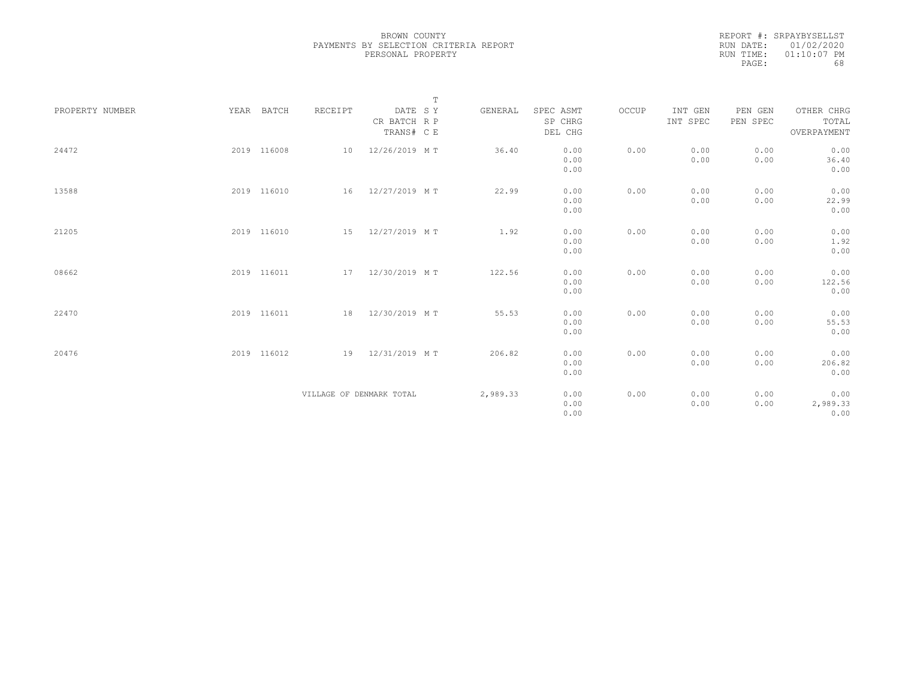BROWN COUNTY
PAYMENTS BY SELECTION CRITERIA REPORT
PERSONAL PROPERTY

REPORT #: SRPAYBYSELLST
RUN DATE: 01/02/2020
RUN TIME: 01:10:07 PM

| PROPERTY NUMBER | YEAR | BATCH | RECEIPT | DATE / CR BATCH / TRANS# | T SY / RP / CE | GENERAL | SPEC ASMT / SP CHRG / DEL CHG | OCCUP | INT GEN / INT SPEC | PEN GEN / PEN SPEC | OTHER CHRG / TOTAL / OVERPAYMENT |
|---|---|---|---|---|---|---|---|---|---|---|---|
| 24472 | 2019 | 116008 | 10 | 12/26/2019 | M T | 36.40 | 0.00 / 0.00 / 0.00 | 0.00 | 0.00 / 0.00 | 0.00 / 0.00 | 0.00 / 36.40 / 0.00 |
| 13588 | 2019 | 116010 | 16 | 12/27/2019 | M T | 22.99 | 0.00 / 0.00 / 0.00 | 0.00 | 0.00 / 0.00 | 0.00 / 0.00 | 0.00 / 22.99 / 0.00 |
| 21205 | 2019 | 116010 | 15 | 12/27/2019 | M T | 1.92 | 0.00 / 0.00 / 0.00 | 0.00 | 0.00 / 0.00 | 0.00 / 0.00 | 0.00 / 1.92 / 0.00 |
| 08662 | 2019 | 116011 | 17 | 12/30/2019 | M T | 122.56 | 0.00 / 0.00 / 0.00 | 0.00 | 0.00 / 0.00 | 0.00 / 0.00 | 0.00 / 122.56 / 0.00 |
| 22470 | 2019 | 116011 | 18 | 12/30/2019 | M T | 55.53 | 0.00 / 0.00 / 0.00 | 0.00 | 0.00 / 0.00 | 0.00 / 0.00 | 0.00 / 55.53 / 0.00 |
| 20476 | 2019 | 116012 | 19 | 12/31/2019 | M T | 206.82 | 0.00 / 0.00 / 0.00 | 0.00 | 0.00 / 0.00 | 0.00 / 0.00 | 0.00 / 206.82 / 0.00 |
| | | | VILLAGE OF DENMARK TOTAL | | | 2,989.33 | 0.00 / 0.00 / 0.00 | 0.00 | 0.00 / 0.00 | 0.00 / 0.00 | 0.00 / 2,989.33 / 0.00 |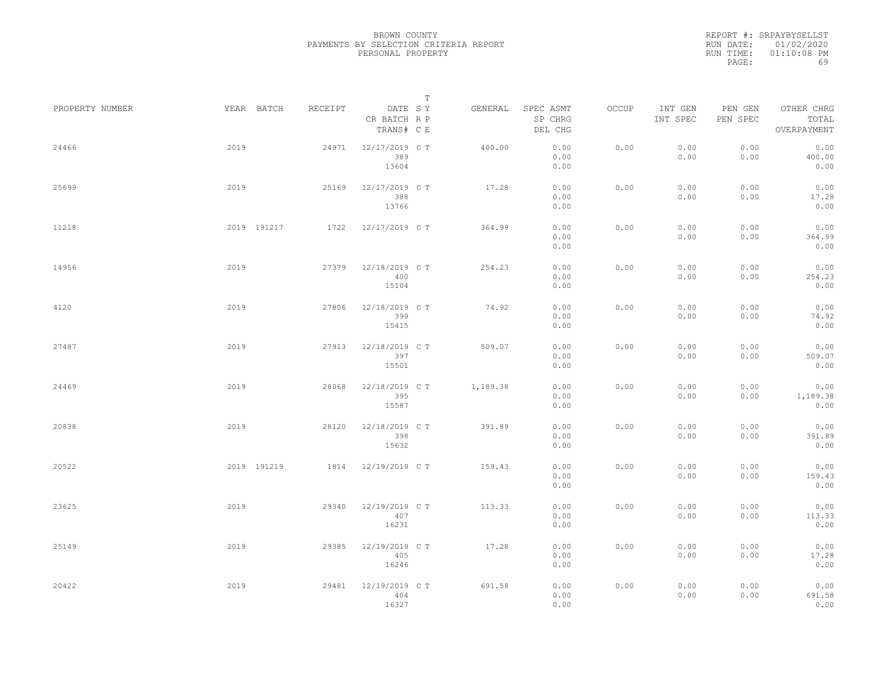BROWN COUNTY
PAYMENTS BY SELECTION CRITERIA REPORT
PERSONAL PROPERTY

REPORT #: SRPAYBYSELLST
RUN DATE: 01/02/2020
RUN TIME: 01:10:08 PM

| PROPERTY NUMBER | YEAR | BATCH | RECEIPT | DATE / CR BATCH / TRANS# | T SY RP CE | GENERAL | SPEC ASMT / SP CHRG / DEL CHG | OCCUP | INT GEN / INT SPEC | PEN GEN / PEN SPEC | OTHER CHRG / TOTAL / OVERPAYMENT |
|---|---|---|---|---|---|---|---|---|---|---|---|
| 24466 | 2019 | | 24971 | 12/17/2019 / 389 / 13604 | C T | 400.00 | 0.00 / 0.00 / 0.00 | 0.00 | 0.00 / 0.00 | 0.00 / 0.00 | 0.00 / 400.00 / 0.00 |
| 25699 | 2019 | | 25169 | 12/17/2019 / 388 / 13766 | C T | 17.28 | 0.00 / 0.00 / 0.00 | 0.00 | 0.00 / 0.00 | 0.00 / 0.00 | 0.00 / 17.28 / 0.00 |
| 11218 | 2019 | 191217 | 1722 | 12/17/2019 | C T | 364.99 | 0.00 / 0.00 / 0.00 | 0.00 | 0.00 / 0.00 | 0.00 / 0.00 | 0.00 / 364.99 / 0.00 |
| 14956 | 2019 | | 27379 | 12/18/2019 / 400 / 15104 | C T | 254.23 | 0.00 / 0.00 / 0.00 | 0.00 | 0.00 / 0.00 | 0.00 / 0.00 | 0.00 / 254.23 / 0.00 |
| 4120 | 2019 | | 27806 | 12/18/2019 / 399 / 15415 | C T | 74.92 | 0.00 / 0.00 / 0.00 | 0.00 | 0.00 / 0.00 | 0.00 / 0.00 | 0.00 / 74.92 / 0.00 |
| 27487 | 2019 | | 27913 | 12/18/2019 / 397 / 15501 | C T | 509.07 | 0.00 / 0.00 / 0.00 | 0.00 | 0.00 / 0.00 | 0.00 / 0.00 | 0.00 / 509.07 / 0.00 |
| 24469 | 2019 | | 28068 | 12/18/2019 / 395 / 15587 | C T | 1,189.38 | 0.00 / 0.00 / 0.00 | 0.00 | 0.00 / 0.00 | 0.00 / 0.00 | 0.00 / 1,189.38 / 0.00 |
| 20838 | 2019 | | 28120 | 12/18/2019 / 398 / 15632 | C T | 391.89 | 0.00 / 0.00 / 0.00 | 0.00 | 0.00 / 0.00 | 0.00 / 0.00 | 0.00 / 391.89 / 0.00 |
| 20522 | 2019 | 191219 | 1814 | 12/19/2019 | C T | 159.43 | 0.00 / 0.00 / 0.00 | 0.00 | 0.00 / 0.00 | 0.00 / 0.00 | 0.00 / 159.43 / 0.00 |
| 23625 | 2019 | | 29340 | 12/19/2019 / 407 / 16231 | C T | 113.33 | 0.00 / 0.00 / 0.00 | 0.00 | 0.00 / 0.00 | 0.00 / 0.00 | 0.00 / 113.33 / 0.00 |
| 25149 | 2019 | | 29385 | 12/19/2019 / 405 / 16246 | C T | 17.28 | 0.00 / 0.00 / 0.00 | 0.00 | 0.00 / 0.00 | 0.00 / 0.00 | 0.00 / 17.28 / 0.00 |
| 20422 | 2019 | | 29481 | 12/19/2019 / 404 / 16327 | C T | 691.58 | 0.00 / 0.00 / 0.00 | 0.00 | 0.00 / 0.00 | 0.00 / 0.00 | 0.00 / 691.58 / 0.00 |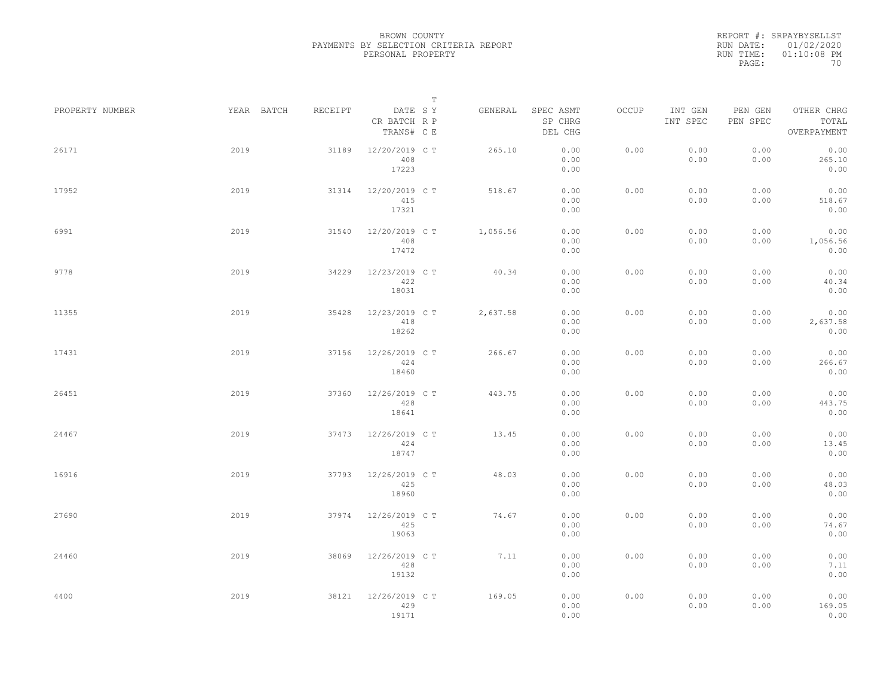BROWN COUNTY
PAYMENTS BY SELECTION CRITERIA REPORT
PERSONAL PROPERTY

REPORT #: SRPAYBYSELLST
RUN DATE: 01/02/2020
RUN TIME: 01:10:08 PM

| PROPERTY NUMBER | YEAR | BATCH | RECEIPT | DATE / CR BATCH / TRANS# | S R C | T Y P E | GENERAL | SPEC ASMT / SP CHRG / DEL CHG | OCCUP | INT GEN / INT SPEC | PEN GEN / PEN SPEC | OTHER CHRG / TOTAL / OVERPAYMENT |
|---|---|---|---|---|---|---|---|---|---|---|---|---|
| 26171 | 2019 | | 31189 | 12/20/2019 408 17223 | C | T | 265.10 | 0.00 0.00 0.00 | 0.00 | 0.00 0.00 | 0.00 0.00 | 0.00 265.10 0.00 |
| 17952 | 2019 | | 31314 | 12/20/2019 415 17321 | C | T | 518.67 | 0.00 0.00 0.00 | 0.00 | 0.00 0.00 | 0.00 0.00 | 0.00 518.67 0.00 |
| 6991 | 2019 | | 31540 | 12/20/2019 408 17472 | C | T | 1,056.56 | 0.00 0.00 0.00 | 0.00 | 0.00 0.00 | 0.00 0.00 | 0.00 1,056.56 0.00 |
| 9778 | 2019 | | 34229 | 12/23/2019 422 18031 | C | T | 40.34 | 0.00 0.00 0.00 | 0.00 | 0.00 0.00 | 0.00 0.00 | 0.00 40.34 0.00 |
| 11355 | 2019 | | 35428 | 12/23/2019 418 18262 | C | T | 2,637.58 | 0.00 0.00 0.00 | 0.00 | 0.00 0.00 | 0.00 0.00 | 0.00 2,637.58 0.00 |
| 17431 | 2019 | | 37156 | 12/26/2019 424 18460 | C | T | 266.67 | 0.00 0.00 0.00 | 0.00 | 0.00 0.00 | 0.00 0.00 | 0.00 266.67 0.00 |
| 26451 | 2019 | | 37360 | 12/26/2019 428 18641 | C | T | 443.75 | 0.00 0.00 0.00 | 0.00 | 0.00 0.00 | 0.00 0.00 | 0.00 443.75 0.00 |
| 24467 | 2019 | | 37473 | 12/26/2019 424 18747 | C | T | 13.45 | 0.00 0.00 0.00 | 0.00 | 0.00 0.00 | 0.00 0.00 | 0.00 13.45 0.00 |
| 16916 | 2019 | | 37793 | 12/26/2019 425 18960 | C | T | 48.03 | 0.00 0.00 0.00 | 0.00 | 0.00 0.00 | 0.00 0.00 | 0.00 48.03 0.00 |
| 27690 | 2019 | | 37974 | 12/26/2019 425 19063 | C | T | 74.67 | 0.00 0.00 0.00 | 0.00 | 0.00 0.00 | 0.00 0.00 | 0.00 74.67 0.00 |
| 24460 | 2019 | | 38069 | 12/26/2019 428 19132 | C | T | 7.11 | 0.00 0.00 0.00 | 0.00 | 0.00 0.00 | 0.00 0.00 | 0.00 7.11 0.00 |
| 4400 | 2019 | | 38121 | 12/26/2019 429 19171 | C | T | 169.05 | 0.00 0.00 0.00 | 0.00 | 0.00 0.00 | 0.00 0.00 | 0.00 169.05 0.00 |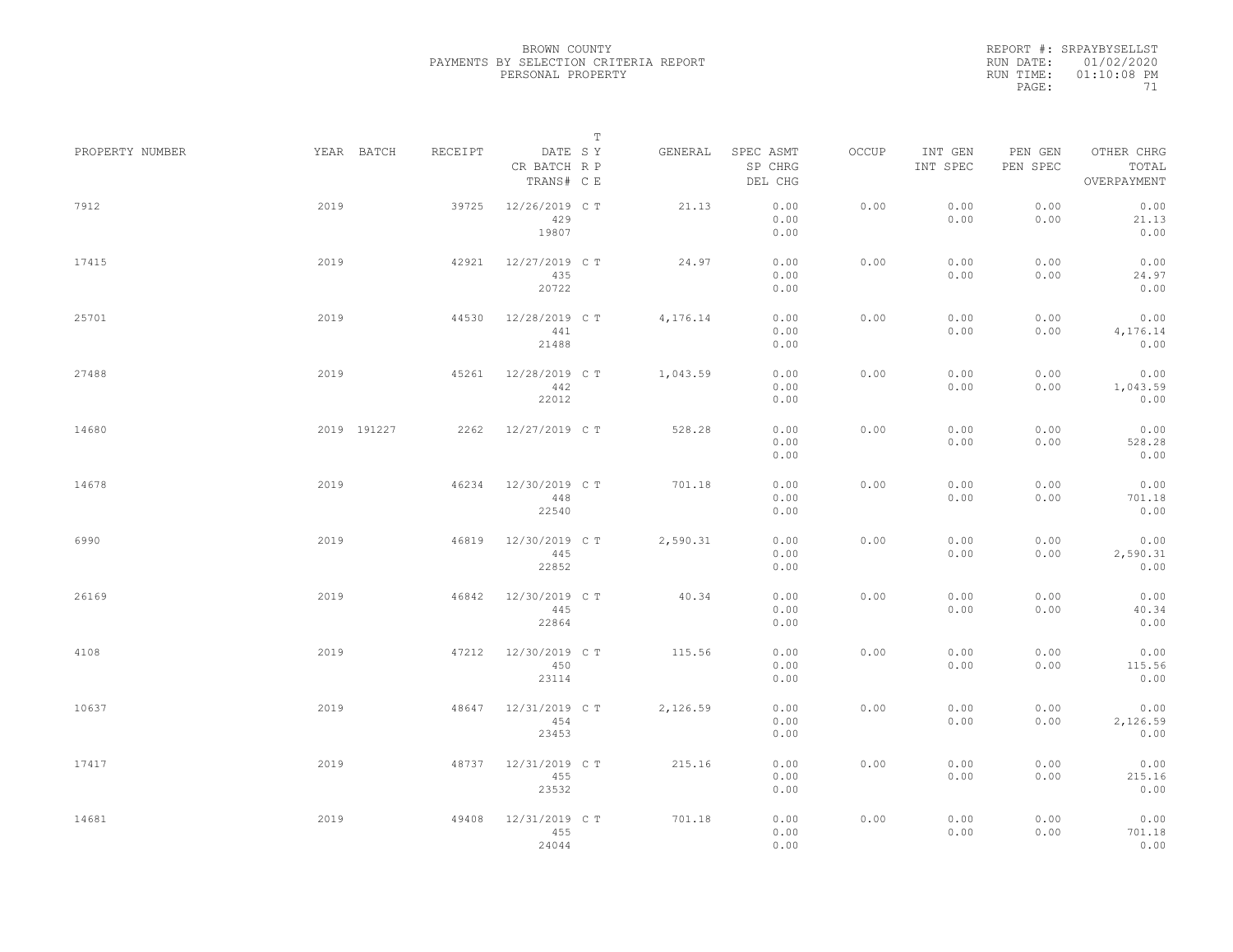BROWN COUNTY
PAYMENTS BY SELECTION CRITERIA REPORT
PERSONAL PROPERTY

REPORT #: SRPAYBYSELLST
RUN DATE: 01/02/2020
RUN TIME: 01:10:08 PM

| PROPERTY NUMBER | YEAR | BATCH | RECEIPT | DATE / CR BATCH / TRANS# | T SY RP CE | GENERAL | SPEC ASMT / SP CHRG / DEL CHG | OCCUP | INT GEN / INT SPEC | PEN GEN / PEN SPEC | OTHER CHRG / TOTAL / OVERPAYMENT |
|---|---|---|---|---|---|---|---|---|---|---|---|
| 7912 | 2019 | | 39725 | 12/26/2019 / 429 / 19807 | C T | 21.13 | 0.00 / 0.00 / 0.00 | 0.00 | 0.00 / 0.00 | 0.00 / 0.00 | 0.00 / 21.13 / 0.00 |
| 17415 | 2019 | | 42921 | 12/27/2019 / 435 / 20722 | C T | 24.97 | 0.00 / 0.00 / 0.00 | 0.00 | 0.00 / 0.00 | 0.00 / 0.00 | 0.00 / 24.97 / 0.00 |
| 25701 | 2019 | | 44530 | 12/28/2019 / 441 / 21488 | C T | 4,176.14 | 0.00 / 0.00 / 0.00 | 0.00 | 0.00 / 0.00 | 0.00 / 0.00 | 0.00 / 4,176.14 / 0.00 |
| 27488 | 2019 | | 45261 | 12/28/2019 / 442 / 22012 | C T | 1,043.59 | 0.00 / 0.00 / 0.00 | 0.00 | 0.00 / 0.00 | 0.00 / 0.00 | 0.00 / 1,043.59 / 0.00 |
| 14680 | 2019 | 191227 | 2262 | 12/27/2019 | C T | 528.28 | 0.00 / 0.00 / 0.00 | 0.00 | 0.00 / 0.00 | 0.00 / 0.00 | 0.00 / 528.28 / 0.00 |
| 14678 | 2019 | | 46234 | 12/30/2019 / 448 / 22540 | C T | 701.18 | 0.00 / 0.00 / 0.00 | 0.00 | 0.00 / 0.00 | 0.00 / 0.00 | 0.00 / 701.18 / 0.00 |
| 6990 | 2019 | | 46819 | 12/30/2019 / 445 / 22852 | C T | 2,590.31 | 0.00 / 0.00 / 0.00 | 0.00 | 0.00 / 0.00 | 0.00 / 0.00 | 0.00 / 2,590.31 / 0.00 |
| 26169 | 2019 | | 46842 | 12/30/2019 / 445 / 22864 | C T | 40.34 | 0.00 / 0.00 / 0.00 | 0.00 | 0.00 / 0.00 | 0.00 / 0.00 | 0.00 / 40.34 / 0.00 |
| 4108 | 2019 | | 47212 | 12/30/2019 / 450 / 23114 | C T | 115.56 | 0.00 / 0.00 / 0.00 | 0.00 | 0.00 / 0.00 | 0.00 / 0.00 | 0.00 / 115.56 / 0.00 |
| 10637 | 2019 | | 48647 | 12/31/2019 / 454 / 23453 | C T | 2,126.59 | 0.00 / 0.00 / 0.00 | 0.00 | 0.00 / 0.00 | 0.00 / 0.00 | 0.00 / 2,126.59 / 0.00 |
| 17417 | 2019 | | 48737 | 12/31/2019 / 455 / 23532 | C T | 215.16 | 0.00 / 0.00 / 0.00 | 0.00 | 0.00 / 0.00 | 0.00 / 0.00 | 0.00 / 215.16 / 0.00 |
| 14681 | 2019 | | 49408 | 12/31/2019 / 455 / 24044 | C T | 701.18 | 0.00 / 0.00 / 0.00 | 0.00 | 0.00 / 0.00 | 0.00 / 0.00 | 0.00 / 701.18 / 0.00 |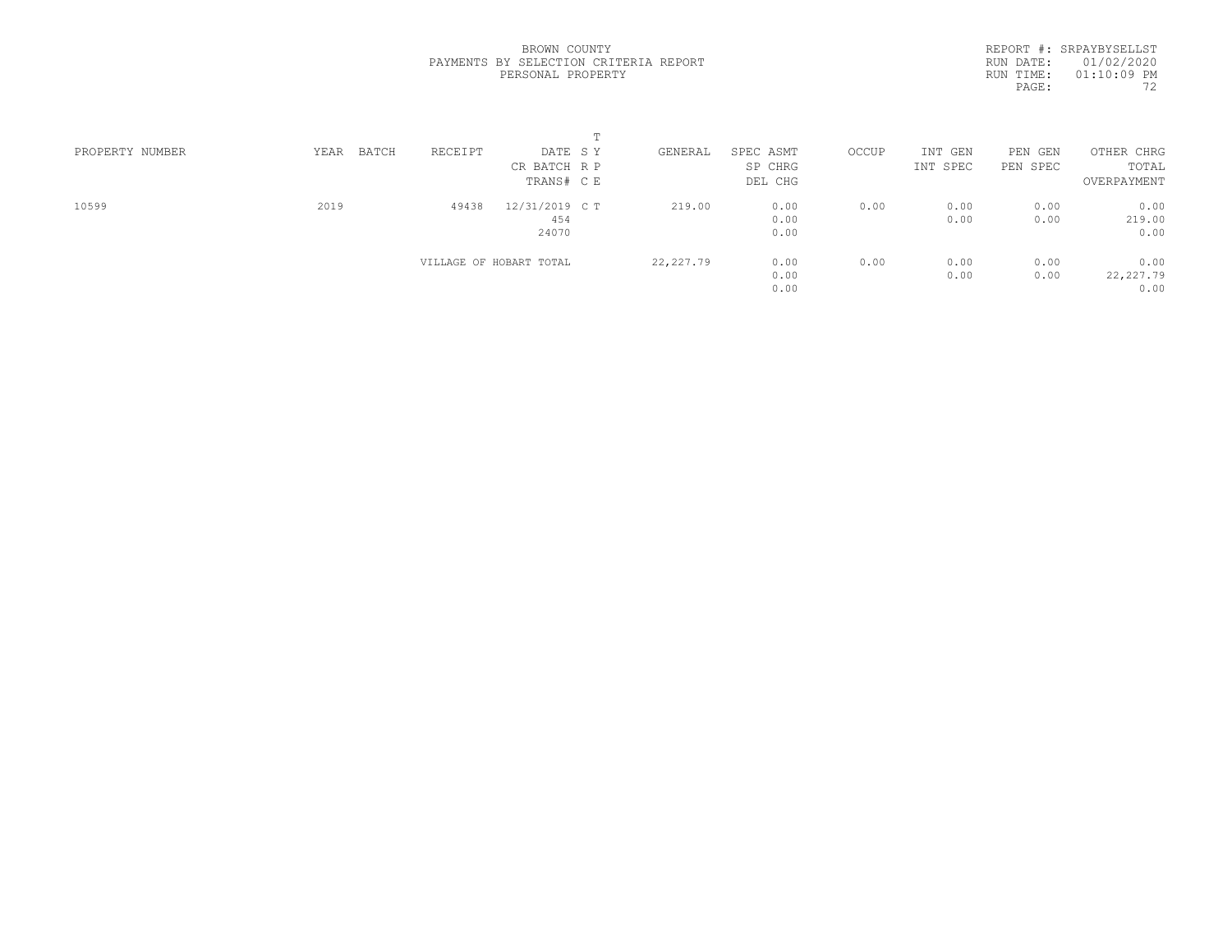BROWN COUNTY
PAYMENTS BY SELECTION CRITERIA REPORT
PERSONAL PROPERTY

REPORT #: SRPAYBYSELLST
RUN DATE: 01/02/2020
RUN TIME: 01:10:09 PM

| PROPERTY NUMBER | YEAR | BATCH | RECEIPT | DATE / CR BATCH / TRANS# | T SY / RP / CE | GENERAL | SPEC ASMT / SP CHRG / DEL CHG | OCCUP | INT GEN / INT SPEC | PEN GEN / PEN SPEC | OTHER CHRG / TOTAL / OVERPAYMENT |
|---|---|---|---|---|---|---|---|---|---|---|---|
| 10599 | 2019 | | 49438 | 12/31/2019 / 454 / 24070 | C T | 219.00 | 0.00 / 0.00 / 0.00 | 0.00 | 0.00 / 0.00 | 0.00 / 0.00 | 0.00 / 219.00 / 0.00 |
| | | | VILLAGE OF HOBART TOTAL | | | 22,227.79 | 0.00 / 0.00 / 0.00 | 0.00 | 0.00 / 0.00 | 0.00 / 0.00 | 0.00 / 22,227.79 / 0.00 |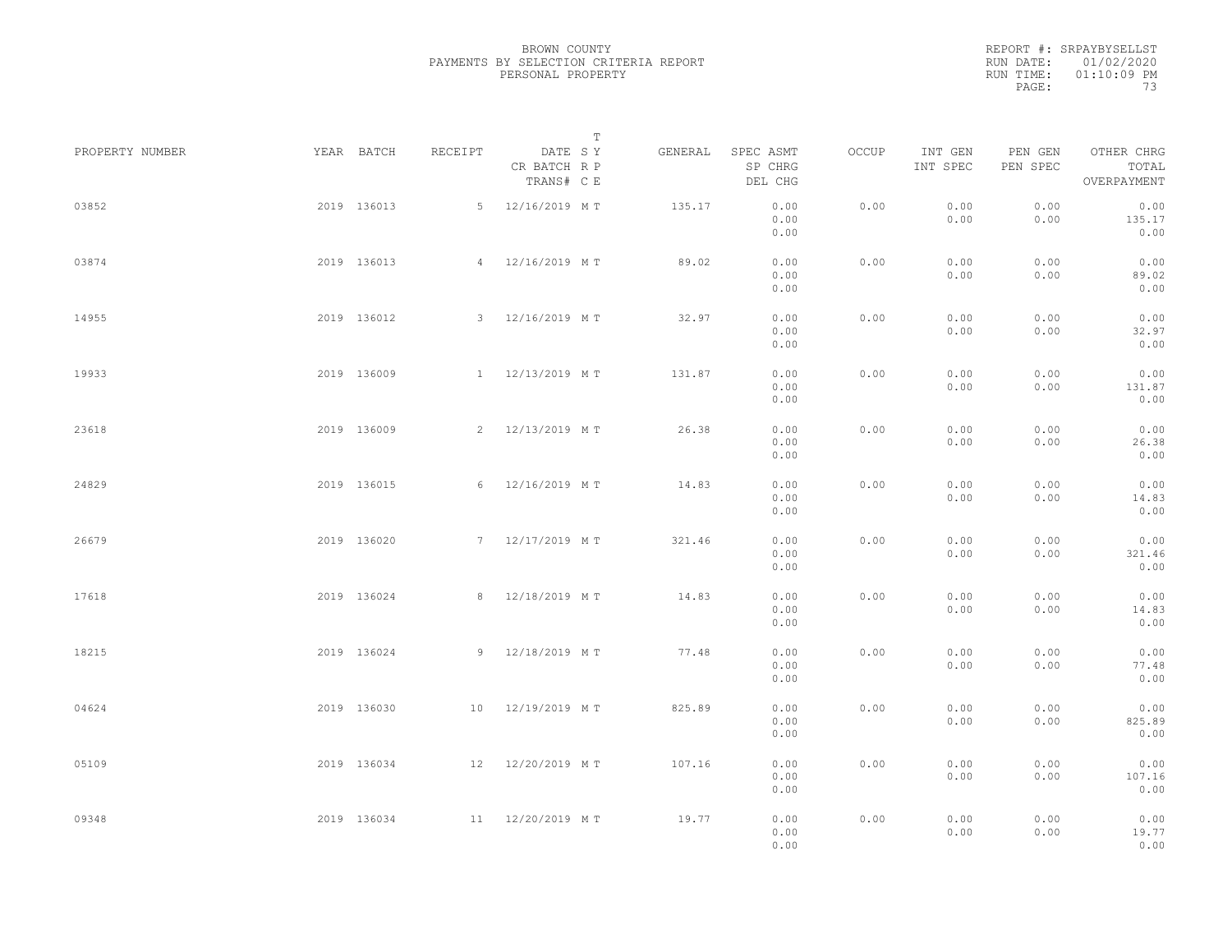BROWN COUNTY
PAYMENTS BY SELECTION CRITERIA REPORT
PERSONAL PROPERTY

REPORT #: SRPAYBYSELLST
RUN DATE: 01/02/2020
RUN TIME: 01:10:09 PM

| PROPERTY NUMBER | YEAR | BATCH | RECEIPT | DATE / CR BATCH / TRANS# | T S Y / R P / C E | GENERAL | SPEC ASMT / SP CHRG / DEL CHG | OCCUP | INT GEN / INT SPEC | PEN GEN / PEN SPEC | OTHER CHRG / TOTAL / OVERPAYMENT |
|---|---|---|---|---|---|---|---|---|---|---|---|
| 03852 | 2019 | 136013 | 5 | 12/16/2019 | M T | 135.17 | 0.00<br>0.00<br>0.00 | 0.00 | 0.00<br>0.00 | 0.00<br>0.00 | 0.00<br>135.17<br>0.00 |
| 03874 | 2019 | 136013 | 4 | 12/16/2019 | M T | 89.02 | 0.00<br>0.00<br>0.00 | 0.00 | 0.00<br>0.00 | 0.00<br>0.00 | 0.00<br>89.02<br>0.00 |
| 14955 | 2019 | 136012 | 3 | 12/16/2019 | M T | 32.97 | 0.00<br>0.00<br>0.00 | 0.00 | 0.00<br>0.00 | 0.00<br>0.00 | 0.00<br>32.97<br>0.00 |
| 19933 | 2019 | 136009 | 1 | 12/13/2019 | M T | 131.87 | 0.00<br>0.00<br>0.00 | 0.00 | 0.00<br>0.00 | 0.00<br>0.00 | 0.00<br>131.87<br>0.00 |
| 23618 | 2019 | 136009 | 2 | 12/13/2019 | M T | 26.38 | 0.00<br>0.00<br>0.00 | 0.00 | 0.00<br>0.00 | 0.00<br>0.00 | 0.00<br>26.38<br>0.00 |
| 24829 | 2019 | 136015 | 6 | 12/16/2019 | M T | 14.83 | 0.00<br>0.00<br>0.00 | 0.00 | 0.00<br>0.00 | 0.00<br>0.00 | 0.00<br>14.83<br>0.00 |
| 26679 | 2019 | 136020 | 7 | 12/17/2019 | M T | 321.46 | 0.00<br>0.00<br>0.00 | 0.00 | 0.00<br>0.00 | 0.00<br>0.00 | 0.00<br>321.46<br>0.00 |
| 17618 | 2019 | 136024 | 8 | 12/18/2019 | M T | 14.83 | 0.00<br>0.00<br>0.00 | 0.00 | 0.00<br>0.00 | 0.00<br>0.00 | 0.00<br>14.83<br>0.00 |
| 18215 | 2019 | 136024 | 9 | 12/18/2019 | M T | 77.48 | 0.00<br>0.00<br>0.00 | 0.00 | 0.00<br>0.00 | 0.00<br>0.00 | 0.00<br>77.48<br>0.00 |
| 04624 | 2019 | 136030 | 10 | 12/19/2019 | M T | 825.89 | 0.00<br>0.00<br>0.00 | 0.00 | 0.00<br>0.00 | 0.00<br>0.00 | 0.00<br>825.89<br>0.00 |
| 05109 | 2019 | 136034 | 12 | 12/20/2019 | M T | 107.16 | 0.00<br>0.00<br>0.00 | 0.00 | 0.00<br>0.00 | 0.00<br>0.00 | 0.00<br>107.16<br>0.00 |
| 09348 | 2019 | 136034 | 11 | 12/20/2019 | M T | 19.77 | 0.00<br>0.00<br>0.00 | 0.00 | 0.00<br>0.00 | 0.00<br>0.00 | 0.00<br>19.77<br>0.00 |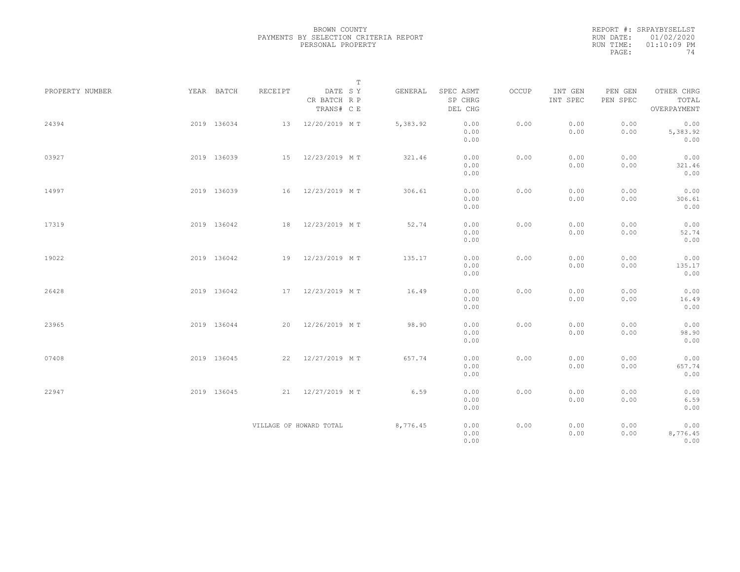BROWN COUNTY
PAYMENTS BY SELECTION CRITERIA REPORT
PERSONAL PROPERTY

REPORT #: SRPAYBYSELLST
RUN DATE: 01/02/2020
RUN TIME: 01:10:09 PM

| PROPERTY NUMBER | YEAR | BATCH | RECEIPT | DATE / CR BATCH / TRANS# | T SY RP CE | GENERAL | SPEC ASMT / SP CHRG / DEL CHG | OCCUP | INT GEN / INT SPEC | PEN GEN / PEN SPEC | OTHER CHRG / TOTAL / OVERPAYMENT |
|---|---|---|---|---|---|---|---|---|---|---|---|
| 24394 | 2019 | 136034 | 13 | 12/20/2019 | M T | 5,383.92 | 0.00 / 0.00 / 0.00 | 0.00 | 0.00 / 0.00 | 0.00 / 0.00 | 0.00 / 5,383.92 / 0.00 |
| 03927 | 2019 | 136039 | 15 | 12/23/2019 | M T | 321.46 | 0.00 / 0.00 / 0.00 | 0.00 | 0.00 / 0.00 | 0.00 / 0.00 | 0.00 / 321.46 / 0.00 |
| 14997 | 2019 | 136039 | 16 | 12/23/2019 | M T | 306.61 | 0.00 / 0.00 / 0.00 | 0.00 | 0.00 / 0.00 | 0.00 / 0.00 | 0.00 / 306.61 / 0.00 |
| 17319 | 2019 | 136042 | 18 | 12/23/2019 | M T | 52.74 | 0.00 / 0.00 / 0.00 | 0.00 | 0.00 / 0.00 | 0.00 / 0.00 | 0.00 / 52.74 / 0.00 |
| 19022 | 2019 | 136042 | 19 | 12/23/2019 | M T | 135.17 | 0.00 / 0.00 / 0.00 | 0.00 | 0.00 / 0.00 | 0.00 / 0.00 | 0.00 / 135.17 / 0.00 |
| 26428 | 2019 | 136042 | 17 | 12/23/2019 | M T | 16.49 | 0.00 / 0.00 / 0.00 | 0.00 | 0.00 / 0.00 | 0.00 / 0.00 | 0.00 / 16.49 / 0.00 |
| 23965 | 2019 | 136044 | 20 | 12/26/2019 | M T | 98.90 | 0.00 / 0.00 / 0.00 | 0.00 | 0.00 / 0.00 | 0.00 / 0.00 | 0.00 / 98.90 / 0.00 |
| 07408 | 2019 | 136045 | 22 | 12/27/2019 | M T | 657.74 | 0.00 / 0.00 / 0.00 | 0.00 | 0.00 / 0.00 | 0.00 / 0.00 | 0.00 / 657.74 / 0.00 |
| 22947 | 2019 | 136045 | 21 | 12/27/2019 | M T | 6.59 | 0.00 / 0.00 / 0.00 | 0.00 | 0.00 / 0.00 | 0.00 / 0.00 | 0.00 / 6.59 / 0.00 |
| | | | VILLAGE OF HOWARD TOTAL | | | 8,776.45 | 0.00 / 0.00 / 0.00 | 0.00 | 0.00 / 0.00 | 0.00 / 0.00 | 0.00 / 8,776.45 / 0.00 |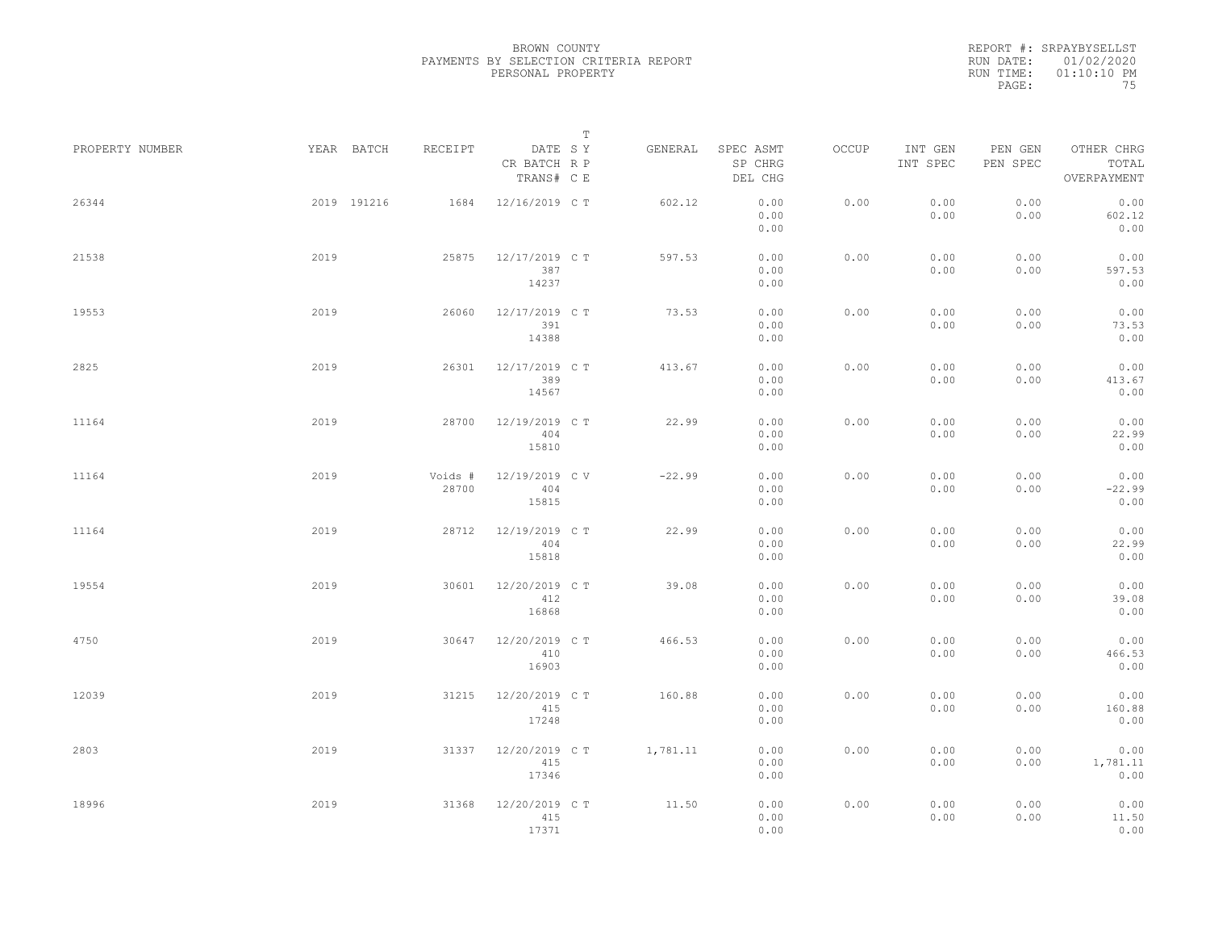BROWN COUNTY
PAYMENTS BY SELECTION CRITERIA REPORT
PERSONAL PROPERTY

REPORT #: SRPAYBYSELLST
RUN DATE: 01/02/2020
RUN TIME: 01:10:10 PM

| PROPERTY NUMBER | YEAR | BATCH | RECEIPT | DATE / CR BATCH / TRANS# | S R C | T Y P E | GENERAL | SPEC ASMT / SP CHRG / DEL CHG | OCCUP | INT GEN / INT SPEC | PEN GEN / PEN SPEC | OTHER CHRG / TOTAL / OVERPAYMENT |
|---|---|---|---|---|---|---|---|---|---|---|---|---|
| 26344 | 2019 | 191216 | 1684 | 12/16/2019 | C | T | 602.12 | 0.00 / 0.00 / 0.00 | 0.00 | 0.00 / 0.00 | 0.00 / 0.00 | 0.00 / 602.12 / 0.00 |
| 21538 | 2019 | | 25875 | 12/17/2019 / 387 / 14237 | C | T | 597.53 | 0.00 / 0.00 / 0.00 | 0.00 | 0.00 / 0.00 | 0.00 / 0.00 | 0.00 / 597.53 / 0.00 |
| 19553 | 2019 | | 26060 | 12/17/2019 / 391 / 14388 | C | T | 73.53 | 0.00 / 0.00 / 0.00 | 0.00 | 0.00 / 0.00 | 0.00 / 0.00 | 0.00 / 73.53 / 0.00 |
| 2825 | 2019 | | 26301 | 12/17/2019 / 389 / 14567 | C | T | 413.67 | 0.00 / 0.00 / 0.00 | 0.00 | 0.00 / 0.00 | 0.00 / 0.00 | 0.00 / 413.67 / 0.00 |
| 11164 | 2019 | | 28700 | 12/19/2019 / 404 / 15810 | C | T | 22.99 | 0.00 / 0.00 / 0.00 | 0.00 | 0.00 / 0.00 | 0.00 / 0.00 | 0.00 / 22.99 / 0.00 |
| 11164 | 2019 | | Voids # 28700 | 12/19/2019 / 404 / 15815 | C | V | -22.99 | 0.00 / 0.00 / 0.00 | 0.00 | 0.00 / 0.00 | 0.00 / 0.00 | 0.00 / -22.99 / 0.00 |
| 11164 | 2019 | | 28712 | 12/19/2019 / 404 / 15818 | C | T | 22.99 | 0.00 / 0.00 / 0.00 | 0.00 | 0.00 / 0.00 | 0.00 / 0.00 | 0.00 / 22.99 / 0.00 |
| 19554 | 2019 | | 30601 | 12/20/2019 / 412 / 16868 | C | T | 39.08 | 0.00 / 0.00 / 0.00 | 0.00 | 0.00 / 0.00 | 0.00 / 0.00 | 0.00 / 39.08 / 0.00 |
| 4750 | 2019 | | 30647 | 12/20/2019 / 410 / 16903 | C | T | 466.53 | 0.00 / 0.00 / 0.00 | 0.00 | 0.00 / 0.00 | 0.00 / 0.00 | 0.00 / 466.53 / 0.00 |
| 12039 | 2019 | | 31215 | 12/20/2019 / 415 / 17248 | C | T | 160.88 | 0.00 / 0.00 / 0.00 | 0.00 | 0.00 / 0.00 | 0.00 / 0.00 | 0.00 / 160.88 / 0.00 |
| 2803 | 2019 | | 31337 | 12/20/2019 / 415 / 17346 | C | T | 1,781.11 | 0.00 / 0.00 / 0.00 | 0.00 | 0.00 / 0.00 | 0.00 / 0.00 | 0.00 / 1,781.11 / 0.00 |
| 18996 | 2019 | | 31368 | 12/20/2019 / 415 / 17371 | C | T | 11.50 | 0.00 / 0.00 / 0.00 | 0.00 | 0.00 / 0.00 | 0.00 / 0.00 | 0.00 / 11.50 / 0.00 |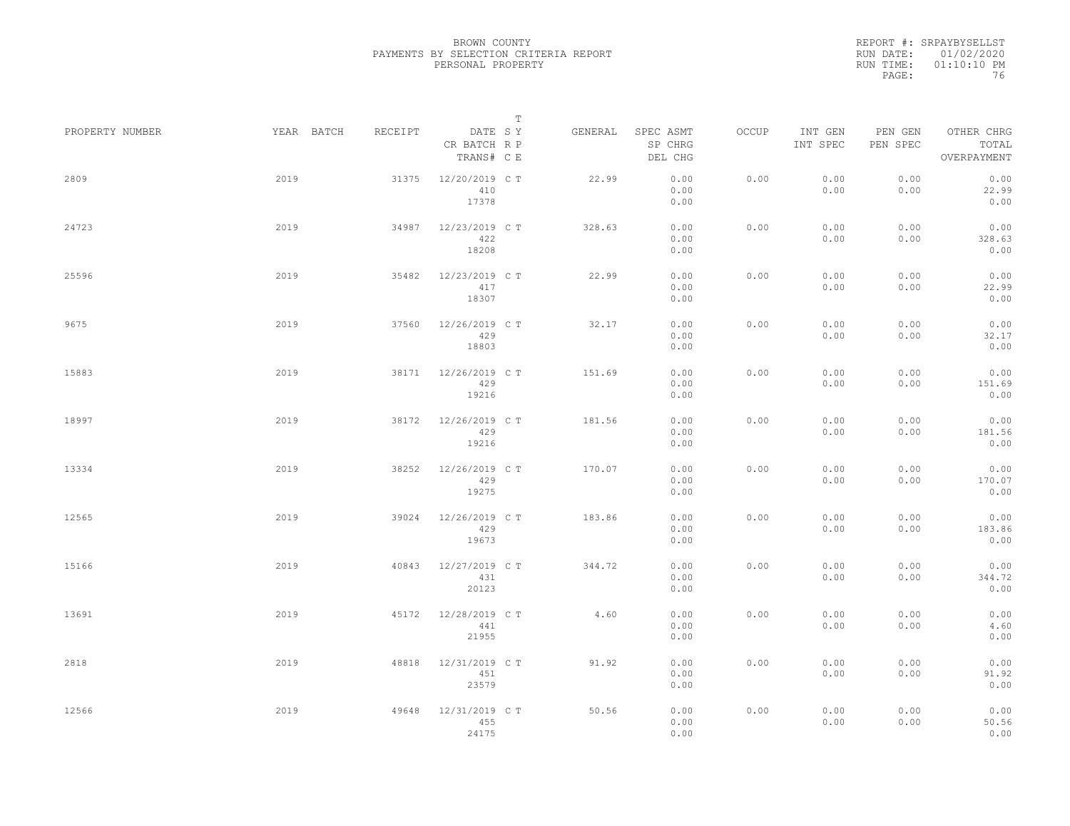BROWN COUNTY
PAYMENTS BY SELECTION CRITERIA REPORT
PERSONAL PROPERTY

REPORT #: SRPAYBYSELLST
RUN DATE: 01/02/2020
RUN TIME: 01:10:10 PM

| PROPERTY NUMBER | YEAR | BATCH | RECEIPT | DATE / CR BATCH / TRANS# | T S Y R P C E | GENERAL | SPEC ASMT / SP CHRG / DEL CHG | OCCUP | INT GEN / INT SPEC | PEN GEN / PEN SPEC | OTHER CHRG / TOTAL / OVERPAYMENT |
|---|---|---|---|---|---|---|---|---|---|---|---|
| 2809 | 2019 | | 31375 | 12/20/2019 / 410 / 17378 | C T | 22.99 | 0.00 / 0.00 / 0.00 | 0.00 | 0.00 / 0.00 | 0.00 / 0.00 | 0.00 / 22.99 / 0.00 |
| 24723 | 2019 | | 34987 | 12/23/2019 / 422 / 18208 | C T | 328.63 | 0.00 / 0.00 / 0.00 | 0.00 | 0.00 / 0.00 | 0.00 / 0.00 | 0.00 / 328.63 / 0.00 |
| 25596 | 2019 | | 35482 | 12/23/2019 / 417 / 18307 | C T | 22.99 | 0.00 / 0.00 / 0.00 | 0.00 | 0.00 / 0.00 | 0.00 / 0.00 | 0.00 / 22.99 / 0.00 |
| 9675 | 2019 | | 37560 | 12/26/2019 / 429 / 18803 | C T | 32.17 | 0.00 / 0.00 / 0.00 | 0.00 | 0.00 / 0.00 | 0.00 / 0.00 | 0.00 / 32.17 / 0.00 |
| 15883 | 2019 | | 38171 | 12/26/2019 / 429 / 19216 | C T | 151.69 | 0.00 / 0.00 / 0.00 | 0.00 | 0.00 / 0.00 | 0.00 / 0.00 | 0.00 / 151.69 / 0.00 |
| 18997 | 2019 | | 38172 | 12/26/2019 / 429 / 19216 | C T | 181.56 | 0.00 / 0.00 / 0.00 | 0.00 | 0.00 / 0.00 | 0.00 / 0.00 | 0.00 / 181.56 / 0.00 |
| 13334 | 2019 | | 38252 | 12/26/2019 / 429 / 19275 | C T | 170.07 | 0.00 / 0.00 / 0.00 | 0.00 | 0.00 / 0.00 | 0.00 / 0.00 | 0.00 / 170.07 / 0.00 |
| 12565 | 2019 | | 39024 | 12/26/2019 / 429 / 19673 | C T | 183.86 | 0.00 / 0.00 / 0.00 | 0.00 | 0.00 / 0.00 | 0.00 / 0.00 | 0.00 / 183.86 / 0.00 |
| 15166 | 2019 | | 40843 | 12/27/2019 / 431 / 20123 | C T | 344.72 | 0.00 / 0.00 / 0.00 | 0.00 | 0.00 / 0.00 | 0.00 / 0.00 | 0.00 / 344.72 / 0.00 |
| 13691 | 2019 | | 45172 | 12/28/2019 / 441 / 21955 | C T | 4.60 | 0.00 / 0.00 / 0.00 | 0.00 | 0.00 / 0.00 | 0.00 / 0.00 | 0.00 / 4.60 / 0.00 |
| 2818 | 2019 | | 48818 | 12/31/2019 / 451 / 23579 | C T | 91.92 | 0.00 / 0.00 / 0.00 | 0.00 | 0.00 / 0.00 | 0.00 / 0.00 | 0.00 / 91.92 / 0.00 |
| 12566 | 2019 | | 49648 | 12/31/2019 / 455 / 24175 | C T | 50.56 | 0.00 / 0.00 / 0.00 | 0.00 | 0.00 / 0.00 | 0.00 / 0.00 | 0.00 / 50.56 / 0.00 |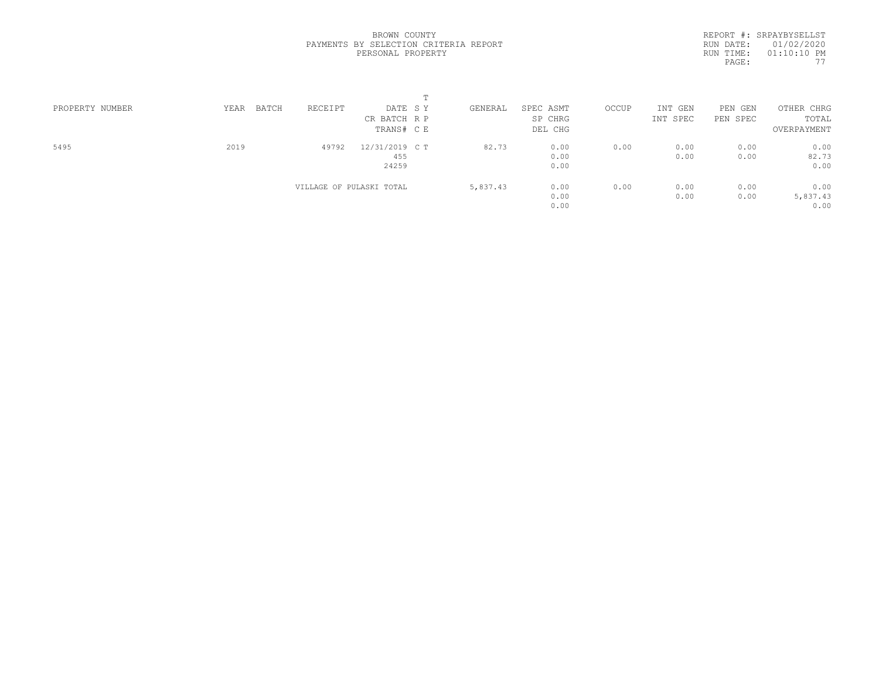BROWN COUNTY
PAYMENTS BY SELECTION CRITERIA REPORT
PERSONAL PROPERTY

REPORT #: SRPAYBYSELLST
RUN DATE: 01/02/2020
RUN TIME: 01:10:10 PM

| PROPERTY NUMBER | YEAR | BATCH | RECEIPT | DATE / CR BATCH / TRANS# | T S Y R P C E | GENERAL | SPEC ASMT / SP CHRG / DEL CHG | OCCUP | INT GEN / INT SPEC | PEN GEN / PEN SPEC | OTHER CHRG / TOTAL / OVERPAYMENT |
|---|---|---|---|---|---|---|---|---|---|---|---|
| 5495 | 2019 | | 49792 | 12/31/2019<br>455<br>24259 | C T | 82.73 | 0.00<br>0.00<br>0.00 | 0.00 | 0.00<br>0.00 | 0.00<br>0.00 | 0.00<br>82.73<br>0.00 |
| | | | VILLAGE OF PULASKI TOTAL | | | 5,837.43 | 0.00<br>0.00<br>0.00 | 0.00 | 0.00<br>0.00 | 0.00<br>0.00 | 0.00<br>5,837.43<br>0.00 |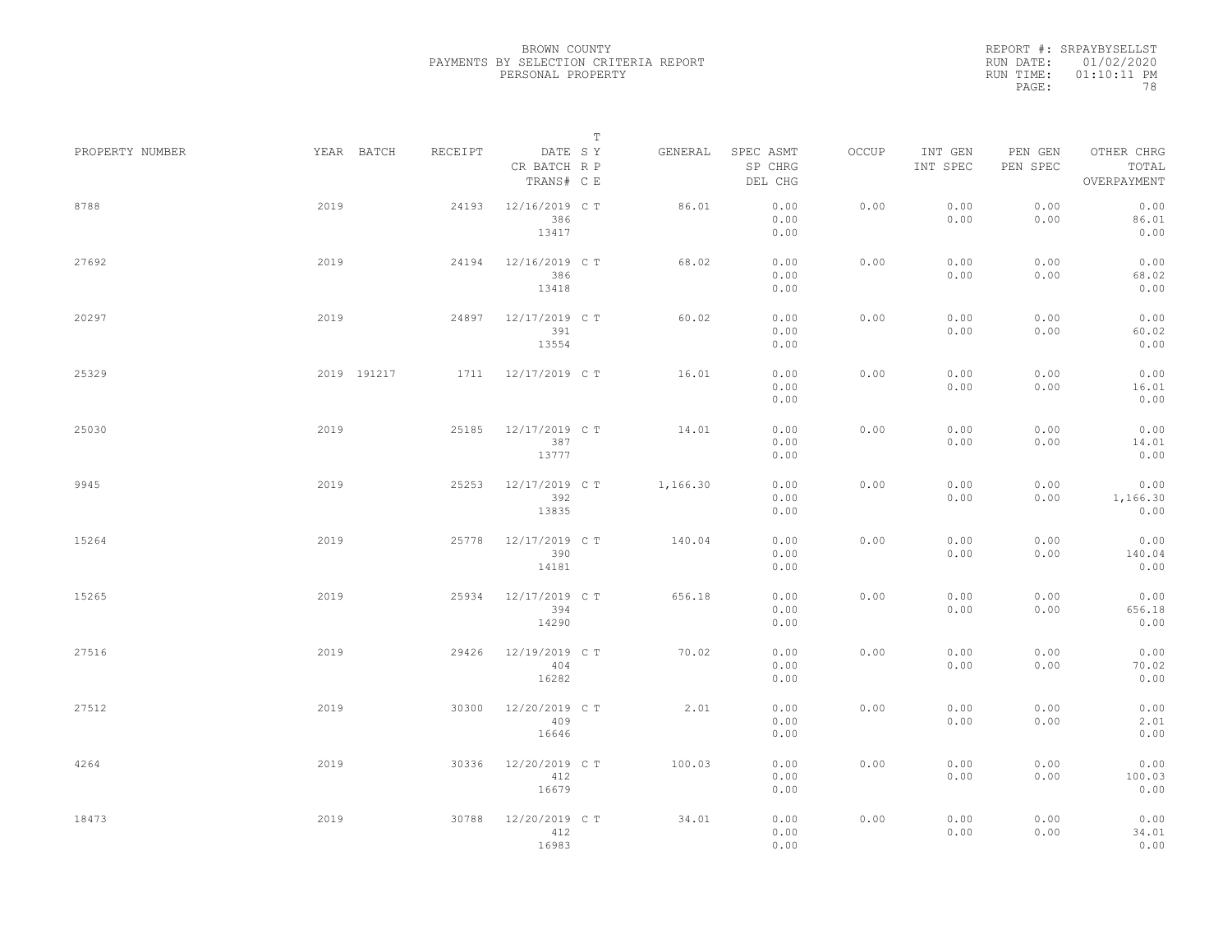BROWN COUNTY
PAYMENTS BY SELECTION CRITERIA REPORT
PERSONAL PROPERTY

REPORT #: SRPAYBYSELLST
RUN DATE: 01/02/2020
RUN TIME: 01:10:11 PM

| PROPERTY NUMBER | YEAR | BATCH | RECEIPT | DATE / CR BATCH / TRANS# | SYS | TYPE | GENERAL | SPEC ASMT / SP CHRG / DEL CHG | OCCUP | INT GEN / INT SPEC | PEN GEN / PEN SPEC | OTHER CHRG / TOTAL / OVERPAYMENT |
|---|---|---|---|---|---|---|---|---|---|---|---|---|
| 8788 | 2019 | | 24193 | 12/16/2019 / 386 / 13417 | C | T | 86.01 | 0.00 / 0.00 / 0.00 | 0.00 | 0.00 / 0.00 | 0.00 / 0.00 | 0.00 / 86.01 / 0.00 |
| 27692 | 2019 | | 24194 | 12/16/2019 / 386 / 13418 | C | T | 68.02 | 0.00 / 0.00 / 0.00 | 0.00 | 0.00 / 0.00 | 0.00 / 0.00 | 0.00 / 68.02 / 0.00 |
| 20297 | 2019 | | 24897 | 12/17/2019 / 391 / 13554 | C | T | 60.02 | 0.00 / 0.00 / 0.00 | 0.00 | 0.00 / 0.00 | 0.00 / 0.00 | 0.00 / 60.02 / 0.00 |
| 25329 | 2019 | 191217 | 1711 | 12/17/2019 | C | T | 16.01 | 0.00 / 0.00 / 0.00 | 0.00 | 0.00 / 0.00 | 0.00 / 0.00 | 0.00 / 16.01 / 0.00 |
| 25030 | 2019 | | 25185 | 12/17/2019 / 387 / 13777 | C | T | 14.01 | 0.00 / 0.00 / 0.00 | 0.00 | 0.00 / 0.00 | 0.00 / 0.00 | 0.00 / 14.01 / 0.00 |
| 9945 | 2019 | | 25253 | 12/17/2019 / 392 / 13835 | C | T | 1,166.30 | 0.00 / 0.00 / 0.00 | 0.00 | 0.00 / 0.00 | 0.00 / 0.00 | 0.00 / 1,166.30 / 0.00 |
| 15264 | 2019 | | 25778 | 12/17/2019 / 390 / 14181 | C | T | 140.04 | 0.00 / 0.00 / 0.00 | 0.00 | 0.00 / 0.00 | 0.00 / 0.00 | 0.00 / 140.04 / 0.00 |
| 15265 | 2019 | | 25934 | 12/17/2019 / 394 / 14290 | C | T | 656.18 | 0.00 / 0.00 / 0.00 | 0.00 | 0.00 / 0.00 | 0.00 / 0.00 | 0.00 / 656.18 / 0.00 |
| 27516 | 2019 | | 29426 | 12/19/2019 / 404 / 16282 | C | T | 70.02 | 0.00 / 0.00 / 0.00 | 0.00 | 0.00 / 0.00 | 0.00 / 0.00 | 0.00 / 70.02 / 0.00 |
| 27512 | 2019 | | 30300 | 12/20/2019 / 409 / 16646 | C | T | 2.01 | 0.00 / 0.00 / 0.00 | 0.00 | 0.00 / 0.00 | 0.00 / 0.00 | 0.00 / 2.01 / 0.00 |
| 4264 | 2019 | | 30336 | 12/20/2019 / 412 / 16679 | C | T | 100.03 | 0.00 / 0.00 / 0.00 | 0.00 | 0.00 / 0.00 | 0.00 / 0.00 | 0.00 / 100.03 / 0.00 |
| 18473 | 2019 | | 30788 | 12/20/2019 / 412 / 16983 | C | T | 34.01 | 0.00 / 0.00 / 0.00 | 0.00 | 0.00 / 0.00 | 0.00 / 0.00 | 0.00 / 34.01 / 0.00 |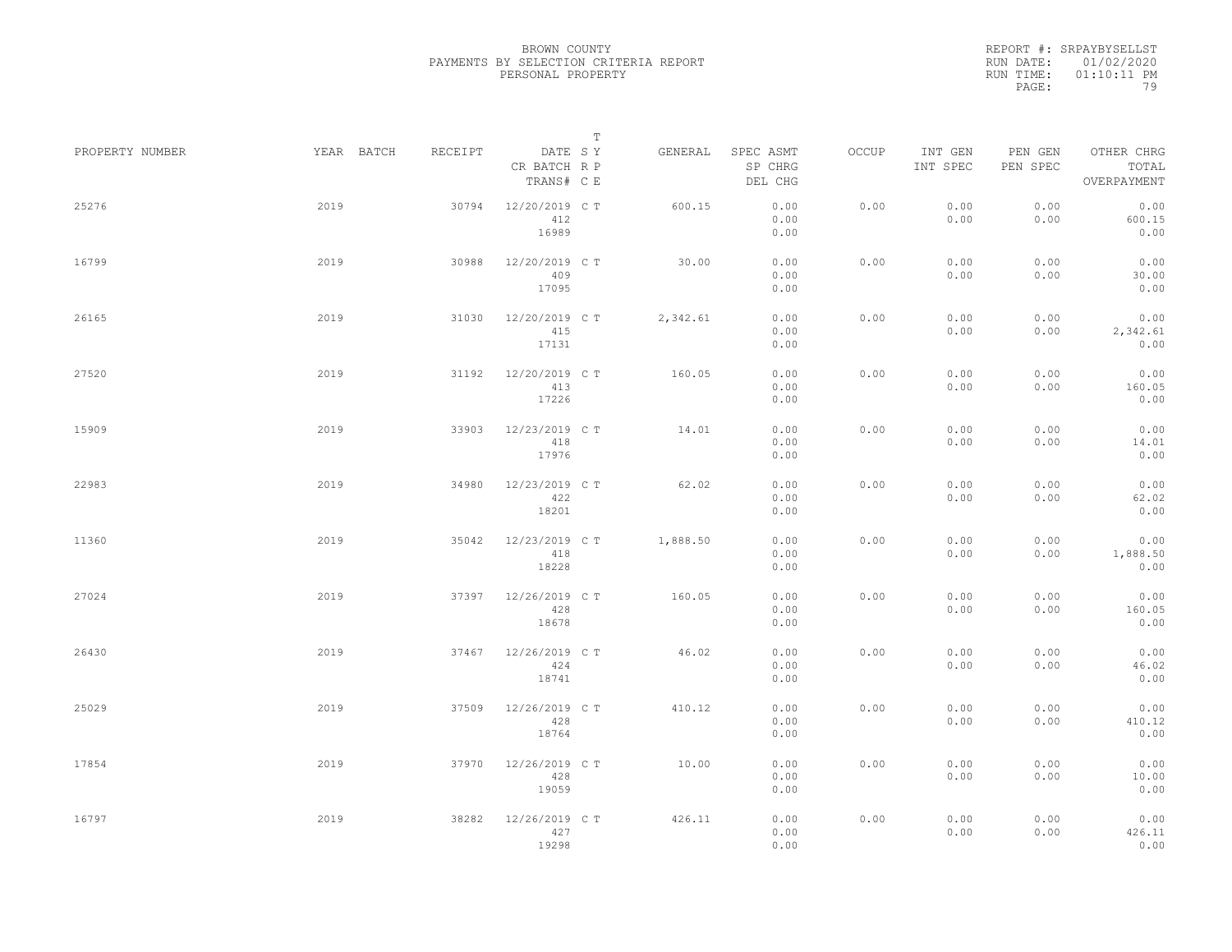BROWN COUNTY
PAYMENTS BY SELECTION CRITERIA REPORT
PERSONAL PROPERTY

REPORT #: SRPAYBYSELLST
RUN DATE: 01/02/2020
RUN TIME: 01:10:11 PM
PAGE: 79

| PROPERTY NUMBER | YEAR | BATCH | RECEIPT | DATE / CR BATCH / TRANS# | SY RP CE | T | GENERAL | SPEC ASMT / SP CHRG / DEL CHG | OCCUP | INT GEN / INT SPEC | PEN GEN / PEN SPEC | OTHER CHRG / TOTAL / OVERPAYMENT |
|---|---|---|---|---|---|---|---|---|---|---|---|---|
| 25276 | 2019 | | 30794 | 12/20/2019 / 412 / 16989 | C | T | 600.15 | 0.00 / 0.00 / 0.00 | 0.00 | 0.00 / 0.00 | 0.00 / 0.00 | 0.00 / 600.15 / 0.00 |
| 16799 | 2019 | | 30988 | 12/20/2019 / 409 / 17095 | C | T | 30.00 | 0.00 / 0.00 / 0.00 | 0.00 | 0.00 / 0.00 | 0.00 / 0.00 | 0.00 / 30.00 / 0.00 |
| 26165 | 2019 | | 31030 | 12/20/2019 / 415 / 17131 | C | T | 2,342.61 | 0.00 / 0.00 / 0.00 | 0.00 | 0.00 / 0.00 | 0.00 / 0.00 | 0.00 / 2,342.61 / 0.00 |
| 27520 | 2019 | | 31192 | 12/20/2019 / 413 / 17226 | C | T | 160.05 | 0.00 / 0.00 / 0.00 | 0.00 | 0.00 / 0.00 | 0.00 / 0.00 | 0.00 / 160.05 / 0.00 |
| 15909 | 2019 | | 33903 | 12/23/2019 / 418 / 17976 | C | T | 14.01 | 0.00 / 0.00 / 0.00 | 0.00 | 0.00 / 0.00 | 0.00 / 0.00 | 0.00 / 14.01 / 0.00 |
| 22983 | 2019 | | 34980 | 12/23/2019 / 422 / 18201 | C | T | 62.02 | 0.00 / 0.00 / 0.00 | 0.00 | 0.00 / 0.00 | 0.00 / 0.00 | 0.00 / 62.02 / 0.00 |
| 11360 | 2019 | | 35042 | 12/23/2019 / 418 / 18228 | C | T | 1,888.50 | 0.00 / 0.00 / 0.00 | 0.00 | 0.00 / 0.00 | 0.00 / 0.00 | 0.00 / 1,888.50 / 0.00 |
| 27024 | 2019 | | 37397 | 12/26/2019 / 428 / 18678 | C | T | 160.05 | 0.00 / 0.00 / 0.00 | 0.00 | 0.00 / 0.00 | 0.00 / 0.00 | 0.00 / 160.05 / 0.00 |
| 26430 | 2019 | | 37467 | 12/26/2019 / 424 / 18741 | C | T | 46.02 | 0.00 / 0.00 / 0.00 | 0.00 | 0.00 / 0.00 | 0.00 / 0.00 | 0.00 / 46.02 / 0.00 |
| 25029 | 2019 | | 37509 | 12/26/2019 / 428 / 18764 | C | T | 410.12 | 0.00 / 0.00 / 0.00 | 0.00 | 0.00 / 0.00 | 0.00 / 0.00 | 0.00 / 410.12 / 0.00 |
| 17854 | 2019 | | 37970 | 12/26/2019 / 428 / 19059 | C | T | 10.00 | 0.00 / 0.00 / 0.00 | 0.00 | 0.00 / 0.00 | 0.00 / 0.00 | 0.00 / 10.00 / 0.00 |
| 16797 | 2019 | | 38282 | 12/26/2019 / 427 / 19298 | C | T | 426.11 | 0.00 / 0.00 / 0.00 | 0.00 | 0.00 / 0.00 | 0.00 / 0.00 | 0.00 / 426.11 / 0.00 |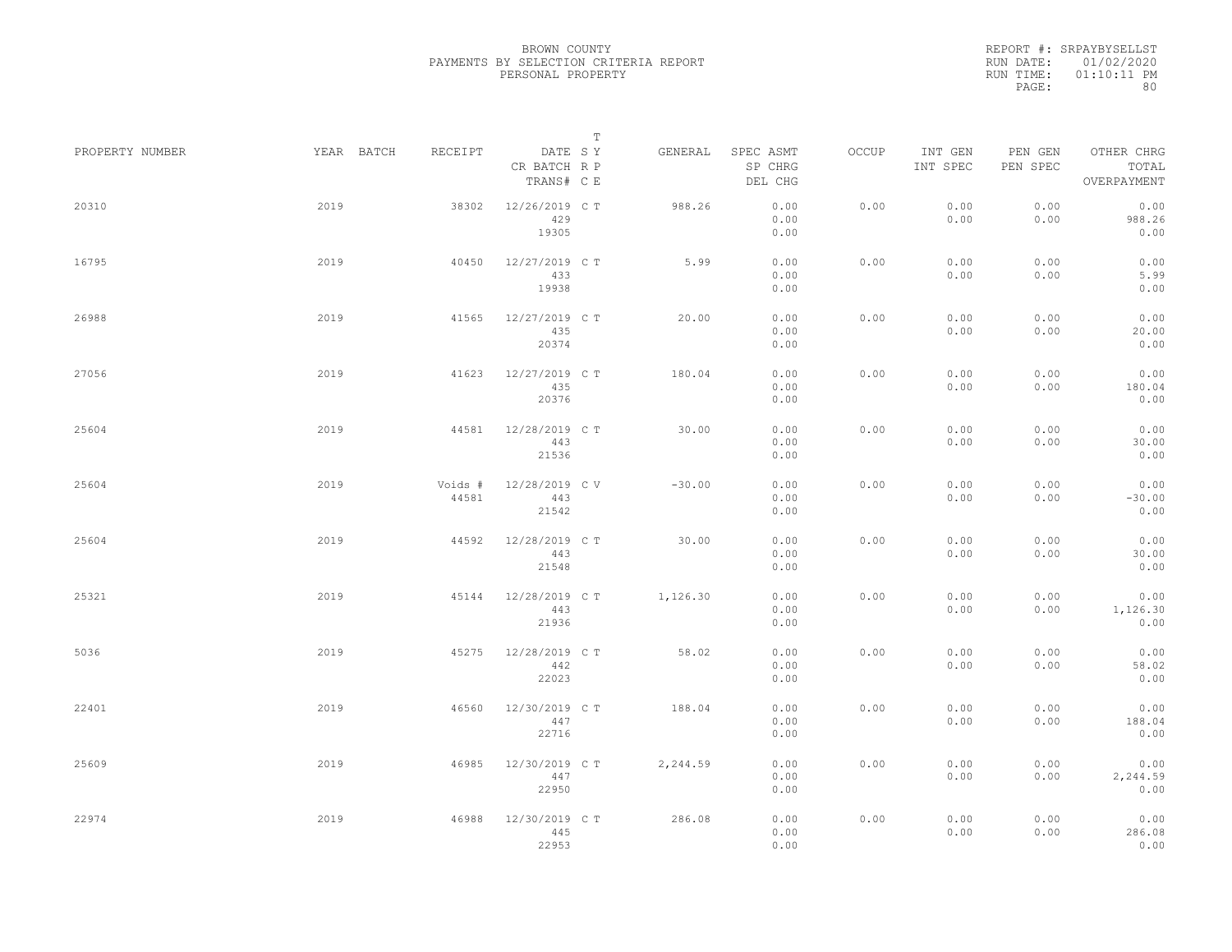BROWN COUNTY
PAYMENTS BY SELECTION CRITERIA REPORT
PERSONAL PROPERTY

REPORT #: SRPAYBYSELLST
RUN DATE: 01/02/2020
RUN TIME: 01:10:11 PM

| PROPERTY NUMBER | YEAR | BATCH | RECEIPT | DATE / CR BATCH / TRANS# | S R C | T Y P E | GENERAL | SPEC ASMT / SP CHRG / DEL CHG | OCCUP | INT GEN / INT SPEC | PEN GEN / PEN SPEC | OTHER CHRG / TOTAL / OVERPAYMENT |
|---|---|---|---|---|---|---|---|---|---|---|---|---|
| 20310 | 2019 | | 38302 | 12/26/2019 429 19305 | C | T | 988.26 | 0.00 0.00 0.00 | 0.00 | 0.00 0.00 | 0.00 0.00 | 0.00 988.26 0.00 |
| 16795 | 2019 | | 40450 | 12/27/2019 433 19938 | C | T | 5.99 | 0.00 0.00 0.00 | 0.00 | 0.00 0.00 | 0.00 0.00 | 0.00 5.99 0.00 |
| 26988 | 2019 | | 41565 | 12/27/2019 435 20374 | C | T | 20.00 | 0.00 0.00 0.00 | 0.00 | 0.00 0.00 | 0.00 0.00 | 0.00 20.00 0.00 |
| 27056 | 2019 | | 41623 | 12/27/2019 435 20376 | C | T | 180.04 | 0.00 0.00 0.00 | 0.00 | 0.00 0.00 | 0.00 0.00 | 0.00 180.04 0.00 |
| 25604 | 2019 | | 44581 | 12/28/2019 443 21536 | C | T | 30.00 | 0.00 0.00 0.00 | 0.00 | 0.00 0.00 | 0.00 0.00 | 0.00 30.00 0.00 |
| 25604 | 2019 | | Voids # 44581 | 12/28/2019 443 21542 | C | V | -30.00 | 0.00 0.00 0.00 | 0.00 | 0.00 0.00 | 0.00 0.00 | 0.00 -30.00 0.00 |
| 25604 | 2019 | | 44592 | 12/28/2019 443 21548 | C | T | 30.00 | 0.00 0.00 0.00 | 0.00 | 0.00 0.00 | 0.00 0.00 | 0.00 30.00 0.00 |
| 25321 | 2019 | | 45144 | 12/28/2019 443 21936 | C | T | 1,126.30 | 0.00 0.00 0.00 | 0.00 | 0.00 0.00 | 0.00 0.00 | 0.00 1,126.30 0.00 |
| 5036 | 2019 | | 45275 | 12/28/2019 442 22023 | C | T | 58.02 | 0.00 0.00 0.00 | 0.00 | 0.00 0.00 | 0.00 0.00 | 0.00 58.02 0.00 |
| 22401 | 2019 | | 46560 | 12/30/2019 447 22716 | C | T | 188.04 | 0.00 0.00 0.00 | 0.00 | 0.00 0.00 | 0.00 0.00 | 0.00 188.04 0.00 |
| 25609 | 2019 | | 46985 | 12/30/2019 447 22950 | C | T | 2,244.59 | 0.00 0.00 0.00 | 0.00 | 0.00 0.00 | 0.00 0.00 | 0.00 2,244.59 0.00 |
| 22974 | 2019 | | 46988 | 12/30/2019 445 22953 | C | T | 286.08 | 0.00 0.00 0.00 | 0.00 | 0.00 0.00 | 0.00 0.00 | 0.00 286.08 0.00 |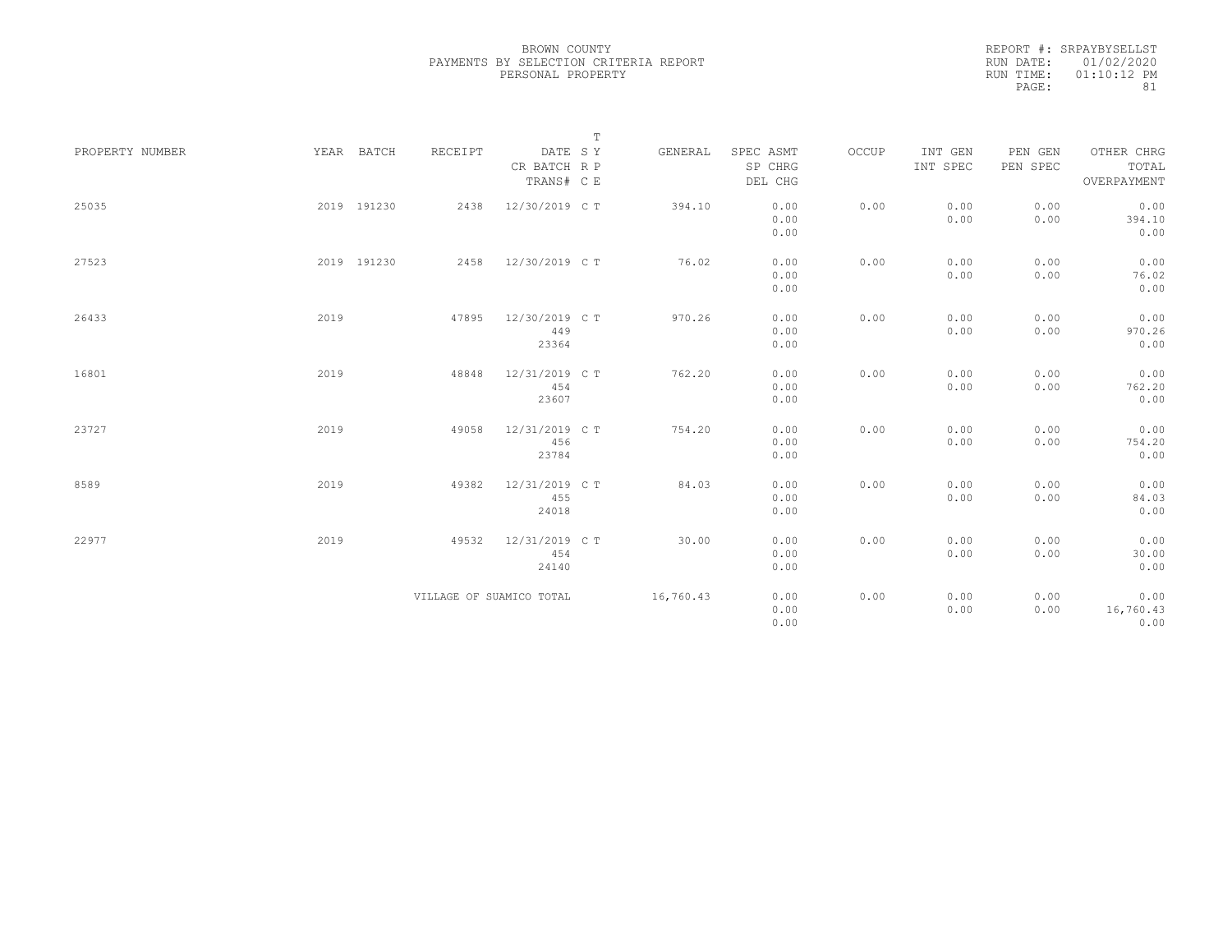BROWN COUNTY
PAYMENTS BY SELECTION CRITERIA REPORT
PERSONAL PROPERTY

REPORT #: SRPAYBYSELLST
RUN DATE: 01/02/2020
RUN TIME: 01:10:12 PM

| PROPERTY NUMBER | YEAR | BATCH | RECEIPT | DATE / CR BATCH / TRANS# | T S Y R P C E | GENERAL | SPEC ASMT / SP CHRG / DEL CHG | OCCUP | INT GEN / INT SPEC | PEN GEN / PEN SPEC | OTHER CHRG / TOTAL / OVERPAYMENT |
|---|---|---|---|---|---|---|---|---|---|---|---|
| 25035 | 2019 | 191230 | 2438 | 12/30/2019 | C T | 394.10 | 0.00 / 0.00 / 0.00 | 0.00 | 0.00 / 0.00 | 0.00 / 0.00 | 0.00 / 394.10 / 0.00 |
| 27523 | 2019 | 191230 | 2458 | 12/30/2019 | C T | 76.02 | 0.00 / 0.00 / 0.00 | 0.00 | 0.00 / 0.00 | 0.00 / 0.00 | 0.00 / 76.02 / 0.00 |
| 26433 | 2019 | | 47895 | 12/30/2019 / 449 / 23364 | C T | 970.26 | 0.00 / 0.00 / 0.00 | 0.00 | 0.00 / 0.00 | 0.00 / 0.00 | 0.00 / 970.26 / 0.00 |
| 16801 | 2019 | | 48848 | 12/31/2019 / 454 / 23607 | C T | 762.20 | 0.00 / 0.00 / 0.00 | 0.00 | 0.00 / 0.00 | 0.00 / 0.00 | 0.00 / 762.20 / 0.00 |
| 23727 | 2019 | | 49058 | 12/31/2019 / 456 / 23784 | C T | 754.20 | 0.00 / 0.00 / 0.00 | 0.00 | 0.00 / 0.00 | 0.00 / 0.00 | 0.00 / 754.20 / 0.00 |
| 8589 | 2019 | | 49382 | 12/31/2019 / 455 / 24018 | C T | 84.03 | 0.00 / 0.00 / 0.00 | 0.00 | 0.00 / 0.00 | 0.00 / 0.00 | 0.00 / 84.03 / 0.00 |
| 22977 | 2019 | | 49532 | 12/31/2019 / 454 / 24140 | C T | 30.00 | 0.00 / 0.00 / 0.00 | 0.00 | 0.00 / 0.00 | 0.00 / 0.00 | 0.00 / 30.00 / 0.00 |
| | | | VILLAGE OF SUAMICO TOTAL | | | 16,760.43 | 0.00 / 0.00 / 0.00 | 0.00 | 0.00 / 0.00 | 0.00 / 0.00 | 0.00 / 16,760.43 / 0.00 |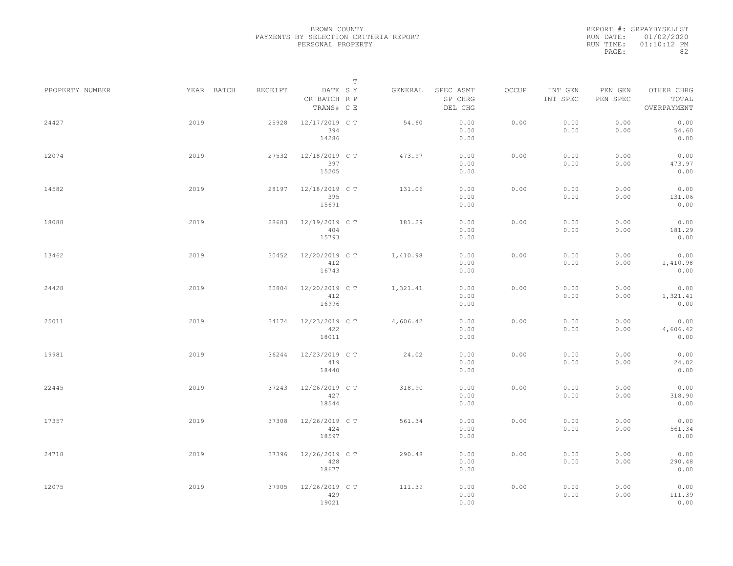BROWN COUNTY
PAYMENTS BY SELECTION CRITERIA REPORT
PERSONAL PROPERTY

REPORT #: SRPAYBYSELLST
RUN DATE: 01/02/2020
RUN TIME: 01:10:12 PM

| PROPERTY NUMBER | YEAR | BATCH | RECEIPT | DATE / CR BATCH / TRANS# | T S Y R P C E | GENERAL | SPEC ASMT / SP CHRG / DEL CHG | OCCUP | INT GEN / INT SPEC | PEN GEN / PEN SPEC | OTHER CHRG / TOTAL / OVERPAYMENT |
|---|---|---|---|---|---|---|---|---|---|---|---|
| 24427 | 2019 | | 25928 | 12/17/2019 394 14286 | C T | 54.60 | 0.00 0.00 0.00 | 0.00 | 0.00 0.00 | 0.00 0.00 | 0.00 54.60 0.00 |
| 12074 | 2019 | | 27532 | 12/18/2019 397 15205 | C T | 473.97 | 0.00 0.00 0.00 | 0.00 | 0.00 0.00 | 0.00 0.00 | 0.00 473.97 0.00 |
| 14582 | 2019 | | 28197 | 12/18/2019 395 15691 | C T | 131.06 | 0.00 0.00 0.00 | 0.00 | 0.00 0.00 | 0.00 0.00 | 0.00 131.06 0.00 |
| 18088 | 2019 | | 28683 | 12/19/2019 404 15793 | C T | 181.29 | 0.00 0.00 0.00 | 0.00 | 0.00 0.00 | 0.00 0.00 | 0.00 181.29 0.00 |
| 13462 | 2019 | | 30452 | 12/20/2019 412 16743 | C T | 1,410.98 | 0.00 0.00 0.00 | 0.00 | 0.00 0.00 | 0.00 0.00 | 0.00 1,410.98 0.00 |
| 24428 | 2019 | | 30804 | 12/20/2019 412 16996 | C T | 1,321.41 | 0.00 0.00 0.00 | 0.00 | 0.00 0.00 | 0.00 0.00 | 0.00 1,321.41 0.00 |
| 25011 | 2019 | | 34174 | 12/23/2019 422 18011 | C T | 4,606.42 | 0.00 0.00 0.00 | 0.00 | 0.00 0.00 | 0.00 0.00 | 0.00 4,606.42 0.00 |
| 19981 | 2019 | | 36244 | 12/23/2019 419 18440 | C T | 24.02 | 0.00 0.00 0.00 | 0.00 | 0.00 0.00 | 0.00 0.00 | 0.00 24.02 0.00 |
| 22445 | 2019 | | 37243 | 12/26/2019 427 18544 | C T | 318.90 | 0.00 0.00 0.00 | 0.00 | 0.00 0.00 | 0.00 0.00 | 0.00 318.90 0.00 |
| 17357 | 2019 | | 37308 | 12/26/2019 424 18597 | C T | 561.34 | 0.00 0.00 0.00 | 0.00 | 0.00 0.00 | 0.00 0.00 | 0.00 561.34 0.00 |
| 24718 | 2019 | | 37396 | 12/26/2019 428 18677 | C T | 290.48 | 0.00 0.00 0.00 | 0.00 | 0.00 0.00 | 0.00 0.00 | 0.00 290.48 0.00 |
| 12075 | 2019 | | 37905 | 12/26/2019 429 19021 | C T | 111.39 | 0.00 0.00 0.00 | 0.00 | 0.00 0.00 | 0.00 0.00 | 0.00 111.39 0.00 |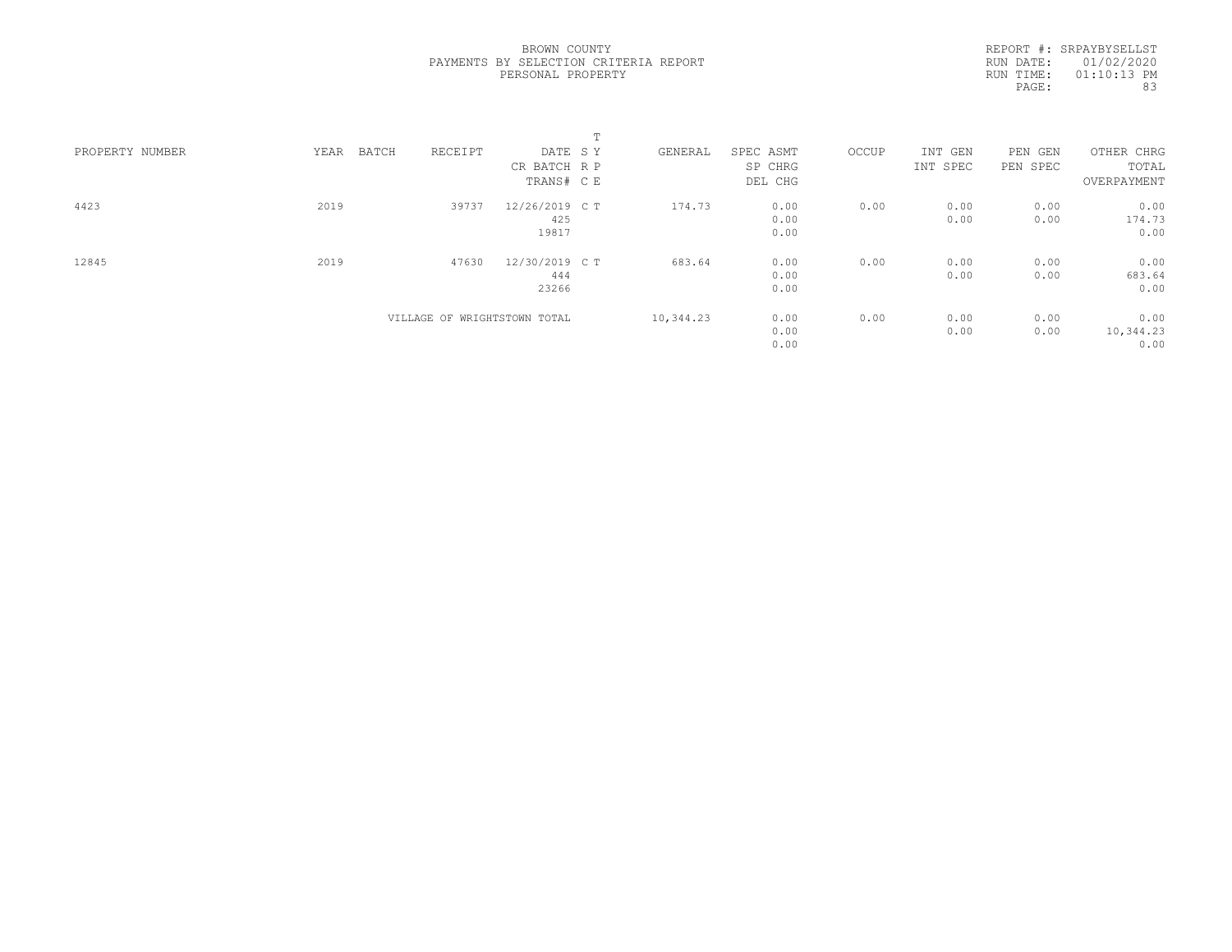BROWN COUNTY
PAYMENTS BY SELECTION CRITERIA REPORT
PERSONAL PROPERTY

REPORT #: SRPAYBYSELLST
RUN DATE: 01/02/2020
RUN TIME: 01:10:13 PM

| PROPERTY NUMBER | YEAR | BATCH | RECEIPT | DATE / CR BATCH / TRANS# | T SY / RP / CE | GENERAL | SPEC ASMT / SP CHRG / DEL CHG | OCCUP | INT GEN / INT SPEC | PEN GEN / PEN SPEC | OTHER CHRG / TOTAL / OVERPAYMENT |
|---|---|---|---|---|---|---|---|---|---|---|---|
| 4423 | 2019 | | 39737 | 12/26/2019 / 425 / 19817 | C T | 174.73 | 0.00 / 0.00 / 0.00 | 0.00 | 0.00 / 0.00 | 0.00 / 0.00 | 0.00 / 174.73 / 0.00 |
| 12845 | 2019 | | 47630 | 12/30/2019 / 444 / 23266 | C T | 683.64 | 0.00 / 0.00 / 0.00 | 0.00 | 0.00 / 0.00 | 0.00 / 0.00 | 0.00 / 683.64 / 0.00 |
| | | | VILLAGE OF WRIGHTSTOWN TOTAL | | | 10,344.23 | 0.00 / 0.00 / 0.00 | 0.00 | 0.00 / 0.00 | 0.00 / 0.00 | 0.00 / 10,344.23 / 0.00 |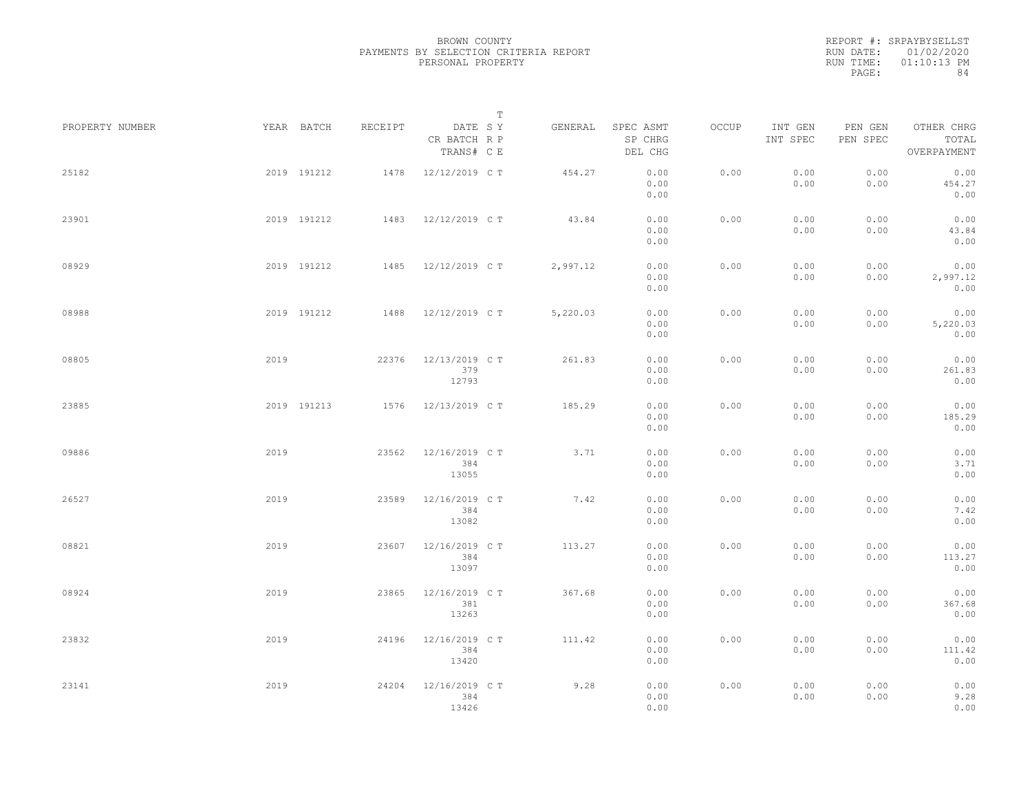BROWN COUNTY
PAYMENTS BY SELECTION CRITERIA REPORT
PERSONAL PROPERTY

REPORT #: SRPAYBYSELLST
RUN DATE: 01/02/2020
RUN TIME: 01:10:13 PM

| PROPERTY NUMBER | YEAR | BATCH | RECEIPT | DATE / CR BATCH / TRANS# | T SY RP CE | GENERAL | SPEC ASMT / SP CHRG / DEL CHG | OCCUP | INT GEN / INT SPEC | PEN GEN / PEN SPEC | OTHER CHRG / TOTAL / OVERPAYMENT |
|---|---|---|---|---|---|---|---|---|---|---|---|
| 25182 | 2019 | 191212 | 1478 | 12/12/2019 | C T | 454.27 | 0.00 / 0.00 / 0.00 | 0.00 | 0.00 / 0.00 | 0.00 / 0.00 | 0.00 / 454.27 / 0.00 |
| 23901 | 2019 | 191212 | 1483 | 12/12/2019 | C T | 43.84 | 0.00 / 0.00 / 0.00 | 0.00 | 0.00 / 0.00 | 0.00 / 0.00 | 0.00 / 43.84 / 0.00 |
| 08929 | 2019 | 191212 | 1485 | 12/12/2019 | C T | 2,997.12 | 0.00 / 0.00 / 0.00 | 0.00 | 0.00 / 0.00 | 0.00 / 0.00 | 0.00 / 2,997.12 / 0.00 |
| 08988 | 2019 | 191212 | 1488 | 12/12/2019 | C T | 5,220.03 | 0.00 / 0.00 / 0.00 | 0.00 | 0.00 / 0.00 | 0.00 / 0.00 | 0.00 / 5,220.03 / 0.00 |
| 08805 | 2019 | | 22376 | 12/13/2019 / 379 / 12793 | C T | 261.83 | 0.00 / 0.00 / 0.00 | 0.00 | 0.00 / 0.00 | 0.00 / 0.00 | 0.00 / 261.83 / 0.00 |
| 23885 | 2019 | 191213 | 1576 | 12/13/2019 | C T | 185.29 | 0.00 / 0.00 / 0.00 | 0.00 | 0.00 / 0.00 | 0.00 / 0.00 | 0.00 / 185.29 / 0.00 |
| 09886 | 2019 | | 23562 | 12/16/2019 / 384 / 13055 | C T | 3.71 | 0.00 / 0.00 / 0.00 | 0.00 | 0.00 / 0.00 | 0.00 / 0.00 | 0.00 / 3.71 / 0.00 |
| 26527 | 2019 | | 23589 | 12/16/2019 / 384 / 13082 | C T | 7.42 | 0.00 / 0.00 / 0.00 | 0.00 | 0.00 / 0.00 | 0.00 / 0.00 | 0.00 / 7.42 / 0.00 |
| 08821 | 2019 | | 23607 | 12/16/2019 / 384 / 13097 | C T | 113.27 | 0.00 / 0.00 / 0.00 | 0.00 | 0.00 / 0.00 | 0.00 / 0.00 | 0.00 / 113.27 / 0.00 |
| 08924 | 2019 | | 23865 | 12/16/2019 / 381 / 13263 | C T | 367.68 | 0.00 / 0.00 / 0.00 | 0.00 | 0.00 / 0.00 | 0.00 / 0.00 | 0.00 / 367.68 / 0.00 |
| 23832 | 2019 | | 24196 | 12/16/2019 / 384 / 13420 | C T | 111.42 | 0.00 / 0.00 / 0.00 | 0.00 | 0.00 / 0.00 | 0.00 / 0.00 | 0.00 / 111.42 / 0.00 |
| 23141 | 2019 | | 24204 | 12/16/2019 / 384 / 13426 | C T | 9.28 | 0.00 / 0.00 / 0.00 | 0.00 | 0.00 / 0.00 | 0.00 / 0.00 | 0.00 / 9.28 / 0.00 |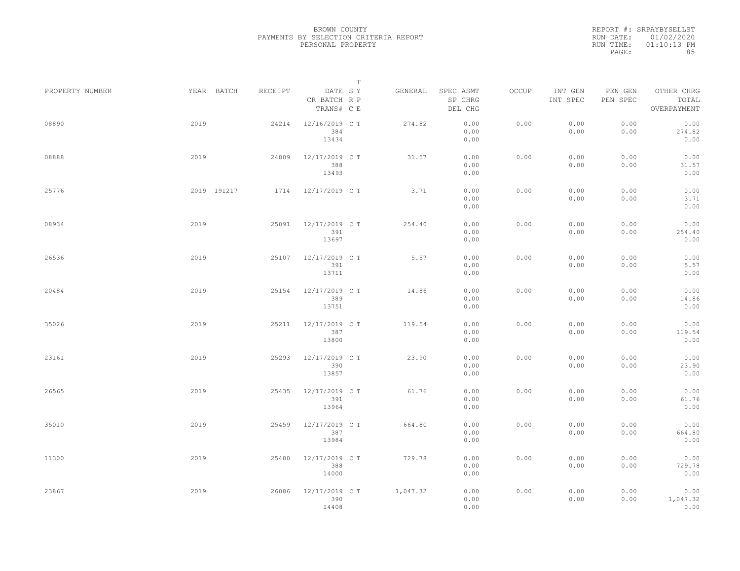BROWN COUNTY
PAYMENTS BY SELECTION CRITERIA REPORT
PERSONAL PROPERTY

REPORT #: SRPAYBYSELLST
RUN DATE: 01/02/2020
RUN TIME: 01:10:13 PM

| PROPERTY NUMBER | YEAR | BATCH | RECEIPT | DATE / CR BATCH / TRANS# | T SY RP CE | GENERAL | SPEC ASMT / SP CHRG / DEL CHG | OCCUP | INT GEN / INT SPEC | PEN GEN / PEN SPEC | OTHER CHRG / TOTAL / OVERPAYMENT |
|---|---|---|---|---|---|---|---|---|---|---|---|
| 08890 | 2019 | | 24214 | 12/16/2019 / 384 / 13434 | C T | 274.82 | 0.00 / 0.00 / 0.00 | 0.00 | 0.00 / 0.00 | 0.00 / 0.00 | 0.00 / 274.82 / 0.00 |
| 08888 | 2019 | | 24809 | 12/17/2019 / 388 / 13493 | C T | 31.57 | 0.00 / 0.00 / 0.00 | 0.00 | 0.00 / 0.00 | 0.00 / 0.00 | 0.00 / 31.57 / 0.00 |
| 25776 | 2019 | 191217 | 1714 | 12/17/2019 | C T | 3.71 | 0.00 / 0.00 / 0.00 | 0.00 | 0.00 / 0.00 | 0.00 / 0.00 | 0.00 / 3.71 / 0.00 |
| 08934 | 2019 | | 25091 | 12/17/2019 / 391 / 13697 | C T | 254.40 | 0.00 / 0.00 / 0.00 | 0.00 | 0.00 / 0.00 | 0.00 / 0.00 | 0.00 / 254.40 / 0.00 |
| 26536 | 2019 | | 25107 | 12/17/2019 / 391 / 13711 | C T | 5.57 | 0.00 / 0.00 / 0.00 | 0.00 | 0.00 / 0.00 | 0.00 / 0.00 | 0.00 / 5.57 / 0.00 |
| 20484 | 2019 | | 25154 | 12/17/2019 / 389 / 13751 | C T | 14.86 | 0.00 / 0.00 / 0.00 | 0.00 | 0.00 / 0.00 | 0.00 / 0.00 | 0.00 / 14.86 / 0.00 |
| 35026 | 2019 | | 25211 | 12/17/2019 / 387 / 13800 | C T | 119.54 | 0.00 / 0.00 / 0.00 | 0.00 | 0.00 / 0.00 | 0.00 / 0.00 | 0.00 / 119.54 / 0.00 |
| 23161 | 2019 | | 25293 | 12/17/2019 / 390 / 13857 | C T | 23.90 | 0.00 / 0.00 / 0.00 | 0.00 | 0.00 / 0.00 | 0.00 / 0.00 | 0.00 / 23.90 / 0.00 |
| 26565 | 2019 | | 25435 | 12/17/2019 / 391 / 13964 | C T | 61.76 | 0.00 / 0.00 / 0.00 | 0.00 | 0.00 / 0.00 | 0.00 / 0.00 | 0.00 / 61.76 / 0.00 |
| 35010 | 2019 | | 25459 | 12/17/2019 / 387 / 13984 | C T | 664.80 | 0.00 / 0.00 / 0.00 | 0.00 | 0.00 / 0.00 | 0.00 / 0.00 | 0.00 / 664.80 / 0.00 |
| 11300 | 2019 | | 25480 | 12/17/2019 / 388 / 14000 | C T | 729.78 | 0.00 / 0.00 / 0.00 | 0.00 | 0.00 / 0.00 | 0.00 / 0.00 | 0.00 / 729.78 / 0.00 |
| 23867 | 2019 | | 26086 | 12/17/2019 / 390 / 14408 | C T | 1,047.32 | 0.00 / 0.00 / 0.00 | 0.00 | 0.00 / 0.00 | 0.00 / 0.00 | 0.00 / 1,047.32 / 0.00 |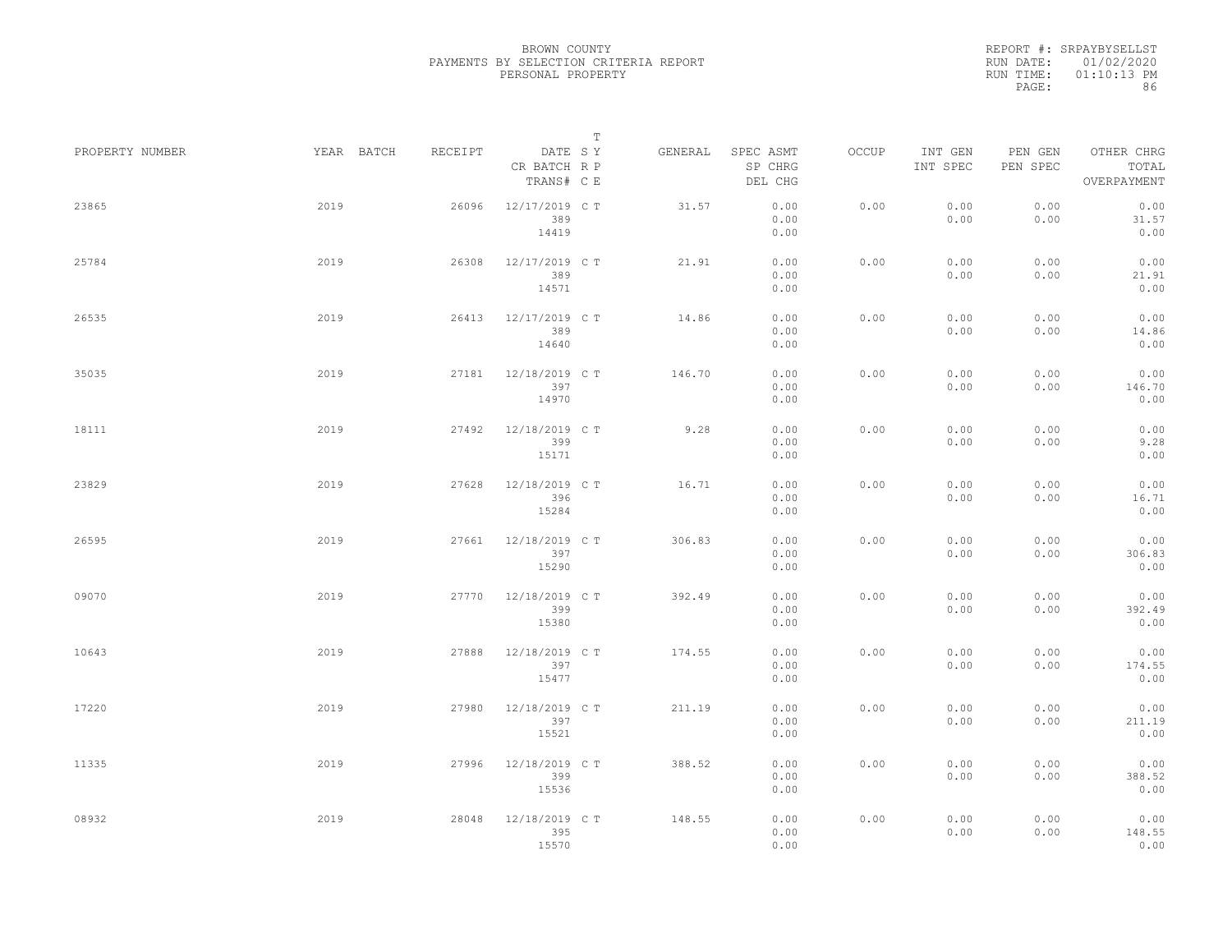BROWN COUNTY
PAYMENTS BY SELECTION CRITERIA REPORT
PERSONAL PROPERTY

REPORT #: SRPAYBYSELLST
RUN DATE: 01/02/2020
RUN TIME: 01:10:13 PM

| PROPERTY NUMBER | YEAR | BATCH | RECEIPT | DATE / CR BATCH / TRANS# | T SY RP CE | GENERAL | SPEC ASMT / SP CHRG / DEL CHG | OCCUP | INT GEN / INT SPEC | PEN GEN / PEN SPEC | OTHER CHRG / TOTAL / OVERPAYMENT |
|---|---|---|---|---|---|---|---|---|---|---|---|
| 23865 | 2019 | | 26096 | 12/17/2019 389 14419 | C T | 31.57 | 0.00 0.00 0.00 | 0.00 | 0.00 0.00 | 0.00 0.00 | 0.00 31.57 0.00 |
| 25784 | 2019 | | 26308 | 12/17/2019 389 14571 | C T | 21.91 | 0.00 0.00 0.00 | 0.00 | 0.00 0.00 | 0.00 0.00 | 0.00 21.91 0.00 |
| 26535 | 2019 | | 26413 | 12/17/2019 389 14640 | C T | 14.86 | 0.00 0.00 0.00 | 0.00 | 0.00 0.00 | 0.00 0.00 | 0.00 14.86 0.00 |
| 35035 | 2019 | | 27181 | 12/18/2019 397 14970 | C T | 146.70 | 0.00 0.00 0.00 | 0.00 | 0.00 0.00 | 0.00 0.00 | 0.00 146.70 0.00 |
| 18111 | 2019 | | 27492 | 12/18/2019 399 15171 | C T | 9.28 | 0.00 0.00 0.00 | 0.00 | 0.00 0.00 | 0.00 0.00 | 0.00 9.28 0.00 |
| 23829 | 2019 | | 27628 | 12/18/2019 396 15284 | C T | 16.71 | 0.00 0.00 0.00 | 0.00 | 0.00 0.00 | 0.00 0.00 | 0.00 16.71 0.00 |
| 26595 | 2019 | | 27661 | 12/18/2019 397 15290 | C T | 306.83 | 0.00 0.00 0.00 | 0.00 | 0.00 0.00 | 0.00 0.00 | 0.00 306.83 0.00 |
| 09070 | 2019 | | 27770 | 12/18/2019 399 15380 | C T | 392.49 | 0.00 0.00 0.00 | 0.00 | 0.00 0.00 | 0.00 0.00 | 0.00 392.49 0.00 |
| 10643 | 2019 | | 27888 | 12/18/2019 397 15477 | C T | 174.55 | 0.00 0.00 0.00 | 0.00 | 0.00 0.00 | 0.00 0.00 | 0.00 174.55 0.00 |
| 17220 | 2019 | | 27980 | 12/18/2019 397 15521 | C T | 211.19 | 0.00 0.00 0.00 | 0.00 | 0.00 0.00 | 0.00 0.00 | 0.00 211.19 0.00 |
| 11335 | 2019 | | 27996 | 12/18/2019 399 15536 | C T | 388.52 | 0.00 0.00 0.00 | 0.00 | 0.00 0.00 | 0.00 0.00 | 0.00 388.52 0.00 |
| 08932 | 2019 | | 28048 | 12/18/2019 395 15570 | C T | 148.55 | 0.00 0.00 0.00 | 0.00 | 0.00 0.00 | 0.00 0.00 | 0.00 148.55 0.00 |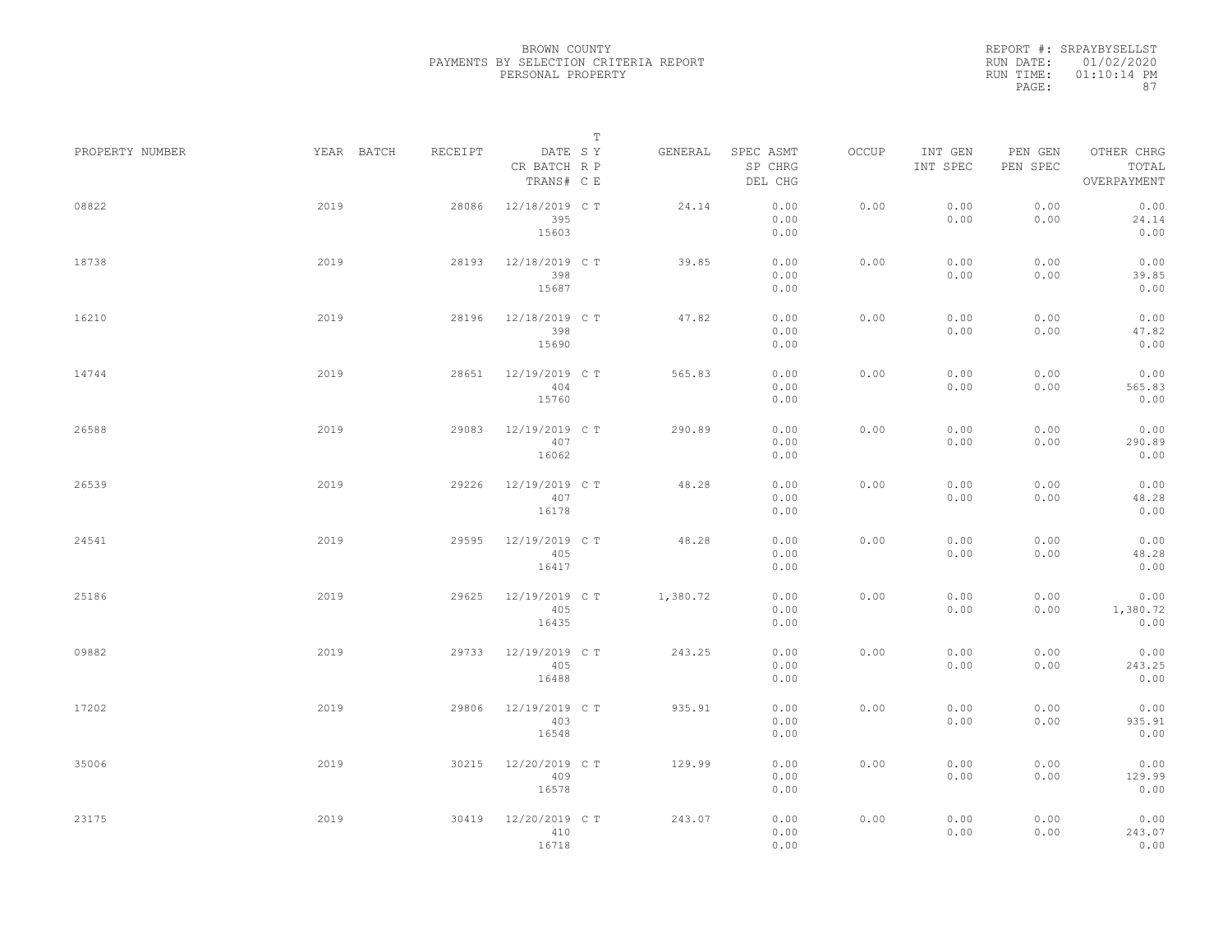BROWN COUNTY
PAYMENTS BY SELECTION CRITERIA REPORT
PERSONAL PROPERTY

REPORT #: SRPAYBYSELLST
RUN DATE: 01/02/2020
RUN TIME: 01:10:14 PM
PAGE: 87

| PROPERTY NUMBER | YEAR | BATCH | RECEIPT | DATE / CR BATCH / TRANS# | T SY / RP / CE | GENERAL | SPEC ASMT / SP CHRG / DEL CHG | OCCUP | INT GEN / INT SPEC | PEN GEN / PEN SPEC | OTHER CHRG / TOTAL / OVERPAYMENT |
|---|---|---|---|---|---|---|---|---|---|---|---|
| 08822 | 2019 | | 28086 | 12/18/2019 / 395 / 15603 | C T | 24.14 | 0.00 / 0.00 / 0.00 | 0.00 | 0.00 / 0.00 | 0.00 / 0.00 | 0.00 / 24.14 / 0.00 |
| 18738 | 2019 | | 28193 | 12/18/2019 / 398 / 15687 | C T | 39.85 | 0.00 / 0.00 / 0.00 | 0.00 | 0.00 / 0.00 | 0.00 / 0.00 | 0.00 / 39.85 / 0.00 |
| 16210 | 2019 | | 28196 | 12/18/2019 / 398 / 15690 | C T | 47.82 | 0.00 / 0.00 / 0.00 | 0.00 | 0.00 / 0.00 | 0.00 / 0.00 | 0.00 / 47.82 / 0.00 |
| 14744 | 2019 | | 28651 | 12/19/2019 / 404 / 15760 | C T | 565.83 | 0.00 / 0.00 / 0.00 | 0.00 | 0.00 / 0.00 | 0.00 / 0.00 | 0.00 / 565.83 / 0.00 |
| 26588 | 2019 | | 29083 | 12/19/2019 / 407 / 16062 | C T | 290.89 | 0.00 / 0.00 / 0.00 | 0.00 | 0.00 / 0.00 | 0.00 / 0.00 | 0.00 / 290.89 / 0.00 |
| 26539 | 2019 | | 29226 | 12/19/2019 / 407 / 16178 | C T | 48.28 | 0.00 / 0.00 / 0.00 | 0.00 | 0.00 / 0.00 | 0.00 / 0.00 | 0.00 / 48.28 / 0.00 |
| 24541 | 2019 | | 29595 | 12/19/2019 / 405 / 16417 | C T | 48.28 | 0.00 / 0.00 / 0.00 | 0.00 | 0.00 / 0.00 | 0.00 / 0.00 | 0.00 / 48.28 / 0.00 |
| 25186 | 2019 | | 29625 | 12/19/2019 / 405 / 16435 | C T | 1,380.72 | 0.00 / 0.00 / 0.00 | 0.00 | 0.00 / 0.00 | 0.00 / 0.00 | 0.00 / 1,380.72 / 0.00 |
| 09882 | 2019 | | 29733 | 12/19/2019 / 405 / 16488 | C T | 243.25 | 0.00 / 0.00 / 0.00 | 0.00 | 0.00 / 0.00 | 0.00 / 0.00 | 0.00 / 243.25 / 0.00 |
| 17202 | 2019 | | 29806 | 12/19/2019 / 403 / 16548 | C T | 935.91 | 0.00 / 0.00 / 0.00 | 0.00 | 0.00 / 0.00 | 0.00 / 0.00 | 0.00 / 935.91 / 0.00 |
| 35006 | 2019 | | 30215 | 12/20/2019 / 409 / 16578 | C T | 129.99 | 0.00 / 0.00 / 0.00 | 0.00 | 0.00 / 0.00 | 0.00 / 0.00 | 0.00 / 129.99 / 0.00 |
| 23175 | 2019 | | 30419 | 12/20/2019 / 410 / 16718 | C T | 243.07 | 0.00 / 0.00 / 0.00 | 0.00 | 0.00 / 0.00 | 0.00 / 0.00 | 0.00 / 243.07 / 0.00 |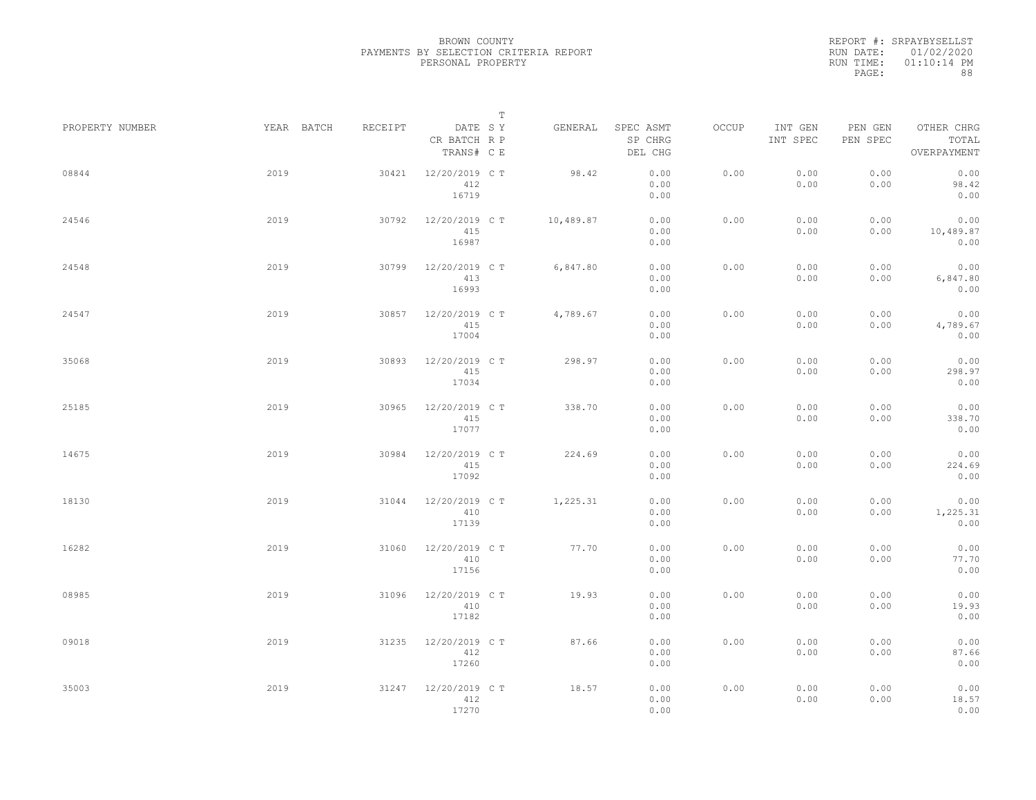BROWN COUNTY
PAYMENTS BY SELECTION CRITERIA REPORT
PERSONAL PROPERTY

REPORT #: SRPAYBYSELLST
RUN DATE: 01/02/2020
RUN TIME: 01:10:14 PM

| PROPERTY NUMBER | YEAR | BATCH | RECEIPT | DATE / CR BATCH / TRANS# | S R C | T Y P E | GENERAL | SPEC ASMT / SP CHRG / DEL CHG | OCCUP | INT GEN / INT SPEC | PEN GEN / PEN SPEC | OTHER CHRG / TOTAL / OVERPAYMENT |
|---|---|---|---|---|---|---|---|---|---|---|---|---|
| 08844 | 2019 | | 30421 | 12/20/2019 412 16719 | C | T | 98.42 | 0.00 0.00 0.00 | 0.00 | 0.00 0.00 | 0.00 0.00 | 0.00 98.42 0.00 |
| 24546 | 2019 | | 30792 | 12/20/2019 415 16987 | C | T | 10,489.87 | 0.00 0.00 0.00 | 0.00 | 0.00 0.00 | 0.00 0.00 | 0.00 10,489.87 0.00 |
| 24548 | 2019 | | 30799 | 12/20/2019 413 16993 | C | T | 6,847.80 | 0.00 0.00 0.00 | 0.00 | 0.00 0.00 | 0.00 0.00 | 0.00 6,847.80 0.00 |
| 24547 | 2019 | | 30857 | 12/20/2019 415 17004 | C | T | 4,789.67 | 0.00 0.00 0.00 | 0.00 | 0.00 0.00 | 0.00 0.00 | 0.00 4,789.67 0.00 |
| 35068 | 2019 | | 30893 | 12/20/2019 415 17034 | C | T | 298.97 | 0.00 0.00 0.00 | 0.00 | 0.00 0.00 | 0.00 0.00 | 0.00 298.97 0.00 |
| 25185 | 2019 | | 30965 | 12/20/2019 415 17077 | C | T | 338.70 | 0.00 0.00 0.00 | 0.00 | 0.00 0.00 | 0.00 0.00 | 0.00 338.70 0.00 |
| 14675 | 2019 | | 30984 | 12/20/2019 415 17092 | C | T | 224.69 | 0.00 0.00 0.00 | 0.00 | 0.00 0.00 | 0.00 0.00 | 0.00 224.69 0.00 |
| 18130 | 2019 | | 31044 | 12/20/2019 410 17139 | C | T | 1,225.31 | 0.00 0.00 0.00 | 0.00 | 0.00 0.00 | 0.00 0.00 | 0.00 1,225.31 0.00 |
| 16282 | 2019 | | 31060 | 12/20/2019 410 17156 | C | T | 77.70 | 0.00 0.00 0.00 | 0.00 | 0.00 0.00 | 0.00 0.00 | 0.00 77.70 0.00 |
| 08985 | 2019 | | 31096 | 12/20/2019 410 17182 | C | T | 19.93 | 0.00 0.00 0.00 | 0.00 | 0.00 0.00 | 0.00 0.00 | 0.00 19.93 0.00 |
| 09018 | 2019 | | 31235 | 12/20/2019 412 17260 | C | T | 87.66 | 0.00 0.00 0.00 | 0.00 | 0.00 0.00 | 0.00 0.00 | 0.00 87.66 0.00 |
| 35003 | 2019 | | 31247 | 12/20/2019 412 17270 | C | T | 18.57 | 0.00 0.00 0.00 | 0.00 | 0.00 0.00 | 0.00 0.00 | 0.00 18.57 0.00 |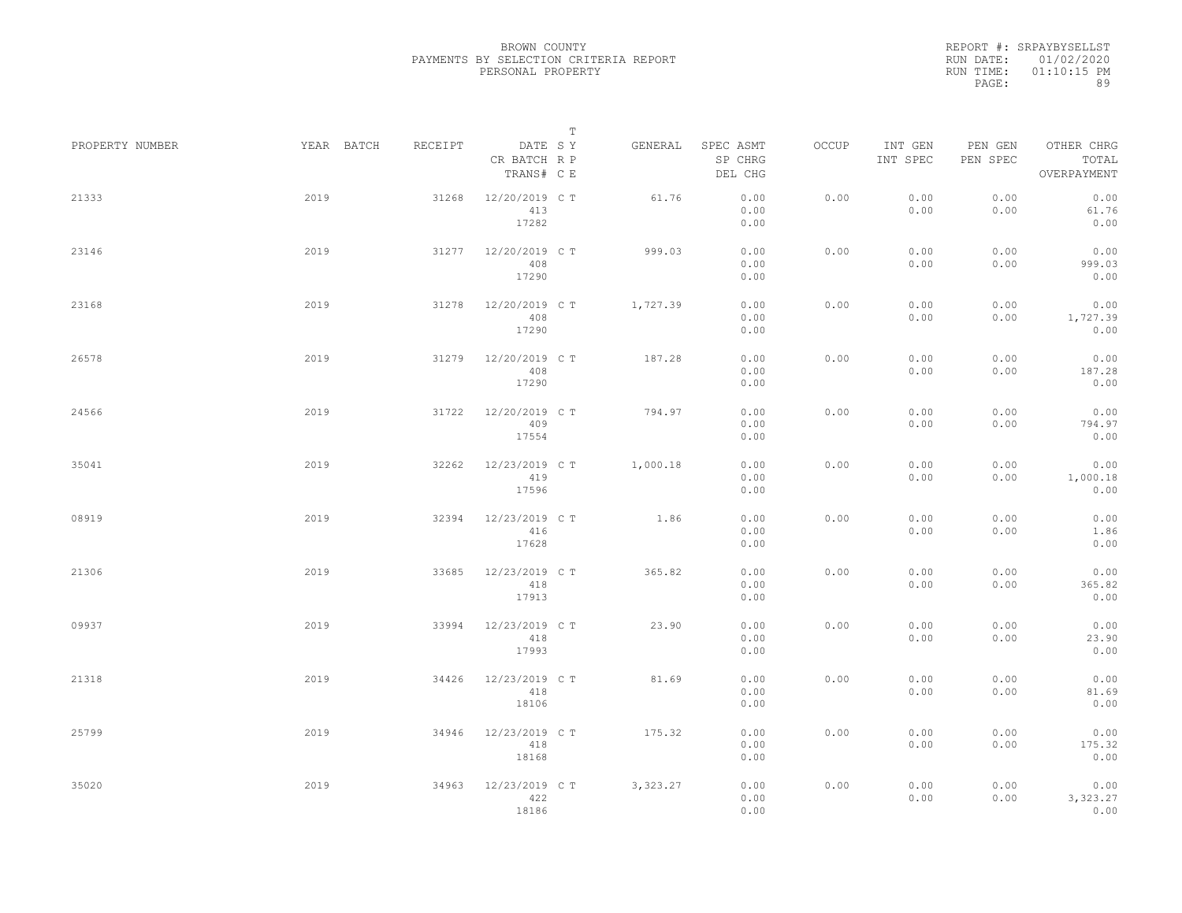BROWN COUNTY
PAYMENTS BY SELECTION CRITERIA REPORT
PERSONAL PROPERTY

REPORT #: SRPAYBYSELLST
RUN DATE: 01/02/2020
RUN TIME: 01:10:15 PM

| PROPERTY NUMBER | YEAR | BATCH | RECEIPT | DATE / CR BATCH / TRANS# | S R C | T Y P E | GENERAL | SPEC ASMT / SP CHRG / DEL CHG | OCCUP | INT GEN / INT SPEC | PEN GEN / PEN SPEC | OTHER CHRG / TOTAL / OVERPAYMENT |
|---|---|---|---|---|---|---|---|---|---|---|---|---|
| 21333 | 2019 | | 31268 | 12/20/2019 / 413 / 17282 | C | T | 61.76 | 0.00 / 0.00 / 0.00 | 0.00 | 0.00 / 0.00 | 0.00 / 0.00 | 0.00 / 61.76 / 0.00 |
| 23146 | 2019 | | 31277 | 12/20/2019 / 408 / 17290 | C | T | 999.03 | 0.00 / 0.00 / 0.00 | 0.00 | 0.00 / 0.00 | 0.00 / 0.00 | 0.00 / 999.03 / 0.00 |
| 23168 | 2019 | | 31278 | 12/20/2019 / 408 / 17290 | C | T | 1,727.39 | 0.00 / 0.00 / 0.00 | 0.00 | 0.00 / 0.00 | 0.00 / 0.00 | 0.00 / 1,727.39 / 0.00 |
| 26578 | 2019 | | 31279 | 12/20/2019 / 408 / 17290 | C | T | 187.28 | 0.00 / 0.00 / 0.00 | 0.00 | 0.00 / 0.00 | 0.00 / 0.00 | 0.00 / 187.28 / 0.00 |
| 24566 | 2019 | | 31722 | 12/20/2019 / 409 / 17554 | C | T | 794.97 | 0.00 / 0.00 / 0.00 | 0.00 | 0.00 / 0.00 | 0.00 / 0.00 | 0.00 / 794.97 / 0.00 |
| 35041 | 2019 | | 32262 | 12/23/2019 / 419 / 17596 | C | T | 1,000.18 | 0.00 / 0.00 / 0.00 | 0.00 | 0.00 / 0.00 | 0.00 / 0.00 | 0.00 / 1,000.18 / 0.00 |
| 08919 | 2019 | | 32394 | 12/23/2019 / 416 / 17628 | C | T | 1.86 | 0.00 / 0.00 / 0.00 | 0.00 | 0.00 / 0.00 | 0.00 / 0.00 | 0.00 / 1.86 / 0.00 |
| 21306 | 2019 | | 33685 | 12/23/2019 / 418 / 17913 | C | T | 365.82 | 0.00 / 0.00 / 0.00 | 0.00 | 0.00 / 0.00 | 0.00 / 0.00 | 0.00 / 365.82 / 0.00 |
| 09937 | 2019 | | 33994 | 12/23/2019 / 418 / 17993 | C | T | 23.90 | 0.00 / 0.00 / 0.00 | 0.00 | 0.00 / 0.00 | 0.00 / 0.00 | 0.00 / 23.90 / 0.00 |
| 21318 | 2019 | | 34426 | 12/23/2019 / 418 / 18106 | C | T | 81.69 | 0.00 / 0.00 / 0.00 | 0.00 | 0.00 / 0.00 | 0.00 / 0.00 | 0.00 / 81.69 / 0.00 |
| 25799 | 2019 | | 34946 | 12/23/2019 / 418 / 18168 | C | T | 175.32 | 0.00 / 0.00 / 0.00 | 0.00 | 0.00 / 0.00 | 0.00 / 0.00 | 0.00 / 175.32 / 0.00 |
| 35020 | 2019 | | 34963 | 12/23/2019 / 422 / 18186 | C | T | 3,323.27 | 0.00 / 0.00 / 0.00 | 0.00 | 0.00 / 0.00 | 0.00 / 0.00 | 0.00 / 3,323.27 / 0.00 |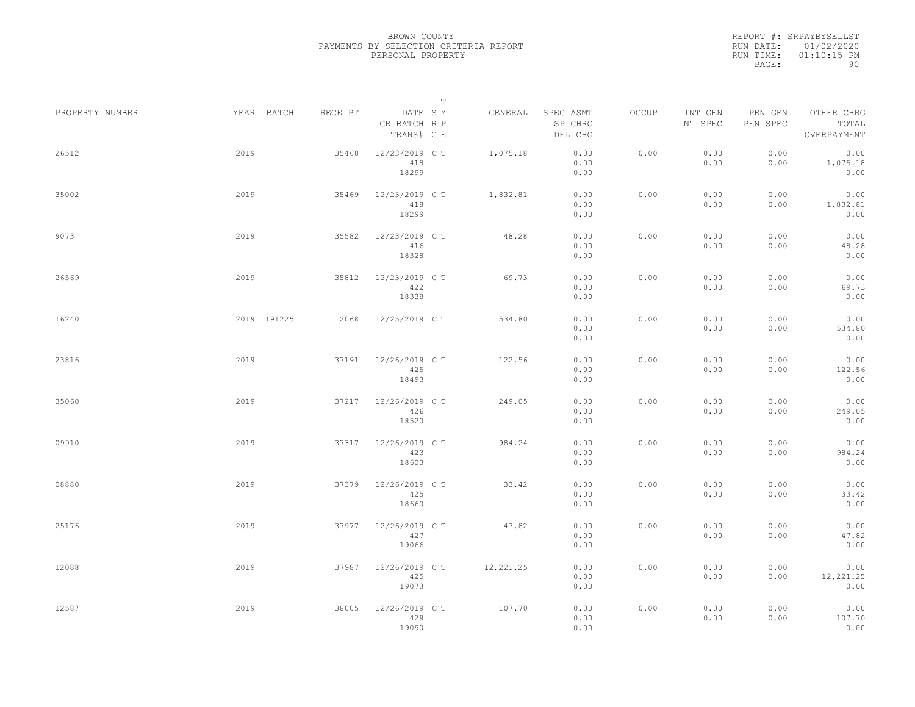BROWN COUNTY
PAYMENTS BY SELECTION CRITERIA REPORT
PERSONAL PROPERTY

REPORT #: SRPAYBYSELLST
RUN DATE: 01/02/2020
RUN TIME: 01:10:15 PM

| PROPERTY NUMBER | YEAR | BATCH | RECEIPT | DATE / CR BATCH / TRANS# | SY | TYPE | GENERAL | SPEC ASMT / SP CHRG / DEL CHG | OCCUP | INT GEN / INT SPEC | PEN GEN / PEN SPEC | OTHER CHRG / TOTAL / OVERPAYMENT |
|---|---|---|---|---|---|---|---|---|---|---|---|---|
| 26512 | 2019 | | 35468 | 12/23/2019 / 418 / 18299 | C | T | 1,075.18 | 0.00 / 0.00 / 0.00 | 0.00 | 0.00 / 0.00 | 0.00 / 0.00 | 0.00 / 1,075.18 / 0.00 |
| 35002 | 2019 | | 35469 | 12/23/2019 / 418 / 18299 | C | T | 1,832.81 | 0.00 / 0.00 / 0.00 | 0.00 | 0.00 / 0.00 | 0.00 / 0.00 | 0.00 / 1,832.81 / 0.00 |
| 9073 | 2019 | | 35582 | 12/23/2019 / 416 / 18328 | C | T | 48.28 | 0.00 / 0.00 / 0.00 | 0.00 | 0.00 / 0.00 | 0.00 / 0.00 | 0.00 / 48.28 / 0.00 |
| 26569 | 2019 | | 35812 | 12/23/2019 / 422 / 18338 | C | T | 69.73 | 0.00 / 0.00 / 0.00 | 0.00 | 0.00 / 0.00 | 0.00 / 0.00 | 0.00 / 69.73 / 0.00 |
| 16240 | 2019 | 191225 | 2068 | 12/25/2019 | C | T | 534.80 | 0.00 / 0.00 / 0.00 | 0.00 | 0.00 / 0.00 | 0.00 / 0.00 | 0.00 / 534.80 / 0.00 |
| 23816 | 2019 | | 37191 | 12/26/2019 / 425 / 18493 | C | T | 122.56 | 0.00 / 0.00 / 0.00 | 0.00 | 0.00 / 0.00 | 0.00 / 0.00 | 0.00 / 122.56 / 0.00 |
| 35060 | 2019 | | 37217 | 12/26/2019 / 426 / 18520 | C | T | 249.05 | 0.00 / 0.00 / 0.00 | 0.00 | 0.00 / 0.00 | 0.00 / 0.00 | 0.00 / 249.05 / 0.00 |
| 09910 | 2019 | | 37317 | 12/26/2019 / 423 / 18603 | C | T | 984.24 | 0.00 / 0.00 / 0.00 | 0.00 | 0.00 / 0.00 | 0.00 / 0.00 | 0.00 / 984.24 / 0.00 |
| 08880 | 2019 | | 37379 | 12/26/2019 / 425 / 18660 | C | T | 33.42 | 0.00 / 0.00 / 0.00 | 0.00 | 0.00 / 0.00 | 0.00 / 0.00 | 0.00 / 33.42 / 0.00 |
| 25176 | 2019 | | 37977 | 12/26/2019 / 427 / 19066 | C | T | 47.82 | 0.00 / 0.00 / 0.00 | 0.00 | 0.00 / 0.00 | 0.00 / 0.00 | 0.00 / 47.82 / 0.00 |
| 12088 | 2019 | | 37987 | 12/26/2019 / 425 / 19073 | C | T | 12,221.25 | 0.00 / 0.00 / 0.00 | 0.00 | 0.00 / 0.00 | 0.00 / 0.00 | 0.00 / 12,221.25 / 0.00 |
| 12587 | 2019 | | 38005 | 12/26/2019 / 429 / 19090 | C | T | 107.70 | 0.00 / 0.00 / 0.00 | 0.00 | 0.00 / 0.00 | 0.00 / 0.00 | 0.00 / 107.70 / 0.00 |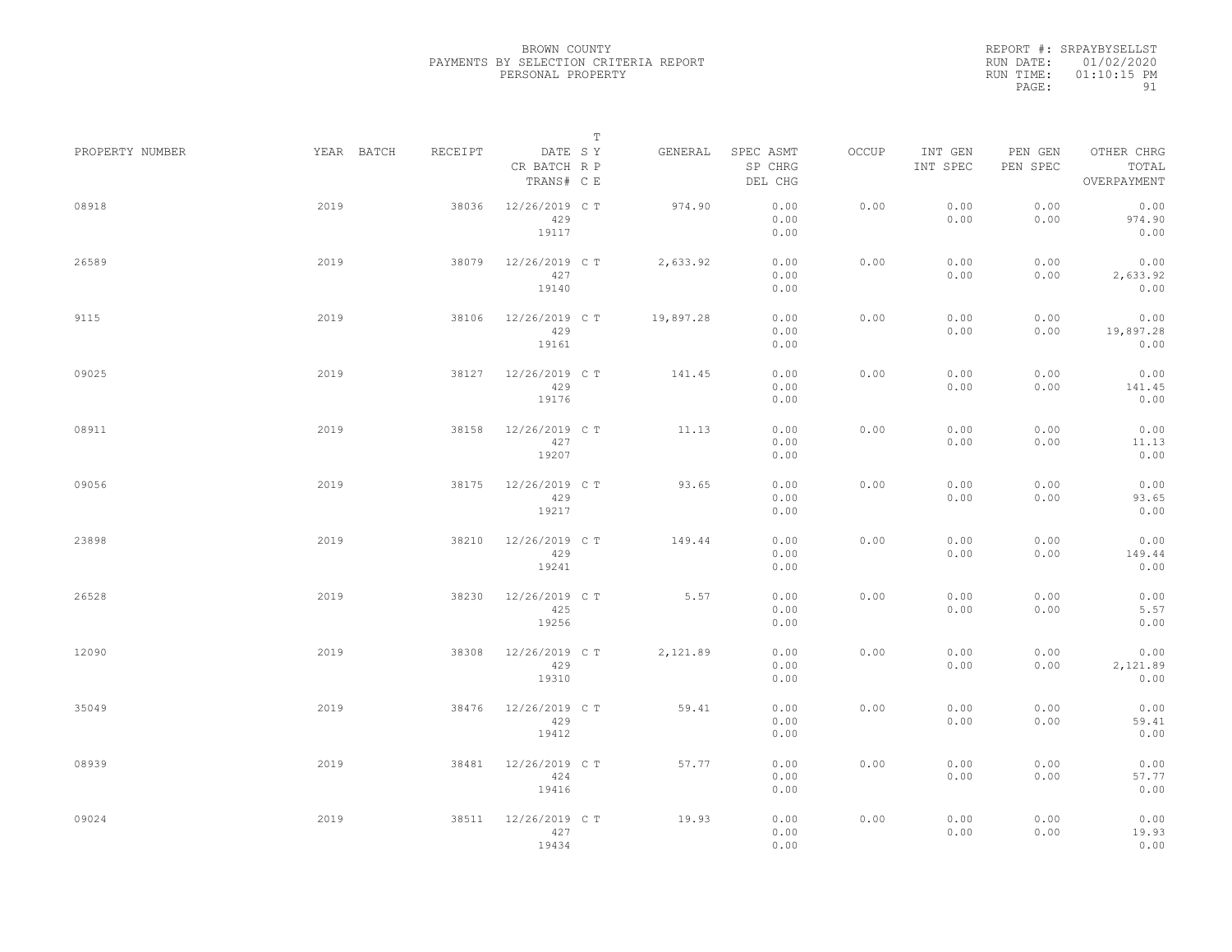BROWN COUNTY
PAYMENTS BY SELECTION CRITERIA REPORT
PERSONAL PROPERTY

REPORT #: SRPAYBYSELLST
RUN DATE: 01/02/2020
RUN TIME: 01:10:15 PM

| PROPERTY NUMBER | YEAR | BATCH | RECEIPT | DATE / CR BATCH / TRANS# | SY | TRPE | GENERAL | SPEC ASMT / SP CHRG / DEL CHG | OCCUP | INT GEN / INT SPEC | PEN GEN / PEN SPEC | OTHER CHRG / TOTAL / OVERPAYMENT |
|---|---|---|---|---|---|---|---|---|---|---|---|---|
| 08918 | 2019 | | 38036 | 12/26/2019 / 429 / 19117 | C | T | 974.90 | 0.00 / 0.00 / 0.00 | 0.00 | 0.00 / 0.00 | 0.00 / 0.00 | 0.00 / 974.90 / 0.00 |
| 26589 | 2019 | | 38079 | 12/26/2019 / 427 / 19140 | C | T | 2,633.92 | 0.00 / 0.00 / 0.00 | 0.00 | 0.00 / 0.00 | 0.00 / 0.00 | 0.00 / 2,633.92 / 0.00 |
| 9115 | 2019 | | 38106 | 12/26/2019 / 429 / 19161 | C | T | 19,897.28 | 0.00 / 0.00 / 0.00 | 0.00 | 0.00 / 0.00 | 0.00 / 0.00 | 0.00 / 19,897.28 / 0.00 |
| 09025 | 2019 | | 38127 | 12/26/2019 / 429 / 19176 | C | T | 141.45 | 0.00 / 0.00 / 0.00 | 0.00 | 0.00 / 0.00 | 0.00 / 0.00 | 0.00 / 141.45 / 0.00 |
| 08911 | 2019 | | 38158 | 12/26/2019 / 427 / 19207 | C | T | 11.13 | 0.00 / 0.00 / 0.00 | 0.00 | 0.00 / 0.00 | 0.00 / 0.00 | 0.00 / 11.13 / 0.00 |
| 09056 | 2019 | | 38175 | 12/26/2019 / 429 / 19217 | C | T | 93.65 | 0.00 / 0.00 / 0.00 | 0.00 | 0.00 / 0.00 | 0.00 / 0.00 | 0.00 / 93.65 / 0.00 |
| 23898 | 2019 | | 38210 | 12/26/2019 / 429 / 19241 | C | T | 149.44 | 0.00 / 0.00 / 0.00 | 0.00 | 0.00 / 0.00 | 0.00 / 0.00 | 0.00 / 149.44 / 0.00 |
| 26528 | 2019 | | 38230 | 12/26/2019 / 425 / 19256 | C | T | 5.57 | 0.00 / 0.00 / 0.00 | 0.00 | 0.00 / 0.00 | 0.00 / 0.00 | 0.00 / 5.57 / 0.00 |
| 12090 | 2019 | | 38308 | 12/26/2019 / 429 / 19310 | C | T | 2,121.89 | 0.00 / 0.00 / 0.00 | 0.00 | 0.00 / 0.00 | 0.00 / 0.00 | 0.00 / 2,121.89 / 0.00 |
| 35049 | 2019 | | 38476 | 12/26/2019 / 429 / 19412 | C | T | 59.41 | 0.00 / 0.00 / 0.00 | 0.00 | 0.00 / 0.00 | 0.00 / 0.00 | 0.00 / 59.41 / 0.00 |
| 08939 | 2019 | | 38481 | 12/26/2019 / 424 / 19416 | C | T | 57.77 | 0.00 / 0.00 / 0.00 | 0.00 | 0.00 / 0.00 | 0.00 / 0.00 | 0.00 / 57.77 / 0.00 |
| 09024 | 2019 | | 38511 | 12/26/2019 / 427 / 19434 | C | T | 19.93 | 0.00 / 0.00 / 0.00 | 0.00 | 0.00 / 0.00 | 0.00 / 0.00 | 0.00 / 19.93 / 0.00 |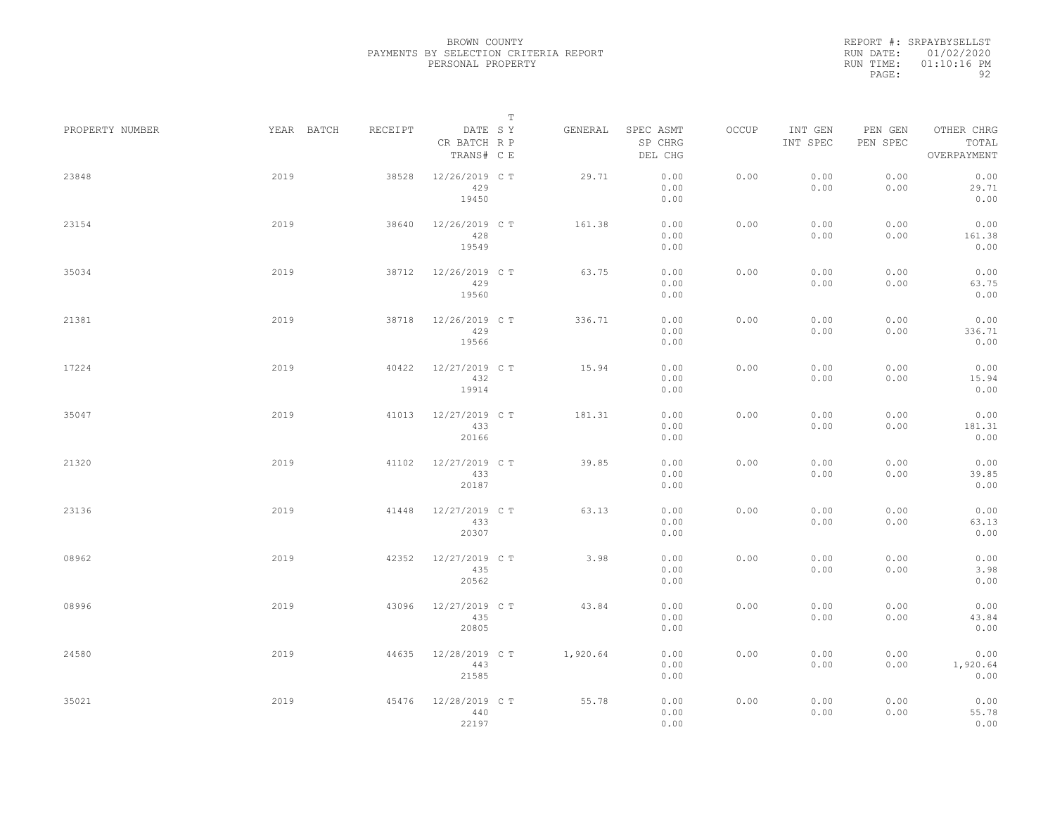BROWN COUNTY
PAYMENTS BY SELECTION CRITERIA REPORT
PERSONAL PROPERTY

REPORT #: SRPAYBYSELLST
RUN DATE: 01/02/2020
RUN TIME: 01:10:16 PM

| PROPERTY NUMBER | YEAR | BATCH | RECEIPT | DATE / CR BATCH / TRANS# | SY | TRPE | GENERAL | SPEC ASMT / SP CHRG / DEL CHG | OCCUP | INT GEN / INT SPEC | PEN GEN / PEN SPEC | OTHER CHRG / TOTAL / OVERPAYMENT |
|---|---|---|---|---|---|---|---|---|---|---|---|---|
| 23848 | 2019 | | 38528 | 12/26/2019 / 429 / 19450 | C | T | 29.71 | 0.00 / 0.00 / 0.00 | 0.00 | 0.00 / 0.00 | 0.00 / 0.00 | 0.00 / 29.71 / 0.00 |
| 23154 | 2019 | | 38640 | 12/26/2019 / 428 / 19549 | C | T | 161.38 | 0.00 / 0.00 / 0.00 | 0.00 | 0.00 / 0.00 | 0.00 / 0.00 | 0.00 / 161.38 / 0.00 |
| 35034 | 2019 | | 38712 | 12/26/2019 / 429 / 19560 | C | T | 63.75 | 0.00 / 0.00 / 0.00 | 0.00 | 0.00 / 0.00 | 0.00 / 0.00 | 0.00 / 63.75 / 0.00 |
| 21381 | 2019 | | 38718 | 12/26/2019 / 429 / 19566 | C | T | 336.71 | 0.00 / 0.00 / 0.00 | 0.00 | 0.00 / 0.00 | 0.00 / 0.00 | 0.00 / 336.71 / 0.00 |
| 17224 | 2019 | | 40422 | 12/27/2019 / 432 / 19914 | C | T | 15.94 | 0.00 / 0.00 / 0.00 | 0.00 | 0.00 / 0.00 | 0.00 / 0.00 | 0.00 / 15.94 / 0.00 |
| 35047 | 2019 | | 41013 | 12/27/2019 / 433 / 20166 | C | T | 181.31 | 0.00 / 0.00 / 0.00 | 0.00 | 0.00 / 0.00 | 0.00 / 0.00 | 0.00 / 181.31 / 0.00 |
| 21320 | 2019 | | 41102 | 12/27/2019 / 433 / 20187 | C | T | 39.85 | 0.00 / 0.00 / 0.00 | 0.00 | 0.00 / 0.00 | 0.00 / 0.00 | 0.00 / 39.85 / 0.00 |
| 23136 | 2019 | | 41448 | 12/27/2019 / 433 / 20307 | C | T | 63.13 | 0.00 / 0.00 / 0.00 | 0.00 | 0.00 / 0.00 | 0.00 / 0.00 | 0.00 / 63.13 / 0.00 |
| 08962 | 2019 | | 42352 | 12/27/2019 / 435 / 20562 | C | T | 3.98 | 0.00 / 0.00 / 0.00 | 0.00 | 0.00 / 0.00 | 0.00 / 0.00 | 0.00 / 3.98 / 0.00 |
| 08996 | 2019 | | 43096 | 12/27/2019 / 435 / 20805 | C | T | 43.84 | 0.00 / 0.00 / 0.00 | 0.00 | 0.00 / 0.00 | 0.00 / 0.00 | 0.00 / 43.84 / 0.00 |
| 24580 | 2019 | | 44635 | 12/28/2019 / 443 / 21585 | C | T | 1,920.64 | 0.00 / 0.00 / 0.00 | 0.00 | 0.00 / 0.00 | 0.00 / 0.00 | 0.00 / 1,920.64 / 0.00 |
| 35021 | 2019 | | 45476 | 12/28/2019 / 440 / 22197 | C | T | 55.78 | 0.00 / 0.00 / 0.00 | 0.00 | 0.00 / 0.00 | 0.00 / 0.00 | 0.00 / 55.78 / 0.00 |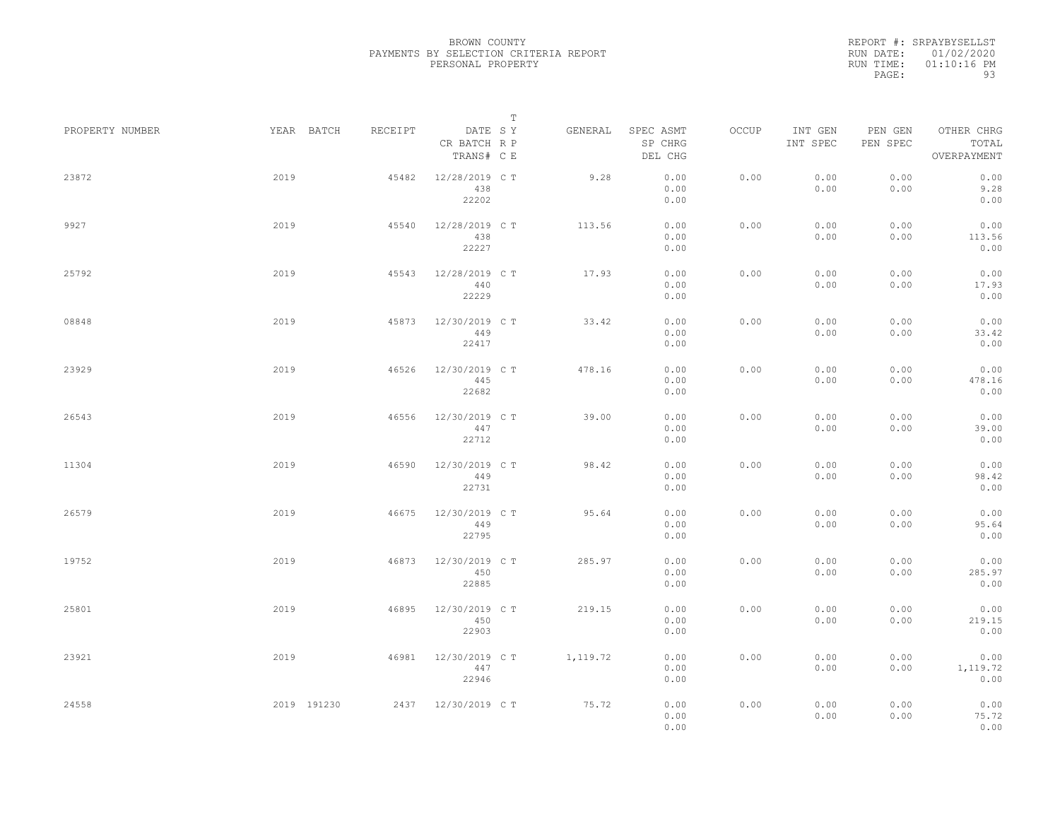BROWN COUNTY
PAYMENTS BY SELECTION CRITERIA REPORT
PERSONAL PROPERTY

REPORT #: SRPAYBYSELLST
RUN DATE: 01/02/2020
RUN TIME: 01:10:16 PM

| PROPERTY NUMBER | YEAR | BATCH | RECEIPT | DATE / CR BATCH / TRANS# | SY RP CE | T | GENERAL | SPEC ASMT / SP CHRG / DEL CHG | OCCUP | INT GEN / INT SPEC | PEN GEN / PEN SPEC | OTHER CHRG / TOTAL / OVERPAYMENT |
|---|---|---|---|---|---|---|---|---|---|---|---|---|
| 23872 | 2019 | | 45482 | 12/28/2019 / 438 / 22202 | C | T | 9.28 | 0.00 / 0.00 / 0.00 | 0.00 | 0.00 / 0.00 | 0.00 / 0.00 | 0.00 / 9.28 / 0.00 |
| 9927 | 2019 | | 45540 | 12/28/2019 / 438 / 22227 | C | T | 113.56 | 0.00 / 0.00 / 0.00 | 0.00 | 0.00 / 0.00 | 0.00 / 0.00 | 0.00 / 113.56 / 0.00 |
| 25792 | 2019 | | 45543 | 12/28/2019 / 440 / 22229 | C | T | 17.93 | 0.00 / 0.00 / 0.00 | 0.00 | 0.00 / 0.00 | 0.00 / 0.00 | 0.00 / 17.93 / 0.00 |
| 08848 | 2019 | | 45873 | 12/30/2019 / 449 / 22417 | C | T | 33.42 | 0.00 / 0.00 / 0.00 | 0.00 | 0.00 / 0.00 | 0.00 / 0.00 | 0.00 / 33.42 / 0.00 |
| 23929 | 2019 | | 46526 | 12/30/2019 / 445 / 22682 | C | T | 478.16 | 0.00 / 0.00 / 0.00 | 0.00 | 0.00 / 0.00 | 0.00 / 0.00 | 0.00 / 478.16 / 0.00 |
| 26543 | 2019 | | 46556 | 12/30/2019 / 447 / 22712 | C | T | 39.00 | 0.00 / 0.00 / 0.00 | 0.00 | 0.00 / 0.00 | 0.00 / 0.00 | 0.00 / 39.00 / 0.00 |
| 11304 | 2019 | | 46590 | 12/30/2019 / 449 / 22731 | C | T | 98.42 | 0.00 / 0.00 / 0.00 | 0.00 | 0.00 / 0.00 | 0.00 / 0.00 | 0.00 / 98.42 / 0.00 |
| 26579 | 2019 | | 46675 | 12/30/2019 / 449 / 22795 | C | T | 95.64 | 0.00 / 0.00 / 0.00 | 0.00 | 0.00 / 0.00 | 0.00 / 0.00 | 0.00 / 95.64 / 0.00 |
| 19752 | 2019 | | 46873 | 12/30/2019 / 450 / 22885 | C | T | 285.97 | 0.00 / 0.00 / 0.00 | 0.00 | 0.00 / 0.00 | 0.00 / 0.00 | 0.00 / 285.97 / 0.00 |
| 25801 | 2019 | | 46895 | 12/30/2019 / 450 / 22903 | C | T | 219.15 | 0.00 / 0.00 / 0.00 | 0.00 | 0.00 / 0.00 | 0.00 / 0.00 | 0.00 / 219.15 / 0.00 |
| 23921 | 2019 | | 46981 | 12/30/2019 / 447 / 22946 | C | T | 1,119.72 | 0.00 / 0.00 / 0.00 | 0.00 | 0.00 / 0.00 | 0.00 / 0.00 | 0.00 / 1,119.72 / 0.00 |
| 24558 | 2019 | 191230 | 2437 | 12/30/2019 | C | T | 75.72 | 0.00 / 0.00 / 0.00 | 0.00 | 0.00 / 0.00 | 0.00 / 0.00 | 0.00 / 75.72 / 0.00 |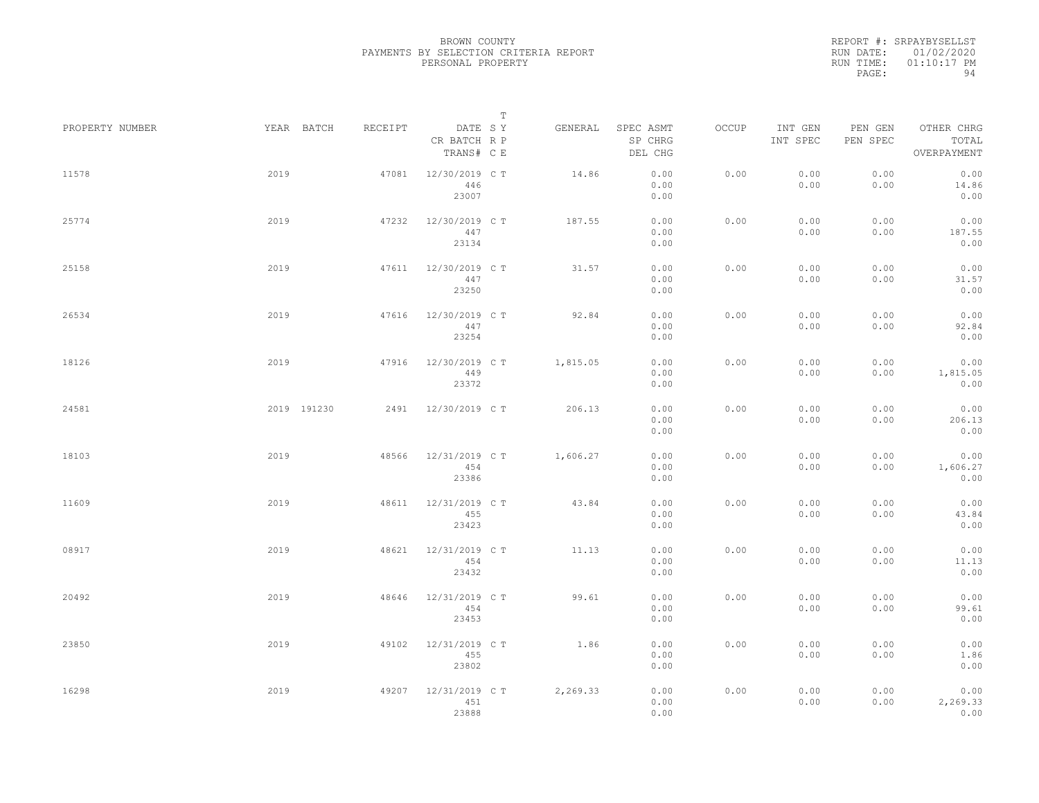BROWN COUNTY
PAYMENTS BY SELECTION CRITERIA REPORT
PERSONAL PROPERTY

REPORT #: SRPAYBYSELLST
RUN DATE: 01/02/2020
RUN TIME: 01:10:17 PM
PAGE: 94

| PROPERTY NUMBER | YEAR | BATCH | RECEIPT | DATE / CR BATCH / TRANS# | T SY RP CE | GENERAL | SPEC ASMT / SP CHRG / DEL CHG | OCCUP | INT GEN / INT SPEC | PEN GEN / PEN SPEC | OTHER CHRG / TOTAL / OVERPAYMENT |
|---|---|---|---|---|---|---|---|---|---|---|---|
| 11578 | 2019 | | 47081 | 12/30/2019 446 23007 | C T | 14.86 | 0.00 0.00 0.00 | 0.00 | 0.00 0.00 | 0.00 0.00 | 0.00 14.86 0.00 |
| 25774 | 2019 | | 47232 | 12/30/2019 447 23134 | C T | 187.55 | 0.00 0.00 0.00 | 0.00 | 0.00 0.00 | 0.00 0.00 | 0.00 187.55 0.00 |
| 25158 | 2019 | | 47611 | 12/30/2019 447 23250 | C T | 31.57 | 0.00 0.00 0.00 | 0.00 | 0.00 0.00 | 0.00 0.00 | 0.00 31.57 0.00 |
| 26534 | 2019 | | 47616 | 12/30/2019 447 23254 | C T | 92.84 | 0.00 0.00 0.00 | 0.00 | 0.00 0.00 | 0.00 0.00 | 0.00 92.84 0.00 |
| 18126 | 2019 | | 47916 | 12/30/2019 449 23372 | C T | 1,815.05 | 0.00 0.00 0.00 | 0.00 | 0.00 0.00 | 0.00 0.00 | 0.00 1,815.05 0.00 |
| 24581 | 2019 | 191230 | 2491 | 12/30/2019 | C T | 206.13 | 0.00 0.00 0.00 | 0.00 | 0.00 0.00 | 0.00 0.00 | 0.00 206.13 0.00 |
| 18103 | 2019 | | 48566 | 12/31/2019 454 23386 | C T | 1,606.27 | 0.00 0.00 0.00 | 0.00 | 0.00 0.00 | 0.00 0.00 | 0.00 1,606.27 0.00 |
| 11609 | 2019 | | 48611 | 12/31/2019 455 23423 | C T | 43.84 | 0.00 0.00 0.00 | 0.00 | 0.00 0.00 | 0.00 0.00 | 0.00 43.84 0.00 |
| 08917 | 2019 | | 48621 | 12/31/2019 454 23432 | C T | 11.13 | 0.00 0.00 0.00 | 0.00 | 0.00 0.00 | 0.00 0.00 | 0.00 11.13 0.00 |
| 20492 | 2019 | | 48646 | 12/31/2019 454 23453 | C T | 99.61 | 0.00 0.00 0.00 | 0.00 | 0.00 0.00 | 0.00 0.00 | 0.00 99.61 0.00 |
| 23850 | 2019 | | 49102 | 12/31/2019 455 23802 | C T | 1.86 | 0.00 0.00 0.00 | 0.00 | 0.00 0.00 | 0.00 0.00 | 0.00 1.86 0.00 |
| 16298 | 2019 | | 49207 | 12/31/2019 451 23888 | C T | 2,269.33 | 0.00 0.00 0.00 | 0.00 | 0.00 0.00 | 0.00 0.00 | 0.00 2,269.33 0.00 |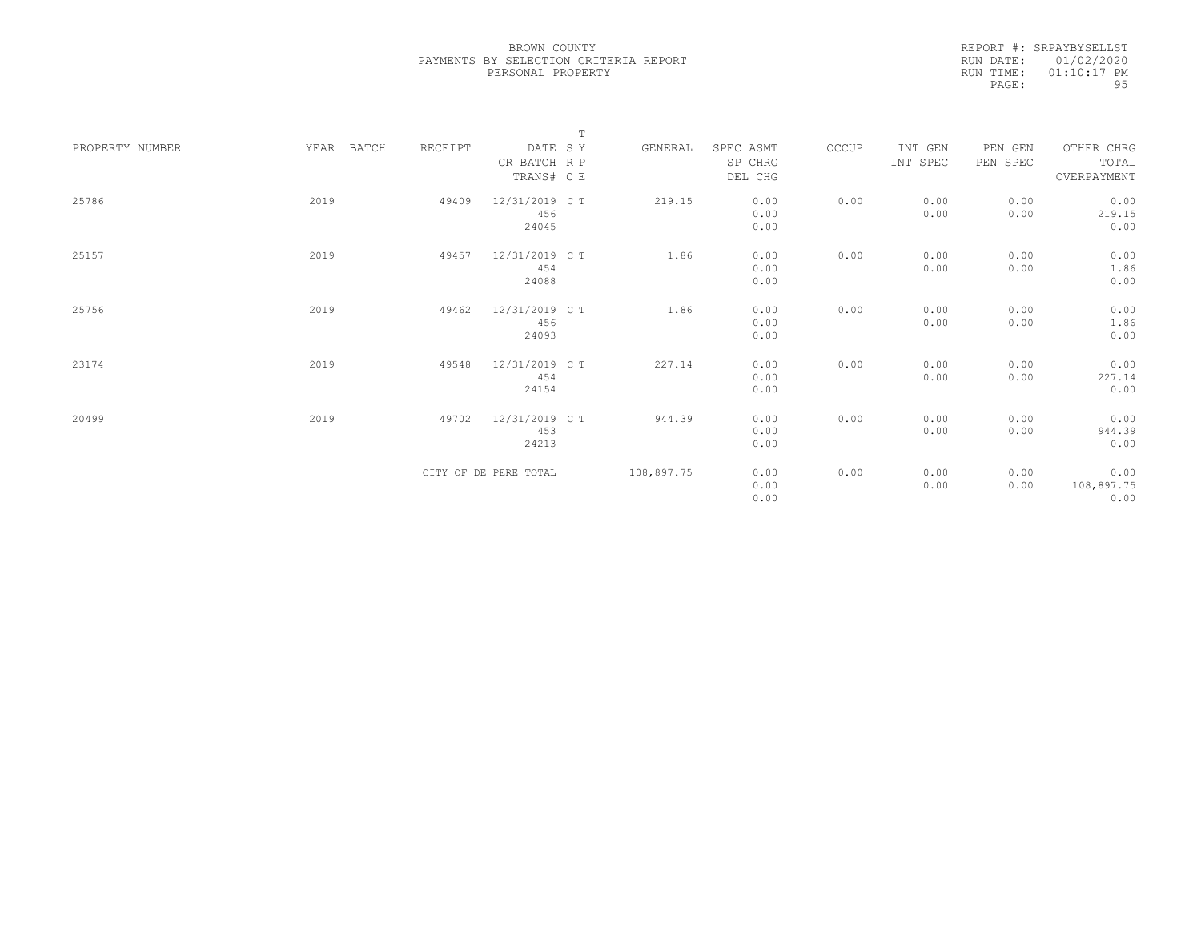BROWN COUNTY
PAYMENTS BY SELECTION CRITERIA REPORT
PERSONAL PROPERTY

REPORT #: SRPAYBYSELLST
RUN DATE: 01/02/2020
RUN TIME: 01:10:17 PM
PAGE: 95

| PROPERTY NUMBER | YEAR | BATCH | RECEIPT | DATE / CR BATCH / TRANS# | T SY RP CE | GENERAL | SPEC ASMT / SP CHRG / DEL CHG | OCCUP | INT GEN / INT SPEC | PEN GEN / PEN SPEC | OTHER CHRG / TOTAL / OVERPAYMENT |
|---|---|---|---|---|---|---|---|---|---|---|---|
| 25786 | 2019 | | 49409 | 12/31/2019 / 456 / 24045 | C T | 219.15 | 0.00 / 0.00 / 0.00 | 0.00 | 0.00 / 0.00 | 0.00 / 0.00 | 0.00 / 219.15 / 0.00 |
| 25157 | 2019 | | 49457 | 12/31/2019 / 454 / 24088 | C T | 1.86 | 0.00 / 0.00 / 0.00 | 0.00 | 0.00 / 0.00 | 0.00 / 0.00 | 0.00 / 1.86 / 0.00 |
| 25756 | 2019 | | 49462 | 12/31/2019 / 456 / 24093 | C T | 1.86 | 0.00 / 0.00 / 0.00 | 0.00 | 0.00 / 0.00 | 0.00 / 0.00 | 0.00 / 1.86 / 0.00 |
| 23174 | 2019 | | 49548 | 12/31/2019 / 454 / 24154 | C T | 227.14 | 0.00 / 0.00 / 0.00 | 0.00 | 0.00 / 0.00 | 0.00 / 0.00 | 0.00 / 227.14 / 0.00 |
| 20499 | 2019 | | 49702 | 12/31/2019 / 453 / 24213 | C T | 944.39 | 0.00 / 0.00 / 0.00 | 0.00 | 0.00 / 0.00 | 0.00 / 0.00 | 0.00 / 944.39 / 0.00 |
| | | | CITY OF DE PERE TOTAL | | | 108,897.75 | 0.00 / 0.00 / 0.00 | 0.00 | 0.00 / 0.00 | 0.00 / 0.00 | 0.00 / 108,897.75 / 0.00 |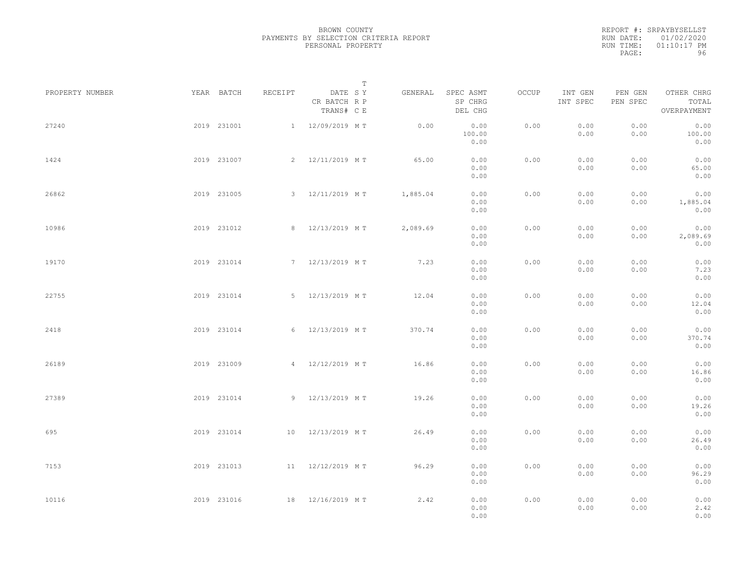BROWN COUNTY
PAYMENTS BY SELECTION CRITERIA REPORT
PERSONAL PROPERTY

REPORT #: SRPAYBYSELLST
RUN DATE: 01/02/2020
RUN TIME: 01:10:17 PM

| PROPERTY NUMBER | YEAR | BATCH | RECEIPT | DATE / CR BATCH / TRANS# | T SY RP CE | GENERAL | SPEC ASMT / SP CHRG / DEL CHG | OCCUP | INT GEN / INT SPEC | PEN GEN / PEN SPEC | OTHER CHRG / TOTAL / OVERPAYMENT |
|---|---|---|---|---|---|---|---|---|---|---|---|
| 27240 | 2019 | 231001 | 1 | 12/09/2019 | M T | 0.00 | 0.00 / 100.00 / 0.00 | 0.00 | 0.00 / 0.00 | 0.00 / 0.00 | 0.00 / 100.00 / 0.00 |
| 1424 | 2019 | 231007 | 2 | 12/11/2019 | M T | 65.00 | 0.00 / 0.00 / 0.00 | 0.00 | 0.00 / 0.00 | 0.00 / 0.00 | 0.00 / 65.00 / 0.00 |
| 26862 | 2019 | 231005 | 3 | 12/11/2019 | M T | 1,885.04 | 0.00 / 0.00 / 0.00 | 0.00 | 0.00 / 0.00 | 0.00 / 0.00 | 0.00 / 1,885.04 / 0.00 |
| 10986 | 2019 | 231012 | 8 | 12/13/2019 | M T | 2,089.69 | 0.00 / 0.00 / 0.00 | 0.00 | 0.00 / 0.00 | 0.00 / 0.00 | 0.00 / 2,089.69 / 0.00 |
| 19170 | 2019 | 231014 | 7 | 12/13/2019 | M T | 7.23 | 0.00 / 0.00 / 0.00 | 0.00 | 0.00 / 0.00 | 0.00 / 0.00 | 0.00 / 7.23 / 0.00 |
| 22755 | 2019 | 231014 | 5 | 12/13/2019 | M T | 12.04 | 0.00 / 0.00 / 0.00 | 0.00 | 0.00 / 0.00 | 0.00 / 0.00 | 0.00 / 12.04 / 0.00 |
| 2418 | 2019 | 231014 | 6 | 12/13/2019 | M T | 370.74 | 0.00 / 0.00 / 0.00 | 0.00 | 0.00 / 0.00 | 0.00 / 0.00 | 0.00 / 370.74 / 0.00 |
| 26189 | 2019 | 231009 | 4 | 12/12/2019 | M T | 16.86 | 0.00 / 0.00 / 0.00 | 0.00 | 0.00 / 0.00 | 0.00 / 0.00 | 0.00 / 16.86 / 0.00 |
| 27389 | 2019 | 231014 | 9 | 12/13/2019 | M T | 19.26 | 0.00 / 0.00 / 0.00 | 0.00 | 0.00 / 0.00 | 0.00 / 0.00 | 0.00 / 19.26 / 0.00 |
| 695 | 2019 | 231014 | 10 | 12/13/2019 | M T | 26.49 | 0.00 / 0.00 / 0.00 | 0.00 | 0.00 / 0.00 | 0.00 / 0.00 | 0.00 / 26.49 / 0.00 |
| 7153 | 2019 | 231013 | 11 | 12/12/2019 | M T | 96.29 | 0.00 / 0.00 / 0.00 | 0.00 | 0.00 / 0.00 | 0.00 / 0.00 | 0.00 / 96.29 / 0.00 |
| 10116 | 2019 | 231016 | 18 | 12/16/2019 | M T | 2.42 | 0.00 / 0.00 / 0.00 | 0.00 | 0.00 / 0.00 | 0.00 / 0.00 | 0.00 / 2.42 / 0.00 |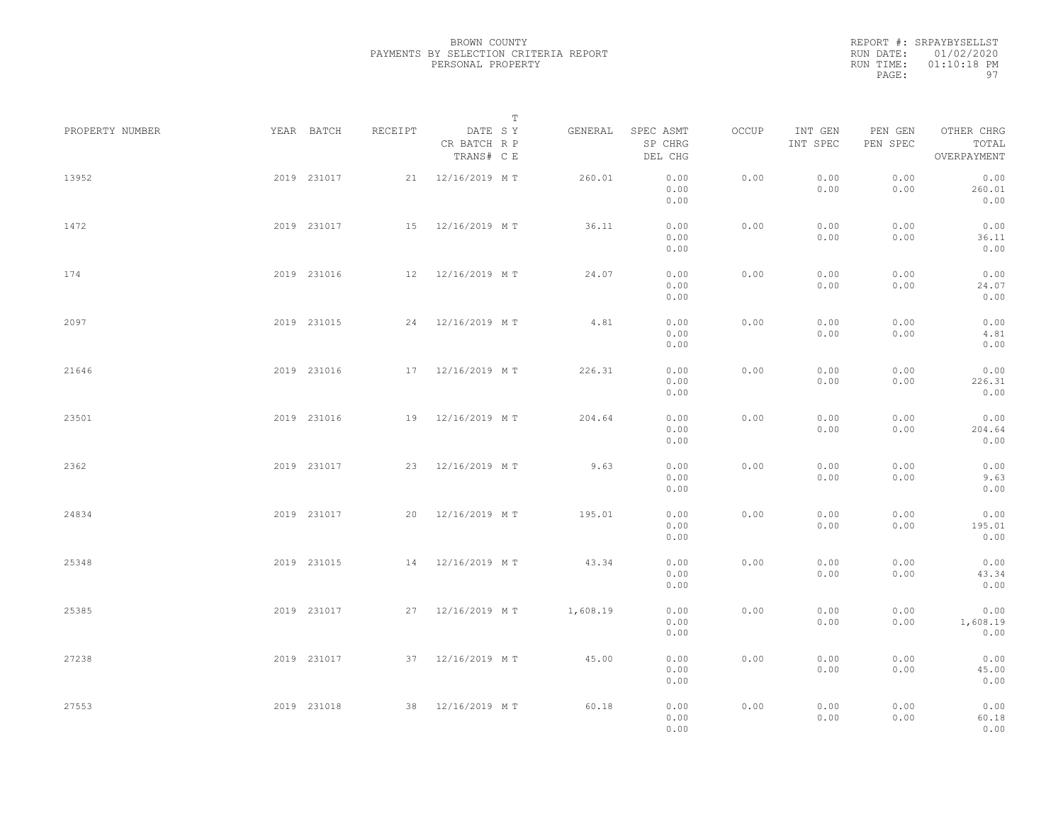BROWN COUNTY
PAYMENTS BY SELECTION CRITERIA REPORT
PERSONAL PROPERTY

REPORT #: SRPAYBYSELLST
RUN DATE: 01/02/2020
RUN TIME: 01:10:18 PM

| PROPERTY NUMBER | YEAR | BATCH | RECEIPT | DATE / CR BATCH / TRANS# | T SY RP CE | GENERAL | SPEC ASMT / SP CHRG / DEL CHG | OCCUP | INT GEN / INT SPEC | PEN GEN / PEN SPEC | OTHER CHRG / TOTAL / OVERPAYMENT |
|---|---|---|---|---|---|---|---|---|---|---|---|
| 13952 | 2019 | 231017 | 21 | 12/16/2019 | M T | 260.01 | 0.00 0.00 0.00 | 0.00 | 0.00 0.00 | 0.00 0.00 | 0.00 260.01 0.00 |
| 1472 | 2019 | 231017 | 15 | 12/16/2019 | M T | 36.11 | 0.00 0.00 0.00 | 0.00 | 0.00 0.00 | 0.00 0.00 | 0.00 36.11 0.00 |
| 174 | 2019 | 231016 | 12 | 12/16/2019 | M T | 24.07 | 0.00 0.00 0.00 | 0.00 | 0.00 0.00 | 0.00 0.00 | 0.00 24.07 0.00 |
| 2097 | 2019 | 231015 | 24 | 12/16/2019 | M T | 4.81 | 0.00 0.00 0.00 | 0.00 | 0.00 0.00 | 0.00 0.00 | 0.00 4.81 0.00 |
| 21646 | 2019 | 231016 | 17 | 12/16/2019 | M T | 226.31 | 0.00 0.00 0.00 | 0.00 | 0.00 0.00 | 0.00 0.00 | 0.00 226.31 0.00 |
| 23501 | 2019 | 231016 | 19 | 12/16/2019 | M T | 204.64 | 0.00 0.00 0.00 | 0.00 | 0.00 0.00 | 0.00 0.00 | 0.00 204.64 0.00 |
| 2362 | 2019 | 231017 | 23 | 12/16/2019 | M T | 9.63 | 0.00 0.00 0.00 | 0.00 | 0.00 0.00 | 0.00 0.00 | 0.00 9.63 0.00 |
| 24834 | 2019 | 231017 | 20 | 12/16/2019 | M T | 195.01 | 0.00 0.00 0.00 | 0.00 | 0.00 0.00 | 0.00 0.00 | 0.00 195.01 0.00 |
| 25348 | 2019 | 231015 | 14 | 12/16/2019 | M T | 43.34 | 0.00 0.00 0.00 | 0.00 | 0.00 0.00 | 0.00 0.00 | 0.00 43.34 0.00 |
| 25385 | 2019 | 231017 | 27 | 12/16/2019 | M T | 1,608.19 | 0.00 0.00 0.00 | 0.00 | 0.00 0.00 | 0.00 0.00 | 0.00 1,608.19 0.00 |
| 27238 | 2019 | 231017 | 37 | 12/16/2019 | M T | 45.00 | 0.00 0.00 0.00 | 0.00 | 0.00 0.00 | 0.00 0.00 | 0.00 45.00 0.00 |
| 27553 | 2019 | 231018 | 38 | 12/16/2019 | M T | 60.18 | 0.00 0.00 0.00 | 0.00 | 0.00 0.00 | 0.00 0.00 | 0.00 60.18 0.00 |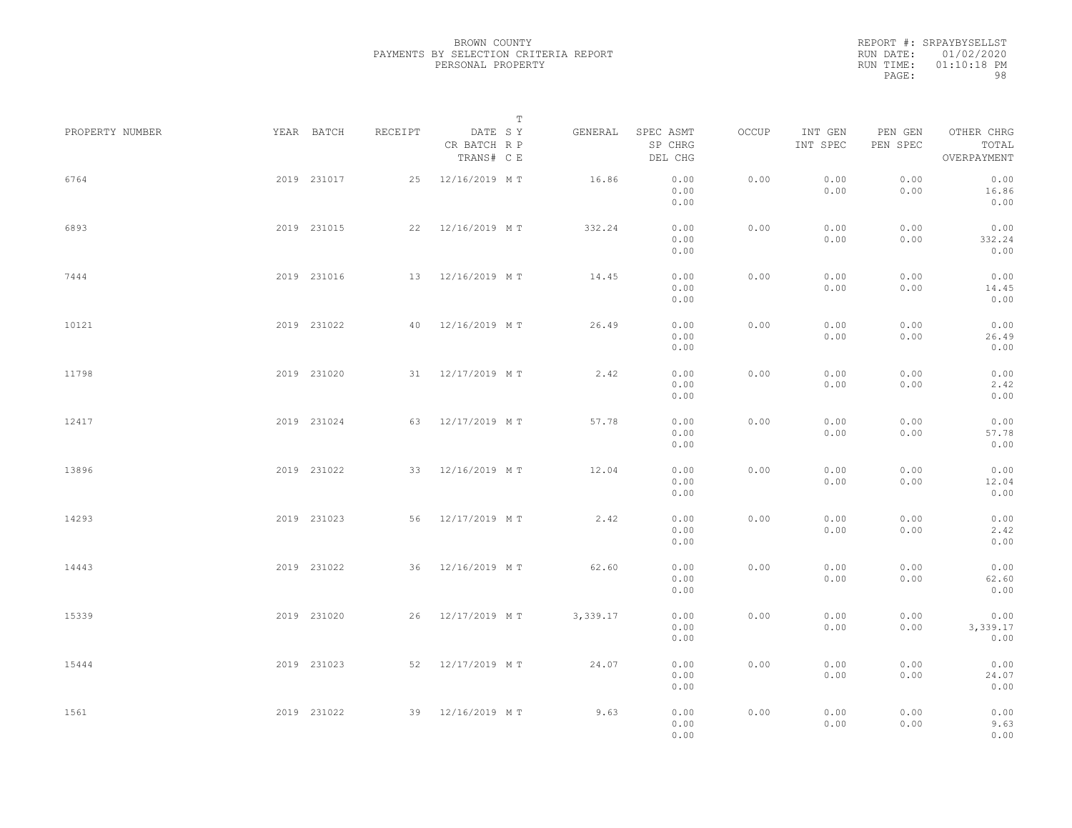BROWN COUNTY
PAYMENTS BY SELECTION CRITERIA REPORT
PERSONAL PROPERTY

REPORT #: SRPAYBYSELLST
RUN DATE: 01/02/2020
RUN TIME: 01:10:18 PM

| PROPERTY NUMBER | YEAR | BATCH | RECEIPT | DATE / CR BATCH / TRANS# | T SY RP CE | GENERAL | SPEC ASMT / SP CHRG / DEL CHG | OCCUP | INT GEN / INT SPEC | PEN GEN / PEN SPEC | OTHER CHRG / TOTAL / OVERPAYMENT |
|---|---|---|---|---|---|---|---|---|---|---|---|
| 6764 | 2019 | 231017 | 25 | 12/16/2019 | M T | 16.86 | 0.00 / 0.00 / 0.00 | 0.00 | 0.00 / 0.00 | 0.00 / 0.00 | 0.00 / 16.86 / 0.00 |
| 6893 | 2019 | 231015 | 22 | 12/16/2019 | M T | 332.24 | 0.00 / 0.00 / 0.00 | 0.00 | 0.00 / 0.00 | 0.00 / 0.00 | 0.00 / 332.24 / 0.00 |
| 7444 | 2019 | 231016 | 13 | 12/16/2019 | M T | 14.45 | 0.00 / 0.00 / 0.00 | 0.00 | 0.00 / 0.00 | 0.00 / 0.00 | 0.00 / 14.45 / 0.00 |
| 10121 | 2019 | 231022 | 40 | 12/16/2019 | M T | 26.49 | 0.00 / 0.00 / 0.00 | 0.00 | 0.00 / 0.00 | 0.00 / 0.00 | 0.00 / 26.49 / 0.00 |
| 11798 | 2019 | 231020 | 31 | 12/17/2019 | M T | 2.42 | 0.00 / 0.00 / 0.00 | 0.00 | 0.00 / 0.00 | 0.00 / 0.00 | 0.00 / 2.42 / 0.00 |
| 12417 | 2019 | 231024 | 63 | 12/17/2019 | M T | 57.78 | 0.00 / 0.00 / 0.00 | 0.00 | 0.00 / 0.00 | 0.00 / 0.00 | 0.00 / 57.78 / 0.00 |
| 13896 | 2019 | 231022 | 33 | 12/16/2019 | M T | 12.04 | 0.00 / 0.00 / 0.00 | 0.00 | 0.00 / 0.00 | 0.00 / 0.00 | 0.00 / 12.04 / 0.00 |
| 14293 | 2019 | 231023 | 56 | 12/17/2019 | M T | 2.42 | 0.00 / 0.00 / 0.00 | 0.00 | 0.00 / 0.00 | 0.00 / 0.00 | 0.00 / 2.42 / 0.00 |
| 14443 | 2019 | 231022 | 36 | 12/16/2019 | M T | 62.60 | 0.00 / 0.00 / 0.00 | 0.00 | 0.00 / 0.00 | 0.00 / 0.00 | 0.00 / 62.60 / 0.00 |
| 15339 | 2019 | 231020 | 26 | 12/17/2019 | M T | 3,339.17 | 0.00 / 0.00 / 0.00 | 0.00 | 0.00 / 0.00 | 0.00 / 0.00 | 0.00 / 3,339.17 / 0.00 |
| 15444 | 2019 | 231023 | 52 | 12/17/2019 | M T | 24.07 | 0.00 / 0.00 / 0.00 | 0.00 | 0.00 / 0.00 | 0.00 / 0.00 | 0.00 / 24.07 / 0.00 |
| 1561 | 2019 | 231022 | 39 | 12/16/2019 | M T | 9.63 | 0.00 / 0.00 / 0.00 | 0.00 | 0.00 / 0.00 | 0.00 / 0.00 | 0.00 / 9.63 / 0.00 |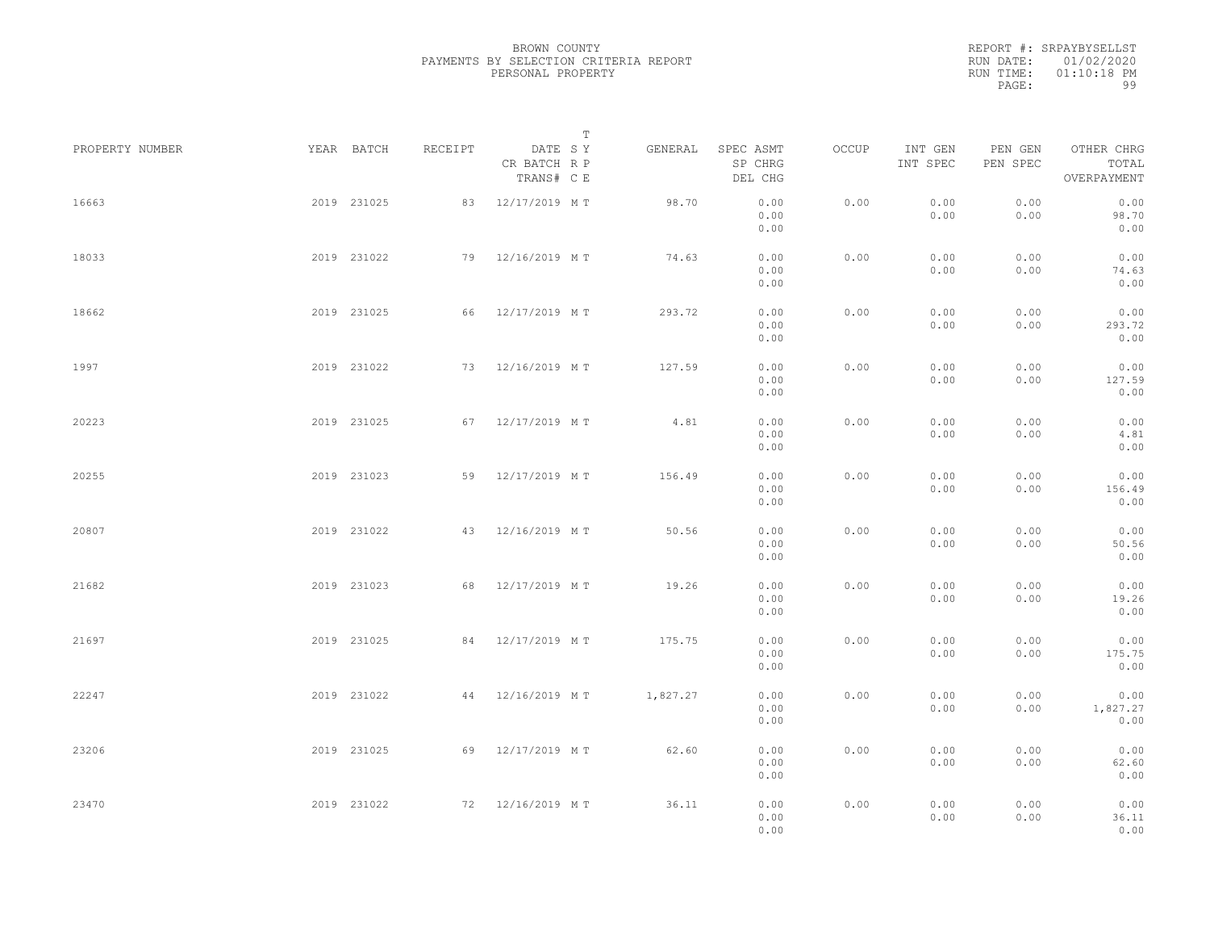BROWN COUNTY
PAYMENTS BY SELECTION CRITERIA REPORT
PERSONAL PROPERTY

REPORT #: SRPAYBYSELLST
RUN DATE: 01/02/2020
RUN TIME: 01:10:18 PM

| PROPERTY NUMBER | YEAR | BATCH | RECEIPT | DATE / CR BATCH / TRANS# | SYS | TYPE | GENERAL | SPEC ASMT / SP CHRG / DEL CHG | OCCUP | INT GEN / INT SPEC | PEN GEN / PEN SPEC | OTHER CHRG / TOTAL / OVERPAYMENT |
|---|---|---|---|---|---|---|---|---|---|---|---|---|
| 16663 | 2019 | 231025 | 83 | 12/17/2019 | M | T | 98.70 | 0.00 / 0.00 / 0.00 | 0.00 | 0.00 / 0.00 | 0.00 / 0.00 | 0.00 / 98.70 / 0.00 |
| 18033 | 2019 | 231022 | 79 | 12/16/2019 | M | T | 74.63 | 0.00 / 0.00 / 0.00 | 0.00 | 0.00 / 0.00 | 0.00 / 0.00 | 0.00 / 74.63 / 0.00 |
| 18662 | 2019 | 231025 | 66 | 12/17/2019 | M | T | 293.72 | 0.00 / 0.00 / 0.00 | 0.00 | 0.00 / 0.00 | 0.00 / 0.00 | 0.00 / 293.72 / 0.00 |
| 1997 | 2019 | 231022 | 73 | 12/16/2019 | M | T | 127.59 | 0.00 / 0.00 / 0.00 | 0.00 | 0.00 / 0.00 | 0.00 / 0.00 | 0.00 / 127.59 / 0.00 |
| 20223 | 2019 | 231025 | 67 | 12/17/2019 | M | T | 4.81 | 0.00 / 0.00 / 0.00 | 0.00 | 0.00 / 0.00 | 0.00 / 0.00 | 0.00 / 4.81 / 0.00 |
| 20255 | 2019 | 231023 | 59 | 12/17/2019 | M | T | 156.49 | 0.00 / 0.00 / 0.00 | 0.00 | 0.00 / 0.00 | 0.00 / 0.00 | 0.00 / 156.49 / 0.00 |
| 20807 | 2019 | 231022 | 43 | 12/16/2019 | M | T | 50.56 | 0.00 / 0.00 / 0.00 | 0.00 | 0.00 / 0.00 | 0.00 / 0.00 | 0.00 / 50.56 / 0.00 |
| 21682 | 2019 | 231023 | 68 | 12/17/2019 | M | T | 19.26 | 0.00 / 0.00 / 0.00 | 0.00 | 0.00 / 0.00 | 0.00 / 0.00 | 0.00 / 19.26 / 0.00 |
| 21697 | 2019 | 231025 | 84 | 12/17/2019 | M | T | 175.75 | 0.00 / 0.00 / 0.00 | 0.00 | 0.00 / 0.00 | 0.00 / 0.00 | 0.00 / 175.75 / 0.00 |
| 22247 | 2019 | 231022 | 44 | 12/16/2019 | M | T | 1,827.27 | 0.00 / 0.00 / 0.00 | 0.00 | 0.00 / 0.00 | 0.00 / 0.00 | 0.00 / 1,827.27 / 0.00 |
| 23206 | 2019 | 231025 | 69 | 12/17/2019 | M | T | 62.60 | 0.00 / 0.00 / 0.00 | 0.00 | 0.00 / 0.00 | 0.00 / 0.00 | 0.00 / 62.60 / 0.00 |
| 23470 | 2019 | 231022 | 72 | 12/16/2019 | M | T | 36.11 | 0.00 / 0.00 / 0.00 | 0.00 | 0.00 / 0.00 | 0.00 / 0.00 | 0.00 / 36.11 / 0.00 |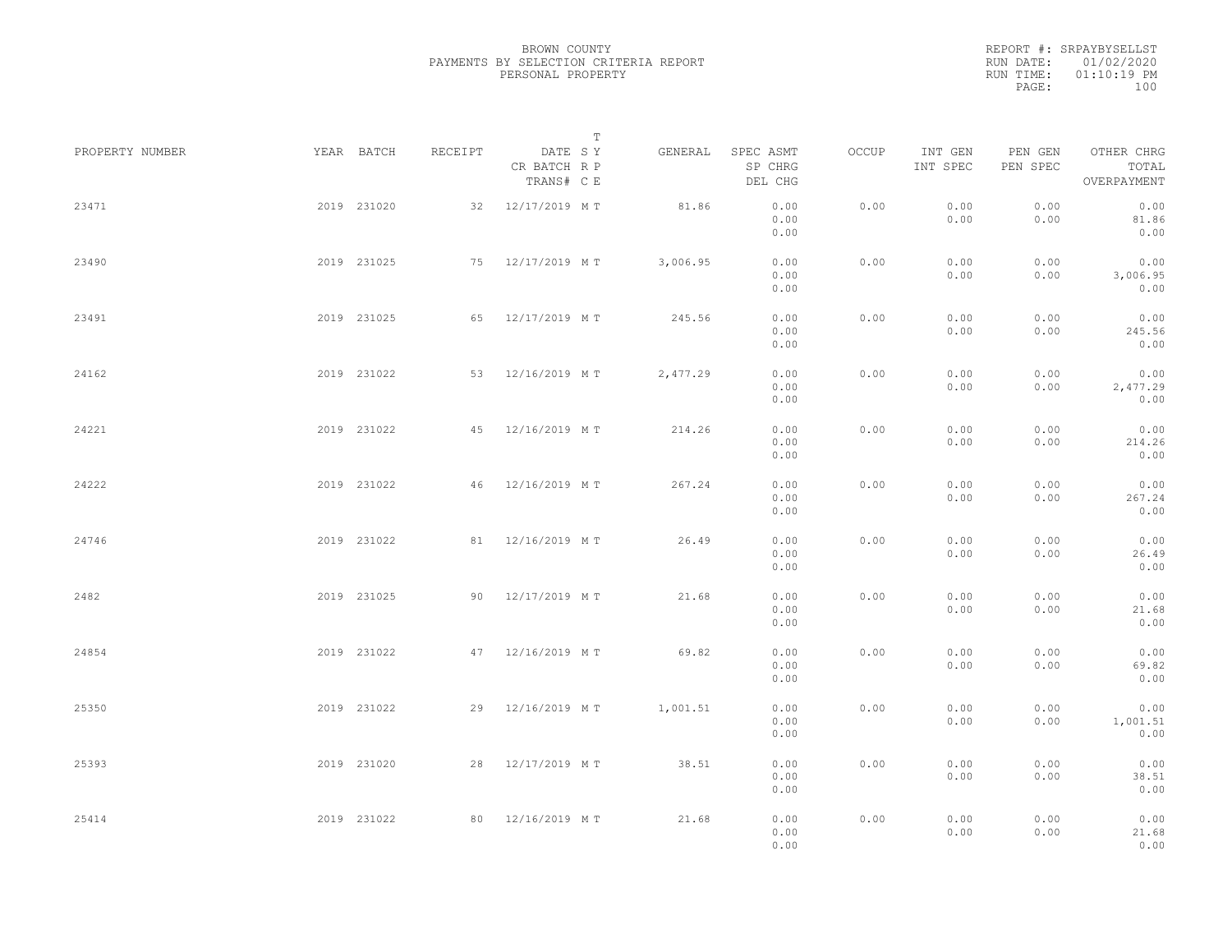BROWN COUNTY
PAYMENTS BY SELECTION CRITERIA REPORT
PERSONAL PROPERTY

REPORT #: SRPAYBYSELLST
RUN DATE: 01/02/2020
RUN TIME: 01:10:19 PM

| PROPERTY NUMBER | YEAR | BATCH | RECEIPT | DATE / CR BATCH / TRANS# | SRC | TYPE | GENERAL | SPEC ASMT / SP CHRG / DEL CHG | OCCUP | INT GEN / INT SPEC | PEN GEN / PEN SPEC | OTHER CHRG / TOTAL / OVERPAYMENT |
|---|---|---|---|---|---|---|---|---|---|---|---|---|
| 23471 | 2019 | 231020 | 32 | 12/17/2019 | M | T | 81.86 | 0.00 / 0.00 / 0.00 | 0.00 | 0.00 / 0.00 | 0.00 / 0.00 | 0.00 / 81.86 / 0.00 |
| 23490 | 2019 | 231025 | 75 | 12/17/2019 | M | T | 3,006.95 | 0.00 / 0.00 / 0.00 | 0.00 | 0.00 / 0.00 | 0.00 / 0.00 | 0.00 / 3,006.95 / 0.00 |
| 23491 | 2019 | 231025 | 65 | 12/17/2019 | M | T | 245.56 | 0.00 / 0.00 / 0.00 | 0.00 | 0.00 / 0.00 | 0.00 / 0.00 | 0.00 / 245.56 / 0.00 |
| 24162 | 2019 | 231022 | 53 | 12/16/2019 | M | T | 2,477.29 | 0.00 / 0.00 / 0.00 | 0.00 | 0.00 / 0.00 | 0.00 / 0.00 | 0.00 / 2,477.29 / 0.00 |
| 24221 | 2019 | 231022 | 45 | 12/16/2019 | M | T | 214.26 | 0.00 / 0.00 / 0.00 | 0.00 | 0.00 / 0.00 | 0.00 / 0.00 | 0.00 / 214.26 / 0.00 |
| 24222 | 2019 | 231022 | 46 | 12/16/2019 | M | T | 267.24 | 0.00 / 0.00 / 0.00 | 0.00 | 0.00 / 0.00 | 0.00 / 0.00 | 0.00 / 267.24 / 0.00 |
| 24746 | 2019 | 231022 | 81 | 12/16/2019 | M | T | 26.49 | 0.00 / 0.00 / 0.00 | 0.00 | 0.00 / 0.00 | 0.00 / 0.00 | 0.00 / 26.49 / 0.00 |
| 2482 | 2019 | 231025 | 90 | 12/17/2019 | M | T | 21.68 | 0.00 / 0.00 / 0.00 | 0.00 | 0.00 / 0.00 | 0.00 / 0.00 | 0.00 / 21.68 / 0.00 |
| 24854 | 2019 | 231022 | 47 | 12/16/2019 | M | T | 69.82 | 0.00 / 0.00 / 0.00 | 0.00 | 0.00 / 0.00 | 0.00 / 0.00 | 0.00 / 69.82 / 0.00 |
| 25350 | 2019 | 231022 | 29 | 12/16/2019 | M | T | 1,001.51 | 0.00 / 0.00 / 0.00 | 0.00 | 0.00 / 0.00 | 0.00 / 0.00 | 0.00 / 1,001.51 / 0.00 |
| 25393 | 2019 | 231020 | 28 | 12/17/2019 | M | T | 38.51 | 0.00 / 0.00 / 0.00 | 0.00 | 0.00 / 0.00 | 0.00 / 0.00 | 0.00 / 38.51 / 0.00 |
| 25414 | 2019 | 231022 | 80 | 12/16/2019 | M | T | 21.68 | 0.00 / 0.00 / 0.00 | 0.00 | 0.00 / 0.00 | 0.00 / 0.00 | 0.00 / 21.68 / 0.00 |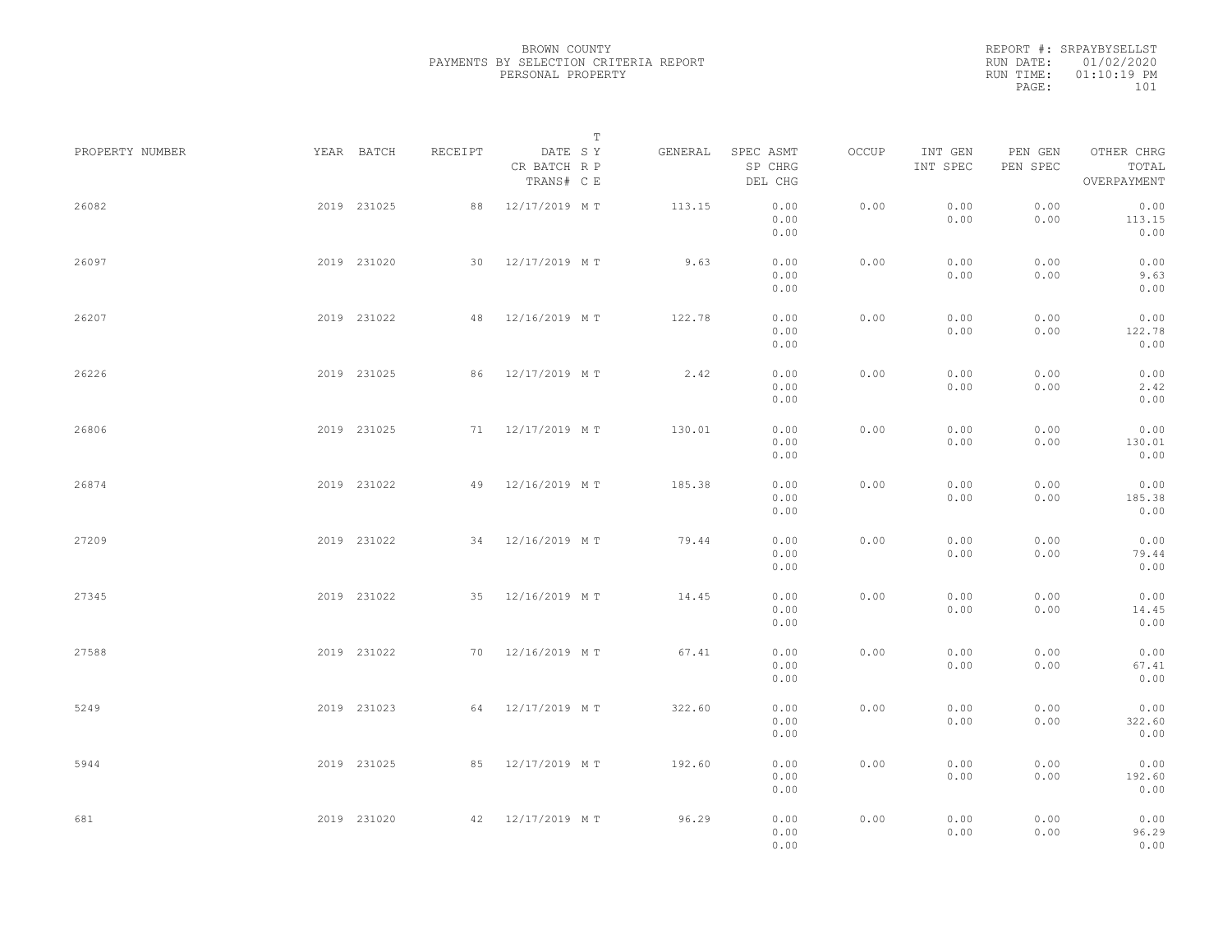BROWN COUNTY
PAYMENTS BY SELECTION CRITERIA REPORT
PERSONAL PROPERTY

REPORT #: SRPAYBYSELLST
RUN DATE: 01/02/2020
RUN TIME: 01:10:19 PM

| PROPERTY NUMBER | YEAR | BATCH | RECEIPT | DATE / CR BATCH / TRANS# | T SY RP CE | GENERAL | SPEC ASMT / SP CHRG / DEL CHG | OCCUP | INT GEN / INT SPEC | PEN GEN / PEN SPEC | OTHER CHRG / TOTAL / OVERPAYMENT |
|---|---|---|---|---|---|---|---|---|---|---|---|
| 26082 | 2019 | 231025 | 88 | 12/17/2019 | M T | 113.15 | 0.00 / 0.00 / 0.00 | 0.00 | 0.00 / 0.00 | 0.00 / 0.00 | 0.00 / 113.15 / 0.00 |
| 26097 | 2019 | 231020 | 30 | 12/17/2019 | M T | 9.63 | 0.00 / 0.00 / 0.00 | 0.00 | 0.00 / 0.00 | 0.00 / 0.00 | 0.00 / 9.63 / 0.00 |
| 26207 | 2019 | 231022 | 48 | 12/16/2019 | M T | 122.78 | 0.00 / 0.00 / 0.00 | 0.00 | 0.00 / 0.00 | 0.00 / 0.00 | 0.00 / 122.78 / 0.00 |
| 26226 | 2019 | 231025 | 86 | 12/17/2019 | M T | 2.42 | 0.00 / 0.00 / 0.00 | 0.00 | 0.00 / 0.00 | 0.00 / 0.00 | 0.00 / 2.42 / 0.00 |
| 26806 | 2019 | 231025 | 71 | 12/17/2019 | M T | 130.01 | 0.00 / 0.00 / 0.00 | 0.00 | 0.00 / 0.00 | 0.00 / 0.00 | 0.00 / 130.01 / 0.00 |
| 26874 | 2019 | 231022 | 49 | 12/16/2019 | M T | 185.38 | 0.00 / 0.00 / 0.00 | 0.00 | 0.00 / 0.00 | 0.00 / 0.00 | 0.00 / 185.38 / 0.00 |
| 27209 | 2019 | 231022 | 34 | 12/16/2019 | M T | 79.44 | 0.00 / 0.00 / 0.00 | 0.00 | 0.00 / 0.00 | 0.00 / 0.00 | 0.00 / 79.44 / 0.00 |
| 27345 | 2019 | 231022 | 35 | 12/16/2019 | M T | 14.45 | 0.00 / 0.00 / 0.00 | 0.00 | 0.00 / 0.00 | 0.00 / 0.00 | 0.00 / 14.45 / 0.00 |
| 27588 | 2019 | 231022 | 70 | 12/16/2019 | M T | 67.41 | 0.00 / 0.00 / 0.00 | 0.00 | 0.00 / 0.00 | 0.00 / 0.00 | 0.00 / 67.41 / 0.00 |
| 5249 | 2019 | 231023 | 64 | 12/17/2019 | M T | 322.60 | 0.00 / 0.00 / 0.00 | 0.00 | 0.00 / 0.00 | 0.00 / 0.00 | 0.00 / 322.60 / 0.00 |
| 5944 | 2019 | 231025 | 85 | 12/17/2019 | M T | 192.60 | 0.00 / 0.00 / 0.00 | 0.00 | 0.00 / 0.00 | 0.00 / 0.00 | 0.00 / 192.60 / 0.00 |
| 681 | 2019 | 231020 | 42 | 12/17/2019 | M T | 96.29 | 0.00 / 0.00 / 0.00 | 0.00 | 0.00 / 0.00 | 0.00 / 0.00 | 0.00 / 96.29 / 0.00 |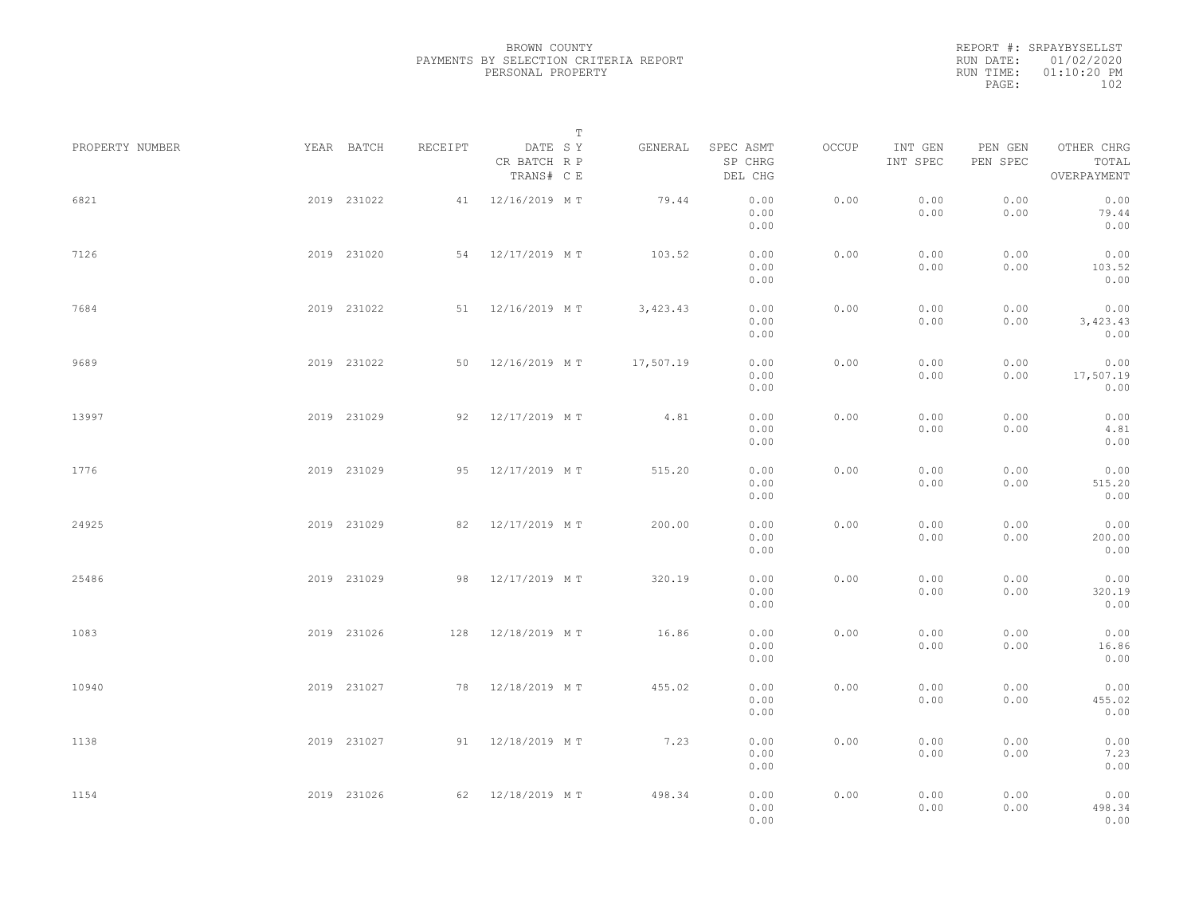BROWN COUNTY
PAYMENTS BY SELECTION CRITERIA REPORT
PERSONAL PROPERTY

REPORT #: SRPAYBYSELLST
RUN DATE: 01/02/2020
RUN TIME: 01:10:20 PM
PAGE: 102

| PROPERTY NUMBER | YEAR | BATCH | RECEIPT | DATE / CR BATCH / TRANS# | T SYP / RP / CE | GENERAL | SPEC ASMT / SP CHRG / DEL CHG | OCCUP | INT GEN / INT SPEC | PEN GEN / PEN SPEC | OTHER CHRG / TOTAL / OVERPAYMENT |
|---|---|---|---|---|---|---|---|---|---|---|---|
| 6821 | 2019 | 231022 | 41 | 12/16/2019 | M T | 79.44 | 0.00 / 0.00 / 0.00 | 0.00 | 0.00 / 0.00 | 0.00 / 0.00 | 0.00 / 79.44 / 0.00 |
| 7126 | 2019 | 231020 | 54 | 12/17/2019 | M T | 103.52 | 0.00 / 0.00 / 0.00 | 0.00 | 0.00 / 0.00 | 0.00 / 0.00 | 0.00 / 103.52 / 0.00 |
| 7684 | 2019 | 231022 | 51 | 12/16/2019 | M T | 3,423.43 | 0.00 / 0.00 / 0.00 | 0.00 | 0.00 / 0.00 | 0.00 / 0.00 | 0.00 / 3,423.43 / 0.00 |
| 9689 | 2019 | 231022 | 50 | 12/16/2019 | M T | 17,507.19 | 0.00 / 0.00 / 0.00 | 0.00 | 0.00 / 0.00 | 0.00 / 0.00 | 0.00 / 17,507.19 / 0.00 |
| 13997 | 2019 | 231029 | 92 | 12/17/2019 | M T | 4.81 | 0.00 / 0.00 / 0.00 | 0.00 | 0.00 / 0.00 | 0.00 / 0.00 | 0.00 / 4.81 / 0.00 |
| 1776 | 2019 | 231029 | 95 | 12/17/2019 | M T | 515.20 | 0.00 / 0.00 / 0.00 | 0.00 | 0.00 / 0.00 | 0.00 / 0.00 | 0.00 / 515.20 / 0.00 |
| 24925 | 2019 | 231029 | 82 | 12/17/2019 | M T | 200.00 | 0.00 / 0.00 / 0.00 | 0.00 | 0.00 / 0.00 | 0.00 / 0.00 | 0.00 / 200.00 / 0.00 |
| 25486 | 2019 | 231029 | 98 | 12/17/2019 | M T | 320.19 | 0.00 / 0.00 / 0.00 | 0.00 | 0.00 / 0.00 | 0.00 / 0.00 | 0.00 / 320.19 / 0.00 |
| 1083 | 2019 | 231026 | 128 | 12/18/2019 | M T | 16.86 | 0.00 / 0.00 / 0.00 | 0.00 | 0.00 / 0.00 | 0.00 / 0.00 | 0.00 / 16.86 / 0.00 |
| 10940 | 2019 | 231027 | 78 | 12/18/2019 | M T | 455.02 | 0.00 / 0.00 / 0.00 | 0.00 | 0.00 / 0.00 | 0.00 / 0.00 | 0.00 / 455.02 / 0.00 |
| 1138 | 2019 | 231027 | 91 | 12/18/2019 | M T | 7.23 | 0.00 / 0.00 / 0.00 | 0.00 | 0.00 / 0.00 | 0.00 / 0.00 | 0.00 / 7.23 / 0.00 |
| 1154 | 2019 | 231026 | 62 | 12/18/2019 | M T | 498.34 | 0.00 / 0.00 / 0.00 | 0.00 | 0.00 / 0.00 | 0.00 / 0.00 | 0.00 / 498.34 / 0.00 |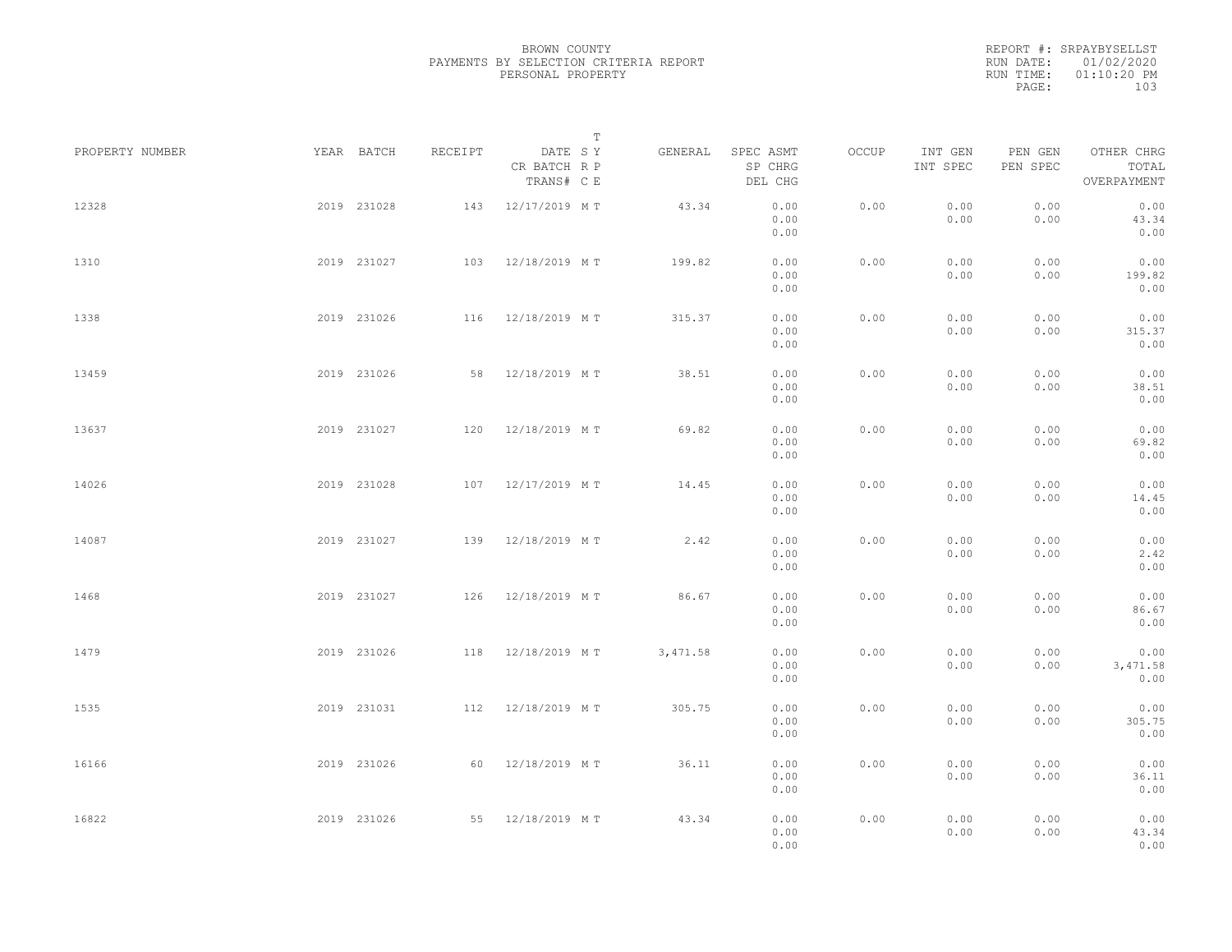BROWN COUNTY
PAYMENTS BY SELECTION CRITERIA REPORT
PERSONAL PROPERTY

REPORT #: SRPAYBYSELLST
RUN DATE: 01/02/2020
RUN TIME: 01:10:20 PM

| PROPERTY NUMBER | YEAR | BATCH | RECEIPT | DATE<br>CR BATCH<br>TRANS# | T<br>S Y<br>R P<br>C E | GENERAL | SPEC ASMT<br>SP CHRG<br>DEL CHG | OCCUP | INT GEN<br>INT SPEC | PEN GEN<br>PEN SPEC | OTHER CHRG<br>TOTAL<br>OVERPAYMENT |
|---|---|---|---|---|---|---|---|---|---|---|---|
| 12328 | 2019 | 231028 | 143 | 12/17/2019 | M T | 43.34 | 0.00<br>0.00<br>0.00 | 0.00 | 0.00<br>0.00 | 0.00<br>0.00 | 0.00<br>43.34<br>0.00 |
| 1310 | 2019 | 231027 | 103 | 12/18/2019 | M T | 199.82 | 0.00<br>0.00<br>0.00 | 0.00 | 0.00<br>0.00 | 0.00<br>0.00 | 0.00<br>199.82<br>0.00 |
| 1338 | 2019 | 231026 | 116 | 12/18/2019 | M T | 315.37 | 0.00<br>0.00<br>0.00 | 0.00 | 0.00<br>0.00 | 0.00<br>0.00 | 0.00<br>315.37<br>0.00 |
| 13459 | 2019 | 231026 | 58 | 12/18/2019 | M T | 38.51 | 0.00<br>0.00<br>0.00 | 0.00 | 0.00<br>0.00 | 0.00<br>0.00 | 0.00<br>38.51<br>0.00 |
| 13637 | 2019 | 231027 | 120 | 12/18/2019 | M T | 69.82 | 0.00<br>0.00<br>0.00 | 0.00 | 0.00<br>0.00 | 0.00<br>0.00 | 0.00<br>69.82<br>0.00 |
| 14026 | 2019 | 231028 | 107 | 12/17/2019 | M T | 14.45 | 0.00<br>0.00<br>0.00 | 0.00 | 0.00<br>0.00 | 0.00<br>0.00 | 0.00<br>14.45<br>0.00 |
| 14087 | 2019 | 231027 | 139 | 12/18/2019 | M T | 2.42 | 0.00<br>0.00<br>0.00 | 0.00 | 0.00<br>0.00 | 0.00<br>0.00 | 0.00<br>2.42<br>0.00 |
| 1468 | 2019 | 231027 | 126 | 12/18/2019 | M T | 86.67 | 0.00<br>0.00<br>0.00 | 0.00 | 0.00<br>0.00 | 0.00<br>0.00 | 0.00<br>86.67<br>0.00 |
| 1479 | 2019 | 231026 | 118 | 12/18/2019 | M T | 3,471.58 | 0.00<br>0.00<br>0.00 | 0.00 | 0.00<br>0.00 | 0.00<br>0.00 | 0.00<br>3,471.58<br>0.00 |
| 1535 | 2019 | 231031 | 112 | 12/18/2019 | M T | 305.75 | 0.00<br>0.00<br>0.00 | 0.00 | 0.00<br>0.00 | 0.00<br>0.00 | 0.00<br>305.75<br>0.00 |
| 16166 | 2019 | 231026 | 60 | 12/18/2019 | M T | 36.11 | 0.00<br>0.00<br>0.00 | 0.00 | 0.00<br>0.00 | 0.00<br>0.00 | 0.00<br>36.11<br>0.00 |
| 16822 | 2019 | 231026 | 55 | 12/18/2019 | M T | 43.34 | 0.00<br>0.00<br>0.00 | 0.00 | 0.00<br>0.00 | 0.00<br>0.00 | 0.00<br>43.34<br>0.00 |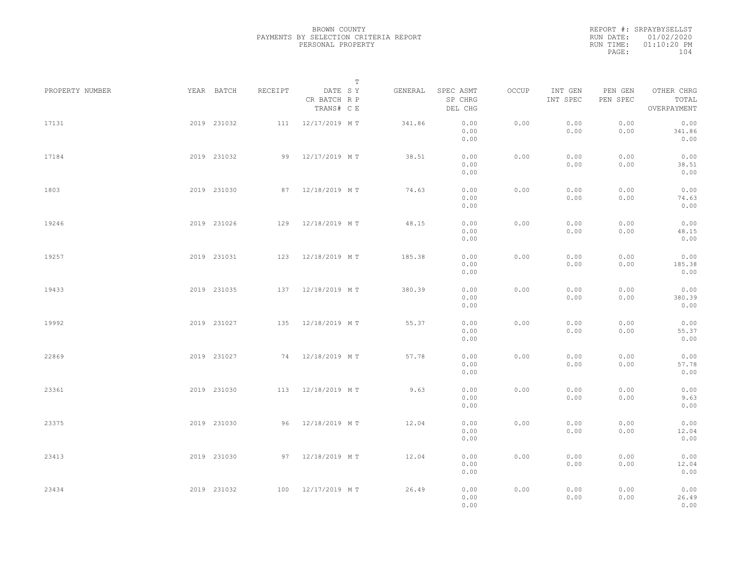BROWN COUNTY
PAYMENTS BY SELECTION CRITERIA REPORT
PERSONAL PROPERTY

REPORT #: SRPAYBYSELLST
RUN DATE: 01/02/2020
RUN TIME: 01:10:20 PM

| PROPERTY NUMBER | YEAR | BATCH | RECEIPT | DATE / CR BATCH / TRANS# | T SY RP CE | GENERAL | SPEC ASMT / SP CHRG / DEL CHG | OCCUP | INT GEN / INT SPEC | PEN GEN / PEN SPEC | OTHER CHRG / TOTAL / OVERPAYMENT |
|---|---|---|---|---|---|---|---|---|---|---|---|
| 17131 | 2019 | 231032 | 111 | 12/17/2019 | M T | 341.86 | 0.00 / 0.00 / 0.00 | 0.00 | 0.00 / 0.00 | 0.00 / 0.00 | 0.00 / 341.86 / 0.00 |
| 17184 | 2019 | 231032 | 99 | 12/17/2019 | M T | 38.51 | 0.00 / 0.00 / 0.00 | 0.00 | 0.00 / 0.00 | 0.00 / 0.00 | 0.00 / 38.51 / 0.00 |
| 1803 | 2019 | 231030 | 87 | 12/18/2019 | M T | 74.63 | 0.00 / 0.00 / 0.00 | 0.00 | 0.00 / 0.00 | 0.00 / 0.00 | 0.00 / 74.63 / 0.00 |
| 19246 | 2019 | 231026 | 129 | 12/18/2019 | M T | 48.15 | 0.00 / 0.00 / 0.00 | 0.00 | 0.00 / 0.00 | 0.00 / 0.00 | 0.00 / 48.15 / 0.00 |
| 19257 | 2019 | 231031 | 123 | 12/18/2019 | M T | 185.38 | 0.00 / 0.00 / 0.00 | 0.00 | 0.00 / 0.00 | 0.00 / 0.00 | 0.00 / 185.38 / 0.00 |
| 19433 | 2019 | 231035 | 137 | 12/18/2019 | M T | 380.39 | 0.00 / 0.00 / 0.00 | 0.00 | 0.00 / 0.00 | 0.00 / 0.00 | 0.00 / 380.39 / 0.00 |
| 19992 | 2019 | 231027 | 135 | 12/18/2019 | M T | 55.37 | 0.00 / 0.00 / 0.00 | 0.00 | 0.00 / 0.00 | 0.00 / 0.00 | 0.00 / 55.37 / 0.00 |
| 22869 | 2019 | 231027 | 74 | 12/18/2019 | M T | 57.78 | 0.00 / 0.00 / 0.00 | 0.00 | 0.00 / 0.00 | 0.00 / 0.00 | 0.00 / 57.78 / 0.00 |
| 23361 | 2019 | 231030 | 113 | 12/18/2019 | M T | 9.63 | 0.00 / 0.00 / 0.00 | 0.00 | 0.00 / 0.00 | 0.00 / 0.00 | 0.00 / 9.63 / 0.00 |
| 23375 | 2019 | 231030 | 96 | 12/18/2019 | M T | 12.04 | 0.00 / 0.00 / 0.00 | 0.00 | 0.00 / 0.00 | 0.00 / 0.00 | 0.00 / 12.04 / 0.00 |
| 23413 | 2019 | 231030 | 97 | 12/18/2019 | M T | 12.04 | 0.00 / 0.00 / 0.00 | 0.00 | 0.00 / 0.00 | 0.00 / 0.00 | 0.00 / 12.04 / 0.00 |
| 23434 | 2019 | 231032 | 100 | 12/17/2019 | M T | 26.49 | 0.00 / 0.00 / 0.00 | 0.00 | 0.00 / 0.00 | 0.00 / 0.00 | 0.00 / 26.49 / 0.00 |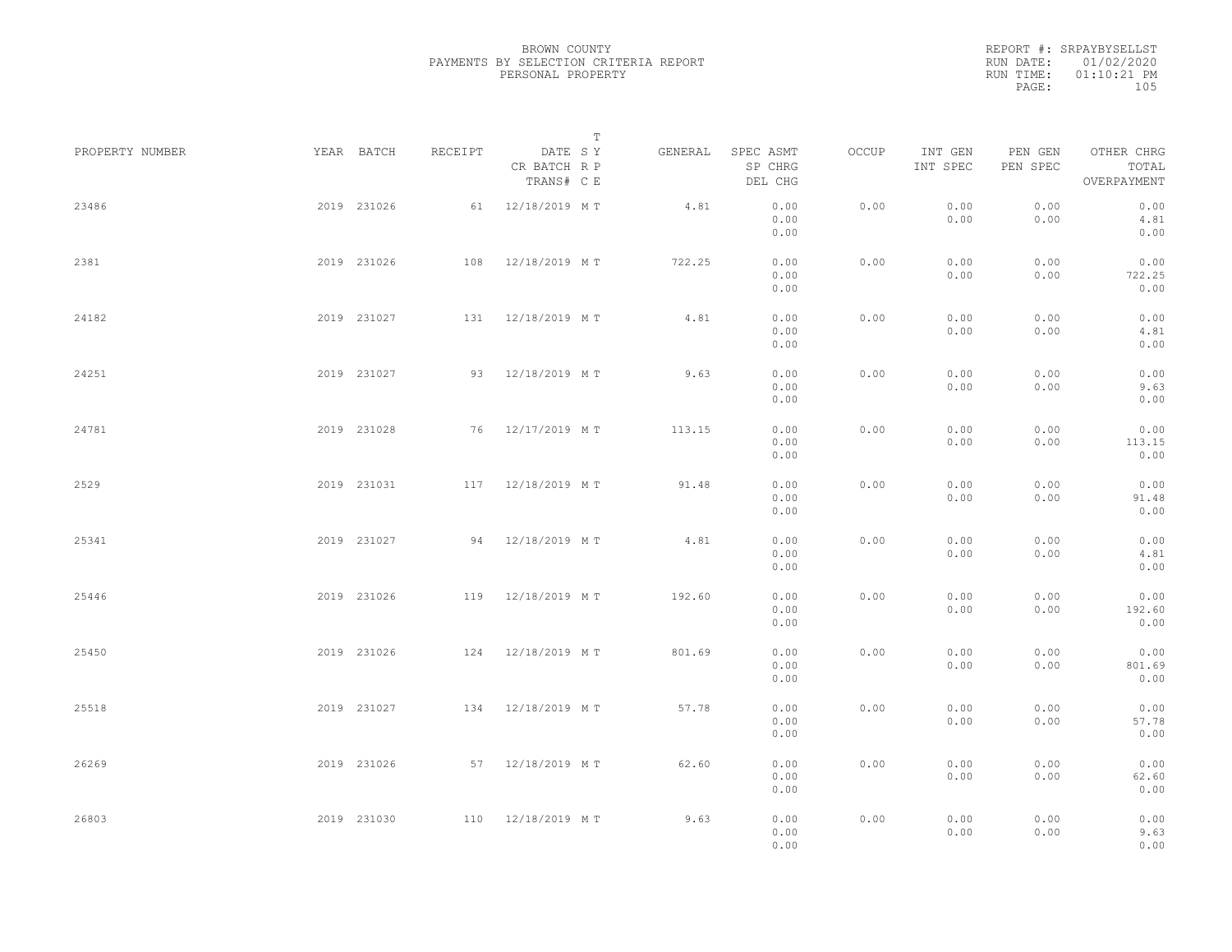BROWN COUNTY
PAYMENTS BY SELECTION CRITERIA REPORT
PERSONAL PROPERTY

REPORT #: SRPAYBYSELLST
RUN DATE: 01/02/2020
RUN TIME: 01:10:21 PM

| PROPERTY NUMBER | YEAR | BATCH | RECEIPT | DATE / CR BATCH / TRANS# | T S Y / R P / C E | GENERAL | SPEC ASMT / SP CHRG / DEL CHG | OCCUP | INT GEN / INT SPEC | PEN GEN / PEN SPEC | OTHER CHRG / TOTAL / OVERPAYMENT |
|---|---|---|---|---|---|---|---|---|---|---|---|
| 23486 | 2019 | 231026 | 61 | 12/18/2019 | M T | 4.81 | 0.00<br>0.00<br>0.00 | 0.00 | 0.00<br>0.00 | 0.00<br>0.00 | 0.00<br>4.81<br>0.00 |
| 2381 | 2019 | 231026 | 108 | 12/18/2019 | M T | 722.25 | 0.00<br>0.00<br>0.00 | 0.00 | 0.00<br>0.00 | 0.00<br>0.00 | 0.00<br>722.25<br>0.00 |
| 24182 | 2019 | 231027 | 131 | 12/18/2019 | M T | 4.81 | 0.00<br>0.00<br>0.00 | 0.00 | 0.00<br>0.00 | 0.00<br>0.00 | 0.00<br>4.81<br>0.00 |
| 24251 | 2019 | 231027 | 93 | 12/18/2019 | M T | 9.63 | 0.00<br>0.00<br>0.00 | 0.00 | 0.00<br>0.00 | 0.00<br>0.00 | 0.00<br>9.63<br>0.00 |
| 24781 | 2019 | 231028 | 76 | 12/17/2019 | M T | 113.15 | 0.00<br>0.00<br>0.00 | 0.00 | 0.00<br>0.00 | 0.00<br>0.00 | 0.00<br>113.15<br>0.00 |
| 2529 | 2019 | 231031 | 117 | 12/18/2019 | M T | 91.48 | 0.00<br>0.00<br>0.00 | 0.00 | 0.00<br>0.00 | 0.00<br>0.00 | 0.00<br>91.48<br>0.00 |
| 25341 | 2019 | 231027 | 94 | 12/18/2019 | M T | 4.81 | 0.00<br>0.00<br>0.00 | 0.00 | 0.00<br>0.00 | 0.00<br>0.00 | 0.00<br>4.81<br>0.00 |
| 25446 | 2019 | 231026 | 119 | 12/18/2019 | M T | 192.60 | 0.00<br>0.00<br>0.00 | 0.00 | 0.00<br>0.00 | 0.00<br>0.00 | 0.00<br>192.60<br>0.00 |
| 25450 | 2019 | 231026 | 124 | 12/18/2019 | M T | 801.69 | 0.00<br>0.00<br>0.00 | 0.00 | 0.00<br>0.00 | 0.00<br>0.00 | 0.00<br>801.69<br>0.00 |
| 25518 | 2019 | 231027 | 134 | 12/18/2019 | M T | 57.78 | 0.00<br>0.00<br>0.00 | 0.00 | 0.00<br>0.00 | 0.00<br>0.00 | 0.00<br>57.78<br>0.00 |
| 26269 | 2019 | 231026 | 57 | 12/18/2019 | M T | 62.60 | 0.00<br>0.00<br>0.00 | 0.00 | 0.00<br>0.00 | 0.00<br>0.00 | 0.00<br>62.60<br>0.00 |
| 26803 | 2019 | 231030 | 110 | 12/18/2019 | M T | 9.63 | 0.00<br>0.00<br>0.00 | 0.00 | 0.00<br>0.00 | 0.00<br>0.00 | 0.00<br>9.63<br>0.00 |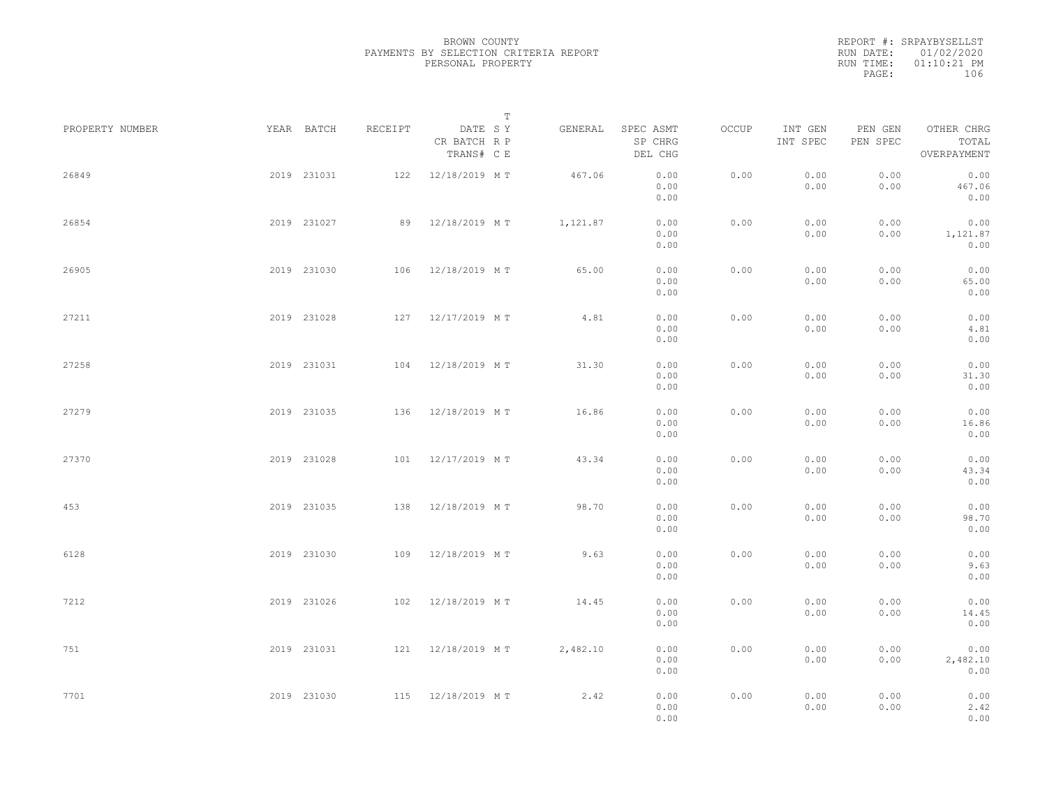BROWN COUNTY
PAYMENTS BY SELECTION CRITERIA REPORT
PERSONAL PROPERTY

REPORT #: SRPAYBYSELLST
RUN DATE: 01/02/2020
RUN TIME: 01:10:21 PM

| PROPERTY NUMBER | YEAR | BATCH | RECEIPT | DATE / CR BATCH / TRANS# | T SYP | T RCE | GENERAL | SPEC ASMT / SP CHRG / DEL CHG | OCCUP | INT GEN / INT SPEC | PEN GEN / PEN SPEC | OTHER CHRG / TOTAL / OVERPAYMENT |
|---|---|---|---|---|---|---|---|---|---|---|---|---|
| 26849 | 2019 | 231031 | 122 | 12/18/2019 | M | T | 467.06 | 0.00 / 0.00 / 0.00 | 0.00 | 0.00 / 0.00 | 0.00 / 0.00 | 0.00 / 467.06 / 0.00 |
| 26854 | 2019 | 231027 | 89 | 12/18/2019 | M | T | 1,121.87 | 0.00 / 0.00 / 0.00 | 0.00 | 0.00 / 0.00 | 0.00 / 0.00 | 0.00 / 1,121.87 / 0.00 |
| 26905 | 2019 | 231030 | 106 | 12/18/2019 | M | T | 65.00 | 0.00 / 0.00 / 0.00 | 0.00 | 0.00 / 0.00 | 0.00 / 0.00 | 0.00 / 65.00 / 0.00 |
| 27211 | 2019 | 231028 | 127 | 12/17/2019 | M | T | 4.81 | 0.00 / 0.00 / 0.00 | 0.00 | 0.00 / 0.00 | 0.00 / 0.00 | 0.00 / 4.81 / 0.00 |
| 27258 | 2019 | 231031 | 104 | 12/18/2019 | M | T | 31.30 | 0.00 / 0.00 / 0.00 | 0.00 | 0.00 / 0.00 | 0.00 / 0.00 | 0.00 / 31.30 / 0.00 |
| 27279 | 2019 | 231035 | 136 | 12/18/2019 | M | T | 16.86 | 0.00 / 0.00 / 0.00 | 0.00 | 0.00 / 0.00 | 0.00 / 0.00 | 0.00 / 16.86 / 0.00 |
| 27370 | 2019 | 231028 | 101 | 12/17/2019 | M | T | 43.34 | 0.00 / 0.00 / 0.00 | 0.00 | 0.00 / 0.00 | 0.00 / 0.00 | 0.00 / 43.34 / 0.00 |
| 453 | 2019 | 231035 | 138 | 12/18/2019 | M | T | 98.70 | 0.00 / 0.00 / 0.00 | 0.00 | 0.00 / 0.00 | 0.00 / 0.00 | 0.00 / 98.70 / 0.00 |
| 6128 | 2019 | 231030 | 109 | 12/18/2019 | M | T | 9.63 | 0.00 / 0.00 / 0.00 | 0.00 | 0.00 / 0.00 | 0.00 / 0.00 | 0.00 / 9.63 / 0.00 |
| 7212 | 2019 | 231026 | 102 | 12/18/2019 | M | T | 14.45 | 0.00 / 0.00 / 0.00 | 0.00 | 0.00 / 0.00 | 0.00 / 0.00 | 0.00 / 14.45 / 0.00 |
| 751 | 2019 | 231031 | 121 | 12/18/2019 | M | T | 2,482.10 | 0.00 / 0.00 / 0.00 | 0.00 | 0.00 / 0.00 | 0.00 / 0.00 | 0.00 / 2,482.10 / 0.00 |
| 7701 | 2019 | 231030 | 115 | 12/18/2019 | M | T | 2.42 | 0.00 / 0.00 / 0.00 | 0.00 | 0.00 / 0.00 | 0.00 / 0.00 | 0.00 / 2.42 / 0.00 |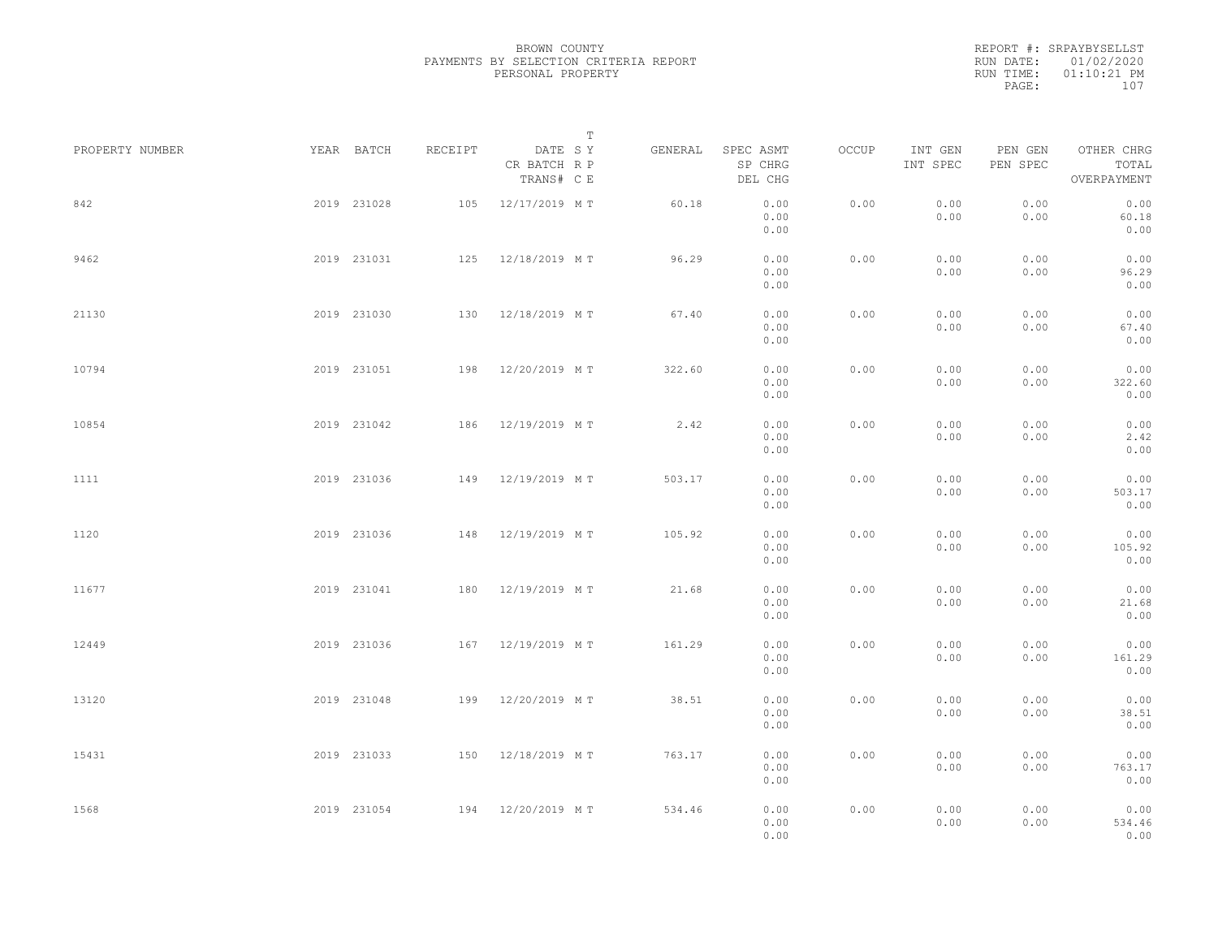BROWN COUNTY
PAYMENTS BY SELECTION CRITERIA REPORT
PERSONAL PROPERTY

REPORT #: SRPAYBYSELLST
RUN DATE: 01/02/2020
RUN TIME: 01:10:21 PM

| PROPERTY NUMBER | YEAR | BATCH | RECEIPT | DATE / CR BATCH / TRANS# | T SY / RP / CE | GENERAL | SPEC ASMT / SP CHRG / DEL CHG | OCCUP | INT GEN / INT SPEC | PEN GEN / PEN SPEC | OTHER CHRG / TOTAL / OVERPAYMENT |
|---|---|---|---|---|---|---|---|---|---|---|---|
| 842 | 2019 | 231028 | 105 | 12/17/2019 | M T | 60.18 | 0.00 / 0.00 / 0.00 | 0.00 | 0.00 / 0.00 | 0.00 / 0.00 | 0.00 / 60.18 / 0.00 |
| 9462 | 2019 | 231031 | 125 | 12/18/2019 | M T | 96.29 | 0.00 / 0.00 / 0.00 | 0.00 | 0.00 / 0.00 | 0.00 / 0.00 | 0.00 / 96.29 / 0.00 |
| 21130 | 2019 | 231030 | 130 | 12/18/2019 | M T | 67.40 | 0.00 / 0.00 / 0.00 | 0.00 | 0.00 / 0.00 | 0.00 / 0.00 | 0.00 / 67.40 / 0.00 |
| 10794 | 2019 | 231051 | 198 | 12/20/2019 | M T | 322.60 | 0.00 / 0.00 / 0.00 | 0.00 | 0.00 / 0.00 | 0.00 / 0.00 | 0.00 / 322.60 / 0.00 |
| 10854 | 2019 | 231042 | 186 | 12/19/2019 | M T | 2.42 | 0.00 / 0.00 / 0.00 | 0.00 | 0.00 / 0.00 | 0.00 / 0.00 | 0.00 / 2.42 / 0.00 |
| 1111 | 2019 | 231036 | 149 | 12/19/2019 | M T | 503.17 | 0.00 / 0.00 / 0.00 | 0.00 | 0.00 / 0.00 | 0.00 / 0.00 | 0.00 / 503.17 / 0.00 |
| 1120 | 2019 | 231036 | 148 | 12/19/2019 | M T | 105.92 | 0.00 / 0.00 / 0.00 | 0.00 | 0.00 / 0.00 | 0.00 / 0.00 | 0.00 / 105.92 / 0.00 |
| 11677 | 2019 | 231041 | 180 | 12/19/2019 | M T | 21.68 | 0.00 / 0.00 / 0.00 | 0.00 | 0.00 / 0.00 | 0.00 / 0.00 | 0.00 / 21.68 / 0.00 |
| 12449 | 2019 | 231036 | 167 | 12/19/2019 | M T | 161.29 | 0.00 / 0.00 / 0.00 | 0.00 | 0.00 / 0.00 | 0.00 / 0.00 | 0.00 / 161.29 / 0.00 |
| 13120 | 2019 | 231048 | 199 | 12/20/2019 | M T | 38.51 | 0.00 / 0.00 / 0.00 | 0.00 | 0.00 / 0.00 | 0.00 / 0.00 | 0.00 / 38.51 / 0.00 |
| 15431 | 2019 | 231033 | 150 | 12/18/2019 | M T | 763.17 | 0.00 / 0.00 / 0.00 | 0.00 | 0.00 / 0.00 | 0.00 / 0.00 | 0.00 / 763.17 / 0.00 |
| 1568 | 2019 | 231054 | 194 | 12/20/2019 | M T | 534.46 | 0.00 / 0.00 / 0.00 | 0.00 | 0.00 / 0.00 | 0.00 / 0.00 | 0.00 / 534.46 / 0.00 |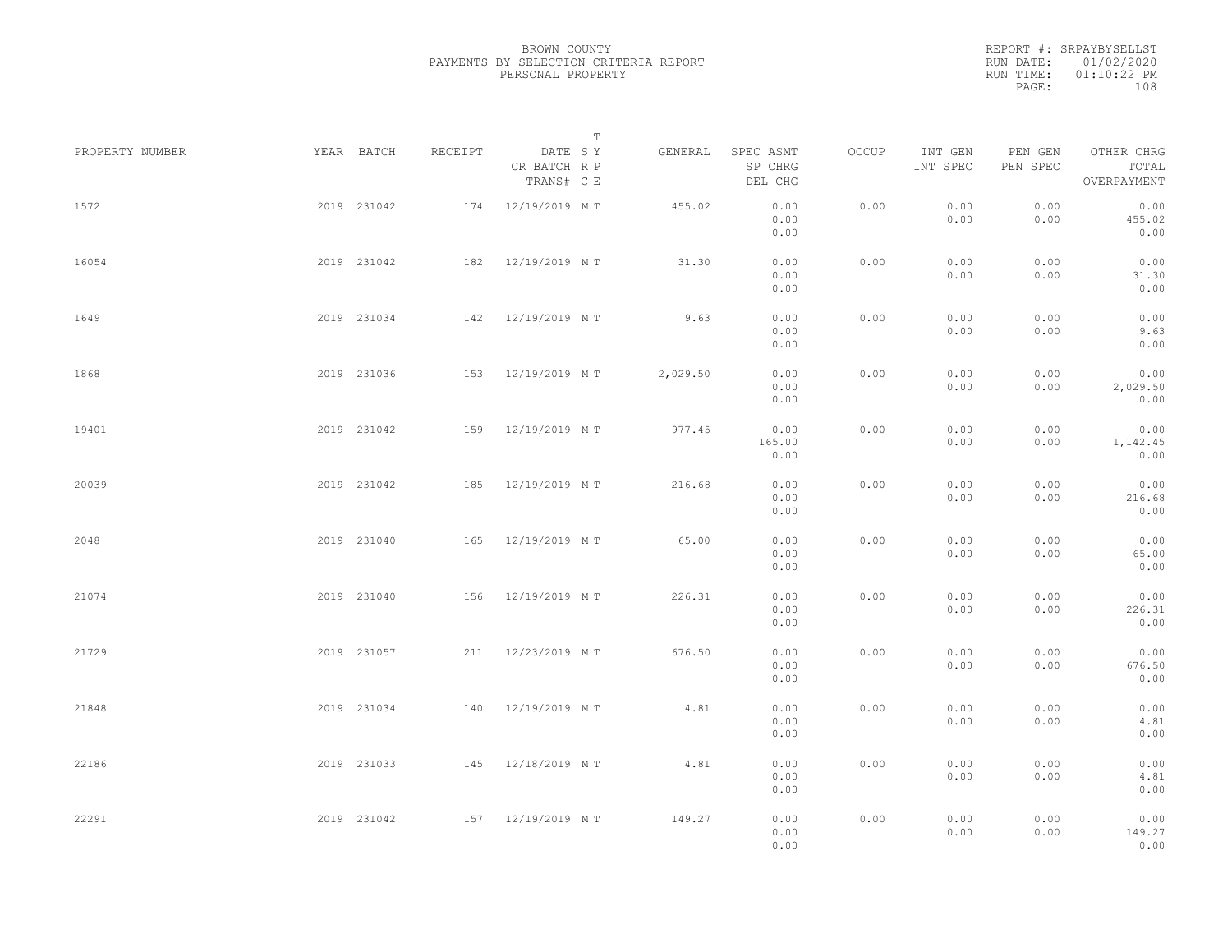BROWN COUNTY
PAYMENTS BY SELECTION CRITERIA REPORT
PERSONAL PROPERTY

REPORT #: SRPAYBYSELLST
RUN DATE: 01/02/2020
RUN TIME: 01:10:22 PM
PAGE: 108

| PROPERTY NUMBER | YEAR | BATCH | RECEIPT | DATE / CR BATCH / TRANS# | T SYP / RP / CE | GENERAL | SPEC ASMT / SP CHRG / DEL CHG | OCCUP | INT GEN / INT SPEC | PEN GEN / PEN SPEC | OTHER CHRG / TOTAL / OVERPAYMENT |
|---|---|---|---|---|---|---|---|---|---|---|---|
| 1572 | 2019 | 231042 | 174 | 12/19/2019 | M T | 455.02 | 0.00 / 0.00 / 0.00 | 0.00 | 0.00 / 0.00 | 0.00 / 0.00 | 0.00 / 455.02 / 0.00 |
| 16054 | 2019 | 231042 | 182 | 12/19/2019 | M T | 31.30 | 0.00 / 0.00 / 0.00 | 0.00 | 0.00 / 0.00 | 0.00 / 0.00 | 0.00 / 31.30 / 0.00 |
| 1649 | 2019 | 231034 | 142 | 12/19/2019 | M T | 9.63 | 0.00 / 0.00 / 0.00 | 0.00 | 0.00 / 0.00 | 0.00 / 0.00 | 0.00 / 9.63 / 0.00 |
| 1868 | 2019 | 231036 | 153 | 12/19/2019 | M T | 2,029.50 | 0.00 / 0.00 / 0.00 | 0.00 | 0.00 / 0.00 | 0.00 / 0.00 | 0.00 / 2,029.50 / 0.00 |
| 19401 | 2019 | 231042 | 159 | 12/19/2019 | M T | 977.45 | 0.00 / 165.00 / 0.00 | 0.00 | 0.00 / 0.00 | 0.00 / 0.00 | 0.00 / 1,142.45 / 0.00 |
| 20039 | 2019 | 231042 | 185 | 12/19/2019 | M T | 216.68 | 0.00 / 0.00 / 0.00 | 0.00 | 0.00 / 0.00 | 0.00 / 0.00 | 0.00 / 216.68 / 0.00 |
| 2048 | 2019 | 231040 | 165 | 12/19/2019 | M T | 65.00 | 0.00 / 0.00 / 0.00 | 0.00 | 0.00 / 0.00 | 0.00 / 0.00 | 0.00 / 65.00 / 0.00 |
| 21074 | 2019 | 231040 | 156 | 12/19/2019 | M T | 226.31 | 0.00 / 0.00 / 0.00 | 0.00 | 0.00 / 0.00 | 0.00 / 0.00 | 0.00 / 226.31 / 0.00 |
| 21729 | 2019 | 231057 | 211 | 12/23/2019 | M T | 676.50 | 0.00 / 0.00 / 0.00 | 0.00 | 0.00 / 0.00 | 0.00 / 0.00 | 0.00 / 676.50 / 0.00 |
| 21848 | 2019 | 231034 | 140 | 12/19/2019 | M T | 4.81 | 0.00 / 0.00 / 0.00 | 0.00 | 0.00 / 0.00 | 0.00 / 0.00 | 0.00 / 4.81 / 0.00 |
| 22186 | 2019 | 231033 | 145 | 12/18/2019 | M T | 4.81 | 0.00 / 0.00 / 0.00 | 0.00 | 0.00 / 0.00 | 0.00 / 0.00 | 0.00 / 4.81 / 0.00 |
| 22291 | 2019 | 231042 | 157 | 12/19/2019 | M T | 149.27 | 0.00 / 0.00 / 0.00 | 0.00 | 0.00 / 0.00 | 0.00 / 0.00 | 0.00 / 149.27 / 0.00 |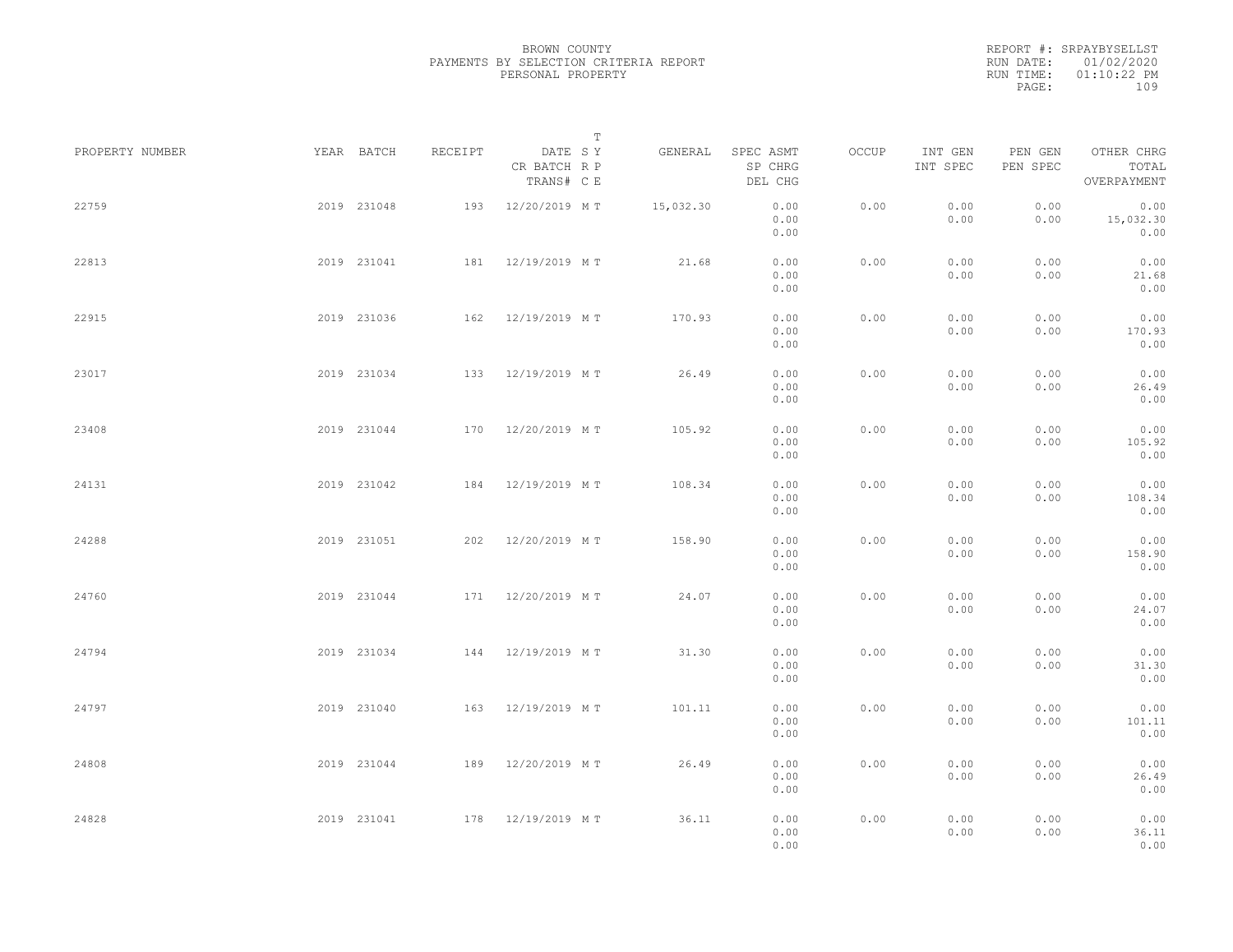BROWN COUNTY
PAYMENTS BY SELECTION CRITERIA REPORT
PERSONAL PROPERTY

REPORT #: SRPAYBYSELLST
RUN DATE: 01/02/2020
RUN TIME: 01:10:22 PM
PAGE: 109

| PROPERTY NUMBER | YEAR | BATCH | RECEIPT | DATE / CR BATCH / TRANS# | SRC | TYPE | GENERAL | SPEC ASMT / SP CHRG / DEL CHG | OCCUP | INT GEN / INT SPEC | PEN GEN / PEN SPEC | OTHER CHRG / TOTAL / OVERPAYMENT |
|---|---|---|---|---|---|---|---|---|---|---|---|---|
| 22759 | 2019 | 231048 | 193 | 12/20/2019 | M | T | 15,032.30 | 0.00<br>0.00<br>0.00 | 0.00 | 0.00<br>0.00 | 0.00<br>0.00 | 0.00<br>15,032.30<br>0.00 |
| 22813 | 2019 | 231041 | 181 | 12/19/2019 | M | T | 21.68 | 0.00<br>0.00<br>0.00 | 0.00 | 0.00<br>0.00 | 0.00<br>0.00 | 0.00<br>21.68<br>0.00 |
| 22915 | 2019 | 231036 | 162 | 12/19/2019 | M | T | 170.93 | 0.00<br>0.00<br>0.00 | 0.00 | 0.00<br>0.00 | 0.00<br>0.00 | 0.00<br>170.93<br>0.00 |
| 23017 | 2019 | 231034 | 133 | 12/19/2019 | M | T | 26.49 | 0.00<br>0.00<br>0.00 | 0.00 | 0.00<br>0.00 | 0.00<br>0.00 | 0.00<br>26.49<br>0.00 |
| 23408 | 2019 | 231044 | 170 | 12/20/2019 | M | T | 105.92 | 0.00<br>0.00<br>0.00 | 0.00 | 0.00<br>0.00 | 0.00<br>0.00 | 0.00<br>105.92<br>0.00 |
| 24131 | 2019 | 231042 | 184 | 12/19/2019 | M | T | 108.34 | 0.00<br>0.00<br>0.00 | 0.00 | 0.00<br>0.00 | 0.00<br>0.00 | 0.00<br>108.34<br>0.00 |
| 24288 | 2019 | 231051 | 202 | 12/20/2019 | M | T | 158.90 | 0.00<br>0.00<br>0.00 | 0.00 | 0.00<br>0.00 | 0.00<br>0.00 | 0.00<br>158.90<br>0.00 |
| 24760 | 2019 | 231044 | 171 | 12/20/2019 | M | T | 24.07 | 0.00<br>0.00<br>0.00 | 0.00 | 0.00<br>0.00 | 0.00<br>0.00 | 0.00<br>24.07<br>0.00 |
| 24794 | 2019 | 231034 | 144 | 12/19/2019 | M | T | 31.30 | 0.00<br>0.00<br>0.00 | 0.00 | 0.00<br>0.00 | 0.00<br>0.00 | 0.00<br>31.30<br>0.00 |
| 24797 | 2019 | 231040 | 163 | 12/19/2019 | M | T | 101.11 | 0.00<br>0.00<br>0.00 | 0.00 | 0.00<br>0.00 | 0.00<br>0.00 | 0.00<br>101.11<br>0.00 |
| 24808 | 2019 | 231044 | 189 | 12/20/2019 | M | T | 26.49 | 0.00<br>0.00<br>0.00 | 0.00 | 0.00<br>0.00 | 0.00<br>0.00 | 0.00<br>26.49<br>0.00 |
| 24828 | 2019 | 231041 | 178 | 12/19/2019 | M | T | 36.11 | 0.00<br>0.00<br>0.00 | 0.00 | 0.00<br>0.00 | 0.00<br>0.00 | 0.00<br>36.11<br>0.00 |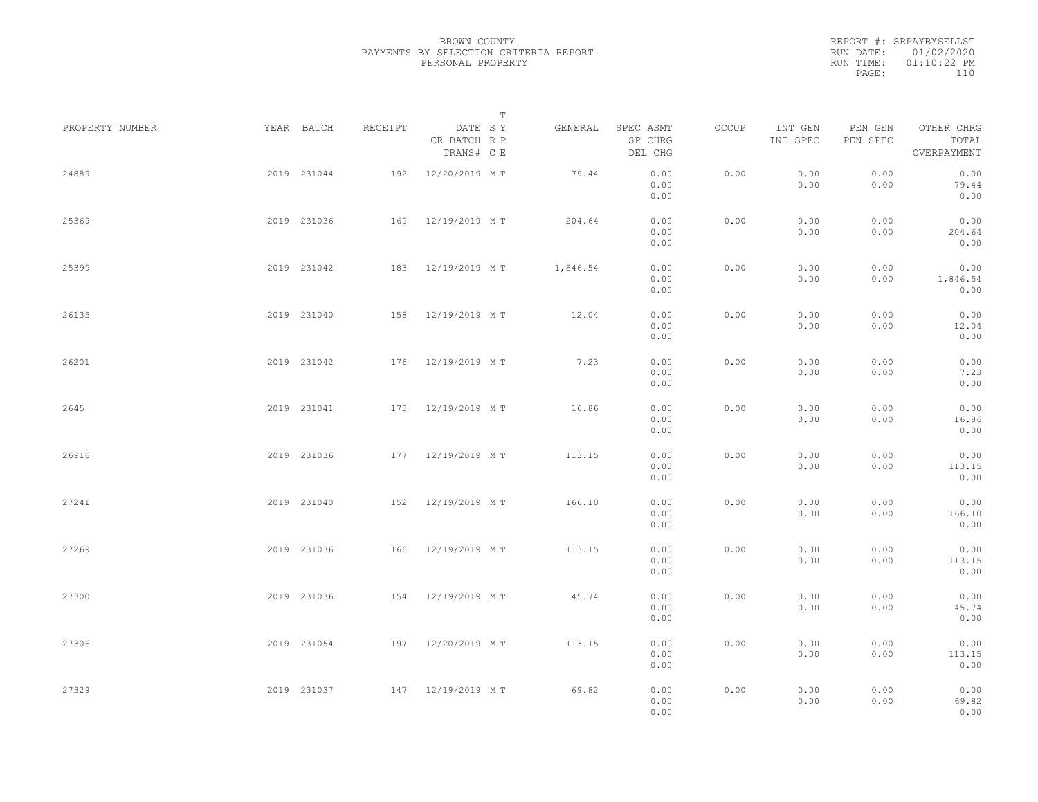BROWN COUNTY
PAYMENTS BY SELECTION CRITERIA REPORT
PERSONAL PROPERTY

REPORT #: SRPAYBYSELLST
RUN DATE: 01/02/2020
RUN TIME: 01:10:22 PM
PAGE: 110

| PROPERTY NUMBER | YEAR | BATCH | RECEIPT | DATE / CR BATCH / TRANS# | T SY RP CE | GENERAL | SPEC ASMT / SP CHRG / DEL CHG | OCCUP | INT GEN / INT SPEC | PEN GEN / PEN SPEC | OTHER CHRG / TOTAL / OVERPAYMENT |
|---|---|---|---|---|---|---|---|---|---|---|---|
| 24889 | 2019 | 231044 | 192 | 12/20/2019 | M T | 79.44 | 0.00<br>0.00<br>0.00 | 0.00 | 0.00<br>0.00 | 0.00<br>0.00 | 0.00<br>79.44<br>0.00 |
| 25369 | 2019 | 231036 | 169 | 12/19/2019 | M T | 204.64 | 0.00<br>0.00<br>0.00 | 0.00 | 0.00<br>0.00 | 0.00<br>0.00 | 0.00<br>204.64<br>0.00 |
| 25399 | 2019 | 231042 | 183 | 12/19/2019 | M T | 1,846.54 | 0.00<br>0.00<br>0.00 | 0.00 | 0.00<br>0.00 | 0.00<br>0.00 | 0.00<br>1,846.54<br>0.00 |
| 26135 | 2019 | 231040 | 158 | 12/19/2019 | M T | 12.04 | 0.00<br>0.00<br>0.00 | 0.00 | 0.00<br>0.00 | 0.00<br>0.00 | 0.00<br>12.04<br>0.00 |
| 26201 | 2019 | 231042 | 176 | 12/19/2019 | M T | 7.23 | 0.00<br>0.00<br>0.00 | 0.00 | 0.00<br>0.00 | 0.00<br>0.00 | 0.00<br>7.23<br>0.00 |
| 2645 | 2019 | 231041 | 173 | 12/19/2019 | M T | 16.86 | 0.00<br>0.00<br>0.00 | 0.00 | 0.00<br>0.00 | 0.00<br>0.00 | 0.00<br>16.86<br>0.00 |
| 26916 | 2019 | 231036 | 177 | 12/19/2019 | M T | 113.15 | 0.00<br>0.00<br>0.00 | 0.00 | 0.00<br>0.00 | 0.00<br>0.00 | 0.00<br>113.15<br>0.00 |
| 27241 | 2019 | 231040 | 152 | 12/19/2019 | M T | 166.10 | 0.00<br>0.00<br>0.00 | 0.00 | 0.00<br>0.00 | 0.00<br>0.00 | 0.00<br>166.10<br>0.00 |
| 27269 | 2019 | 231036 | 166 | 12/19/2019 | M T | 113.15 | 0.00<br>0.00<br>0.00 | 0.00 | 0.00<br>0.00 | 0.00<br>0.00 | 0.00<br>113.15<br>0.00 |
| 27300 | 2019 | 231036 | 154 | 12/19/2019 | M T | 45.74 | 0.00<br>0.00<br>0.00 | 0.00 | 0.00<br>0.00 | 0.00<br>0.00 | 0.00<br>45.74<br>0.00 |
| 27306 | 2019 | 231054 | 197 | 12/20/2019 | M T | 113.15 | 0.00<br>0.00<br>0.00 | 0.00 | 0.00<br>0.00 | 0.00<br>0.00 | 0.00<br>113.15<br>0.00 |
| 27329 | 2019 | 231037 | 147 | 12/19/2019 | M T | 69.82 | 0.00<br>0.00<br>0.00 | 0.00 | 0.00<br>0.00 | 0.00<br>0.00 | 0.00<br>69.82<br>0.00 |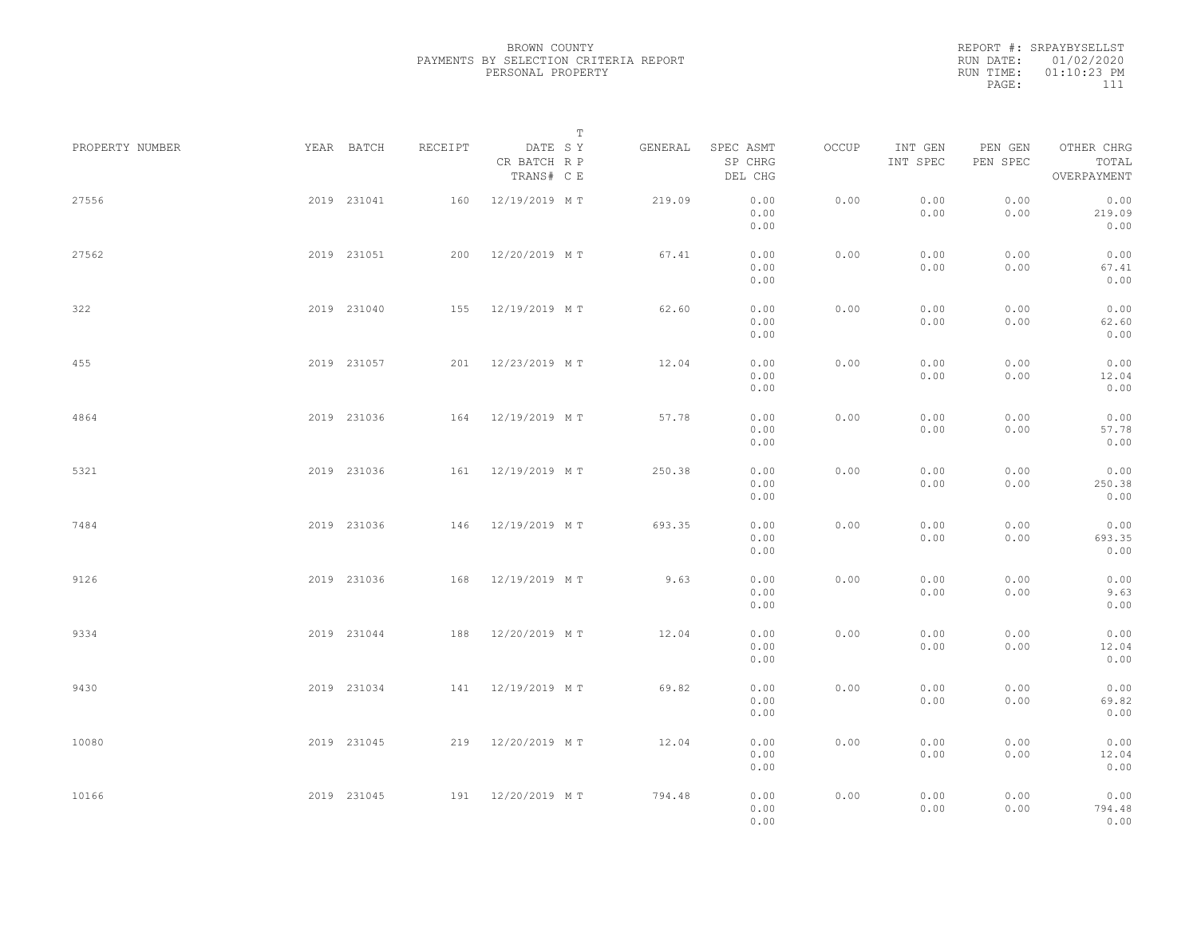BROWN COUNTY
PAYMENTS BY SELECTION CRITERIA REPORT
PERSONAL PROPERTY

REPORT #: SRPAYBYSELLST
RUN DATE: 01/02/2020
RUN TIME: 01:10:23 PM

| PROPERTY NUMBER | YEAR | BATCH | RECEIPT | DATE / CR BATCH / TRANS# | S R C | T Y P E | GENERAL | SPEC ASMT / SP CHRG / DEL CHG | OCCUP | INT GEN / INT SPEC | PEN GEN / PEN SPEC | OTHER CHRG / TOTAL / OVERPAYMENT |
|---|---|---|---|---|---|---|---|---|---|---|---|---|
| 27556 | 2019 | 231041 | 160 | 12/19/2019 | M | T | 219.09 | 0.00 / 0.00 / 0.00 | 0.00 | 0.00 / 0.00 | 0.00 / 0.00 | 0.00 / 219.09 / 0.00 |
| 27562 | 2019 | 231051 | 200 | 12/20/2019 | M | T | 67.41 | 0.00 / 0.00 / 0.00 | 0.00 | 0.00 / 0.00 | 0.00 / 0.00 | 0.00 / 67.41 / 0.00 |
| 322 | 2019 | 231040 | 155 | 12/19/2019 | M | T | 62.60 | 0.00 / 0.00 / 0.00 | 0.00 | 0.00 / 0.00 | 0.00 / 0.00 | 0.00 / 62.60 / 0.00 |
| 455 | 2019 | 231057 | 201 | 12/23/2019 | M | T | 12.04 | 0.00 / 0.00 / 0.00 | 0.00 | 0.00 / 0.00 | 0.00 / 0.00 | 0.00 / 12.04 / 0.00 |
| 4864 | 2019 | 231036 | 164 | 12/19/2019 | M | T | 57.78 | 0.00 / 0.00 / 0.00 | 0.00 | 0.00 / 0.00 | 0.00 / 0.00 | 0.00 / 57.78 / 0.00 |
| 5321 | 2019 | 231036 | 161 | 12/19/2019 | M | T | 250.38 | 0.00 / 0.00 / 0.00 | 0.00 | 0.00 / 0.00 | 0.00 / 0.00 | 0.00 / 250.38 / 0.00 |
| 7484 | 2019 | 231036 | 146 | 12/19/2019 | M | T | 693.35 | 0.00 / 0.00 / 0.00 | 0.00 | 0.00 / 0.00 | 0.00 / 0.00 | 0.00 / 693.35 / 0.00 |
| 9126 | 2019 | 231036 | 168 | 12/19/2019 | M | T | 9.63 | 0.00 / 0.00 / 0.00 | 0.00 | 0.00 / 0.00 | 0.00 / 0.00 | 0.00 / 9.63 / 0.00 |
| 9334 | 2019 | 231044 | 188 | 12/20/2019 | M | T | 12.04 | 0.00 / 0.00 / 0.00 | 0.00 | 0.00 / 0.00 | 0.00 / 0.00 | 0.00 / 12.04 / 0.00 |
| 9430 | 2019 | 231034 | 141 | 12/19/2019 | M | T | 69.82 | 0.00 / 0.00 / 0.00 | 0.00 | 0.00 / 0.00 | 0.00 / 0.00 | 0.00 / 69.82 / 0.00 |
| 10080 | 2019 | 231045 | 219 | 12/20/2019 | M | T | 12.04 | 0.00 / 0.00 / 0.00 | 0.00 | 0.00 / 0.00 | 0.00 / 0.00 | 0.00 / 12.04 / 0.00 |
| 10166 | 2019 | 231045 | 191 | 12/20/2019 | M | T | 794.48 | 0.00 / 0.00 / 0.00 | 0.00 | 0.00 / 0.00 | 0.00 / 0.00 | 0.00 / 794.48 / 0.00 |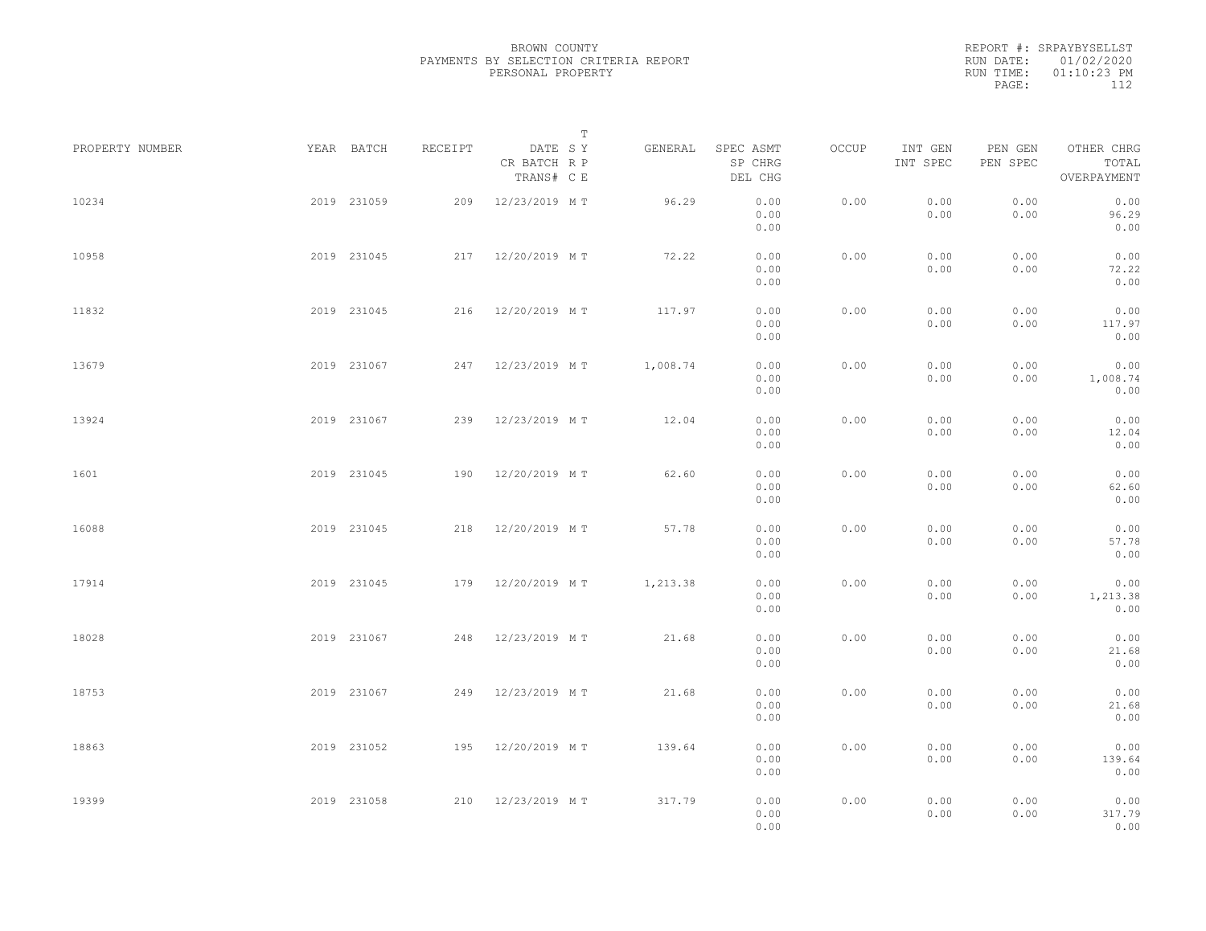BROWN COUNTY
PAYMENTS BY SELECTION CRITERIA REPORT
PERSONAL PROPERTY

REPORT #: SRPAYBYSELLST
RUN DATE: 01/02/2020
RUN TIME: 01:10:23 PM

| PROPERTY NUMBER | YEAR | BATCH | RECEIPT | DATE / CR BATCH / TRANS# | SYS | TYPE | GENERAL | SPEC ASMT / SP CHRG / DEL CHG | OCCUP | INT GEN / INT SPEC | PEN GEN / PEN SPEC | OTHER CHRG / TOTAL / OVERPAYMENT |
|---|---|---|---|---|---|---|---|---|---|---|---|---|
| 10234 | 2019 | 231059 | 209 | 12/23/2019 | M | T | 96.29 | 0.00 / 0.00 / 0.00 | 0.00 | 0.00 / 0.00 | 0.00 / 0.00 | 0.00 / 96.29 / 0.00 |
| 10958 | 2019 | 231045 | 217 | 12/20/2019 | M | T | 72.22 | 0.00 / 0.00 / 0.00 | 0.00 | 0.00 / 0.00 | 0.00 / 0.00 | 0.00 / 72.22 / 0.00 |
| 11832 | 2019 | 231045 | 216 | 12/20/2019 | M | T | 117.97 | 0.00 / 0.00 / 0.00 | 0.00 | 0.00 / 0.00 | 0.00 / 0.00 | 0.00 / 117.97 / 0.00 |
| 13679 | 2019 | 231067 | 247 | 12/23/2019 | M | T | 1,008.74 | 0.00 / 0.00 / 0.00 | 0.00 | 0.00 / 0.00 | 0.00 / 0.00 | 0.00 / 1,008.74 / 0.00 |
| 13924 | 2019 | 231067 | 239 | 12/23/2019 | M | T | 12.04 | 0.00 / 0.00 / 0.00 | 0.00 | 0.00 / 0.00 | 0.00 / 0.00 | 0.00 / 12.04 / 0.00 |
| 1601 | 2019 | 231045 | 190 | 12/20/2019 | M | T | 62.60 | 0.00 / 0.00 / 0.00 | 0.00 | 0.00 / 0.00 | 0.00 / 0.00 | 0.00 / 62.60 / 0.00 |
| 16088 | 2019 | 231045 | 218 | 12/20/2019 | M | T | 57.78 | 0.00 / 0.00 / 0.00 | 0.00 | 0.00 / 0.00 | 0.00 / 0.00 | 0.00 / 57.78 / 0.00 |
| 17914 | 2019 | 231045 | 179 | 12/20/2019 | M | T | 1,213.38 | 0.00 / 0.00 / 0.00 | 0.00 | 0.00 / 0.00 | 0.00 / 0.00 | 0.00 / 1,213.38 / 0.00 |
| 18028 | 2019 | 231067 | 248 | 12/23/2019 | M | T | 21.68 | 0.00 / 0.00 / 0.00 | 0.00 | 0.00 / 0.00 | 0.00 / 0.00 | 0.00 / 21.68 / 0.00 |
| 18753 | 2019 | 231067 | 249 | 12/23/2019 | M | T | 21.68 | 0.00 / 0.00 / 0.00 | 0.00 | 0.00 / 0.00 | 0.00 / 0.00 | 0.00 / 21.68 / 0.00 |
| 18863 | 2019 | 231052 | 195 | 12/20/2019 | M | T | 139.64 | 0.00 / 0.00 / 0.00 | 0.00 | 0.00 / 0.00 | 0.00 / 0.00 | 0.00 / 139.64 / 0.00 |
| 19399 | 2019 | 231058 | 210 | 12/23/2019 | M | T | 317.79 | 0.00 / 0.00 / 0.00 | 0.00 | 0.00 / 0.00 | 0.00 / 0.00 | 0.00 / 317.79 / 0.00 |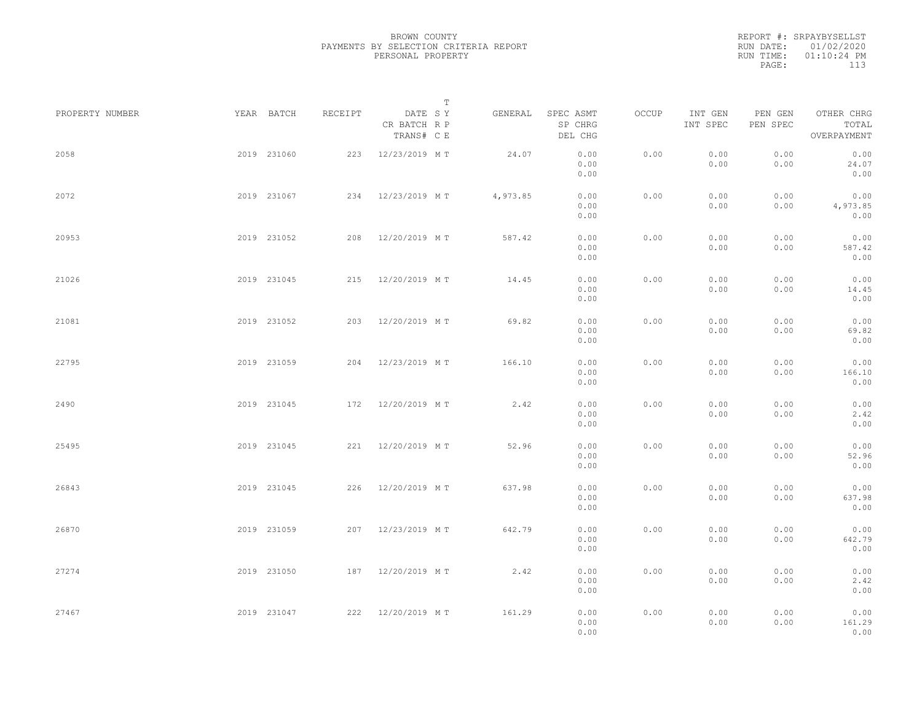BROWN COUNTY
PAYMENTS BY SELECTION CRITERIA REPORT
PERSONAL PROPERTY

REPORT #: SRPAYBYSELLST
RUN DATE: 01/02/2020
RUN TIME: 01:10:24 PM

| PROPERTY NUMBER | YEAR | BATCH | RECEIPT | DATE / CR BATCH / TRANS# | T SY RP CE | GENERAL | SPEC ASMT / SP CHRG / DEL CHG | OCCUP | INT GEN / INT SPEC | PEN GEN / PEN SPEC | OTHER CHRG / TOTAL / OVERPAYMENT |
|---|---|---|---|---|---|---|---|---|---|---|---|
| 2058 | 2019 | 231060 | 223 | 12/23/2019 | M T | 24.07 | 0.00<br>0.00<br>0.00 | 0.00 | 0.00<br>0.00 | 0.00<br>0.00 | 0.00<br>24.07<br>0.00 |
| 2072 | 2019 | 231067 | 234 | 12/23/2019 | M T | 4,973.85 | 0.00<br>0.00<br>0.00 | 0.00 | 0.00<br>0.00 | 0.00<br>0.00 | 0.00<br>4,973.85<br>0.00 |
| 20953 | 2019 | 231052 | 208 | 12/20/2019 | M T | 587.42 | 0.00<br>0.00<br>0.00 | 0.00 | 0.00<br>0.00 | 0.00<br>0.00 | 0.00<br>587.42<br>0.00 |
| 21026 | 2019 | 231045 | 215 | 12/20/2019 | M T | 14.45 | 0.00<br>0.00<br>0.00 | 0.00 | 0.00<br>0.00 | 0.00<br>0.00 | 0.00<br>14.45<br>0.00 |
| 21081 | 2019 | 231052 | 203 | 12/20/2019 | M T | 69.82 | 0.00<br>0.00<br>0.00 | 0.00 | 0.00<br>0.00 | 0.00<br>0.00 | 0.00<br>69.82<br>0.00 |
| 22795 | 2019 | 231059 | 204 | 12/23/2019 | M T | 166.10 | 0.00<br>0.00<br>0.00 | 0.00 | 0.00<br>0.00 | 0.00<br>0.00 | 0.00<br>166.10<br>0.00 |
| 2490 | 2019 | 231045 | 172 | 12/20/2019 | M T | 2.42 | 0.00<br>0.00<br>0.00 | 0.00 | 0.00<br>0.00 | 0.00<br>0.00 | 0.00<br>2.42<br>0.00 |
| 25495 | 2019 | 231045 | 221 | 12/20/2019 | M T | 52.96 | 0.00<br>0.00<br>0.00 | 0.00 | 0.00<br>0.00 | 0.00<br>0.00 | 0.00<br>52.96<br>0.00 |
| 26843 | 2019 | 231045 | 226 | 12/20/2019 | M T | 637.98 | 0.00<br>0.00<br>0.00 | 0.00 | 0.00<br>0.00 | 0.00<br>0.00 | 0.00<br>637.98<br>0.00 |
| 26870 | 2019 | 231059 | 207 | 12/23/2019 | M T | 642.79 | 0.00<br>0.00<br>0.00 | 0.00 | 0.00<br>0.00 | 0.00<br>0.00 | 0.00<br>642.79<br>0.00 |
| 27274 | 2019 | 231050 | 187 | 12/20/2019 | M T | 2.42 | 0.00<br>0.00<br>0.00 | 0.00 | 0.00<br>0.00 | 0.00<br>0.00 | 0.00<br>2.42<br>0.00 |
| 27467 | 2019 | 231047 | 222 | 12/20/2019 | M T | 161.29 | 0.00<br>0.00<br>0.00 | 0.00 | 0.00<br>0.00 | 0.00<br>0.00 | 0.00<br>161.29<br>0.00 |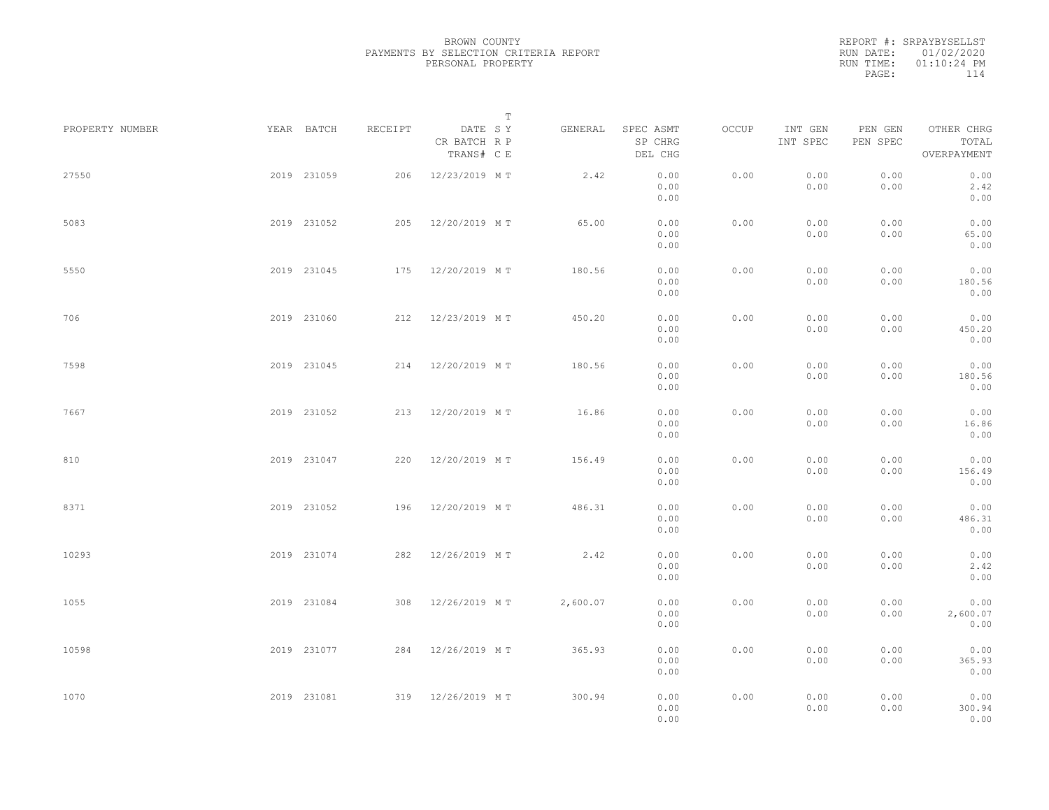BROWN COUNTY
PAYMENTS BY SELECTION CRITERIA REPORT
PERSONAL PROPERTY

REPORT #: SRPAYBYSELLST
RUN DATE: 01/02/2020
RUN TIME: 01:10:24 PM

| PROPERTY NUMBER | YEAR | BATCH | RECEIPT | DATE / CR BATCH / TRANS# | SYS | TYPE | GENERAL | SPEC ASMT / SP CHRG / DEL CHG | OCCUP | INT GEN / INT SPEC | PEN GEN / PEN SPEC | OTHER CHRG / TOTAL / OVERPAYMENT |
|---|---|---|---|---|---|---|---|---|---|---|---|---|
| 27550 | 2019 | 231059 | 206 | 12/23/2019 | M | T | 2.42 | 0.00 / 0.00 / 0.00 | 0.00 | 0.00 / 0.00 | 0.00 / 0.00 | 0.00 / 2.42 / 0.00 |
| 5083 | 2019 | 231052 | 205 | 12/20/2019 | M | T | 65.00 | 0.00 / 0.00 / 0.00 | 0.00 | 0.00 / 0.00 | 0.00 / 0.00 | 0.00 / 65.00 / 0.00 |
| 5550 | 2019 | 231045 | 175 | 12/20/2019 | M | T | 180.56 | 0.00 / 0.00 / 0.00 | 0.00 | 0.00 / 0.00 | 0.00 / 0.00 | 0.00 / 180.56 / 0.00 |
| 706 | 2019 | 231060 | 212 | 12/23/2019 | M | T | 450.20 | 0.00 / 0.00 / 0.00 | 0.00 | 0.00 / 0.00 | 0.00 / 0.00 | 0.00 / 450.20 / 0.00 |
| 7598 | 2019 | 231045 | 214 | 12/20/2019 | M | T | 180.56 | 0.00 / 0.00 / 0.00 | 0.00 | 0.00 / 0.00 | 0.00 / 0.00 | 0.00 / 180.56 / 0.00 |
| 7667 | 2019 | 231052 | 213 | 12/20/2019 | M | T | 16.86 | 0.00 / 0.00 / 0.00 | 0.00 | 0.00 / 0.00 | 0.00 / 0.00 | 0.00 / 16.86 / 0.00 |
| 810 | 2019 | 231047 | 220 | 12/20/2019 | M | T | 156.49 | 0.00 / 0.00 / 0.00 | 0.00 | 0.00 / 0.00 | 0.00 / 0.00 | 0.00 / 156.49 / 0.00 |
| 8371 | 2019 | 231052 | 196 | 12/20/2019 | M | T | 486.31 | 0.00 / 0.00 / 0.00 | 0.00 | 0.00 / 0.00 | 0.00 / 0.00 | 0.00 / 486.31 / 0.00 |
| 10293 | 2019 | 231074 | 282 | 12/26/2019 | M | T | 2.42 | 0.00 / 0.00 / 0.00 | 0.00 | 0.00 / 0.00 | 0.00 / 0.00 | 0.00 / 2.42 / 0.00 |
| 1055 | 2019 | 231084 | 308 | 12/26/2019 | M | T | 2,600.07 | 0.00 / 0.00 / 0.00 | 0.00 | 0.00 / 0.00 | 0.00 / 0.00 | 0.00 / 2,600.07 / 0.00 |
| 10598 | 2019 | 231077 | 284 | 12/26/2019 | M | T | 365.93 | 0.00 / 0.00 / 0.00 | 0.00 | 0.00 / 0.00 | 0.00 / 0.00 | 0.00 / 365.93 / 0.00 |
| 1070 | 2019 | 231081 | 319 | 12/26/2019 | M | T | 300.94 | 0.00 / 0.00 / 0.00 | 0.00 | 0.00 / 0.00 | 0.00 / 0.00 | 0.00 / 300.94 / 0.00 |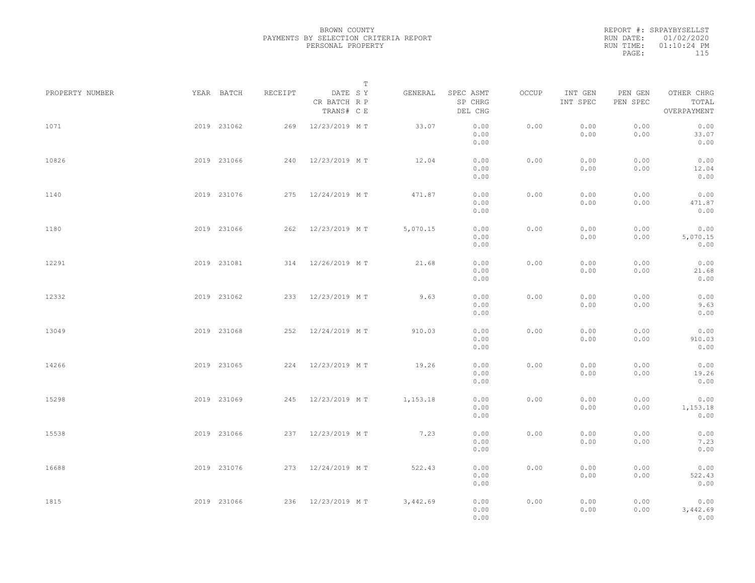BROWN COUNTY
PAYMENTS BY SELECTION CRITERIA REPORT
PERSONAL PROPERTY

REPORT #: SRPAYBYSELLST
RUN DATE: 01/02/2020
RUN TIME: 01:10:24 PM

| PROPERTY NUMBER | YEAR | BATCH | RECEIPT | DATE / CR BATCH / TRANS# | SY RP CE (T) | GENERAL | SPEC ASMT / SP CHRG / DEL CHG | OCCUP | INT GEN / INT SPEC | PEN GEN / PEN SPEC | OTHER CHRG / TOTAL / OVERPAYMENT |
|---|---|---|---|---|---|---|---|---|---|---|---|
| 1071 | 2019 | 231062 | 269 | 12/23/2019 | M T | 33.07 | 0.00 / 0.00 / 0.00 | 0.00 | 0.00 / 0.00 | 0.00 / 0.00 | 0.00 / 33.07 / 0.00 |
| 10826 | 2019 | 231066 | 240 | 12/23/2019 | M T | 12.04 | 0.00 / 0.00 / 0.00 | 0.00 | 0.00 / 0.00 | 0.00 / 0.00 | 0.00 / 12.04 / 0.00 |
| 1140 | 2019 | 231076 | 275 | 12/24/2019 | M T | 471.87 | 0.00 / 0.00 / 0.00 | 0.00 | 0.00 / 0.00 | 0.00 / 0.00 | 0.00 / 471.87 / 0.00 |
| 1180 | 2019 | 231066 | 262 | 12/23/2019 | M T | 5,070.15 | 0.00 / 0.00 / 0.00 | 0.00 | 0.00 / 0.00 | 0.00 / 0.00 | 0.00 / 5,070.15 / 0.00 |
| 12291 | 2019 | 231081 | 314 | 12/26/2019 | M T | 21.68 | 0.00 / 0.00 / 0.00 | 0.00 | 0.00 / 0.00 | 0.00 / 0.00 | 0.00 / 21.68 / 0.00 |
| 12332 | 2019 | 231062 | 233 | 12/23/2019 | M T | 9.63 | 0.00 / 0.00 / 0.00 | 0.00 | 0.00 / 0.00 | 0.00 / 0.00 | 0.00 / 9.63 / 0.00 |
| 13049 | 2019 | 231068 | 252 | 12/24/2019 | M T | 910.03 | 0.00 / 0.00 / 0.00 | 0.00 | 0.00 / 0.00 | 0.00 / 0.00 | 0.00 / 910.03 / 0.00 |
| 14266 | 2019 | 231065 | 224 | 12/23/2019 | M T | 19.26 | 0.00 / 0.00 / 0.00 | 0.00 | 0.00 / 0.00 | 0.00 / 0.00 | 0.00 / 19.26 / 0.00 |
| 15298 | 2019 | 231069 | 245 | 12/23/2019 | M T | 1,153.18 | 0.00 / 0.00 / 0.00 | 0.00 | 0.00 / 0.00 | 0.00 / 0.00 | 0.00 / 1,153.18 / 0.00 |
| 15538 | 2019 | 231066 | 237 | 12/23/2019 | M T | 7.23 | 0.00 / 0.00 / 0.00 | 0.00 | 0.00 / 0.00 | 0.00 / 0.00 | 0.00 / 7.23 / 0.00 |
| 16688 | 2019 | 231076 | 273 | 12/24/2019 | M T | 522.43 | 0.00 / 0.00 / 0.00 | 0.00 | 0.00 / 0.00 | 0.00 / 0.00 | 0.00 / 522.43 / 0.00 |
| 1815 | 2019 | 231066 | 236 | 12/23/2019 | M T | 3,442.69 | 0.00 / 0.00 / 0.00 | 0.00 | 0.00 / 0.00 | 0.00 / 0.00 | 0.00 / 3,442.69 / 0.00 |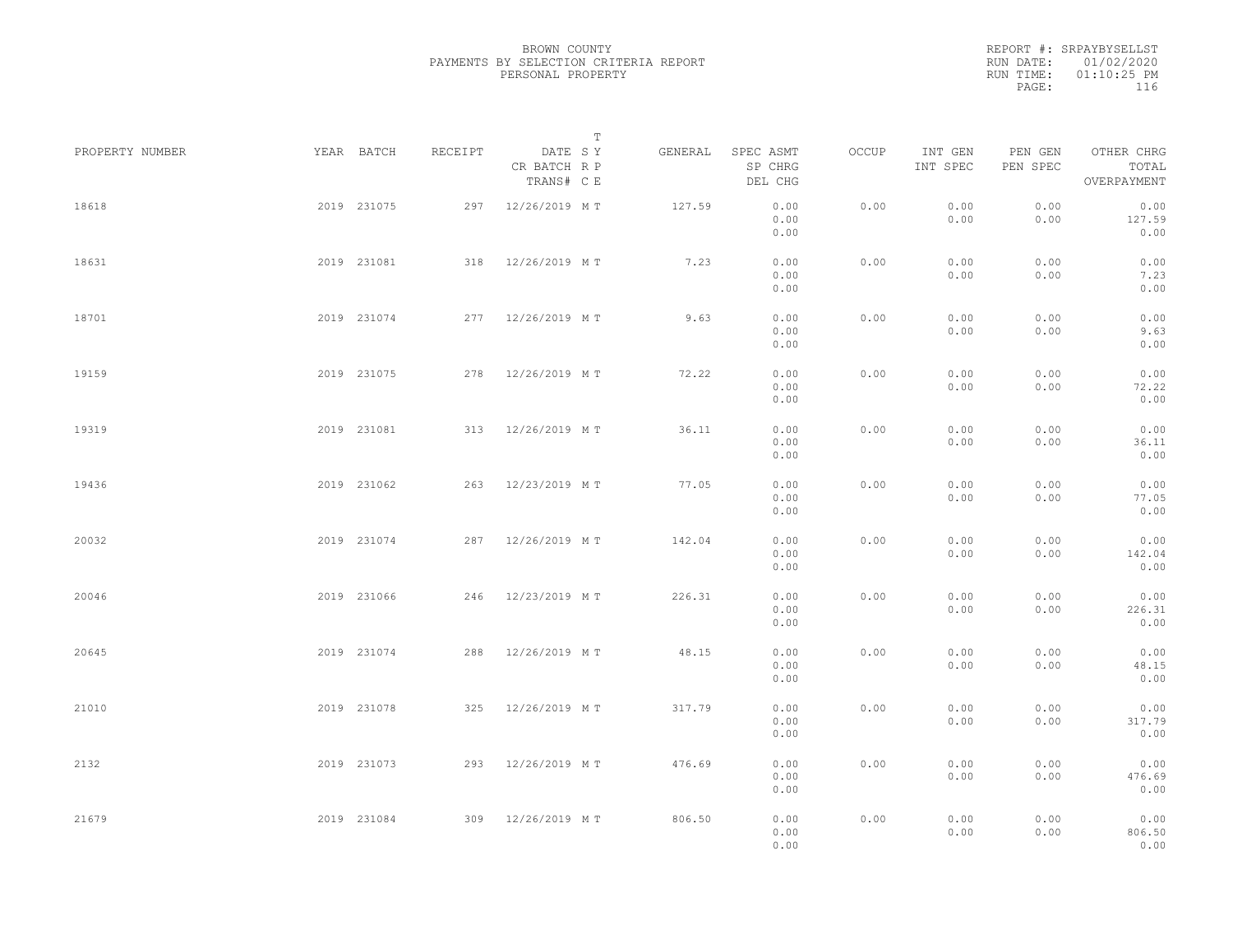BROWN COUNTY
PAYMENTS BY SELECTION CRITERIA REPORT
PERSONAL PROPERTY

REPORT #: SRPAYBYSELLST
RUN DATE: 01/02/2020
RUN TIME: 01:10:25 PM

| PROPERTY NUMBER | YEAR | BATCH | RECEIPT | DATE / CR BATCH / TRANS# | T SY / RP / CE | GENERAL | SPEC ASMT / SP CHRG / DEL CHG | OCCUP | INT GEN / INT SPEC | PEN GEN / PEN SPEC | OTHER CHRG / TOTAL / OVERPAYMENT |
|---|---|---|---|---|---|---|---|---|---|---|---|
| 18618 | 2019 | 231075 | 297 | 12/26/2019 | M T | 127.59 | 0.00<br>0.00<br>0.00 | 0.00 | 0.00<br>0.00 | 0.00<br>0.00 | 0.00<br>127.59<br>0.00 |
| 18631 | 2019 | 231081 | 318 | 12/26/2019 | M T | 7.23 | 0.00<br>0.00<br>0.00 | 0.00 | 0.00<br>0.00 | 0.00<br>0.00 | 0.00<br>7.23<br>0.00 |
| 18701 | 2019 | 231074 | 277 | 12/26/2019 | M T | 9.63 | 0.00<br>0.00<br>0.00 | 0.00 | 0.00<br>0.00 | 0.00<br>0.00 | 0.00<br>9.63<br>0.00 |
| 19159 | 2019 | 231075 | 278 | 12/26/2019 | M T | 72.22 | 0.00<br>0.00<br>0.00 | 0.00 | 0.00<br>0.00 | 0.00<br>0.00 | 0.00<br>72.22<br>0.00 |
| 19319 | 2019 | 231081 | 313 | 12/26/2019 | M T | 36.11 | 0.00<br>0.00<br>0.00 | 0.00 | 0.00<br>0.00 | 0.00<br>0.00 | 0.00<br>36.11<br>0.00 |
| 19436 | 2019 | 231062 | 263 | 12/23/2019 | M T | 77.05 | 0.00<br>0.00<br>0.00 | 0.00 | 0.00<br>0.00 | 0.00<br>0.00 | 0.00<br>77.05<br>0.00 |
| 20032 | 2019 | 231074 | 287 | 12/26/2019 | M T | 142.04 | 0.00<br>0.00<br>0.00 | 0.00 | 0.00<br>0.00 | 0.00<br>0.00 | 0.00<br>142.04<br>0.00 |
| 20046 | 2019 | 231066 | 246 | 12/23/2019 | M T | 226.31 | 0.00<br>0.00<br>0.00 | 0.00 | 0.00<br>0.00 | 0.00<br>0.00 | 0.00<br>226.31<br>0.00 |
| 20645 | 2019 | 231074 | 288 | 12/26/2019 | M T | 48.15 | 0.00<br>0.00<br>0.00 | 0.00 | 0.00<br>0.00 | 0.00<br>0.00 | 0.00<br>48.15<br>0.00 |
| 21010 | 2019 | 231078 | 325 | 12/26/2019 | M T | 317.79 | 0.00<br>0.00<br>0.00 | 0.00 | 0.00<br>0.00 | 0.00<br>0.00 | 0.00<br>317.79<br>0.00 |
| 2132 | 2019 | 231073 | 293 | 12/26/2019 | M T | 476.69 | 0.00<br>0.00<br>0.00 | 0.00 | 0.00<br>0.00 | 0.00<br>0.00 | 0.00<br>476.69<br>0.00 |
| 21679 | 2019 | 231084 | 309 | 12/26/2019 | M T | 806.50 | 0.00<br>0.00<br>0.00 | 0.00 | 0.00<br>0.00 | 0.00<br>0.00 | 0.00<br>806.50<br>0.00 |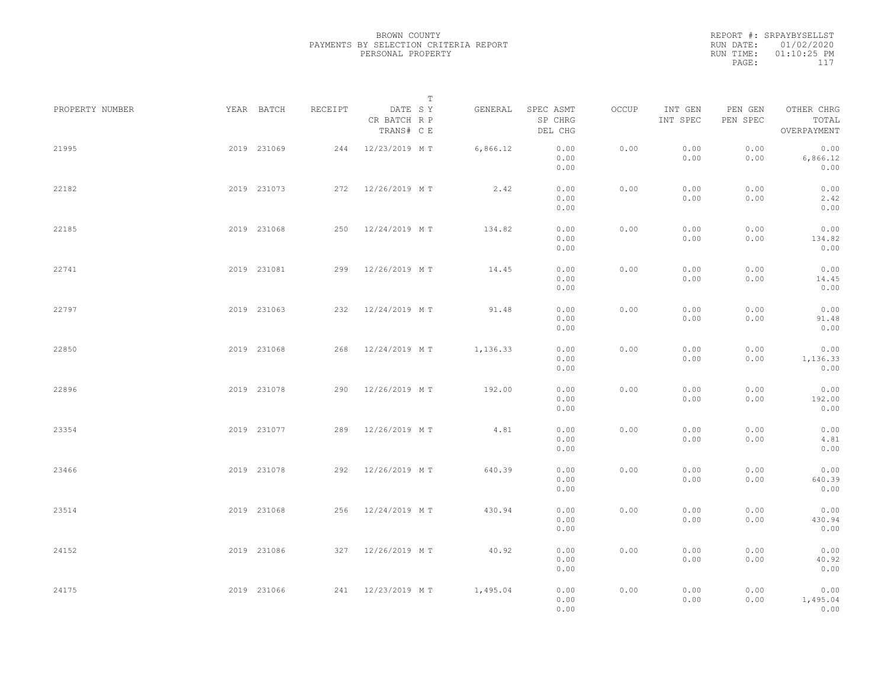BROWN COUNTY
PAYMENTS BY SELECTION CRITERIA REPORT
PERSONAL PROPERTY

REPORT #: SRPAYBYSELLST
RUN DATE: 01/02/2020
RUN TIME: 01:10:25 PM
PAGE: 117

| PROPERTY NUMBER | YEAR | BATCH | RECEIPT | DATE / CR BATCH / TRANS# | SY | TRPE | GENERAL | SPEC ASMT / SP CHRG / DEL CHG | OCCUP | INT GEN / INT SPEC | PEN GEN / PEN SPEC | OTHER CHRG / TOTAL / OVERPAYMENT |
|---|---|---|---|---|---|---|---|---|---|---|---|---|
| 21995 | 2019 | 231069 | 244 | 12/23/2019 | M | T | 6,866.12 | 0.00 / 0.00 / 0.00 | 0.00 | 0.00 / 0.00 | 0.00 / 0.00 | 0.00 / 6,866.12 / 0.00 |
| 22182 | 2019 | 231073 | 272 | 12/26/2019 | M | T | 2.42 | 0.00 / 0.00 / 0.00 | 0.00 | 0.00 / 0.00 | 0.00 / 0.00 | 0.00 / 2.42 / 0.00 |
| 22185 | 2019 | 231068 | 250 | 12/24/2019 | M | T | 134.82 | 0.00 / 0.00 / 0.00 | 0.00 | 0.00 / 0.00 | 0.00 / 0.00 | 0.00 / 134.82 / 0.00 |
| 22741 | 2019 | 231081 | 299 | 12/26/2019 | M | T | 14.45 | 0.00 / 0.00 / 0.00 | 0.00 | 0.00 / 0.00 | 0.00 / 0.00 | 0.00 / 14.45 / 0.00 |
| 22797 | 2019 | 231063 | 232 | 12/24/2019 | M | T | 91.48 | 0.00 / 0.00 / 0.00 | 0.00 | 0.00 / 0.00 | 0.00 / 0.00 | 0.00 / 91.48 / 0.00 |
| 22850 | 2019 | 231068 | 268 | 12/24/2019 | M | T | 1,136.33 | 0.00 / 0.00 / 0.00 | 0.00 | 0.00 / 0.00 | 0.00 / 0.00 | 0.00 / 1,136.33 / 0.00 |
| 22896 | 2019 | 231078 | 290 | 12/26/2019 | M | T | 192.00 | 0.00 / 0.00 / 0.00 | 0.00 | 0.00 / 0.00 | 0.00 / 0.00 | 0.00 / 192.00 / 0.00 |
| 23354 | 2019 | 231077 | 289 | 12/26/2019 | M | T | 4.81 | 0.00 / 0.00 / 0.00 | 0.00 | 0.00 / 0.00 | 0.00 / 0.00 | 0.00 / 4.81 / 0.00 |
| 23466 | 2019 | 231078 | 292 | 12/26/2019 | M | T | 640.39 | 0.00 / 0.00 / 0.00 | 0.00 | 0.00 / 0.00 | 0.00 / 0.00 | 0.00 / 640.39 / 0.00 |
| 23514 | 2019 | 231068 | 256 | 12/24/2019 | M | T | 430.94 | 0.00 / 0.00 / 0.00 | 0.00 | 0.00 / 0.00 | 0.00 / 0.00 | 0.00 / 430.94 / 0.00 |
| 24152 | 2019 | 231086 | 327 | 12/26/2019 | M | T | 40.92 | 0.00 / 0.00 / 0.00 | 0.00 | 0.00 / 0.00 | 0.00 / 0.00 | 0.00 / 40.92 / 0.00 |
| 24175 | 2019 | 231066 | 241 | 12/23/2019 | M | T | 1,495.04 | 0.00 / 0.00 / 0.00 | 0.00 | 0.00 / 0.00 | 0.00 / 0.00 | 0.00 / 1,495.04 / 0.00 |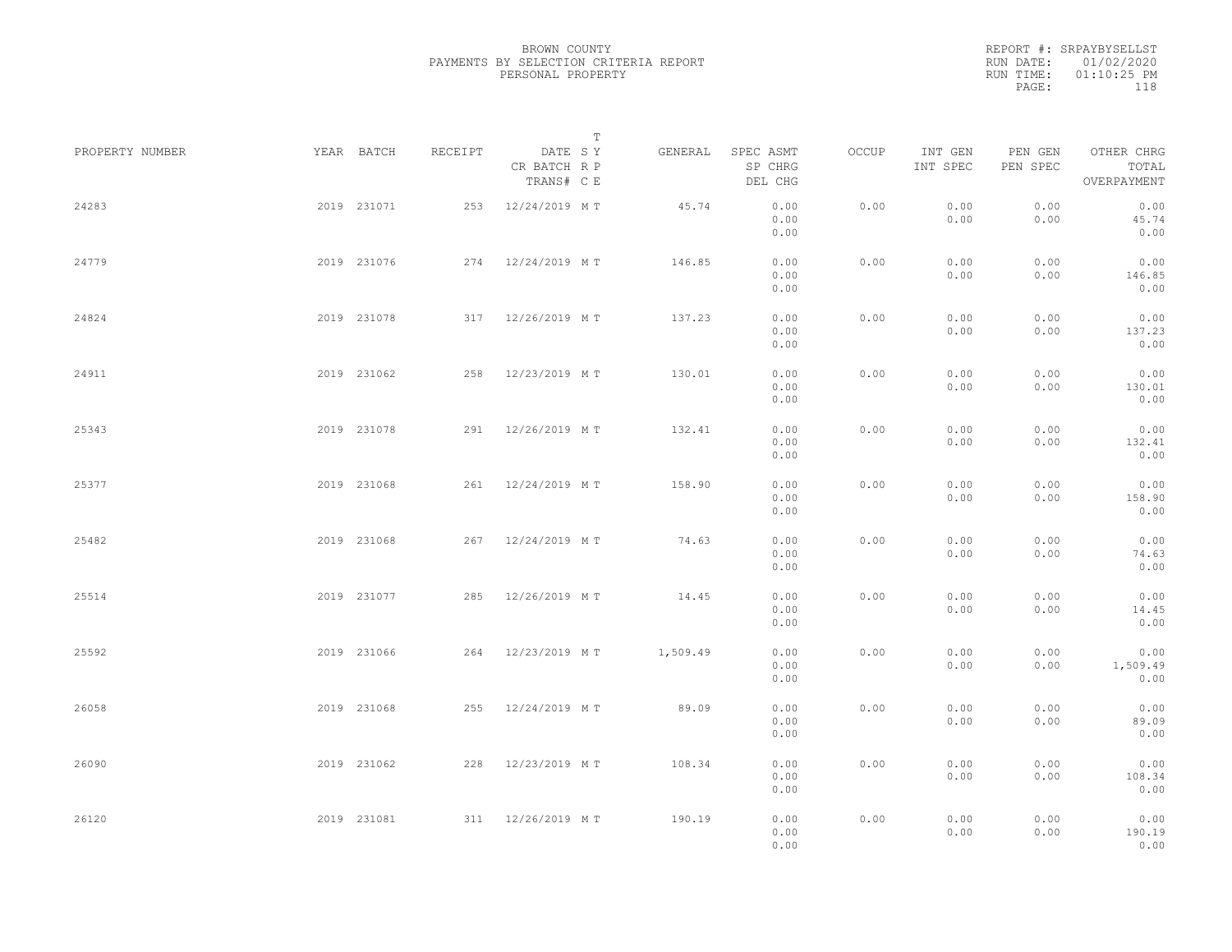BROWN COUNTY
PAYMENTS BY SELECTION CRITERIA REPORT
PERSONAL PROPERTY

REPORT #: SRPAYBYSELLST
RUN DATE: 01/02/2020
RUN TIME: 01:10:25 PM

| PROPERTY NUMBER | YEAR | BATCH | RECEIPT | DATE / CR BATCH / TRANS# | T SY RP CE | GENERAL | SPEC ASMT / SP CHRG / DEL CHG | OCCUP | INT GEN / INT SPEC | PEN GEN / PEN SPEC | OTHER CHRG / TOTAL / OVERPAYMENT |
|---|---|---|---|---|---|---|---|---|---|---|---|
| 24283 | 2019 | 231071 | 253 | 12/24/2019 | M T | 45.74 | 0.00 / 0.00 / 0.00 | 0.00 | 0.00 / 0.00 | 0.00 / 0.00 | 0.00 / 45.74 / 0.00 |
| 24779 | 2019 | 231076 | 274 | 12/24/2019 | M T | 146.85 | 0.00 / 0.00 / 0.00 | 0.00 | 0.00 / 0.00 | 0.00 / 0.00 | 0.00 / 146.85 / 0.00 |
| 24824 | 2019 | 231078 | 317 | 12/26/2019 | M T | 137.23 | 0.00 / 0.00 / 0.00 | 0.00 | 0.00 / 0.00 | 0.00 / 0.00 | 0.00 / 137.23 / 0.00 |
| 24911 | 2019 | 231062 | 258 | 12/23/2019 | M T | 130.01 | 0.00 / 0.00 / 0.00 | 0.00 | 0.00 / 0.00 | 0.00 / 0.00 | 0.00 / 130.01 / 0.00 |
| 25343 | 2019 | 231078 | 291 | 12/26/2019 | M T | 132.41 | 0.00 / 0.00 / 0.00 | 0.00 | 0.00 / 0.00 | 0.00 / 0.00 | 0.00 / 132.41 / 0.00 |
| 25377 | 2019 | 231068 | 261 | 12/24/2019 | M T | 158.90 | 0.00 / 0.00 / 0.00 | 0.00 | 0.00 / 0.00 | 0.00 / 0.00 | 0.00 / 158.90 / 0.00 |
| 25482 | 2019 | 231068 | 267 | 12/24/2019 | M T | 74.63 | 0.00 / 0.00 / 0.00 | 0.00 | 0.00 / 0.00 | 0.00 / 0.00 | 0.00 / 74.63 / 0.00 |
| 25514 | 2019 | 231077 | 285 | 12/26/2019 | M T | 14.45 | 0.00 / 0.00 / 0.00 | 0.00 | 0.00 / 0.00 | 0.00 / 0.00 | 0.00 / 14.45 / 0.00 |
| 25592 | 2019 | 231066 | 264 | 12/23/2019 | M T | 1,509.49 | 0.00 / 0.00 / 0.00 | 0.00 | 0.00 / 0.00 | 0.00 / 0.00 | 0.00 / 1,509.49 / 0.00 |
| 26058 | 2019 | 231068 | 255 | 12/24/2019 | M T | 89.09 | 0.00 / 0.00 / 0.00 | 0.00 | 0.00 / 0.00 | 0.00 / 0.00 | 0.00 / 89.09 / 0.00 |
| 26090 | 2019 | 231062 | 228 | 12/23/2019 | M T | 108.34 | 0.00 / 0.00 / 0.00 | 0.00 | 0.00 / 0.00 | 0.00 / 0.00 | 0.00 / 108.34 / 0.00 |
| 26120 | 2019 | 231081 | 311 | 12/26/2019 | M T | 190.19 | 0.00 / 0.00 / 0.00 | 0.00 | 0.00 / 0.00 | 0.00 / 0.00 | 0.00 / 190.19 / 0.00 |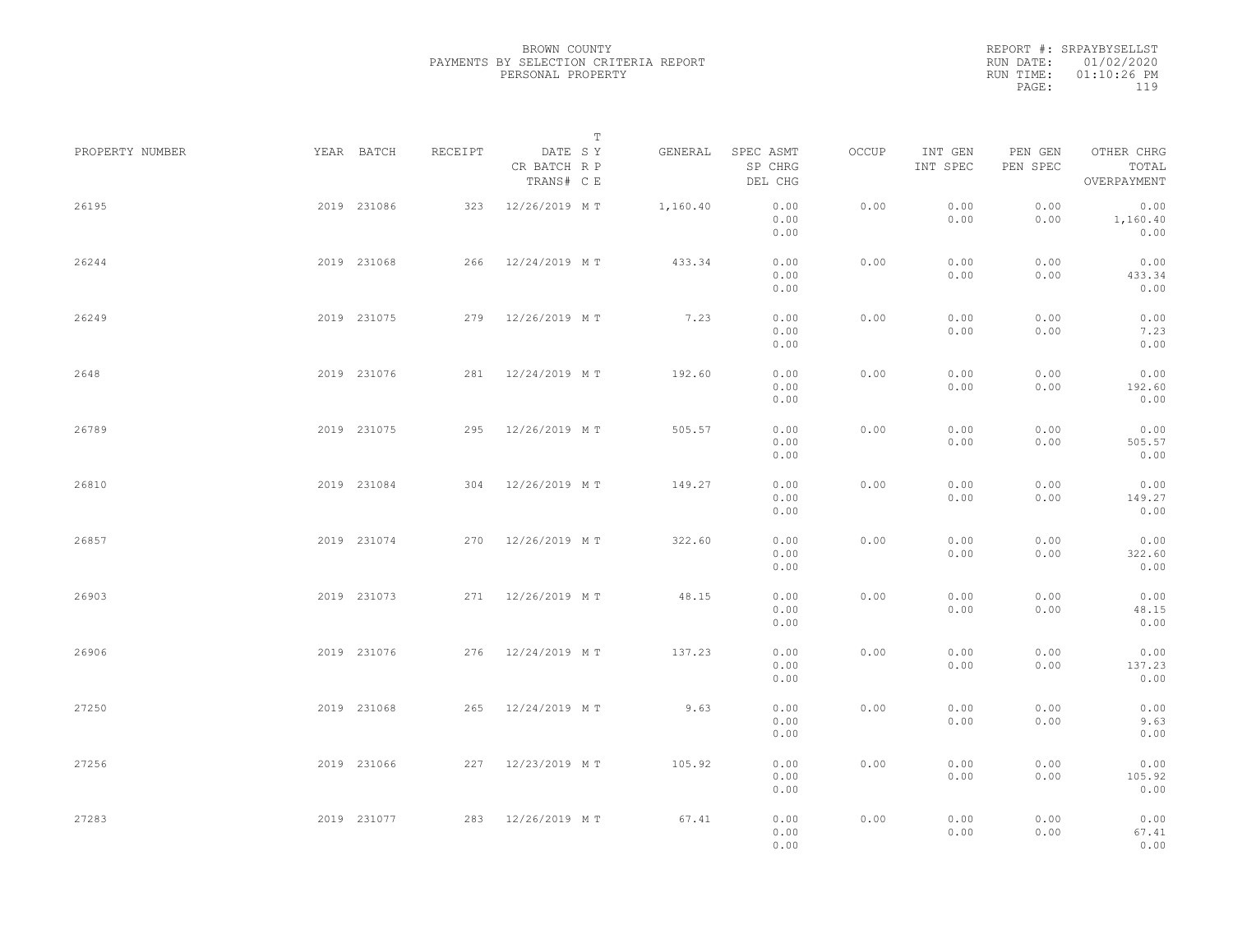BROWN COUNTY
PAYMENTS BY SELECTION CRITERIA REPORT
PERSONAL PROPERTY

REPORT #: SRPAYBYSELLST
RUN DATE: 01/02/2020
RUN TIME: 01:10:26 PM

| PROPERTY NUMBER | YEAR | BATCH | RECEIPT | DATE / CR BATCH / TRANS# | T SY RP CE | GENERAL | SPEC ASMT / SP CHRG / DEL CHG | OCCUP | INT GEN / INT SPEC | PEN GEN / PEN SPEC | OTHER CHRG / TOTAL / OVERPAYMENT |
|---|---|---|---|---|---|---|---|---|---|---|---|
| 26195 | 2019 | 231086 | 323 | 12/26/2019 | M T | 1,160.40 | 0.00 / 0.00 / 0.00 | 0.00 | 0.00 / 0.00 | 0.00 / 0.00 | 0.00 / 1,160.40 / 0.00 |
| 26244 | 2019 | 231068 | 266 | 12/24/2019 | M T | 433.34 | 0.00 / 0.00 / 0.00 | 0.00 | 0.00 / 0.00 | 0.00 / 0.00 | 0.00 / 433.34 / 0.00 |
| 26249 | 2019 | 231075 | 279 | 12/26/2019 | M T | 7.23 | 0.00 / 0.00 / 0.00 | 0.00 | 0.00 / 0.00 | 0.00 / 0.00 | 0.00 / 7.23 / 0.00 |
| 2648 | 2019 | 231076 | 281 | 12/24/2019 | M T | 192.60 | 0.00 / 0.00 / 0.00 | 0.00 | 0.00 / 0.00 | 0.00 / 0.00 | 0.00 / 192.60 / 0.00 |
| 26789 | 2019 | 231075 | 295 | 12/26/2019 | M T | 505.57 | 0.00 / 0.00 / 0.00 | 0.00 | 0.00 / 0.00 | 0.00 / 0.00 | 0.00 / 505.57 / 0.00 |
| 26810 | 2019 | 231084 | 304 | 12/26/2019 | M T | 149.27 | 0.00 / 0.00 / 0.00 | 0.00 | 0.00 / 0.00 | 0.00 / 0.00 | 0.00 / 149.27 / 0.00 |
| 26857 | 2019 | 231074 | 270 | 12/26/2019 | M T | 322.60 | 0.00 / 0.00 / 0.00 | 0.00 | 0.00 / 0.00 | 0.00 / 0.00 | 0.00 / 322.60 / 0.00 |
| 26903 | 2019 | 231073 | 271 | 12/26/2019 | M T | 48.15 | 0.00 / 0.00 / 0.00 | 0.00 | 0.00 / 0.00 | 0.00 / 0.00 | 0.00 / 48.15 / 0.00 |
| 26906 | 2019 | 231076 | 276 | 12/24/2019 | M T | 137.23 | 0.00 / 0.00 / 0.00 | 0.00 | 0.00 / 0.00 | 0.00 / 0.00 | 0.00 / 137.23 / 0.00 |
| 27250 | 2019 | 231068 | 265 | 12/24/2019 | M T | 9.63 | 0.00 / 0.00 / 0.00 | 0.00 | 0.00 / 0.00 | 0.00 / 0.00 | 0.00 / 9.63 / 0.00 |
| 27256 | 2019 | 231066 | 227 | 12/23/2019 | M T | 105.92 | 0.00 / 0.00 / 0.00 | 0.00 | 0.00 / 0.00 | 0.00 / 0.00 | 0.00 / 105.92 / 0.00 |
| 27283 | 2019 | 231077 | 283 | 12/26/2019 | M T | 67.41 | 0.00 / 0.00 / 0.00 | 0.00 | 0.00 / 0.00 | 0.00 / 0.00 | 0.00 / 67.41 / 0.00 |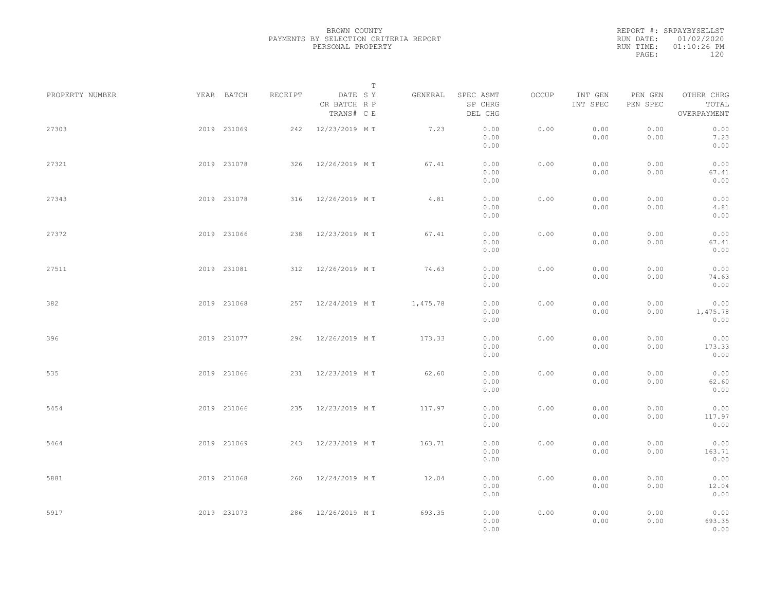BROWN COUNTY
PAYMENTS BY SELECTION CRITERIA REPORT
PERSONAL PROPERTY

REPORT #: SRPAYBYSELLST
RUN DATE: 01/02/2020
RUN TIME: 01:10:26 PM

| PROPERTY NUMBER | YEAR | BATCH | RECEIPT | DATE / CR BATCH / TRANS# | T SY RP CE | GENERAL | SPEC ASMT / SP CHRG / DEL CHG | OCCUP | INT GEN / INT SPEC | PEN GEN / PEN SPEC | OTHER CHRG / TOTAL / OVERPAYMENT |
|---|---|---|---|---|---|---|---|---|---|---|---|
| 27303 | 2019 | 231069 | 242 | 12/23/2019 | M T | 7.23 | 0.00 / 0.00 / 0.00 | 0.00 | 0.00 / 0.00 | 0.00 / 0.00 | 0.00 / 7.23 / 0.00 |
| 27321 | 2019 | 231078 | 326 | 12/26/2019 | M T | 67.41 | 0.00 / 0.00 / 0.00 | 0.00 | 0.00 / 0.00 | 0.00 / 0.00 | 0.00 / 67.41 / 0.00 |
| 27343 | 2019 | 231078 | 316 | 12/26/2019 | M T | 4.81 | 0.00 / 0.00 / 0.00 | 0.00 | 0.00 / 0.00 | 0.00 / 0.00 | 0.00 / 4.81 / 0.00 |
| 27372 | 2019 | 231066 | 238 | 12/23/2019 | M T | 67.41 | 0.00 / 0.00 / 0.00 | 0.00 | 0.00 / 0.00 | 0.00 / 0.00 | 0.00 / 67.41 / 0.00 |
| 27511 | 2019 | 231081 | 312 | 12/26/2019 | M T | 74.63 | 0.00 / 0.00 / 0.00 | 0.00 | 0.00 / 0.00 | 0.00 / 0.00 | 0.00 / 74.63 / 0.00 |
| 382 | 2019 | 231068 | 257 | 12/24/2019 | M T | 1,475.78 | 0.00 / 0.00 / 0.00 | 0.00 | 0.00 / 0.00 | 0.00 / 0.00 | 0.00 / 1,475.78 / 0.00 |
| 396 | 2019 | 231077 | 294 | 12/26/2019 | M T | 173.33 | 0.00 / 0.00 / 0.00 | 0.00 | 0.00 / 0.00 | 0.00 / 0.00 | 0.00 / 173.33 / 0.00 |
| 535 | 2019 | 231066 | 231 | 12/23/2019 | M T | 62.60 | 0.00 / 0.00 / 0.00 | 0.00 | 0.00 / 0.00 | 0.00 / 0.00 | 0.00 / 62.60 / 0.00 |
| 5454 | 2019 | 231066 | 235 | 12/23/2019 | M T | 117.97 | 0.00 / 0.00 / 0.00 | 0.00 | 0.00 / 0.00 | 0.00 / 0.00 | 0.00 / 117.97 / 0.00 |
| 5464 | 2019 | 231069 | 243 | 12/23/2019 | M T | 163.71 | 0.00 / 0.00 / 0.00 | 0.00 | 0.00 / 0.00 | 0.00 / 0.00 | 0.00 / 163.71 / 0.00 |
| 5881 | 2019 | 231068 | 260 | 12/24/2019 | M T | 12.04 | 0.00 / 0.00 / 0.00 | 0.00 | 0.00 / 0.00 | 0.00 / 0.00 | 0.00 / 12.04 / 0.00 |
| 5917 | 2019 | 231073 | 286 | 12/26/2019 | M T | 693.35 | 0.00 / 0.00 / 0.00 | 0.00 | 0.00 / 0.00 | 0.00 / 0.00 | 0.00 / 693.35 / 0.00 |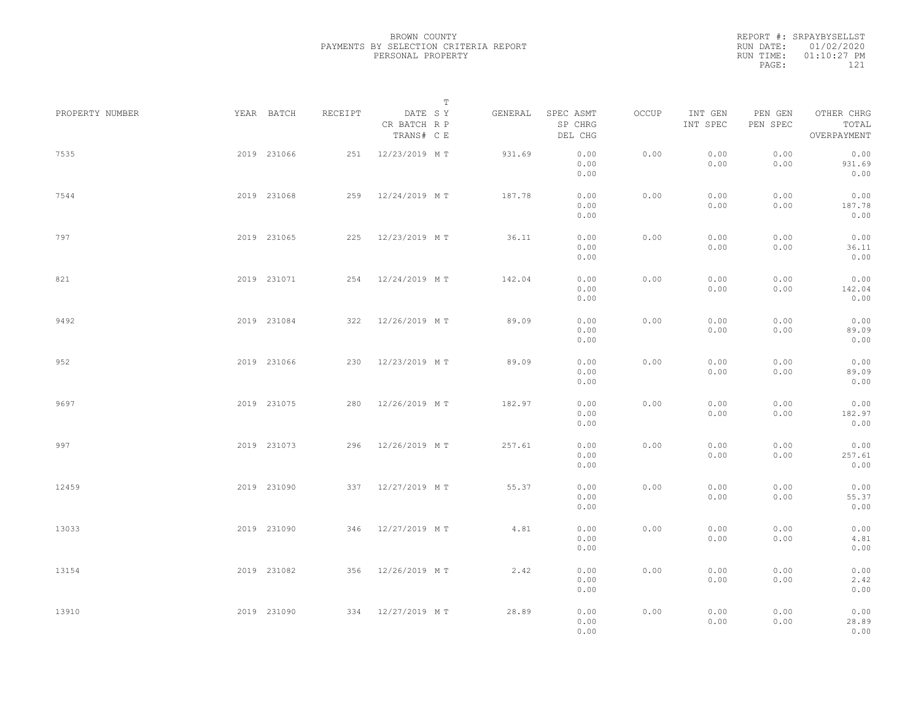BROWN COUNTY
PAYMENTS BY SELECTION CRITERIA REPORT
PERSONAL PROPERTY

REPORT #: SRPAYBYSELLST
RUN DATE: 01/02/2020
RUN TIME: 01:10:27 PM

| PROPERTY NUMBER | YEAR | BATCH | RECEIPT | DATE CR BATCH TRANS# | SYS | TYPE | GENERAL | SPEC ASMT / SP CHRG / DEL CHG | OCCUP | INT GEN / INT SPEC | PEN GEN / PEN SPEC | OTHER CHRG / TOTAL / OVERPAYMENT |
|---|---|---|---|---|---|---|---|---|---|---|---|---|
| 7535 | 2019 | 231066 | 251 | 12/23/2019 | M | T | 931.69 | 0.00 / 0.00 / 0.00 | 0.00 | 0.00 / 0.00 | 0.00 / 0.00 | 0.00 / 931.69 / 0.00 |
| 7544 | 2019 | 231068 | 259 | 12/24/2019 | M | T | 187.78 | 0.00 / 0.00 / 0.00 | 0.00 | 0.00 / 0.00 | 0.00 / 0.00 | 0.00 / 187.78 / 0.00 |
| 797 | 2019 | 231065 | 225 | 12/23/2019 | M | T | 36.11 | 0.00 / 0.00 / 0.00 | 0.00 | 0.00 / 0.00 | 0.00 / 0.00 | 0.00 / 36.11 / 0.00 |
| 821 | 2019 | 231071 | 254 | 12/24/2019 | M | T | 142.04 | 0.00 / 0.00 / 0.00 | 0.00 | 0.00 / 0.00 | 0.00 / 0.00 | 0.00 / 142.04 / 0.00 |
| 9492 | 2019 | 231084 | 322 | 12/26/2019 | M | T | 89.09 | 0.00 / 0.00 / 0.00 | 0.00 | 0.00 / 0.00 | 0.00 / 0.00 | 0.00 / 89.09 / 0.00 |
| 952 | 2019 | 231066 | 230 | 12/23/2019 | M | T | 89.09 | 0.00 / 0.00 / 0.00 | 0.00 | 0.00 / 0.00 | 0.00 / 0.00 | 0.00 / 89.09 / 0.00 |
| 9697 | 2019 | 231075 | 280 | 12/26/2019 | M | T | 182.97 | 0.00 / 0.00 / 0.00 | 0.00 | 0.00 / 0.00 | 0.00 / 0.00 | 0.00 / 182.97 / 0.00 |
| 997 | 2019 | 231073 | 296 | 12/26/2019 | M | T | 257.61 | 0.00 / 0.00 / 0.00 | 0.00 | 0.00 / 0.00 | 0.00 / 0.00 | 0.00 / 257.61 / 0.00 |
| 12459 | 2019 | 231090 | 337 | 12/27/2019 | M | T | 55.37 | 0.00 / 0.00 / 0.00 | 0.00 | 0.00 / 0.00 | 0.00 / 0.00 | 0.00 / 55.37 / 0.00 |
| 13033 | 2019 | 231090 | 346 | 12/27/2019 | M | T | 4.81 | 0.00 / 0.00 / 0.00 | 0.00 | 0.00 / 0.00 | 0.00 / 0.00 | 0.00 / 4.81 / 0.00 |
| 13154 | 2019 | 231082 | 356 | 12/26/2019 | M | T | 2.42 | 0.00 / 0.00 / 0.00 | 0.00 | 0.00 / 0.00 | 0.00 / 0.00 | 0.00 / 2.42 / 0.00 |
| 13910 | 2019 | 231090 | 334 | 12/27/2019 | M | T | 28.89 | 0.00 / 0.00 / 0.00 | 0.00 | 0.00 / 0.00 | 0.00 / 0.00 | 0.00 / 28.89 / 0.00 |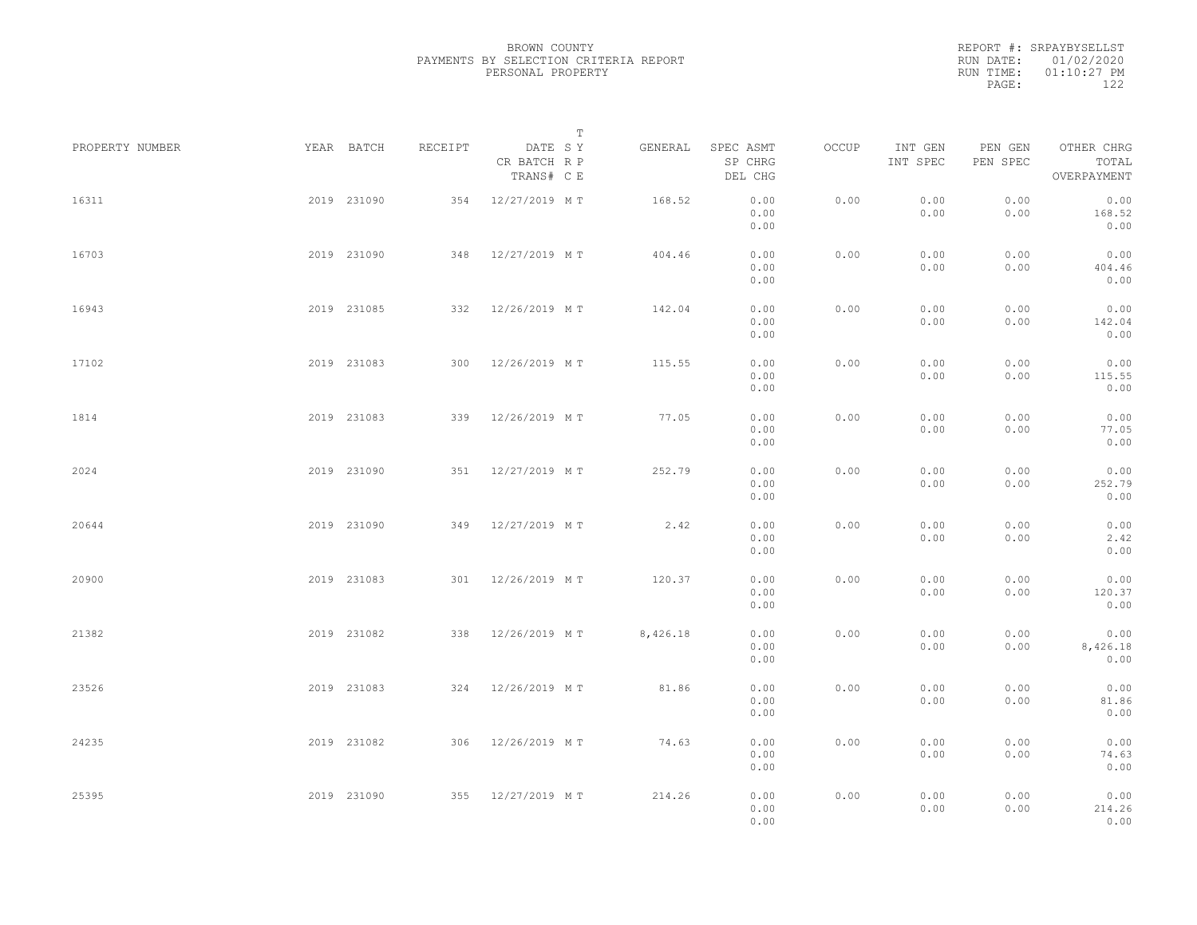BROWN COUNTY
PAYMENTS BY SELECTION CRITERIA REPORT
PERSONAL PROPERTY

REPORT #: SRPAYBYSELLST
RUN DATE: 01/02/2020
RUN TIME: 01:10:27 PM

| PROPERTY NUMBER | YEAR | BATCH | RECEIPT | DATE / CR BATCH / TRANS# | T SY RP CE | GENERAL | SPEC ASMT / SP CHRG / DEL CHG | OCCUP | INT GEN / INT SPEC | PEN GEN / PEN SPEC | OTHER CHRG / TOTAL / OVERPAYMENT |
|---|---|---|---|---|---|---|---|---|---|---|---|
| 16311 | 2019 | 231090 | 354 | 12/27/2019 | M T | 168.52 | 0.00 / 0.00 / 0.00 | 0.00 | 0.00 / 0.00 | 0.00 / 0.00 | 0.00 / 168.52 / 0.00 |
| 16703 | 2019 | 231090 | 348 | 12/27/2019 | M T | 404.46 | 0.00 / 0.00 / 0.00 | 0.00 | 0.00 / 0.00 | 0.00 / 0.00 | 0.00 / 404.46 / 0.00 |
| 16943 | 2019 | 231085 | 332 | 12/26/2019 | M T | 142.04 | 0.00 / 0.00 / 0.00 | 0.00 | 0.00 / 0.00 | 0.00 / 0.00 | 0.00 / 142.04 / 0.00 |
| 17102 | 2019 | 231083 | 300 | 12/26/2019 | M T | 115.55 | 0.00 / 0.00 / 0.00 | 0.00 | 0.00 / 0.00 | 0.00 / 0.00 | 0.00 / 115.55 / 0.00 |
| 1814 | 2019 | 231083 | 339 | 12/26/2019 | M T | 77.05 | 0.00 / 0.00 / 0.00 | 0.00 | 0.00 / 0.00 | 0.00 / 0.00 | 0.00 / 77.05 / 0.00 |
| 2024 | 2019 | 231090 | 351 | 12/27/2019 | M T | 252.79 | 0.00 / 0.00 / 0.00 | 0.00 | 0.00 / 0.00 | 0.00 / 0.00 | 0.00 / 252.79 / 0.00 |
| 20644 | 2019 | 231090 | 349 | 12/27/2019 | M T | 2.42 | 0.00 / 0.00 / 0.00 | 0.00 | 0.00 / 0.00 | 0.00 / 0.00 | 0.00 / 2.42 / 0.00 |
| 20900 | 2019 | 231083 | 301 | 12/26/2019 | M T | 120.37 | 0.00 / 0.00 / 0.00 | 0.00 | 0.00 / 0.00 | 0.00 / 0.00 | 0.00 / 120.37 / 0.00 |
| 21382 | 2019 | 231082 | 338 | 12/26/2019 | M T | 8,426.18 | 0.00 / 0.00 / 0.00 | 0.00 | 0.00 / 0.00 | 0.00 / 0.00 | 0.00 / 8,426.18 / 0.00 |
| 23526 | 2019 | 231083 | 324 | 12/26/2019 | M T | 81.86 | 0.00 / 0.00 / 0.00 | 0.00 | 0.00 / 0.00 | 0.00 / 0.00 | 0.00 / 81.86 / 0.00 |
| 24235 | 2019 | 231082 | 306 | 12/26/2019 | M T | 74.63 | 0.00 / 0.00 / 0.00 | 0.00 | 0.00 / 0.00 | 0.00 / 0.00 | 0.00 / 74.63 / 0.00 |
| 25395 | 2019 | 231090 | 355 | 12/27/2019 | M T | 214.26 | 0.00 / 0.00 / 0.00 | 0.00 | 0.00 / 0.00 | 0.00 / 0.00 | 0.00 / 214.26 / 0.00 |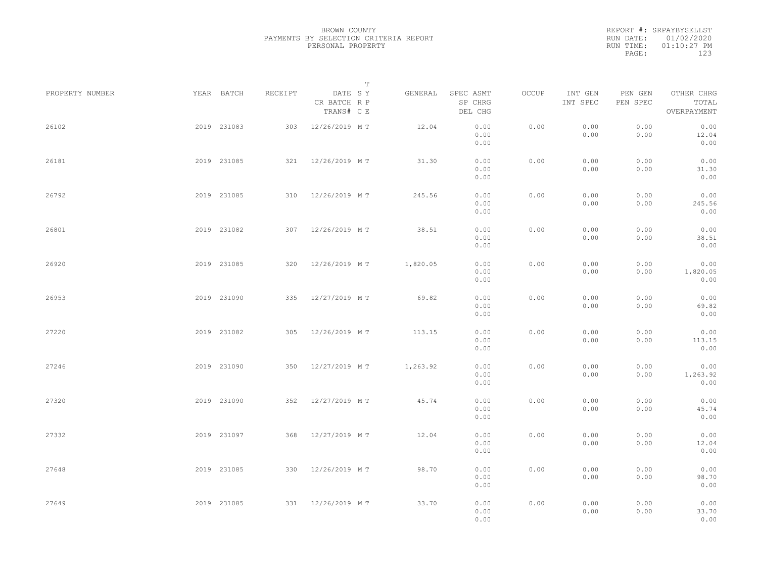BROWN COUNTY
PAYMENTS BY SELECTION CRITERIA REPORT
PERSONAL PROPERTY

REPORT #: SRPAYBYSELLST
RUN DATE: 01/02/2020
RUN TIME: 01:10:27 PM

| PROPERTY NUMBER | YEAR | BATCH | RECEIPT | DATE / CR BATCH / TRANS# | T SY RP CE | GENERAL | SPEC ASMT / SP CHRG / DEL CHG | OCCUP | INT GEN / INT SPEC | PEN GEN / PEN SPEC | OTHER CHRG / TOTAL / OVERPAYMENT |
|---|---|---|---|---|---|---|---|---|---|---|---|
| 26102 | 2019 | 231083 | 303 | 12/26/2019 | M T | 12.04 | 0.00 / 0.00 / 0.00 | 0.00 | 0.00 / 0.00 | 0.00 / 0.00 | 0.00 / 12.04 / 0.00 |
| 26181 | 2019 | 231085 | 321 | 12/26/2019 | M T | 31.30 | 0.00 / 0.00 / 0.00 | 0.00 | 0.00 / 0.00 | 0.00 / 0.00 | 0.00 / 31.30 / 0.00 |
| 26792 | 2019 | 231085 | 310 | 12/26/2019 | M T | 245.56 | 0.00 / 0.00 / 0.00 | 0.00 | 0.00 / 0.00 | 0.00 / 0.00 | 0.00 / 245.56 / 0.00 |
| 26801 | 2019 | 231082 | 307 | 12/26/2019 | M T | 38.51 | 0.00 / 0.00 / 0.00 | 0.00 | 0.00 / 0.00 | 0.00 / 0.00 | 0.00 / 38.51 / 0.00 |
| 26920 | 2019 | 231085 | 320 | 12/26/2019 | M T | 1,820.05 | 0.00 / 0.00 / 0.00 | 0.00 | 0.00 / 0.00 | 0.00 / 0.00 | 0.00 / 1,820.05 / 0.00 |
| 26953 | 2019 | 231090 | 335 | 12/27/2019 | M T | 69.82 | 0.00 / 0.00 / 0.00 | 0.00 | 0.00 / 0.00 | 0.00 / 0.00 | 0.00 / 69.82 / 0.00 |
| 27220 | 2019 | 231082 | 305 | 12/26/2019 | M T | 113.15 | 0.00 / 0.00 / 0.00 | 0.00 | 0.00 / 0.00 | 0.00 / 0.00 | 0.00 / 113.15 / 0.00 |
| 27246 | 2019 | 231090 | 350 | 12/27/2019 | M T | 1,263.92 | 0.00 / 0.00 / 0.00 | 0.00 | 0.00 / 0.00 | 0.00 / 0.00 | 0.00 / 1,263.92 / 0.00 |
| 27320 | 2019 | 231090 | 352 | 12/27/2019 | M T | 45.74 | 0.00 / 0.00 / 0.00 | 0.00 | 0.00 / 0.00 | 0.00 / 0.00 | 0.00 / 45.74 / 0.00 |
| 27332 | 2019 | 231097 | 368 | 12/27/2019 | M T | 12.04 | 0.00 / 0.00 / 0.00 | 0.00 | 0.00 / 0.00 | 0.00 / 0.00 | 0.00 / 12.04 / 0.00 |
| 27648 | 2019 | 231085 | 330 | 12/26/2019 | M T | 98.70 | 0.00 / 0.00 / 0.00 | 0.00 | 0.00 / 0.00 | 0.00 / 0.00 | 0.00 / 98.70 / 0.00 |
| 27649 | 2019 | 231085 | 331 | 12/26/2019 | M T | 33.70 | 0.00 / 0.00 / 0.00 | 0.00 | 0.00 / 0.00 | 0.00 / 0.00 | 0.00 / 33.70 / 0.00 |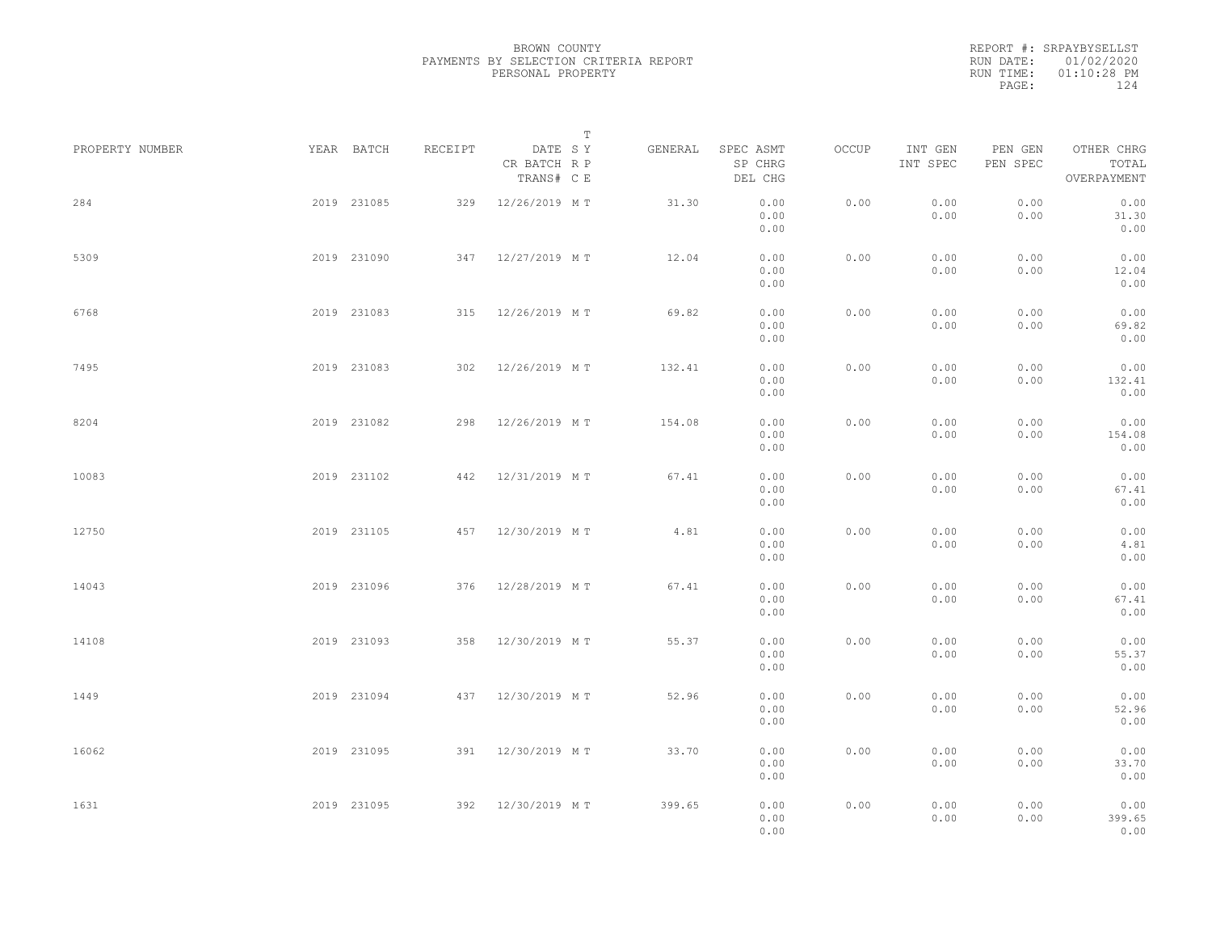BROWN COUNTY
PAYMENTS BY SELECTION CRITERIA REPORT
PERSONAL PROPERTY

REPORT #: SRPAYBYSELLST
RUN DATE: 01/02/2020
RUN TIME: 01:10:28 PM

| PROPERTY NUMBER | YEAR | BATCH | RECEIPT | DATE<br>CR BATCH<br>TRANS# | T<br>S Y<br>R P<br>C E | GENERAL | SPEC ASMT<br>SP CHRG<br>DEL CHG | OCCUP | INT GEN<br>INT SPEC | PEN GEN<br>PEN SPEC | OTHER CHRG<br>TOTAL<br>OVERPAYMENT |
|---|---|---|---|---|---|---|---|---|---|---|---|
| 284 | 2019 | 231085 | 329 | 12/26/2019 | M T | 31.30 | 0.00<br>0.00<br>0.00 | 0.00 | 0.00<br>0.00 | 0.00<br>0.00 | 0.00<br>31.30<br>0.00 |
| 5309 | 2019 | 231090 | 347 | 12/27/2019 | M T | 12.04 | 0.00<br>0.00<br>0.00 | 0.00 | 0.00<br>0.00 | 0.00<br>0.00 | 0.00<br>12.04<br>0.00 |
| 6768 | 2019 | 231083 | 315 | 12/26/2019 | M T | 69.82 | 0.00<br>0.00<br>0.00 | 0.00 | 0.00<br>0.00 | 0.00<br>0.00 | 0.00<br>69.82<br>0.00 |
| 7495 | 2019 | 231083 | 302 | 12/26/2019 | M T | 132.41 | 0.00<br>0.00<br>0.00 | 0.00 | 0.00<br>0.00 | 0.00<br>0.00 | 0.00<br>132.41<br>0.00 |
| 8204 | 2019 | 231082 | 298 | 12/26/2019 | M T | 154.08 | 0.00<br>0.00<br>0.00 | 0.00 | 0.00<br>0.00 | 0.00<br>0.00 | 0.00<br>154.08<br>0.00 |
| 10083 | 2019 | 231102 | 442 | 12/31/2019 | M T | 67.41 | 0.00<br>0.00<br>0.00 | 0.00 | 0.00<br>0.00 | 0.00<br>0.00 | 0.00<br>67.41<br>0.00 |
| 12750 | 2019 | 231105 | 457 | 12/30/2019 | M T | 4.81 | 0.00<br>0.00<br>0.00 | 0.00 | 0.00<br>0.00 | 0.00<br>0.00 | 0.00<br>4.81<br>0.00 |
| 14043 | 2019 | 231096 | 376 | 12/28/2019 | M T | 67.41 | 0.00<br>0.00<br>0.00 | 0.00 | 0.00<br>0.00 | 0.00<br>0.00 | 0.00<br>67.41<br>0.00 |
| 14108 | 2019 | 231093 | 358 | 12/30/2019 | M T | 55.37 | 0.00<br>0.00<br>0.00 | 0.00 | 0.00<br>0.00 | 0.00<br>0.00 | 0.00<br>55.37<br>0.00 |
| 1449 | 2019 | 231094 | 437 | 12/30/2019 | M T | 52.96 | 0.00<br>0.00<br>0.00 | 0.00 | 0.00<br>0.00 | 0.00<br>0.00 | 0.00<br>52.96<br>0.00 |
| 16062 | 2019 | 231095 | 391 | 12/30/2019 | M T | 33.70 | 0.00<br>0.00<br>0.00 | 0.00 | 0.00<br>0.00 | 0.00<br>0.00 | 0.00<br>33.70<br>0.00 |
| 1631 | 2019 | 231095 | 392 | 12/30/2019 | M T | 399.65 | 0.00<br>0.00<br>0.00 | 0.00 | 0.00<br>0.00 | 0.00<br>0.00 | 0.00<br>399.65<br>0.00 |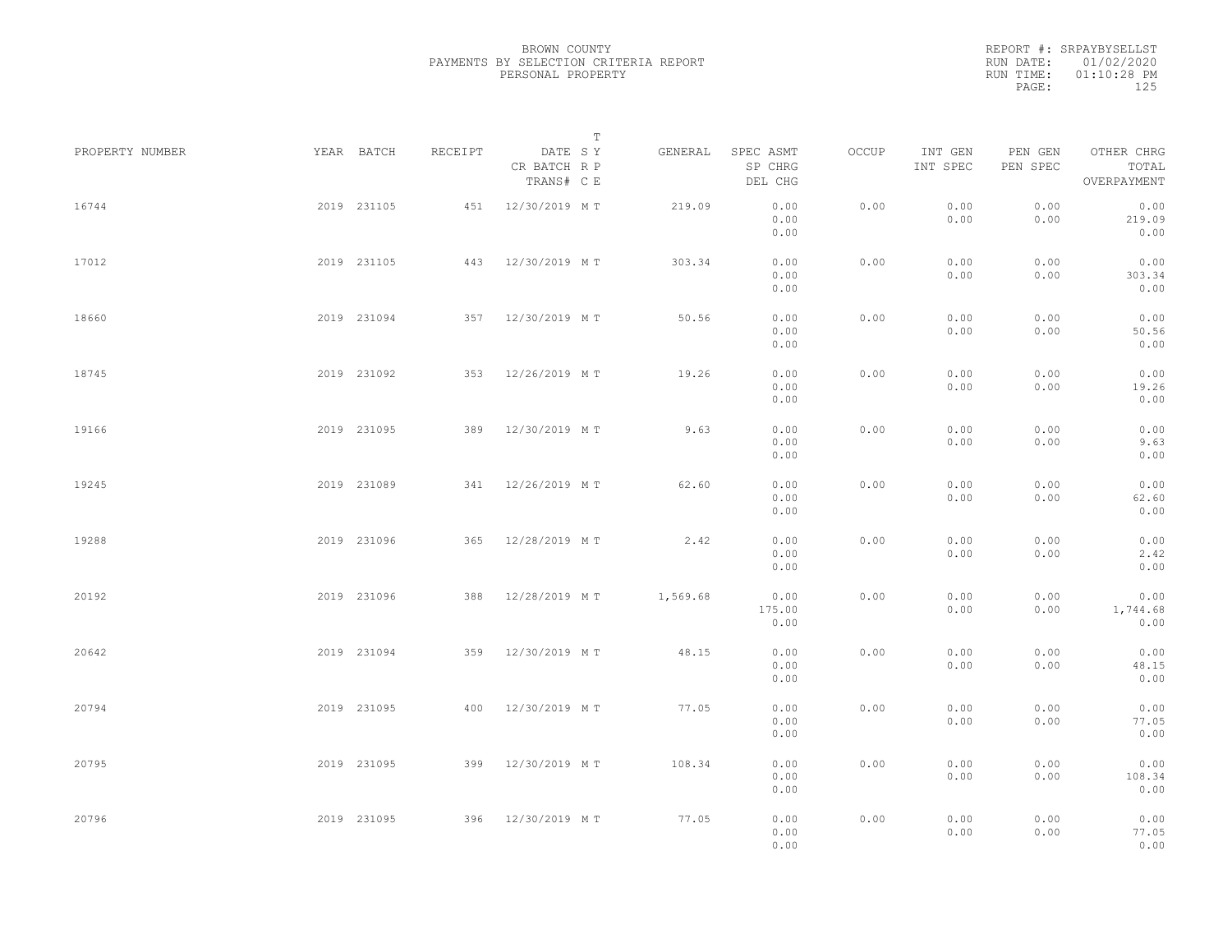BROWN COUNTY
PAYMENTS BY SELECTION CRITERIA REPORT
PERSONAL PROPERTY

REPORT #: SRPAYBYSELLST
RUN DATE: 01/02/2020
RUN TIME: 01:10:28 PM

| PROPERTY NUMBER | YEAR | BATCH | RECEIPT | DATE / CR BATCH / TRANS# | S R C | T Y P E | GENERAL | SPEC ASMT / SP CHRG / DEL CHG | OCCUP | INT GEN / INT SPEC | PEN GEN / PEN SPEC | OTHER CHRG / TOTAL / OVERPAYMENT |
|---|---|---|---|---|---|---|---|---|---|---|---|---|
| 16744 | 2019 | 231105 | 451 | 12/30/2019 | M | T | 219.09 | 0.00<br>0.00<br>0.00 | 0.00 | 0.00<br>0.00 | 0.00<br>0.00 | 0.00<br>219.09<br>0.00 |
| 17012 | 2019 | 231105 | 443 | 12/30/2019 | M | T | 303.34 | 0.00<br>0.00<br>0.00 | 0.00 | 0.00<br>0.00 | 0.00<br>0.00 | 0.00<br>303.34<br>0.00 |
| 18660 | 2019 | 231094 | 357 | 12/30/2019 | M | T | 50.56 | 0.00<br>0.00<br>0.00 | 0.00 | 0.00<br>0.00 | 0.00<br>0.00 | 0.00<br>50.56<br>0.00 |
| 18745 | 2019 | 231092 | 353 | 12/26/2019 | M | T | 19.26 | 0.00<br>0.00<br>0.00 | 0.00 | 0.00<br>0.00 | 0.00<br>0.00 | 0.00<br>19.26<br>0.00 |
| 19166 | 2019 | 231095 | 389 | 12/30/2019 | M | T | 9.63 | 0.00<br>0.00<br>0.00 | 0.00 | 0.00<br>0.00 | 0.00<br>0.00 | 0.00<br>9.63<br>0.00 |
| 19245 | 2019 | 231089 | 341 | 12/26/2019 | M | T | 62.60 | 0.00<br>0.00<br>0.00 | 0.00 | 0.00<br>0.00 | 0.00<br>0.00 | 0.00<br>62.60<br>0.00 |
| 19288 | 2019 | 231096 | 365 | 12/28/2019 | M | T | 2.42 | 0.00<br>0.00<br>0.00 | 0.00 | 0.00<br>0.00 | 0.00<br>0.00 | 0.00<br>2.42<br>0.00 |
| 20192 | 2019 | 231096 | 388 | 12/28/2019 | M | T | 1,569.68 | 0.00<br>175.00<br>0.00 | 0.00 | 0.00<br>0.00 | 0.00<br>0.00 | 0.00<br>1,744.68<br>0.00 |
| 20642 | 2019 | 231094 | 359 | 12/30/2019 | M | T | 48.15 | 0.00<br>0.00<br>0.00 | 0.00 | 0.00<br>0.00 | 0.00<br>0.00 | 0.00<br>48.15<br>0.00 |
| 20794 | 2019 | 231095 | 400 | 12/30/2019 | M | T | 77.05 | 0.00<br>0.00<br>0.00 | 0.00 | 0.00<br>0.00 | 0.00<br>0.00 | 0.00<br>77.05<br>0.00 |
| 20795 | 2019 | 231095 | 399 | 12/30/2019 | M | T | 108.34 | 0.00<br>0.00<br>0.00 | 0.00 | 0.00<br>0.00 | 0.00<br>0.00 | 0.00<br>108.34<br>0.00 |
| 20796 | 2019 | 231095 | 396 | 12/30/2019 | M | T | 77.05 | 0.00<br>0.00<br>0.00 | 0.00 | 0.00<br>0.00 | 0.00<br>0.00 | 0.00<br>77.05<br>0.00 |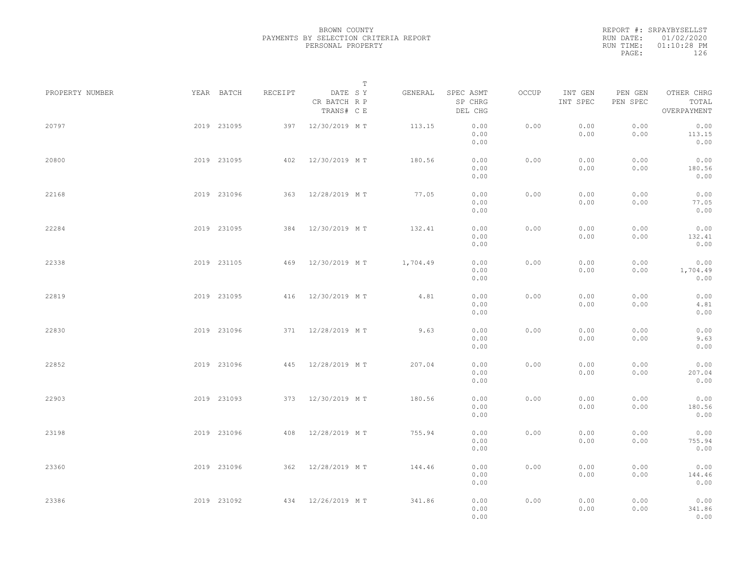BROWN COUNTY
PAYMENTS BY SELECTION CRITERIA REPORT
PERSONAL PROPERTY

REPORT #: SRPAYBYSELLST
RUN DATE: 01/02/2020
RUN TIME: 01:10:28 PM

| PROPERTY NUMBER | YEAR | BATCH | RECEIPT | DATE / CR BATCH / TRANS# | SYS | TYPE / REP / CE | GENERAL | SPEC ASMT / SP CHRG / DEL CHG | OCCUP | INT GEN / INT SPEC | PEN GEN / PEN SPEC | OTHER CHRG / TOTAL / OVERPAYMENT |
|---|---|---|---|---|---|---|---|---|---|---|---|---|
| 20797 | 2019 | 231095 | 397 | 12/30/2019 | M | T | 113.15 | 0.00 / 0.00 / 0.00 | 0.00 | 0.00 / 0.00 | 0.00 / 0.00 | 0.00 / 113.15 / 0.00 |
| 20800 | 2019 | 231095 | 402 | 12/30/2019 | M | T | 180.56 | 0.00 / 0.00 / 0.00 | 0.00 | 0.00 / 0.00 | 0.00 / 0.00 | 0.00 / 180.56 / 0.00 |
| 22168 | 2019 | 231096 | 363 | 12/28/2019 | M | T | 77.05 | 0.00 / 0.00 / 0.00 | 0.00 | 0.00 / 0.00 | 0.00 / 0.00 | 0.00 / 77.05 / 0.00 |
| 22284 | 2019 | 231095 | 384 | 12/30/2019 | M | T | 132.41 | 0.00 / 0.00 / 0.00 | 0.00 | 0.00 / 0.00 | 0.00 / 0.00 | 0.00 / 132.41 / 0.00 |
| 22338 | 2019 | 231105 | 469 | 12/30/2019 | M | T | 1,704.49 | 0.00 / 0.00 / 0.00 | 0.00 | 0.00 / 0.00 | 0.00 / 0.00 | 0.00 / 1,704.49 / 0.00 |
| 22819 | 2019 | 231095 | 416 | 12/30/2019 | M | T | 4.81 | 0.00 / 0.00 / 0.00 | 0.00 | 0.00 / 0.00 | 0.00 / 0.00 | 0.00 / 4.81 / 0.00 |
| 22830 | 2019 | 231096 | 371 | 12/28/2019 | M | T | 9.63 | 0.00 / 0.00 / 0.00 | 0.00 | 0.00 / 0.00 | 0.00 / 0.00 | 0.00 / 9.63 / 0.00 |
| 22852 | 2019 | 231096 | 445 | 12/28/2019 | M | T | 207.04 | 0.00 / 0.00 / 0.00 | 0.00 | 0.00 / 0.00 | 0.00 / 0.00 | 0.00 / 207.04 / 0.00 |
| 22903 | 2019 | 231093 | 373 | 12/30/2019 | M | T | 180.56 | 0.00 / 0.00 / 0.00 | 0.00 | 0.00 / 0.00 | 0.00 / 0.00 | 0.00 / 180.56 / 0.00 |
| 23198 | 2019 | 231096 | 408 | 12/28/2019 | M | T | 755.94 | 0.00 / 0.00 / 0.00 | 0.00 | 0.00 / 0.00 | 0.00 / 0.00 | 0.00 / 755.94 / 0.00 |
| 23360 | 2019 | 231096 | 362 | 12/28/2019 | M | T | 144.46 | 0.00 / 0.00 / 0.00 | 0.00 | 0.00 / 0.00 | 0.00 / 0.00 | 0.00 / 144.46 / 0.00 |
| 23386 | 2019 | 231092 | 434 | 12/26/2019 | M | T | 341.86 | 0.00 / 0.00 / 0.00 | 0.00 | 0.00 / 0.00 | 0.00 / 0.00 | 0.00 / 341.86 / 0.00 |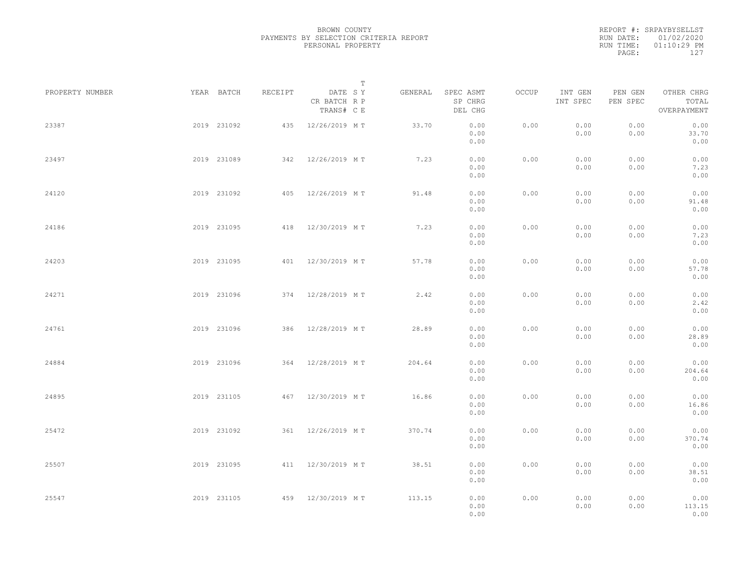BROWN COUNTY
PAYMENTS BY SELECTION CRITERIA REPORT
PERSONAL PROPERTY

REPORT #: SRPAYBYSELLST
RUN DATE: 01/02/2020
RUN TIME: 01:10:29 PM

| PROPERTY NUMBER | YEAR | BATCH | RECEIPT | DATE / CR BATCH / TRANS# | T SY RP CE | GENERAL | SPEC ASMT / SP CHRG / DEL CHG | OCCUP | INT GEN / INT SPEC | PEN GEN / PEN SPEC | OTHER CHRG / TOTAL / OVERPAYMENT |
|---|---|---|---|---|---|---|---|---|---|---|---|
| 23387 | 2019 | 231092 | 435 | 12/26/2019 | M T | 33.70 | 0.00 / 0.00 / 0.00 | 0.00 | 0.00 / 0.00 | 0.00 / 0.00 | 0.00 / 33.70 / 0.00 |
| 23497 | 2019 | 231089 | 342 | 12/26/2019 | M T | 7.23 | 0.00 / 0.00 / 0.00 | 0.00 | 0.00 / 0.00 | 0.00 / 0.00 | 0.00 / 7.23 / 0.00 |
| 24120 | 2019 | 231092 | 405 | 12/26/2019 | M T | 91.48 | 0.00 / 0.00 / 0.00 | 0.00 | 0.00 / 0.00 | 0.00 / 0.00 | 0.00 / 91.48 / 0.00 |
| 24186 | 2019 | 231095 | 418 | 12/30/2019 | M T | 7.23 | 0.00 / 0.00 / 0.00 | 0.00 | 0.00 / 0.00 | 0.00 / 0.00 | 0.00 / 7.23 / 0.00 |
| 24203 | 2019 | 231095 | 401 | 12/30/2019 | M T | 57.78 | 0.00 / 0.00 / 0.00 | 0.00 | 0.00 / 0.00 | 0.00 / 0.00 | 0.00 / 57.78 / 0.00 |
| 24271 | 2019 | 231096 | 374 | 12/28/2019 | M T | 2.42 | 0.00 / 0.00 / 0.00 | 0.00 | 0.00 / 0.00 | 0.00 / 0.00 | 0.00 / 2.42 / 0.00 |
| 24761 | 2019 | 231096 | 386 | 12/28/2019 | M T | 28.89 | 0.00 / 0.00 / 0.00 | 0.00 | 0.00 / 0.00 | 0.00 / 0.00 | 0.00 / 28.89 / 0.00 |
| 24884 | 2019 | 231096 | 364 | 12/28/2019 | M T | 204.64 | 0.00 / 0.00 / 0.00 | 0.00 | 0.00 / 0.00 | 0.00 / 0.00 | 0.00 / 204.64 / 0.00 |
| 24895 | 2019 | 231105 | 467 | 12/30/2019 | M T | 16.86 | 0.00 / 0.00 / 0.00 | 0.00 | 0.00 / 0.00 | 0.00 / 0.00 | 0.00 / 16.86 / 0.00 |
| 25472 | 2019 | 231092 | 361 | 12/26/2019 | M T | 370.74 | 0.00 / 0.00 / 0.00 | 0.00 | 0.00 / 0.00 | 0.00 / 0.00 | 0.00 / 370.74 / 0.00 |
| 25507 | 2019 | 231095 | 411 | 12/30/2019 | M T | 38.51 | 0.00 / 0.00 / 0.00 | 0.00 | 0.00 / 0.00 | 0.00 / 0.00 | 0.00 / 38.51 / 0.00 |
| 25547 | 2019 | 231105 | 459 | 12/30/2019 | M T | 113.15 | 0.00 / 0.00 / 0.00 | 0.00 | 0.00 / 0.00 | 0.00 / 0.00 | 0.00 / 113.15 / 0.00 |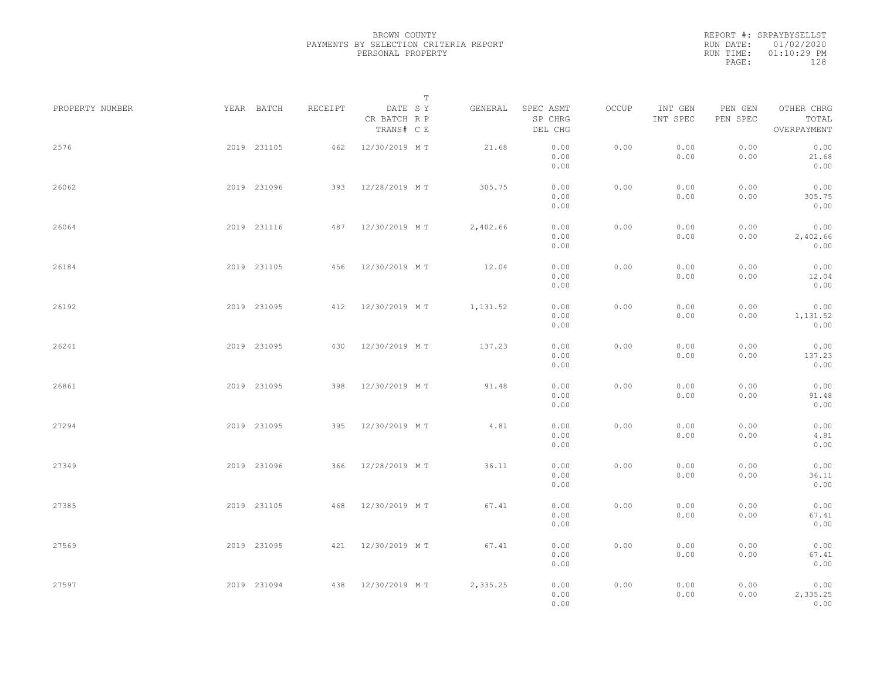BROWN COUNTY
PAYMENTS BY SELECTION CRITERIA REPORT
PERSONAL PROPERTY

REPORT #: SRPAYBYSELLST
RUN DATE: 01/02/2020
RUN TIME: 01:10:29 PM

| PROPERTY NUMBER | YEAR | BATCH | RECEIPT | DATE / CR BATCH / TRANS# | SRC | TYPE | GENERAL | SPEC ASMT / SP CHRG / DEL CHG | OCCUP | INT GEN / INT SPEC | PEN GEN / PEN SPEC | OTHER CHRG / TOTAL / OVERPAYMENT |
|---|---|---|---|---|---|---|---|---|---|---|---|---|
| 2576 | 2019 | 231105 | 462 | 12/30/2019 | M | T | 21.68 | 0.00 / 0.00 / 0.00 | 0.00 | 0.00 / 0.00 | 0.00 / 0.00 | 0.00 / 21.68 / 0.00 |
| 26062 | 2019 | 231096 | 393 | 12/28/2019 | M | T | 305.75 | 0.00 / 0.00 / 0.00 | 0.00 | 0.00 / 0.00 | 0.00 / 0.00 | 0.00 / 305.75 / 0.00 |
| 26064 | 2019 | 231116 | 487 | 12/30/2019 | M | T | 2,402.66 | 0.00 / 0.00 / 0.00 | 0.00 | 0.00 / 0.00 | 0.00 / 0.00 | 0.00 / 2,402.66 / 0.00 |
| 26184 | 2019 | 231105 | 456 | 12/30/2019 | M | T | 12.04 | 0.00 / 0.00 / 0.00 | 0.00 | 0.00 / 0.00 | 0.00 / 0.00 | 0.00 / 12.04 / 0.00 |
| 26192 | 2019 | 231095 | 412 | 12/30/2019 | M | T | 1,131.52 | 0.00 / 0.00 / 0.00 | 0.00 | 0.00 / 0.00 | 0.00 / 0.00 | 0.00 / 1,131.52 / 0.00 |
| 26241 | 2019 | 231095 | 430 | 12/30/2019 | M | T | 137.23 | 0.00 / 0.00 / 0.00 | 0.00 | 0.00 / 0.00 | 0.00 / 0.00 | 0.00 / 137.23 / 0.00 |
| 26861 | 2019 | 231095 | 398 | 12/30/2019 | M | T | 91.48 | 0.00 / 0.00 / 0.00 | 0.00 | 0.00 / 0.00 | 0.00 / 0.00 | 0.00 / 91.48 / 0.00 |
| 27294 | 2019 | 231095 | 395 | 12/30/2019 | M | T | 4.81 | 0.00 / 0.00 / 0.00 | 0.00 | 0.00 / 0.00 | 0.00 / 0.00 | 0.00 / 4.81 / 0.00 |
| 27349 | 2019 | 231096 | 366 | 12/28/2019 | M | T | 36.11 | 0.00 / 0.00 / 0.00 | 0.00 | 0.00 / 0.00 | 0.00 / 0.00 | 0.00 / 36.11 / 0.00 |
| 27385 | 2019 | 231105 | 468 | 12/30/2019 | M | T | 67.41 | 0.00 / 0.00 / 0.00 | 0.00 | 0.00 / 0.00 | 0.00 / 0.00 | 0.00 / 67.41 / 0.00 |
| 27569 | 2019 | 231095 | 421 | 12/30/2019 | M | T | 67.41 | 0.00 / 0.00 / 0.00 | 0.00 | 0.00 / 0.00 | 0.00 / 0.00 | 0.00 / 67.41 / 0.00 |
| 27597 | 2019 | 231094 | 438 | 12/30/2019 | M | T | 2,335.25 | 0.00 / 0.00 / 0.00 | 0.00 | 0.00 / 0.00 | 0.00 / 0.00 | 0.00 / 2,335.25 / 0.00 |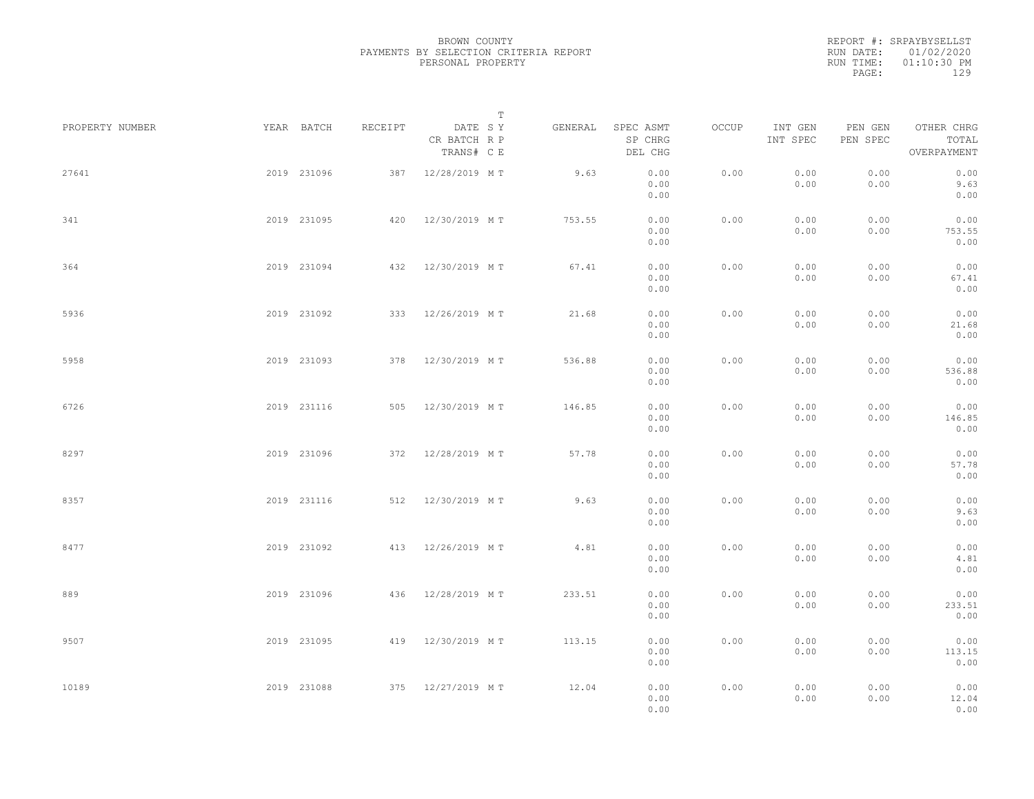BROWN COUNTY
PAYMENTS BY SELECTION CRITERIA REPORT
PERSONAL PROPERTY

REPORT #: SRPAYBYSELLST
RUN DATE: 01/02/2020
RUN TIME: 01:10:30 PM

| PROPERTY NUMBER | YEAR | BATCH | RECEIPT | DATE / CR BATCH / TRANS# | SY RP CE | T | GENERAL | SPEC ASMT / SP CHRG / DEL CHG | OCCUP | INT GEN / INT SPEC | PEN GEN / PEN SPEC | OTHER CHRG / TOTAL / OVERPAYMENT |
|---|---|---|---|---|---|---|---|---|---|---|---|---|
| 27641 | 2019 | 231096 | 387 | 12/28/2019 | M | T | 9.63 | 0.00 / 0.00 / 0.00 | 0.00 | 0.00 / 0.00 | 0.00 / 0.00 | 0.00 / 9.63 / 0.00 |
| 341 | 2019 | 231095 | 420 | 12/30/2019 | M | T | 753.55 | 0.00 / 0.00 / 0.00 | 0.00 | 0.00 / 0.00 | 0.00 / 0.00 | 0.00 / 753.55 / 0.00 |
| 364 | 2019 | 231094 | 432 | 12/30/2019 | M | T | 67.41 | 0.00 / 0.00 / 0.00 | 0.00 | 0.00 / 0.00 | 0.00 / 0.00 | 0.00 / 67.41 / 0.00 |
| 5936 | 2019 | 231092 | 333 | 12/26/2019 | M | T | 21.68 | 0.00 / 0.00 / 0.00 | 0.00 | 0.00 / 0.00 | 0.00 / 0.00 | 0.00 / 21.68 / 0.00 |
| 5958 | 2019 | 231093 | 378 | 12/30/2019 | M | T | 536.88 | 0.00 / 0.00 / 0.00 | 0.00 | 0.00 / 0.00 | 0.00 / 0.00 | 0.00 / 536.88 / 0.00 |
| 6726 | 2019 | 231116 | 505 | 12/30/2019 | M | T | 146.85 | 0.00 / 0.00 / 0.00 | 0.00 | 0.00 / 0.00 | 0.00 / 0.00 | 0.00 / 146.85 / 0.00 |
| 8297 | 2019 | 231096 | 372 | 12/28/2019 | M | T | 57.78 | 0.00 / 0.00 / 0.00 | 0.00 | 0.00 / 0.00 | 0.00 / 0.00 | 0.00 / 57.78 / 0.00 |
| 8357 | 2019 | 231116 | 512 | 12/30/2019 | M | T | 9.63 | 0.00 / 0.00 / 0.00 | 0.00 | 0.00 / 0.00 | 0.00 / 0.00 | 0.00 / 9.63 / 0.00 |
| 8477 | 2019 | 231092 | 413 | 12/26/2019 | M | T | 4.81 | 0.00 / 0.00 / 0.00 | 0.00 | 0.00 / 0.00 | 0.00 / 0.00 | 0.00 / 4.81 / 0.00 |
| 889 | 2019 | 231096 | 436 | 12/28/2019 | M | T | 233.51 | 0.00 / 0.00 / 0.00 | 0.00 | 0.00 / 0.00 | 0.00 / 0.00 | 0.00 / 233.51 / 0.00 |
| 9507 | 2019 | 231095 | 419 | 12/30/2019 | M | T | 113.15 | 0.00 / 0.00 / 0.00 | 0.00 | 0.00 / 0.00 | 0.00 / 0.00 | 0.00 / 113.15 / 0.00 |
| 10189 | 2019 | 231088 | 375 | 12/27/2019 | M | T | 12.04 | 0.00 / 0.00 / 0.00 | 0.00 | 0.00 / 0.00 | 0.00 / 0.00 | 0.00 / 12.04 / 0.00 |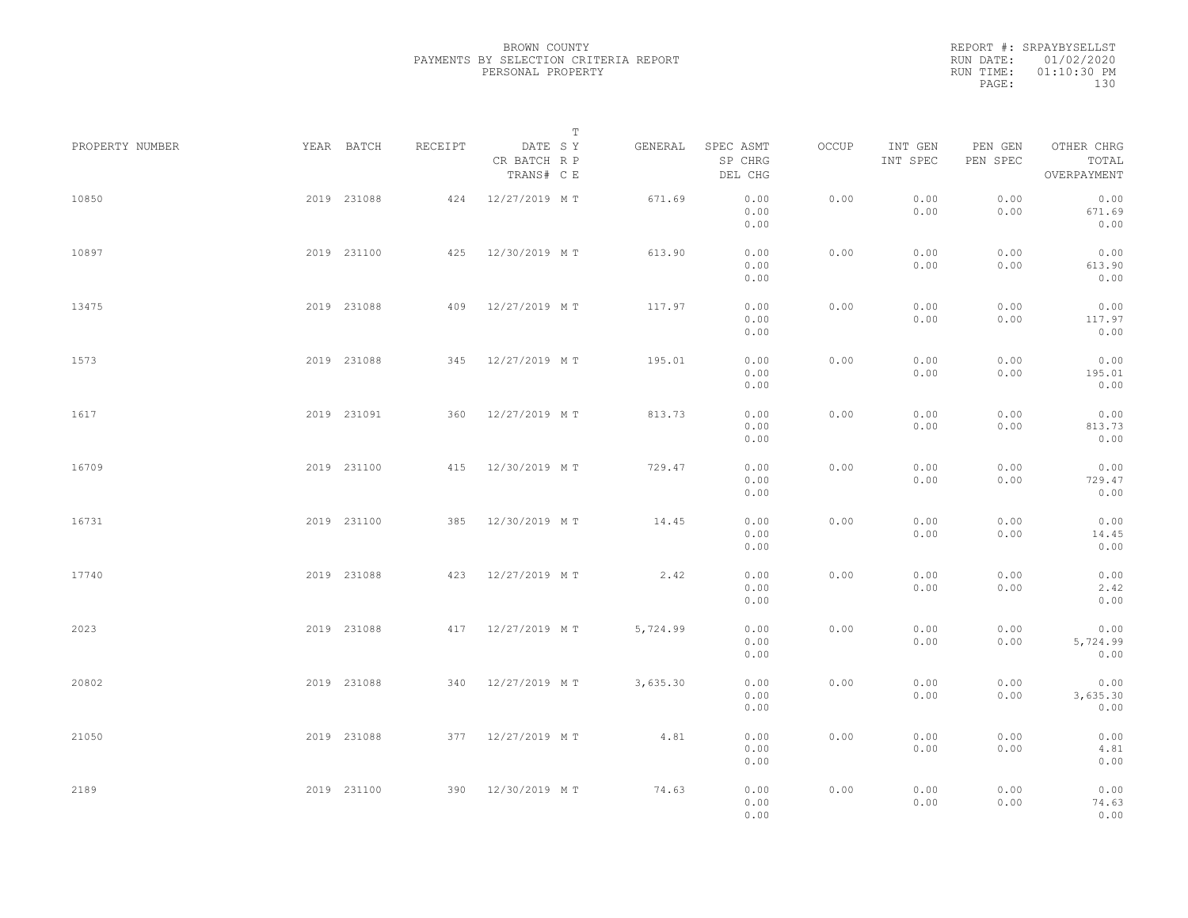BROWN COUNTY
PAYMENTS BY SELECTION CRITERIA REPORT
PERSONAL PROPERTY

REPORT #: SRPAYBYSELLST
RUN DATE: 01/02/2020
RUN TIME: 01:10:30 PM

| PROPERTY NUMBER | YEAR | BATCH | RECEIPT | DATE / CR BATCH / TRANS# | T SY RP CE | GENERAL | SPEC ASMT / SP CHRG / DEL CHG | OCCUP | INT GEN / INT SPEC | PEN GEN / PEN SPEC | OTHER CHRG / TOTAL / OVERPAYMENT |
|---|---|---|---|---|---|---|---|---|---|---|---|
| 10850 | 2019 | 231088 | 424 | 12/27/2019 | M T | 671.69 | 0.00 / 0.00 / 0.00 | 0.00 | 0.00 / 0.00 | 0.00 / 0.00 | 0.00 / 671.69 / 0.00 |
| 10897 | 2019 | 231100 | 425 | 12/30/2019 | M T | 613.90 | 0.00 / 0.00 / 0.00 | 0.00 | 0.00 / 0.00 | 0.00 / 0.00 | 0.00 / 613.90 / 0.00 |
| 13475 | 2019 | 231088 | 409 | 12/27/2019 | M T | 117.97 | 0.00 / 0.00 / 0.00 | 0.00 | 0.00 / 0.00 | 0.00 / 0.00 | 0.00 / 117.97 / 0.00 |
| 1573 | 2019 | 231088 | 345 | 12/27/2019 | M T | 195.01 | 0.00 / 0.00 / 0.00 | 0.00 | 0.00 / 0.00 | 0.00 / 0.00 | 0.00 / 195.01 / 0.00 |
| 1617 | 2019 | 231091 | 360 | 12/27/2019 | M T | 813.73 | 0.00 / 0.00 / 0.00 | 0.00 | 0.00 / 0.00 | 0.00 / 0.00 | 0.00 / 813.73 / 0.00 |
| 16709 | 2019 | 231100 | 415 | 12/30/2019 | M T | 729.47 | 0.00 / 0.00 / 0.00 | 0.00 | 0.00 / 0.00 | 0.00 / 0.00 | 0.00 / 729.47 / 0.00 |
| 16731 | 2019 | 231100 | 385 | 12/30/2019 | M T | 14.45 | 0.00 / 0.00 / 0.00 | 0.00 | 0.00 / 0.00 | 0.00 / 0.00 | 0.00 / 14.45 / 0.00 |
| 17740 | 2019 | 231088 | 423 | 12/27/2019 | M T | 2.42 | 0.00 / 0.00 / 0.00 | 0.00 | 0.00 / 0.00 | 0.00 / 0.00 | 0.00 / 2.42 / 0.00 |
| 2023 | 2019 | 231088 | 417 | 12/27/2019 | M T | 5,724.99 | 0.00 / 0.00 / 0.00 | 0.00 | 0.00 / 0.00 | 0.00 / 0.00 | 0.00 / 5,724.99 / 0.00 |
| 20802 | 2019 | 231088 | 340 | 12/27/2019 | M T | 3,635.30 | 0.00 / 0.00 / 0.00 | 0.00 | 0.00 / 0.00 | 0.00 / 0.00 | 0.00 / 3,635.30 / 0.00 |
| 21050 | 2019 | 231088 | 377 | 12/27/2019 | M T | 4.81 | 0.00 / 0.00 / 0.00 | 0.00 | 0.00 / 0.00 | 0.00 / 0.00 | 0.00 / 4.81 / 0.00 |
| 2189 | 2019 | 231100 | 390 | 12/30/2019 | M T | 74.63 | 0.00 / 0.00 / 0.00 | 0.00 | 0.00 / 0.00 | 0.00 / 0.00 | 0.00 / 74.63 / 0.00 |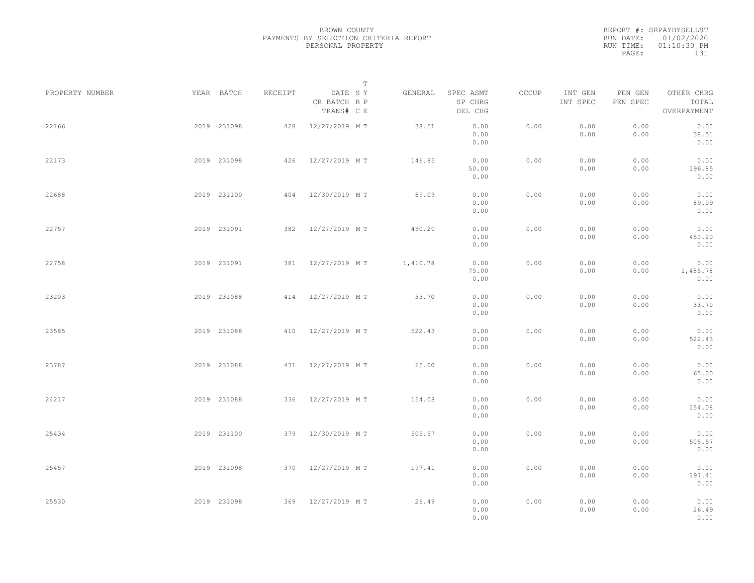BROWN COUNTY
PAYMENTS BY SELECTION CRITERIA REPORT
PERSONAL PROPERTY

REPORT #: SRPAYBYSELLST
RUN DATE: 01/02/2020
RUN TIME: 01:10:30 PM

| PROPERTY NUMBER | YEAR | BATCH | RECEIPT | DATE / CR BATCH / TRANS# | T SY RP CE | GENERAL | SPEC ASMT / SP CHRG / DEL CHG | OCCUP | INT GEN / INT SPEC | PEN GEN / PEN SPEC | OTHER CHRG / TOTAL / OVERPAYMENT |
|---|---|---|---|---|---|---|---|---|---|---|---|
| 22166 | 2019 | 231098 | 428 | 12/27/2019 | M T | 38.51 | 0.00<br>0.00<br>0.00 | 0.00 | 0.00<br>0.00 | 0.00<br>0.00 | 0.00<br>38.51<br>0.00 |
| 22173 | 2019 | 231098 | 426 | 12/27/2019 | M T | 146.85 | 0.00<br>50.00<br>0.00 | 0.00 | 0.00<br>0.00 | 0.00<br>0.00 | 0.00<br>196.85<br>0.00 |
| 22688 | 2019 | 231100 | 404 | 12/30/2019 | M T | 89.09 | 0.00<br>0.00<br>0.00 | 0.00 | 0.00<br>0.00 | 0.00<br>0.00 | 0.00<br>89.09<br>0.00 |
| 22757 | 2019 | 231091 | 382 | 12/27/2019 | M T | 450.20 | 0.00<br>0.00<br>0.00 | 0.00 | 0.00<br>0.00 | 0.00<br>0.00 | 0.00<br>450.20<br>0.00 |
| 22758 | 2019 | 231091 | 381 | 12/27/2019 | M T | 1,410.78 | 0.00<br>75.00<br>0.00 | 0.00 | 0.00<br>0.00 | 0.00<br>0.00 | 0.00<br>1,485.78<br>0.00 |
| 23203 | 2019 | 231088 | 414 | 12/27/2019 | M T | 33.70 | 0.00<br>0.00<br>0.00 | 0.00 | 0.00<br>0.00 | 0.00<br>0.00 | 0.00<br>33.70<br>0.00 |
| 23585 | 2019 | 231088 | 410 | 12/27/2019 | M T | 522.43 | 0.00<br>0.00<br>0.00 | 0.00 | 0.00<br>0.00 | 0.00<br>0.00 | 0.00<br>522.43<br>0.00 |
| 23787 | 2019 | 231088 | 431 | 12/27/2019 | M T | 65.00 | 0.00<br>0.00<br>0.00 | 0.00 | 0.00<br>0.00 | 0.00<br>0.00 | 0.00<br>65.00<br>0.00 |
| 24217 | 2019 | 231088 | 336 | 12/27/2019 | M T | 154.08 | 0.00<br>0.00<br>0.00 | 0.00 | 0.00<br>0.00 | 0.00<br>0.00 | 0.00<br>154.08<br>0.00 |
| 25434 | 2019 | 231100 | 379 | 12/30/2019 | M T | 505.57 | 0.00<br>0.00<br>0.00 | 0.00 | 0.00<br>0.00 | 0.00<br>0.00 | 0.00<br>505.57<br>0.00 |
| 25457 | 2019 | 231098 | 370 | 12/27/2019 | M T | 197.41 | 0.00<br>0.00<br>0.00 | 0.00 | 0.00<br>0.00 | 0.00<br>0.00 | 0.00<br>197.41<br>0.00 |
| 25530 | 2019 | 231098 | 369 | 12/27/2019 | M T | 26.49 | 0.00<br>0.00<br>0.00 | 0.00 | 0.00<br>0.00 | 0.00<br>0.00 | 0.00<br>26.49<br>0.00 |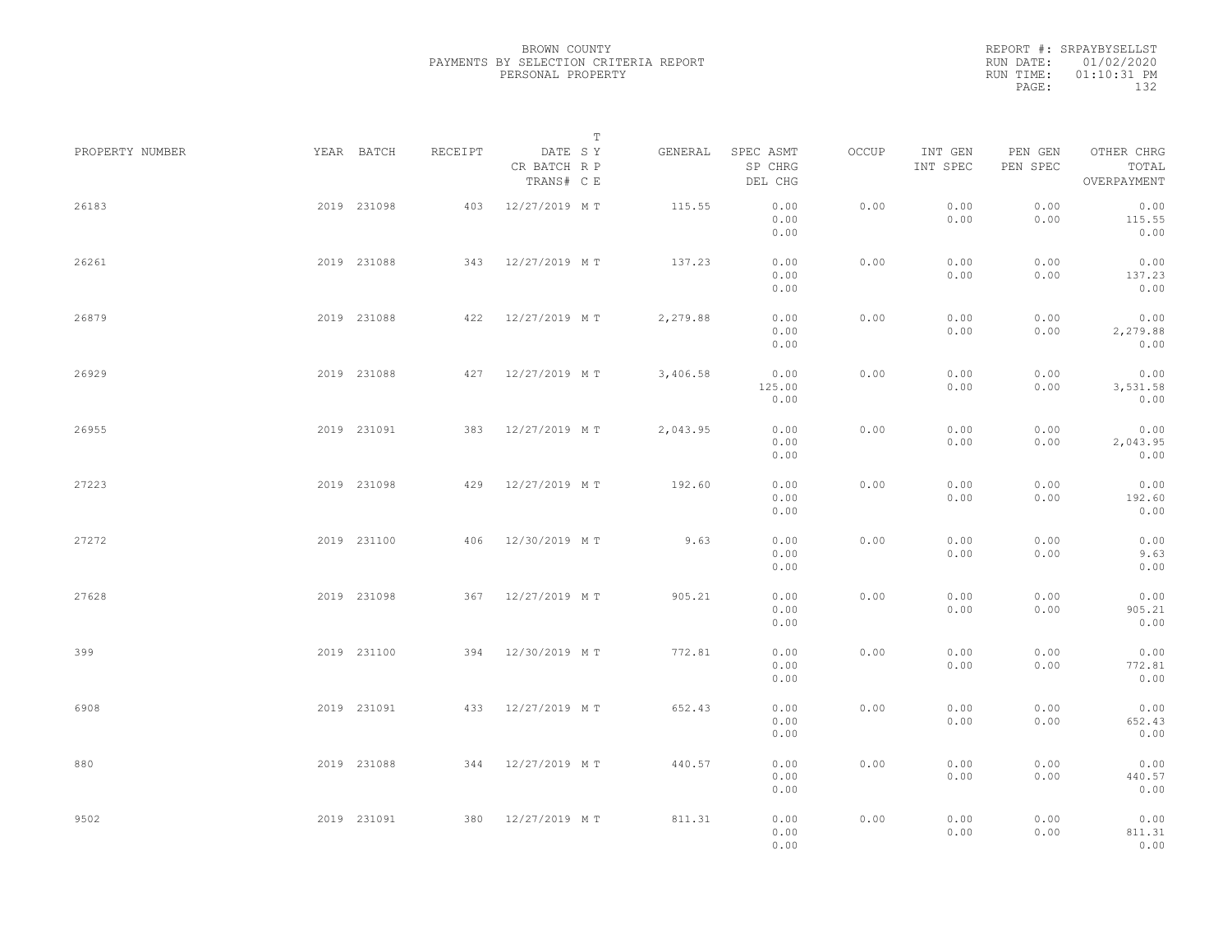BROWN COUNTY
PAYMENTS BY SELECTION CRITERIA REPORT
PERSONAL PROPERTY

REPORT #: SRPAYBYSELLST
RUN DATE: 01/02/2020
RUN TIME: 01:10:31 PM
PAGE: 132

| PROPERTY NUMBER | YEAR | BATCH | RECEIPT | DATE / CR BATCH / TRANS# | T SY / RP / CE | GENERAL | SPEC ASMT / SP CHRG / DEL CHG | OCCUP | INT GEN / INT SPEC | PEN GEN / PEN SPEC | OTHER CHRG / TOTAL / OVERPAYMENT |
|---|---|---|---|---|---|---|---|---|---|---|---|
| 26183 | 2019 | 231098 | 403 | 12/27/2019 | M T | 115.55 | 0.00<br>0.00<br>0.00 | 0.00 | 0.00<br>0.00 | 0.00<br>0.00 | 0.00<br>115.55<br>0.00 |
| 26261 | 2019 | 231088 | 343 | 12/27/2019 | M T | 137.23 | 0.00<br>0.00<br>0.00 | 0.00 | 0.00<br>0.00 | 0.00<br>0.00 | 0.00<br>137.23<br>0.00 |
| 26879 | 2019 | 231088 | 422 | 12/27/2019 | M T | 2,279.88 | 0.00<br>0.00<br>0.00 | 0.00 | 0.00<br>0.00 | 0.00<br>0.00 | 0.00<br>2,279.88<br>0.00 |
| 26929 | 2019 | 231088 | 427 | 12/27/2019 | M T | 3,406.58 | 0.00<br>125.00<br>0.00 | 0.00 | 0.00<br>0.00 | 0.00<br>0.00 | 0.00<br>3,531.58<br>0.00 |
| 26955 | 2019 | 231091 | 383 | 12/27/2019 | M T | 2,043.95 | 0.00<br>0.00<br>0.00 | 0.00 | 0.00<br>0.00 | 0.00<br>0.00 | 0.00<br>2,043.95<br>0.00 |
| 27223 | 2019 | 231098 | 429 | 12/27/2019 | M T | 192.60 | 0.00<br>0.00<br>0.00 | 0.00 | 0.00<br>0.00 | 0.00<br>0.00 | 0.00<br>192.60<br>0.00 |
| 27272 | 2019 | 231100 | 406 | 12/30/2019 | M T | 9.63 | 0.00<br>0.00<br>0.00 | 0.00 | 0.00<br>0.00 | 0.00<br>0.00 | 0.00<br>9.63<br>0.00 |
| 27628 | 2019 | 231098 | 367 | 12/27/2019 | M T | 905.21 | 0.00<br>0.00<br>0.00 | 0.00 | 0.00<br>0.00 | 0.00<br>0.00 | 0.00<br>905.21<br>0.00 |
| 399 | 2019 | 231100 | 394 | 12/30/2019 | M T | 772.81 | 0.00<br>0.00<br>0.00 | 0.00 | 0.00<br>0.00 | 0.00<br>0.00 | 0.00<br>772.81<br>0.00 |
| 6908 | 2019 | 231091 | 433 | 12/27/2019 | M T | 652.43 | 0.00<br>0.00<br>0.00 | 0.00 | 0.00<br>0.00 | 0.00<br>0.00 | 0.00<br>652.43<br>0.00 |
| 880 | 2019 | 231088 | 344 | 12/27/2019 | M T | 440.57 | 0.00<br>0.00<br>0.00 | 0.00 | 0.00<br>0.00 | 0.00<br>0.00 | 0.00<br>440.57<br>0.00 |
| 9502 | 2019 | 231091 | 380 | 12/27/2019 | M T | 811.31 | 0.00<br>0.00<br>0.00 | 0.00 | 0.00<br>0.00 | 0.00<br>0.00 | 0.00<br>811.31<br>0.00 |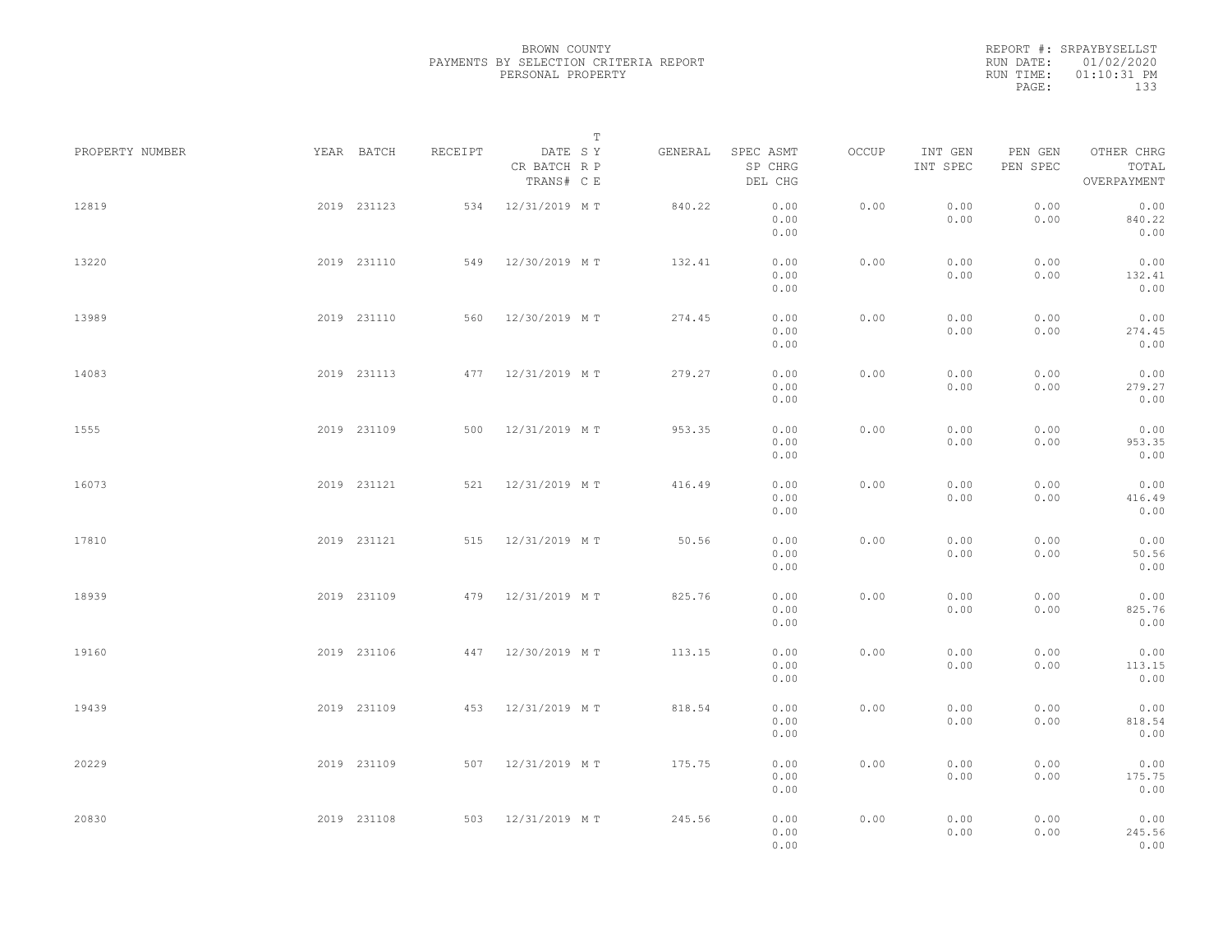BROWN COUNTY
PAYMENTS BY SELECTION CRITERIA REPORT
PERSONAL PROPERTY

REPORT #: SRPAYBYSELLST
RUN DATE: 01/02/2020
RUN TIME: 01:10:31 PM

| PROPERTY NUMBER | YEAR | BATCH | RECEIPT | DATE / CR BATCH / TRANS# | T SY RP CE | GENERAL | SPEC ASMT / SP CHRG / DEL CHG | OCCUP | INT GEN / INT SPEC | PEN GEN / PEN SPEC | OTHER CHRG / TOTAL / OVERPAYMENT |
|---|---|---|---|---|---|---|---|---|---|---|---|
| 12819 | 2019 | 231123 | 534 | 12/31/2019 | M T | 840.22 | 0.00 / 0.00 / 0.00 | 0.00 | 0.00 / 0.00 | 0.00 / 0.00 | 0.00 / 840.22 / 0.00 |
| 13220 | 2019 | 231110 | 549 | 12/30/2019 | M T | 132.41 | 0.00 / 0.00 / 0.00 | 0.00 | 0.00 / 0.00 | 0.00 / 0.00 | 0.00 / 132.41 / 0.00 |
| 13989 | 2019 | 231110 | 560 | 12/30/2019 | M T | 274.45 | 0.00 / 0.00 / 0.00 | 0.00 | 0.00 / 0.00 | 0.00 / 0.00 | 0.00 / 274.45 / 0.00 |
| 14083 | 2019 | 231113 | 477 | 12/31/2019 | M T | 279.27 | 0.00 / 0.00 / 0.00 | 0.00 | 0.00 / 0.00 | 0.00 / 0.00 | 0.00 / 279.27 / 0.00 |
| 1555 | 2019 | 231109 | 500 | 12/31/2019 | M T | 953.35 | 0.00 / 0.00 / 0.00 | 0.00 | 0.00 / 0.00 | 0.00 / 0.00 | 0.00 / 953.35 / 0.00 |
| 16073 | 2019 | 231121 | 521 | 12/31/2019 | M T | 416.49 | 0.00 / 0.00 / 0.00 | 0.00 | 0.00 / 0.00 | 0.00 / 0.00 | 0.00 / 416.49 / 0.00 |
| 17810 | 2019 | 231121 | 515 | 12/31/2019 | M T | 50.56 | 0.00 / 0.00 / 0.00 | 0.00 | 0.00 / 0.00 | 0.00 / 0.00 | 0.00 / 50.56 / 0.00 |
| 18939 | 2019 | 231109 | 479 | 12/31/2019 | M T | 825.76 | 0.00 / 0.00 / 0.00 | 0.00 | 0.00 / 0.00 | 0.00 / 0.00 | 0.00 / 825.76 / 0.00 |
| 19160 | 2019 | 231106 | 447 | 12/30/2019 | M T | 113.15 | 0.00 / 0.00 / 0.00 | 0.00 | 0.00 / 0.00 | 0.00 / 0.00 | 0.00 / 113.15 / 0.00 |
| 19439 | 2019 | 231109 | 453 | 12/31/2019 | M T | 818.54 | 0.00 / 0.00 / 0.00 | 0.00 | 0.00 / 0.00 | 0.00 / 0.00 | 0.00 / 818.54 / 0.00 |
| 20229 | 2019 | 231109 | 507 | 12/31/2019 | M T | 175.75 | 0.00 / 0.00 / 0.00 | 0.00 | 0.00 / 0.00 | 0.00 / 0.00 | 0.00 / 175.75 / 0.00 |
| 20830 | 2019 | 231108 | 503 | 12/31/2019 | M T | 245.56 | 0.00 / 0.00 / 0.00 | 0.00 | 0.00 / 0.00 | 0.00 / 0.00 | 0.00 / 245.56 / 0.00 |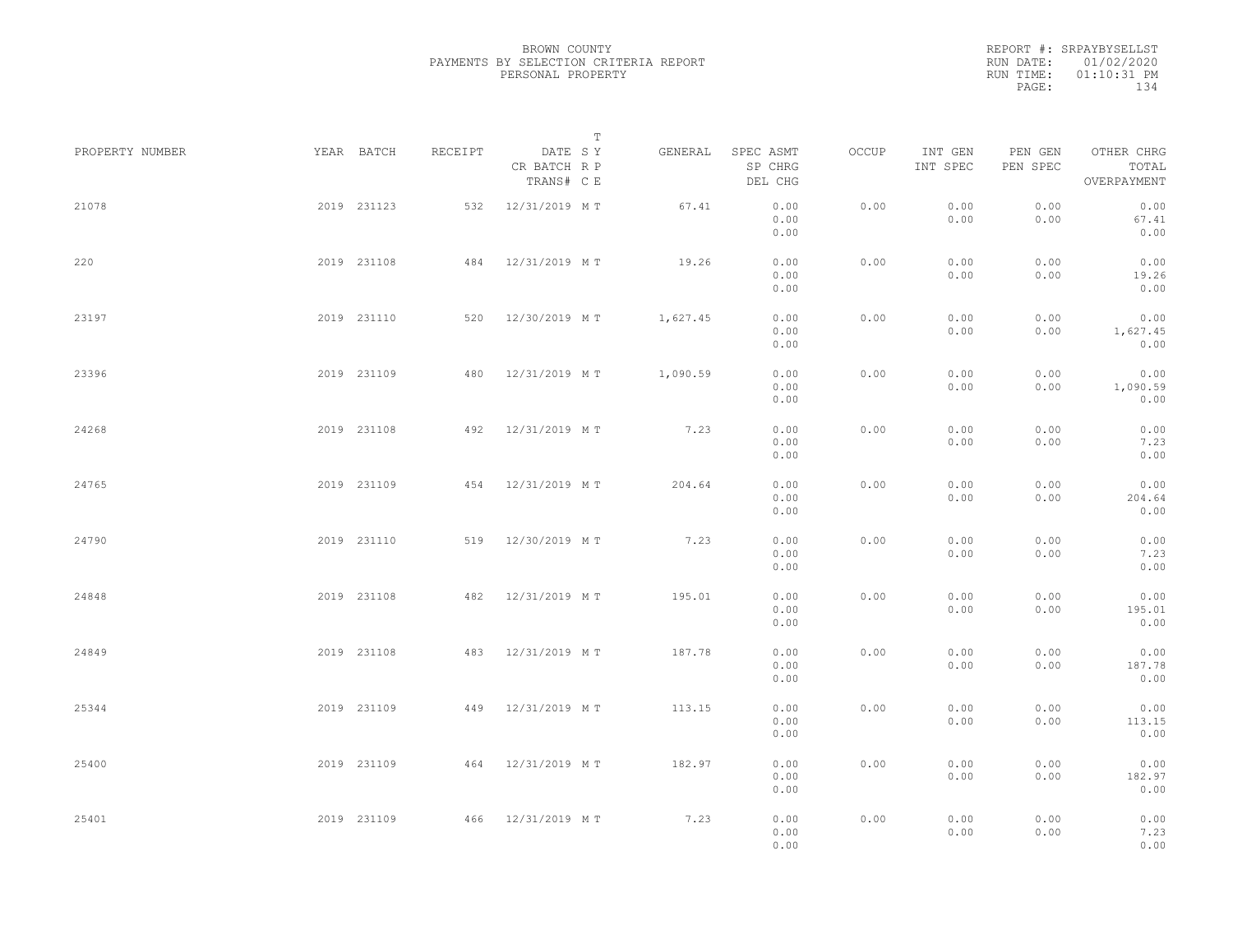BROWN COUNTY
PAYMENTS BY SELECTION CRITERIA REPORT
PERSONAL PROPERTY

REPORT #: SRPAYBYSELLST
RUN DATE: 01/02/2020
RUN TIME: 01:10:31 PM

| PROPERTY NUMBER | YEAR | BATCH | RECEIPT | DATE / CR BATCH / TRANS# | SYS | TYPE | GENERAL | SPEC ASMT / SP CHRG / DEL CHG | OCCUP | INT GEN / INT SPEC | PEN GEN / PEN SPEC | OTHER CHRG / TOTAL / OVERPAYMENT |
|---|---|---|---|---|---|---|---|---|---|---|---|---|
| 21078 | 2019 | 231123 | 532 | 12/31/2019 | M | T | 67.41 | 0.00 / 0.00 / 0.00 | 0.00 | 0.00 / 0.00 | 0.00 / 0.00 | 0.00 / 67.41 / 0.00 |
| 220 | 2019 | 231108 | 484 | 12/31/2019 | M | T | 19.26 | 0.00 / 0.00 / 0.00 | 0.00 | 0.00 / 0.00 | 0.00 / 0.00 | 0.00 / 19.26 / 0.00 |
| 23197 | 2019 | 231110 | 520 | 12/30/2019 | M | T | 1,627.45 | 0.00 / 0.00 / 0.00 | 0.00 | 0.00 / 0.00 | 0.00 / 0.00 | 0.00 / 1,627.45 / 0.00 |
| 23396 | 2019 | 231109 | 480 | 12/31/2019 | M | T | 1,090.59 | 0.00 / 0.00 / 0.00 | 0.00 | 0.00 / 0.00 | 0.00 / 0.00 | 0.00 / 1,090.59 / 0.00 |
| 24268 | 2019 | 231108 | 492 | 12/31/2019 | M | T | 7.23 | 0.00 / 0.00 / 0.00 | 0.00 | 0.00 / 0.00 | 0.00 / 0.00 | 0.00 / 7.23 / 0.00 |
| 24765 | 2019 | 231109 | 454 | 12/31/2019 | M | T | 204.64 | 0.00 / 0.00 / 0.00 | 0.00 | 0.00 / 0.00 | 0.00 / 0.00 | 0.00 / 204.64 / 0.00 |
| 24790 | 2019 | 231110 | 519 | 12/30/2019 | M | T | 7.23 | 0.00 / 0.00 / 0.00 | 0.00 | 0.00 / 0.00 | 0.00 / 0.00 | 0.00 / 7.23 / 0.00 |
| 24848 | 2019 | 231108 | 482 | 12/31/2019 | M | T | 195.01 | 0.00 / 0.00 / 0.00 | 0.00 | 0.00 / 0.00 | 0.00 / 0.00 | 0.00 / 195.01 / 0.00 |
| 24849 | 2019 | 231108 | 483 | 12/31/2019 | M | T | 187.78 | 0.00 / 0.00 / 0.00 | 0.00 | 0.00 / 0.00 | 0.00 / 0.00 | 0.00 / 187.78 / 0.00 |
| 25344 | 2019 | 231109 | 449 | 12/31/2019 | M | T | 113.15 | 0.00 / 0.00 / 0.00 | 0.00 | 0.00 / 0.00 | 0.00 / 0.00 | 0.00 / 113.15 / 0.00 |
| 25400 | 2019 | 231109 | 464 | 12/31/2019 | M | T | 182.97 | 0.00 / 0.00 / 0.00 | 0.00 | 0.00 / 0.00 | 0.00 / 0.00 | 0.00 / 182.97 / 0.00 |
| 25401 | 2019 | 231109 | 466 | 12/31/2019 | M | T | 7.23 | 0.00 / 0.00 / 0.00 | 0.00 | 0.00 / 0.00 | 0.00 / 0.00 | 0.00 / 7.23 / 0.00 |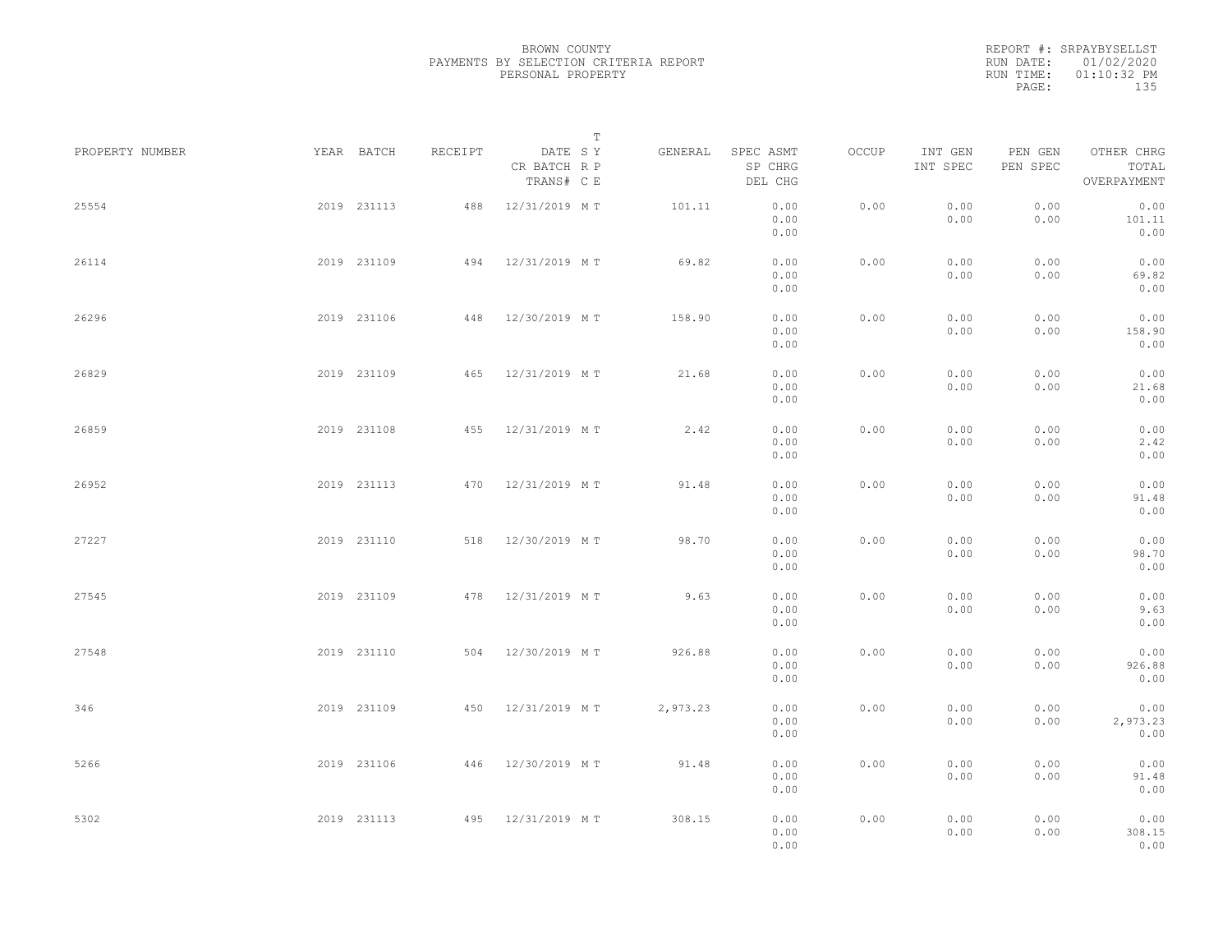BROWN COUNTY
PAYMENTS BY SELECTION CRITERIA REPORT
PERSONAL PROPERTY

REPORT #: SRPAYBYSELLST
RUN DATE: 01/02/2020
RUN TIME: 01:10:32 PM

| PROPERTY NUMBER | YEAR | BATCH | RECEIPT | DATE / CR BATCH / TRANS# | SYS | TYPE | GENERAL | SPEC ASMT / SP CHRG / DEL CHG | OCCUP | INT GEN / INT SPEC | PEN GEN / PEN SPEC | OTHER CHRG / TOTAL / OVERPAYMENT |
|---|---|---|---|---|---|---|---|---|---|---|---|---|
| 25554 | 2019 | 231113 | 488 | 12/31/2019 | M | T | 101.11 | 0.00 / 0.00 / 0.00 | 0.00 | 0.00 / 0.00 | 0.00 / 0.00 | 0.00 / 101.11 / 0.00 |
| 26114 | 2019 | 231109 | 494 | 12/31/2019 | M | T | 69.82 | 0.00 / 0.00 / 0.00 | 0.00 | 0.00 / 0.00 | 0.00 / 0.00 | 0.00 / 69.82 / 0.00 |
| 26296 | 2019 | 231106 | 448 | 12/30/2019 | M | T | 158.90 | 0.00 / 0.00 / 0.00 | 0.00 | 0.00 / 0.00 | 0.00 / 0.00 | 0.00 / 158.90 / 0.00 |
| 26829 | 2019 | 231109 | 465 | 12/31/2019 | M | T | 21.68 | 0.00 / 0.00 / 0.00 | 0.00 | 0.00 / 0.00 | 0.00 / 0.00 | 0.00 / 21.68 / 0.00 |
| 26859 | 2019 | 231108 | 455 | 12/31/2019 | M | T | 2.42 | 0.00 / 0.00 / 0.00 | 0.00 | 0.00 / 0.00 | 0.00 / 0.00 | 0.00 / 2.42 / 0.00 |
| 26952 | 2019 | 231113 | 470 | 12/31/2019 | M | T | 91.48 | 0.00 / 0.00 / 0.00 | 0.00 | 0.00 / 0.00 | 0.00 / 0.00 | 0.00 / 91.48 / 0.00 |
| 27227 | 2019 | 231110 | 518 | 12/30/2019 | M | T | 98.70 | 0.00 / 0.00 / 0.00 | 0.00 | 0.00 / 0.00 | 0.00 / 0.00 | 0.00 / 98.70 / 0.00 |
| 27545 | 2019 | 231109 | 478 | 12/31/2019 | M | T | 9.63 | 0.00 / 0.00 / 0.00 | 0.00 | 0.00 / 0.00 | 0.00 / 0.00 | 0.00 / 9.63 / 0.00 |
| 27548 | 2019 | 231110 | 504 | 12/30/2019 | M | T | 926.88 | 0.00 / 0.00 / 0.00 | 0.00 | 0.00 / 0.00 | 0.00 / 0.00 | 0.00 / 926.88 / 0.00 |
| 346 | 2019 | 231109 | 450 | 12/31/2019 | M | T | 2,973.23 | 0.00 / 0.00 / 0.00 | 0.00 | 0.00 / 0.00 | 0.00 / 0.00 | 0.00 / 2,973.23 / 0.00 |
| 5266 | 2019 | 231106 | 446 | 12/30/2019 | M | T | 91.48 | 0.00 / 0.00 / 0.00 | 0.00 | 0.00 / 0.00 | 0.00 / 0.00 | 0.00 / 91.48 / 0.00 |
| 5302 | 2019 | 231113 | 495 | 12/31/2019 | M | T | 308.15 | 0.00 / 0.00 / 0.00 | 0.00 | 0.00 / 0.00 | 0.00 / 0.00 | 0.00 / 308.15 / 0.00 |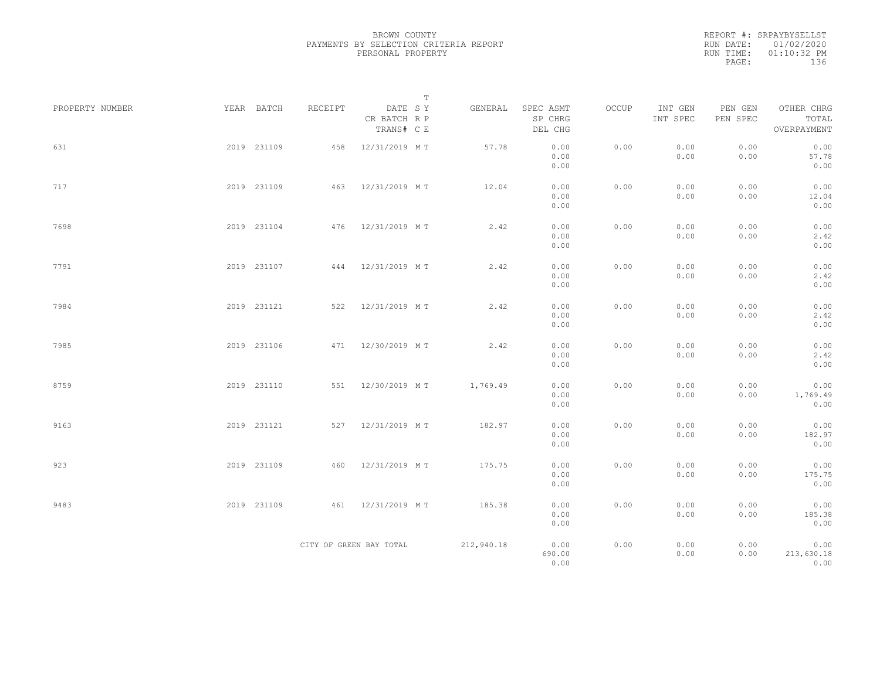BROWN COUNTY
PAYMENTS BY SELECTION CRITERIA REPORT
PERSONAL PROPERTY

REPORT #: SRPAYBYSELLST
RUN DATE: 01/02/2020
RUN TIME: 01:10:32 PM

| PROPERTY NUMBER | YEAR | BATCH | RECEIPT | DATE / CR BATCH / TRANS# | SY / RP / CE | T | GENERAL | SPEC ASMT / SP CHRG / DEL CHG | OCCUP | INT GEN / INT SPEC | PEN GEN / PEN SPEC | OTHER CHRG / TOTAL / OVERPAYMENT |
|---|---|---|---|---|---|---|---|---|---|---|---|---|
| 631 | 2019 | 231109 | 458 | 12/31/2019 | M | T | 57.78 | 0.00 / 0.00 / 0.00 | 0.00 | 0.00 / 0.00 | 0.00 / 0.00 | 0.00 / 57.78 / 0.00 |
| 717 | 2019 | 231109 | 463 | 12/31/2019 | M | T | 12.04 | 0.00 / 0.00 / 0.00 | 0.00 | 0.00 / 0.00 | 0.00 / 0.00 | 0.00 / 12.04 / 0.00 |
| 7698 | 2019 | 231104 | 476 | 12/31/2019 | M | T | 2.42 | 0.00 / 0.00 / 0.00 | 0.00 | 0.00 / 0.00 | 0.00 / 0.00 | 0.00 / 2.42 / 0.00 |
| 7791 | 2019 | 231107 | 444 | 12/31/2019 | M | T | 2.42 | 0.00 / 0.00 / 0.00 | 0.00 | 0.00 / 0.00 | 0.00 / 0.00 | 0.00 / 2.42 / 0.00 |
| 7984 | 2019 | 231121 | 522 | 12/31/2019 | M | T | 2.42 | 0.00 / 0.00 / 0.00 | 0.00 | 0.00 / 0.00 | 0.00 / 0.00 | 0.00 / 2.42 / 0.00 |
| 7985 | 2019 | 231106 | 471 | 12/30/2019 | M | T | 2.42 | 0.00 / 0.00 / 0.00 | 0.00 | 0.00 / 0.00 | 0.00 / 0.00 | 0.00 / 2.42 / 0.00 |
| 8759 | 2019 | 231110 | 551 | 12/30/2019 | M | T | 1,769.49 | 0.00 / 0.00 / 0.00 | 0.00 | 0.00 / 0.00 | 0.00 / 0.00 | 0.00 / 1,769.49 / 0.00 |
| 9163 | 2019 | 231121 | 527 | 12/31/2019 | M | T | 182.97 | 0.00 / 0.00 / 0.00 | 0.00 | 0.00 / 0.00 | 0.00 / 0.00 | 0.00 / 182.97 / 0.00 |
| 923 | 2019 | 231109 | 460 | 12/31/2019 | M | T | 175.75 | 0.00 / 0.00 / 0.00 | 0.00 | 0.00 / 0.00 | 0.00 / 0.00 | 0.00 / 175.75 / 0.00 |
| 9483 | 2019 | 231109 | 461 | 12/31/2019 | M | T | 185.38 | 0.00 / 0.00 / 0.00 | 0.00 | 0.00 / 0.00 | 0.00 / 0.00 | 0.00 / 185.38 / 0.00 |
| | | | CITY OF GREEN BAY TOTAL | | | | 212,940.18 | 0.00 / 690.00 / 0.00 | 0.00 | 0.00 / 0.00 | 0.00 / 0.00 | 0.00 / 213,630.18 / 0.00 |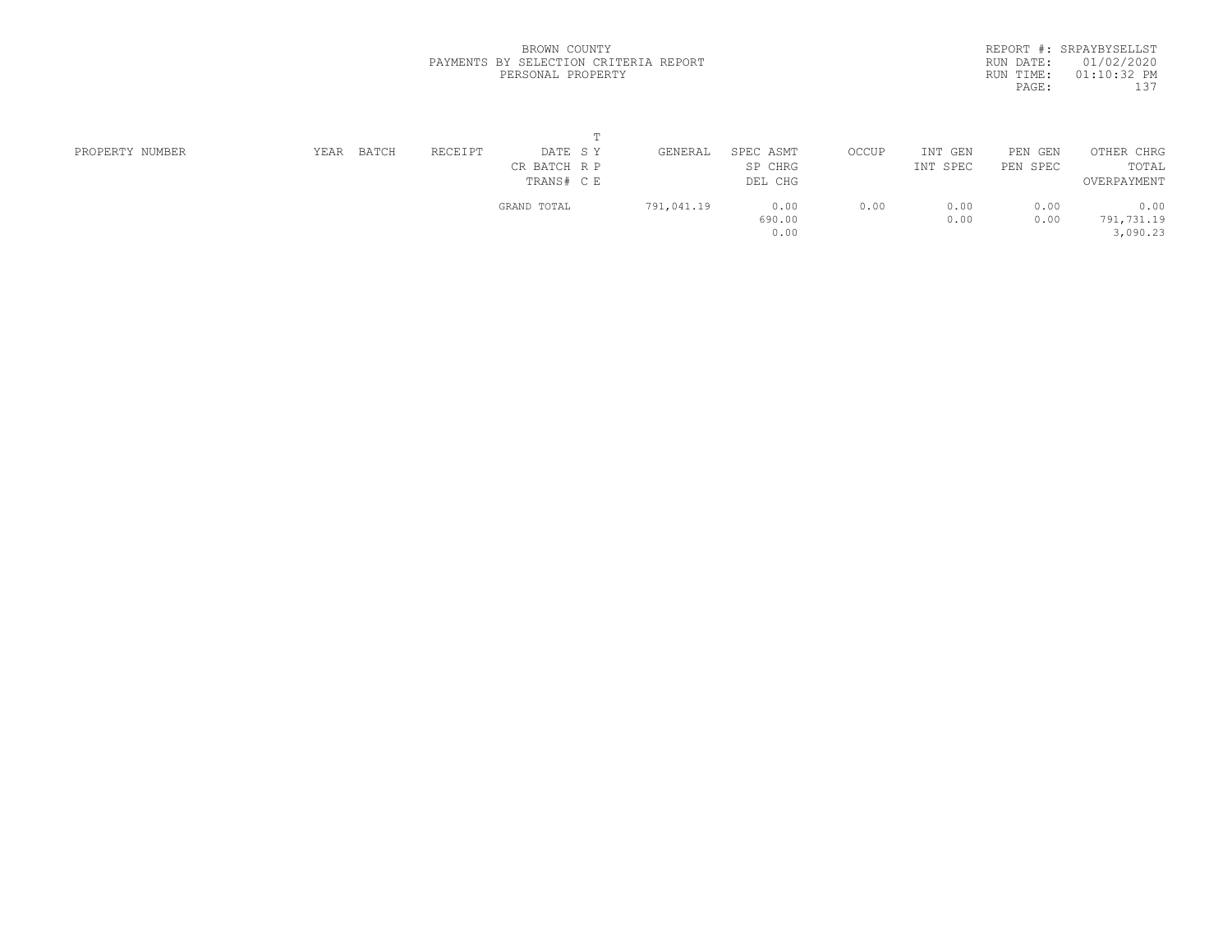BROWN COUNTY
PAYMENTS BY SELECTION CRITERIA REPORT
PERSONAL PROPERTY

REPORT #: SRPAYBYSELLST
RUN DATE: 01/02/2020
RUN TIME: 01:10:32 PM

| PROPERTY NUMBER | YEAR | BATCH | RECEIPT | DATE / CR BATCH / TRANS# | T<br>S Y<br>R P<br>C E | GENERAL | SPEC ASMT / SP CHRG / DEL CHG | OCCUP | INT GEN / INT SPEC | PEN GEN / PEN SPEC | OTHER CHRG / TOTAL / OVERPAYMENT |
|---|---|---|---|---|---|---|---|---|---|---|---|
| | | | | GRAND TOTAL | | 791,041.19 | 0.00<br>690.00<br>0.00 | 0.00 | 0.00<br>0.00 | 0.00<br>0.00 | 0.00<br>791,731.19<br>3,090.23 |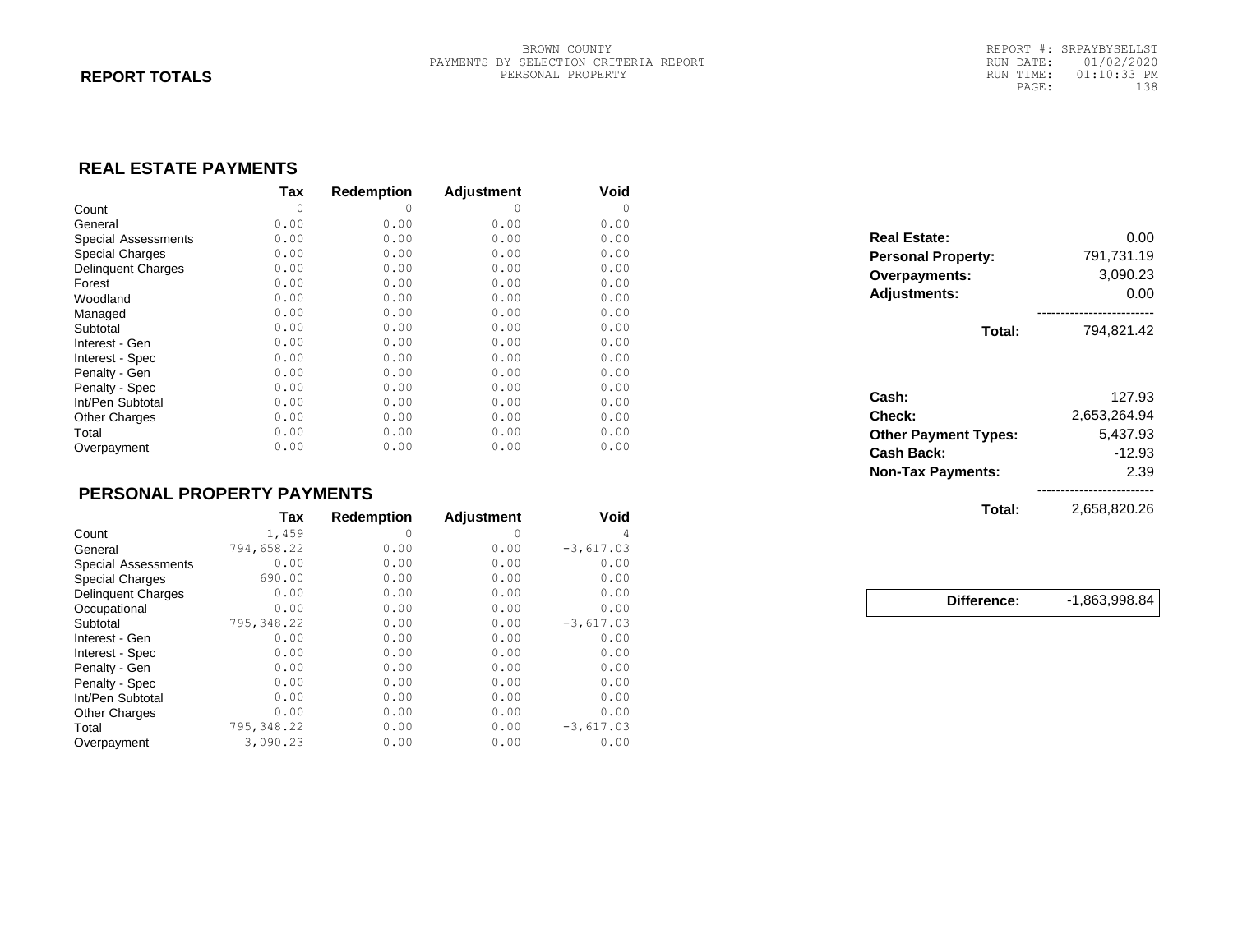## REPORT TOTALS

BROWN COUNTY
PAYMENTS BY SELECTION CRITERIA REPORT
PERSONAL PROPERTY

REPORT #: SRPAYBYSELLST
RUN DATE: 01/02/2020
RUN TIME: 01:10:33 PM

### REAL ESTATE PAYMENTS

| | Tax | Redemption | Adjustment | Void |
|---|---|---|---|---|
| Count | 0 | 0 | 0 | 0 |
| General | 0.00 | 0.00 | 0.00 | 0.00 |
| Special Assessments | 0.00 | 0.00 | 0.00 | 0.00 |
| Special Charges | 0.00 | 0.00 | 0.00 | 0.00 |
| Delinquent Charges | 0.00 | 0.00 | 0.00 | 0.00 |
| Forest | 0.00 | 0.00 | 0.00 | 0.00 |
| Woodland | 0.00 | 0.00 | 0.00 | 0.00 |
| Managed | 0.00 | 0.00 | 0.00 | 0.00 |
| Subtotal | 0.00 | 0.00 | 0.00 | 0.00 |
| Interest - Gen | 0.00 | 0.00 | 0.00 | 0.00 |
| Interest - Spec | 0.00 | 0.00 | 0.00 | 0.00 |
| Penalty - Gen | 0.00 | 0.00 | 0.00 | 0.00 |
| Penalty - Spec | 0.00 | 0.00 | 0.00 | 0.00 |
| Int/Pen Subtotal | 0.00 | 0.00 | 0.00 | 0.00 |
| Other Charges | 0.00 | 0.00 | 0.00 | 0.00 |
| Total | 0.00 | 0.00 | 0.00 | 0.00 |
| Overpayment | 0.00 | 0.00 | 0.00 | 0.00 |

### PERSONAL PROPERTY PAYMENTS

| | Tax | Redemption | Adjustment | Void |
|---|---|---|---|---|
| Count | 1,459 | 0 | 0 | 4 |
| General | 794,658.22 | 0.00 | 0.00 | -3,617.03 |
| Special Assessments | 0.00 | 0.00 | 0.00 | 0.00 |
| Special Charges | 690.00 | 0.00 | 0.00 | 0.00 |
| Delinquent Charges | 0.00 | 0.00 | 0.00 | 0.00 |
| Occupational | 0.00 | 0.00 | 0.00 | 0.00 |
| Subtotal | 795,348.22 | 0.00 | 0.00 | -3,617.03 |
| Interest - Gen | 0.00 | 0.00 | 0.00 | 0.00 |
| Interest - Spec | 0.00 | 0.00 | 0.00 | 0.00 |
| Penalty - Gen | 0.00 | 0.00 | 0.00 | 0.00 |
| Penalty - Spec | 0.00 | 0.00 | 0.00 | 0.00 |
| Int/Pen Subtotal | 0.00 | 0.00 | 0.00 | 0.00 |
| Other Charges | 0.00 | 0.00 | 0.00 | 0.00 |
| Total | 795,348.22 | 0.00 | 0.00 | -3,617.03 |
| Overpayment | 3,090.23 | 0.00 | 0.00 | 0.00 |

| | |
|---|---|
| **Real Estate:** | 0.00 |
| **Personal Property:** | 791,731.19 |
| **Overpayments:** | 3,090.23 |
| **Adjustments:** | 0.00 |
| **Total:** | 794,821.42 |

| | |
|---|---|
| **Cash:** | 127.93 |
| **Check:** | 2,653,264.94 |
| **Other Payment Types:** | 5,437.93 |
| **Cash Back:** | -12.93 |
| **Non-Tax Payments:** | 2.39 |
| **Total:** | 2,658,820.26 |

| | |
|---|---|
| **Difference:** | -1,863,998.84 |